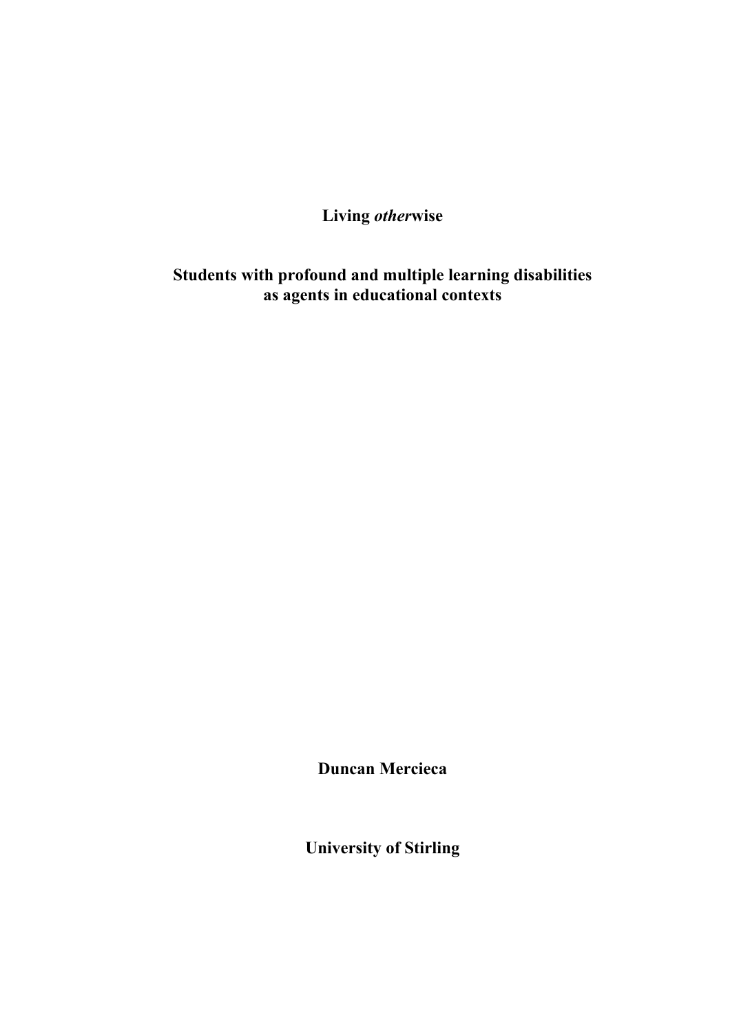# Living *other*wise

## Students with profound and multiple learning disabilities as agents in educational contexts

**Duncan Mercieca**

**University of Stirling**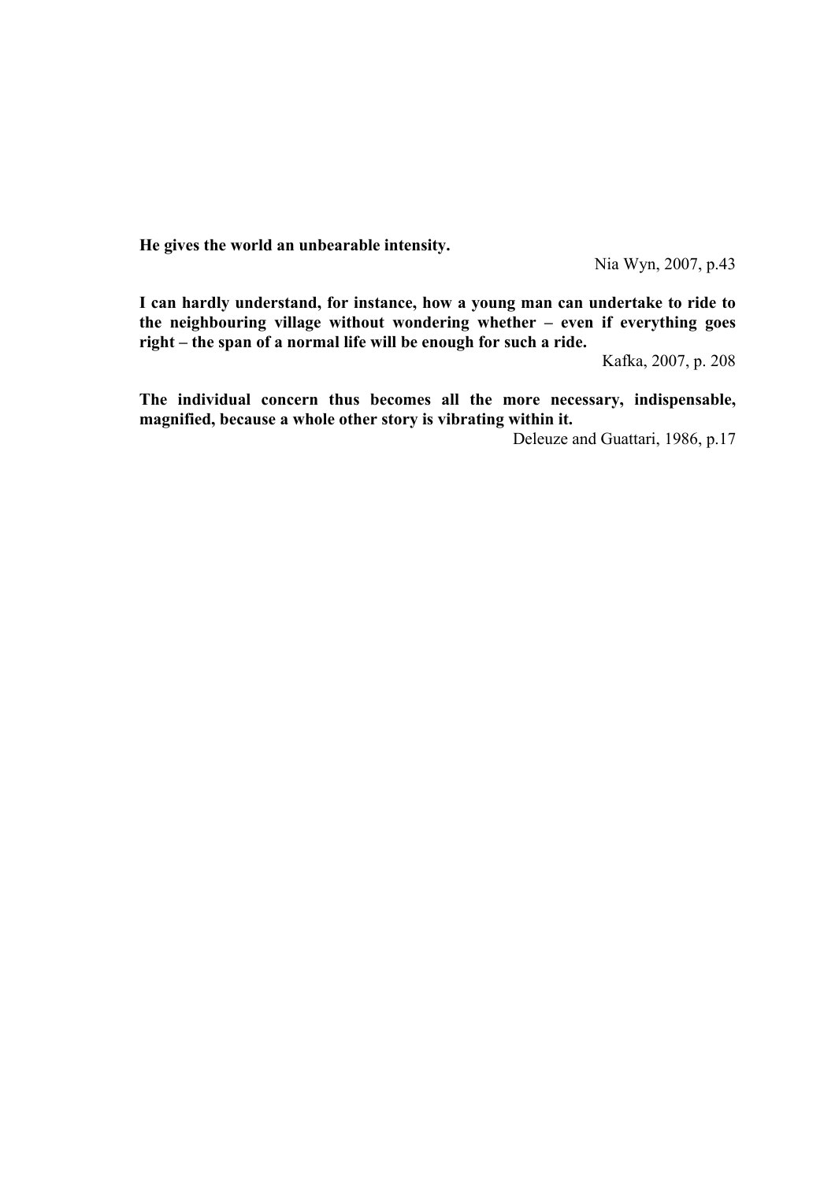**He gives the world an unbearable intensity.**

Nia Wyn, 2007, p.43

**I can hardly understand, for instance, how a young man can undertake to ride to the neighbouring village without wondering whether – even if everything goes right – the span of a normal life will be enough for such a ride.**

Kafka, 2007, p. 208

**The individual concern thus becomes all the more necessary, indispensable, magnified, because a whole other story is vibrating within it.**

Deleuze and Guattari, 1986, p.17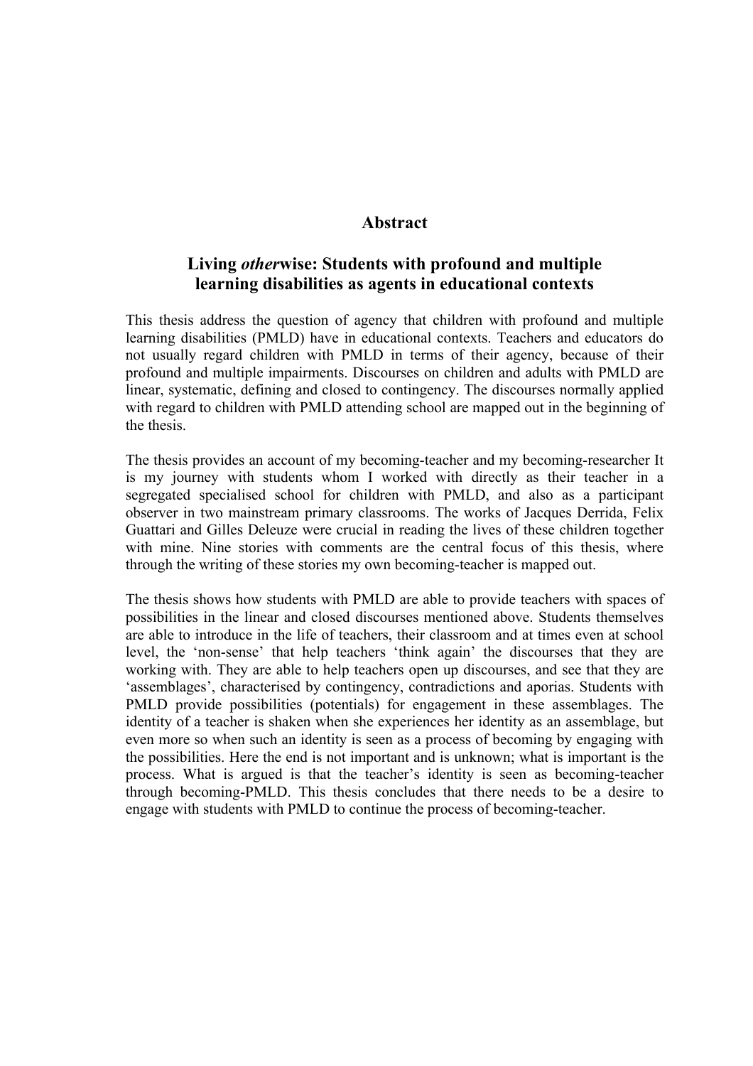# Abstract

## Living *other*wise: Students with profound and multiple learning disabilities as agents in educational contexts

This thesis address the question of agency that children with profound and multiple learning disabilities (PMLD) have in educational contexts. Teachers and educators do not usually regard children with PMLD in terms of their agency, because of their profound and multiple impairments. Discourses on children and adults with PMLD are linear, systematic, defining and closed to contingency. The discourses normally applied with regard to children with PMLD attending school are mapped out in the beginning of the thesis.

The thesis provides an account of my becoming-teacher and my becoming-researcher It is my journey with students whom I worked with directly as their teacher in a segregated specialised school for children with PMLD, and also as a participant observer in two mainstream primary classrooms. The works of Jacques Derrida, Felix Guattari and Gilles Deleuze were crucial in reading the lives of these children together with mine. Nine stories with comments are the central focus of this thesis, where through the writing of these stories my own becoming-teacher is mapped out.

The thesis shows how students with PMLD are able to provide teachers with spaces of possibilities in the linear and closed discourses mentioned above. Students themselves are able to introduce in the life of teachers, their classroom and at times even at school level, the 'non-sense' that help teachers 'think again' the discourses that they are working with. They are able to help teachers open up discourses, and see that they are 'assemblages', characterised by contingency, contradictions and aporias. Students with PMLD provide possibilities (potentials) for engagement in these assemblages. The identity of a teacher is shaken when she experiences her identity as an assemblage, but even more so when such an identity is seen as a process of becoming by engaging with the possibilities. Here the end is not important and is unknown; what is important is the process. What is argued is that the teacher's identity is seen as becoming-teacher through becoming-PMLD. This thesis concludes that there needs to be a desire to engage with students with PMLD to continue the process of becoming-teacher.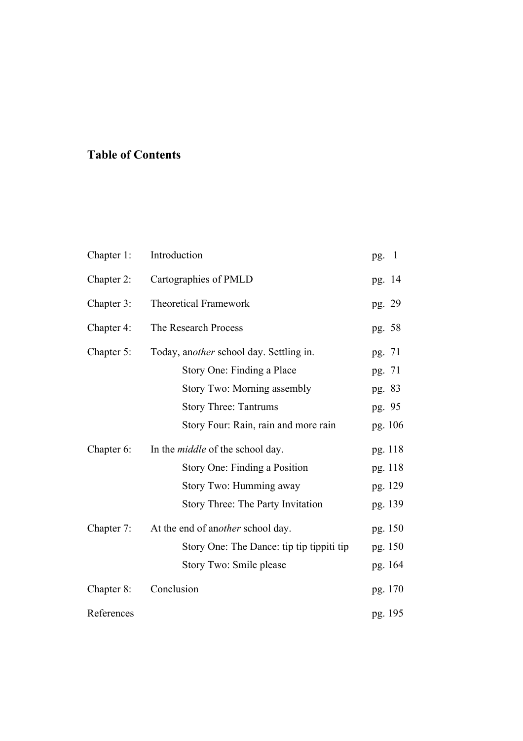# Table of Contents

| | | |
|---|---|---|
| Chapter 1: | Introduction | pg. 1 |
| Chapter 2: | Cartographies of PMLD | pg. 14 |
| Chapter 3: | Theoretical Framework | pg. 29 |
| Chapter 4: | The Research Process | pg. 58 |
| Chapter 5: | Today, an*other* school day. Settling in. | pg. 71 |
| | Story One: Finding a Place | pg. 71 |
| | Story Two: Morning assembly | pg. 83 |
| | Story Three: Tantrums | pg. 95 |
| | Story Four: Rain, rain and more rain | pg. 106 |
| Chapter 6: | In the *middle* of the school day. | pg. 118 |
| | Story One: Finding a Position | pg. 118 |
| | Story Two: Humming away | pg. 129 |
| | Story Three: The Party Invitation | pg. 139 |
| Chapter 7: | At the end of an*other* school day. | pg. 150 |
| | Story One: The Dance: tip tip tippiti tip | pg. 150 |
| | Story Two: Smile please | pg. 164 |
| Chapter 8: | Conclusion | pg. 170 |
| References | | pg. 195 |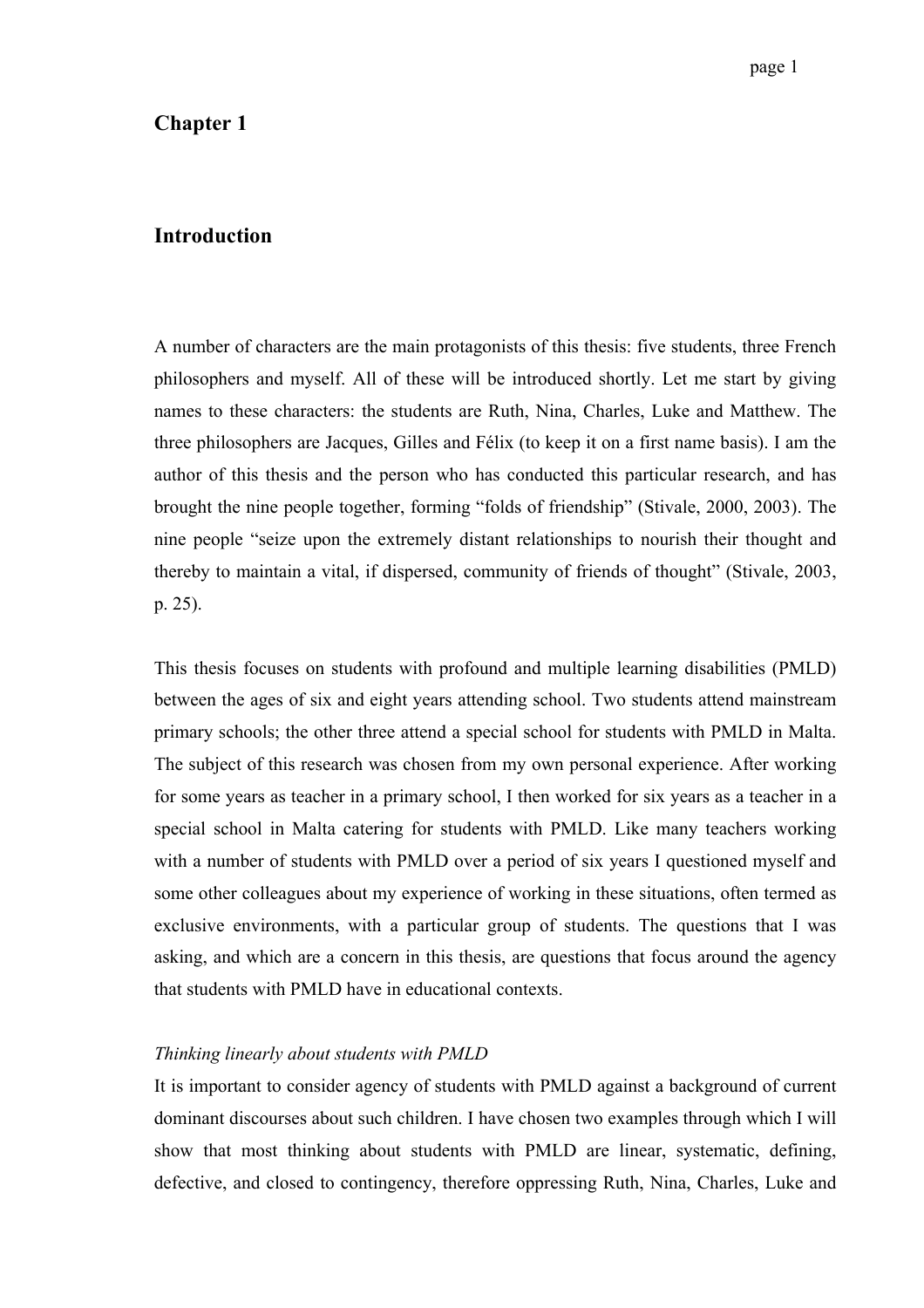# Chapter 1

## Introduction

A number of characters are the main protagonists of this thesis: five students, three French philosophers and myself. All of these will be introduced shortly. Let me start by giving names to these characters: the students are Ruth, Nina, Charles, Luke and Matthew. The three philosophers are Jacques, Gilles and Félix (to keep it on a first name basis). I am the author of this thesis and the person who has conducted this particular research, and has brought the nine people together, forming "folds of friendship" (Stivale, 2000, 2003). The nine people "seize upon the extremely distant relationships to nourish their thought and thereby to maintain a vital, if dispersed, community of friends of thought" (Stivale, 2003, p. 25).

This thesis focuses on students with profound and multiple learning disabilities (PMLD) between the ages of six and eight years attending school. Two students attend mainstream primary schools; the other three attend a special school for students with PMLD in Malta. The subject of this research was chosen from my own personal experience. After working for some years as teacher in a primary school, I then worked for six years as a teacher in a special school in Malta catering for students with PMLD. Like many teachers working with a number of students with PMLD over a period of six years I questioned myself and some other colleagues about my experience of working in these situations, often termed as exclusive environments, with a particular group of students. The questions that I was asking, and which are a concern in this thesis, are questions that focus around the agency that students with PMLD have in educational contexts.

*Thinking linearly about students with PMLD*

It is important to consider agency of students with PMLD against a background of current dominant discourses about such children. I have chosen two examples through which I will show that most thinking about students with PMLD are linear, systematic, defining, defective, and closed to contingency, therefore oppressing Ruth, Nina, Charles, Luke and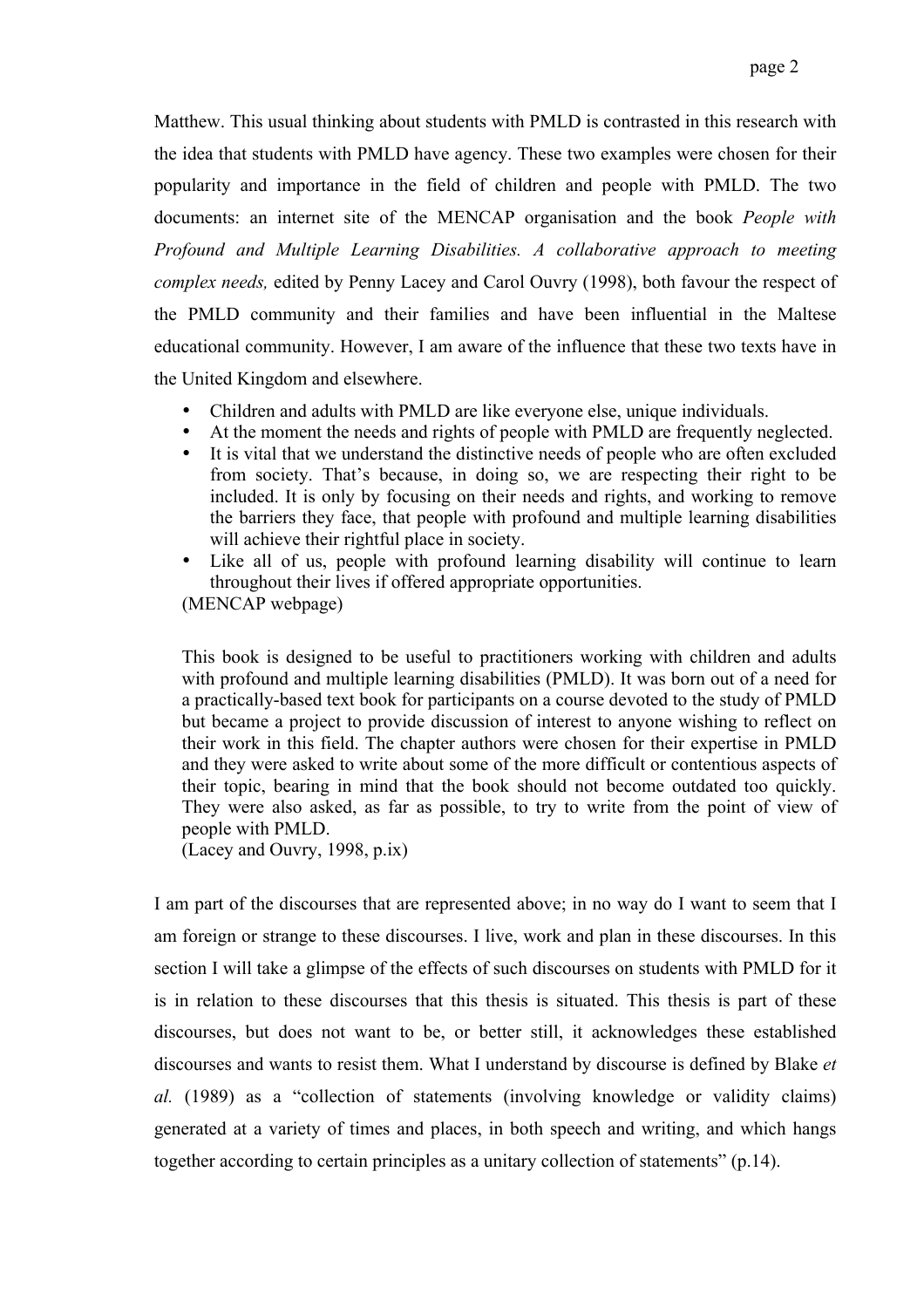Matthew. This usual thinking about students with PMLD is contrasted in this research with the idea that students with PMLD have agency. These two examples were chosen for their popularity and importance in the field of children and people with PMLD. The two documents: an internet site of the MENCAP organisation and the book *People with Profound and Multiple Learning Disabilities. A collaborative approach to meeting complex needs,* edited by Penny Lacey and Carol Ouvry (1998), both favour the respect of the PMLD community and their families and have been influential in the Maltese educational community. However, I am aware of the influence that these two texts have in the United Kingdom and elsewhere.

> - Children and adults with PMLD are like everyone else, unique individuals.
> - At the moment the needs and rights of people with PMLD are frequently neglected.
> - It is vital that we understand the distinctive needs of people who are often excluded from society. That's because, in doing so, we are respecting their right to be included. It is only by focusing on their needs and rights, and working to remove the barriers they face, that people with profound and multiple learning disabilities will achieve their rightful place in society.
> - Like all of us, people with profound learning disability will continue to learn throughout their lives if offered appropriate opportunities.
>
> (MENCAP webpage)

> This book is designed to be useful to practitioners working with children and adults with profound and multiple learning disabilities (PMLD). It was born out of a need for a practically-based text book for participants on a course devoted to the study of PMLD but became a project to provide discussion of interest to anyone wishing to reflect on their work in this field. The chapter authors were chosen for their expertise in PMLD and they were asked to write about some of the more difficult or contentious aspects of their topic, bearing in mind that the book should not become outdated too quickly. They were also asked, as far as possible, to try to write from the point of view of people with PMLD.
> (Lacey and Ouvry, 1998, p.ix)

I am part of the discourses that are represented above; in no way do I want to seem that I am foreign or strange to these discourses. I live, work and plan in these discourses. In this section I will take a glimpse of the effects of such discourses on students with PMLD for it is in relation to these discourses that this thesis is situated. This thesis is part of these discourses, but does not want to be, or better still, it acknowledges these established discourses and wants to resist them. What I understand by discourse is defined by Blake *et al.* (1989) as a "collection of statements (involving knowledge or validity claims) generated at a variety of times and places, in both speech and writing, and which hangs together according to certain principles as a unitary collection of statements" (p.14).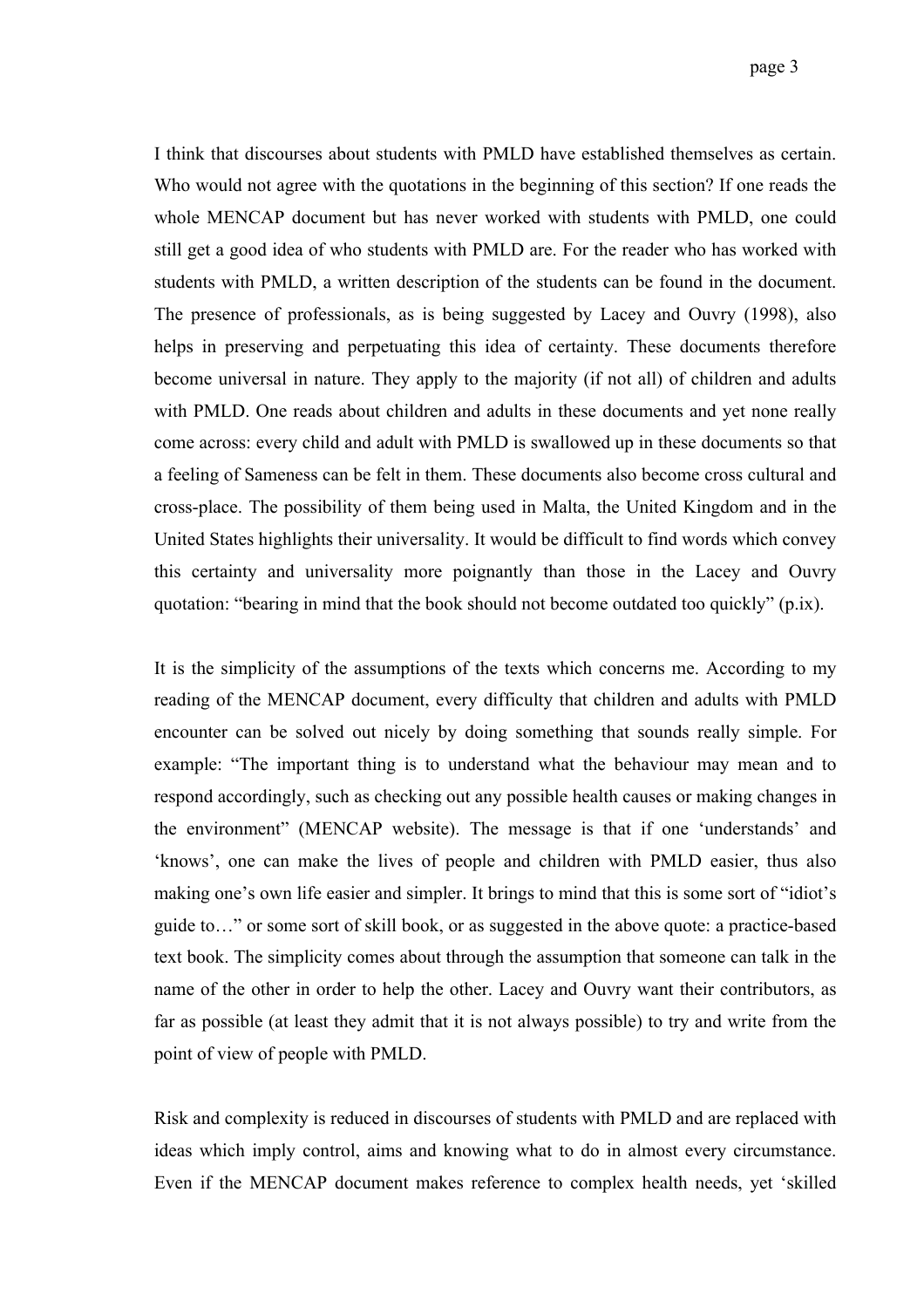I think that discourses about students with PMLD have established themselves as certain. Who would not agree with the quotations in the beginning of this section? If one reads the whole MENCAP document but has never worked with students with PMLD, one could still get a good idea of who students with PMLD are. For the reader who has worked with students with PMLD, a written description of the students can be found in the document. The presence of professionals, as is being suggested by Lacey and Ouvry (1998), also helps in preserving and perpetuating this idea of certainty. These documents therefore become universal in nature. They apply to the majority (if not all) of children and adults with PMLD. One reads about children and adults in these documents and yet none really come across: every child and adult with PMLD is swallowed up in these documents so that a feeling of Sameness can be felt in them. These documents also become cross cultural and cross-place. The possibility of them being used in Malta, the United Kingdom and in the United States highlights their universality. It would be difficult to find words which convey this certainty and universality more poignantly than those in the Lacey and Ouvry quotation: "bearing in mind that the book should not become outdated too quickly" (p.ix).

It is the simplicity of the assumptions of the texts which concerns me. According to my reading of the MENCAP document, every difficulty that children and adults with PMLD encounter can be solved out nicely by doing something that sounds really simple. For example: "The important thing is to understand what the behaviour may mean and to respond accordingly, such as checking out any possible health causes or making changes in the environment" (MENCAP website). The message is that if one 'understands' and 'knows', one can make the lives of people and children with PMLD easier, thus also making one's own life easier and simpler. It brings to mind that this is some sort of "idiot's guide to…" or some sort of skill book, or as suggested in the above quote: a practice-based text book. The simplicity comes about through the assumption that someone can talk in the name of the other in order to help the other. Lacey and Ouvry want their contributors, as far as possible (at least they admit that it is not always possible) to try and write from the point of view of people with PMLD.

Risk and complexity is reduced in discourses of students with PMLD and are replaced with ideas which imply control, aims and knowing what to do in almost every circumstance. Even if the MENCAP document makes reference to complex health needs, yet 'skilled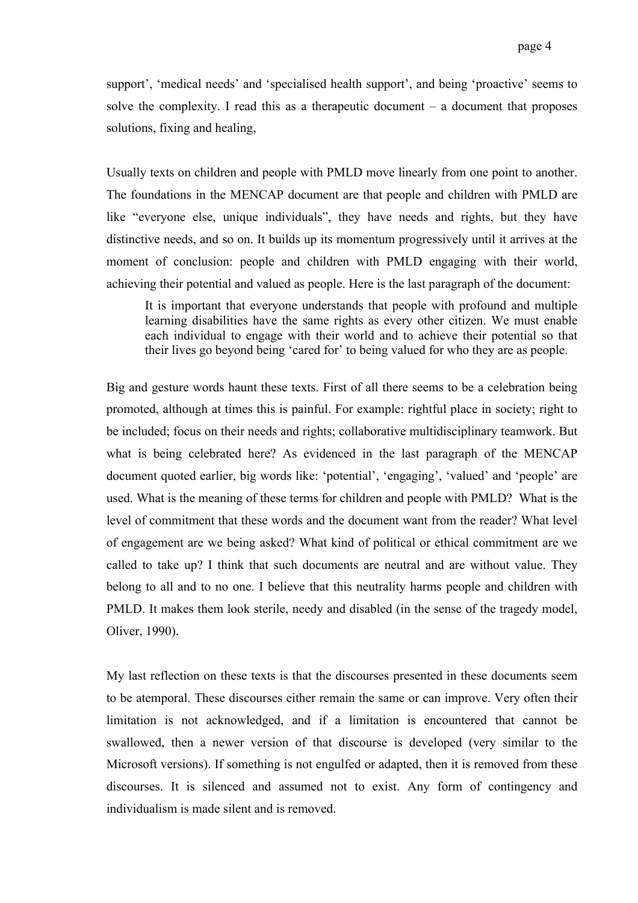support', 'medical needs' and 'specialised health support', and being 'proactive' seems to solve the complexity. I read this as a therapeutic document – a document that proposes solutions, fixing and healing,

Usually texts on children and people with PMLD move linearly from one point to another. The foundations in the MENCAP document are that people and children with PMLD are like "everyone else, unique individuals", they have needs and rights, but they have distinctive needs, and so on. It builds up its momentum progressively until it arrives at the moment of conclusion: people and children with PMLD engaging with their world, achieving their potential and valued as people. Here is the last paragraph of the document:

> It is important that everyone understands that people with profound and multiple learning disabilities have the same rights as every other citizen. We must enable each individual to engage with their world and to achieve their potential so that their lives go beyond being 'cared for' to being valued for who they are as people.

Big and gesture words haunt these texts. First of all there seems to be a celebration being promoted, although at times this is painful. For example: rightful place in society; right to be included; focus on their needs and rights; collaborative multidisciplinary teamwork. But what is being celebrated here? As evidenced in the last paragraph of the MENCAP document quoted earlier, big words like: 'potential', 'engaging', 'valued' and 'people' are used. What is the meaning of these terms for children and people with PMLD? What is the level of commitment that these words and the document want from the reader? What level of engagement are we being asked? What kind of political or ethical commitment are we called to take up? I think that such documents are neutral and are without value. They belong to all and to no one. I believe that this neutrality harms people and children with PMLD. It makes them look sterile, needy and disabled (in the sense of the tragedy model, Oliver, 1990).

My last reflection on these texts is that the discourses presented in these documents seem to be atemporal. These discourses either remain the same or can improve. Very often their limitation is not acknowledged, and if a limitation is encountered that cannot be swallowed, then a newer version of that discourse is developed (very similar to the Microsoft versions). If something is not engulfed or adapted, then it is removed from these discourses. It is silenced and assumed not to exist. Any form of contingency and individualism is made silent and is removed.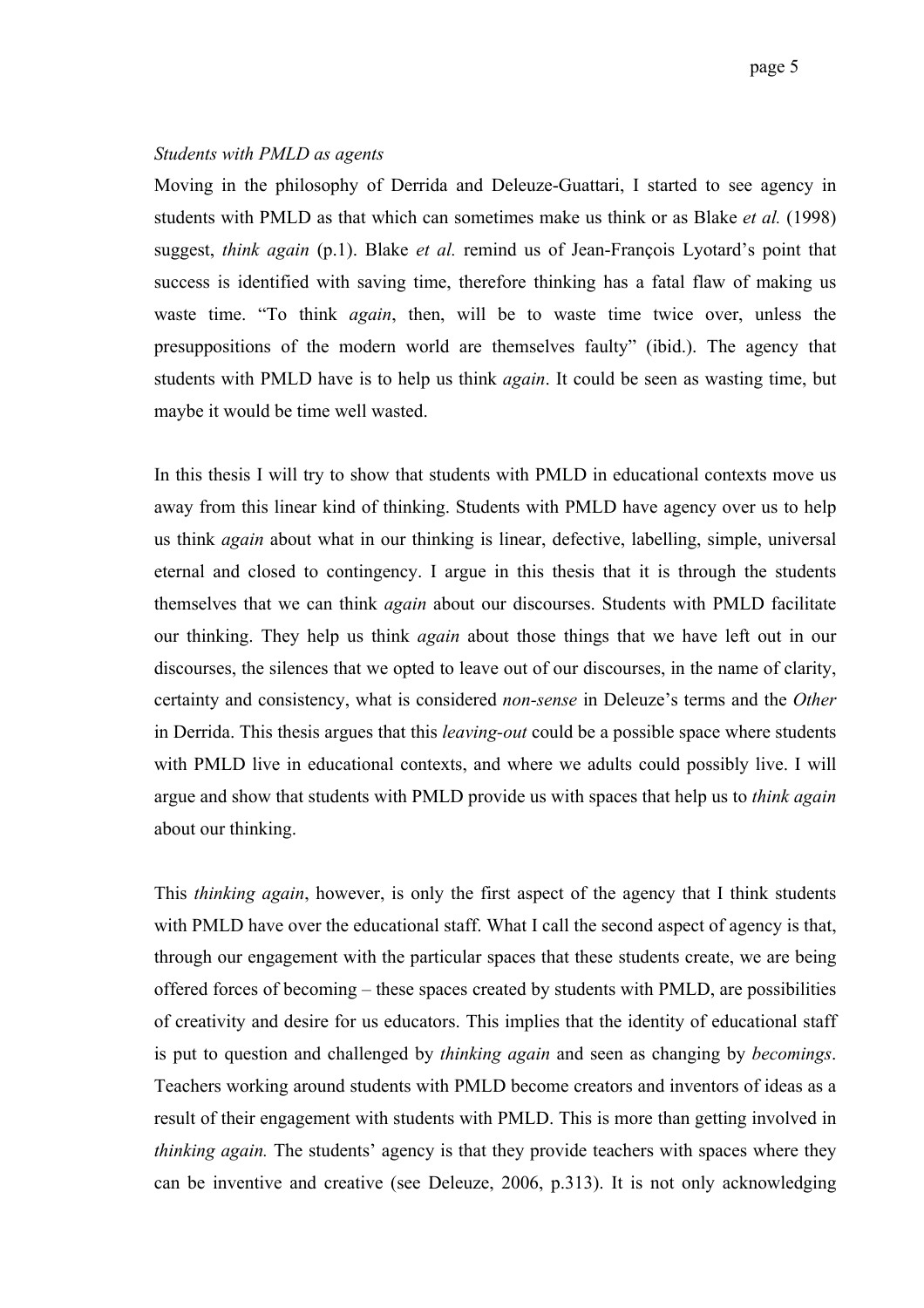### *Students with PMLD as agents*

Moving in the philosophy of Derrida and Deleuze-Guattari, I started to see agency in students with PMLD as that which can sometimes make us think or as Blake *et al.* (1998) suggest, *think again* (p.1). Blake *et al.* remind us of Jean-François Lyotard's point that success is identified with saving time, therefore thinking has a fatal flaw of making us waste time. "To think *again*, then, will be to waste time twice over, unless the presuppositions of the modern world are themselves faulty" (ibid.). The agency that students with PMLD have is to help us think *again*. It could be seen as wasting time, but maybe it would be time well wasted.

In this thesis I will try to show that students with PMLD in educational contexts move us away from this linear kind of thinking. Students with PMLD have agency over us to help us think *again* about what in our thinking is linear, defective, labelling, simple, universal eternal and closed to contingency. I argue in this thesis that it is through the students themselves that we can think *again* about our discourses. Students with PMLD facilitate our thinking. They help us think *again* about those things that we have left out in our discourses, the silences that we opted to leave out of our discourses, in the name of clarity, certainty and consistency, what is considered *non-sense* in Deleuze's terms and the *Other* in Derrida. This thesis argues that this *leaving-out* could be a possible space where students with PMLD live in educational contexts, and where we adults could possibly live. I will argue and show that students with PMLD provide us with spaces that help us to *think again* about our thinking.

This *thinking again*, however, is only the first aspect of the agency that I think students with PMLD have over the educational staff. What I call the second aspect of agency is that, through our engagement with the particular spaces that these students create, we are being offered forces of becoming – these spaces created by students with PMLD, are possibilities of creativity and desire for us educators. This implies that the identity of educational staff is put to question and challenged by *thinking again* and seen as changing by *becomings*. Teachers working around students with PMLD become creators and inventors of ideas as a result of their engagement with students with PMLD. This is more than getting involved in *thinking again.* The students' agency is that they provide teachers with spaces where they can be inventive and creative (see Deleuze, 2006, p.313). It is not only acknowledging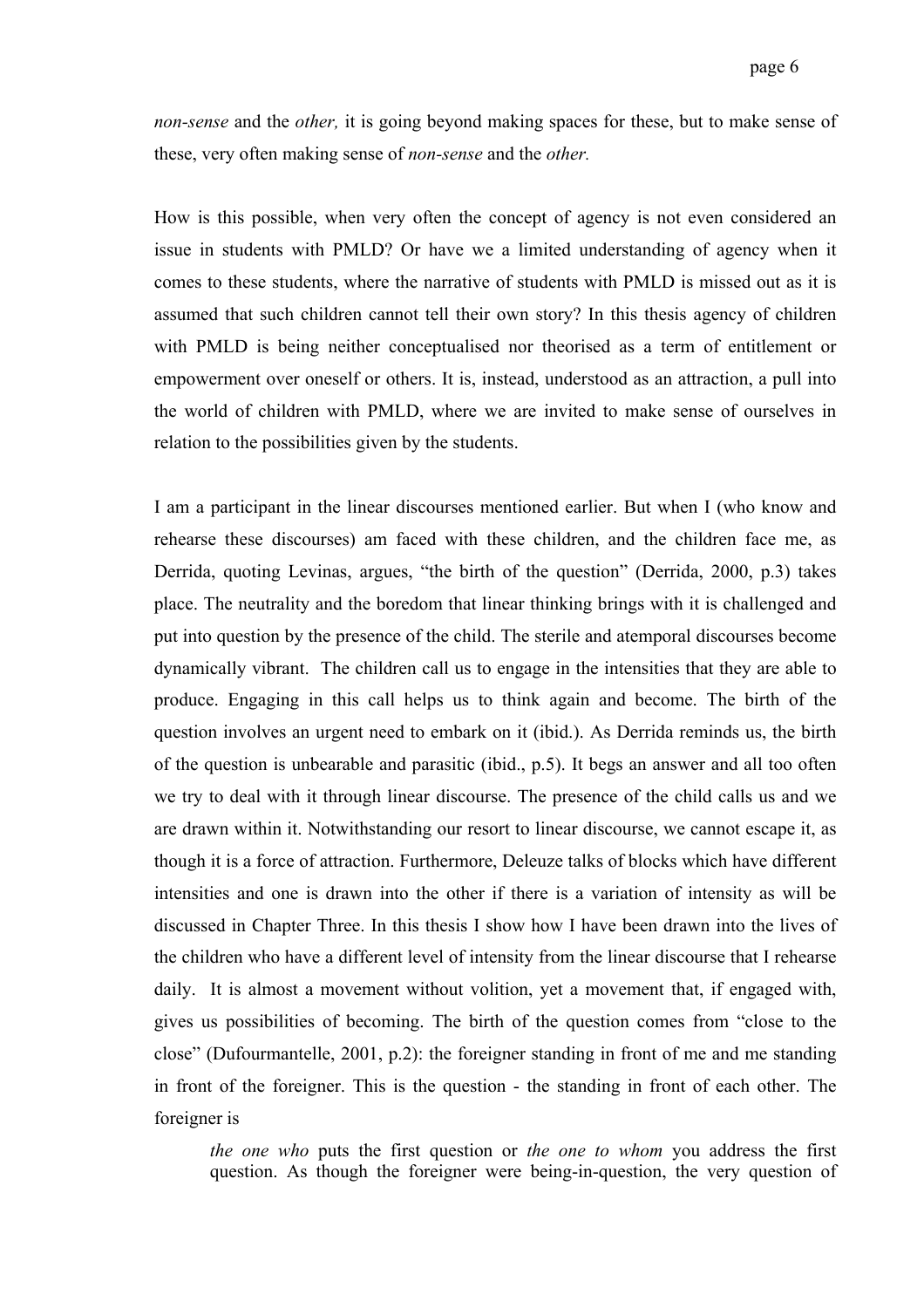*non-sense* and the *other,* it is going beyond making spaces for these, but to make sense of these, very often making sense of *non-sense* and the *other.*

How is this possible, when very often the concept of agency is not even considered an issue in students with PMLD? Or have we a limited understanding of agency when it comes to these students, where the narrative of students with PMLD is missed out as it is assumed that such children cannot tell their own story? In this thesis agency of children with PMLD is being neither conceptualised nor theorised as a term of entitlement or empowerment over oneself or others. It is, instead, understood as an attraction, a pull into the world of children with PMLD, where we are invited to make sense of ourselves in relation to the possibilities given by the students.

I am a participant in the linear discourses mentioned earlier. But when I (who know and rehearse these discourses) am faced with these children, and the children face me, as Derrida, quoting Levinas, argues, "the birth of the question" (Derrida, 2000, p.3) takes place. The neutrality and the boredom that linear thinking brings with it is challenged and put into question by the presence of the child. The sterile and atemporal discourses become dynamically vibrant. The children call us to engage in the intensities that they are able to produce. Engaging in this call helps us to think again and become. The birth of the question involves an urgent need to embark on it (ibid.). As Derrida reminds us, the birth of the question is unbearable and parasitic (ibid., p.5). It begs an answer and all too often we try to deal with it through linear discourse. The presence of the child calls us and we are drawn within it. Notwithstanding our resort to linear discourse, we cannot escape it, as though it is a force of attraction. Furthermore, Deleuze talks of blocks which have different intensities and one is drawn into the other if there is a variation of intensity as will be discussed in Chapter Three. In this thesis I show how I have been drawn into the lives of the children who have a different level of intensity from the linear discourse that I rehearse daily. It is almost a movement without volition, yet a movement that, if engaged with, gives us possibilities of becoming. The birth of the question comes from "close to the close" (Dufourmantelle, 2001, p.2): the foreigner standing in front of me and me standing in front of the foreigner. This is the question - the standing in front of each other. The foreigner is

> *the one who* puts the first question or *the one to whom* you address the first question. As though the foreigner were being-in-question, the very question of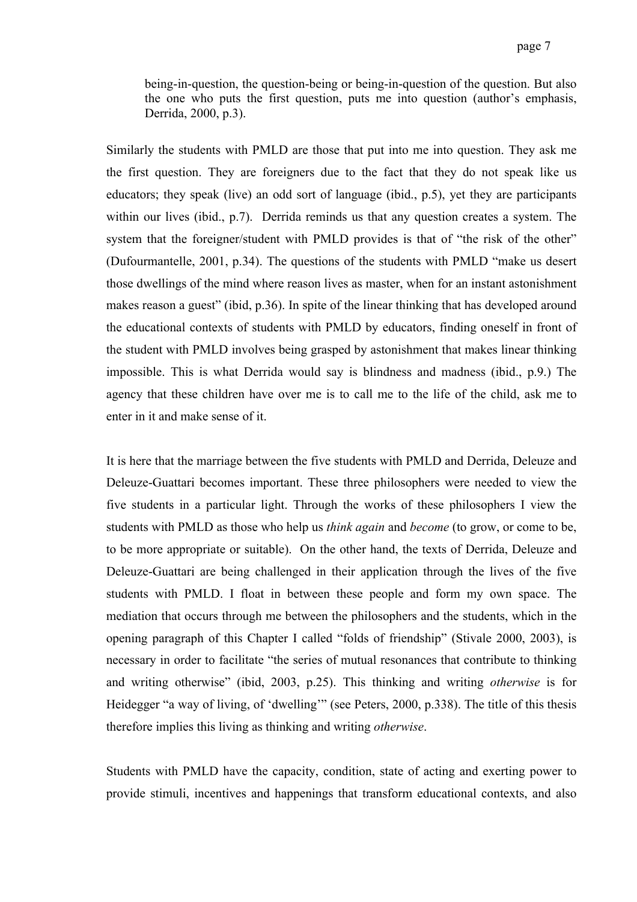> being-in-question, the question-being or being-in-question of the question. But also the one who puts the first question, puts me into question (author's emphasis, Derrida, 2000, p.3).

Similarly the students with PMLD are those that put into me into question. They ask me the first question. They are foreigners due to the fact that they do not speak like us educators; they speak (live) an odd sort of language (ibid., p.5), yet they are participants within our lives (ibid., p.7). Derrida reminds us that any question creates a system. The system that the foreigner/student with PMLD provides is that of "the risk of the other" (Dufourmantelle, 2001, p.34). The questions of the students with PMLD "make us desert those dwellings of the mind where reason lives as master, when for an instant astonishment makes reason a guest" (ibid, p.36). In spite of the linear thinking that has developed around the educational contexts of students with PMLD by educators, finding oneself in front of the student with PMLD involves being grasped by astonishment that makes linear thinking impossible. This is what Derrida would say is blindness and madness (ibid., p.9.) The agency that these children have over me is to call me to the life of the child, ask me to enter in it and make sense of it.

It is here that the marriage between the five students with PMLD and Derrida, Deleuze and Deleuze-Guattari becomes important. These three philosophers were needed to view the five students in a particular light. Through the works of these philosophers I view the students with PMLD as those who help us *think again* and *become* (to grow, or come to be, to be more appropriate or suitable). On the other hand, the texts of Derrida, Deleuze and Deleuze-Guattari are being challenged in their application through the lives of the five students with PMLD. I float in between these people and form my own space. The mediation that occurs through me between the philosophers and the students, which in the opening paragraph of this Chapter I called "folds of friendship" (Stivale 2000, 2003), is necessary in order to facilitate "the series of mutual resonances that contribute to thinking and writing otherwise" (ibid, 2003, p.25). This thinking and writing *otherwise* is for Heidegger "a way of living, of 'dwelling'" (see Peters, 2000, p.338). The title of this thesis therefore implies this living as thinking and writing *otherwise*.

Students with PMLD have the capacity, condition, state of acting and exerting power to provide stimuli, incentives and happenings that transform educational contexts, and also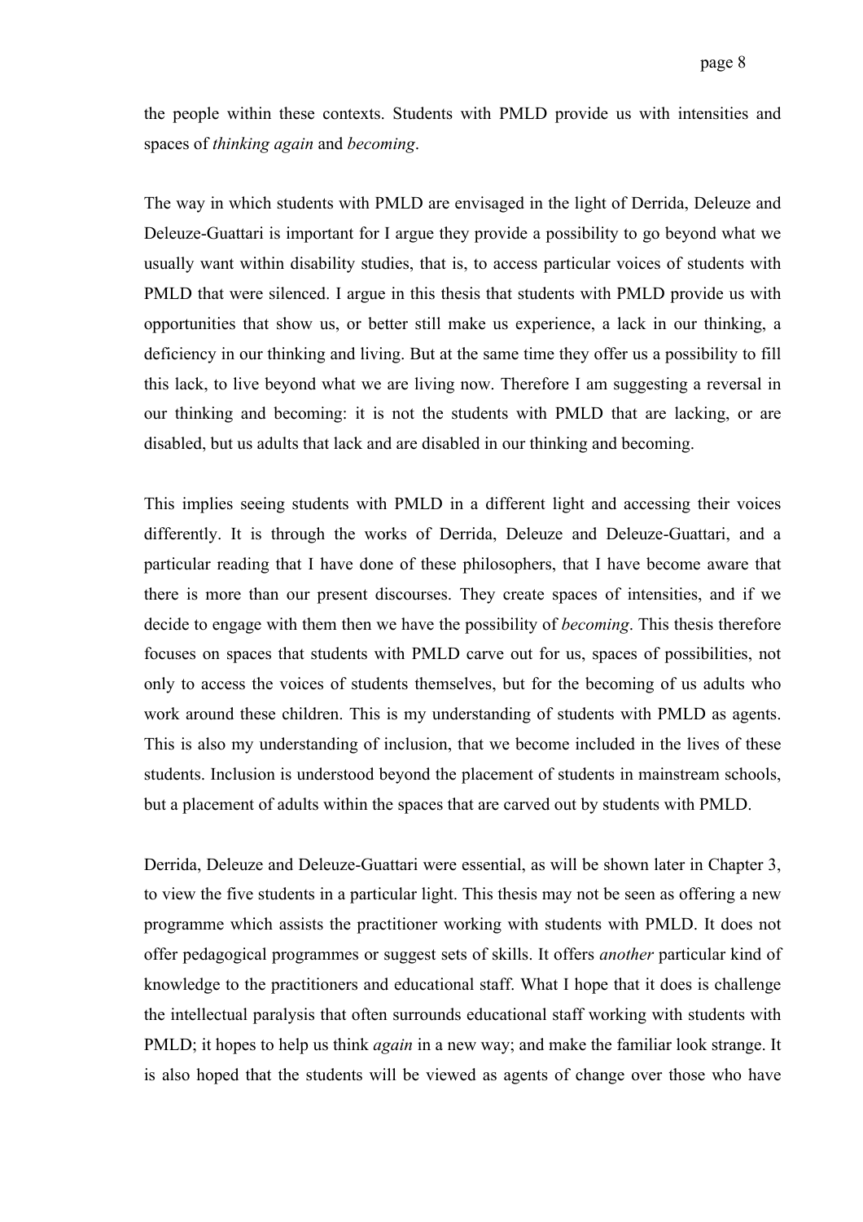the people within these contexts. Students with PMLD provide us with intensities and spaces of *thinking again* and *becoming*.

The way in which students with PMLD are envisaged in the light of Derrida, Deleuze and Deleuze-Guattari is important for I argue they provide a possibility to go beyond what we usually want within disability studies, that is, to access particular voices of students with PMLD that were silenced. I argue in this thesis that students with PMLD provide us with opportunities that show us, or better still make us experience, a lack in our thinking, a deficiency in our thinking and living. But at the same time they offer us a possibility to fill this lack, to live beyond what we are living now. Therefore I am suggesting a reversal in our thinking and becoming: it is not the students with PMLD that are lacking, or are disabled, but us adults that lack and are disabled in our thinking and becoming.

This implies seeing students with PMLD in a different light and accessing their voices differently. It is through the works of Derrida, Deleuze and Deleuze-Guattari, and a particular reading that I have done of these philosophers, that I have become aware that there is more than our present discourses. They create spaces of intensities, and if we decide to engage with them then we have the possibility of *becoming*. This thesis therefore focuses on spaces that students with PMLD carve out for us, spaces of possibilities, not only to access the voices of students themselves, but for the becoming of us adults who work around these children. This is my understanding of students with PMLD as agents. This is also my understanding of inclusion, that we become included in the lives of these students. Inclusion is understood beyond the placement of students in mainstream schools, but a placement of adults within the spaces that are carved out by students with PMLD.

Derrida, Deleuze and Deleuze-Guattari were essential, as will be shown later in Chapter 3, to view the five students in a particular light. This thesis may not be seen as offering a new programme which assists the practitioner working with students with PMLD. It does not offer pedagogical programmes or suggest sets of skills. It offers *another* particular kind of knowledge to the practitioners and educational staff. What I hope that it does is challenge the intellectual paralysis that often surrounds educational staff working with students with PMLD; it hopes to help us think *again* in a new way; and make the familiar look strange. It is also hoped that the students will be viewed as agents of change over those who have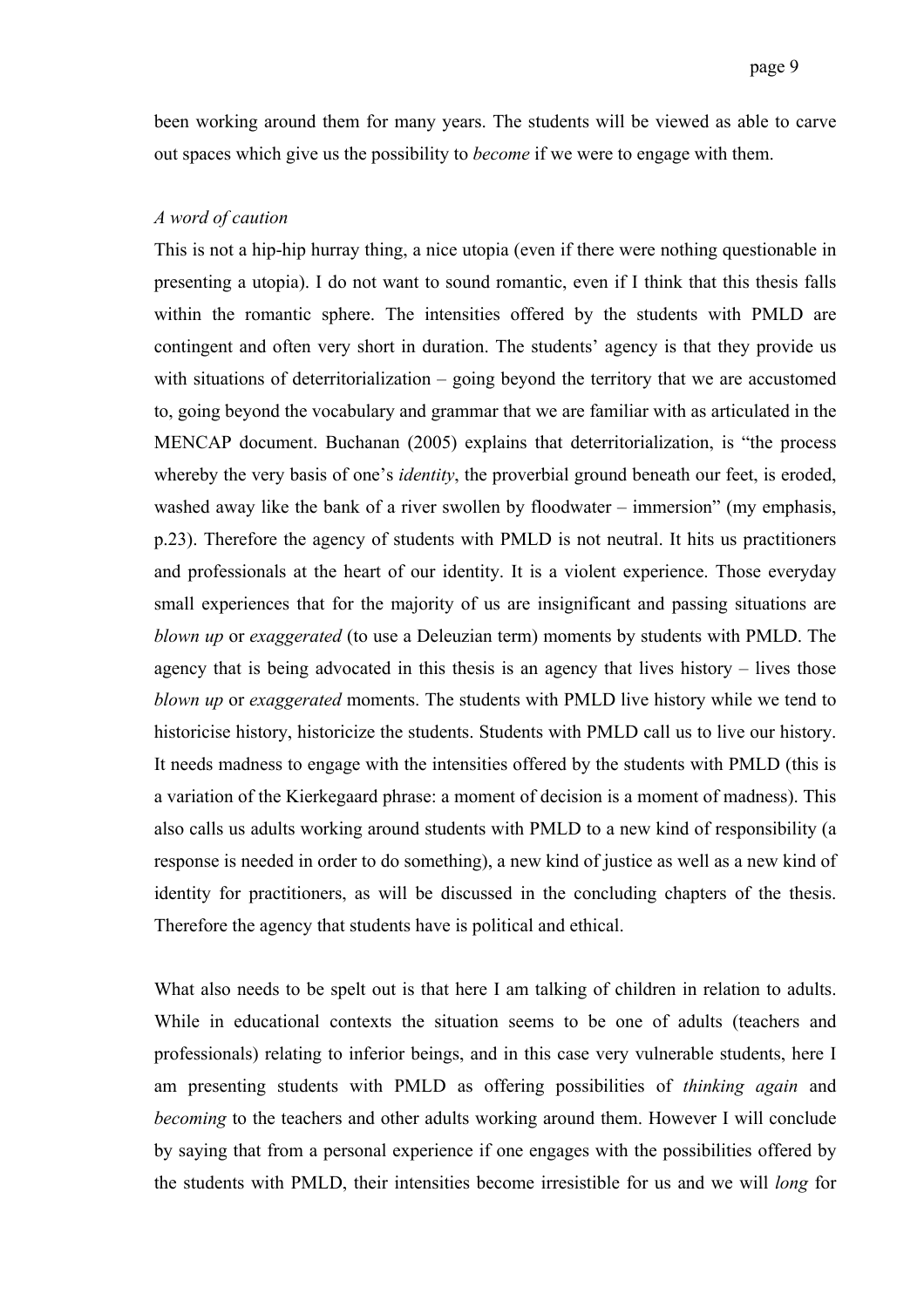been working around them for many years. The students will be viewed as able to carve out spaces which give us the possibility to *become* if we were to engage with them.

*A word of caution*

This is not a hip-hip hurray thing, a nice utopia (even if there were nothing questionable in presenting a utopia). I do not want to sound romantic, even if I think that this thesis falls within the romantic sphere. The intensities offered by the students with PMLD are contingent and often very short in duration. The students' agency is that they provide us with situations of deterritorialization – going beyond the territory that we are accustomed to, going beyond the vocabulary and grammar that we are familiar with as articulated in the MENCAP document. Buchanan (2005) explains that deterritorialization, is "the process whereby the very basis of one's *identity*, the proverbial ground beneath our feet, is eroded, washed away like the bank of a river swollen by floodwater – immersion" (my emphasis, p.23). Therefore the agency of students with PMLD is not neutral. It hits us practitioners and professionals at the heart of our identity. It is a violent experience. Those everyday small experiences that for the majority of us are insignificant and passing situations are *blown up* or *exaggerated* (to use a Deleuzian term) moments by students with PMLD. The agency that is being advocated in this thesis is an agency that lives history – lives those *blown up* or *exaggerated* moments. The students with PMLD live history while we tend to historicise history, historicize the students. Students with PMLD call us to live our history. It needs madness to engage with the intensities offered by the students with PMLD (this is a variation of the Kierkegaard phrase: a moment of decision is a moment of madness). This also calls us adults working around students with PMLD to a new kind of responsibility (a response is needed in order to do something), a new kind of justice as well as a new kind of identity for practitioners, as will be discussed in the concluding chapters of the thesis. Therefore the agency that students have is political and ethical.

What also needs to be spelt out is that here I am talking of children in relation to adults. While in educational contexts the situation seems to be one of adults (teachers and professionals) relating to inferior beings, and in this case very vulnerable students, here I am presenting students with PMLD as offering possibilities of *thinking again* and *becoming* to the teachers and other adults working around them. However I will conclude by saying that from a personal experience if one engages with the possibilities offered by the students with PMLD, their intensities become irresistible for us and we will *long* for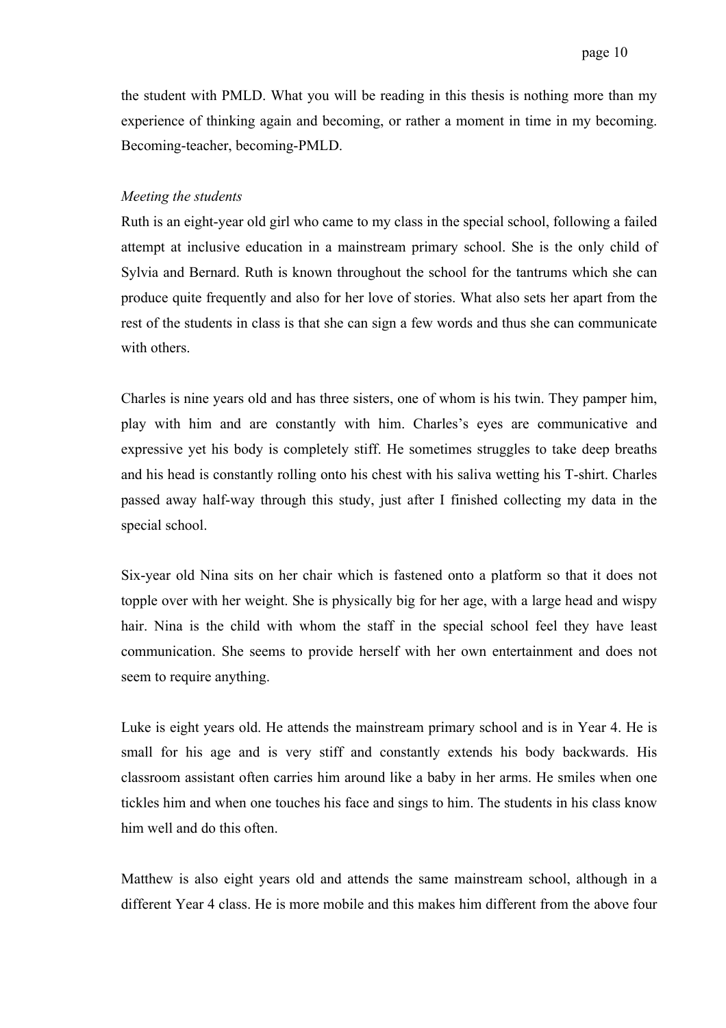the student with PMLD. What you will be reading in this thesis is nothing more than my experience of thinking again and becoming, or rather a moment in time in my becoming. Becoming-teacher, becoming-PMLD.

*Meeting the students*

Ruth is an eight-year old girl who came to my class in the special school, following a failed attempt at inclusive education in a mainstream primary school. She is the only child of Sylvia and Bernard. Ruth is known throughout the school for the tantrums which she can produce quite frequently and also for her love of stories. What also sets her apart from the rest of the students in class is that she can sign a few words and thus she can communicate with others.

Charles is nine years old and has three sisters, one of whom is his twin. They pamper him, play with him and are constantly with him. Charles's eyes are communicative and expressive yet his body is completely stiff. He sometimes struggles to take deep breaths and his head is constantly rolling onto his chest with his saliva wetting his T-shirt. Charles passed away half-way through this study, just after I finished collecting my data in the special school.

Six-year old Nina sits on her chair which is fastened onto a platform so that it does not topple over with her weight. She is physically big for her age, with a large head and wispy hair. Nina is the child with whom the staff in the special school feel they have least communication. She seems to provide herself with her own entertainment and does not seem to require anything.

Luke is eight years old. He attends the mainstream primary school and is in Year 4. He is small for his age and is very stiff and constantly extends his body backwards. His classroom assistant often carries him around like a baby in her arms. He smiles when one tickles him and when one touches his face and sings to him. The students in his class know him well and do this often.

Matthew is also eight years old and attends the same mainstream school, although in a different Year 4 class. He is more mobile and this makes him different from the above four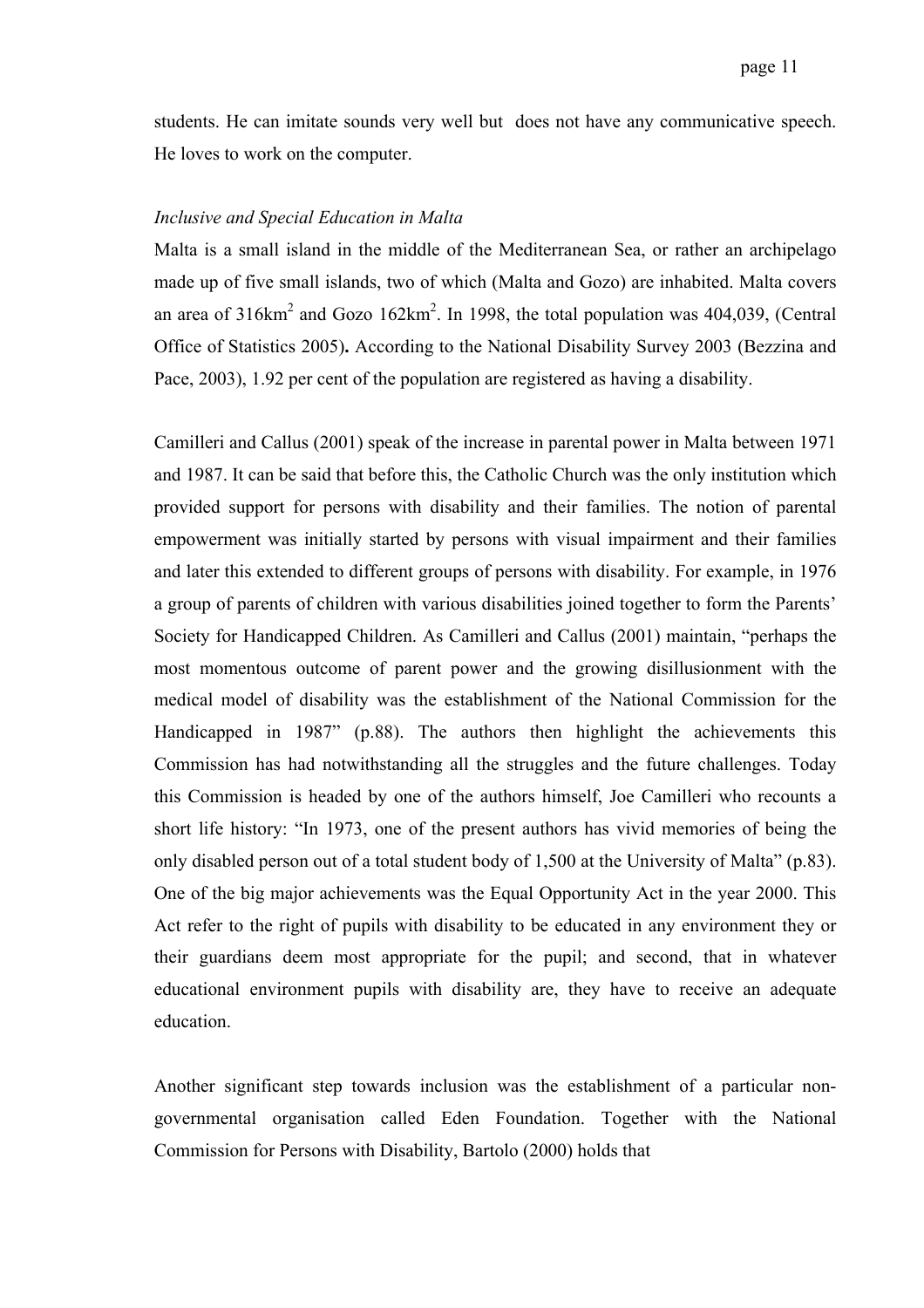students. He can imitate sounds very well but does not have any communicative speech. He loves to work on the computer.

*Inclusive and Special Education in Malta*

Malta is a small island in the middle of the Mediterranean Sea, or rather an archipelago made up of five small islands, two of which (Malta and Gozo) are inhabited. Malta covers an area of 316km$^2$ and Gozo 162km$^2$. In 1998, the total population was 404,039, (Central Office of Statistics 2005)**.** According to the National Disability Survey 2003 (Bezzina and Pace, 2003), 1.92 per cent of the population are registered as having a disability.

Camilleri and Callus (2001) speak of the increase in parental power in Malta between 1971 and 1987. It can be said that before this, the Catholic Church was the only institution which provided support for persons with disability and their families. The notion of parental empowerment was initially started by persons with visual impairment and their families and later this extended to different groups of persons with disability. For example, in 1976 a group of parents of children with various disabilities joined together to form the Parents' Society for Handicapped Children. As Camilleri and Callus (2001) maintain, "perhaps the most momentous outcome of parent power and the growing disillusionment with the medical model of disability was the establishment of the National Commission for the Handicapped in 1987" (p.88). The authors then highlight the achievements this Commission has had notwithstanding all the struggles and the future challenges. Today this Commission is headed by one of the authors himself, Joe Camilleri who recounts a short life history: "In 1973, one of the present authors has vivid memories of being the only disabled person out of a total student body of 1,500 at the University of Malta" (p.83). One of the big major achievements was the Equal Opportunity Act in the year 2000. This Act refer to the right of pupils with disability to be educated in any environment they or their guardians deem most appropriate for the pupil; and second, that in whatever educational environment pupils with disability are, they have to receive an adequate education.

Another significant step towards inclusion was the establishment of a particular non-governmental organisation called Eden Foundation. Together with the National Commission for Persons with Disability, Bartolo (2000) holds that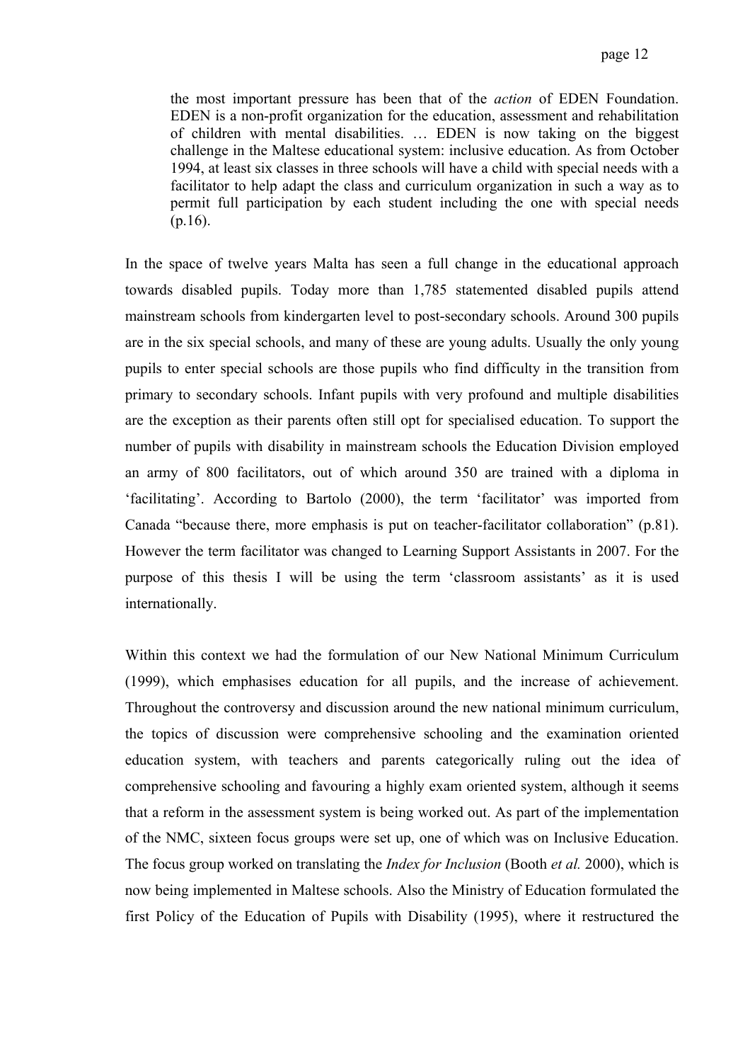> the most important pressure has been that of the *action* of EDEN Foundation. EDEN is a non-profit organization for the education, assessment and rehabilitation of children with mental disabilities. … EDEN is now taking on the biggest challenge in the Maltese educational system: inclusive education. As from October 1994, at least six classes in three schools will have a child with special needs with a facilitator to help adapt the class and curriculum organization in such a way as to permit full participation by each student including the one with special needs (p.16).

In the space of twelve years Malta has seen a full change in the educational approach towards disabled pupils. Today more than 1,785 statemented disabled pupils attend mainstream schools from kindergarten level to post-secondary schools. Around 300 pupils are in the six special schools, and many of these are young adults. Usually the only young pupils to enter special schools are those pupils who find difficulty in the transition from primary to secondary schools. Infant pupils with very profound and multiple disabilities are the exception as their parents often still opt for specialised education. To support the number of pupils with disability in mainstream schools the Education Division employed an army of 800 facilitators, out of which around 350 are trained with a diploma in 'facilitating'. According to Bartolo (2000), the term 'facilitator' was imported from Canada "because there, more emphasis is put on teacher-facilitator collaboration" (p.81). However the term facilitator was changed to Learning Support Assistants in 2007. For the purpose of this thesis I will be using the term 'classroom assistants' as it is used internationally.

Within this context we had the formulation of our New National Minimum Curriculum (1999), which emphasises education for all pupils, and the increase of achievement. Throughout the controversy and discussion around the new national minimum curriculum, the topics of discussion were comprehensive schooling and the examination oriented education system, with teachers and parents categorically ruling out the idea of comprehensive schooling and favouring a highly exam oriented system, although it seems that a reform in the assessment system is being worked out. As part of the implementation of the NMC, sixteen focus groups were set up, one of which was on Inclusive Education. The focus group worked on translating the *Index for Inclusion* (Booth *et al.* 2000), which is now being implemented in Maltese schools. Also the Ministry of Education formulated the first Policy of the Education of Pupils with Disability (1995), where it restructured the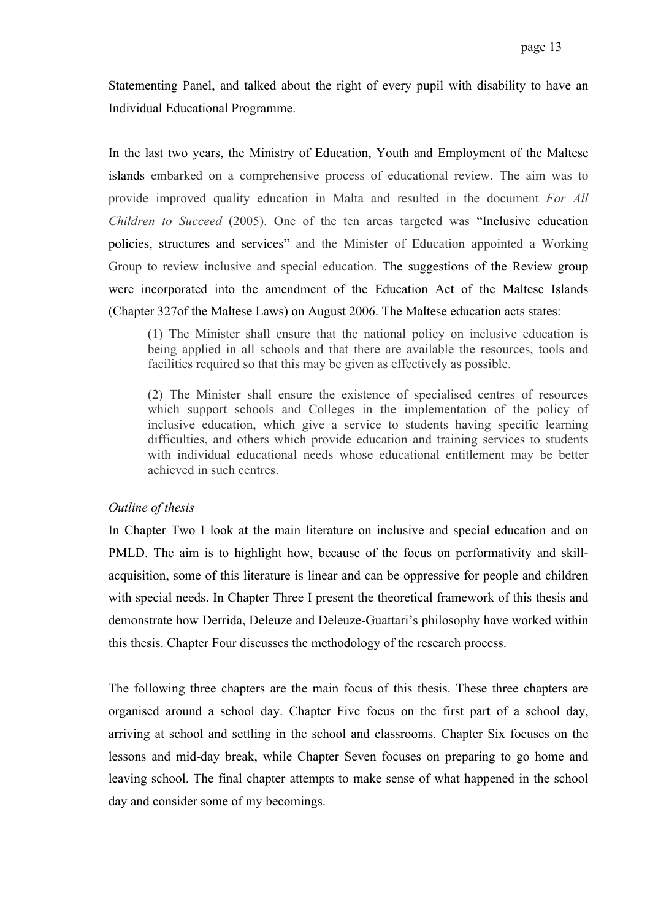Statementing Panel, and talked about the right of every pupil with disability to have an Individual Educational Programme.

In the last two years, the Ministry of Education, Youth and Employment of the Maltese islands embarked on a comprehensive process of educational review. The aim was to provide improved quality education in Malta and resulted in the document *For All Children to Succeed* (2005). One of the ten areas targeted was "Inclusive education policies, structures and services" and the Minister of Education appointed a Working Group to review inclusive and special education. The suggestions of the Review group were incorporated into the amendment of the Education Act of the Maltese Islands (Chapter 327of the Maltese Laws) on August 2006. The Maltese education acts states:

> (1) The Minister shall ensure that the national policy on inclusive education is being applied in all schools and that there are available the resources, tools and facilities required so that this may be given as effectively as possible.
>
> (2) The Minister shall ensure the existence of specialised centres of resources which support schools and Colleges in the implementation of the policy of inclusive education, which give a service to students having specific learning difficulties, and others which provide education and training services to students with individual educational needs whose educational entitlement may be better achieved in such centres.

*Outline of thesis*

In Chapter Two I look at the main literature on inclusive and special education and on PMLD. The aim is to highlight how, because of the focus on performativity and skill-acquisition, some of this literature is linear and can be oppressive for people and children with special needs. In Chapter Three I present the theoretical framework of this thesis and demonstrate how Derrida, Deleuze and Deleuze-Guattari's philosophy have worked within this thesis. Chapter Four discusses the methodology of the research process.

The following three chapters are the main focus of this thesis. These three chapters are organised around a school day. Chapter Five focus on the first part of a school day, arriving at school and settling in the school and classrooms. Chapter Six focuses on the lessons and mid-day break, while Chapter Seven focuses on preparing to go home and leaving school. The final chapter attempts to make sense of what happened in the school day and consider some of my becomings.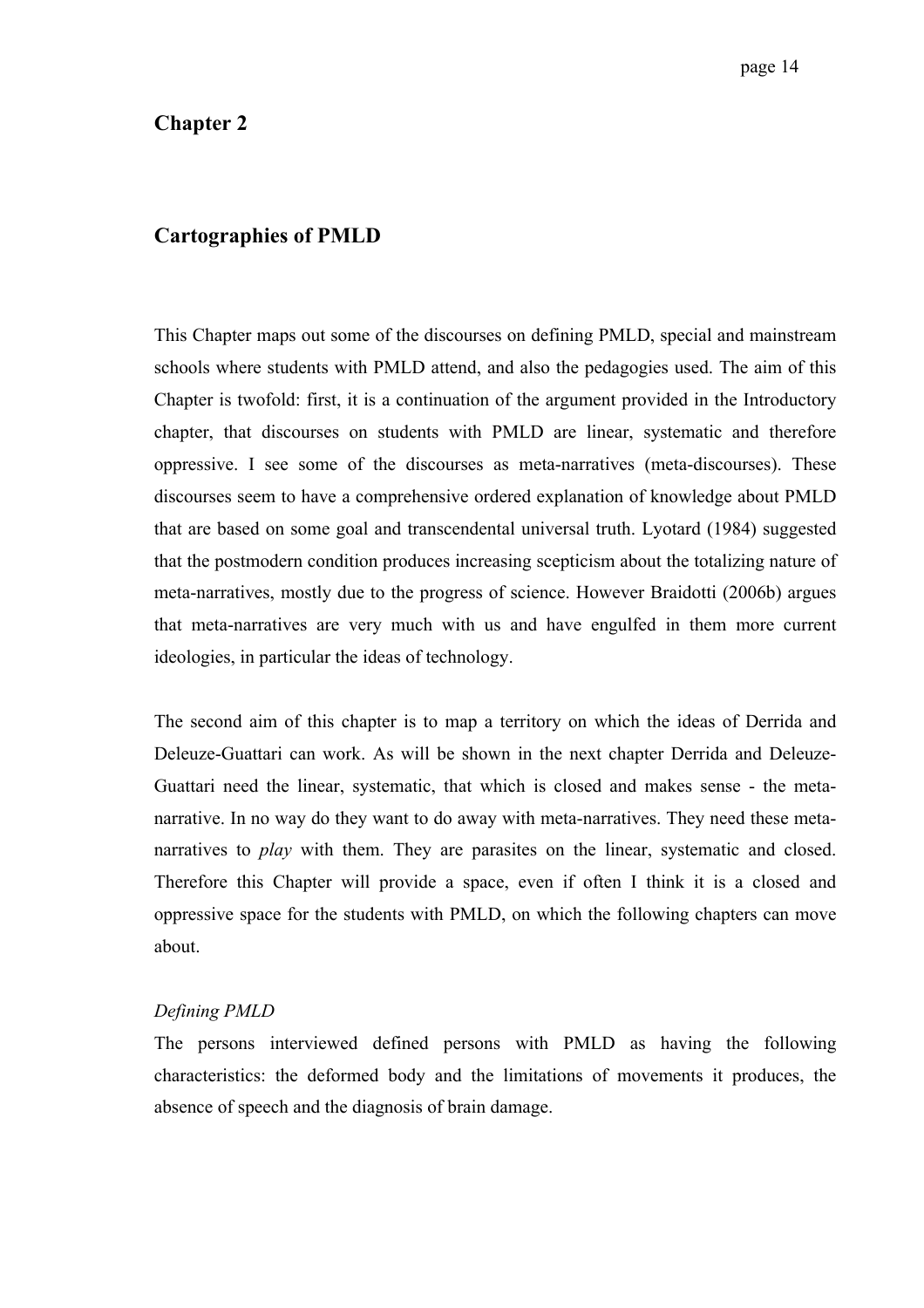# Chapter 2

## Cartographies of PMLD

This Chapter maps out some of the discourses on defining PMLD, special and mainstream schools where students with PMLD attend, and also the pedagogies used. The aim of this Chapter is twofold: first, it is a continuation of the argument provided in the Introductory chapter, that discourses on students with PMLD are linear, systematic and therefore oppressive. I see some of the discourses as meta-narratives (meta-discourses). These discourses seem to have a comprehensive ordered explanation of knowledge about PMLD that are based on some goal and transcendental universal truth. Lyotard (1984) suggested that the postmodern condition produces increasing scepticism about the totalizing nature of meta-narratives, mostly due to the progress of science. However Braidotti (2006b) argues that meta-narratives are very much with us and have engulfed in them more current ideologies, in particular the ideas of technology.

The second aim of this chapter is to map a territory on which the ideas of Derrida and Deleuze-Guattari can work. As will be shown in the next chapter Derrida and Deleuze-Guattari need the linear, systematic, that which is closed and makes sense - the meta-narrative. In no way do they want to do away with meta-narratives. They need these meta-narratives to *play* with them. They are parasites on the linear, systematic and closed. Therefore this Chapter will provide a space, even if often I think it is a closed and oppressive space for the students with PMLD, on which the following chapters can move about.

*Defining PMLD*

The persons interviewed defined persons with PMLD as having the following characteristics: the deformed body and the limitations of movements it produces, the absence of speech and the diagnosis of brain damage.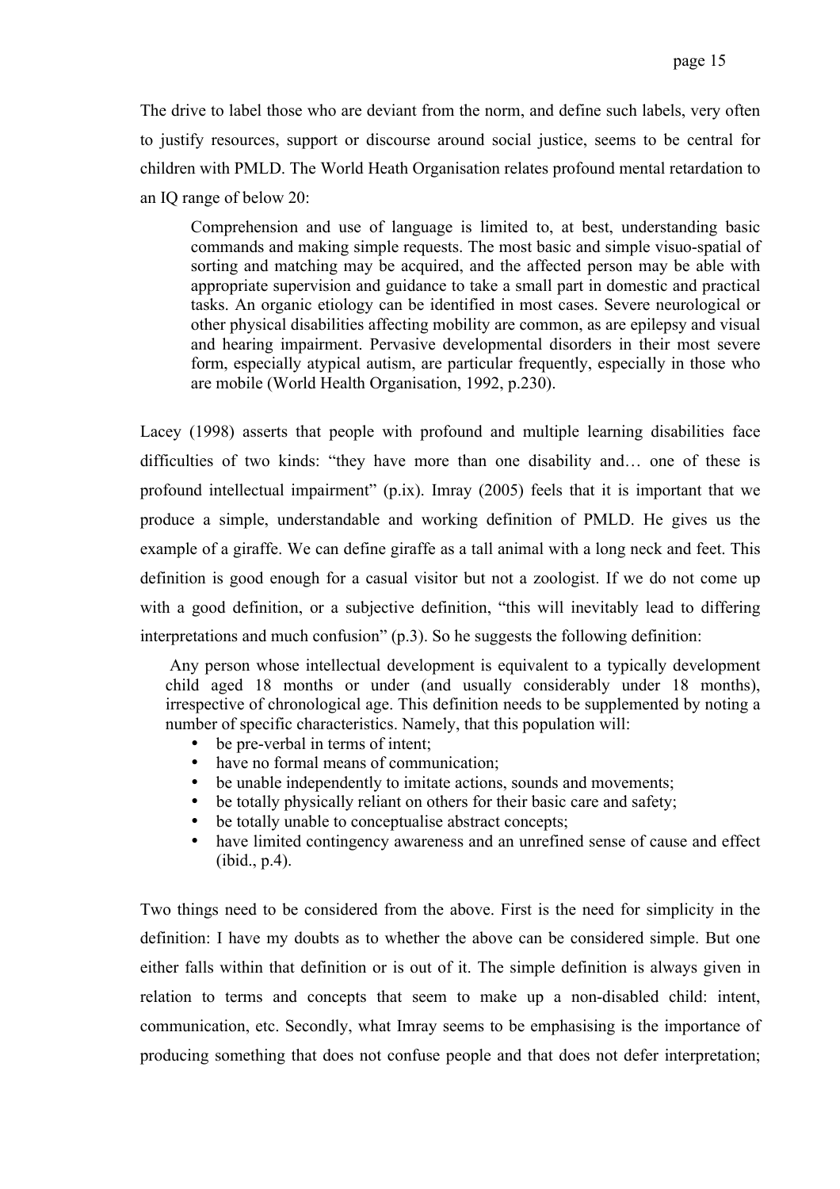The drive to label those who are deviant from the norm, and define such labels, very often to justify resources, support or discourse around social justice, seems to be central for children with PMLD. The World Heath Organisation relates profound mental retardation to an IQ range of below 20:

> Comprehension and use of language is limited to, at best, understanding basic commands and making simple requests. The most basic and simple visuo-spatial of sorting and matching may be acquired, and the affected person may be able with appropriate supervision and guidance to take a small part in domestic and practical tasks. An organic etiology can be identified in most cases. Severe neurological or other physical disabilities affecting mobility are common, as are epilepsy and visual and hearing impairment. Pervasive developmental disorders in their most severe form, especially atypical autism, are particular frequently, especially in those who are mobile (World Health Organisation, 1992, p.230).

Lacey (1998) asserts that people with profound and multiple learning disabilities face difficulties of two kinds: "they have more than one disability and… one of these is profound intellectual impairment" (p.ix). Imray (2005) feels that it is important that we produce a simple, understandable and working definition of PMLD. He gives us the example of a giraffe. We can define giraffe as a tall animal with a long neck and feet. This definition is good enough for a casual visitor but not a zoologist. If we do not come up with a good definition, or a subjective definition, "this will inevitably lead to differing interpretations and much confusion" (p.3). So he suggests the following definition:

> Any person whose intellectual development is equivalent to a typically development child aged 18 months or under (and usually considerably under 18 months), irrespective of chronological age. This definition needs to be supplemented by noting a number of specific characteristics. Namely, that this population will:
>
> - be pre-verbal in terms of intent;
> - have no formal means of communication;
> - be unable independently to imitate actions, sounds and movements;
> - be totally physically reliant on others for their basic care and safety;
> - be totally unable to conceptualise abstract concepts;
> - have limited contingency awareness and an unrefined sense of cause and effect (ibid., p.4).

Two things need to be considered from the above. First is the need for simplicity in the definition: I have my doubts as to whether the above can be considered simple. But one either falls within that definition or is out of it. The simple definition is always given in relation to terms and concepts that seem to make up a non-disabled child: intent, communication, etc. Secondly, what Imray seems to be emphasising is the importance of producing something that does not confuse people and that does not defer interpretation;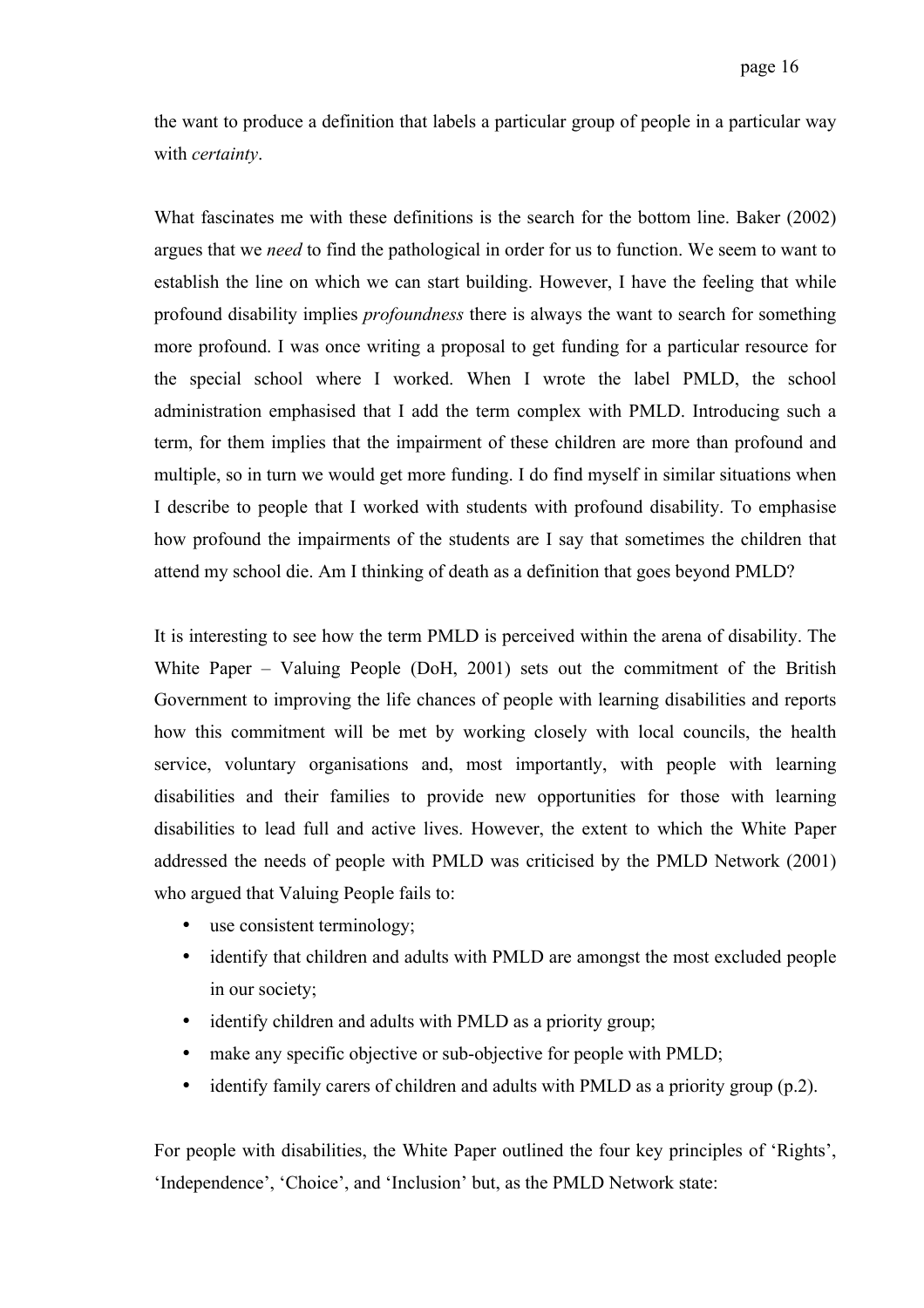the want to produce a definition that labels a particular group of people in a particular way with *certainty*.

What fascinates me with these definitions is the search for the bottom line. Baker (2002) argues that we *need* to find the pathological in order for us to function. We seem to want to establish the line on which we can start building. However, I have the feeling that while profound disability implies *profoundness* there is always the want to search for something more profound. I was once writing a proposal to get funding for a particular resource for the special school where I worked. When I wrote the label PMLD, the school administration emphasised that I add the term complex with PMLD. Introducing such a term, for them implies that the impairment of these children are more than profound and multiple, so in turn we would get more funding. I do find myself in similar situations when I describe to people that I worked with students with profound disability. To emphasise how profound the impairments of the students are I say that sometimes the children that attend my school die. Am I thinking of death as a definition that goes beyond PMLD?

It is interesting to see how the term PMLD is perceived within the arena of disability. The White Paper – Valuing People (DoH, 2001) sets out the commitment of the British Government to improving the life chances of people with learning disabilities and reports how this commitment will be met by working closely with local councils, the health service, voluntary organisations and, most importantly, with people with learning disabilities and their families to provide new opportunities for those with learning disabilities to lead full and active lives. However, the extent to which the White Paper addressed the needs of people with PMLD was criticised by the PMLD Network (2001) who argued that Valuing People fails to:

- use consistent terminology;
- identify that children and adults with PMLD are amongst the most excluded people in our society;
- identify children and adults with PMLD as a priority group;
- make any specific objective or sub-objective for people with PMLD;
- identify family carers of children and adults with PMLD as a priority group (p.2).

For people with disabilities, the White Paper outlined the four key principles of 'Rights', 'Independence', 'Choice', and 'Inclusion' but, as the PMLD Network state: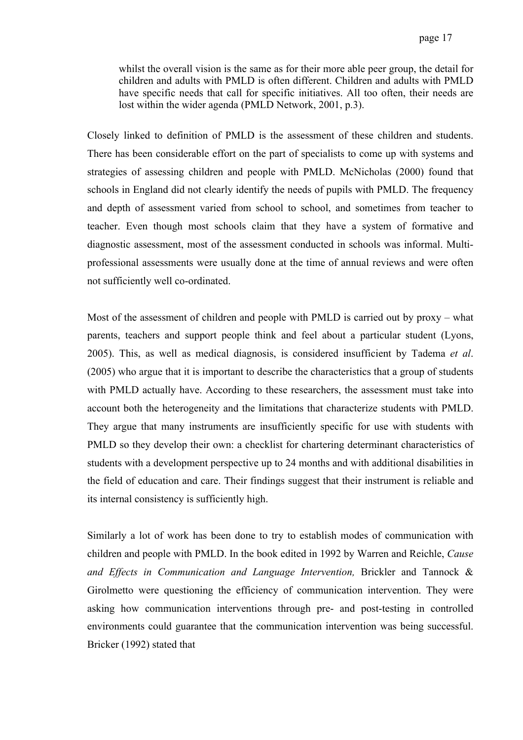> whilst the overall vision is the same as for their more able peer group, the detail for children and adults with PMLD is often different. Children and adults with PMLD have specific needs that call for specific initiatives. All too often, their needs are lost within the wider agenda (PMLD Network, 2001, p.3).

Closely linked to definition of PMLD is the assessment of these children and students. There has been considerable effort on the part of specialists to come up with systems and strategies of assessing children and people with PMLD. McNicholas (2000) found that schools in England did not clearly identify the needs of pupils with PMLD. The frequency and depth of assessment varied from school to school, and sometimes from teacher to teacher. Even though most schools claim that they have a system of formative and diagnostic assessment, most of the assessment conducted in schools was informal. Multi-professional assessments were usually done at the time of annual reviews and were often not sufficiently well co-ordinated.

Most of the assessment of children and people with PMLD is carried out by proxy – what parents, teachers and support people think and feel about a particular student (Lyons, 2005). This, as well as medical diagnosis, is considered insufficient by Tadema *et al*. (2005) who argue that it is important to describe the characteristics that a group of students with PMLD actually have. According to these researchers, the assessment must take into account both the heterogeneity and the limitations that characterize students with PMLD. They argue that many instruments are insufficiently specific for use with students with PMLD so they develop their own: a checklist for chartering determinant characteristics of students with a development perspective up to 24 months and with additional disabilities in the field of education and care. Their findings suggest that their instrument is reliable and its internal consistency is sufficiently high.

Similarly a lot of work has been done to try to establish modes of communication with children and people with PMLD. In the book edited in 1992 by Warren and Reichle, *Cause and Effects in Communication and Language Intervention,* Brickler and Tannock & Girolmetto were questioning the efficiency of communication intervention. They were asking how communication interventions through pre- and post-testing in controlled environments could guarantee that the communication intervention was being successful. Bricker (1992) stated that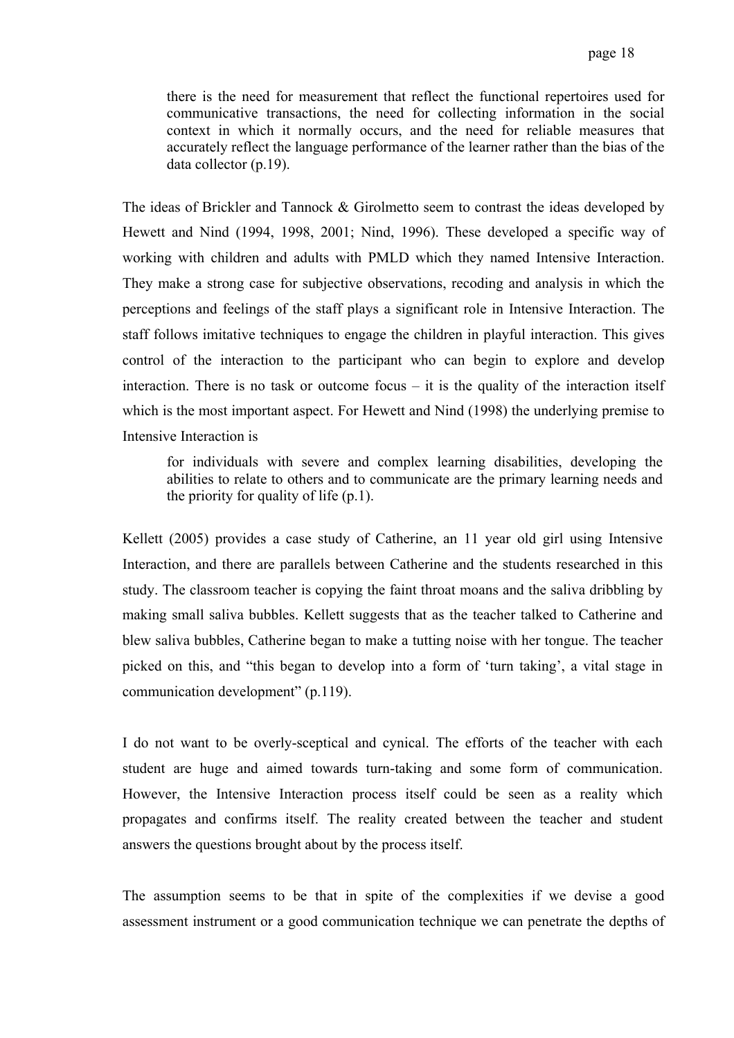> there is the need for measurement that reflect the functional repertoires used for communicative transactions, the need for collecting information in the social context in which it normally occurs, and the need for reliable measures that accurately reflect the language performance of the learner rather than the bias of the data collector (p.19).

The ideas of Brickler and Tannock & Girolmetto seem to contrast the ideas developed by Hewett and Nind (1994, 1998, 2001; Nind, 1996). These developed a specific way of working with children and adults with PMLD which they named Intensive Interaction. They make a strong case for subjective observations, recoding and analysis in which the perceptions and feelings of the staff plays a significant role in Intensive Interaction. The staff follows imitative techniques to engage the children in playful interaction. This gives control of the interaction to the participant who can begin to explore and develop interaction. There is no task or outcome focus – it is the quality of the interaction itself which is the most important aspect. For Hewett and Nind (1998) the underlying premise to Intensive Interaction is

> for individuals with severe and complex learning disabilities, developing the abilities to relate to others and to communicate are the primary learning needs and the priority for quality of life (p.1).

Kellett (2005) provides a case study of Catherine, an 11 year old girl using Intensive Interaction, and there are parallels between Catherine and the students researched in this study. The classroom teacher is copying the faint throat moans and the saliva dribbling by making small saliva bubbles. Kellett suggests that as the teacher talked to Catherine and blew saliva bubbles, Catherine began to make a tutting noise with her tongue. The teacher picked on this, and "this began to develop into a form of 'turn taking', a vital stage in communication development" (p.119).

I do not want to be overly-sceptical and cynical. The efforts of the teacher with each student are huge and aimed towards turn-taking and some form of communication. However, the Intensive Interaction process itself could be seen as a reality which propagates and confirms itself. The reality created between the teacher and student answers the questions brought about by the process itself.

The assumption seems to be that in spite of the complexities if we devise a good assessment instrument or a good communication technique we can penetrate the depths of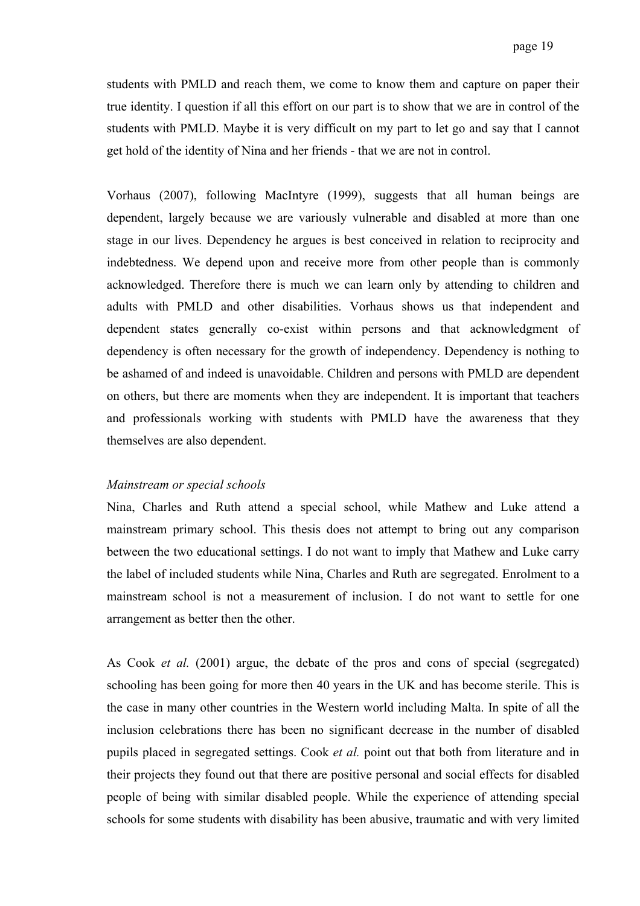students with PMLD and reach them, we come to know them and capture on paper their true identity. I question if all this effort on our part is to show that we are in control of the students with PMLD. Maybe it is very difficult on my part to let go and say that I cannot get hold of the identity of Nina and her friends - that we are not in control.

Vorhaus (2007), following MacIntyre (1999), suggests that all human beings are dependent, largely because we are variously vulnerable and disabled at more than one stage in our lives. Dependency he argues is best conceived in relation to reciprocity and indebtedness. We depend upon and receive more from other people than is commonly acknowledged. Therefore there is much we can learn only by attending to children and adults with PMLD and other disabilities. Vorhaus shows us that independent and dependent states generally co-exist within persons and that acknowledgment of dependency is often necessary for the growth of independency. Dependency is nothing to be ashamed of and indeed is unavoidable. Children and persons with PMLD are dependent on others, but there are moments when they are independent. It is important that teachers and professionals working with students with PMLD have the awareness that they themselves are also dependent.

*Mainstream or special schools*

Nina, Charles and Ruth attend a special school, while Mathew and Luke attend a mainstream primary school. This thesis does not attempt to bring out any comparison between the two educational settings. I do not want to imply that Mathew and Luke carry the label of included students while Nina, Charles and Ruth are segregated. Enrolment to a mainstream school is not a measurement of inclusion. I do not want to settle for one arrangement as better then the other.

As Cook *et al.* (2001) argue, the debate of the pros and cons of special (segregated) schooling has been going for more then 40 years in the UK and has become sterile. This is the case in many other countries in the Western world including Malta. In spite of all the inclusion celebrations there has been no significant decrease in the number of disabled pupils placed in segregated settings. Cook *et al.* point out that both from literature and in their projects they found out that there are positive personal and social effects for disabled people of being with similar disabled people. While the experience of attending special schools for some students with disability has been abusive, traumatic and with very limited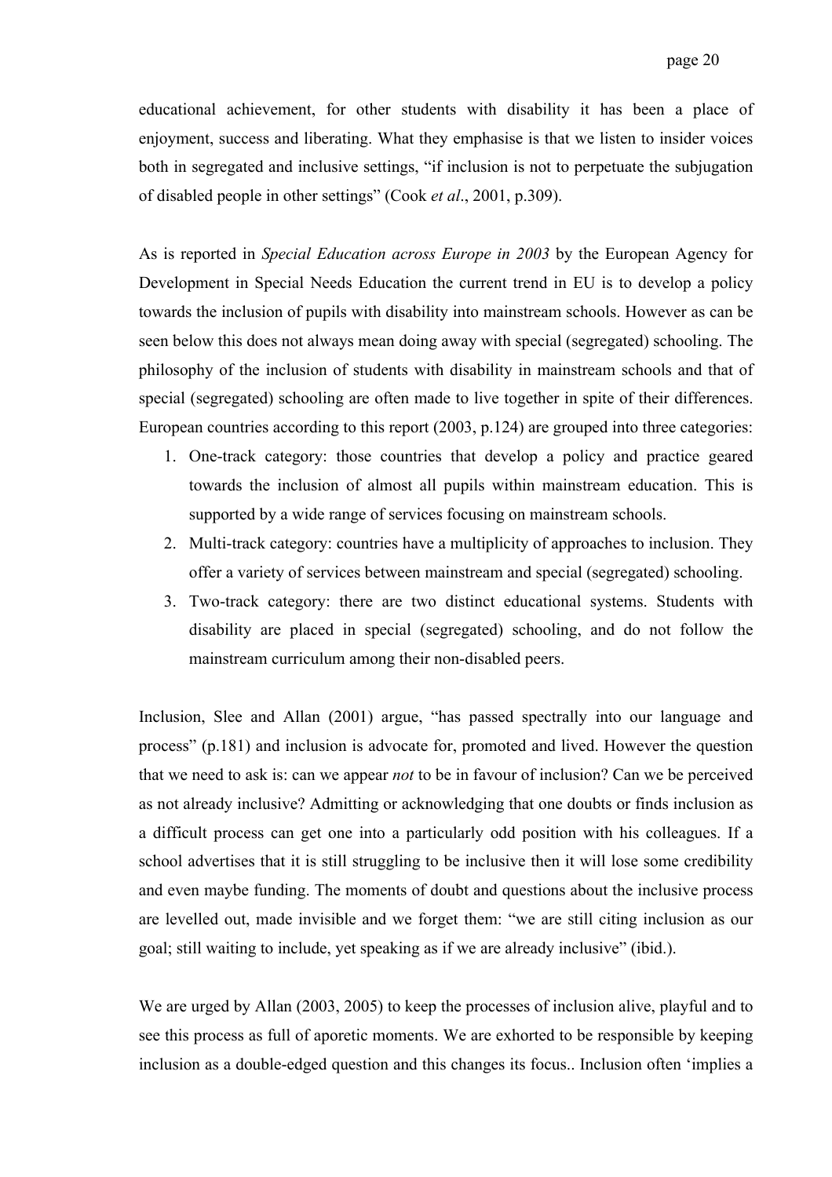educational achievement, for other students with disability it has been a place of enjoyment, success and liberating. What they emphasise is that we listen to insider voices both in segregated and inclusive settings, "if inclusion is not to perpetuate the subjugation of disabled people in other settings" (Cook *et al*., 2001, p.309).

As is reported in *Special Education across Europe in 2003* by the European Agency for Development in Special Needs Education the current trend in EU is to develop a policy towards the inclusion of pupils with disability into mainstream schools. However as can be seen below this does not always mean doing away with special (segregated) schooling. The philosophy of the inclusion of students with disability in mainstream schools and that of special (segregated) schooling are often made to live together in spite of their differences. European countries according to this report (2003, p.124) are grouped into three categories:

1. One-track category: those countries that develop a policy and practice geared towards the inclusion of almost all pupils within mainstream education. This is supported by a wide range of services focusing on mainstream schools.
2. Multi-track category: countries have a multiplicity of approaches to inclusion. They offer a variety of services between mainstream and special (segregated) schooling.
3. Two-track category: there are two distinct educational systems. Students with disability are placed in special (segregated) schooling, and do not follow the mainstream curriculum among their non-disabled peers.

Inclusion, Slee and Allan (2001) argue, "has passed spectrally into our language and process" (p.181) and inclusion is advocate for, promoted and lived. However the question that we need to ask is: can we appear *not* to be in favour of inclusion? Can we be perceived as not already inclusive? Admitting or acknowledging that one doubts or finds inclusion as a difficult process can get one into a particularly odd position with his colleagues. If a school advertises that it is still struggling to be inclusive then it will lose some credibility and even maybe funding. The moments of doubt and questions about the inclusive process are levelled out, made invisible and we forget them: "we are still citing inclusion as our goal; still waiting to include, yet speaking as if we are already inclusive" (ibid.).

We are urged by Allan (2003, 2005) to keep the processes of inclusion alive, playful and to see this process as full of aporetic moments. We are exhorted to be responsible by keeping inclusion as a double-edged question and this changes its focus.. Inclusion often 'implies a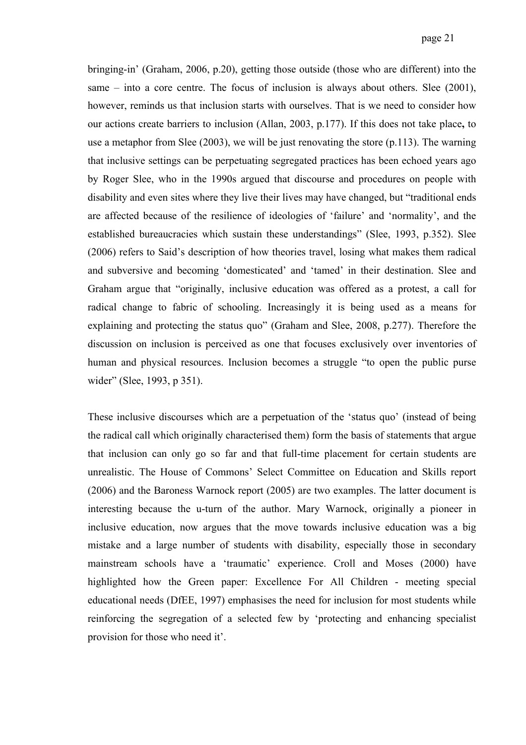bringing-in' (Graham, 2006, p.20), getting those outside (those who are different) into the same – into a core centre. The focus of inclusion is always about others. Slee (2001), however, reminds us that inclusion starts with ourselves. That is we need to consider how our actions create barriers to inclusion (Allan, 2003, p.177). If this does not take place**,** to use a metaphor from Slee (2003), we will be just renovating the store (p.113). The warning that inclusive settings can be perpetuating segregated practices has been echoed years ago by Roger Slee, who in the 1990s argued that discourse and procedures on people with disability and even sites where they live their lives may have changed, but "traditional ends are affected because of the resilience of ideologies of 'failure' and 'normality', and the established bureaucracies which sustain these understandings" (Slee, 1993, p.352). Slee (2006) refers to Said's description of how theories travel, losing what makes them radical and subversive and becoming 'domesticated' and 'tamed' in their destination. Slee and Graham argue that "originally, inclusive education was offered as a protest, a call for radical change to fabric of schooling. Increasingly it is being used as a means for explaining and protecting the status quo" (Graham and Slee, 2008, p.277). Therefore the discussion on inclusion is perceived as one that focuses exclusively over inventories of human and physical resources. Inclusion becomes a struggle "to open the public purse wider" (Slee, 1993, p 351).

These inclusive discourses which are a perpetuation of the 'status quo' (instead of being the radical call which originally characterised them) form the basis of statements that argue that inclusion can only go so far and that full-time placement for certain students are unrealistic. The House of Commons' Select Committee on Education and Skills report (2006) and the Baroness Warnock report (2005) are two examples. The latter document is interesting because the u-turn of the author. Mary Warnock, originally a pioneer in inclusive education, now argues that the move towards inclusive education was a big mistake and a large number of students with disability, especially those in secondary mainstream schools have a 'traumatic' experience. Croll and Moses (2000) have highlighted how the Green paper: Excellence For All Children - meeting special educational needs (DfEE, 1997) emphasises the need for inclusion for most students while reinforcing the segregation of a selected few by 'protecting and enhancing specialist provision for those who need it'.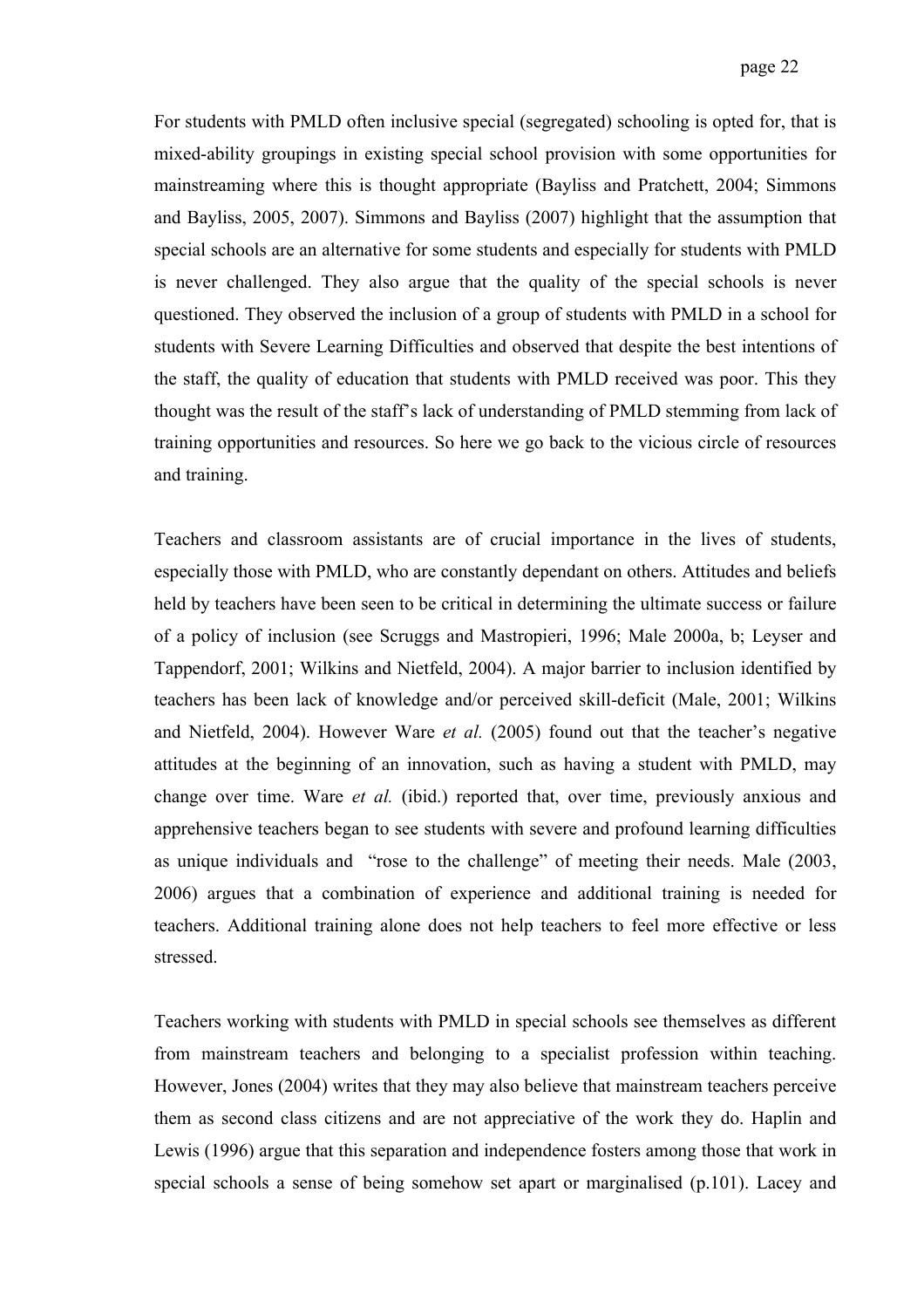For students with PMLD often inclusive special (segregated) schooling is opted for, that is mixed-ability groupings in existing special school provision with some opportunities for mainstreaming where this is thought appropriate (Bayliss and Pratchett, 2004; Simmons and Bayliss, 2005, 2007). Simmons and Bayliss (2007) highlight that the assumption that special schools are an alternative for some students and especially for students with PMLD is never challenged. They also argue that the quality of the special schools is never questioned. They observed the inclusion of a group of students with PMLD in a school for students with Severe Learning Difficulties and observed that despite the best intentions of the staff, the quality of education that students with PMLD received was poor. This they thought was the result of the staff's lack of understanding of PMLD stemming from lack of training opportunities and resources. So here we go back to the vicious circle of resources and training.

Teachers and classroom assistants are of crucial importance in the lives of students, especially those with PMLD, who are constantly dependant on others. Attitudes and beliefs held by teachers have been seen to be critical in determining the ultimate success or failure of a policy of inclusion (see Scruggs and Mastropieri, 1996; Male 2000a, b; Leyser and Tappendorf, 2001; Wilkins and Nietfeld, 2004). A major barrier to inclusion identified by teachers has been lack of knowledge and/or perceived skill-deficit (Male, 2001; Wilkins and Nietfeld, 2004). However Ware *et al.* (2005) found out that the teacher's negative attitudes at the beginning of an innovation, such as having a student with PMLD, may change over time. Ware *et al.* (ibid.) reported that, over time, previously anxious and apprehensive teachers began to see students with severe and profound learning difficulties as unique individuals and "rose to the challenge" of meeting their needs. Male (2003, 2006) argues that a combination of experience and additional training is needed for teachers. Additional training alone does not help teachers to feel more effective or less stressed.

Teachers working with students with PMLD in special schools see themselves as different from mainstream teachers and belonging to a specialist profession within teaching. However, Jones (2004) writes that they may also believe that mainstream teachers perceive them as second class citizens and are not appreciative of the work they do. Haplin and Lewis (1996) argue that this separation and independence fosters among those that work in special schools a sense of being somehow set apart or marginalised (p.101). Lacey and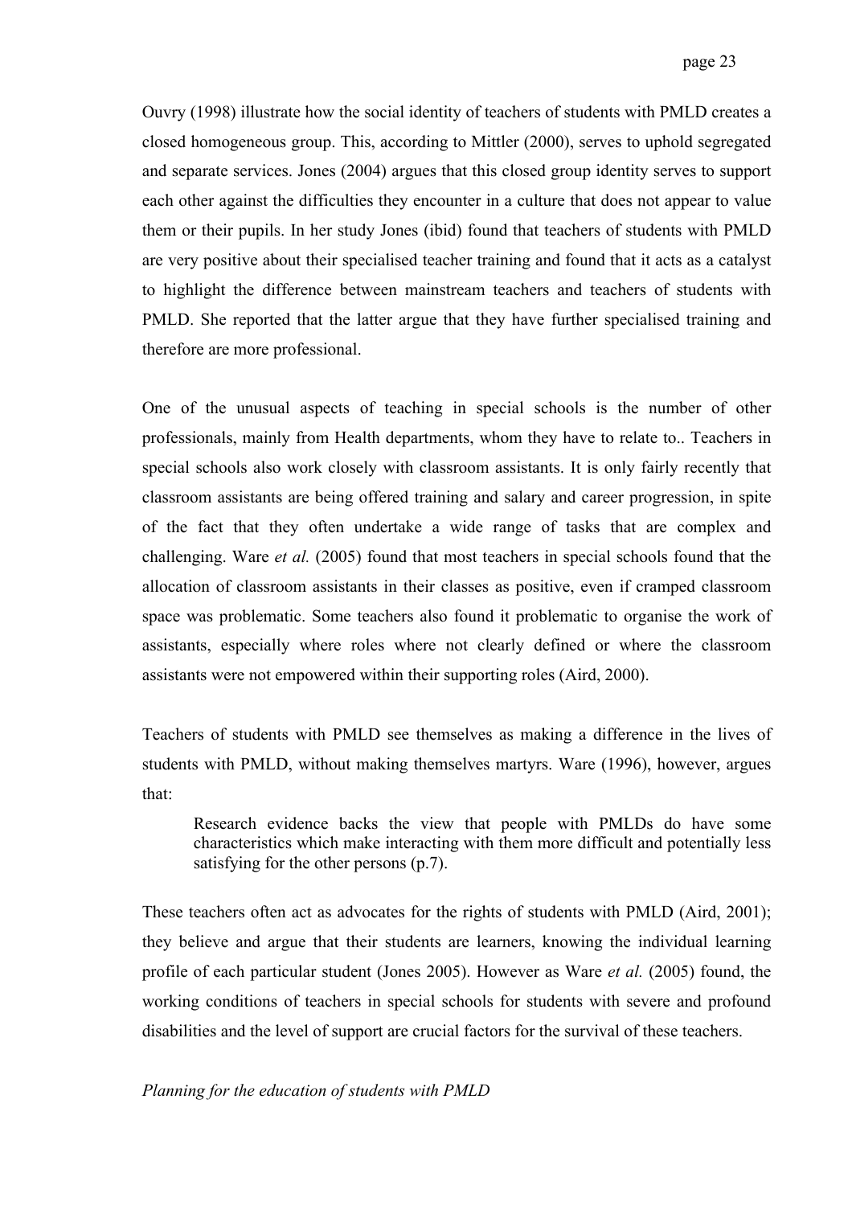Ouvry (1998) illustrate how the social identity of teachers of students with PMLD creates a closed homogeneous group. This, according to Mittler (2000), serves to uphold segregated and separate services. Jones (2004) argues that this closed group identity serves to support each other against the difficulties they encounter in a culture that does not appear to value them or their pupils. In her study Jones (ibid) found that teachers of students with PMLD are very positive about their specialised teacher training and found that it acts as a catalyst to highlight the difference between mainstream teachers and teachers of students with PMLD. She reported that the latter argue that they have further specialised training and therefore are more professional.

One of the unusual aspects of teaching in special schools is the number of other professionals, mainly from Health departments, whom they have to relate to.. Teachers in special schools also work closely with classroom assistants. It is only fairly recently that classroom assistants are being offered training and salary and career progression, in spite of the fact that they often undertake a wide range of tasks that are complex and challenging. Ware *et al.* (2005) found that most teachers in special schools found that the allocation of classroom assistants in their classes as positive, even if cramped classroom space was problematic. Some teachers also found it problematic to organise the work of assistants, especially where roles where not clearly defined or where the classroom assistants were not empowered within their supporting roles (Aird, 2000).

Teachers of students with PMLD see themselves as making a difference in the lives of students with PMLD, without making themselves martyrs. Ware (1996), however, argues that:

> Research evidence backs the view that people with PMLDs do have some characteristics which make interacting with them more difficult and potentially less satisfying for the other persons (p.7).

These teachers often act as advocates for the rights of students with PMLD (Aird, 2001); they believe and argue that their students are learners, knowing the individual learning profile of each particular student (Jones 2005). However as Ware *et al.* (2005) found, the working conditions of teachers in special schools for students with severe and profound disabilities and the level of support are crucial factors for the survival of these teachers.

*Planning for the education of students with PMLD*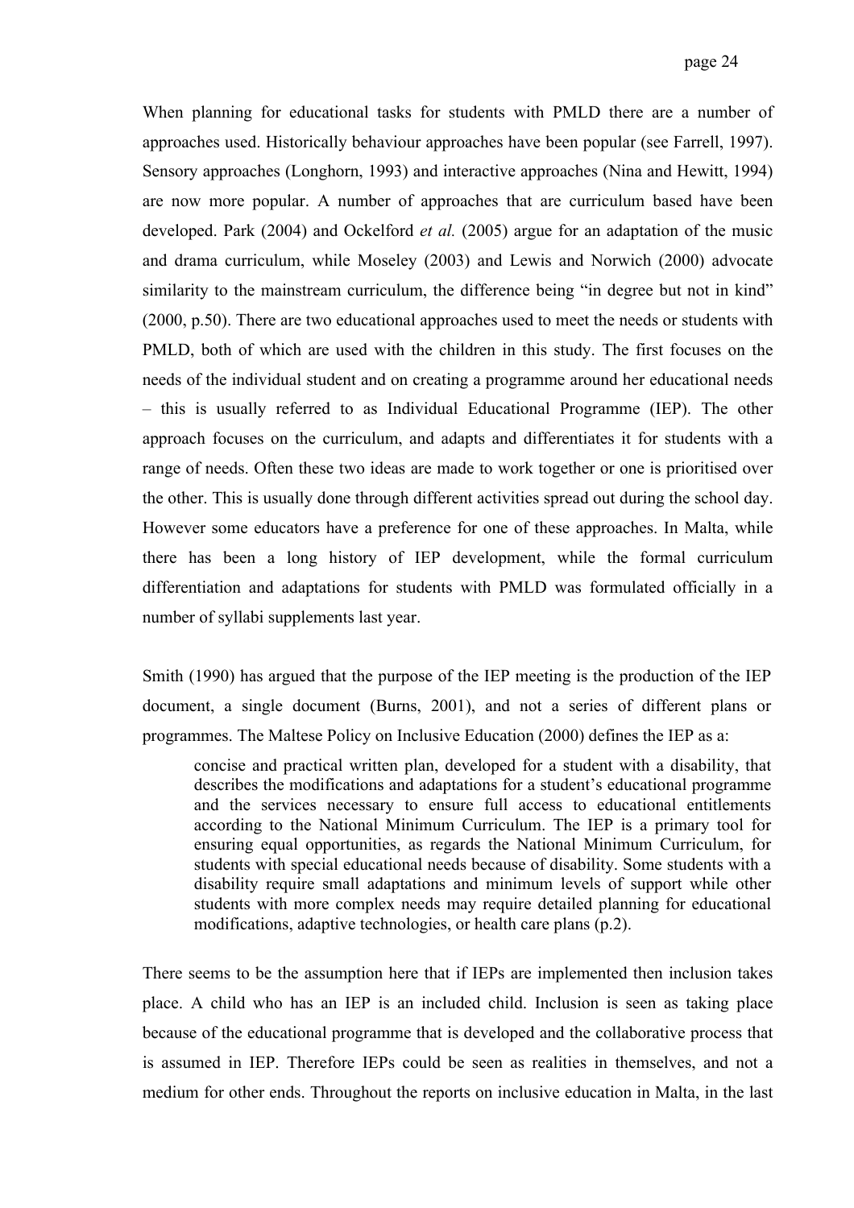When planning for educational tasks for students with PMLD there are a number of approaches used. Historically behaviour approaches have been popular (see Farrell, 1997). Sensory approaches (Longhorn, 1993) and interactive approaches (Nina and Hewitt, 1994) are now more popular. A number of approaches that are curriculum based have been developed. Park (2004) and Ockelford *et al.* (2005) argue for an adaptation of the music and drama curriculum, while Moseley (2003) and Lewis and Norwich (2000) advocate similarity to the mainstream curriculum, the difference being "in degree but not in kind" (2000, p.50). There are two educational approaches used to meet the needs or students with PMLD, both of which are used with the children in this study. The first focuses on the needs of the individual student and on creating a programme around her educational needs – this is usually referred to as Individual Educational Programme (IEP). The other approach focuses on the curriculum, and adapts and differentiates it for students with a range of needs. Often these two ideas are made to work together or one is prioritised over the other. This is usually done through different activities spread out during the school day. However some educators have a preference for one of these approaches. In Malta, while there has been a long history of IEP development, while the formal curriculum differentiation and adaptations for students with PMLD was formulated officially in a number of syllabi supplements last year.

Smith (1990) has argued that the purpose of the IEP meeting is the production of the IEP document, a single document (Burns, 2001), and not a series of different plans or programmes. The Maltese Policy on Inclusive Education (2000) defines the IEP as a:

> concise and practical written plan, developed for a student with a disability, that describes the modifications and adaptations for a student's educational programme and the services necessary to ensure full access to educational entitlements according to the National Minimum Curriculum. The IEP is a primary tool for ensuring equal opportunities, as regards the National Minimum Curriculum, for students with special educational needs because of disability. Some students with a disability require small adaptations and minimum levels of support while other students with more complex needs may require detailed planning for educational modifications, adaptive technologies, or health care plans (p.2).

There seems to be the assumption here that if IEPs are implemented then inclusion takes place. A child who has an IEP is an included child. Inclusion is seen as taking place because of the educational programme that is developed and the collaborative process that is assumed in IEP. Therefore IEPs could be seen as realities in themselves, and not a medium for other ends. Throughout the reports on inclusive education in Malta, in the last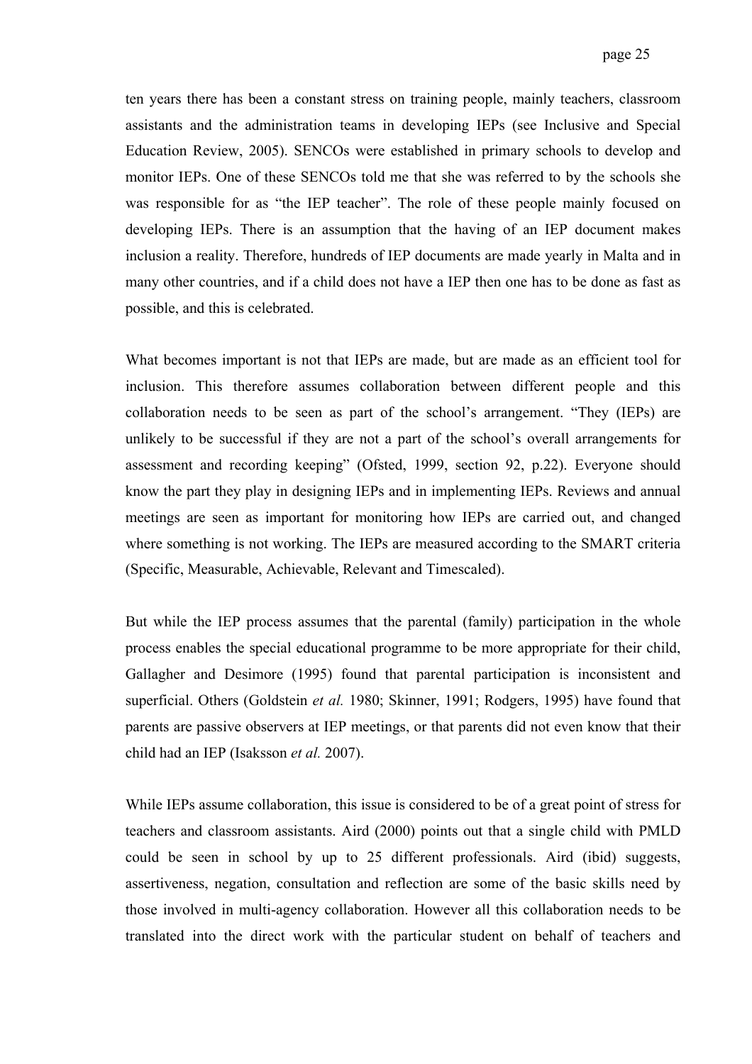ten years there has been a constant stress on training people, mainly teachers, classroom assistants and the administration teams in developing IEPs (see Inclusive and Special Education Review, 2005). SENCOs were established in primary schools to develop and monitor IEPs. One of these SENCOs told me that she was referred to by the schools she was responsible for as "the IEP teacher". The role of these people mainly focused on developing IEPs. There is an assumption that the having of an IEP document makes inclusion a reality. Therefore, hundreds of IEP documents are made yearly in Malta and in many other countries, and if a child does not have a IEP then one has to be done as fast as possible, and this is celebrated.

What becomes important is not that IEPs are made, but are made as an efficient tool for inclusion. This therefore assumes collaboration between different people and this collaboration needs to be seen as part of the school's arrangement. "They (IEPs) are unlikely to be successful if they are not a part of the school's overall arrangements for assessment and recording keeping" (Ofsted, 1999, section 92, p.22). Everyone should know the part they play in designing IEPs and in implementing IEPs. Reviews and annual meetings are seen as important for monitoring how IEPs are carried out, and changed where something is not working. The IEPs are measured according to the SMART criteria (Specific, Measurable, Achievable, Relevant and Timescaled).

But while the IEP process assumes that the parental (family) participation in the whole process enables the special educational programme to be more appropriate for their child, Gallagher and Desimore (1995) found that parental participation is inconsistent and superficial. Others (Goldstein *et al.* 1980; Skinner, 1991; Rodgers, 1995) have found that parents are passive observers at IEP meetings, or that parents did not even know that their child had an IEP (Isaksson *et al.* 2007).

While IEPs assume collaboration, this issue is considered to be of a great point of stress for teachers and classroom assistants. Aird (2000) points out that a single child with PMLD could be seen in school by up to 25 different professionals. Aird (ibid) suggests, assertiveness, negation, consultation and reflection are some of the basic skills need by those involved in multi-agency collaboration. However all this collaboration needs to be translated into the direct work with the particular student on behalf of teachers and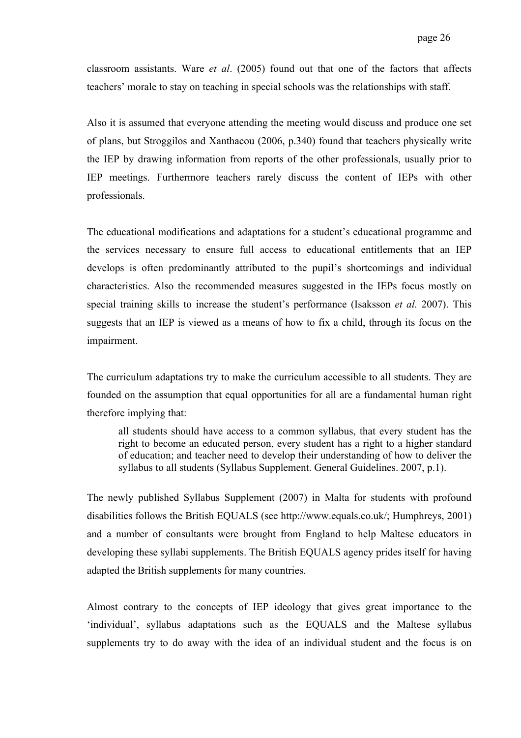classroom assistants. Ware *et al*. (2005) found out that one of the factors that affects teachers' morale to stay on teaching in special schools was the relationships with staff.

Also it is assumed that everyone attending the meeting would discuss and produce one set of plans, but Stroggilos and Xanthacou (2006, p.340) found that teachers physically write the IEP by drawing information from reports of the other professionals, usually prior to IEP meetings. Furthermore teachers rarely discuss the content of IEPs with other professionals.

The educational modifications and adaptations for a student's educational programme and the services necessary to ensure full access to educational entitlements that an IEP develops is often predominantly attributed to the pupil's shortcomings and individual characteristics. Also the recommended measures suggested in the IEPs focus mostly on special training skills to increase the student's performance (Isaksson *et al.* 2007). This suggests that an IEP is viewed as a means of how to fix a child, through its focus on the impairment.

The curriculum adaptations try to make the curriculum accessible to all students. They are founded on the assumption that equal opportunities for all are a fundamental human right therefore implying that:

> all students should have access to a common syllabus, that every student has the right to become an educated person, every student has a right to a higher standard of education; and teacher need to develop their understanding of how to deliver the syllabus to all students (Syllabus Supplement. General Guidelines. 2007, p.1).

The newly published Syllabus Supplement (2007) in Malta for students with profound disabilities follows the British EQUALS (see http://www.equals.co.uk/; Humphreys, 2001) and a number of consultants were brought from England to help Maltese educators in developing these syllabi supplements. The British EQUALS agency prides itself for having adapted the British supplements for many countries.

Almost contrary to the concepts of IEP ideology that gives great importance to the 'individual', syllabus adaptations such as the EQUALS and the Maltese syllabus supplements try to do away with the idea of an individual student and the focus is on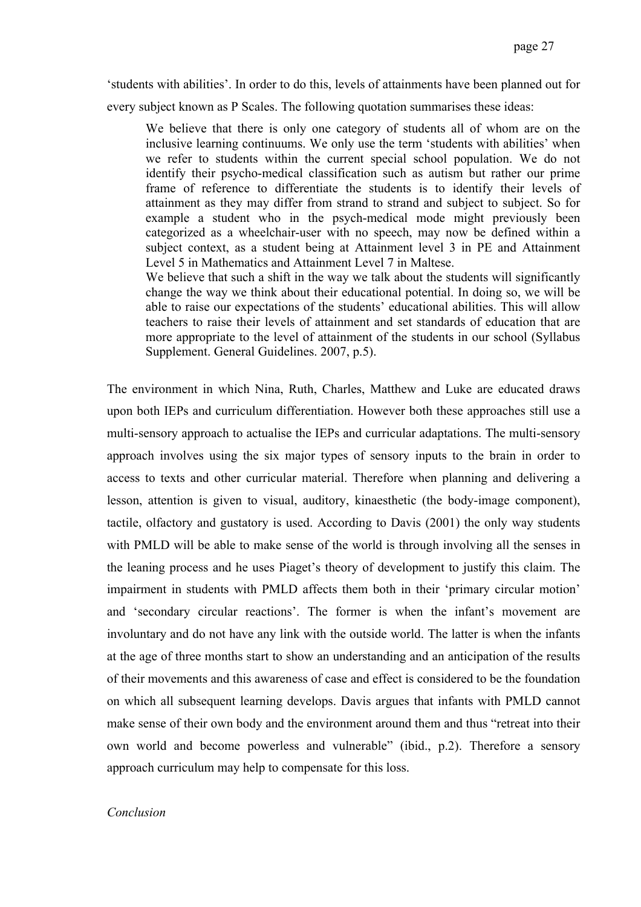'students with abilities'. In order to do this, levels of attainments have been planned out for every subject known as P Scales. The following quotation summarises these ideas:

> We believe that there is only one category of students all of whom are on the inclusive learning continuums. We only use the term 'students with abilities' when we refer to students within the current special school population. We do not identify their psycho-medical classification such as autism but rather our prime frame of reference to differentiate the students is to identify their levels of attainment as they may differ from strand to strand and subject to subject. So for example a student who in the psych-medical mode might previously been categorized as a wheelchair-user with no speech, may now be defined within a subject context, as a student being at Attainment level 3 in PE and Attainment Level 5 in Mathematics and Attainment Level 7 in Maltese.
>
> We believe that such a shift in the way we talk about the students will significantly change the way we think about their educational potential. In doing so, we will be able to raise our expectations of the students' educational abilities. This will allow teachers to raise their levels of attainment and set standards of education that are more appropriate to the level of attainment of the students in our school (Syllabus Supplement. General Guidelines. 2007, p.5).

The environment in which Nina, Ruth, Charles, Matthew and Luke are educated draws upon both IEPs and curriculum differentiation. However both these approaches still use a multi-sensory approach to actualise the IEPs and curricular adaptations. The multi-sensory approach involves using the six major types of sensory inputs to the brain in order to access to texts and other curricular material. Therefore when planning and delivering a lesson, attention is given to visual, auditory, kinaesthetic (the body-image component), tactile, olfactory and gustatory is used. According to Davis (2001) the only way students with PMLD will be able to make sense of the world is through involving all the senses in the leaning process and he uses Piaget's theory of development to justify this claim. The impairment in students with PMLD affects them both in their 'primary circular motion' and 'secondary circular reactions'. The former is when the infant's movement are involuntary and do not have any link with the outside world. The latter is when the infants at the age of three months start to show an understanding and an anticipation of the results of their movements and this awareness of case and effect is considered to be the foundation on which all subsequent learning develops. Davis argues that infants with PMLD cannot make sense of their own body and the environment around them and thus "retreat into their own world and become powerless and vulnerable" (ibid., p.2). Therefore a sensory approach curriculum may help to compensate for this loss.

*Conclusion*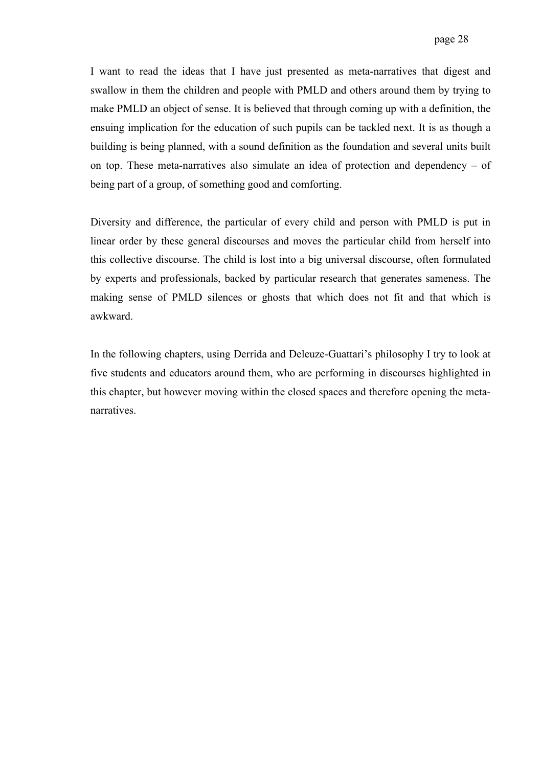I want to read the ideas that I have just presented as meta-narratives that digest and swallow in them the children and people with PMLD and others around them by trying to make PMLD an object of sense. It is believed that through coming up with a definition, the ensuing implication for the education of such pupils can be tackled next. It is as though a building is being planned, with a sound definition as the foundation and several units built on top. These meta-narratives also simulate an idea of protection and dependency – of being part of a group, of something good and comforting.

Diversity and difference, the particular of every child and person with PMLD is put in linear order by these general discourses and moves the particular child from herself into this collective discourse. The child is lost into a big universal discourse, often formulated by experts and professionals, backed by particular research that generates sameness. The making sense of PMLD silences or ghosts that which does not fit and that which is awkward.

In the following chapters, using Derrida and Deleuze-Guattari's philosophy I try to look at five students and educators around them, who are performing in discourses highlighted in this chapter, but however moving within the closed spaces and therefore opening the meta-narratives.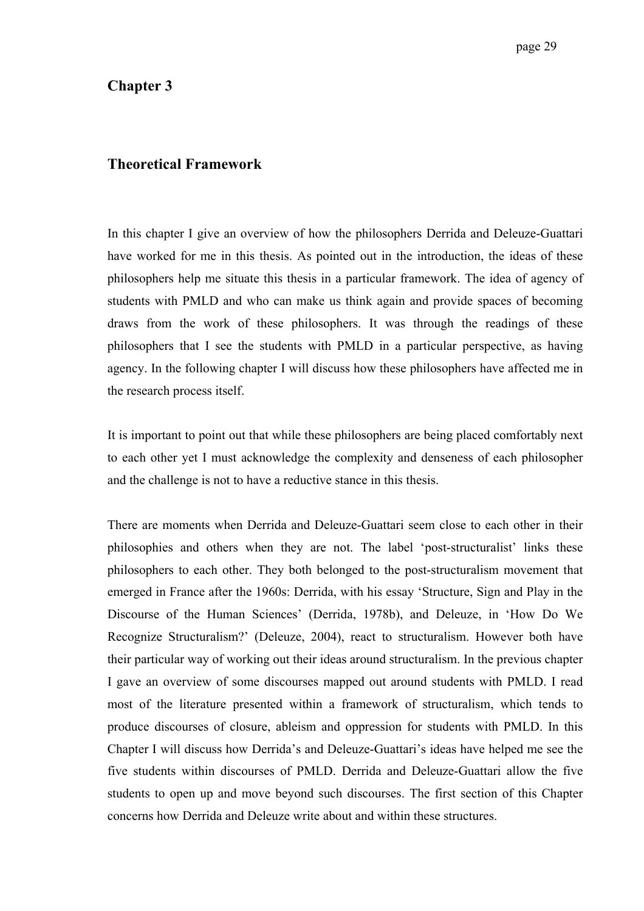# Chapter 3

## Theoretical Framework

In this chapter I give an overview of how the philosophers Derrida and Deleuze-Guattari have worked for me in this thesis. As pointed out in the introduction, the ideas of these philosophers help me situate this thesis in a particular framework. The idea of agency of students with PMLD and who can make us think again and provide spaces of becoming draws from the work of these philosophers. It was through the readings of these philosophers that I see the students with PMLD in a particular perspective, as having agency. In the following chapter I will discuss how these philosophers have affected me in the research process itself.

It is important to point out that while these philosophers are being placed comfortably next to each other yet I must acknowledge the complexity and denseness of each philosopher and the challenge is not to have a reductive stance in this thesis.

There are moments when Derrida and Deleuze-Guattari seem close to each other in their philosophies and others when they are not. The label 'post-structuralist' links these philosophers to each other. They both belonged to the post-structuralism movement that emerged in France after the 1960s: Derrida, with his essay 'Structure, Sign and Play in the Discourse of the Human Sciences' (Derrida, 1978b), and Deleuze, in 'How Do We Recognize Structuralism?' (Deleuze, 2004), react to structuralism. However both have their particular way of working out their ideas around structuralism. In the previous chapter I gave an overview of some discourses mapped out around students with PMLD. I read most of the literature presented within a framework of structuralism, which tends to produce discourses of closure, ableism and oppression for students with PMLD. In this Chapter I will discuss how Derrida's and Deleuze-Guattari's ideas have helped me see the five students within discourses of PMLD. Derrida and Deleuze-Guattari allow the five students to open up and move beyond such discourses. The first section of this Chapter concerns how Derrida and Deleuze write about and within these structures.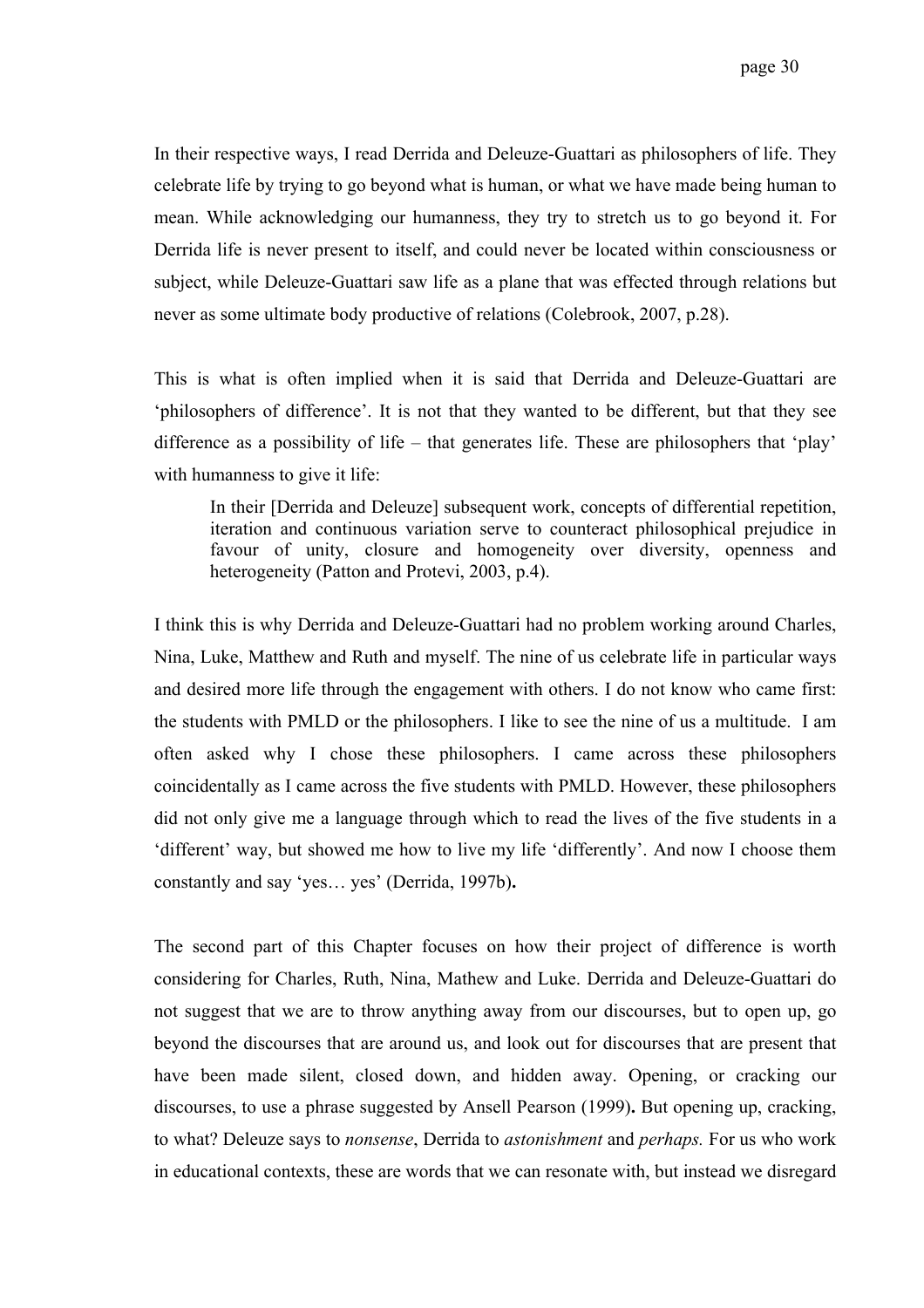In their respective ways, I read Derrida and Deleuze-Guattari as philosophers of life. They celebrate life by trying to go beyond what is human, or what we have made being human to mean. While acknowledging our humanness, they try to stretch us to go beyond it. For Derrida life is never present to itself, and could never be located within consciousness or subject, while Deleuze-Guattari saw life as a plane that was effected through relations but never as some ultimate body productive of relations (Colebrook, 2007, p.28).

This is what is often implied when it is said that Derrida and Deleuze-Guattari are 'philosophers of difference'. It is not that they wanted to be different, but that they see difference as a possibility of life – that generates life. These are philosophers that 'play' with humanness to give it life:

> In their [Derrida and Deleuze] subsequent work, concepts of differential repetition, iteration and continuous variation serve to counteract philosophical prejudice in favour of unity, closure and homogeneity over diversity, openness and heterogeneity (Patton and Protevi, 2003, p.4).

I think this is why Derrida and Deleuze-Guattari had no problem working around Charles, Nina, Luke, Matthew and Ruth and myself. The nine of us celebrate life in particular ways and desired more life through the engagement with others. I do not know who came first: the students with PMLD or the philosophers. I like to see the nine of us a multitude. I am often asked why I chose these philosophers. I came across these philosophers coincidentally as I came across the five students with PMLD. However, these philosophers did not only give me a language through which to read the lives of the five students in a 'different' way, but showed me how to live my life 'differently'. And now I choose them constantly and say 'yes… yes' (Derrida, 1997b)**.**

The second part of this Chapter focuses on how their project of difference is worth considering for Charles, Ruth, Nina, Mathew and Luke. Derrida and Deleuze-Guattari do not suggest that we are to throw anything away from our discourses, but to open up, go beyond the discourses that are around us, and look out for discourses that are present that have been made silent, closed down, and hidden away. Opening, or cracking our discourses, to use a phrase suggested by Ansell Pearson (1999)**.** But opening up, cracking, to what? Deleuze says to *nonsense*, Derrida to *astonishment* and *perhaps.* For us who work in educational contexts, these are words that we can resonate with, but instead we disregard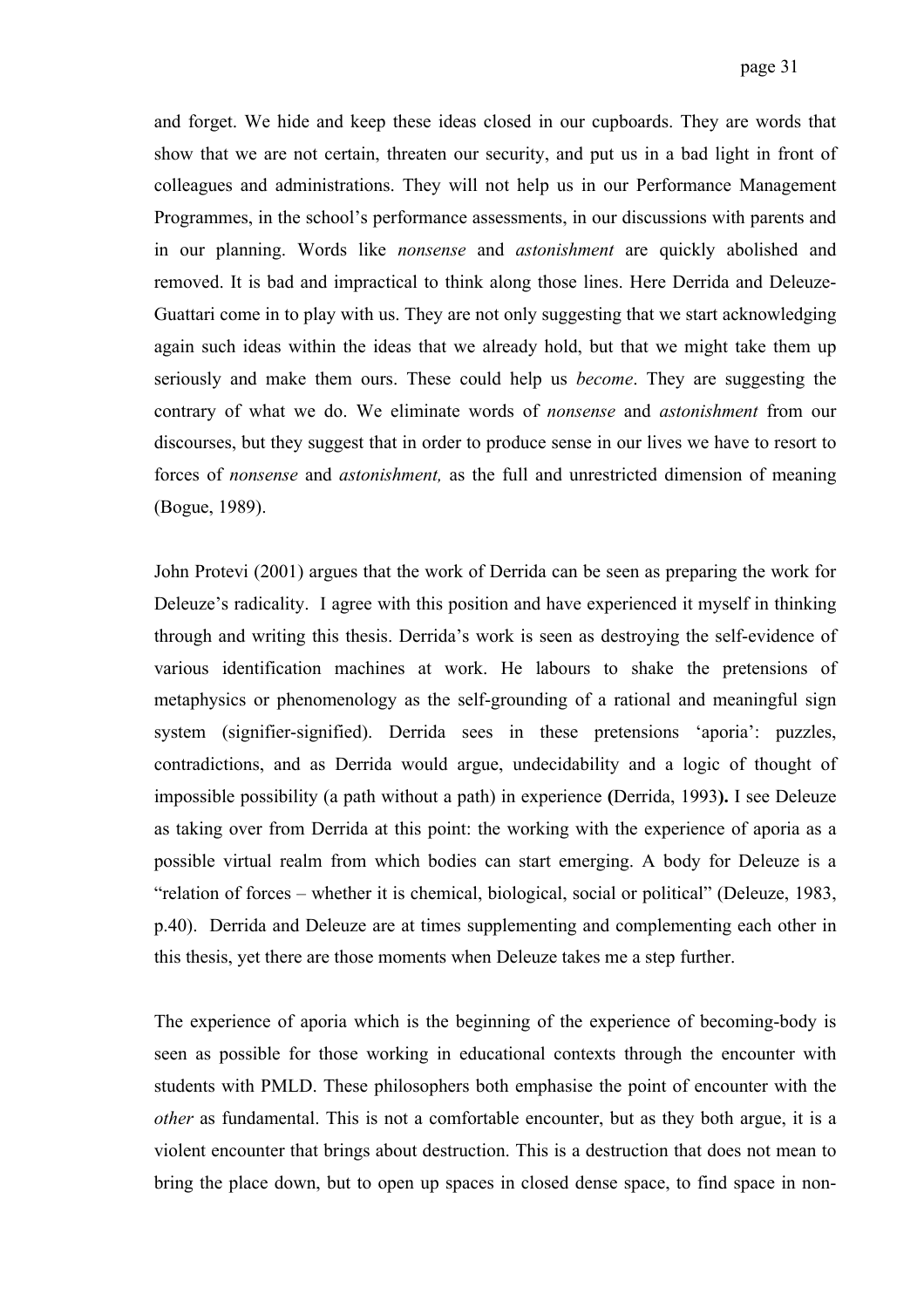and forget. We hide and keep these ideas closed in our cupboards. They are words that show that we are not certain, threaten our security, and put us in a bad light in front of colleagues and administrations. They will not help us in our Performance Management Programmes, in the school's performance assessments, in our discussions with parents and in our planning. Words like *nonsense* and *astonishment* are quickly abolished and removed. It is bad and impractical to think along those lines. Here Derrida and Deleuze-Guattari come in to play with us. They are not only suggesting that we start acknowledging again such ideas within the ideas that we already hold, but that we might take them up seriously and make them ours. These could help us *become*. They are suggesting the contrary of what we do. We eliminate words of *nonsense* and *astonishment* from our discourses, but they suggest that in order to produce sense in our lives we have to resort to forces of *nonsense* and *astonishment,* as the full and unrestricted dimension of meaning (Bogue, 1989).

John Protevi (2001) argues that the work of Derrida can be seen as preparing the work for Deleuze's radicality. I agree with this position and have experienced it myself in thinking through and writing this thesis. Derrida's work is seen as destroying the self-evidence of various identification machines at work. He labours to shake the pretensions of metaphysics or phenomenology as the self-grounding of a rational and meaningful sign system (signifier-signified). Derrida sees in these pretensions 'aporia': puzzles, contradictions, and as Derrida would argue, undecidability and a logic of thought of impossible possibility (a path without a path) in experience **(**Derrida, 1993**).** I see Deleuze as taking over from Derrida at this point: the working with the experience of aporia as a possible virtual realm from which bodies can start emerging. A body for Deleuze is a "relation of forces – whether it is chemical, biological, social or political" (Deleuze, 1983, p.40). Derrida and Deleuze are at times supplementing and complementing each other in this thesis, yet there are those moments when Deleuze takes me a step further.

The experience of aporia which is the beginning of the experience of becoming-body is seen as possible for those working in educational contexts through the encounter with students with PMLD. These philosophers both emphasise the point of encounter with the *other* as fundamental. This is not a comfortable encounter, but as they both argue, it is a violent encounter that brings about destruction. This is a destruction that does not mean to bring the place down, but to open up spaces in closed dense space, to find space in non-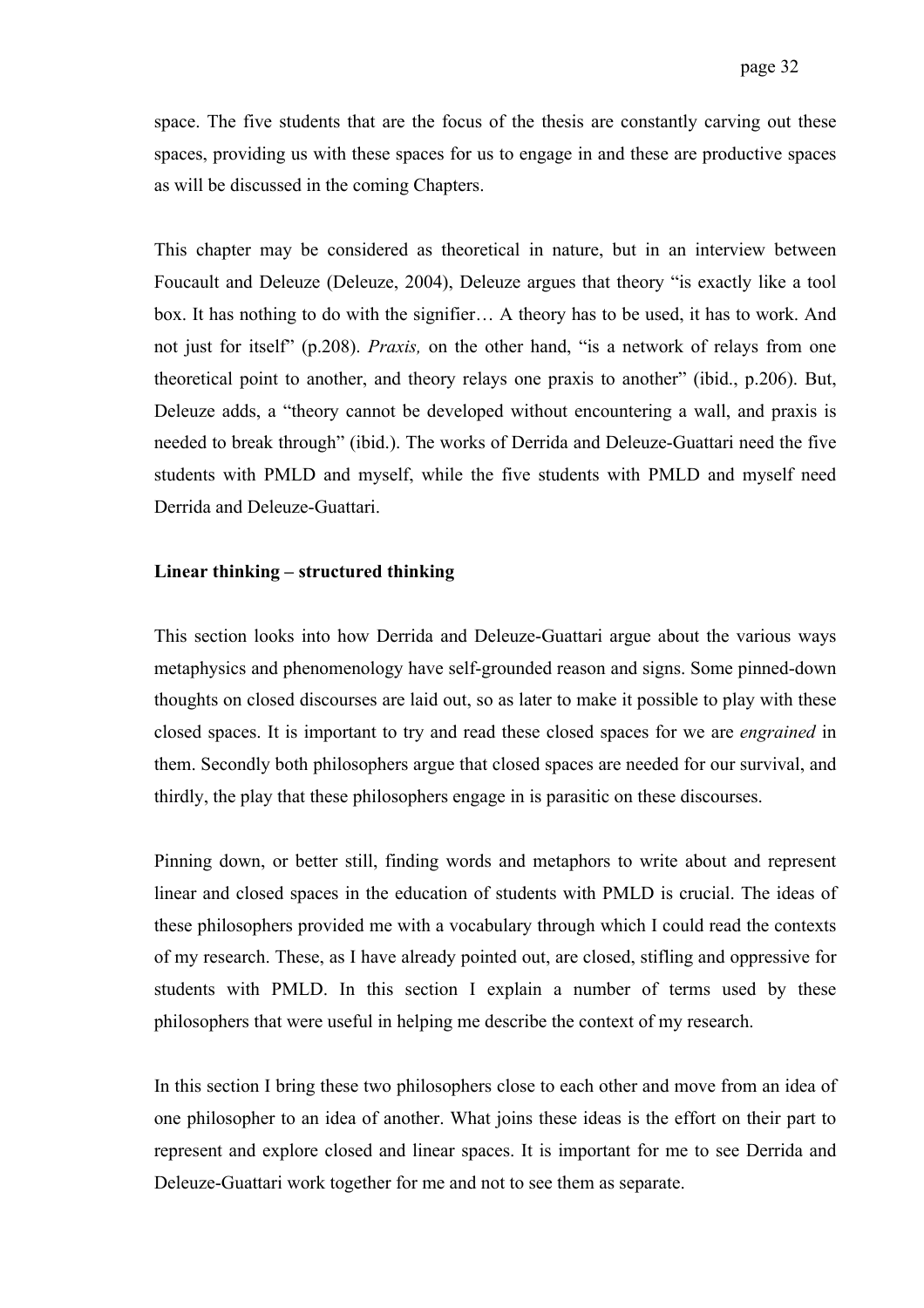space. The five students that are the focus of the thesis are constantly carving out these spaces, providing us with these spaces for us to engage in and these are productive spaces as will be discussed in the coming Chapters.

This chapter may be considered as theoretical in nature, but in an interview between Foucault and Deleuze (Deleuze, 2004), Deleuze argues that theory "is exactly like a tool box. It has nothing to do with the signifier… A theory has to be used, it has to work. And not just for itself" (p.208). *Praxis,* on the other hand, "is a network of relays from one theoretical point to another, and theory relays one praxis to another" (ibid., p.206). But, Deleuze adds, a "theory cannot be developed without encountering a wall, and praxis is needed to break through" (ibid.). The works of Derrida and Deleuze-Guattari need the five students with PMLD and myself, while the five students with PMLD and myself need Derrida and Deleuze-Guattari.

**Linear thinking – structured thinking**

This section looks into how Derrida and Deleuze-Guattari argue about the various ways metaphysics and phenomenology have self-grounded reason and signs. Some pinned-down thoughts on closed discourses are laid out, so as later to make it possible to play with these closed spaces. It is important to try and read these closed spaces for we are *engrained* in them. Secondly both philosophers argue that closed spaces are needed for our survival, and thirdly, the play that these philosophers engage in is parasitic on these discourses.

Pinning down, or better still, finding words and metaphors to write about and represent linear and closed spaces in the education of students with PMLD is crucial. The ideas of these philosophers provided me with a vocabulary through which I could read the contexts of my research. These, as I have already pointed out, are closed, stifling and oppressive for students with PMLD. In this section I explain a number of terms used by these philosophers that were useful in helping me describe the context of my research.

In this section I bring these two philosophers close to each other and move from an idea of one philosopher to an idea of another. What joins these ideas is the effort on their part to represent and explore closed and linear spaces. It is important for me to see Derrida and Deleuze-Guattari work together for me and not to see them as separate.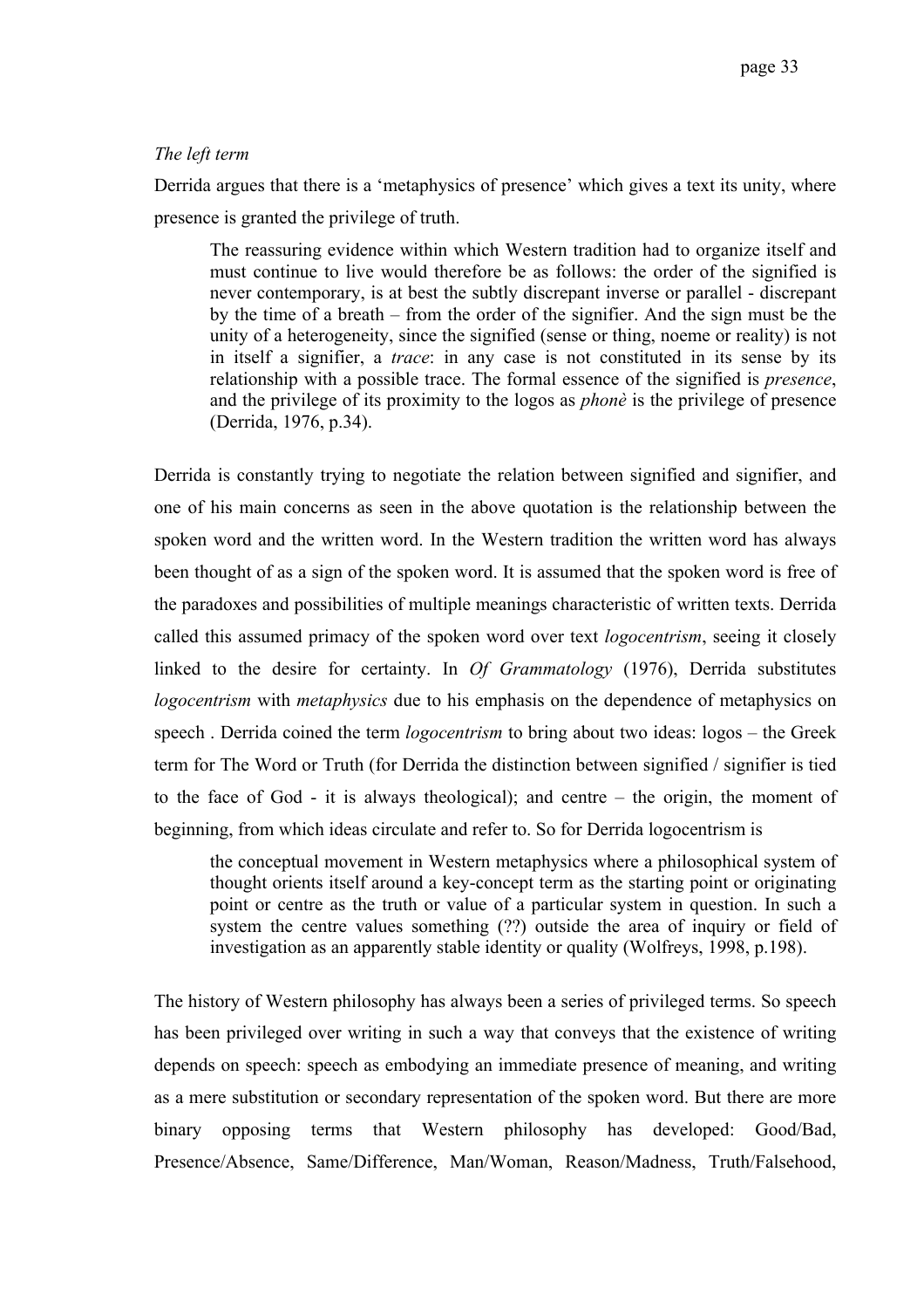*The left term*

Derrida argues that there is a 'metaphysics of presence' which gives a text its unity, where presence is granted the privilege of truth.

> The reassuring evidence within which Western tradition had to organize itself and must continue to live would therefore be as follows: the order of the signified is never contemporary, is at best the subtly discrepant inverse or parallel - discrepant by the time of a breath – from the order of the signifier. And the sign must be the unity of a heterogeneity, since the signified (sense or thing, noeme or reality) is not in itself a signifier, a *trace*: in any case is not constituted in its sense by its relationship with a possible trace. The formal essence of the signified is *presence*, and the privilege of its proximity to the logos as *phonè* is the privilege of presence (Derrida, 1976, p.34).

Derrida is constantly trying to negotiate the relation between signified and signifier, and one of his main concerns as seen in the above quotation is the relationship between the spoken word and the written word. In the Western tradition the written word has always been thought of as a sign of the spoken word. It is assumed that the spoken word is free of the paradoxes and possibilities of multiple meanings characteristic of written texts. Derrida called this assumed primacy of the spoken word over text *logocentrism*, seeing it closely linked to the desire for certainty. In *Of Grammatology* (1976), Derrida substitutes *logocentrism* with *metaphysics* due to his emphasis on the dependence of metaphysics on speech . Derrida coined the term *logocentrism* to bring about two ideas: logos – the Greek term for The Word or Truth (for Derrida the distinction between signified / signifier is tied to the face of God - it is always theological); and centre – the origin, the moment of beginning, from which ideas circulate and refer to. So for Derrida logocentrism is

> the conceptual movement in Western metaphysics where a philosophical system of thought orients itself around a key-concept term as the starting point or originating point or centre as the truth or value of a particular system in question. In such a system the centre values something (??) outside the area of inquiry or field of investigation as an apparently stable identity or quality (Wolfreys, 1998, p.198).

The history of Western philosophy has always been a series of privileged terms. So speech has been privileged over writing in such a way that conveys that the existence of writing depends on speech: speech as embodying an immediate presence of meaning, and writing as a mere substitution or secondary representation of the spoken word. But there are more binary opposing terms that Western philosophy has developed: Good/Bad, Presence/Absence, Same/Difference, Man/Woman, Reason/Madness, Truth/Falsehood,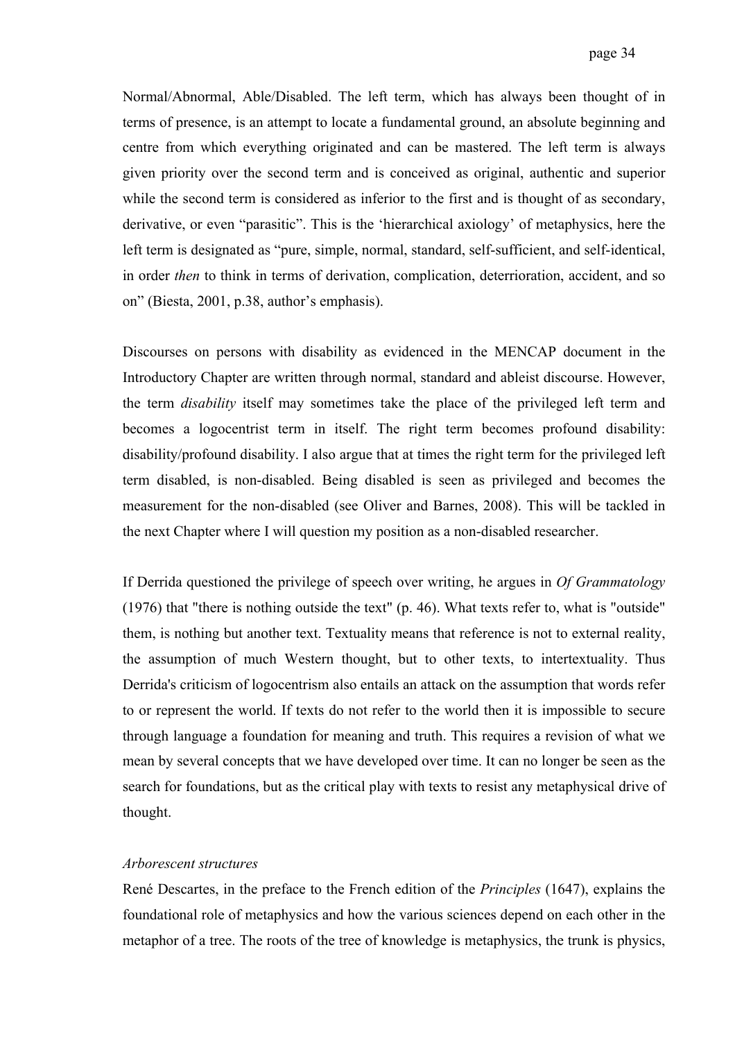Normal/Abnormal, Able/Disabled. The left term, which has always been thought of in terms of presence, is an attempt to locate a fundamental ground, an absolute beginning and centre from which everything originated and can be mastered. The left term is always given priority over the second term and is conceived as original, authentic and superior while the second term is considered as inferior to the first and is thought of as secondary, derivative, or even "parasitic". This is the 'hierarchical axiology' of metaphysics, here the left term is designated as "pure, simple, normal, standard, self-sufficient, and self-identical, in order *then* to think in terms of derivation, complication, deterrioration, accident, and so on" (Biesta, 2001, p.38, author's emphasis).

Discourses on persons with disability as evidenced in the MENCAP document in the Introductory Chapter are written through normal, standard and ableist discourse. However, the term *disability* itself may sometimes take the place of the privileged left term and becomes a logocentrist term in itself. The right term becomes profound disability: disability/profound disability. I also argue that at times the right term for the privileged left term disabled, is non-disabled. Being disabled is seen as privileged and becomes the measurement for the non-disabled (see Oliver and Barnes, 2008). This will be tackled in the next Chapter where I will question my position as a non-disabled researcher.

If Derrida questioned the privilege of speech over writing, he argues in *Of Grammatology* (1976) that "there is nothing outside the text" (p. 46). What texts refer to, what is "outside" them, is nothing but another text. Textuality means that reference is not to external reality, the assumption of much Western thought, but to other texts, to intertextuality. Thus Derrida's criticism of logocentrism also entails an attack on the assumption that words refer to or represent the world. If texts do not refer to the world then it is impossible to secure through language a foundation for meaning and truth. This requires a revision of what we mean by several concepts that we have developed over time. It can no longer be seen as the search for foundations, but as the critical play with texts to resist any metaphysical drive of thought.

*Arborescent structures*

René Descartes, in the preface to the French edition of the *Principles* (1647), explains the foundational role of metaphysics and how the various sciences depend on each other in the metaphor of a tree. The roots of the tree of knowledge is metaphysics, the trunk is physics,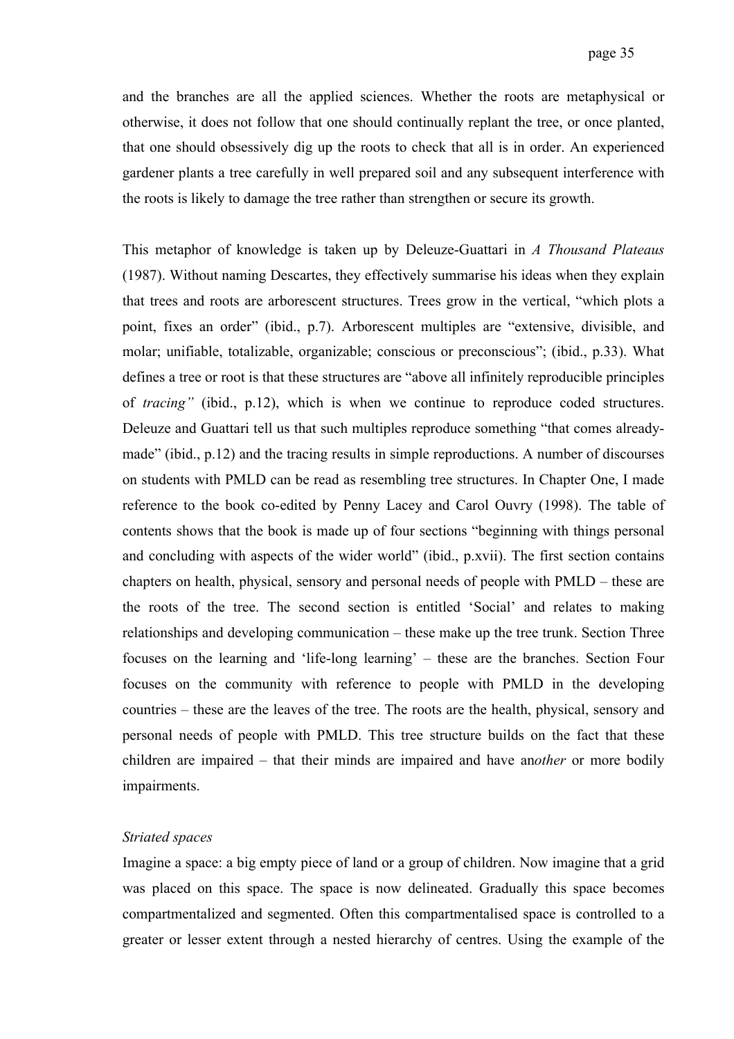and the branches are all the applied sciences. Whether the roots are metaphysical or otherwise, it does not follow that one should continually replant the tree, or once planted, that one should obsessively dig up the roots to check that all is in order. An experienced gardener plants a tree carefully in well prepared soil and any subsequent interference with the roots is likely to damage the tree rather than strengthen or secure its growth.

This metaphor of knowledge is taken up by Deleuze-Guattari in *A Thousand Plateaus* (1987). Without naming Descartes, they effectively summarise his ideas when they explain that trees and roots are arborescent structures. Trees grow in the vertical, "which plots a point, fixes an order" (ibid., p.7). Arborescent multiples are "extensive, divisible, and molar; unifiable, totalizable, organizable; conscious or preconscious"; (ibid., p.33). What defines a tree or root is that these structures are "above all infinitely reproducible principles of *tracing"* (ibid., p.12), which is when we continue to reproduce coded structures. Deleuze and Guattari tell us that such multiples reproduce something "that comes already-made" (ibid., p.12) and the tracing results in simple reproductions. A number of discourses on students with PMLD can be read as resembling tree structures. In Chapter One, I made reference to the book co-edited by Penny Lacey and Carol Ouvry (1998). The table of contents shows that the book is made up of four sections "beginning with things personal and concluding with aspects of the wider world" (ibid., p.xvii). The first section contains chapters on health, physical, sensory and personal needs of people with PMLD – these are the roots of the tree. The second section is entitled 'Social' and relates to making relationships and developing communication – these make up the tree trunk. Section Three focuses on the learning and 'life-long learning' – these are the branches. Section Four focuses on the community with reference to people with PMLD in the developing countries – these are the leaves of the tree. The roots are the health, physical, sensory and personal needs of people with PMLD. This tree structure builds on the fact that these children are impaired – that their minds are impaired and have an*other* or more bodily impairments.

*Striated spaces*

Imagine a space: a big empty piece of land or a group of children. Now imagine that a grid was placed on this space. The space is now delineated. Gradually this space becomes compartmentalized and segmented. Often this compartmentalised space is controlled to a greater or lesser extent through a nested hierarchy of centres. Using the example of the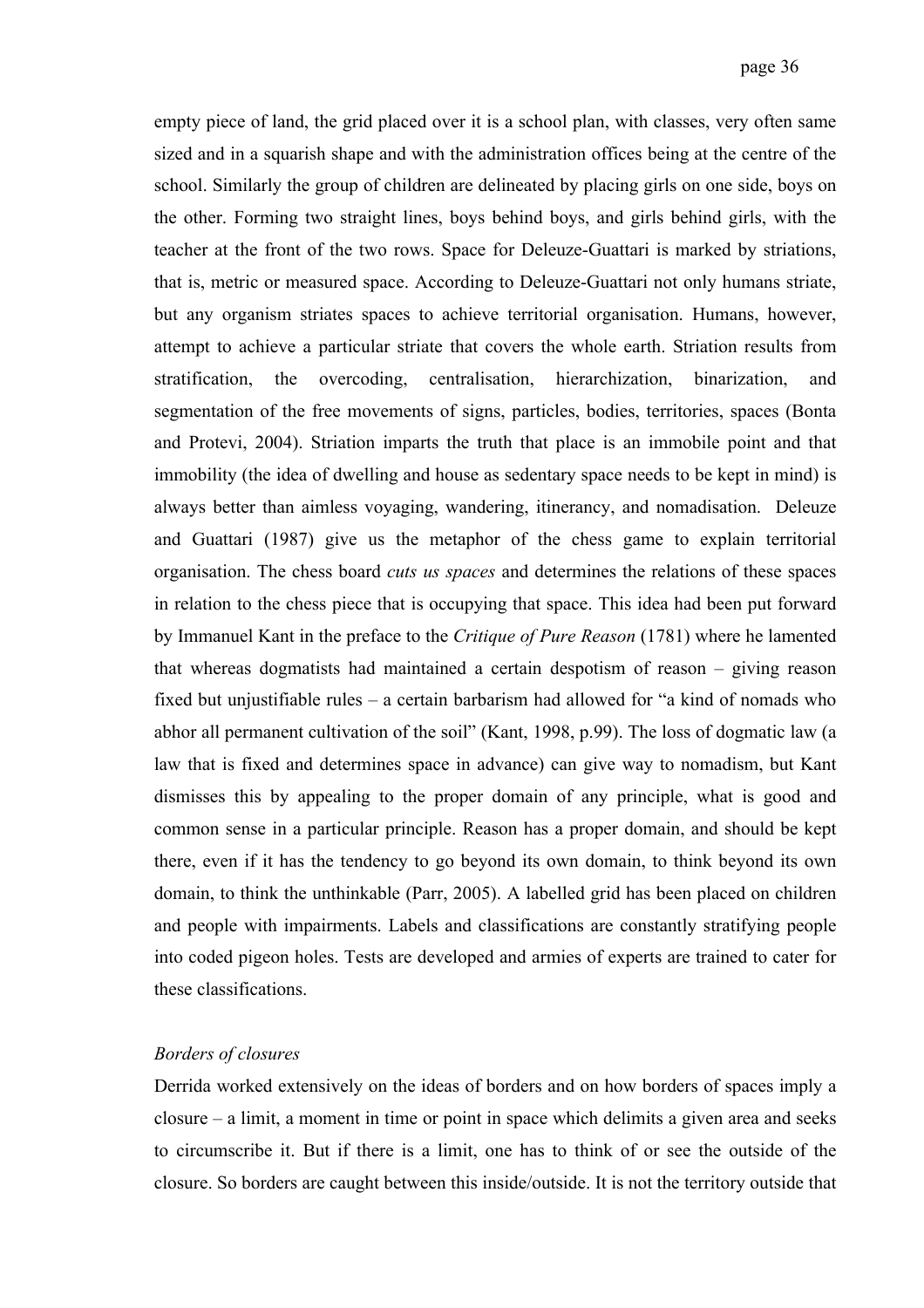empty piece of land, the grid placed over it is a school plan, with classes, very often same sized and in a squarish shape and with the administration offices being at the centre of the school. Similarly the group of children are delineated by placing girls on one side, boys on the other. Forming two straight lines, boys behind boys, and girls behind girls, with the teacher at the front of the two rows. Space for Deleuze-Guattari is marked by striations, that is, metric or measured space. According to Deleuze-Guattari not only humans striate, but any organism striates spaces to achieve territorial organisation. Humans, however, attempt to achieve a particular striate that covers the whole earth. Striation results from stratification, the overcoding, centralisation, hierarchization, binarization, and segmentation of the free movements of signs, particles, bodies, territories, spaces (Bonta and Protevi, 2004). Striation imparts the truth that place is an immobile point and that immobility (the idea of dwelling and house as sedentary space needs to be kept in mind) is always better than aimless voyaging, wandering, itinerancy, and nomadisation. Deleuze and Guattari (1987) give us the metaphor of the chess game to explain territorial organisation. The chess board *cuts us spaces* and determines the relations of these spaces in relation to the chess piece that is occupying that space. This idea had been put forward by Immanuel Kant in the preface to the *Critique of Pure Reason* (1781) where he lamented that whereas dogmatists had maintained a certain despotism of reason – giving reason fixed but unjustifiable rules – a certain barbarism had allowed for "a kind of nomads who abhor all permanent cultivation of the soil" (Kant, 1998, p.99). The loss of dogmatic law (a law that is fixed and determines space in advance) can give way to nomadism, but Kant dismisses this by appealing to the proper domain of any principle, what is good and common sense in a particular principle. Reason has a proper domain, and should be kept there, even if it has the tendency to go beyond its own domain, to think beyond its own domain, to think the unthinkable (Parr, 2005). A labelled grid has been placed on children and people with impairments. Labels and classifications are constantly stratifying people into coded pigeon holes. Tests are developed and armies of experts are trained to cater for these classifications.

*Borders of closures*

Derrida worked extensively on the ideas of borders and on how borders of spaces imply a closure – a limit, a moment in time or point in space which delimits a given area and seeks to circumscribe it. But if there is a limit, one has to think of or see the outside of the closure. So borders are caught between this inside/outside. It is not the territory outside that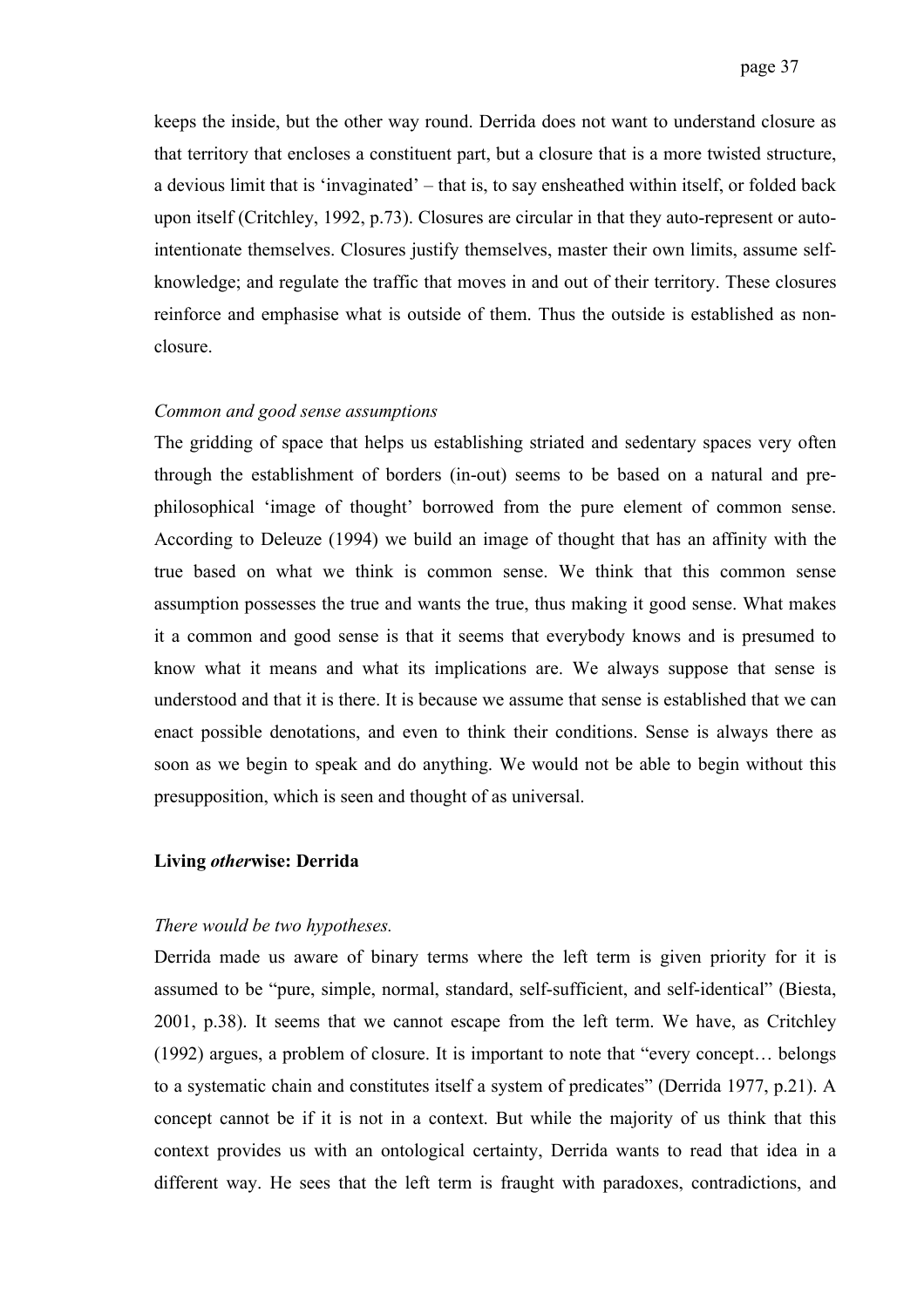keeps the inside, but the other way round. Derrida does not want to understand closure as that territory that encloses a constituent part, but a closure that is a more twisted structure, a devious limit that is 'invaginated' – that is, to say ensheathed within itself, or folded back upon itself (Critchley, 1992, p.73). Closures are circular in that they auto-represent or auto-intentionate themselves. Closures justify themselves, master their own limits, assume self-knowledge; and regulate the traffic that moves in and out of their territory. These closures reinforce and emphasise what is outside of them. Thus the outside is established as non-closure.

*Common and good sense assumptions*

The gridding of space that helps us establishing striated and sedentary spaces very often through the establishment of borders (in-out) seems to be based on a natural and pre-philosophical 'image of thought' borrowed from the pure element of common sense. According to Deleuze (1994) we build an image of thought that has an affinity with the true based on what we think is common sense. We think that this common sense assumption possesses the true and wants the true, thus making it good sense. What makes it a common and good sense is that it seems that everybody knows and is presumed to know what it means and what its implications are. We always suppose that sense is understood and that it is there. It is because we assume that sense is established that we can enact possible denotations, and even to think their conditions. Sense is always there as soon as we begin to speak and do anything. We would not be able to begin without this presupposition, which is seen and thought of as universal.

**Living *other*wise: Derrida**

*There would be two hypotheses.*

Derrida made us aware of binary terms where the left term is given priority for it is assumed to be "pure, simple, normal, standard, self-sufficient, and self-identical" (Biesta, 2001, p.38). It seems that we cannot escape from the left term. We have, as Critchley (1992) argues, a problem of closure. It is important to note that "every concept… belongs to a systematic chain and constitutes itself a system of predicates" (Derrida 1977, p.21). A concept cannot be if it is not in a context. But while the majority of us think that this context provides us with an ontological certainty, Derrida wants to read that idea in a different way. He sees that the left term is fraught with paradoxes, contradictions, and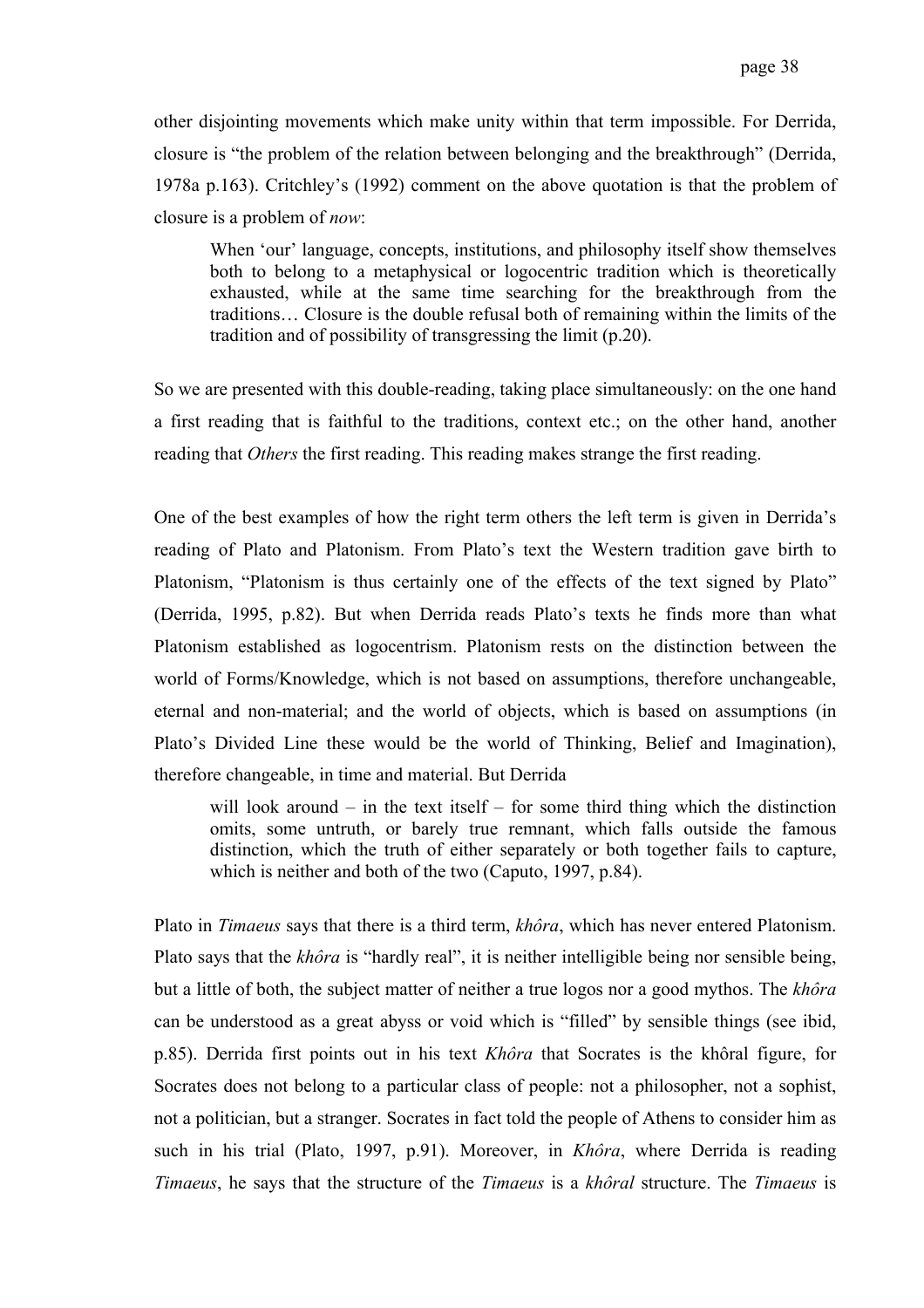other disjointing movements which make unity within that term impossible. For Derrida, closure is "the problem of the relation between belonging and the breakthrough" (Derrida, 1978a p.163). Critchley's (1992) comment on the above quotation is that the problem of closure is a problem of *now*:

> When 'our' language, concepts, institutions, and philosophy itself show themselves both to belong to a metaphysical or logocentric tradition which is theoretically exhausted, while at the same time searching for the breakthrough from the traditions… Closure is the double refusal both of remaining within the limits of the tradition and of possibility of transgressing the limit (p.20).

So we are presented with this double-reading, taking place simultaneously: on the one hand a first reading that is faithful to the traditions, context etc.; on the other hand, another reading that *Others* the first reading. This reading makes strange the first reading.

One of the best examples of how the right term others the left term is given in Derrida's reading of Plato and Platonism. From Plato's text the Western tradition gave birth to Platonism, "Platonism is thus certainly one of the effects of the text signed by Plato" (Derrida, 1995, p.82). But when Derrida reads Plato's texts he finds more than what Platonism established as logocentrism. Platonism rests on the distinction between the world of Forms/Knowledge, which is not based on assumptions, therefore unchangeable, eternal and non-material; and the world of objects, which is based on assumptions (in Plato's Divided Line these would be the world of Thinking, Belief and Imagination), therefore changeable, in time and material. But Derrida

> will look around – in the text itself – for some third thing which the distinction omits, some untruth, or barely true remnant, which falls outside the famous distinction, which the truth of either separately or both together fails to capture, which is neither and both of the two (Caputo, 1997, p.84).

Plato in *Timaeus* says that there is a third term, *khôra*, which has never entered Platonism. Plato says that the *khôra* is "hardly real", it is neither intelligible being nor sensible being, but a little of both, the subject matter of neither a true logos nor a good mythos. The *khôra* can be understood as a great abyss or void which is "filled" by sensible things (see ibid, p.85). Derrida first points out in his text *Khôra* that Socrates is the khôral figure, for Socrates does not belong to a particular class of people: not a philosopher, not a sophist, not a politician, but a stranger. Socrates in fact told the people of Athens to consider him as such in his trial (Plato, 1997, p.91). Moreover, in *Khôra*, where Derrida is reading *Timaeus*, he says that the structure of the *Timaeus* is a *khôral* structure. The *Timaeus* is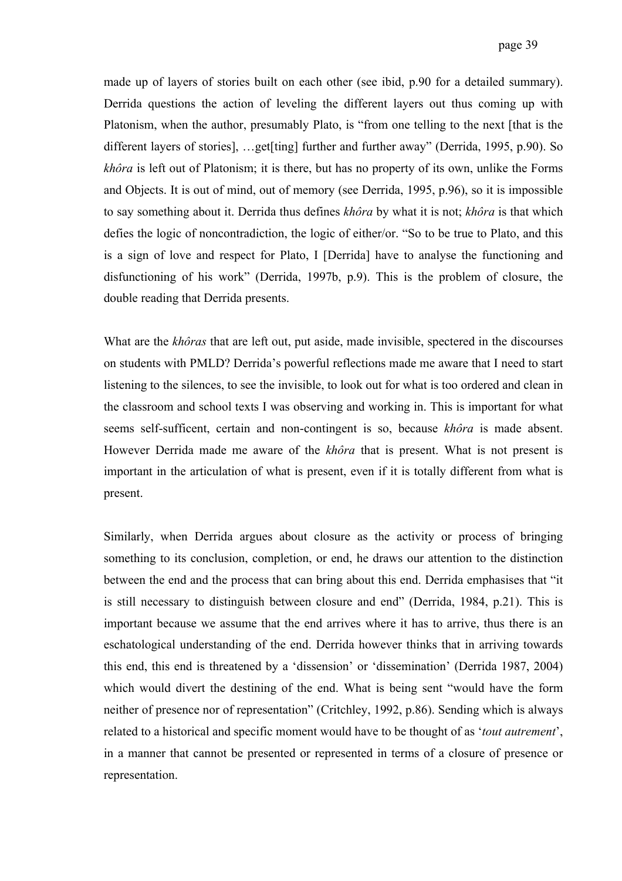made up of layers of stories built on each other (see ibid, p.90 for a detailed summary). Derrida questions the action of leveling the different layers out thus coming up with Platonism, when the author, presumably Plato, is "from one telling to the next [that is the different layers of stories], …get[ting] further and further away" (Derrida, 1995, p.90). So *khôra* is left out of Platonism; it is there, but has no property of its own, unlike the Forms and Objects. It is out of mind, out of memory (see Derrida, 1995, p.96), so it is impossible to say something about it. Derrida thus defines *khôra* by what it is not; *khôra* is that which defies the logic of noncontradiction, the logic of either/or. "So to be true to Plato, and this is a sign of love and respect for Plato, I [Derrida] have to analyse the functioning and disfunctioning of his work" (Derrida, 1997b, p.9). This is the problem of closure, the double reading that Derrida presents.

What are the *khôras* that are left out, put aside, made invisible, spectered in the discourses on students with PMLD? Derrida's powerful reflections made me aware that I need to start listening to the silences, to see the invisible, to look out for what is too ordered and clean in the classroom and school texts I was observing and working in. This is important for what seems self-sufficent, certain and non-contingent is so, because *khôra* is made absent. However Derrida made me aware of the *khôra* that is present. What is not present is important in the articulation of what is present, even if it is totally different from what is present.

Similarly, when Derrida argues about closure as the activity or process of bringing something to its conclusion, completion, or end, he draws our attention to the distinction between the end and the process that can bring about this end. Derrida emphasises that "it is still necessary to distinguish between closure and end" (Derrida, 1984, p.21). This is important because we assume that the end arrives where it has to arrive, thus there is an eschatological understanding of the end. Derrida however thinks that in arriving towards this end, this end is threatened by a 'dissension' or 'dissemination' (Derrida 1987, 2004) which would divert the destining of the end. What is being sent "would have the form neither of presence nor of representation" (Critchley, 1992, p.86). Sending which is always related to a historical and specific moment would have to be thought of as '*tout autrement*', in a manner that cannot be presented or represented in terms of a closure of presence or representation.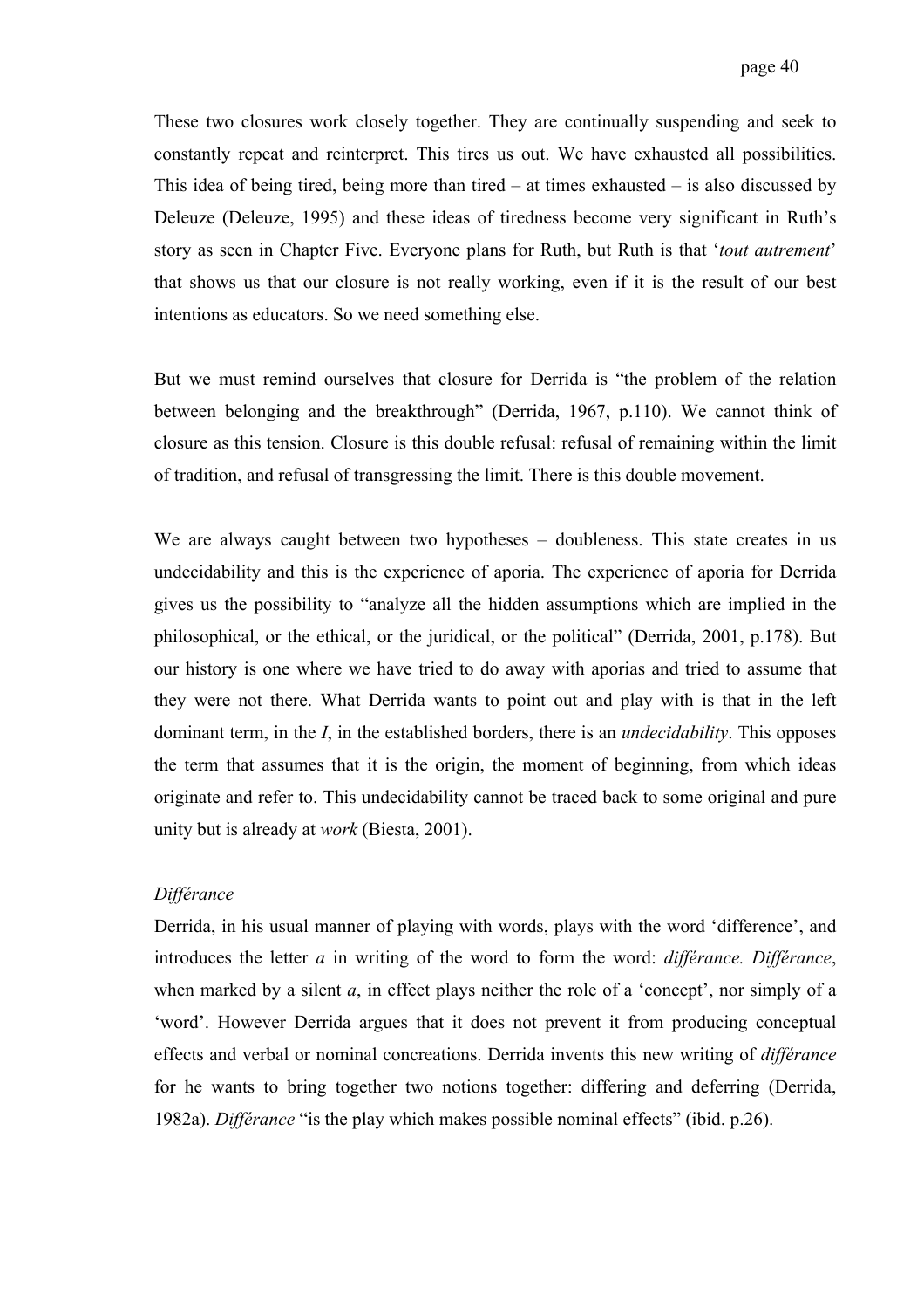These two closures work closely together. They are continually suspending and seek to constantly repeat and reinterpret. This tires us out. We have exhausted all possibilities. This idea of being tired, being more than tired – at times exhausted – is also discussed by Deleuze (Deleuze, 1995) and these ideas of tiredness become very significant in Ruth's story as seen in Chapter Five. Everyone plans for Ruth, but Ruth is that '*tout autrement*' that shows us that our closure is not really working, even if it is the result of our best intentions as educators. So we need something else.

But we must remind ourselves that closure for Derrida is "the problem of the relation between belonging and the breakthrough" (Derrida, 1967, p.110). We cannot think of closure as this tension. Closure is this double refusal: refusal of remaining within the limit of tradition, and refusal of transgressing the limit. There is this double movement.

We are always caught between two hypotheses – doubleness. This state creates in us undecidability and this is the experience of aporia. The experience of aporia for Derrida gives us the possibility to "analyze all the hidden assumptions which are implied in the philosophical, or the ethical, or the juridical, or the political" (Derrida, 2001, p.178). But our history is one where we have tried to do away with aporias and tried to assume that they were not there. What Derrida wants to point out and play with is that in the left dominant term, in the *I*, in the established borders, there is an *undecidability*. This opposes the term that assumes that it is the origin, the moment of beginning, from which ideas originate and refer to. This undecidability cannot be traced back to some original and pure unity but is already at *work* (Biesta, 2001).

### *Différance*

Derrida, in his usual manner of playing with words, plays with the word 'difference', and introduces the letter *a* in writing of the word to form the word: *différance. Différance*, when marked by a silent *a*, in effect plays neither the role of a 'concept', nor simply of a 'word'. However Derrida argues that it does not prevent it from producing conceptual effects and verbal or nominal concreations. Derrida invents this new writing of *différance* for he wants to bring together two notions together: differing and deferring (Derrida, 1982a). *Différance* "is the play which makes possible nominal effects" (ibid. p.26).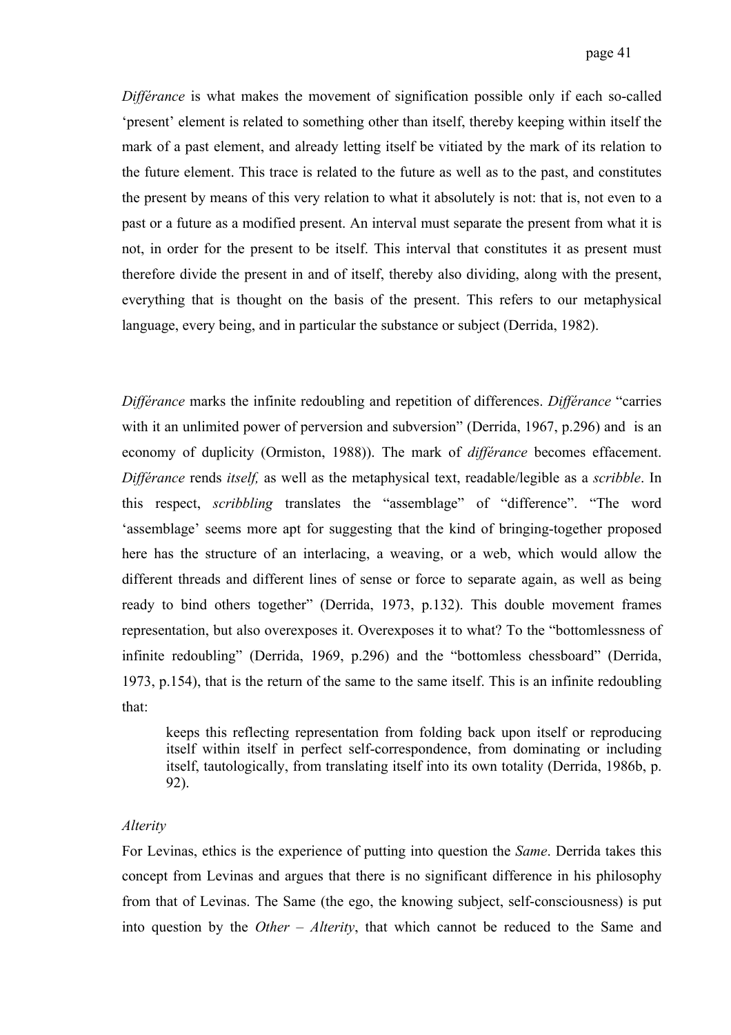*Différance* is what makes the movement of signification possible only if each so-called 'present' element is related to something other than itself, thereby keeping within itself the mark of a past element, and already letting itself be vitiated by the mark of its relation to the future element. This trace is related to the future as well as to the past, and constitutes the present by means of this very relation to what it absolutely is not: that is, not even to a past or a future as a modified present. An interval must separate the present from what it is not, in order for the present to be itself. This interval that constitutes it as present must therefore divide the present in and of itself, thereby also dividing, along with the present, everything that is thought on the basis of the present. This refers to our metaphysical language, every being, and in particular the substance or subject (Derrida, 1982).

*Différance* marks the infinite redoubling and repetition of differences. *Différance* "carries with it an unlimited power of perversion and subversion" (Derrida, 1967, p.296) and is an economy of duplicity (Ormiston, 1988)). The mark of *différance* becomes effacement. *Différance* rends *itself,* as well as the metaphysical text, readable/legible as a *scribble*. In this respect, *scribbling* translates the "assemblage" of "difference". "The word 'assemblage' seems more apt for suggesting that the kind of bringing-together proposed here has the structure of an interlacing, a weaving, or a web, which would allow the different threads and different lines of sense or force to separate again, as well as being ready to bind others together" (Derrida, 1973, p.132). This double movement frames representation, but also overexposes it. Overexposes it to what? To the "bottomlessness of infinite redoubling" (Derrida, 1969, p.296) and the "bottomless chessboard" (Derrida, 1973, p.154), that is the return of the same to the same itself. This is an infinite redoubling that:

> keeps this reflecting representation from folding back upon itself or reproducing itself within itself in perfect self-correspondence, from dominating or including itself, tautologically, from translating itself into its own totality (Derrida, 1986b, p. 92).

*Alterity*

For Levinas, ethics is the experience of putting into question the *Same*. Derrida takes this concept from Levinas and argues that there is no significant difference in his philosophy from that of Levinas. The Same (the ego, the knowing subject, self-consciousness) is put into question by the *Other* – *Alterity*, that which cannot be reduced to the Same and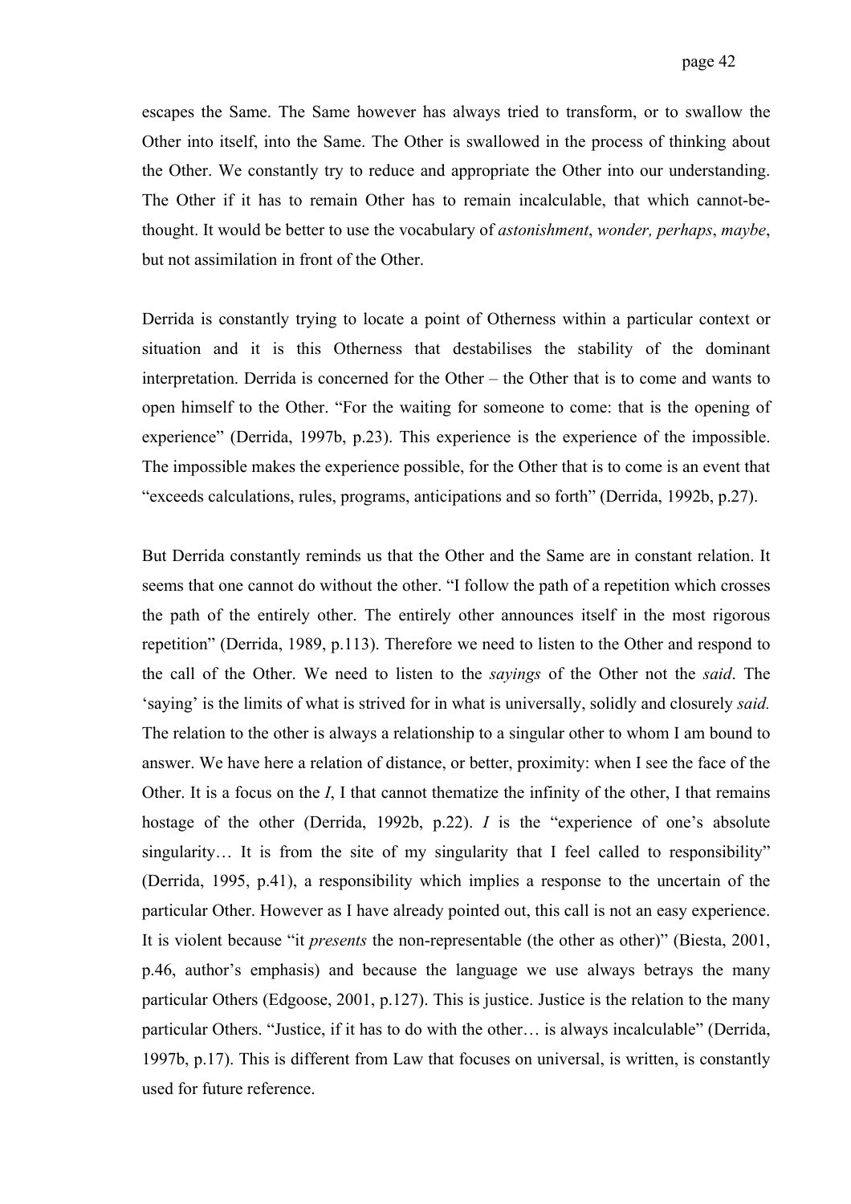escapes the Same. The Same however has always tried to transform, or to swallow the Other into itself, into the Same. The Other is swallowed in the process of thinking about the Other. We constantly try to reduce and appropriate the Other into our understanding. The Other if it has to remain Other has to remain incalculable, that which cannot-be-thought. It would be better to use the vocabulary of *astonishment*, *wonder, perhaps*, *maybe*, but not assimilation in front of the Other.

Derrida is constantly trying to locate a point of Otherness within a particular context or situation and it is this Otherness that destabilises the stability of the dominant interpretation. Derrida is concerned for the Other – the Other that is to come and wants to open himself to the Other. "For the waiting for someone to come: that is the opening of experience" (Derrida, 1997b, p.23). This experience is the experience of the impossible. The impossible makes the experience possible, for the Other that is to come is an event that "exceeds calculations, rules, programs, anticipations and so forth" (Derrida, 1992b, p.27).

But Derrida constantly reminds us that the Other and the Same are in constant relation. It seems that one cannot do without the other. "I follow the path of a repetition which crosses the path of the entirely other. The entirely other announces itself in the most rigorous repetition" (Derrida, 1989, p.113). Therefore we need to listen to the Other and respond to the call of the Other. We need to listen to the *sayings* of the Other not the *said*. The 'saying' is the limits of what is strived for in what is universally, solidly and closurely *said.* The relation to the other is always a relationship to a singular other to whom I am bound to answer. We have here a relation of distance, or better, proximity: when I see the face of the Other. It is a focus on the *I*, I that cannot thematize the infinity of the other, I that remains hostage of the other (Derrida, 1992b, p.22). *I* is the "experience of one's absolute singularity… It is from the site of my singularity that I feel called to responsibility" (Derrida, 1995, p.41), a responsibility which implies a response to the uncertain of the particular Other. However as I have already pointed out, this call is not an easy experience. It is violent because "it *presents* the non-representable (the other as other)" (Biesta, 2001, p.46, author's emphasis) and because the language we use always betrays the many particular Others (Edgoose, 2001, p.127). This is justice. Justice is the relation to the many particular Others. "Justice, if it has to do with the other… is always incalculable" (Derrida, 1997b, p.17). This is different from Law that focuses on universal, is written, is constantly used for future reference.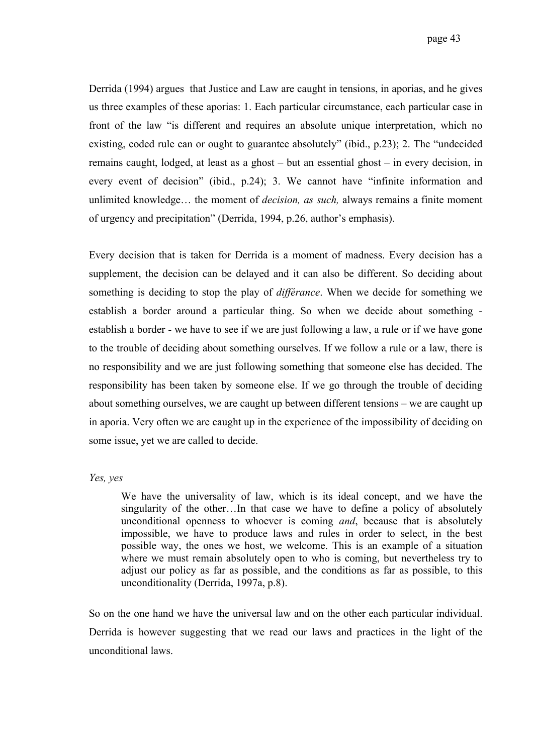Derrida (1994) argues that Justice and Law are caught in tensions, in aporias, and he gives us three examples of these aporias: 1. Each particular circumstance, each particular case in front of the law "is different and requires an absolute unique interpretation, which no existing, coded rule can or ought to guarantee absolutely" (ibid., p.23); 2. The "undecided remains caught, lodged, at least as a ghost – but an essential ghost – in every decision, in every event of decision" (ibid., p.24); 3. We cannot have "infinite information and unlimited knowledge… the moment of *decision, as such,* always remains a finite moment of urgency and precipitation" (Derrida, 1994, p.26, author's emphasis).

Every decision that is taken for Derrida is a moment of madness. Every decision has a supplement, the decision can be delayed and it can also be different. So deciding about something is deciding to stop the play of *différance*. When we decide for something we establish a border around a particular thing. So when we decide about something - establish a border - we have to see if we are just following a law, a rule or if we have gone to the trouble of deciding about something ourselves. If we follow a rule or a law, there is no responsibility and we are just following something that someone else has decided. The responsibility has been taken by someone else. If we go through the trouble of deciding about something ourselves, we are caught up between different tensions – we are caught up in aporia. Very often we are caught up in the experience of the impossibility of deciding on some issue, yet we are called to decide.

*Yes, yes*

> We have the universality of law, which is its ideal concept, and we have the singularity of the other…In that case we have to define a policy of absolutely unconditional openness to whoever is coming *and*, because that is absolutely impossible, we have to produce laws and rules in order to select, in the best possible way, the ones we host, we welcome. This is an example of a situation where we must remain absolutely open to who is coming, but nevertheless try to adjust our policy as far as possible, and the conditions as far as possible, to this unconditionality (Derrida, 1997a, p.8).

So on the one hand we have the universal law and on the other each particular individual. Derrida is however suggesting that we read our laws and practices in the light of the unconditional laws.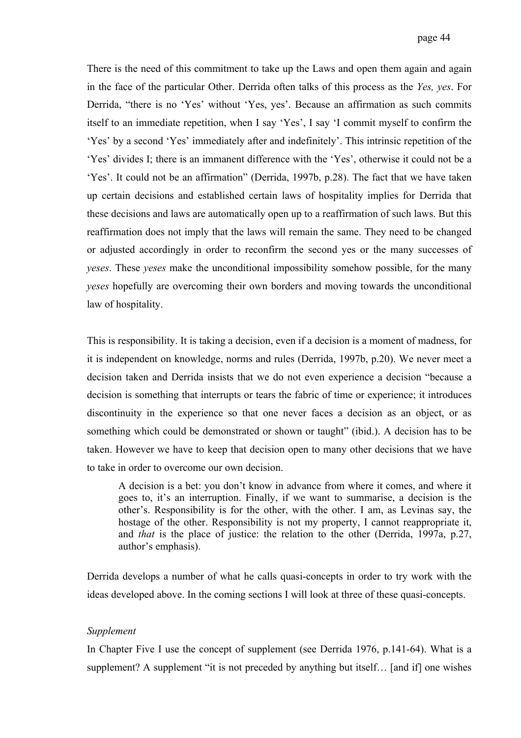There is the need of this commitment to take up the Laws and open them again and again in the face of the particular Other. Derrida often talks of this process as the *Yes, yes*. For Derrida, "there is no 'Yes' without 'Yes, yes'. Because an affirmation as such commits itself to an immediate repetition, when I say 'Yes', I say 'I commit myself to confirm the 'Yes' by a second 'Yes' immediately after and indefinitely'. This intrinsic repetition of the 'Yes' divides I; there is an immanent difference with the 'Yes', otherwise it could not be a 'Yes'. It could not be an affirmation" (Derrida, 1997b, p.28). The fact that we have taken up certain decisions and established certain laws of hospitality implies for Derrida that these decisions and laws are automatically open up to a reaffirmation of such laws. But this reaffirmation does not imply that the laws will remain the same. They need to be changed or adjusted accordingly in order to reconfirm the second yes or the many successes of *yeses*. These *yeses* make the unconditional impossibility somehow possible, for the many *yeses* hopefully are overcoming their own borders and moving towards the unconditional law of hospitality.

This is responsibility. It is taking a decision, even if a decision is a moment of madness, for it is independent on knowledge, norms and rules (Derrida, 1997b, p.20). We never meet a decision taken and Derrida insists that we do not even experience a decision "because a decision is something that interrupts or tears the fabric of time or experience; it introduces discontinuity in the experience so that one never faces a decision as an object, or as something which could be demonstrated or shown or taught" (ibid.). A decision has to be taken. However we have to keep that decision open to many other decisions that we have to take in order to overcome our own decision.

> A decision is a bet: you don't know in advance from where it comes, and where it goes to, it's an interruption. Finally, if we want to summarise, a decision is the other's. Responsibility is for the other, with the other. I am, as Levinas say, the hostage of the other. Responsibility is not my property, I cannot reappropriate it, and *that* is the place of justice: the relation to the other (Derrida, 1997a, p.27, author's emphasis).

Derrida develops a number of what he calls quasi-concepts in order to try work with the ideas developed above. In the coming sections I will look at three of these quasi-concepts.

### *Supplement*

In Chapter Five I use the concept of supplement (see Derrida 1976, p.141-64). What is a supplement? A supplement "it is not preceded by anything but itself… [and if] one wishes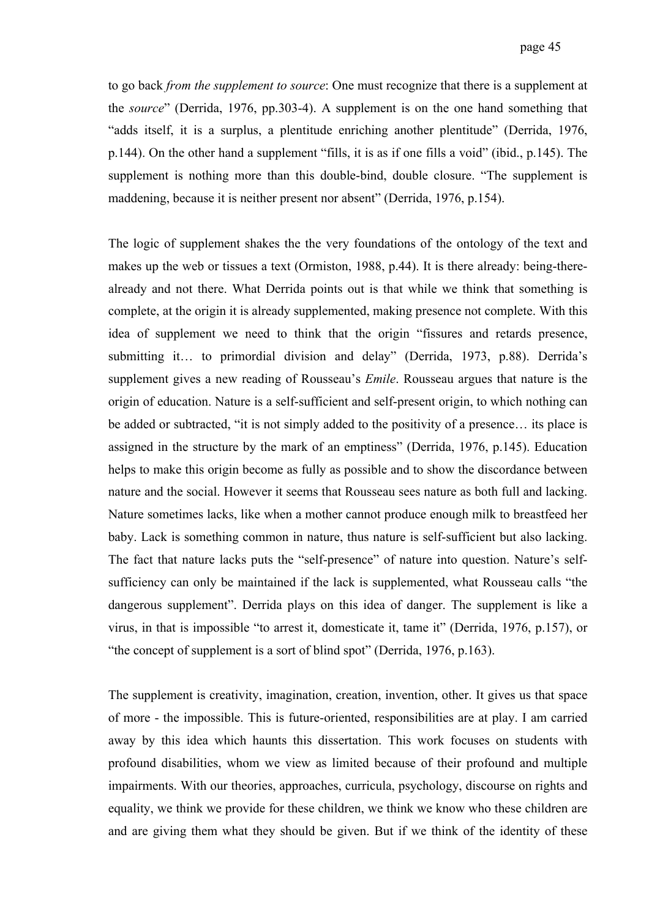to go back *from the supplement to source*: One must recognize that there is a supplement at the *source*" (Derrida, 1976, pp.303-4). A supplement is on the one hand something that "adds itself, it is a surplus, a plentitude enriching another plentitude" (Derrida, 1976, p.144). On the other hand a supplement "fills, it is as if one fills a void" (ibid., p.145). The supplement is nothing more than this double-bind, double closure. "The supplement is maddening, because it is neither present nor absent" (Derrida, 1976, p.154).

The logic of supplement shakes the the very foundations of the ontology of the text and makes up the web or tissues a text (Ormiston, 1988, p.44). It is there already: being-there-already and not there. What Derrida points out is that while we think that something is complete, at the origin it is already supplemented, making presence not complete. With this idea of supplement we need to think that the origin "fissures and retards presence, submitting it… to primordial division and delay" (Derrida, 1973, p.88). Derrida's supplement gives a new reading of Rousseau's *Emile*. Rousseau argues that nature is the origin of education. Nature is a self-sufficient and self-present origin, to which nothing can be added or subtracted, "it is not simply added to the positivity of a presence… its place is assigned in the structure by the mark of an emptiness" (Derrida, 1976, p.145). Education helps to make this origin become as fully as possible and to show the discordance between nature and the social. However it seems that Rousseau sees nature as both full and lacking. Nature sometimes lacks, like when a mother cannot produce enough milk to breastfeed her baby. Lack is something common in nature, thus nature is self-sufficient but also lacking. The fact that nature lacks puts the "self-presence" of nature into question. Nature's self-sufficiency can only be maintained if the lack is supplemented, what Rousseau calls "the dangerous supplement". Derrida plays on this idea of danger. The supplement is like a virus, in that is impossible "to arrest it, domesticate it, tame it" (Derrida, 1976, p.157), or "the concept of supplement is a sort of blind spot" (Derrida, 1976, p.163).

The supplement is creativity, imagination, creation, invention, other. It gives us that space of more - the impossible. This is future-oriented, responsibilities are at play. I am carried away by this idea which haunts this dissertation. This work focuses on students with profound disabilities, whom we view as limited because of their profound and multiple impairments. With our theories, approaches, curricula, psychology, discourse on rights and equality, we think we provide for these children, we think we know who these children are and are giving them what they should be given. But if we think of the identity of these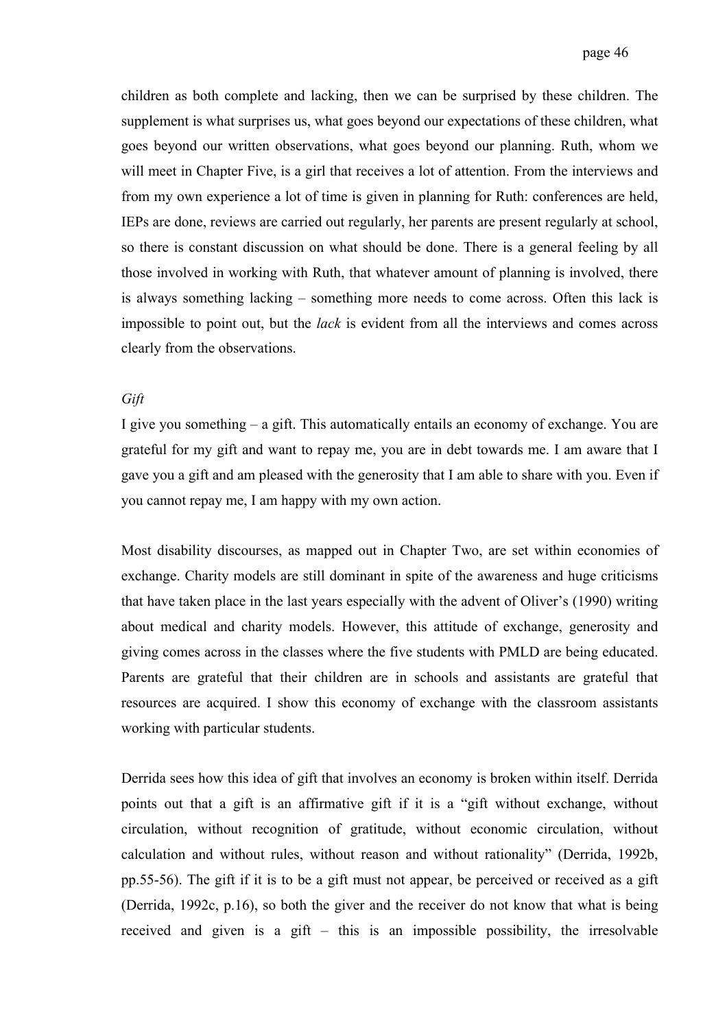children as both complete and lacking, then we can be surprised by these children. The supplement is what surprises us, what goes beyond our expectations of these children, what goes beyond our written observations, what goes beyond our planning. Ruth, whom we will meet in Chapter Five, is a girl that receives a lot of attention. From the interviews and from my own experience a lot of time is given in planning for Ruth: conferences are held, IEPs are done, reviews are carried out regularly, her parents are present regularly at school, so there is constant discussion on what should be done. There is a general feeling by all those involved in working with Ruth, that whatever amount of planning is involved, there is always something lacking – something more needs to come across. Often this lack is impossible to point out, but the *lack* is evident from all the interviews and comes across clearly from the observations.

*Gift*

I give you something – a gift. This automatically entails an economy of exchange. You are grateful for my gift and want to repay me, you are in debt towards me. I am aware that I gave you a gift and am pleased with the generosity that I am able to share with you. Even if you cannot repay me, I am happy with my own action.

Most disability discourses, as mapped out in Chapter Two, are set within economies of exchange. Charity models are still dominant in spite of the awareness and huge criticisms that have taken place in the last years especially with the advent of Oliver's (1990) writing about medical and charity models. However, this attitude of exchange, generosity and giving comes across in the classes where the five students with PMLD are being educated. Parents are grateful that their children are in schools and assistants are grateful that resources are acquired. I show this economy of exchange with the classroom assistants working with particular students.

Derrida sees how this idea of gift that involves an economy is broken within itself. Derrida points out that a gift is an affirmative gift if it is a "gift without exchange, without circulation, without recognition of gratitude, without economic circulation, without calculation and without rules, without reason and without rationality" (Derrida, 1992b, pp.55-56). The gift if it is to be a gift must not appear, be perceived or received as a gift (Derrida, 1992c, p.16), so both the giver and the receiver do not know that what is being received and given is a gift – this is an impossible possibility, the irresolvable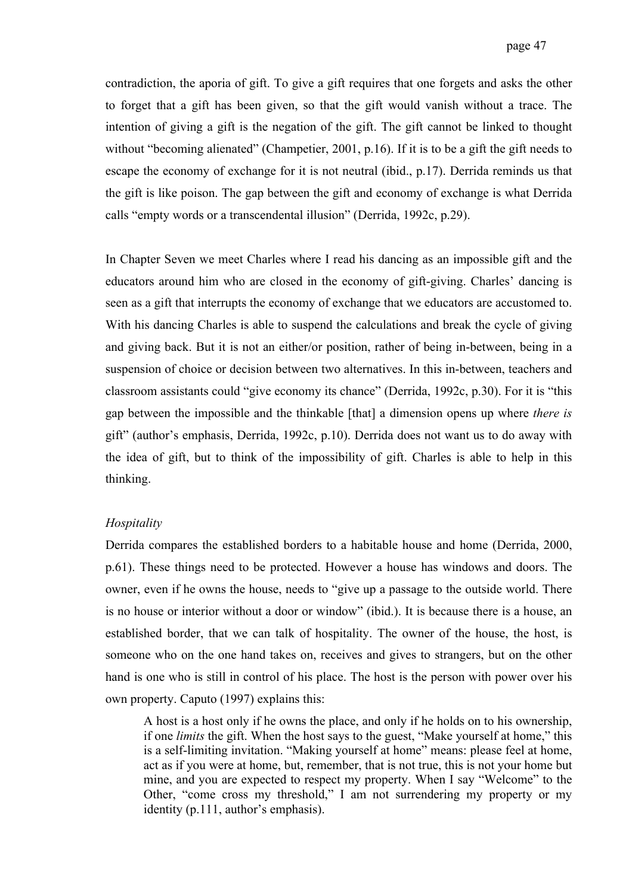contradiction, the aporia of gift. To give a gift requires that one forgets and asks the other to forget that a gift has been given, so that the gift would vanish without a trace. The intention of giving a gift is the negation of the gift. The gift cannot be linked to thought without "becoming alienated" (Champetier, 2001, p.16). If it is to be a gift the gift needs to escape the economy of exchange for it is not neutral (ibid., p.17). Derrida reminds us that the gift is like poison. The gap between the gift and economy of exchange is what Derrida calls "empty words or a transcendental illusion" (Derrida, 1992c, p.29).

In Chapter Seven we meet Charles where I read his dancing as an impossible gift and the educators around him who are closed in the economy of gift-giving. Charles' dancing is seen as a gift that interrupts the economy of exchange that we educators are accustomed to. With his dancing Charles is able to suspend the calculations and break the cycle of giving and giving back. But it is not an either/or position, rather of being in-between, being in a suspension of choice or decision between two alternatives. In this in-between, teachers and classroom assistants could "give economy its chance" (Derrida, 1992c, p.30). For it is "this gap between the impossible and the thinkable [that] a dimension opens up where *there is* gift" (author's emphasis, Derrida, 1992c, p.10). Derrida does not want us to do away with the idea of gift, but to think of the impossibility of gift. Charles is able to help in this thinking.

*Hospitality*

Derrida compares the established borders to a habitable house and home (Derrida, 2000, p.61). These things need to be protected. However a house has windows and doors. The owner, even if he owns the house, needs to "give up a passage to the outside world. There is no house or interior without a door or window" (ibid.). It is because there is a house, an established border, that we can talk of hospitality. The owner of the house, the host, is someone who on the one hand takes on, receives and gives to strangers, but on the other hand is one who is still in control of his place. The host is the person with power over his own property. Caputo (1997) explains this:

> A host is a host only if he owns the place, and only if he holds on to his ownership, if one *limits* the gift. When the host says to the guest, "Make yourself at home," this is a self-limiting invitation. "Making yourself at home" means: please feel at home, act as if you were at home, but, remember, that is not true, this is not your home but mine, and you are expected to respect my property. When I say "Welcome" to the Other, "come cross my threshold," I am not surrendering my property or my identity (p.111, author's emphasis).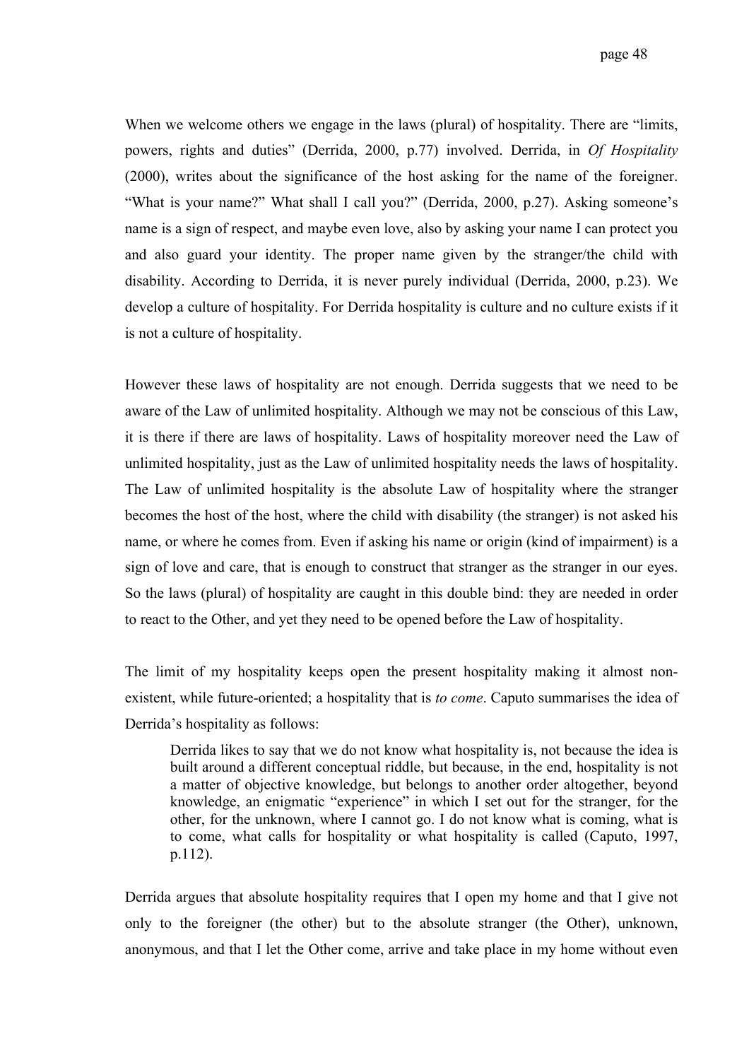When we welcome others we engage in the laws (plural) of hospitality. There are "limits, powers, rights and duties" (Derrida, 2000, p.77) involved. Derrida, in *Of Hospitality* (2000), writes about the significance of the host asking for the name of the foreigner. "What is your name?" What shall I call you?" (Derrida, 2000, p.27). Asking someone's name is a sign of respect, and maybe even love, also by asking your name I can protect you and also guard your identity. The proper name given by the stranger/the child with disability. According to Derrida, it is never purely individual (Derrida, 2000, p.23). We develop a culture of hospitality. For Derrida hospitality is culture and no culture exists if it is not a culture of hospitality.

However these laws of hospitality are not enough. Derrida suggests that we need to be aware of the Law of unlimited hospitality. Although we may not be conscious of this Law, it is there if there are laws of hospitality. Laws of hospitality moreover need the Law of unlimited hospitality, just as the Law of unlimited hospitality needs the laws of hospitality. The Law of unlimited hospitality is the absolute Law of hospitality where the stranger becomes the host of the host, where the child with disability (the stranger) is not asked his name, or where he comes from. Even if asking his name or origin (kind of impairment) is a sign of love and care, that is enough to construct that stranger as the stranger in our eyes. So the laws (plural) of hospitality are caught in this double bind: they are needed in order to react to the Other, and yet they need to be opened before the Law of hospitality.

The limit of my hospitality keeps open the present hospitality making it almost non-existent, while future-oriented; a hospitality that is *to come*. Caputo summarises the idea of Derrida's hospitality as follows:

> Derrida likes to say that we do not know what hospitality is, not because the idea is built around a different conceptual riddle, but because, in the end, hospitality is not a matter of objective knowledge, but belongs to another order altogether, beyond knowledge, an enigmatic "experience" in which I set out for the stranger, for the other, for the unknown, where I cannot go. I do not know what is coming, what is to come, what calls for hospitality or what hospitality is called (Caputo, 1997, p.112).

Derrida argues that absolute hospitality requires that I open my home and that I give not only to the foreigner (the other) but to the absolute stranger (the Other), unknown, anonymous, and that I let the Other come, arrive and take place in my home without even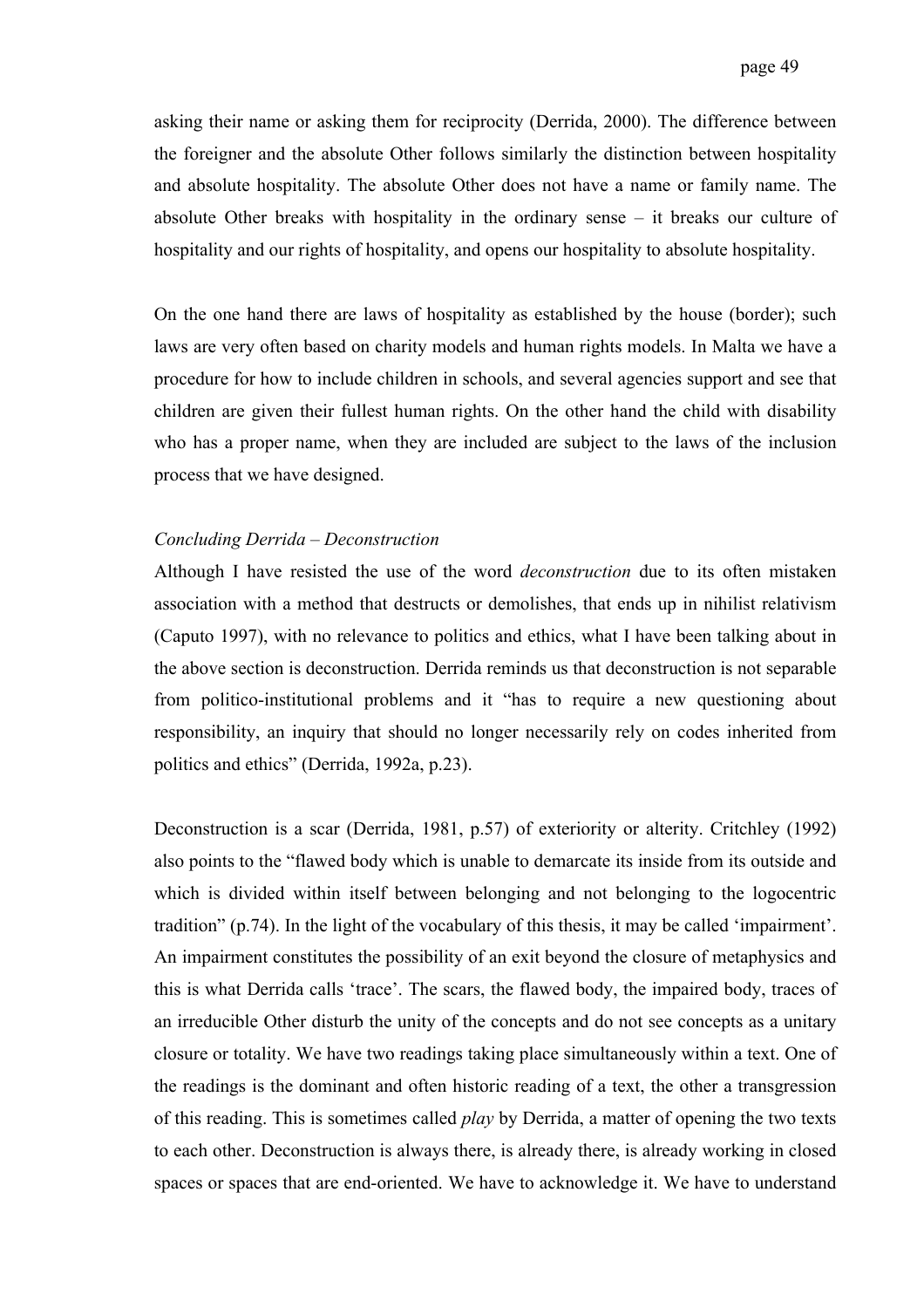asking their name or asking them for reciprocity (Derrida, 2000). The difference between the foreigner and the absolute Other follows similarly the distinction between hospitality and absolute hospitality. The absolute Other does not have a name or family name. The absolute Other breaks with hospitality in the ordinary sense – it breaks our culture of hospitality and our rights of hospitality, and opens our hospitality to absolute hospitality.

On the one hand there are laws of hospitality as established by the house (border); such laws are very often based on charity models and human rights models. In Malta we have a procedure for how to include children in schools, and several agencies support and see that children are given their fullest human rights. On the other hand the child with disability who has a proper name, when they are included are subject to the laws of the inclusion process that we have designed.

*Concluding Derrida – Deconstruction*

Although I have resisted the use of the word *deconstruction* due to its often mistaken association with a method that destructs or demolishes, that ends up in nihilist relativism (Caputo 1997), with no relevance to politics and ethics, what I have been talking about in the above section is deconstruction. Derrida reminds us that deconstruction is not separable from politico-institutional problems and it "has to require a new questioning about responsibility, an inquiry that should no longer necessarily rely on codes inherited from politics and ethics" (Derrida, 1992a, p.23).

Deconstruction is a scar (Derrida, 1981, p.57) of exteriority or alterity. Critchley (1992) also points to the "flawed body which is unable to demarcate its inside from its outside and which is divided within itself between belonging and not belonging to the logocentric tradition" (p.74). In the light of the vocabulary of this thesis, it may be called 'impairment'. An impairment constitutes the possibility of an exit beyond the closure of metaphysics and this is what Derrida calls 'trace'. The scars, the flawed body, the impaired body, traces of an irreducible Other disturb the unity of the concepts and do not see concepts as a unitary closure or totality. We have two readings taking place simultaneously within a text. One of the readings is the dominant and often historic reading of a text, the other a transgression of this reading. This is sometimes called *play* by Derrida, a matter of opening the two texts to each other. Deconstruction is always there, is already there, is already working in closed spaces or spaces that are end-oriented. We have to acknowledge it. We have to understand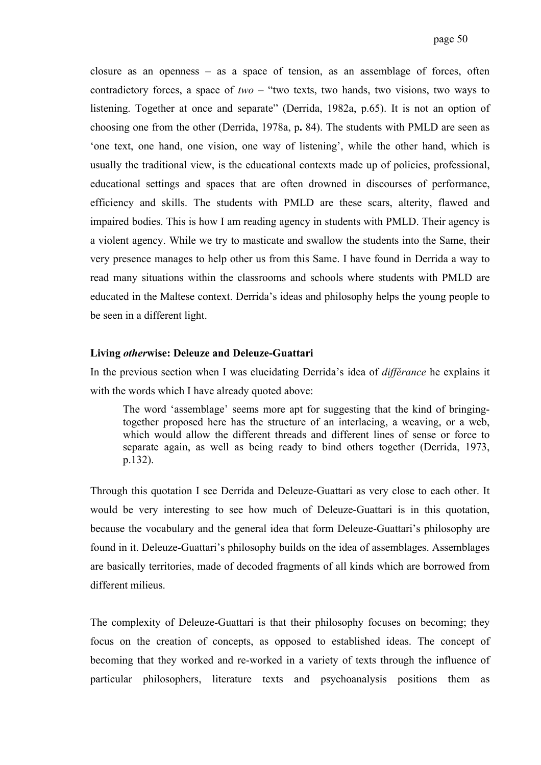closure as an openness – as a space of tension, as an assemblage of forces, often contradictory forces, a space of *two* – "two texts, two hands, two visions, two ways to listening. Together at once and separate" (Derrida, 1982a, p.65). It is not an option of choosing one from the other (Derrida, 1978a, p**.** 84). The students with PMLD are seen as 'one text, one hand, one vision, one way of listening', while the other hand, which is usually the traditional view, is the educational contexts made up of policies, professional, educational settings and spaces that are often drowned in discourses of performance, efficiency and skills. The students with PMLD are these scars, alterity, flawed and impaired bodies. This is how I am reading agency in students with PMLD. Their agency is a violent agency. While we try to masticate and swallow the students into the Same, their very presence manages to help other us from this Same. I have found in Derrida a way to read many situations within the classrooms and schools where students with PMLD are educated in the Maltese context. Derrida's ideas and philosophy helps the young people to be seen in a different light.

**Living *other*wise: Deleuze and Deleuze-Guattari**

In the previous section when I was elucidating Derrida's idea of *différance* he explains it with the words which I have already quoted above:

> The word 'assemblage' seems more apt for suggesting that the kind of bringing-together proposed here has the structure of an interlacing, a weaving, or a web, which would allow the different threads and different lines of sense or force to separate again, as well as being ready to bind others together (Derrida, 1973, p.132).

Through this quotation I see Derrida and Deleuze-Guattari as very close to each other. It would be very interesting to see how much of Deleuze-Guattari is in this quotation, because the vocabulary and the general idea that form Deleuze-Guattari's philosophy are found in it. Deleuze-Guattari's philosophy builds on the idea of assemblages. Assemblages are basically territories, made of decoded fragments of all kinds which are borrowed from different milieus.

The complexity of Deleuze-Guattari is that their philosophy focuses on becoming; they focus on the creation of concepts, as opposed to established ideas. The concept of becoming that they worked and re-worked in a variety of texts through the influence of particular philosophers, literature texts and psychoanalysis positions them as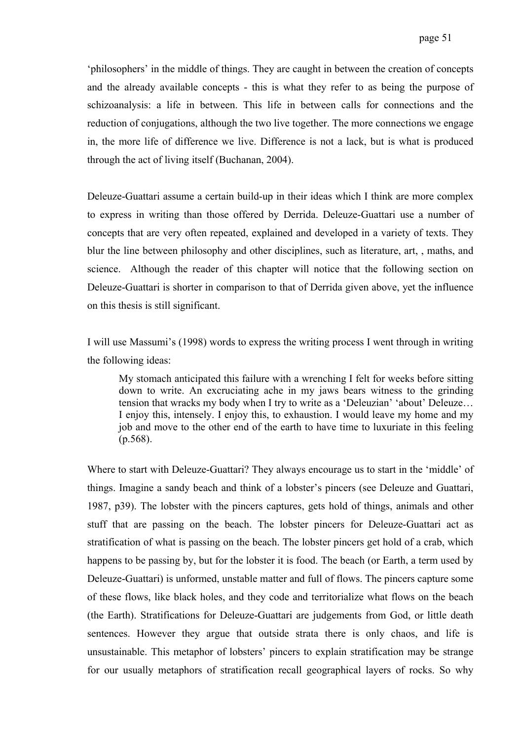'philosophers' in the middle of things. They are caught in between the creation of concepts and the already available concepts - this is what they refer to as being the purpose of schizoanalysis: a life in between. This life in between calls for connections and the reduction of conjugations, although the two live together. The more connections we engage in, the more life of difference we live. Difference is not a lack, but is what is produced through the act of living itself (Buchanan, 2004).

Deleuze-Guattari assume a certain build-up in their ideas which I think are more complex to express in writing than those offered by Derrida. Deleuze-Guattari use a number of concepts that are very often repeated, explained and developed in a variety of texts. They blur the line between philosophy and other disciplines, such as literature, art, , maths, and science. Although the reader of this chapter will notice that the following section on Deleuze-Guattari is shorter in comparison to that of Derrida given above, yet the influence on this thesis is still significant.

I will use Massumi's (1998) words to express the writing process I went through in writing the following ideas:

> My stomach anticipated this failure with a wrenching I felt for weeks before sitting down to write. An excruciating ache in my jaws bears witness to the grinding tension that wracks my body when I try to write as a 'Deleuzian' 'about' Deleuze… I enjoy this, intensely. I enjoy this, to exhaustion. I would leave my home and my job and move to the other end of the earth to have time to luxuriate in this feeling (p.568).

Where to start with Deleuze-Guattari? They always encourage us to start in the 'middle' of things. Imagine a sandy beach and think of a lobster's pincers (see Deleuze and Guattari, 1987, p39). The lobster with the pincers captures, gets hold of things, animals and other stuff that are passing on the beach. The lobster pincers for Deleuze-Guattari act as stratification of what is passing on the beach. The lobster pincers get hold of a crab, which happens to be passing by, but for the lobster it is food. The beach (or Earth, a term used by Deleuze-Guattari) is unformed, unstable matter and full of flows. The pincers capture some of these flows, like black holes, and they code and territorialize what flows on the beach (the Earth). Stratifications for Deleuze-Guattari are judgements from God, or little death sentences. However they argue that outside strata there is only chaos, and life is unsustainable. This metaphor of lobsters' pincers to explain stratification may be strange for our usually metaphors of stratification recall geographical layers of rocks. So why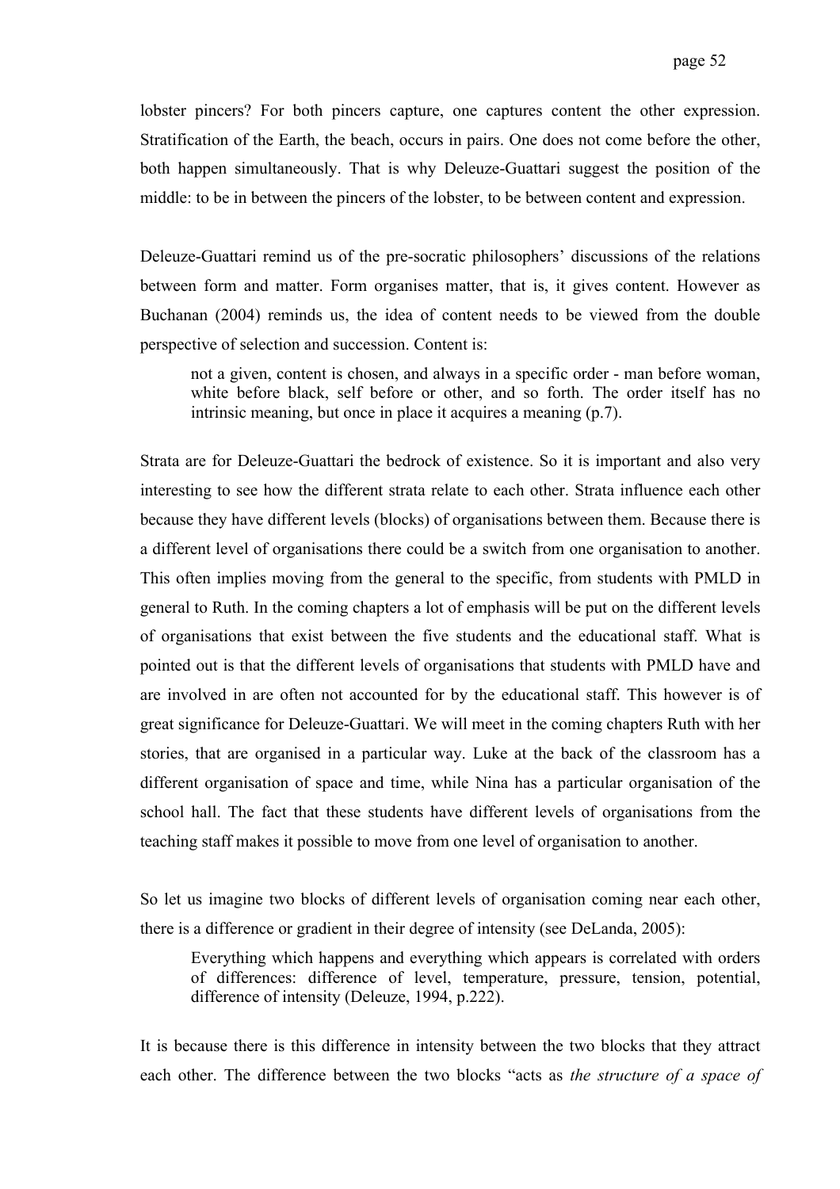lobster pincers? For both pincers capture, one captures content the other expression. Stratification of the Earth, the beach, occurs in pairs. One does not come before the other, both happen simultaneously. That is why Deleuze-Guattari suggest the position of the middle: to be in between the pincers of the lobster, to be between content and expression.

Deleuze-Guattari remind us of the pre-socratic philosophers' discussions of the relations between form and matter. Form organises matter, that is, it gives content. However as Buchanan (2004) reminds us, the idea of content needs to be viewed from the double perspective of selection and succession. Content is:

> not a given, content is chosen, and always in a specific order - man before woman, white before black, self before or other, and so forth. The order itself has no intrinsic meaning, but once in place it acquires a meaning (p.7).

Strata are for Deleuze-Guattari the bedrock of existence. So it is important and also very interesting to see how the different strata relate to each other. Strata influence each other because they have different levels (blocks) of organisations between them. Because there is a different level of organisations there could be a switch from one organisation to another. This often implies moving from the general to the specific, from students with PMLD in general to Ruth. In the coming chapters a lot of emphasis will be put on the different levels of organisations that exist between the five students and the educational staff. What is pointed out is that the different levels of organisations that students with PMLD have and are involved in are often not accounted for by the educational staff. This however is of great significance for Deleuze-Guattari. We will meet in the coming chapters Ruth with her stories, that are organised in a particular way. Luke at the back of the classroom has a different organisation of space and time, while Nina has a particular organisation of the school hall. The fact that these students have different levels of organisations from the teaching staff makes it possible to move from one level of organisation to another.

So let us imagine two blocks of different levels of organisation coming near each other, there is a difference or gradient in their degree of intensity (see DeLanda, 2005):

> Everything which happens and everything which appears is correlated with orders of differences: difference of level, temperature, pressure, tension, potential, difference of intensity (Deleuze, 1994, p.222).

It is because there is this difference in intensity between the two blocks that they attract each other. The difference between the two blocks "acts as *the structure of a space of*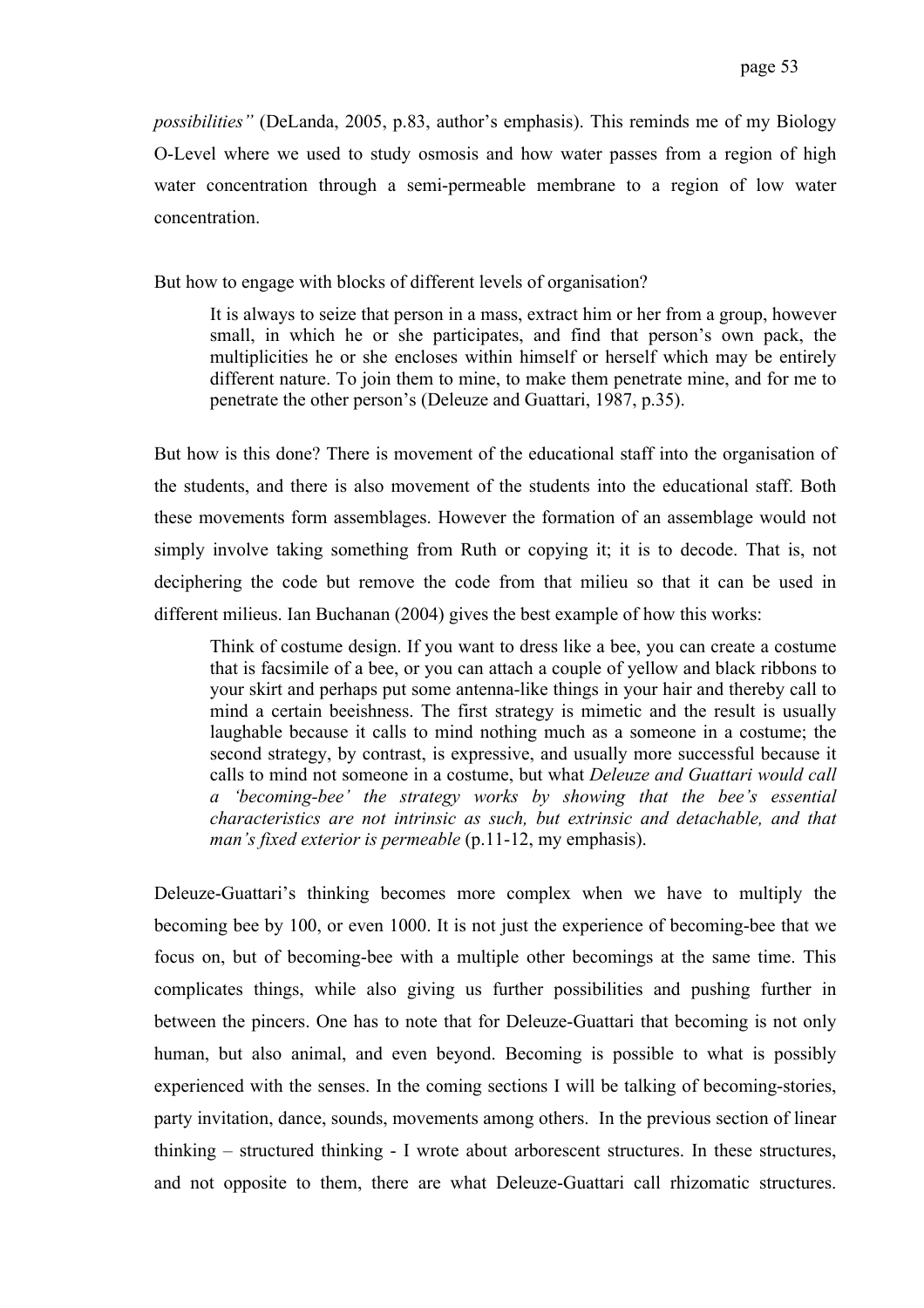*possibilities"* (DeLanda, 2005, p.83, author's emphasis). This reminds me of my Biology O-Level where we used to study osmosis and how water passes from a region of high water concentration through a semi-permeable membrane to a region of low water concentration.

But how to engage with blocks of different levels of organisation?

> It is always to seize that person in a mass, extract him or her from a group, however small, in which he or she participates, and find that person's own pack, the multiplicities he or she encloses within himself or herself which may be entirely different nature. To join them to mine, to make them penetrate mine, and for me to penetrate the other person's (Deleuze and Guattari, 1987, p.35).

But how is this done? There is movement of the educational staff into the organisation of the students, and there is also movement of the students into the educational staff. Both these movements form assemblages. However the formation of an assemblage would not simply involve taking something from Ruth or copying it; it is to decode. That is, not deciphering the code but remove the code from that milieu so that it can be used in different milieus. Ian Buchanan (2004) gives the best example of how this works:

> Think of costume design. If you want to dress like a bee, you can create a costume that is facsimile of a bee, or you can attach a couple of yellow and black ribbons to your skirt and perhaps put some antenna-like things in your hair and thereby call to mind a certain beeishness. The first strategy is mimetic and the result is usually laughable because it calls to mind nothing much as a someone in a costume; the second strategy, by contrast, is expressive, and usually more successful because it calls to mind not someone in a costume, but what *Deleuze and Guattari would call a 'becoming-bee' the strategy works by showing that the bee's essential characteristics are not intrinsic as such, but extrinsic and detachable, and that man's fixed exterior is permeable* (p.11-12, my emphasis).

Deleuze-Guattari's thinking becomes more complex when we have to multiply the becoming bee by 100, or even 1000. It is not just the experience of becoming-bee that we focus on, but of becoming-bee with a multiple other becomings at the same time. This complicates things, while also giving us further possibilities and pushing further in between the pincers. One has to note that for Deleuze-Guattari that becoming is not only human, but also animal, and even beyond. Becoming is possible to what is possibly experienced with the senses. In the coming sections I will be talking of becoming-stories, party invitation, dance, sounds, movements among others. In the previous section of linear thinking – structured thinking - I wrote about arborescent structures. In these structures, and not opposite to them, there are what Deleuze-Guattari call rhizomatic structures.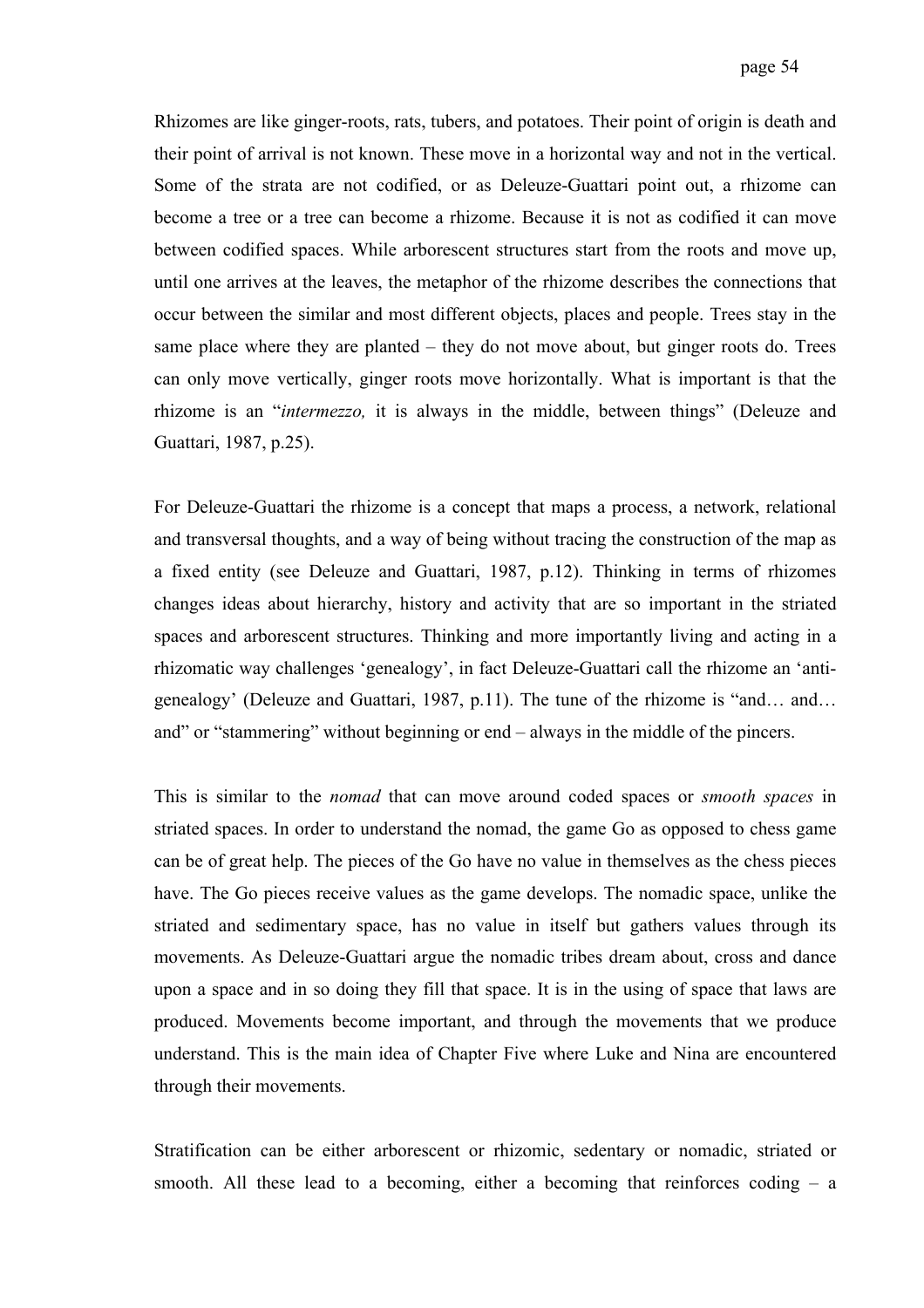Rhizomes are like ginger-roots, rats, tubers, and potatoes. Their point of origin is death and their point of arrival is not known. These move in a horizontal way and not in the vertical. Some of the strata are not codified, or as Deleuze-Guattari point out, a rhizome can become a tree or a tree can become a rhizome. Because it is not as codified it can move between codified spaces. While arborescent structures start from the roots and move up, until one arrives at the leaves, the metaphor of the rhizome describes the connections that occur between the similar and most different objects, places and people. Trees stay in the same place where they are planted – they do not move about, but ginger roots do. Trees can only move vertically, ginger roots move horizontally. What is important is that the rhizome is an "*intermezzo,* it is always in the middle, between things" (Deleuze and Guattari, 1987, p.25).

For Deleuze-Guattari the rhizome is a concept that maps a process, a network, relational and transversal thoughts, and a way of being without tracing the construction of the map as a fixed entity (see Deleuze and Guattari, 1987, p.12). Thinking in terms of rhizomes changes ideas about hierarchy, history and activity that are so important in the striated spaces and arborescent structures. Thinking and more importantly living and acting in a rhizomatic way challenges 'genealogy', in fact Deleuze-Guattari call the rhizome an 'anti-genealogy' (Deleuze and Guattari, 1987, p.11). The tune of the rhizome is "and… and… and" or "stammering" without beginning or end – always in the middle of the pincers.

This is similar to the *nomad* that can move around coded spaces or *smooth spaces* in striated spaces. In order to understand the nomad, the game Go as opposed to chess game can be of great help. The pieces of the Go have no value in themselves as the chess pieces have. The Go pieces receive values as the game develops. The nomadic space, unlike the striated and sedimentary space, has no value in itself but gathers values through its movements. As Deleuze-Guattari argue the nomadic tribes dream about, cross and dance upon a space and in so doing they fill that space. It is in the using of space that laws are produced. Movements become important, and through the movements that we produce understand. This is the main idea of Chapter Five where Luke and Nina are encountered through their movements.

Stratification can be either arborescent or rhizomic, sedentary or nomadic, striated or smooth. All these lead to a becoming, either a becoming that reinforces coding – a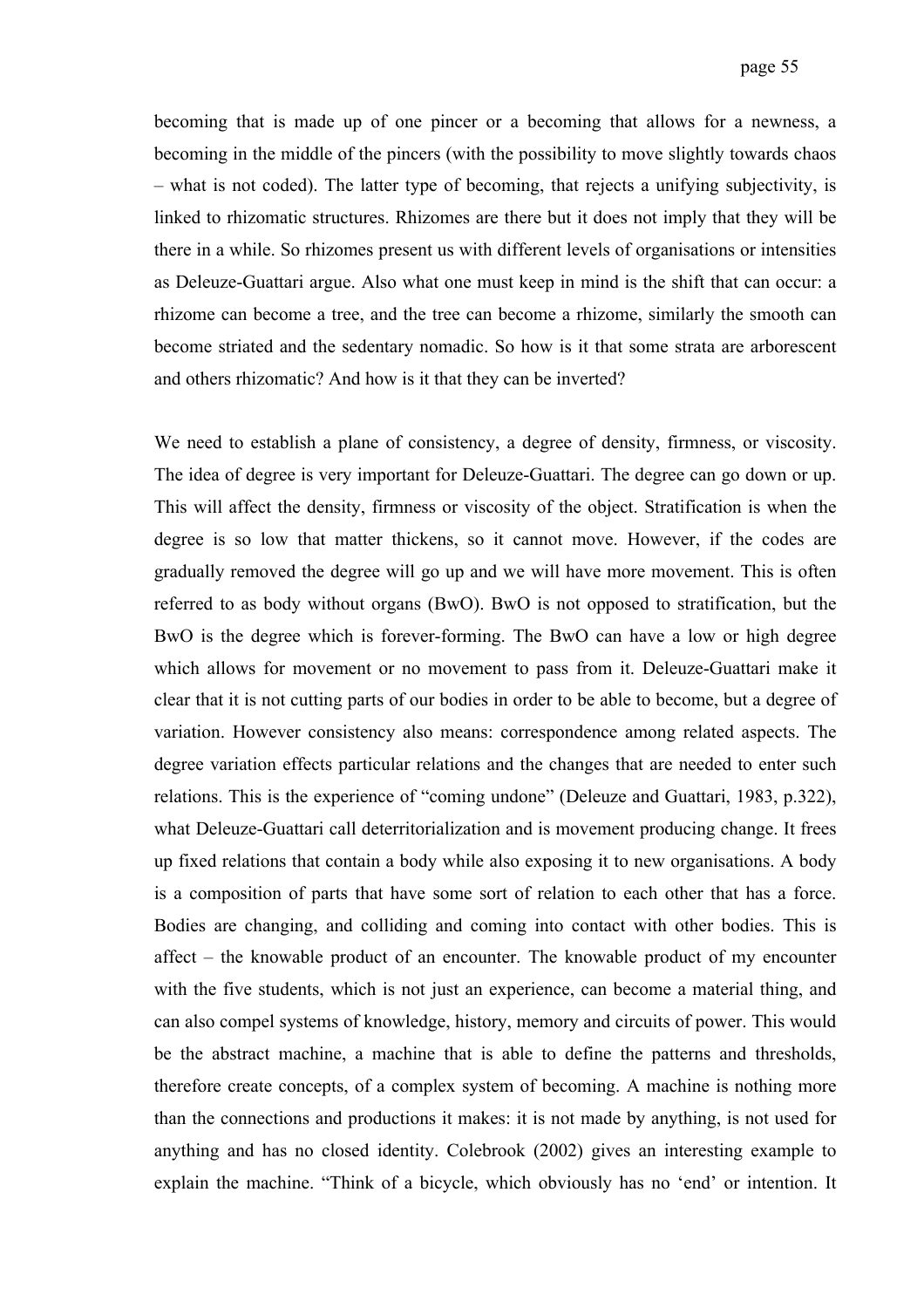becoming that is made up of one pincer or a becoming that allows for a newness, a becoming in the middle of the pincers (with the possibility to move slightly towards chaos – what is not coded). The latter type of becoming, that rejects a unifying subjectivity, is linked to rhizomatic structures. Rhizomes are there but it does not imply that they will be there in a while. So rhizomes present us with different levels of organisations or intensities as Deleuze-Guattari argue. Also what one must keep in mind is the shift that can occur: a rhizome can become a tree, and the tree can become a rhizome, similarly the smooth can become striated and the sedentary nomadic. So how is it that some strata are arborescent and others rhizomatic? And how is it that they can be inverted?

We need to establish a plane of consistency, a degree of density, firmness, or viscosity. The idea of degree is very important for Deleuze-Guattari. The degree can go down or up. This will affect the density, firmness or viscosity of the object. Stratification is when the degree is so low that matter thickens, so it cannot move. However, if the codes are gradually removed the degree will go up and we will have more movement. This is often referred to as body without organs (BwO). BwO is not opposed to stratification, but the BwO is the degree which is forever-forming. The BwO can have a low or high degree which allows for movement or no movement to pass from it. Deleuze-Guattari make it clear that it is not cutting parts of our bodies in order to be able to become, but a degree of variation. However consistency also means: correspondence among related aspects. The degree variation effects particular relations and the changes that are needed to enter such relations. This is the experience of "coming undone" (Deleuze and Guattari, 1983, p.322), what Deleuze-Guattari call deterritorialization and is movement producing change. It frees up fixed relations that contain a body while also exposing it to new organisations. A body is a composition of parts that have some sort of relation to each other that has a force. Bodies are changing, and colliding and coming into contact with other bodies. This is affect – the knowable product of an encounter. The knowable product of my encounter with the five students, which is not just an experience, can become a material thing, and can also compel systems of knowledge, history, memory and circuits of power. This would be the abstract machine, a machine that is able to define the patterns and thresholds, therefore create concepts, of a complex system of becoming. A machine is nothing more than the connections and productions it makes: it is not made by anything, is not used for anything and has no closed identity. Colebrook (2002) gives an interesting example to explain the machine. "Think of a bicycle, which obviously has no 'end' or intention. It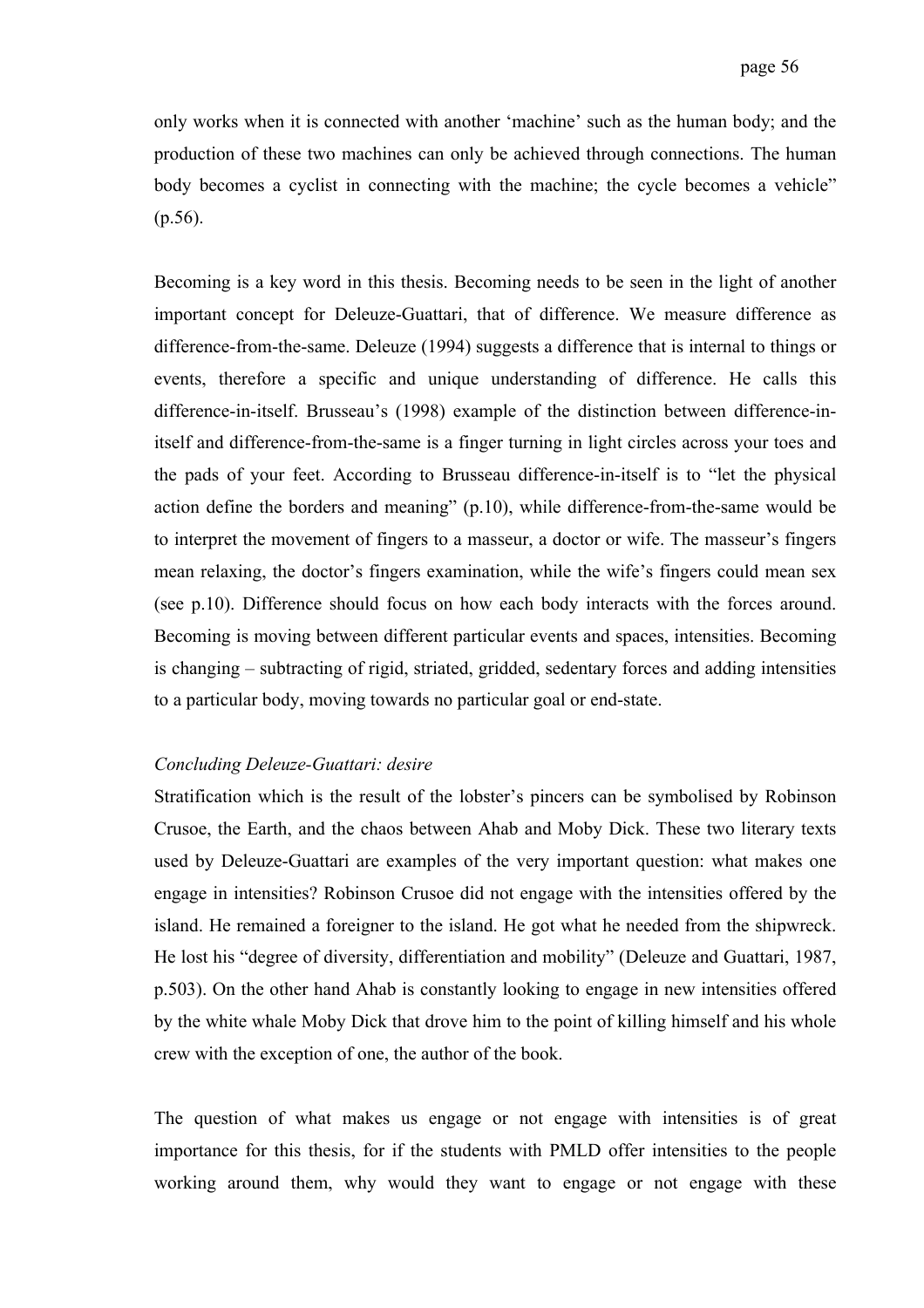only works when it is connected with another 'machine' such as the human body; and the production of these two machines can only be achieved through connections. The human body becomes a cyclist in connecting with the machine; the cycle becomes a vehicle" (p.56).

Becoming is a key word in this thesis. Becoming needs to be seen in the light of another important concept for Deleuze-Guattari, that of difference. We measure difference as difference-from-the-same. Deleuze (1994) suggests a difference that is internal to things or events, therefore a specific and unique understanding of difference. He calls this difference-in-itself. Brusseau's (1998) example of the distinction between difference-in-itself and difference-from-the-same is a finger turning in light circles across your toes and the pads of your feet. According to Brusseau difference-in-itself is to "let the physical action define the borders and meaning" (p.10), while difference-from-the-same would be to interpret the movement of fingers to a masseur, a doctor or wife. The masseur's fingers mean relaxing, the doctor's fingers examination, while the wife's fingers could mean sex (see p.10). Difference should focus on how each body interacts with the forces around. Becoming is moving between different particular events and spaces, intensities. Becoming is changing – subtracting of rigid, striated, gridded, sedentary forces and adding intensities to a particular body, moving towards no particular goal or end-state.

*Concluding Deleuze-Guattari: desire*

Stratification which is the result of the lobster's pincers can be symbolised by Robinson Crusoe, the Earth, and the chaos between Ahab and Moby Dick. These two literary texts used by Deleuze-Guattari are examples of the very important question: what makes one engage in intensities? Robinson Crusoe did not engage with the intensities offered by the island. He remained a foreigner to the island. He got what he needed from the shipwreck. He lost his "degree of diversity, differentiation and mobility" (Deleuze and Guattari, 1987, p.503). On the other hand Ahab is constantly looking to engage in new intensities offered by the white whale Moby Dick that drove him to the point of killing himself and his whole crew with the exception of one, the author of the book.

The question of what makes us engage or not engage with intensities is of great importance for this thesis, for if the students with PMLD offer intensities to the people working around them, why would they want to engage or not engage with these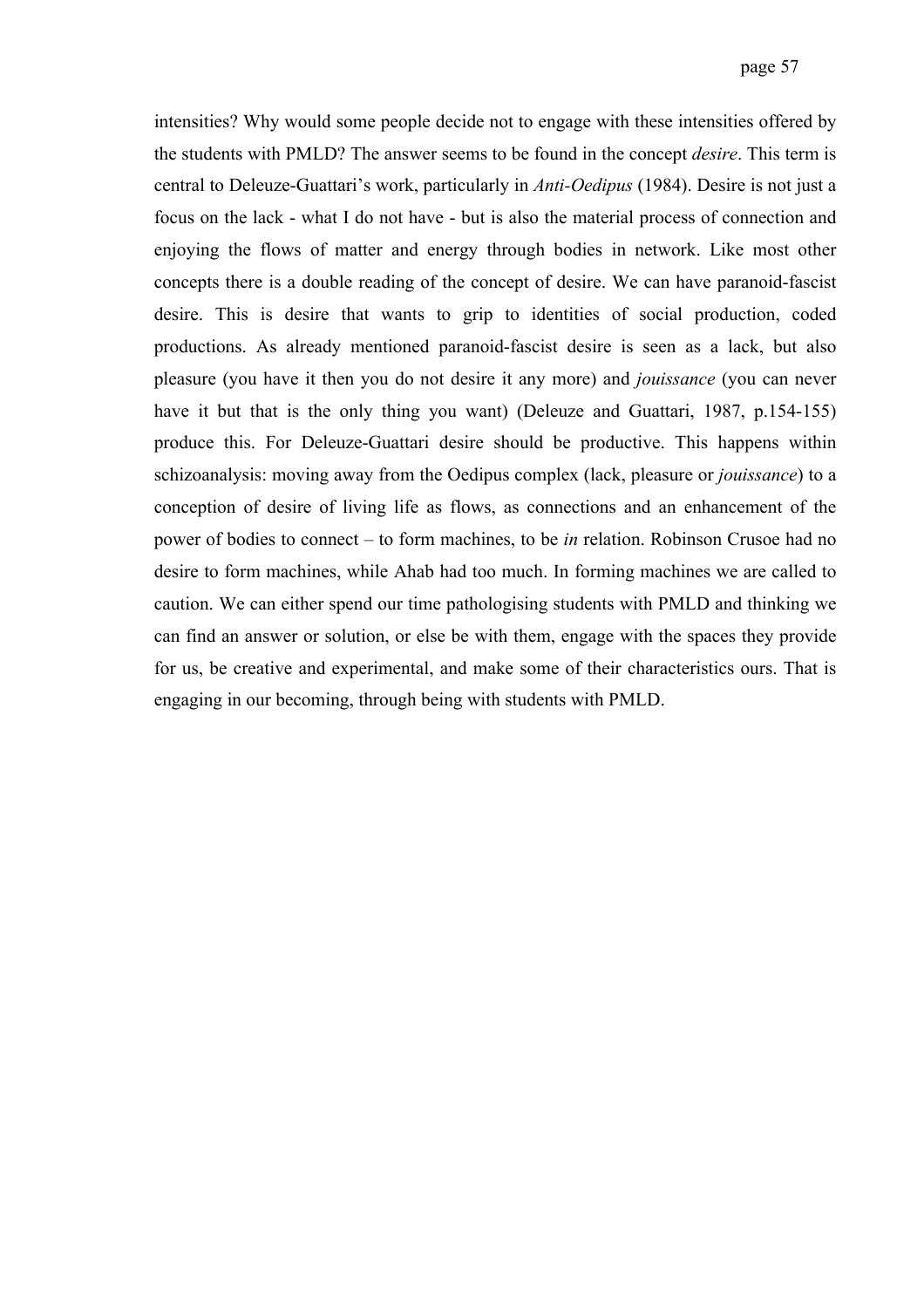intensities? Why would some people decide not to engage with these intensities offered by the students with PMLD? The answer seems to be found in the concept *desire*. This term is central to Deleuze-Guattari's work, particularly in *Anti-Oedipus* (1984). Desire is not just a focus on the lack - what I do not have - but is also the material process of connection and enjoying the flows of matter and energy through bodies in network. Like most other concepts there is a double reading of the concept of desire. We can have paranoid-fascist desire. This is desire that wants to grip to identities of social production, coded productions. As already mentioned paranoid-fascist desire is seen as a lack, but also pleasure (you have it then you do not desire it any more) and *jouissance* (you can never have it but that is the only thing you want) (Deleuze and Guattari, 1987, p.154-155) produce this. For Deleuze-Guattari desire should be productive. This happens within schizoanalysis: moving away from the Oedipus complex (lack, pleasure or *jouissance*) to a conception of desire of living life as flows, as connections and an enhancement of the power of bodies to connect – to form machines, to be *in* relation. Robinson Crusoe had no desire to form machines, while Ahab had too much. In forming machines we are called to caution. We can either spend our time pathologising students with PMLD and thinking we can find an answer or solution, or else be with them, engage with the spaces they provide for us, be creative and experimental, and make some of their characteristics ours. That is engaging in our becoming, through being with students with PMLD.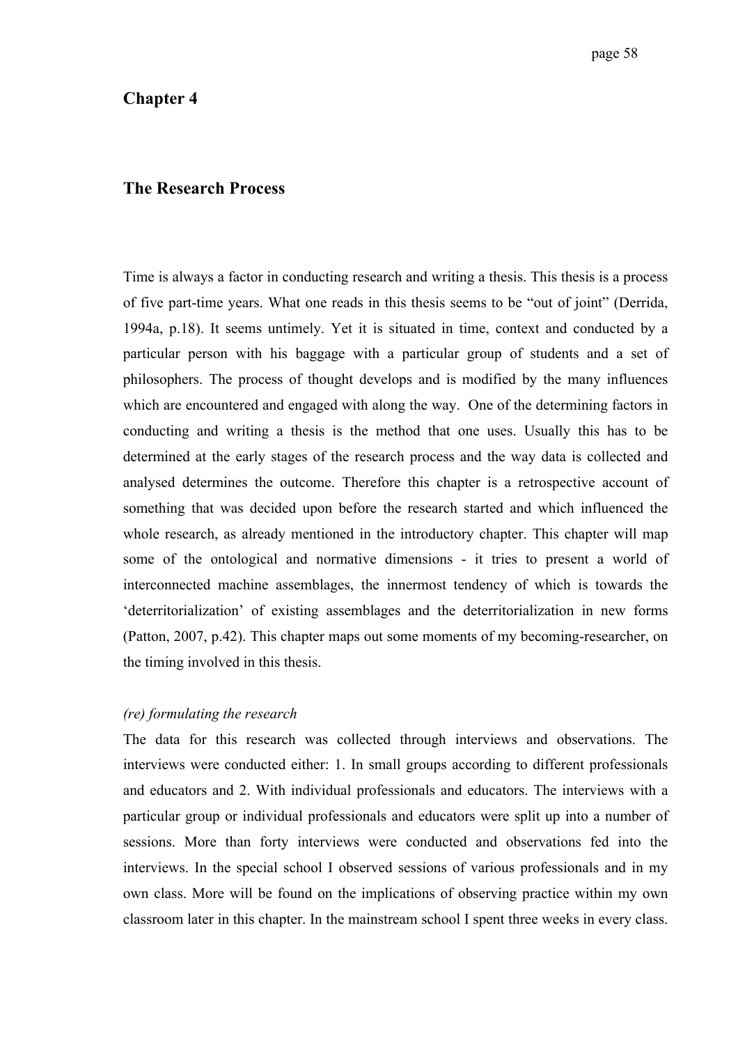# Chapter 4

## The Research Process

Time is always a factor in conducting research and writing a thesis. This thesis is a process of five part-time years. What one reads in this thesis seems to be "out of joint" (Derrida, 1994a, p.18). It seems untimely. Yet it is situated in time, context and conducted by a particular person with his baggage with a particular group of students and a set of philosophers. The process of thought develops and is modified by the many influences which are encountered and engaged with along the way. One of the determining factors in conducting and writing a thesis is the method that one uses. Usually this has to be determined at the early stages of the research process and the way data is collected and analysed determines the outcome. Therefore this chapter is a retrospective account of something that was decided upon before the research started and which influenced the whole research, as already mentioned in the introductory chapter. This chapter will map some of the ontological and normative dimensions - it tries to present a world of interconnected machine assemblages, the innermost tendency of which is towards the 'deterritorialization' of existing assemblages and the deterritorialization in new forms (Patton, 2007, p.42). This chapter maps out some moments of my becoming-researcher, on the timing involved in this thesis.

*(re) formulating the research*

The data for this research was collected through interviews and observations. The interviews were conducted either: 1. In small groups according to different professionals and educators and 2. With individual professionals and educators. The interviews with a particular group or individual professionals and educators were split up into a number of sessions. More than forty interviews were conducted and observations fed into the interviews. In the special school I observed sessions of various professionals and in my own class. More will be found on the implications of observing practice within my own classroom later in this chapter. In the mainstream school I spent three weeks in every class.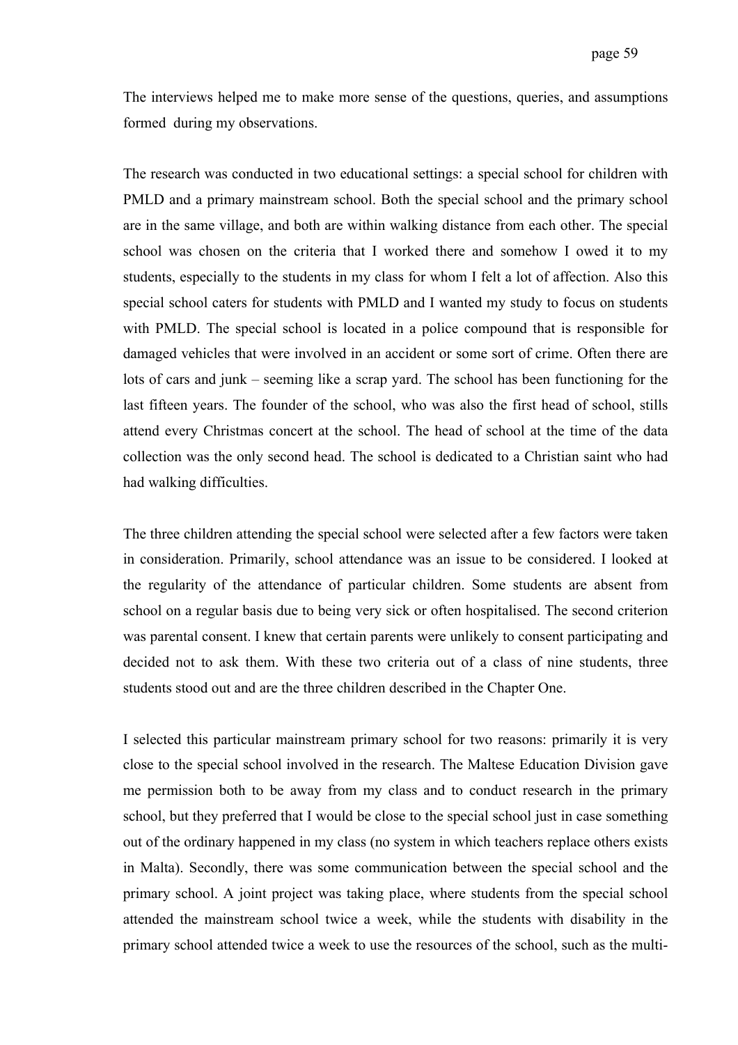The interviews helped me to make more sense of the questions, queries, and assumptions formed during my observations.

The research was conducted in two educational settings: a special school for children with PMLD and a primary mainstream school. Both the special school and the primary school are in the same village, and both are within walking distance from each other. The special school was chosen on the criteria that I worked there and somehow I owed it to my students, especially to the students in my class for whom I felt a lot of affection. Also this special school caters for students with PMLD and I wanted my study to focus on students with PMLD. The special school is located in a police compound that is responsible for damaged vehicles that were involved in an accident or some sort of crime. Often there are lots of cars and junk – seeming like a scrap yard. The school has been functioning for the last fifteen years. The founder of the school, who was also the first head of school, stills attend every Christmas concert at the school. The head of school at the time of the data collection was the only second head. The school is dedicated to a Christian saint who had had walking difficulties.

The three children attending the special school were selected after a few factors were taken in consideration. Primarily, school attendance was an issue to be considered. I looked at the regularity of the attendance of particular children. Some students are absent from school on a regular basis due to being very sick or often hospitalised. The second criterion was parental consent. I knew that certain parents were unlikely to consent participating and decided not to ask them. With these two criteria out of a class of nine students, three students stood out and are the three children described in the Chapter One.

I selected this particular mainstream primary school for two reasons: primarily it is very close to the special school involved in the research. The Maltese Education Division gave me permission both to be away from my class and to conduct research in the primary school, but they preferred that I would be close to the special school just in case something out of the ordinary happened in my class (no system in which teachers replace others exists in Malta). Secondly, there was some communication between the special school and the primary school. A joint project was taking place, where students from the special school attended the mainstream school twice a week, while the students with disability in the primary school attended twice a week to use the resources of the school, such as the multi-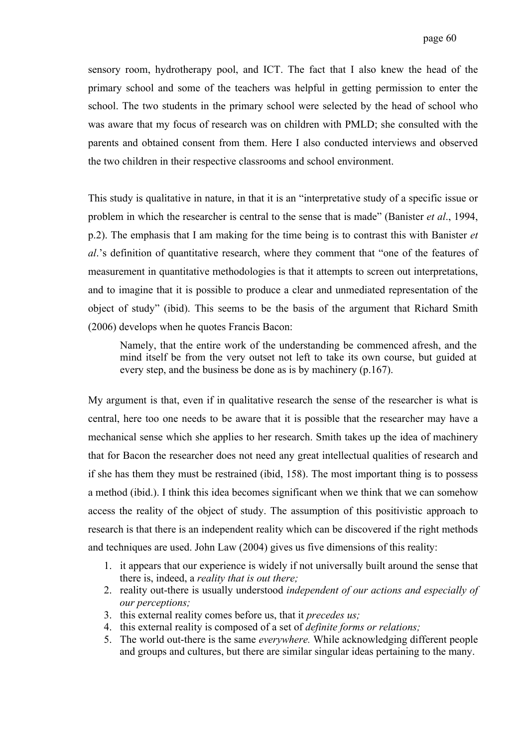sensory room, hydrotherapy pool, and ICT. The fact that I also knew the head of the primary school and some of the teachers was helpful in getting permission to enter the school. The two students in the primary school were selected by the head of school who was aware that my focus of research was on children with PMLD; she consulted with the parents and obtained consent from them. Here I also conducted interviews and observed the two children in their respective classrooms and school environment.

This study is qualitative in nature, in that it is an "interpretative study of a specific issue or problem in which the researcher is central to the sense that is made" (Banister *et al*., 1994, p.2). The emphasis that I am making for the time being is to contrast this with Banister *et al*.'s definition of quantitative research, where they comment that "one of the features of measurement in quantitative methodologies is that it attempts to screen out interpretations, and to imagine that it is possible to produce a clear and unmediated representation of the object of study" (ibid). This seems to be the basis of the argument that Richard Smith (2006) develops when he quotes Francis Bacon:

> Namely, that the entire work of the understanding be commenced afresh, and the mind itself be from the very outset not left to take its own course, but guided at every step, and the business be done as is by machinery (p.167).

My argument is that, even if in qualitative research the sense of the researcher is what is central, here too one needs to be aware that it is possible that the researcher may have a mechanical sense which she applies to her research. Smith takes up the idea of machinery that for Bacon the researcher does not need any great intellectual qualities of research and if she has them they must be restrained (ibid, 158). The most important thing is to possess a method (ibid.). I think this idea becomes significant when we think that we can somehow access the reality of the object of study. The assumption of this positivistic approach to research is that there is an independent reality which can be discovered if the right methods and techniques are used. John Law (2004) gives us five dimensions of this reality:

1. it appears that our experience is widely if not universally built around the sense that there is, indeed, a *reality that is out there;*
2. reality out-there is usually understood *independent of our actions and especially of our perceptions;*
3. this external reality comes before us, that it *precedes us;*
4. this external reality is composed of a set of *definite forms or relations;*
5. The world out-there is the same *everywhere.* While acknowledging different people and groups and cultures, but there are similar singular ideas pertaining to the many.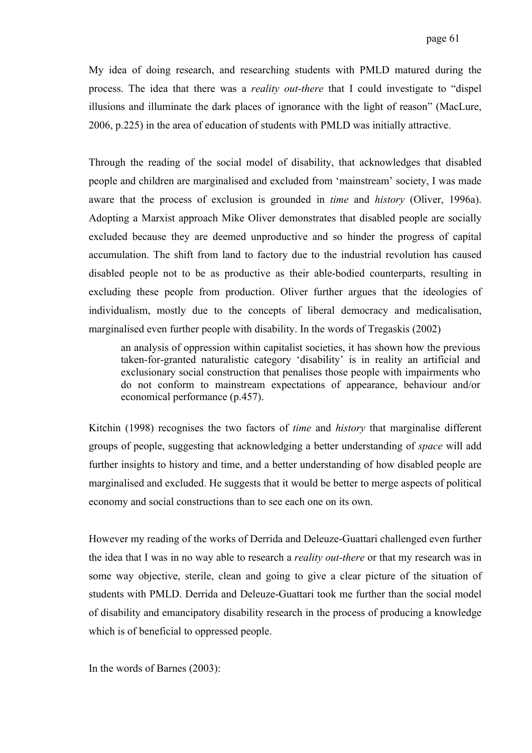My idea of doing research, and researching students with PMLD matured during the process. The idea that there was a *reality out-there* that I could investigate to "dispel illusions and illuminate the dark places of ignorance with the light of reason" (MacLure, 2006, p.225) in the area of education of students with PMLD was initially attractive.

Through the reading of the social model of disability, that acknowledges that disabled people and children are marginalised and excluded from 'mainstream' society, I was made aware that the process of exclusion is grounded in *time* and *history* (Oliver, 1996a). Adopting a Marxist approach Mike Oliver demonstrates that disabled people are socially excluded because they are deemed unproductive and so hinder the progress of capital accumulation. The shift from land to factory due to the industrial revolution has caused disabled people not to be as productive as their able-bodied counterparts, resulting in excluding these people from production. Oliver further argues that the ideologies of individualism, mostly due to the concepts of liberal democracy and medicalisation, marginalised even further people with disability. In the words of Tregaskis (2002)

> an analysis of oppression within capitalist societies, it has shown how the previous taken-for-granted naturalistic category 'disability' is in reality an artificial and exclusionary social construction that penalises those people with impairments who do not conform to mainstream expectations of appearance, behaviour and/or economical performance (p.457).

Kitchin (1998) recognises the two factors of *time* and *history* that marginalise different groups of people, suggesting that acknowledging a better understanding of *space* will add further insights to history and time, and a better understanding of how disabled people are marginalised and excluded. He suggests that it would be better to merge aspects of political economy and social constructions than to see each one on its own.

However my reading of the works of Derrida and Deleuze-Guattari challenged even further the idea that I was in no way able to research a *reality out-there* or that my research was in some way objective, sterile, clean and going to give a clear picture of the situation of students with PMLD. Derrida and Deleuze-Guattari took me further than the social model of disability and emancipatory disability research in the process of producing a knowledge which is of beneficial to oppressed people.

In the words of Barnes (2003):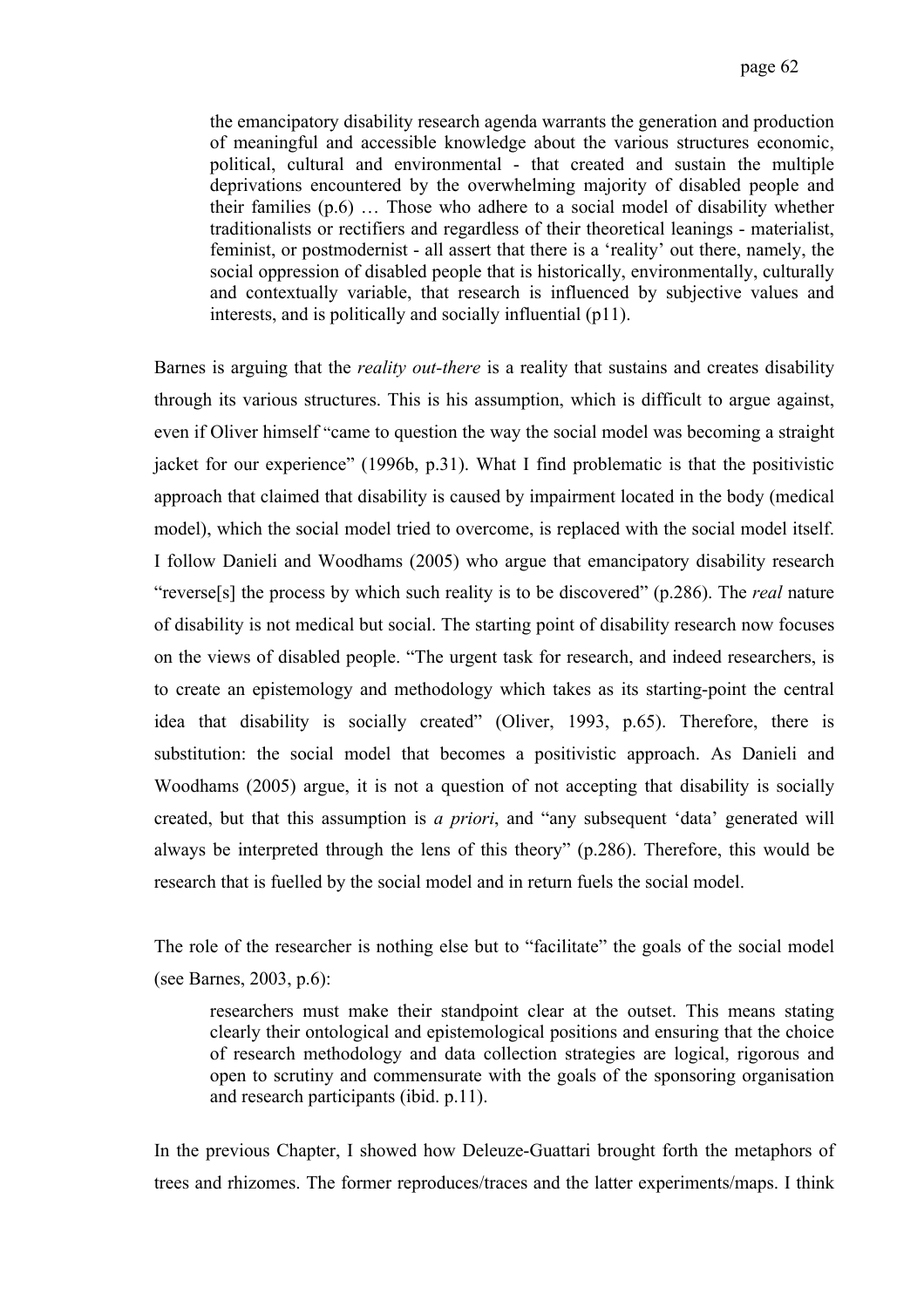> the emancipatory disability research agenda warrants the generation and production of meaningful and accessible knowledge about the various structures economic, political, cultural and environmental - that created and sustain the multiple deprivations encountered by the overwhelming majority of disabled people and their families (p.6) … Those who adhere to a social model of disability whether traditionalists or rectifiers and regardless of their theoretical leanings - materialist, feminist, or postmodernist - all assert that there is a 'reality' out there, namely, the social oppression of disabled people that is historically, environmentally, culturally and contextually variable, that research is influenced by subjective values and interests, and is politically and socially influential (p11).

Barnes is arguing that the *reality out-there* is a reality that sustains and creates disability through its various structures. This is his assumption, which is difficult to argue against, even if Oliver himself "came to question the way the social model was becoming a straight jacket for our experience" (1996b, p.31). What I find problematic is that the positivistic approach that claimed that disability is caused by impairment located in the body (medical model), which the social model tried to overcome, is replaced with the social model itself. I follow Danieli and Woodhams (2005) who argue that emancipatory disability research "reverse[s] the process by which such reality is to be discovered" (p.286). The *real* nature of disability is not medical but social. The starting point of disability research now focuses on the views of disabled people. "The urgent task for research, and indeed researchers, is to create an epistemology and methodology which takes as its starting-point the central idea that disability is socially created" (Oliver, 1993, p.65). Therefore, there is substitution: the social model that becomes a positivistic approach. As Danieli and Woodhams (2005) argue, it is not a question of not accepting that disability is socially created, but that this assumption is *a priori*, and "any subsequent 'data' generated will always be interpreted through the lens of this theory" (p.286). Therefore, this would be research that is fuelled by the social model and in return fuels the social model.

The role of the researcher is nothing else but to "facilitate" the goals of the social model (see Barnes, 2003, p.6):

> researchers must make their standpoint clear at the outset. This means stating clearly their ontological and epistemological positions and ensuring that the choice of research methodology and data collection strategies are logical, rigorous and open to scrutiny and commensurate with the goals of the sponsoring organisation and research participants (ibid. p.11).

In the previous Chapter, I showed how Deleuze-Guattari brought forth the metaphors of trees and rhizomes. The former reproduces/traces and the latter experiments/maps. I think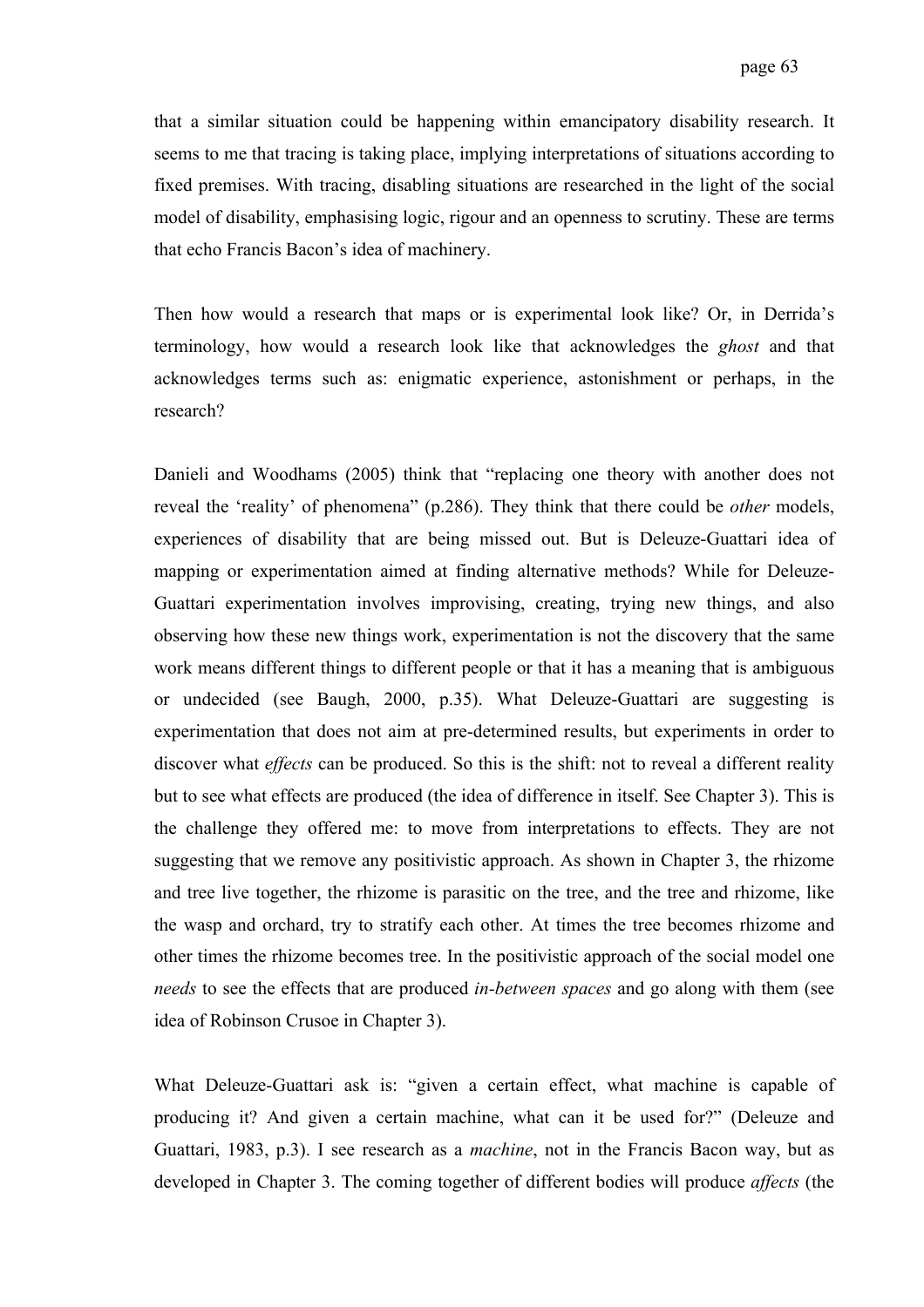that a similar situation could be happening within emancipatory disability research. It seems to me that tracing is taking place, implying interpretations of situations according to fixed premises. With tracing, disabling situations are researched in the light of the social model of disability, emphasising logic, rigour and an openness to scrutiny. These are terms that echo Francis Bacon's idea of machinery.

Then how would a research that maps or is experimental look like? Or, in Derrida's terminology, how would a research look like that acknowledges the *ghost* and that acknowledges terms such as: enigmatic experience, astonishment or perhaps, in the research?

Danieli and Woodhams (2005) think that "replacing one theory with another does not reveal the 'reality' of phenomena" (p.286). They think that there could be *other* models, experiences of disability that are being missed out. But is Deleuze-Guattari idea of mapping or experimentation aimed at finding alternative methods? While for Deleuze-Guattari experimentation involves improvising, creating, trying new things, and also observing how these new things work, experimentation is not the discovery that the same work means different things to different people or that it has a meaning that is ambiguous or undecided (see Baugh, 2000, p.35). What Deleuze-Guattari are suggesting is experimentation that does not aim at pre-determined results, but experiments in order to discover what *effects* can be produced. So this is the shift: not to reveal a different reality but to see what effects are produced (the idea of difference in itself. See Chapter 3). This is the challenge they offered me: to move from interpretations to effects. They are not suggesting that we remove any positivistic approach. As shown in Chapter 3, the rhizome and tree live together, the rhizome is parasitic on the tree, and the tree and rhizome, like the wasp and orchard, try to stratify each other. At times the tree becomes rhizome and other times the rhizome becomes tree. In the positivistic approach of the social model one *needs* to see the effects that are produced *in-between spaces* and go along with them (see idea of Robinson Crusoe in Chapter 3).

What Deleuze-Guattari ask is: "given a certain effect, what machine is capable of producing it? And given a certain machine, what can it be used for?" (Deleuze and Guattari, 1983, p.3). I see research as a *machine*, not in the Francis Bacon way, but as developed in Chapter 3. The coming together of different bodies will produce *affects* (the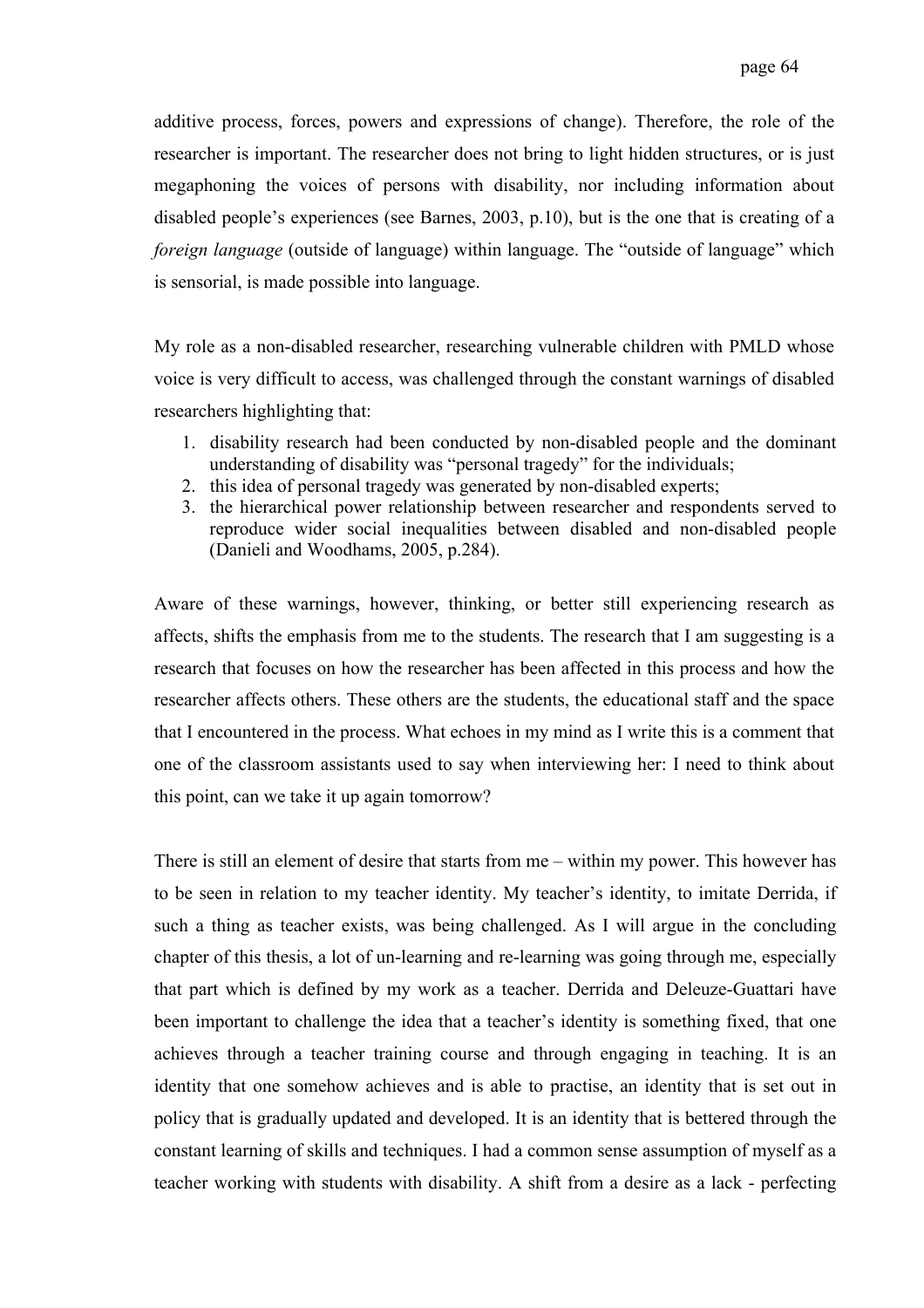additive process, forces, powers and expressions of change). Therefore, the role of the researcher is important. The researcher does not bring to light hidden structures, or is just megaphoning the voices of persons with disability, nor including information about disabled people's experiences (see Barnes, 2003, p.10), but is the one that is creating of a *foreign language* (outside of language) within language. The "outside of language" which is sensorial, is made possible into language.

My role as a non-disabled researcher, researching vulnerable children with PMLD whose voice is very difficult to access, was challenged through the constant warnings of disabled researchers highlighting that:

1. disability research had been conducted by non-disabled people and the dominant understanding of disability was "personal tragedy" for the individuals;
2. this idea of personal tragedy was generated by non-disabled experts;
3. the hierarchical power relationship between researcher and respondents served to reproduce wider social inequalities between disabled and non-disabled people (Danieli and Woodhams, 2005, p.284).

Aware of these warnings, however, thinking, or better still experiencing research as affects, shifts the emphasis from me to the students. The research that I am suggesting is a research that focuses on how the researcher has been affected in this process and how the researcher affects others. These others are the students, the educational staff and the space that I encountered in the process. What echoes in my mind as I write this is a comment that one of the classroom assistants used to say when interviewing her: I need to think about this point, can we take it up again tomorrow?

There is still an element of desire that starts from me – within my power. This however has to be seen in relation to my teacher identity. My teacher's identity, to imitate Derrida, if such a thing as teacher exists, was being challenged. As I will argue in the concluding chapter of this thesis, a lot of un-learning and re-learning was going through me, especially that part which is defined by my work as a teacher. Derrida and Deleuze-Guattari have been important to challenge the idea that a teacher's identity is something fixed, that one achieves through a teacher training course and through engaging in teaching. It is an identity that one somehow achieves and is able to practise, an identity that is set out in policy that is gradually updated and developed. It is an identity that is bettered through the constant learning of skills and techniques. I had a common sense assumption of myself as a teacher working with students with disability. A shift from a desire as a lack - perfecting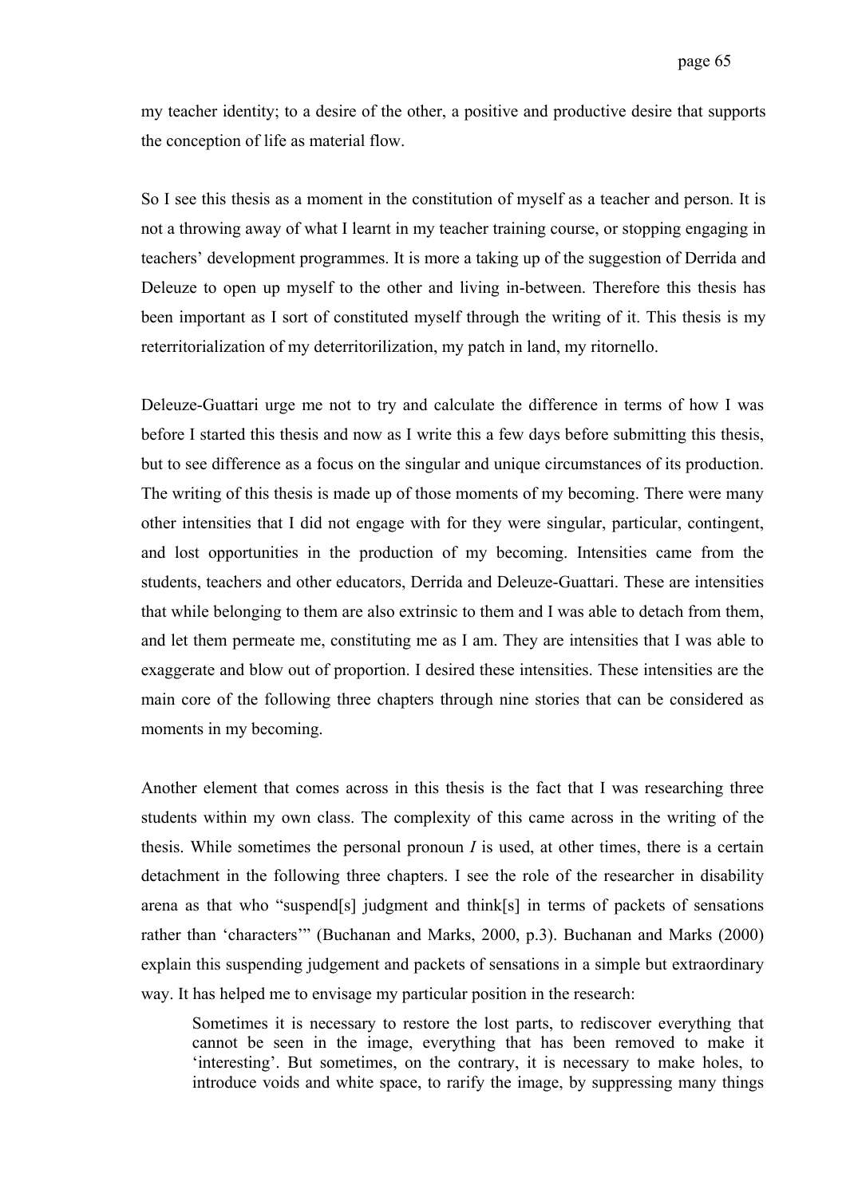my teacher identity; to a desire of the other, a positive and productive desire that supports the conception of life as material flow.

So I see this thesis as a moment in the constitution of myself as a teacher and person. It is not a throwing away of what I learnt in my teacher training course, or stopping engaging in teachers' development programmes. It is more a taking up of the suggestion of Derrida and Deleuze to open up myself to the other and living in-between. Therefore this thesis has been important as I sort of constituted myself through the writing of it. This thesis is my reterritorialization of my deterritorilization, my patch in land, my ritornello.

Deleuze-Guattari urge me not to try and calculate the difference in terms of how I was before I started this thesis and now as I write this a few days before submitting this thesis, but to see difference as a focus on the singular and unique circumstances of its production. The writing of this thesis is made up of those moments of my becoming. There were many other intensities that I did not engage with for they were singular, particular, contingent, and lost opportunities in the production of my becoming. Intensities came from the students, teachers and other educators, Derrida and Deleuze-Guattari. These are intensities that while belonging to them are also extrinsic to them and I was able to detach from them, and let them permeate me, constituting me as I am. They are intensities that I was able to exaggerate and blow out of proportion. I desired these intensities. These intensities are the main core of the following three chapters through nine stories that can be considered as moments in my becoming.

Another element that comes across in this thesis is the fact that I was researching three students within my own class. The complexity of this came across in the writing of the thesis. While sometimes the personal pronoun *I* is used, at other times, there is a certain detachment in the following three chapters. I see the role of the researcher in disability arena as that who "suspend[s] judgment and think[s] in terms of packets of sensations rather than 'characters'" (Buchanan and Marks, 2000, p.3). Buchanan and Marks (2000) explain this suspending judgement and packets of sensations in a simple but extraordinary way. It has helped me to envisage my particular position in the research:

> Sometimes it is necessary to restore the lost parts, to rediscover everything that cannot be seen in the image, everything that has been removed to make it 'interesting'. But sometimes, on the contrary, it is necessary to make holes, to introduce voids and white space, to rarify the image, by suppressing many things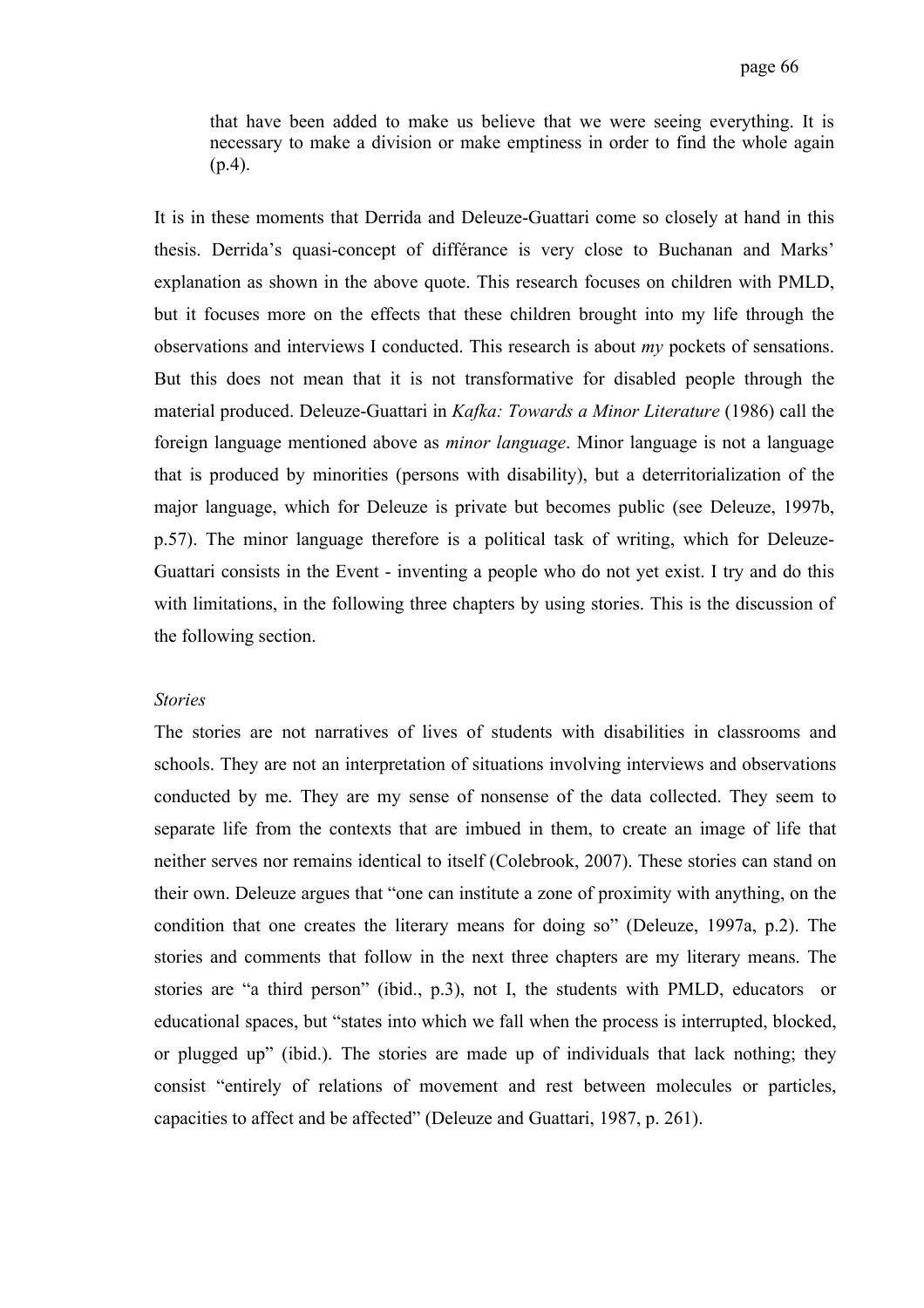> that have been added to make us believe that we were seeing everything. It is necessary to make a division or make emptiness in order to find the whole again (p.4).

It is in these moments that Derrida and Deleuze-Guattari come so closely at hand in this thesis. Derrida's quasi-concept of différance is very close to Buchanan and Marks' explanation as shown in the above quote. This research focuses on children with PMLD, but it focuses more on the effects that these children brought into my life through the observations and interviews I conducted. This research is about *my* pockets of sensations. But this does not mean that it is not transformative for disabled people through the material produced. Deleuze-Guattari in *Kafka: Towards a Minor Literature* (1986) call the foreign language mentioned above as *minor language*. Minor language is not a language that is produced by minorities (persons with disability), but a deterritorialization of the major language, which for Deleuze is private but becomes public (see Deleuze, 1997b, p.57). The minor language therefore is a political task of writing, which for Deleuze-Guattari consists in the Event - inventing a people who do not yet exist. I try and do this with limitations, in the following three chapters by using stories. This is the discussion of the following section.

*Stories*

The stories are not narratives of lives of students with disabilities in classrooms and schools. They are not an interpretation of situations involving interviews and observations conducted by me. They are my sense of nonsense of the data collected. They seem to separate life from the contexts that are imbued in them, to create an image of life that neither serves nor remains identical to itself (Colebrook, 2007). These stories can stand on their own. Deleuze argues that "one can institute a zone of proximity with anything, on the condition that one creates the literary means for doing so" (Deleuze, 1997a, p.2). The stories and comments that follow in the next three chapters are my literary means. The stories are "a third person" (ibid., p.3), not I, the students with PMLD, educators or educational spaces, but "states into which we fall when the process is interrupted, blocked, or plugged up" (ibid.). The stories are made up of individuals that lack nothing; they consist "entirely of relations of movement and rest between molecules or particles, capacities to affect and be affected" (Deleuze and Guattari, 1987, p. 261).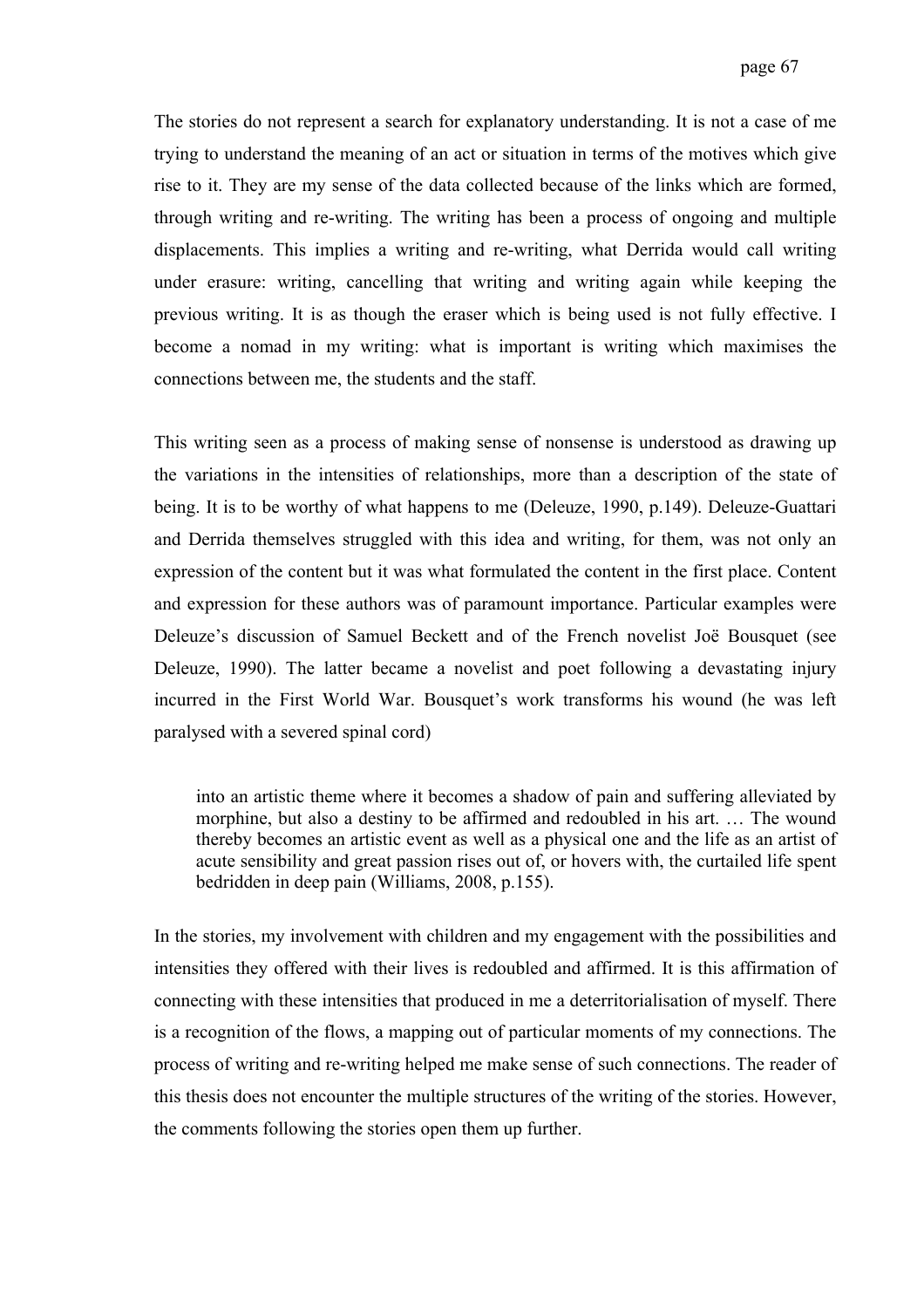The stories do not represent a search for explanatory understanding. It is not a case of me trying to understand the meaning of an act or situation in terms of the motives which give rise to it. They are my sense of the data collected because of the links which are formed, through writing and re-writing. The writing has been a process of ongoing and multiple displacements. This implies a writing and re-writing, what Derrida would call writing under erasure: writing, cancelling that writing and writing again while keeping the previous writing. It is as though the eraser which is being used is not fully effective. I become a nomad in my writing: what is important is writing which maximises the connections between me, the students and the staff.

This writing seen as a process of making sense of nonsense is understood as drawing up the variations in the intensities of relationships, more than a description of the state of being. It is to be worthy of what happens to me (Deleuze, 1990, p.149). Deleuze-Guattari and Derrida themselves struggled with this idea and writing, for them, was not only an expression of the content but it was what formulated the content in the first place. Content and expression for these authors was of paramount importance. Particular examples were Deleuze's discussion of Samuel Beckett and of the French novelist Joë Bousquet (see Deleuze, 1990). The latter became a novelist and poet following a devastating injury incurred in the First World War. Bousquet's work transforms his wound (he was left paralysed with a severed spinal cord)

> into an artistic theme where it becomes a shadow of pain and suffering alleviated by morphine, but also a destiny to be affirmed and redoubled in his art. … The wound thereby becomes an artistic event as well as a physical one and the life as an artist of acute sensibility and great passion rises out of, or hovers with, the curtailed life spent bedridden in deep pain (Williams, 2008, p.155).

In the stories, my involvement with children and my engagement with the possibilities and intensities they offered with their lives is redoubled and affirmed. It is this affirmation of connecting with these intensities that produced in me a deterritorialisation of myself. There is a recognition of the flows, a mapping out of particular moments of my connections. The process of writing and re-writing helped me make sense of such connections. The reader of this thesis does not encounter the multiple structures of the writing of the stories. However, the comments following the stories open them up further.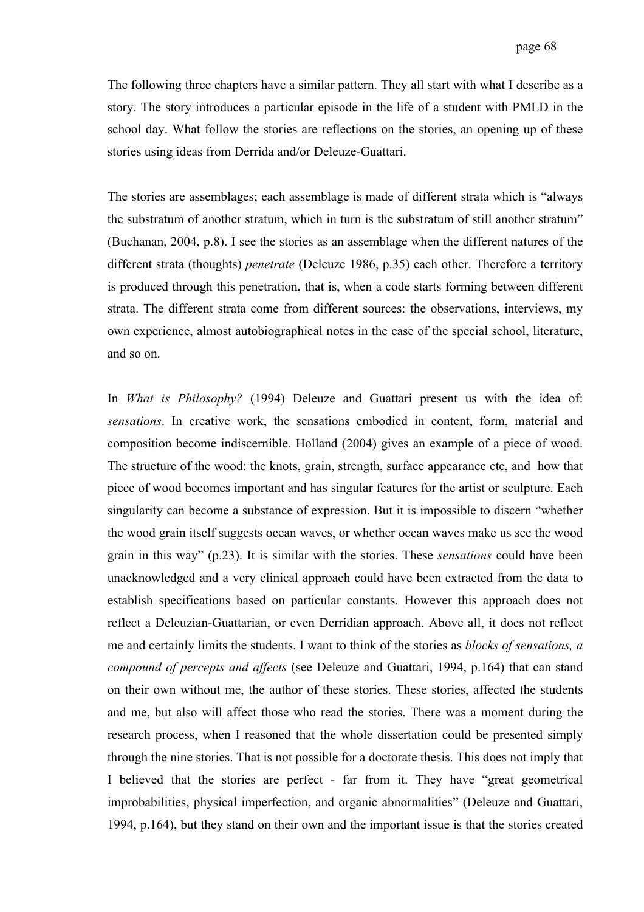The following three chapters have a similar pattern. They all start with what I describe as a story. The story introduces a particular episode in the life of a student with PMLD in the school day. What follow the stories are reflections on the stories, an opening up of these stories using ideas from Derrida and/or Deleuze-Guattari.

The stories are assemblages; each assemblage is made of different strata which is "always the substratum of another stratum, which in turn is the substratum of still another stratum" (Buchanan, 2004, p.8). I see the stories as an assemblage when the different natures of the different strata (thoughts) *penetrate* (Deleuze 1986, p.35) each other. Therefore a territory is produced through this penetration, that is, when a code starts forming between different strata. The different strata come from different sources: the observations, interviews, my own experience, almost autobiographical notes in the case of the special school, literature, and so on.

In *What is Philosophy?* (1994) Deleuze and Guattari present us with the idea of: *sensations*. In creative work, the sensations embodied in content, form, material and composition become indiscernible. Holland (2004) gives an example of a piece of wood. The structure of the wood: the knots, grain, strength, surface appearance etc, and how that piece of wood becomes important and has singular features for the artist or sculpture. Each singularity can become a substance of expression. But it is impossible to discern "whether the wood grain itself suggests ocean waves, or whether ocean waves make us see the wood grain in this way" (p.23). It is similar with the stories. These *sensations* could have been unacknowledged and a very clinical approach could have been extracted from the data to establish specifications based on particular constants. However this approach does not reflect a Deleuzian-Guattarian, or even Derridian approach. Above all, it does not reflect me and certainly limits the students. I want to think of the stories as *blocks of sensations, a compound of percepts and affects* (see Deleuze and Guattari, 1994, p.164) that can stand on their own without me, the author of these stories. These stories, affected the students and me, but also will affect those who read the stories. There was a moment during the research process, when I reasoned that the whole dissertation could be presented simply through the nine stories. That is not possible for a doctorate thesis. This does not imply that I believed that the stories are perfect - far from it. They have "great geometrical improbabilities, physical imperfection, and organic abnormalities" (Deleuze and Guattari, 1994, p.164), but they stand on their own and the important issue is that the stories created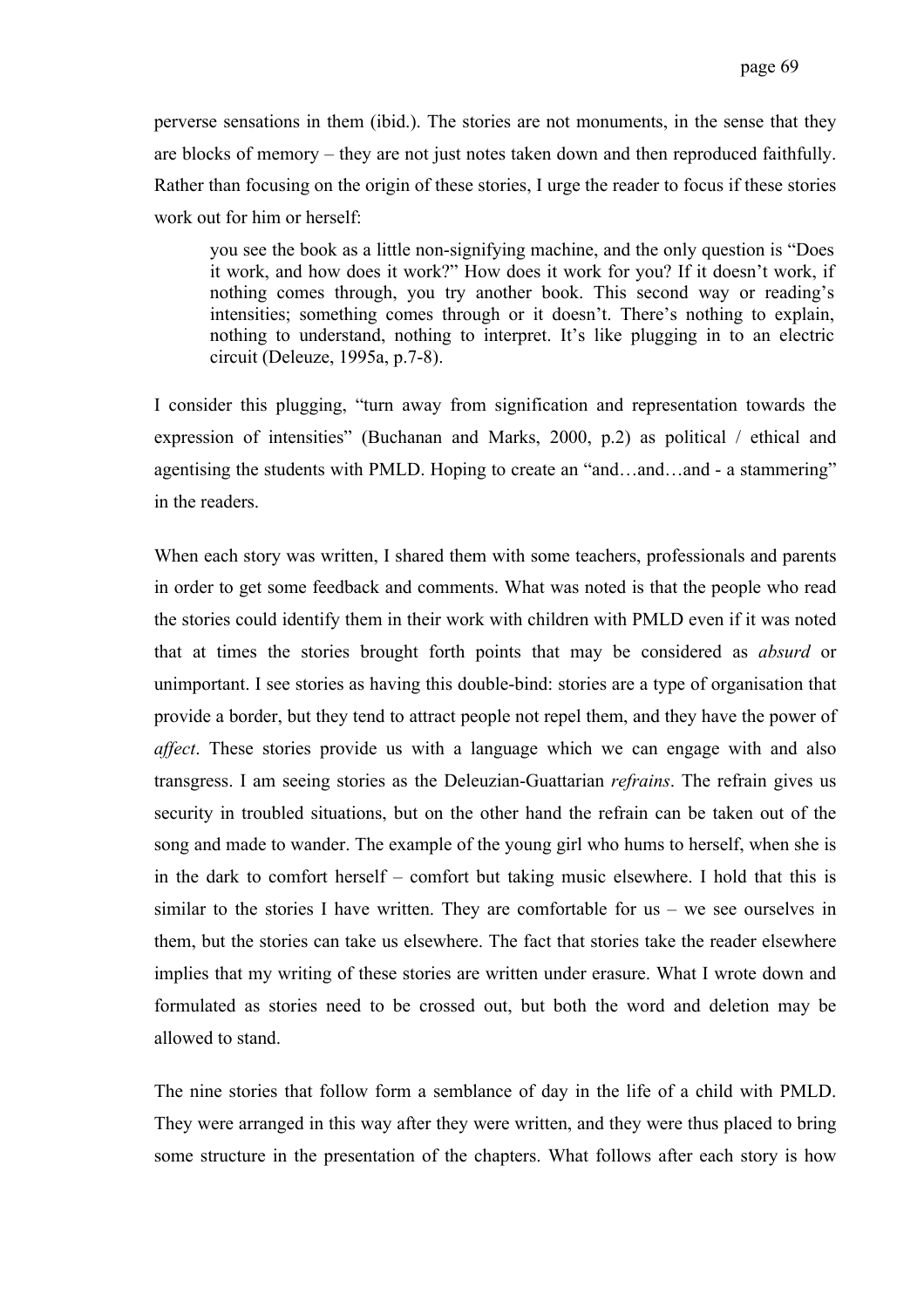perverse sensations in them (ibid.). The stories are not monuments, in the sense that they are blocks of memory – they are not just notes taken down and then reproduced faithfully. Rather than focusing on the origin of these stories, I urge the reader to focus if these stories work out for him or herself:

> you see the book as a little non-signifying machine, and the only question is "Does it work, and how does it work?" How does it work for you? If it doesn't work, if nothing comes through, you try another book. This second way or reading's intensities; something comes through or it doesn't. There's nothing to explain, nothing to understand, nothing to interpret. It's like plugging in to an electric circuit (Deleuze, 1995a, p.7-8).

I consider this plugging, "turn away from signification and representation towards the expression of intensities" (Buchanan and Marks, 2000, p.2) as political / ethical and agentising the students with PMLD. Hoping to create an "and…and…and - a stammering" in the readers.

When each story was written, I shared them with some teachers, professionals and parents in order to get some feedback and comments. What was noted is that the people who read the stories could identify them in their work with children with PMLD even if it was noted that at times the stories brought forth points that may be considered as *absurd* or unimportant. I see stories as having this double-bind: stories are a type of organisation that provide a border, but they tend to attract people not repel them, and they have the power of *affect*. These stories provide us with a language which we can engage with and also transgress. I am seeing stories as the Deleuzian-Guattarian *refrains*. The refrain gives us security in troubled situations, but on the other hand the refrain can be taken out of the song and made to wander. The example of the young girl who hums to herself, when she is in the dark to comfort herself – comfort but taking music elsewhere. I hold that this is similar to the stories I have written. They are comfortable for us – we see ourselves in them, but the stories can take us elsewhere. The fact that stories take the reader elsewhere implies that my writing of these stories are written under erasure. What I wrote down and formulated as stories need to be crossed out, but both the word and deletion may be allowed to stand.

The nine stories that follow form a semblance of day in the life of a child with PMLD. They were arranged in this way after they were written, and they were thus placed to bring some structure in the presentation of the chapters. What follows after each story is how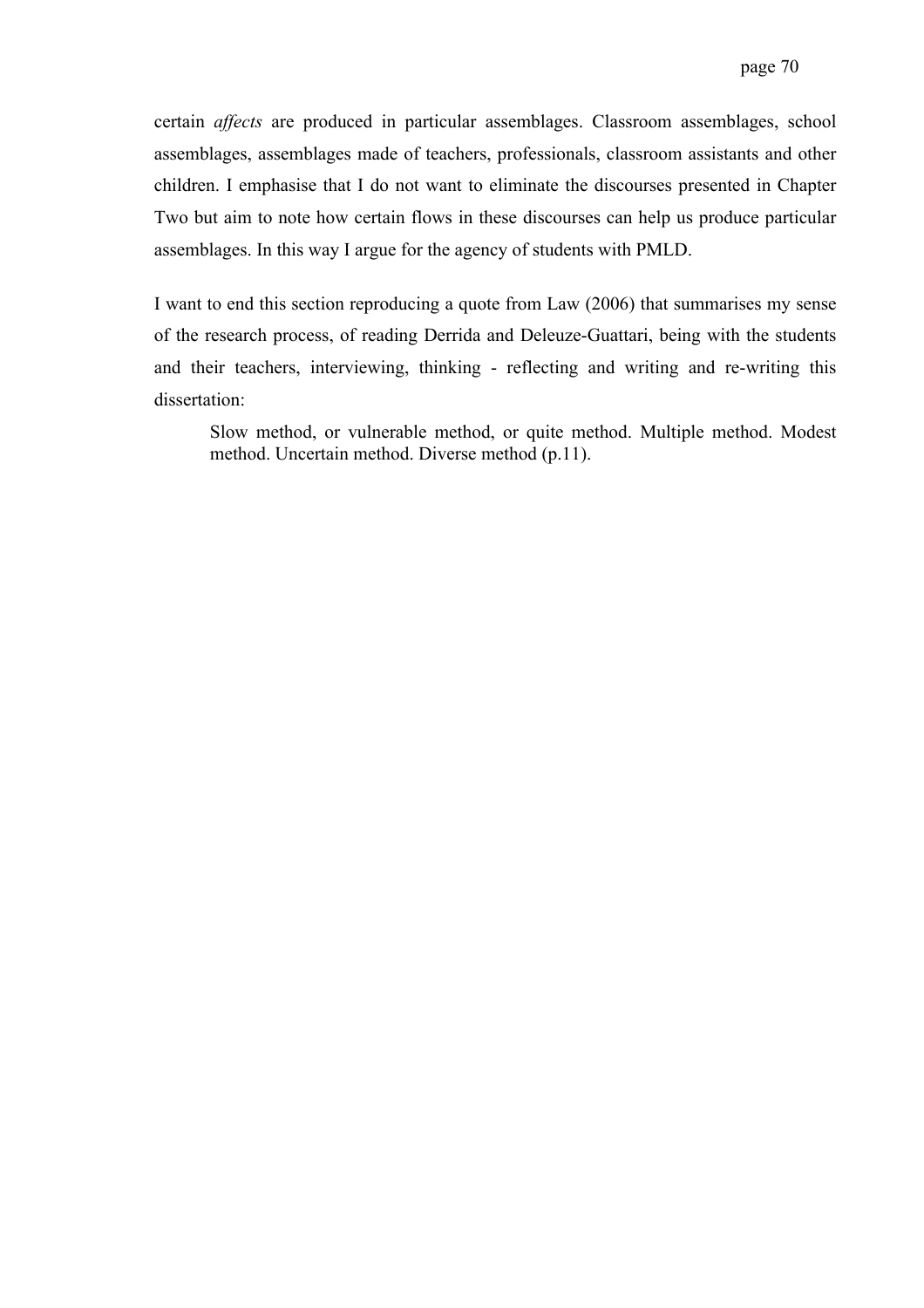certain *affects* are produced in particular assemblages. Classroom assemblages, school assemblages, assemblages made of teachers, professionals, classroom assistants and other children. I emphasise that I do not want to eliminate the discourses presented in Chapter Two but aim to note how certain flows in these discourses can help us produce particular assemblages. In this way I argue for the agency of students with PMLD.

I want to end this section reproducing a quote from Law (2006) that summarises my sense of the research process, of reading Derrida and Deleuze-Guattari, being with the students and their teachers, interviewing, thinking - reflecting and writing and re-writing this dissertation:

> Slow method, or vulnerable method, or quite method. Multiple method. Modest method. Uncertain method. Diverse method (p.11).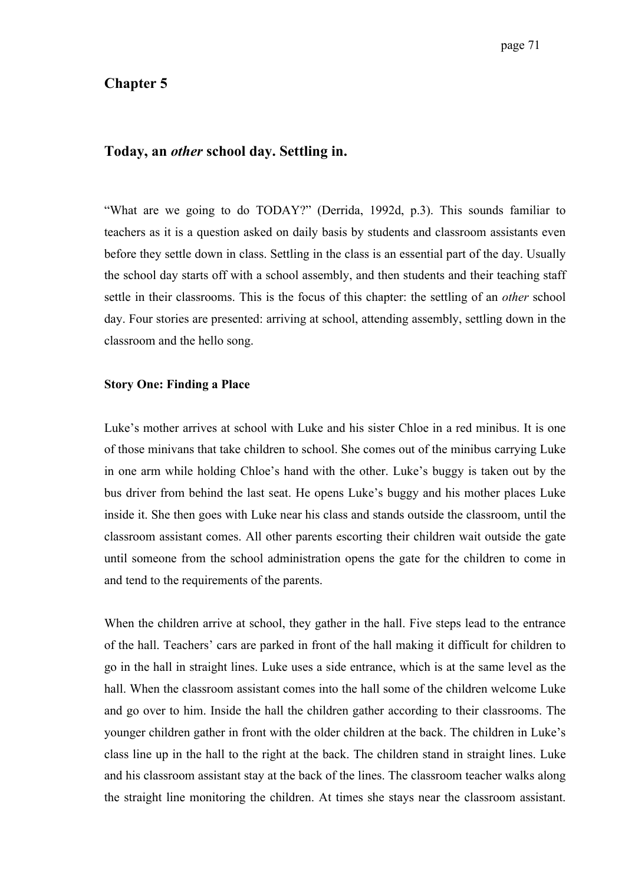# Chapter 5

## Today, an *other* school day. Settling in.

“What are we going to do TODAY?” (Derrida, 1992d, p.3). This sounds familiar to teachers as it is a question asked on daily basis by students and classroom assistants even before they settle down in class. Settling in the class is an essential part of the day. Usually the school day starts off with a school assembly, and then students and their teaching staff settle in their classrooms. This is the focus of this chapter: the settling of an *other* school day. Four stories are presented: arriving at school, attending assembly, settling down in the classroom and the hello song.

### Story One: Finding a Place

Luke’s mother arrives at school with Luke and his sister Chloe in a red minibus. It is one of those minivans that take children to school. She comes out of the minibus carrying Luke in one arm while holding Chloe’s hand with the other. Luke’s buggy is taken out by the bus driver from behind the last seat. He opens Luke’s buggy and his mother places Luke inside it. She then goes with Luke near his class and stands outside the classroom, until the classroom assistant comes. All other parents escorting their children wait outside the gate until someone from the school administration opens the gate for the children to come in and tend to the requirements of the parents.

When the children arrive at school, they gather in the hall. Five steps lead to the entrance of the hall. Teachers’ cars are parked in front of the hall making it difficult for children to go in the hall in straight lines. Luke uses a side entrance, which is at the same level as the hall. When the classroom assistant comes into the hall some of the children welcome Luke and go over to him. Inside the hall the children gather according to their classrooms. The younger children gather in front with the older children at the back. The children in Luke’s class line up in the hall to the right at the back. The children stand in straight lines. Luke and his classroom assistant stay at the back of the lines. The classroom teacher walks along the straight line monitoring the children. At times she stays near the classroom assistant.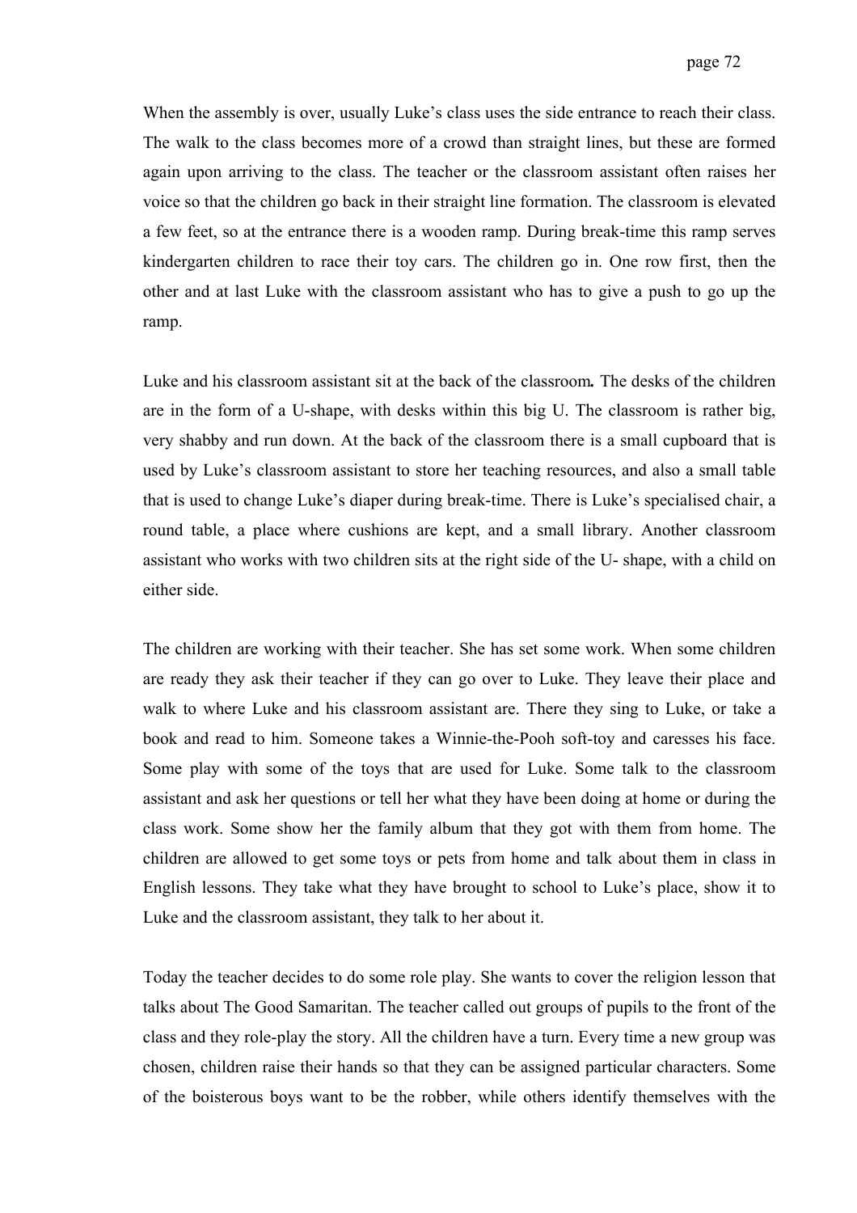When the assembly is over, usually Luke's class uses the side entrance to reach their class. The walk to the class becomes more of a crowd than straight lines, but these are formed again upon arriving to the class. The teacher or the classroom assistant often raises her voice so that the children go back in their straight line formation. The classroom is elevated a few feet, so at the entrance there is a wooden ramp. During break-time this ramp serves kindergarten children to race their toy cars. The children go in. One row first, then the other and at last Luke with the classroom assistant who has to give a push to go up the ramp.

Luke and his classroom assistant sit at the back of the classroom**.** The desks of the children are in the form of a U-shape, with desks within this big U. The classroom is rather big, very shabby and run down. At the back of the classroom there is a small cupboard that is used by Luke's classroom assistant to store her teaching resources, and also a small table that is used to change Luke's diaper during break-time. There is Luke's specialised chair, a round table, a place where cushions are kept, and a small library. Another classroom assistant who works with two children sits at the right side of the U- shape, with a child on either side.

The children are working with their teacher. She has set some work. When some children are ready they ask their teacher if they can go over to Luke. They leave their place and walk to where Luke and his classroom assistant are. There they sing to Luke, or take a book and read to him. Someone takes a Winnie-the-Pooh soft-toy and caresses his face. Some play with some of the toys that are used for Luke. Some talk to the classroom assistant and ask her questions or tell her what they have been doing at home or during the class work. Some show her the family album that they got with them from home. The children are allowed to get some toys or pets from home and talk about them in class in English lessons. They take what they have brought to school to Luke's place, show it to Luke and the classroom assistant, they talk to her about it.

Today the teacher decides to do some role play. She wants to cover the religion lesson that talks about The Good Samaritan. The teacher called out groups of pupils to the front of the class and they role-play the story. All the children have a turn. Every time a new group was chosen, children raise their hands so that they can be assigned particular characters. Some of the boisterous boys want to be the robber, while others identify themselves with the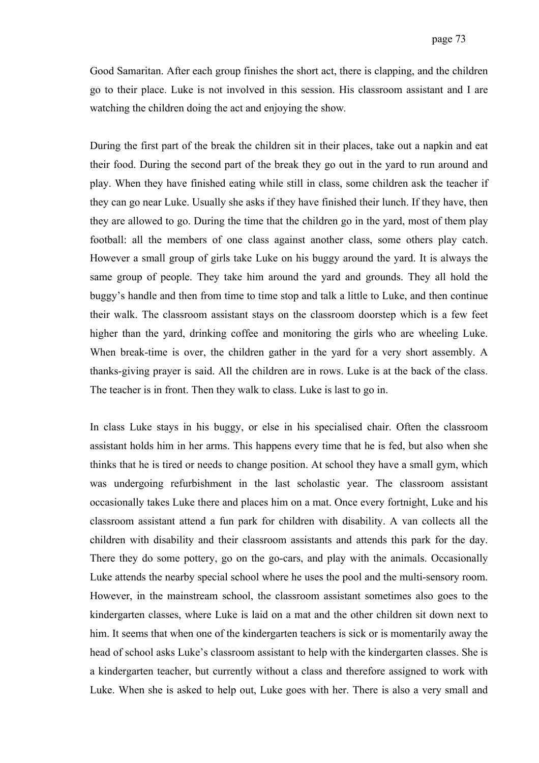Good Samaritan. After each group finishes the short act, there is clapping, and the children go to their place. Luke is not involved in this session. His classroom assistant and I are watching the children doing the act and enjoying the show.

During the first part of the break the children sit in their places, take out a napkin and eat their food. During the second part of the break they go out in the yard to run around and play. When they have finished eating while still in class, some children ask the teacher if they can go near Luke. Usually she asks if they have finished their lunch. If they have, then they are allowed to go. During the time that the children go in the yard, most of them play football: all the members of one class against another class, some others play catch. However a small group of girls take Luke on his buggy around the yard. It is always the same group of people. They take him around the yard and grounds. They all hold the buggy's handle and then from time to time stop and talk a little to Luke, and then continue their walk. The classroom assistant stays on the classroom doorstep which is a few feet higher than the yard, drinking coffee and monitoring the girls who are wheeling Luke. When break-time is over, the children gather in the yard for a very short assembly. A thanks-giving prayer is said. All the children are in rows. Luke is at the back of the class. The teacher is in front. Then they walk to class. Luke is last to go in.

In class Luke stays in his buggy, or else in his specialised chair. Often the classroom assistant holds him in her arms. This happens every time that he is fed, but also when she thinks that he is tired or needs to change position. At school they have a small gym, which was undergoing refurbishment in the last scholastic year. The classroom assistant occasionally takes Luke there and places him on a mat. Once every fortnight, Luke and his classroom assistant attend a fun park for children with disability. A van collects all the children with disability and their classroom assistants and attends this park for the day. There they do some pottery, go on the go-cars, and play with the animals. Occasionally Luke attends the nearby special school where he uses the pool and the multi-sensory room. However, in the mainstream school, the classroom assistant sometimes also goes to the kindergarten classes, where Luke is laid on a mat and the other children sit down next to him. It seems that when one of the kindergarten teachers is sick or is momentarily away the head of school asks Luke's classroom assistant to help with the kindergarten classes. She is a kindergarten teacher, but currently without a class and therefore assigned to work with Luke. When she is asked to help out, Luke goes with her. There is also a very small and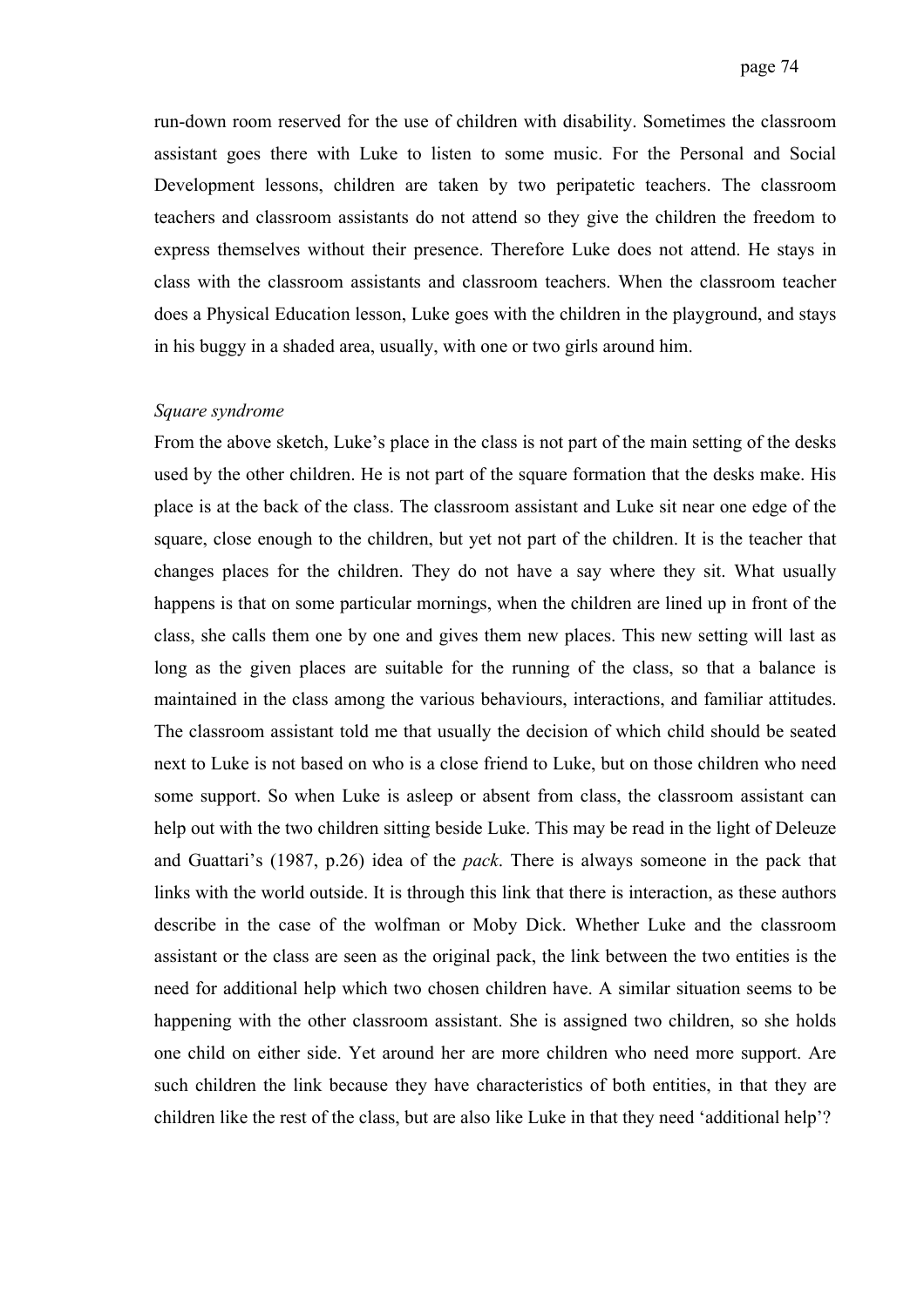run-down room reserved for the use of children with disability. Sometimes the classroom assistant goes there with Luke to listen to some music. For the Personal and Social Development lessons, children are taken by two peripatetic teachers. The classroom teachers and classroom assistants do not attend so they give the children the freedom to express themselves without their presence. Therefore Luke does not attend. He stays in class with the classroom assistants and classroom teachers. When the classroom teacher does a Physical Education lesson, Luke goes with the children in the playground, and stays in his buggy in a shaded area, usually, with one or two girls around him.

*Square syndrome*

From the above sketch, Luke's place in the class is not part of the main setting of the desks used by the other children. He is not part of the square formation that the desks make. His place is at the back of the class. The classroom assistant and Luke sit near one edge of the square, close enough to the children, but yet not part of the children. It is the teacher that changes places for the children. They do not have a say where they sit. What usually happens is that on some particular mornings, when the children are lined up in front of the class, she calls them one by one and gives them new places. This new setting will last as long as the given places are suitable for the running of the class, so that a balance is maintained in the class among the various behaviours, interactions, and familiar attitudes. The classroom assistant told me that usually the decision of which child should be seated next to Luke is not based on who is a close friend to Luke, but on those children who need some support. So when Luke is asleep or absent from class, the classroom assistant can help out with the two children sitting beside Luke. This may be read in the light of Deleuze and Guattari's (1987, p.26) idea of the *pack*. There is always someone in the pack that links with the world outside. It is through this link that there is interaction, as these authors describe in the case of the wolfman or Moby Dick. Whether Luke and the classroom assistant or the class are seen as the original pack, the link between the two entities is the need for additional help which two chosen children have. A similar situation seems to be happening with the other classroom assistant. She is assigned two children, so she holds one child on either side. Yet around her are more children who need more support. Are such children the link because they have characteristics of both entities, in that they are children like the rest of the class, but are also like Luke in that they need 'additional help'?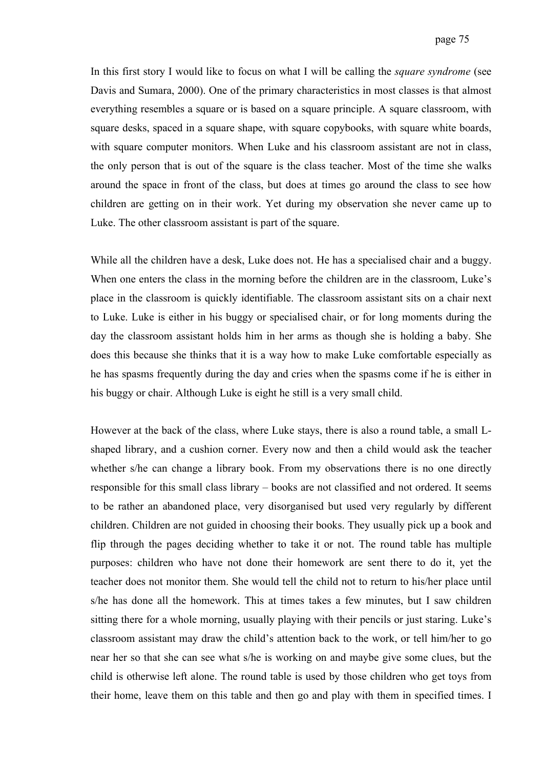In this first story I would like to focus on what I will be calling the *square syndrome* (see Davis and Sumara, 2000). One of the primary characteristics in most classes is that almost everything resembles a square or is based on a square principle. A square classroom, with square desks, spaced in a square shape, with square copybooks, with square white boards, with square computer monitors. When Luke and his classroom assistant are not in class, the only person that is out of the square is the class teacher. Most of the time she walks around the space in front of the class, but does at times go around the class to see how children are getting on in their work. Yet during my observation she never came up to Luke. The other classroom assistant is part of the square.

While all the children have a desk, Luke does not. He has a specialised chair and a buggy. When one enters the class in the morning before the children are in the classroom, Luke's place in the classroom is quickly identifiable. The classroom assistant sits on a chair next to Luke. Luke is either in his buggy or specialised chair, or for long moments during the day the classroom assistant holds him in her arms as though she is holding a baby. She does this because she thinks that it is a way how to make Luke comfortable especially as he has spasms frequently during the day and cries when the spasms come if he is either in his buggy or chair. Although Luke is eight he still is a very small child.

However at the back of the class, where Luke stays, there is also a round table, a small L-shaped library, and a cushion corner. Every now and then a child would ask the teacher whether s/he can change a library book. From my observations there is no one directly responsible for this small class library – books are not classified and not ordered. It seems to be rather an abandoned place, very disorganised but used very regularly by different children. Children are not guided in choosing their books. They usually pick up a book and flip through the pages deciding whether to take it or not. The round table has multiple purposes: children who have not done their homework are sent there to do it, yet the teacher does not monitor them. She would tell the child not to return to his/her place until s/he has done all the homework. This at times takes a few minutes, but I saw children sitting there for a whole morning, usually playing with their pencils or just staring. Luke's classroom assistant may draw the child's attention back to the work, or tell him/her to go near her so that she can see what s/he is working on and maybe give some clues, but the child is otherwise left alone. The round table is used by those children who get toys from their home, leave them on this table and then go and play with them in specified times. I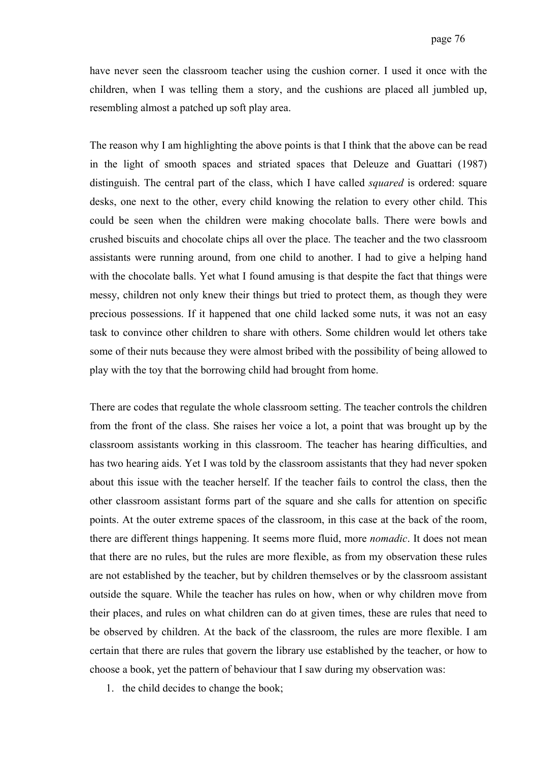have never seen the classroom teacher using the cushion corner. I used it once with the children, when I was telling them a story, and the cushions are placed all jumbled up, resembling almost a patched up soft play area.

The reason why I am highlighting the above points is that I think that the above can be read in the light of smooth spaces and striated spaces that Deleuze and Guattari (1987) distinguish. The central part of the class, which I have called *squared* is ordered: square desks, one next to the other, every child knowing the relation to every other child. This could be seen when the children were making chocolate balls. There were bowls and crushed biscuits and chocolate chips all over the place. The teacher and the two classroom assistants were running around, from one child to another. I had to give a helping hand with the chocolate balls. Yet what I found amusing is that despite the fact that things were messy, children not only knew their things but tried to protect them, as though they were precious possessions. If it happened that one child lacked some nuts, it was not an easy task to convince other children to share with others. Some children would let others take some of their nuts because they were almost bribed with the possibility of being allowed to play with the toy that the borrowing child had brought from home.

There are codes that regulate the whole classroom setting. The teacher controls the children from the front of the class. She raises her voice a lot, a point that was brought up by the classroom assistants working in this classroom. The teacher has hearing difficulties, and has two hearing aids. Yet I was told by the classroom assistants that they had never spoken about this issue with the teacher herself. If the teacher fails to control the class, then the other classroom assistant forms part of the square and she calls for attention on specific points. At the outer extreme spaces of the classroom, in this case at the back of the room, there are different things happening. It seems more fluid, more *nomadic*. It does not mean that there are no rules, but the rules are more flexible, as from my observation these rules are not established by the teacher, but by children themselves or by the classroom assistant outside the square. While the teacher has rules on how, when or why children move from their places, and rules on what children can do at given times, these are rules that need to be observed by children. At the back of the classroom, the rules are more flexible. I am certain that there are rules that govern the library use established by the teacher, or how to choose a book, yet the pattern of behaviour that I saw during my observation was:

1. the child decides to change the book;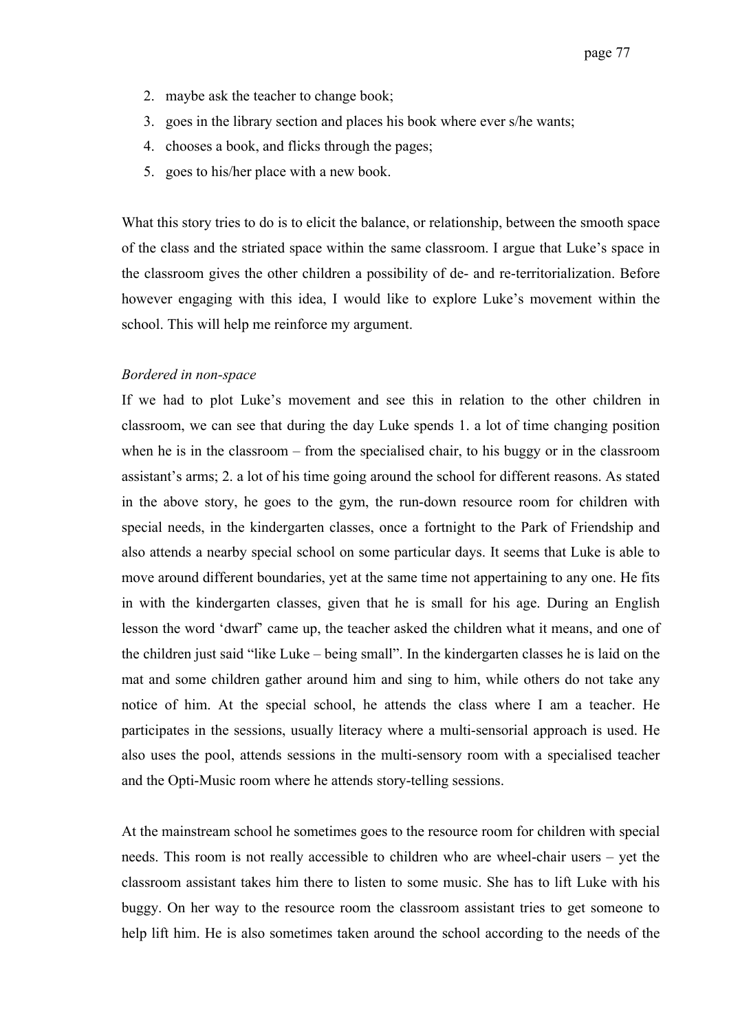2. maybe ask the teacher to change book;
3. goes in the library section and places his book where ever s/he wants;
4. chooses a book, and flicks through the pages;
5. goes to his/her place with a new book.

What this story tries to do is to elicit the balance, or relationship, between the smooth space of the class and the striated space within the same classroom. I argue that Luke's space in the classroom gives the other children a possibility of de- and re-territorialization. Before however engaging with this idea, I would like to explore Luke's movement within the school. This will help me reinforce my argument.

*Bordered in non-space*

If we had to plot Luke's movement and see this in relation to the other children in classroom, we can see that during the day Luke spends 1. a lot of time changing position when he is in the classroom – from the specialised chair, to his buggy or in the classroom assistant's arms; 2. a lot of his time going around the school for different reasons. As stated in the above story, he goes to the gym, the run-down resource room for children with special needs, in the kindergarten classes, once a fortnight to the Park of Friendship and also attends a nearby special school on some particular days. It seems that Luke is able to move around different boundaries, yet at the same time not appertaining to any one. He fits in with the kindergarten classes, given that he is small for his age. During an English lesson the word 'dwarf' came up, the teacher asked the children what it means, and one of the children just said "like Luke – being small". In the kindergarten classes he is laid on the mat and some children gather around him and sing to him, while others do not take any notice of him. At the special school, he attends the class where I am a teacher. He participates in the sessions, usually literacy where a multi-sensorial approach is used. He also uses the pool, attends sessions in the multi-sensory room with a specialised teacher and the Opti-Music room where he attends story-telling sessions.

At the mainstream school he sometimes goes to the resource room for children with special needs. This room is not really accessible to children who are wheel-chair users – yet the classroom assistant takes him there to listen to some music. She has to lift Luke with his buggy. On her way to the resource room the classroom assistant tries to get someone to help lift him. He is also sometimes taken around the school according to the needs of the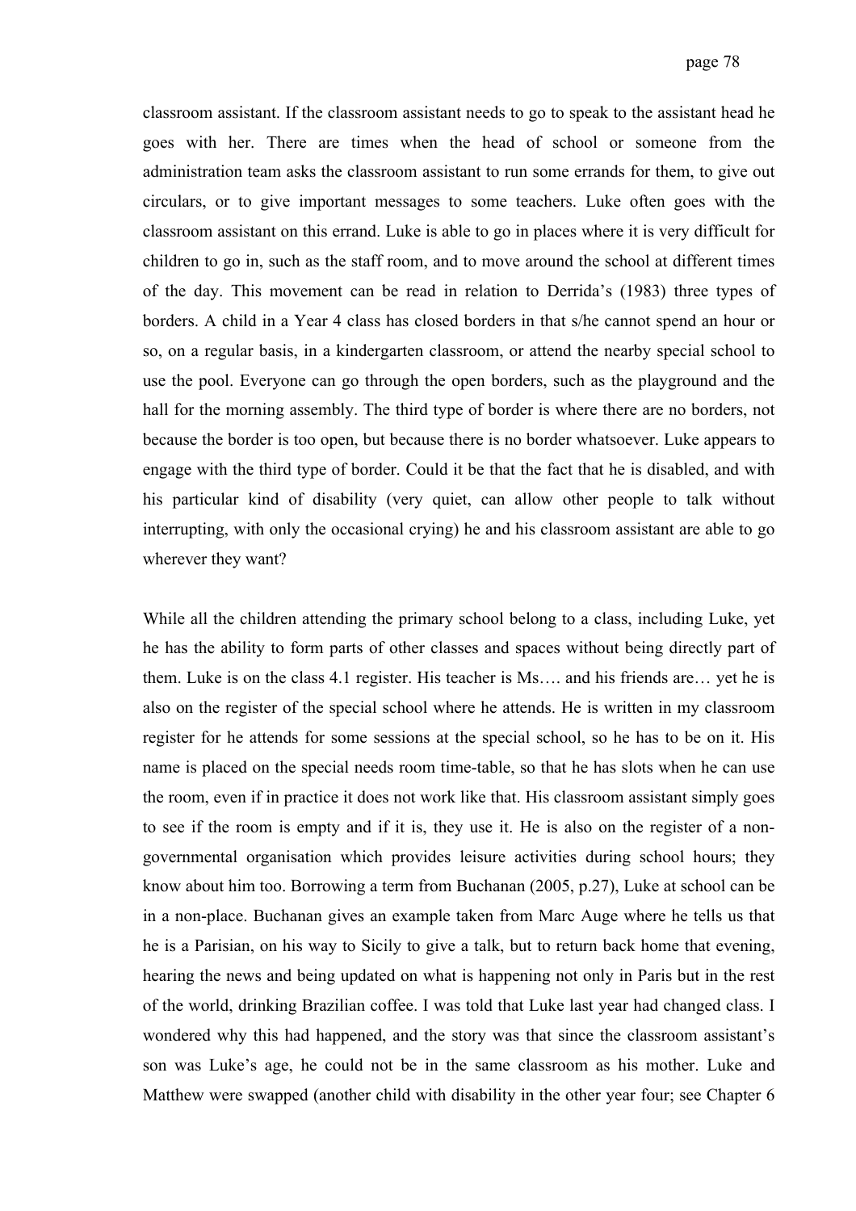classroom assistant. If the classroom assistant needs to go to speak to the assistant head he goes with her. There are times when the head of school or someone from the administration team asks the classroom assistant to run some errands for them, to give out circulars, or to give important messages to some teachers. Luke often goes with the classroom assistant on this errand. Luke is able to go in places where it is very difficult for children to go in, such as the staff room, and to move around the school at different times of the day. This movement can be read in relation to Derrida's (1983) three types of borders. A child in a Year 4 class has closed borders in that s/he cannot spend an hour or so, on a regular basis, in a kindergarten classroom, or attend the nearby special school to use the pool. Everyone can go through the open borders, such as the playground and the hall for the morning assembly. The third type of border is where there are no borders, not because the border is too open, but because there is no border whatsoever. Luke appears to engage with the third type of border. Could it be that the fact that he is disabled, and with his particular kind of disability (very quiet, can allow other people to talk without interrupting, with only the occasional crying) he and his classroom assistant are able to go wherever they want?

While all the children attending the primary school belong to a class, including Luke, yet he has the ability to form parts of other classes and spaces without being directly part of them. Luke is on the class 4.1 register. His teacher is Ms…. and his friends are… yet he is also on the register of the special school where he attends. He is written in my classroom register for he attends for some sessions at the special school, so he has to be on it. His name is placed on the special needs room time-table, so that he has slots when he can use the room, even if in practice it does not work like that. His classroom assistant simply goes to see if the room is empty and if it is, they use it. He is also on the register of a non-governmental organisation which provides leisure activities during school hours; they know about him too. Borrowing a term from Buchanan (2005, p.27), Luke at school can be in a non-place. Buchanan gives an example taken from Marc Auge where he tells us that he is a Parisian, on his way to Sicily to give a talk, but to return back home that evening, hearing the news and being updated on what is happening not only in Paris but in the rest of the world, drinking Brazilian coffee. I was told that Luke last year had changed class. I wondered why this had happened, and the story was that since the classroom assistant's son was Luke's age, he could not be in the same classroom as his mother. Luke and Matthew were swapped (another child with disability in the other year four; see Chapter 6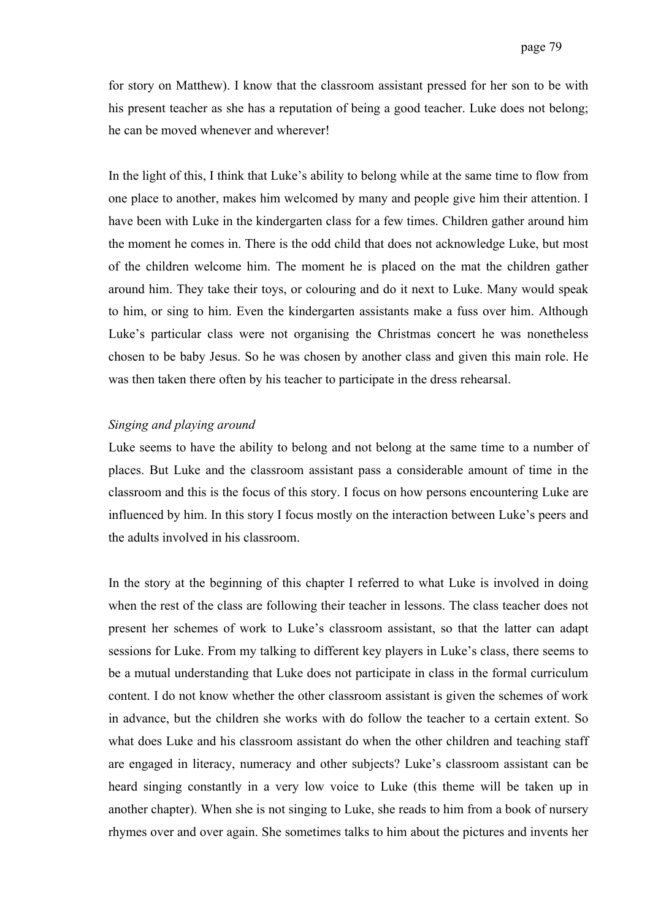for story on Matthew). I know that the classroom assistant pressed for her son to be with his present teacher as she has a reputation of being a good teacher. Luke does not belong; he can be moved whenever and wherever!

In the light of this, I think that Luke's ability to belong while at the same time to flow from one place to another, makes him welcomed by many and people give him their attention. I have been with Luke in the kindergarten class for a few times. Children gather around him the moment he comes in. There is the odd child that does not acknowledge Luke, but most of the children welcome him. The moment he is placed on the mat the children gather around him. They take their toys, or colouring and do it next to Luke. Many would speak to him, or sing to him. Even the kindergarten assistants make a fuss over him. Although Luke's particular class were not organising the Christmas concert he was nonetheless chosen to be baby Jesus. So he was chosen by another class and given this main role. He was then taken there often by his teacher to participate in the dress rehearsal.

*Singing and playing around*

Luke seems to have the ability to belong and not belong at the same time to a number of places. But Luke and the classroom assistant pass a considerable amount of time in the classroom and this is the focus of this story. I focus on how persons encountering Luke are influenced by him. In this story I focus mostly on the interaction between Luke's peers and the adults involved in his classroom.

In the story at the beginning of this chapter I referred to what Luke is involved in doing when the rest of the class are following their teacher in lessons. The class teacher does not present her schemes of work to Luke's classroom assistant, so that the latter can adapt sessions for Luke. From my talking to different key players in Luke's class, there seems to be a mutual understanding that Luke does not participate in class in the formal curriculum content. I do not know whether the other classroom assistant is given the schemes of work in advance, but the children she works with do follow the teacher to a certain extent. So what does Luke and his classroom assistant do when the other children and teaching staff are engaged in literacy, numeracy and other subjects? Luke's classroom assistant can be heard singing constantly in a very low voice to Luke (this theme will be taken up in another chapter). When she is not singing to Luke, she reads to him from a book of nursery rhymes over and over again. She sometimes talks to him about the pictures and invents her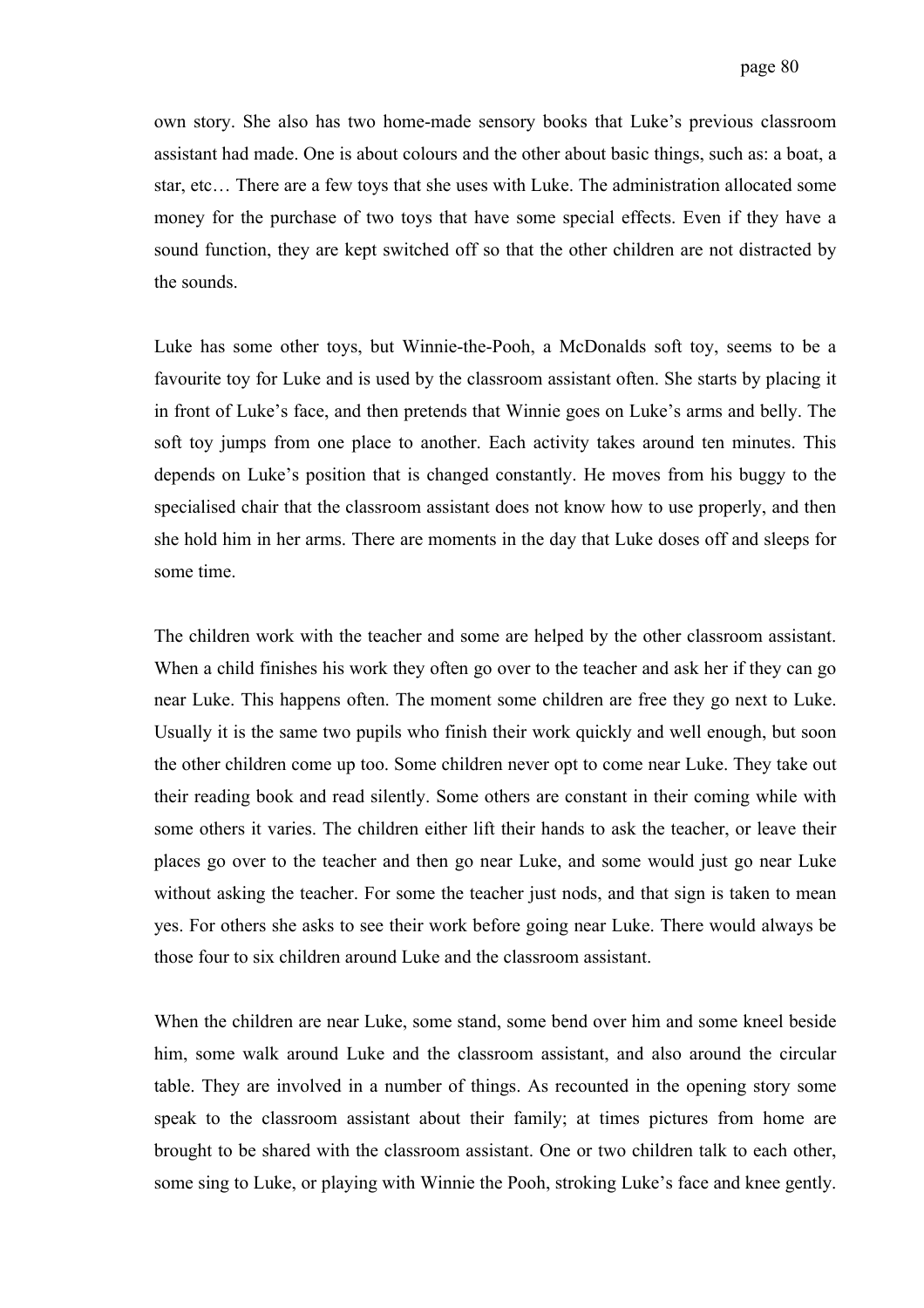own story. She also has two home-made sensory books that Luke's previous classroom assistant had made. One is about colours and the other about basic things, such as: a boat, a star, etc… There are a few toys that she uses with Luke. The administration allocated some money for the purchase of two toys that have some special effects. Even if they have a sound function, they are kept switched off so that the other children are not distracted by the sounds.

Luke has some other toys, but Winnie-the-Pooh, a McDonalds soft toy, seems to be a favourite toy for Luke and is used by the classroom assistant often. She starts by placing it in front of Luke's face, and then pretends that Winnie goes on Luke's arms and belly. The soft toy jumps from one place to another. Each activity takes around ten minutes. This depends on Luke's position that is changed constantly. He moves from his buggy to the specialised chair that the classroom assistant does not know how to use properly, and then she hold him in her arms. There are moments in the day that Luke doses off and sleeps for some time.

The children work with the teacher and some are helped by the other classroom assistant. When a child finishes his work they often go over to the teacher and ask her if they can go near Luke. This happens often. The moment some children are free they go next to Luke. Usually it is the same two pupils who finish their work quickly and well enough, but soon the other children come up too. Some children never opt to come near Luke. They take out their reading book and read silently. Some others are constant in their coming while with some others it varies. The children either lift their hands to ask the teacher, or leave their places go over to the teacher and then go near Luke, and some would just go near Luke without asking the teacher. For some the teacher just nods, and that sign is taken to mean yes. For others she asks to see their work before going near Luke. There would always be those four to six children around Luke and the classroom assistant.

When the children are near Luke, some stand, some bend over him and some kneel beside him, some walk around Luke and the classroom assistant, and also around the circular table. They are involved in a number of things. As recounted in the opening story some speak to the classroom assistant about their family; at times pictures from home are brought to be shared with the classroom assistant. One or two children talk to each other, some sing to Luke, or playing with Winnie the Pooh, stroking Luke's face and knee gently.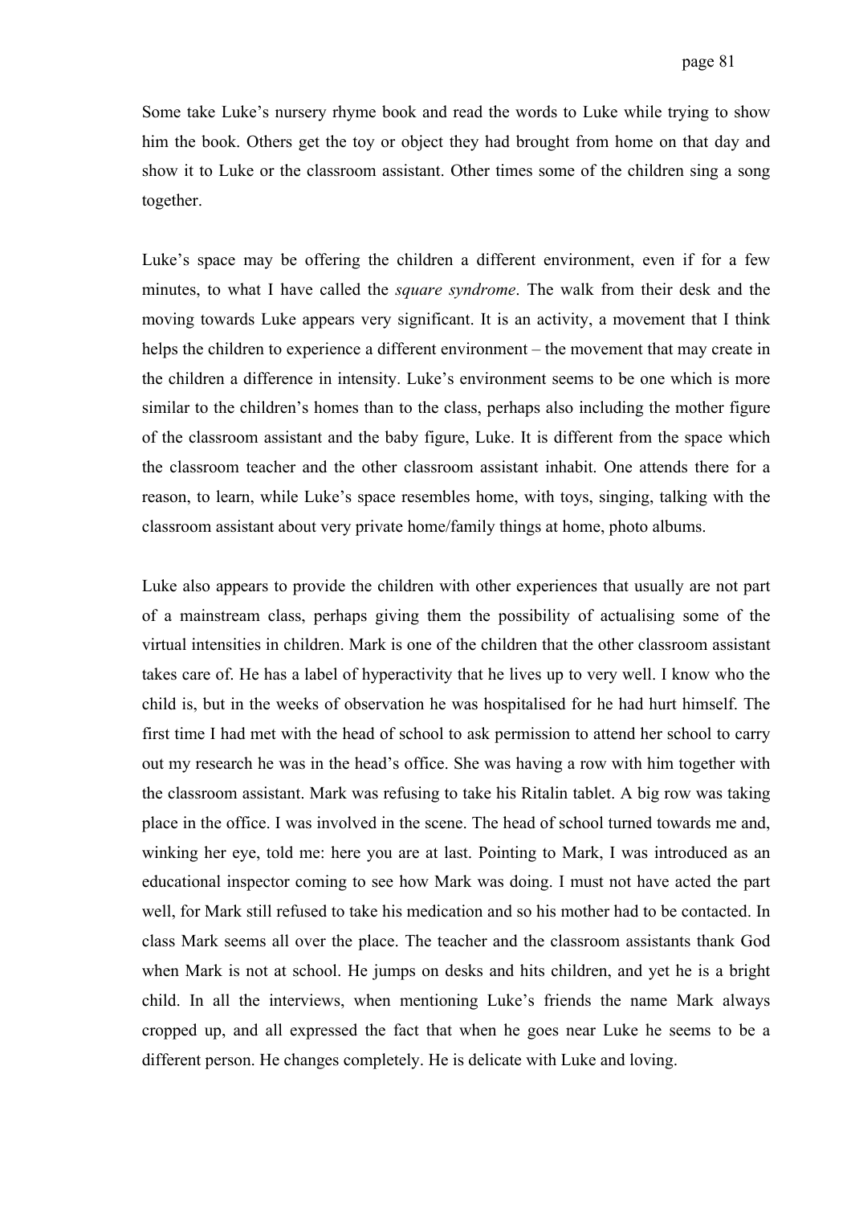Some take Luke's nursery rhyme book and read the words to Luke while trying to show him the book. Others get the toy or object they had brought from home on that day and show it to Luke or the classroom assistant. Other times some of the children sing a song together.

Luke's space may be offering the children a different environment, even if for a few minutes, to what I have called the *square syndrome*. The walk from their desk and the moving towards Luke appears very significant. It is an activity, a movement that I think helps the children to experience a different environment – the movement that may create in the children a difference in intensity. Luke's environment seems to be one which is more similar to the children's homes than to the class, perhaps also including the mother figure of the classroom assistant and the baby figure, Luke. It is different from the space which the classroom teacher and the other classroom assistant inhabit. One attends there for a reason, to learn, while Luke's space resembles home, with toys, singing, talking with the classroom assistant about very private home/family things at home, photo albums.

Luke also appears to provide the children with other experiences that usually are not part of a mainstream class, perhaps giving them the possibility of actualising some of the virtual intensities in children. Mark is one of the children that the other classroom assistant takes care of. He has a label of hyperactivity that he lives up to very well. I know who the child is, but in the weeks of observation he was hospitalised for he had hurt himself. The first time I had met with the head of school to ask permission to attend her school to carry out my research he was in the head's office. She was having a row with him together with the classroom assistant. Mark was refusing to take his Ritalin tablet. A big row was taking place in the office. I was involved in the scene. The head of school turned towards me and, winking her eye, told me: here you are at last. Pointing to Mark, I was introduced as an educational inspector coming to see how Mark was doing. I must not have acted the part well, for Mark still refused to take his medication and so his mother had to be contacted. In class Mark seems all over the place. The teacher and the classroom assistants thank God when Mark is not at school. He jumps on desks and hits children, and yet he is a bright child. In all the interviews, when mentioning Luke's friends the name Mark always cropped up, and all expressed the fact that when he goes near Luke he seems to be a different person. He changes completely. He is delicate with Luke and loving.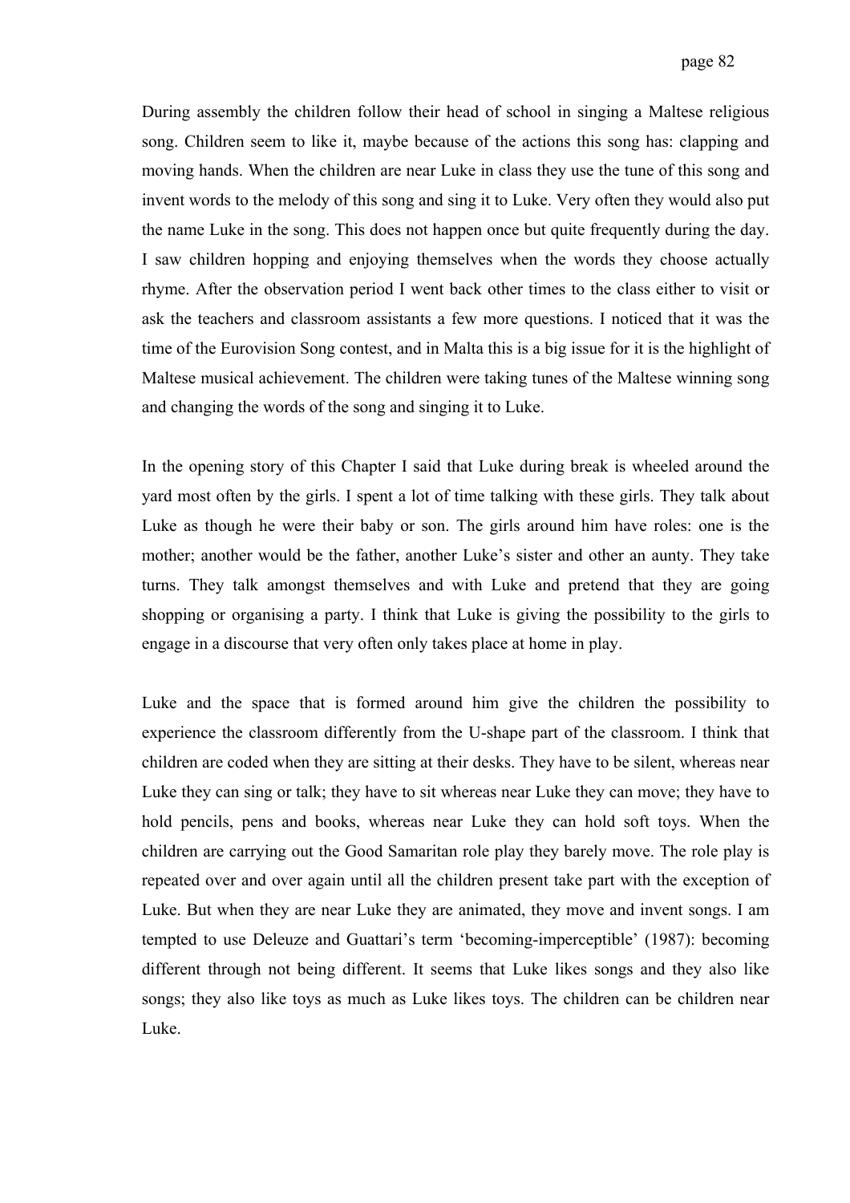During assembly the children follow their head of school in singing a Maltese religious song. Children seem to like it, maybe because of the actions this song has: clapping and moving hands. When the children are near Luke in class they use the tune of this song and invent words to the melody of this song and sing it to Luke. Very often they would also put the name Luke in the song. This does not happen once but quite frequently during the day. I saw children hopping and enjoying themselves when the words they choose actually rhyme. After the observation period I went back other times to the class either to visit or ask the teachers and classroom assistants a few more questions. I noticed that it was the time of the Eurovision Song contest, and in Malta this is a big issue for it is the highlight of Maltese musical achievement. The children were taking tunes of the Maltese winning song and changing the words of the song and singing it to Luke.

In the opening story of this Chapter I said that Luke during break is wheeled around the yard most often by the girls. I spent a lot of time talking with these girls. They talk about Luke as though he were their baby or son. The girls around him have roles: one is the mother; another would be the father, another Luke's sister and other an aunty. They take turns. They talk amongst themselves and with Luke and pretend that they are going shopping or organising a party. I think that Luke is giving the possibility to the girls to engage in a discourse that very often only takes place at home in play.

Luke and the space that is formed around him give the children the possibility to experience the classroom differently from the U-shape part of the classroom. I think that children are coded when they are sitting at their desks. They have to be silent, whereas near Luke they can sing or talk; they have to sit whereas near Luke they can move; they have to hold pencils, pens and books, whereas near Luke they can hold soft toys. When the children are carrying out the Good Samaritan role play they barely move. The role play is repeated over and over again until all the children present take part with the exception of Luke. But when they are near Luke they are animated, they move and invent songs. I am tempted to use Deleuze and Guattari's term 'becoming-imperceptible' (1987): becoming different through not being different. It seems that Luke likes songs and they also like songs; they also like toys as much as Luke likes toys. The children can be children near Luke.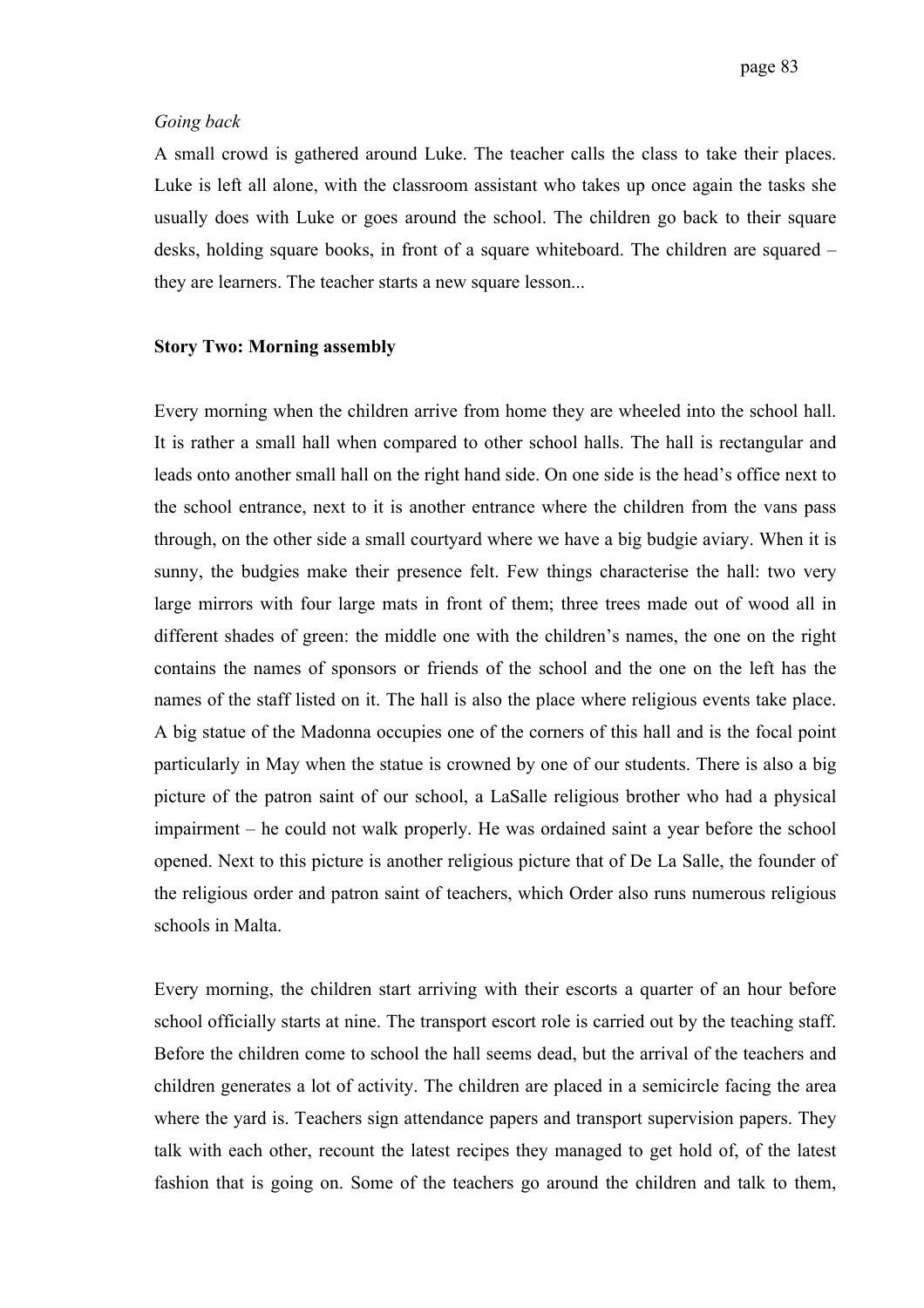*Going back*

A small crowd is gathered around Luke. The teacher calls the class to take their places. Luke is left all alone, with the classroom assistant who takes up once again the tasks she usually does with Luke or goes around the school. The children go back to their square desks, holding square books, in front of a square whiteboard. The children are squared – they are learners. The teacher starts a new square lesson...

**Story Two: Morning assembly**

Every morning when the children arrive from home they are wheeled into the school hall. It is rather a small hall when compared to other school halls. The hall is rectangular and leads onto another small hall on the right hand side. On one side is the head's office next to the school entrance, next to it is another entrance where the children from the vans pass through, on the other side a small courtyard where we have a big budgie aviary. When it is sunny, the budgies make their presence felt. Few things characterise the hall: two very large mirrors with four large mats in front of them; three trees made out of wood all in different shades of green: the middle one with the children's names, the one on the right contains the names of sponsors or friends of the school and the one on the left has the names of the staff listed on it. The hall is also the place where religious events take place. A big statue of the Madonna occupies one of the corners of this hall and is the focal point particularly in May when the statue is crowned by one of our students. There is also a big picture of the patron saint of our school, a LaSalle religious brother who had a physical impairment – he could not walk properly. He was ordained saint a year before the school opened. Next to this picture is another religious picture that of De La Salle, the founder of the religious order and patron saint of teachers, which Order also runs numerous religious schools in Malta.

Every morning, the children start arriving with their escorts a quarter of an hour before school officially starts at nine. The transport escort role is carried out by the teaching staff. Before the children come to school the hall seems dead, but the arrival of the teachers and children generates a lot of activity. The children are placed in a semicircle facing the area where the yard is. Teachers sign attendance papers and transport supervision papers. They talk with each other, recount the latest recipes they managed to get hold of, of the latest fashion that is going on. Some of the teachers go around the children and talk to them,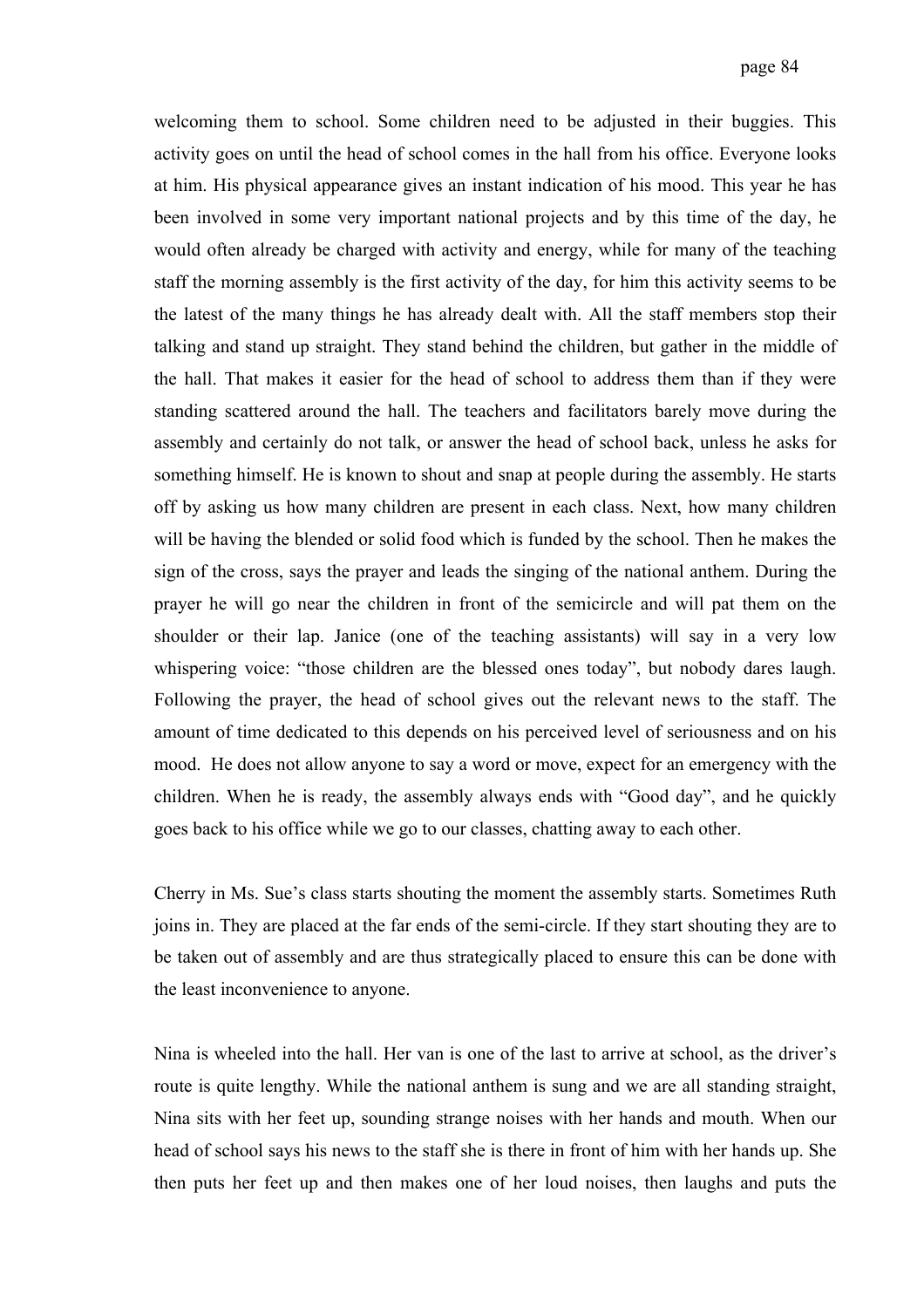welcoming them to school. Some children need to be adjusted in their buggies. This activity goes on until the head of school comes in the hall from his office. Everyone looks at him. His physical appearance gives an instant indication of his mood. This year he has been involved in some very important national projects and by this time of the day, he would often already be charged with activity and energy, while for many of the teaching staff the morning assembly is the first activity of the day, for him this activity seems to be the latest of the many things he has already dealt with. All the staff members stop their talking and stand up straight. They stand behind the children, but gather in the middle of the hall. That makes it easier for the head of school to address them than if they were standing scattered around the hall. The teachers and facilitators barely move during the assembly and certainly do not talk, or answer the head of school back, unless he asks for something himself. He is known to shout and snap at people during the assembly. He starts off by asking us how many children are present in each class. Next, how many children will be having the blended or solid food which is funded by the school. Then he makes the sign of the cross, says the prayer and leads the singing of the national anthem. During the prayer he will go near the children in front of the semicircle and will pat them on the shoulder or their lap. Janice (one of the teaching assistants) will say in a very low whispering voice: "those children are the blessed ones today", but nobody dares laugh. Following the prayer, the head of school gives out the relevant news to the staff. The amount of time dedicated to this depends on his perceived level of seriousness and on his mood. He does not allow anyone to say a word or move, expect for an emergency with the children. When he is ready, the assembly always ends with "Good day", and he quickly goes back to his office while we go to our classes, chatting away to each other.

Cherry in Ms. Sue's class starts shouting the moment the assembly starts. Sometimes Ruth joins in. They are placed at the far ends of the semi-circle. If they start shouting they are to be taken out of assembly and are thus strategically placed to ensure this can be done with the least inconvenience to anyone.

Nina is wheeled into the hall. Her van is one of the last to arrive at school, as the driver's route is quite lengthy. While the national anthem is sung and we are all standing straight, Nina sits with her feet up, sounding strange noises with her hands and mouth. When our head of school says his news to the staff she is there in front of him with her hands up. She then puts her feet up and then makes one of her loud noises, then laughs and puts the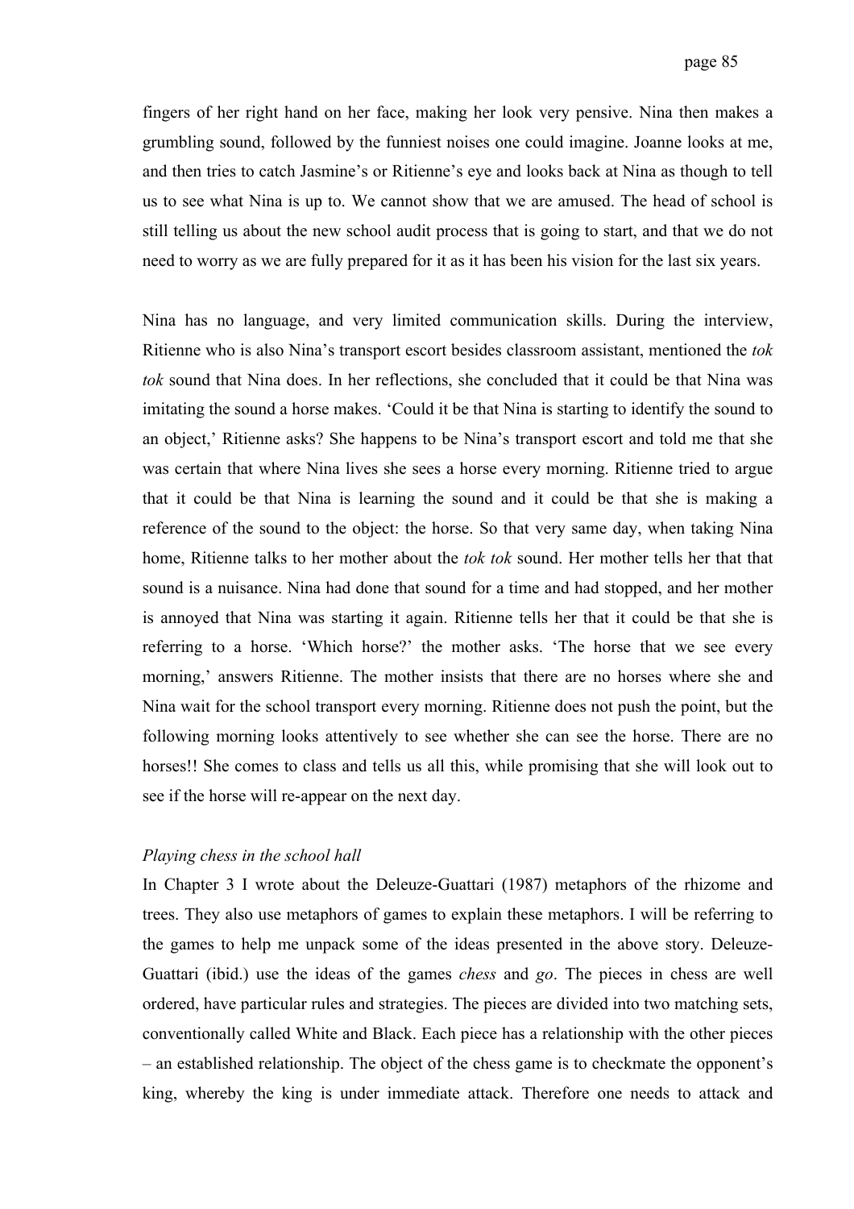fingers of her right hand on her face, making her look very pensive. Nina then makes a grumbling sound, followed by the funniest noises one could imagine. Joanne looks at me, and then tries to catch Jasmine's or Ritienne's eye and looks back at Nina as though to tell us to see what Nina is up to. We cannot show that we are amused. The head of school is still telling us about the new school audit process that is going to start, and that we do not need to worry as we are fully prepared for it as it has been his vision for the last six years.

Nina has no language, and very limited communication skills. During the interview, Ritienne who is also Nina's transport escort besides classroom assistant, mentioned the *tok tok* sound that Nina does. In her reflections, she concluded that it could be that Nina was imitating the sound a horse makes. 'Could it be that Nina is starting to identify the sound to an object,' Ritienne asks? She happens to be Nina's transport escort and told me that she was certain that where Nina lives she sees a horse every morning. Ritienne tried to argue that it could be that Nina is learning the sound and it could be that she is making a reference of the sound to the object: the horse. So that very same day, when taking Nina home, Ritienne talks to her mother about the *tok tok* sound. Her mother tells her that that sound is a nuisance. Nina had done that sound for a time and had stopped, and her mother is annoyed that Nina was starting it again. Ritienne tells her that it could be that she is referring to a horse. 'Which horse?' the mother asks. 'The horse that we see every morning,' answers Ritienne. The mother insists that there are no horses where she and Nina wait for the school transport every morning. Ritienne does not push the point, but the following morning looks attentively to see whether she can see the horse. There are no horses!! She comes to class and tells us all this, while promising that she will look out to see if the horse will re-appear on the next day.

*Playing chess in the school hall*

In Chapter 3 I wrote about the Deleuze-Guattari (1987) metaphors of the rhizome and trees. They also use metaphors of games to explain these metaphors. I will be referring to the games to help me unpack some of the ideas presented in the above story. Deleuze-Guattari (ibid.) use the ideas of the games *chess* and *go*. The pieces in chess are well ordered, have particular rules and strategies. The pieces are divided into two matching sets, conventionally called White and Black. Each piece has a relationship with the other pieces – an established relationship. The object of the chess game is to checkmate the opponent's king, whereby the king is under immediate attack. Therefore one needs to attack and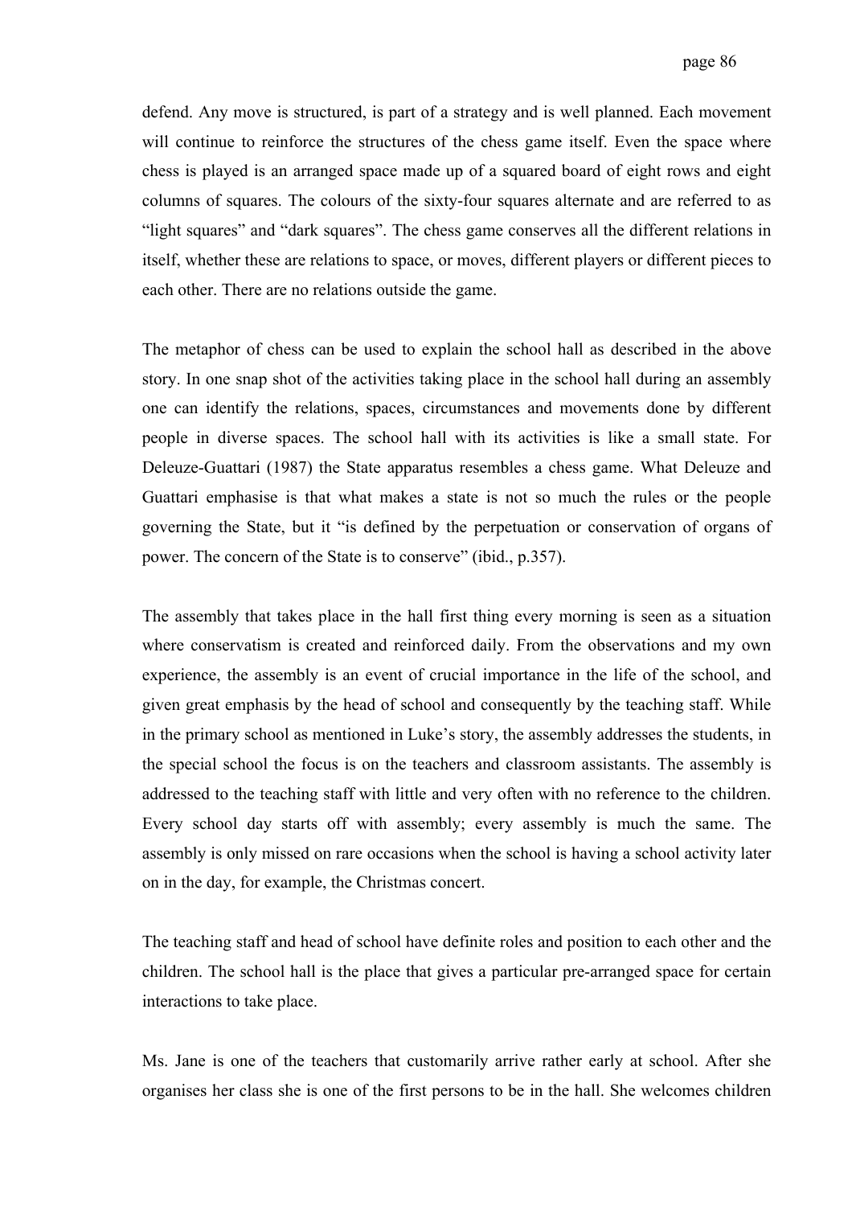defend. Any move is structured, is part of a strategy and is well planned. Each movement will continue to reinforce the structures of the chess game itself. Even the space where chess is played is an arranged space made up of a squared board of eight rows and eight columns of squares. The colours of the sixty-four squares alternate and are referred to as "light squares" and "dark squares". The chess game conserves all the different relations in itself, whether these are relations to space, or moves, different players or different pieces to each other. There are no relations outside the game.

The metaphor of chess can be used to explain the school hall as described in the above story. In one snap shot of the activities taking place in the school hall during an assembly one can identify the relations, spaces, circumstances and movements done by different people in diverse spaces. The school hall with its activities is like a small state. For Deleuze-Guattari (1987) the State apparatus resembles a chess game. What Deleuze and Guattari emphasise is that what makes a state is not so much the rules or the people governing the State, but it "is defined by the perpetuation or conservation of organs of power. The concern of the State is to conserve" (ibid., p.357).

The assembly that takes place in the hall first thing every morning is seen as a situation where conservatism is created and reinforced daily. From the observations and my own experience, the assembly is an event of crucial importance in the life of the school, and given great emphasis by the head of school and consequently by the teaching staff. While in the primary school as mentioned in Luke's story, the assembly addresses the students, in the special school the focus is on the teachers and classroom assistants. The assembly is addressed to the teaching staff with little and very often with no reference to the children. Every school day starts off with assembly; every assembly is much the same. The assembly is only missed on rare occasions when the school is having a school activity later on in the day, for example, the Christmas concert.

The teaching staff and head of school have definite roles and position to each other and the children. The school hall is the place that gives a particular pre-arranged space for certain interactions to take place.

Ms. Jane is one of the teachers that customarily arrive rather early at school. After she organises her class she is one of the first persons to be in the hall. She welcomes children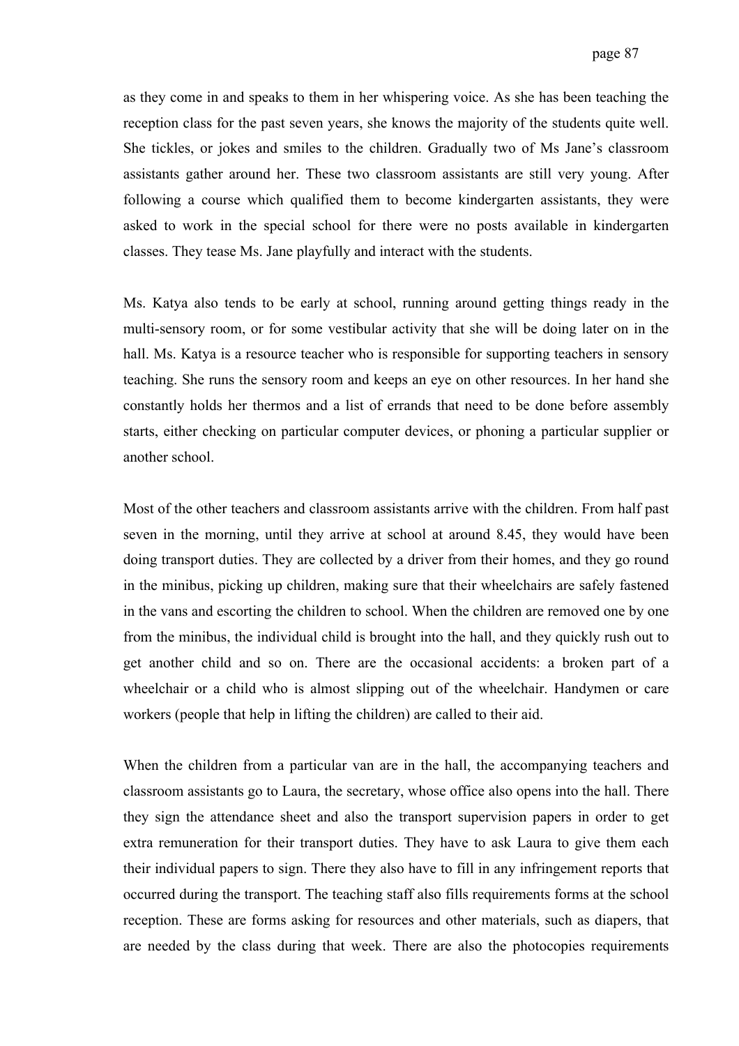as they come in and speaks to them in her whispering voice. As she has been teaching the reception class for the past seven years, she knows the majority of the students quite well. She tickles, or jokes and smiles to the children. Gradually two of Ms Jane's classroom assistants gather around her. These two classroom assistants are still very young. After following a course which qualified them to become kindergarten assistants, they were asked to work in the special school for there were no posts available in kindergarten classes. They tease Ms. Jane playfully and interact with the students.

Ms. Katya also tends to be early at school, running around getting things ready in the multi-sensory room, or for some vestibular activity that she will be doing later on in the hall. Ms. Katya is a resource teacher who is responsible for supporting teachers in sensory teaching. She runs the sensory room and keeps an eye on other resources. In her hand she constantly holds her thermos and a list of errands that need to be done before assembly starts, either checking on particular computer devices, or phoning a particular supplier or another school.

Most of the other teachers and classroom assistants arrive with the children. From half past seven in the morning, until they arrive at school at around 8.45, they would have been doing transport duties. They are collected by a driver from their homes, and they go round in the minibus, picking up children, making sure that their wheelchairs are safely fastened in the vans and escorting the children to school. When the children are removed one by one from the minibus, the individual child is brought into the hall, and they quickly rush out to get another child and so on. There are the occasional accidents: a broken part of a wheelchair or a child who is almost slipping out of the wheelchair. Handymen or care workers (people that help in lifting the children) are called to their aid.

When the children from a particular van are in the hall, the accompanying teachers and classroom assistants go to Laura, the secretary, whose office also opens into the hall. There they sign the attendance sheet and also the transport supervision papers in order to get extra remuneration for their transport duties. They have to ask Laura to give them each their individual papers to sign. There they also have to fill in any infringement reports that occurred during the transport. The teaching staff also fills requirements forms at the school reception. These are forms asking for resources and other materials, such as diapers, that are needed by the class during that week. There are also the photocopies requirements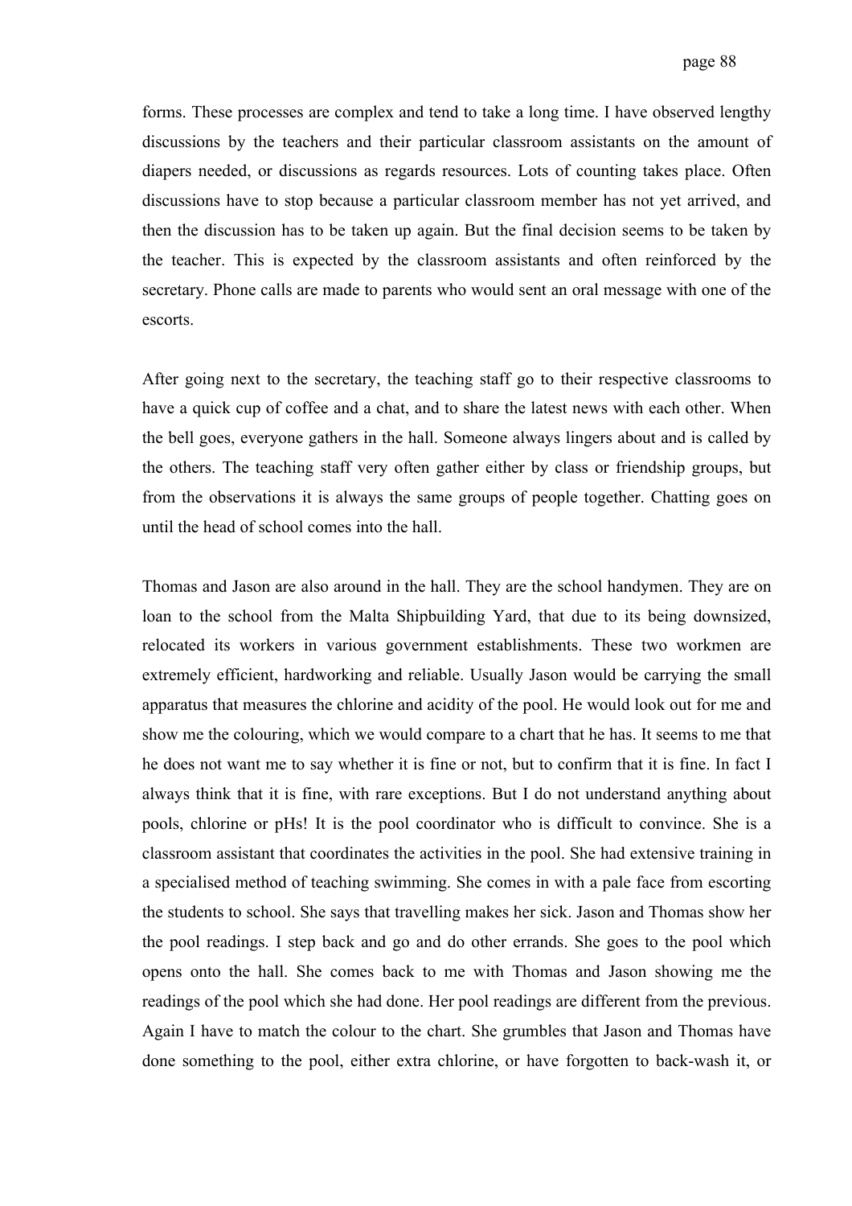forms. These processes are complex and tend to take a long time. I have observed lengthy discussions by the teachers and their particular classroom assistants on the amount of diapers needed, or discussions as regards resources. Lots of counting takes place. Often discussions have to stop because a particular classroom member has not yet arrived, and then the discussion has to be taken up again. But the final decision seems to be taken by the teacher. This is expected by the classroom assistants and often reinforced by the secretary. Phone calls are made to parents who would sent an oral message with one of the escorts.

After going next to the secretary, the teaching staff go to their respective classrooms to have a quick cup of coffee and a chat, and to share the latest news with each other. When the bell goes, everyone gathers in the hall. Someone always lingers about and is called by the others. The teaching staff very often gather either by class or friendship groups, but from the observations it is always the same groups of people together. Chatting goes on until the head of school comes into the hall.

Thomas and Jason are also around in the hall. They are the school handymen. They are on loan to the school from the Malta Shipbuilding Yard, that due to its being downsized, relocated its workers in various government establishments. These two workmen are extremely efficient, hardworking and reliable. Usually Jason would be carrying the small apparatus that measures the chlorine and acidity of the pool. He would look out for me and show me the colouring, which we would compare to a chart that he has. It seems to me that he does not want me to say whether it is fine or not, but to confirm that it is fine. In fact I always think that it is fine, with rare exceptions. But I do not understand anything about pools, chlorine or pHs! It is the pool coordinator who is difficult to convince. She is a classroom assistant that coordinates the activities in the pool. She had extensive training in a specialised method of teaching swimming. She comes in with a pale face from escorting the students to school. She says that travelling makes her sick. Jason and Thomas show her the pool readings. I step back and go and do other errands. She goes to the pool which opens onto the hall. She comes back to me with Thomas and Jason showing me the readings of the pool which she had done. Her pool readings are different from the previous. Again I have to match the colour to the chart. She grumbles that Jason and Thomas have done something to the pool, either extra chlorine, or have forgotten to back-wash it, or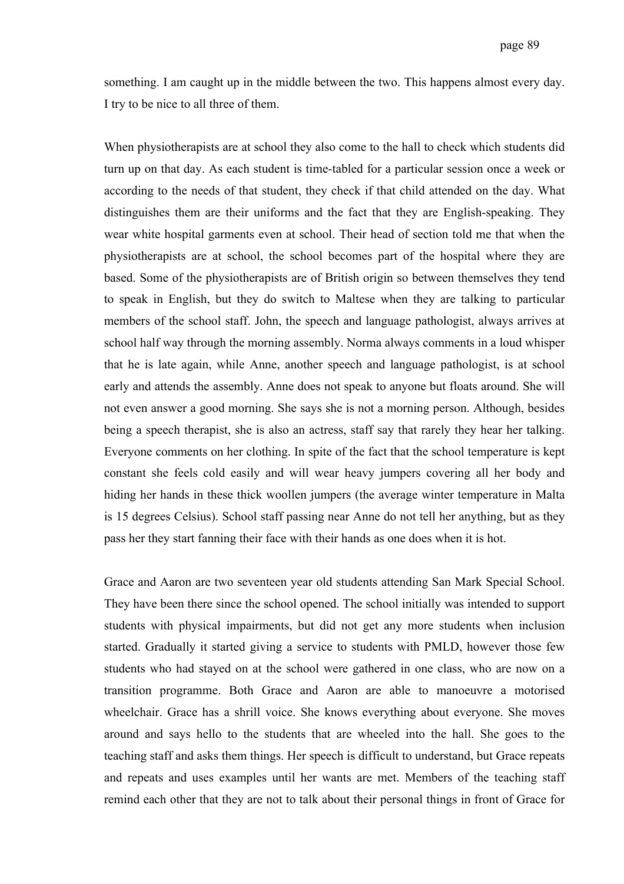something. I am caught up in the middle between the two. This happens almost every day. I try to be nice to all three of them.

When physiotherapists are at school they also come to the hall to check which students did turn up on that day. As each student is time-tabled for a particular session once a week or according to the needs of that student, they check if that child attended on the day. What distinguishes them are their uniforms and the fact that they are English-speaking. They wear white hospital garments even at school. Their head of section told me that when the physiotherapists are at school, the school becomes part of the hospital where they are based. Some of the physiotherapists are of British origin so between themselves they tend to speak in English, but they do switch to Maltese when they are talking to particular members of the school staff. John, the speech and language pathologist, always arrives at school half way through the morning assembly. Norma always comments in a loud whisper that he is late again, while Anne, another speech and language pathologist, is at school early and attends the assembly. Anne does not speak to anyone but floats around. She will not even answer a good morning. She says she is not a morning person. Although, besides being a speech therapist, she is also an actress, staff say that rarely they hear her talking. Everyone comments on her clothing. In spite of the fact that the school temperature is kept constant she feels cold easily and will wear heavy jumpers covering all her body and hiding her hands in these thick woollen jumpers (the average winter temperature in Malta is 15 degrees Celsius). School staff passing near Anne do not tell her anything, but as they pass her they start fanning their face with their hands as one does when it is hot.

Grace and Aaron are two seventeen year old students attending San Mark Special School. They have been there since the school opened. The school initially was intended to support students with physical impairments, but did not get any more students when inclusion started. Gradually it started giving a service to students with PMLD, however those few students who had stayed on at the school were gathered in one class, who are now on a transition programme. Both Grace and Aaron are able to manoeuvre a motorised wheelchair. Grace has a shrill voice. She knows everything about everyone. She moves around and says hello to the students that are wheeled into the hall. She goes to the teaching staff and asks them things. Her speech is difficult to understand, but Grace repeats and repeats and uses examples until her wants are met. Members of the teaching staff remind each other that they are not to talk about their personal things in front of Grace for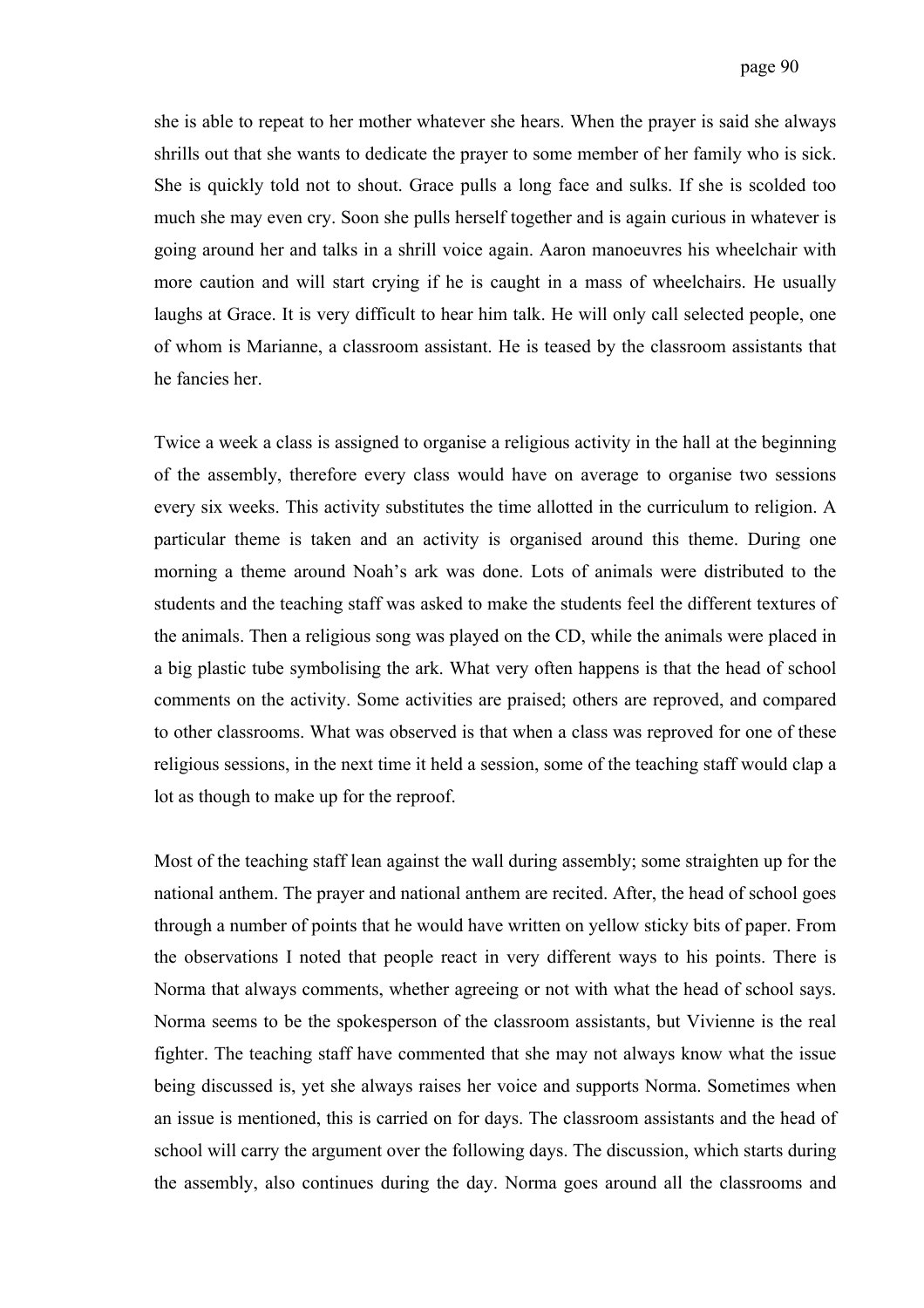she is able to repeat to her mother whatever she hears. When the prayer is said she always shrills out that she wants to dedicate the prayer to some member of her family who is sick. She is quickly told not to shout. Grace pulls a long face and sulks. If she is scolded too much she may even cry. Soon she pulls herself together and is again curious in whatever is going around her and talks in a shrill voice again. Aaron manoeuvres his wheelchair with more caution and will start crying if he is caught in a mass of wheelchairs. He usually laughs at Grace. It is very difficult to hear him talk. He will only call selected people, one of whom is Marianne, a classroom assistant. He is teased by the classroom assistants that he fancies her.

Twice a week a class is assigned to organise a religious activity in the hall at the beginning of the assembly, therefore every class would have on average to organise two sessions every six weeks. This activity substitutes the time allotted in the curriculum to religion. A particular theme is taken and an activity is organised around this theme. During one morning a theme around Noah's ark was done. Lots of animals were distributed to the students and the teaching staff was asked to make the students feel the different textures of the animals. Then a religious song was played on the CD, while the animals were placed in a big plastic tube symbolising the ark. What very often happens is that the head of school comments on the activity. Some activities are praised; others are reproved, and compared to other classrooms. What was observed is that when a class was reproved for one of these religious sessions, in the next time it held a session, some of the teaching staff would clap a lot as though to make up for the reproof.

Most of the teaching staff lean against the wall during assembly; some straighten up for the national anthem. The prayer and national anthem are recited. After, the head of school goes through a number of points that he would have written on yellow sticky bits of paper. From the observations I noted that people react in very different ways to his points. There is Norma that always comments, whether agreeing or not with what the head of school says. Norma seems to be the spokesperson of the classroom assistants, but Vivienne is the real fighter. The teaching staff have commented that she may not always know what the issue being discussed is, yet she always raises her voice and supports Norma. Sometimes when an issue is mentioned, this is carried on for days. The classroom assistants and the head of school will carry the argument over the following days. The discussion, which starts during the assembly, also continues during the day. Norma goes around all the classrooms and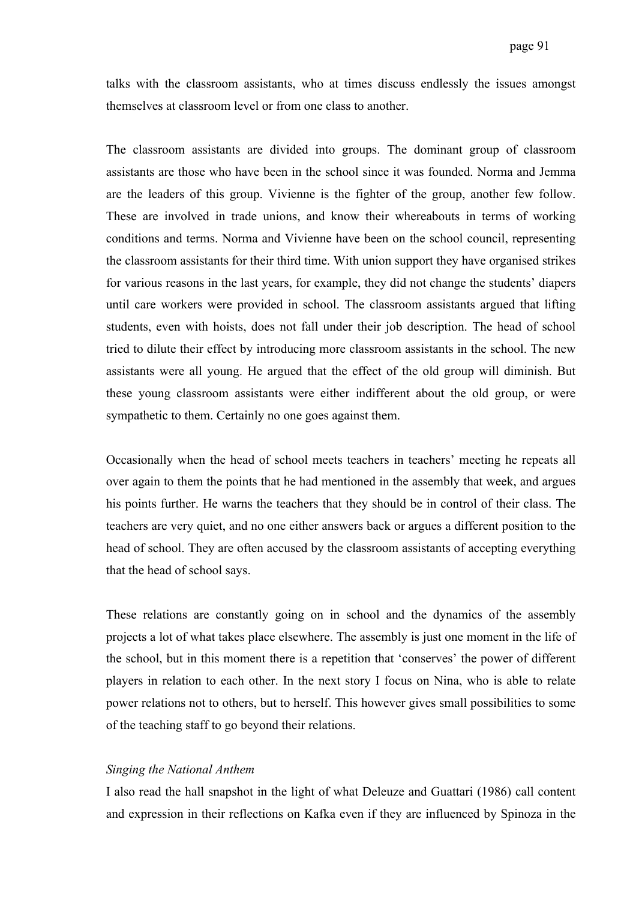talks with the classroom assistants, who at times discuss endlessly the issues amongst themselves at classroom level or from one class to another.

The classroom assistants are divided into groups. The dominant group of classroom assistants are those who have been in the school since it was founded. Norma and Jemma are the leaders of this group. Vivienne is the fighter of the group, another few follow. These are involved in trade unions, and know their whereabouts in terms of working conditions and terms. Norma and Vivienne have been on the school council, representing the classroom assistants for their third time. With union support they have organised strikes for various reasons in the last years, for example, they did not change the students' diapers until care workers were provided in school. The classroom assistants argued that lifting students, even with hoists, does not fall under their job description. The head of school tried to dilute their effect by introducing more classroom assistants in the school. The new assistants were all young. He argued that the effect of the old group will diminish. But these young classroom assistants were either indifferent about the old group, or were sympathetic to them. Certainly no one goes against them.

Occasionally when the head of school meets teachers in teachers' meeting he repeats all over again to them the points that he had mentioned in the assembly that week, and argues his points further. He warns the teachers that they should be in control of their class. The teachers are very quiet, and no one either answers back or argues a different position to the head of school. They are often accused by the classroom assistants of accepting everything that the head of school says.

These relations are constantly going on in school and the dynamics of the assembly projects a lot of what takes place elsewhere. The assembly is just one moment in the life of the school, but in this moment there is a repetition that 'conserves' the power of different players in relation to each other. In the next story I focus on Nina, who is able to relate power relations not to others, but to herself. This however gives small possibilities to some of the teaching staff to go beyond their relations.

*Singing the National Anthem*

I also read the hall snapshot in the light of what Deleuze and Guattari (1986) call content and expression in their reflections on Kafka even if they are influenced by Spinoza in the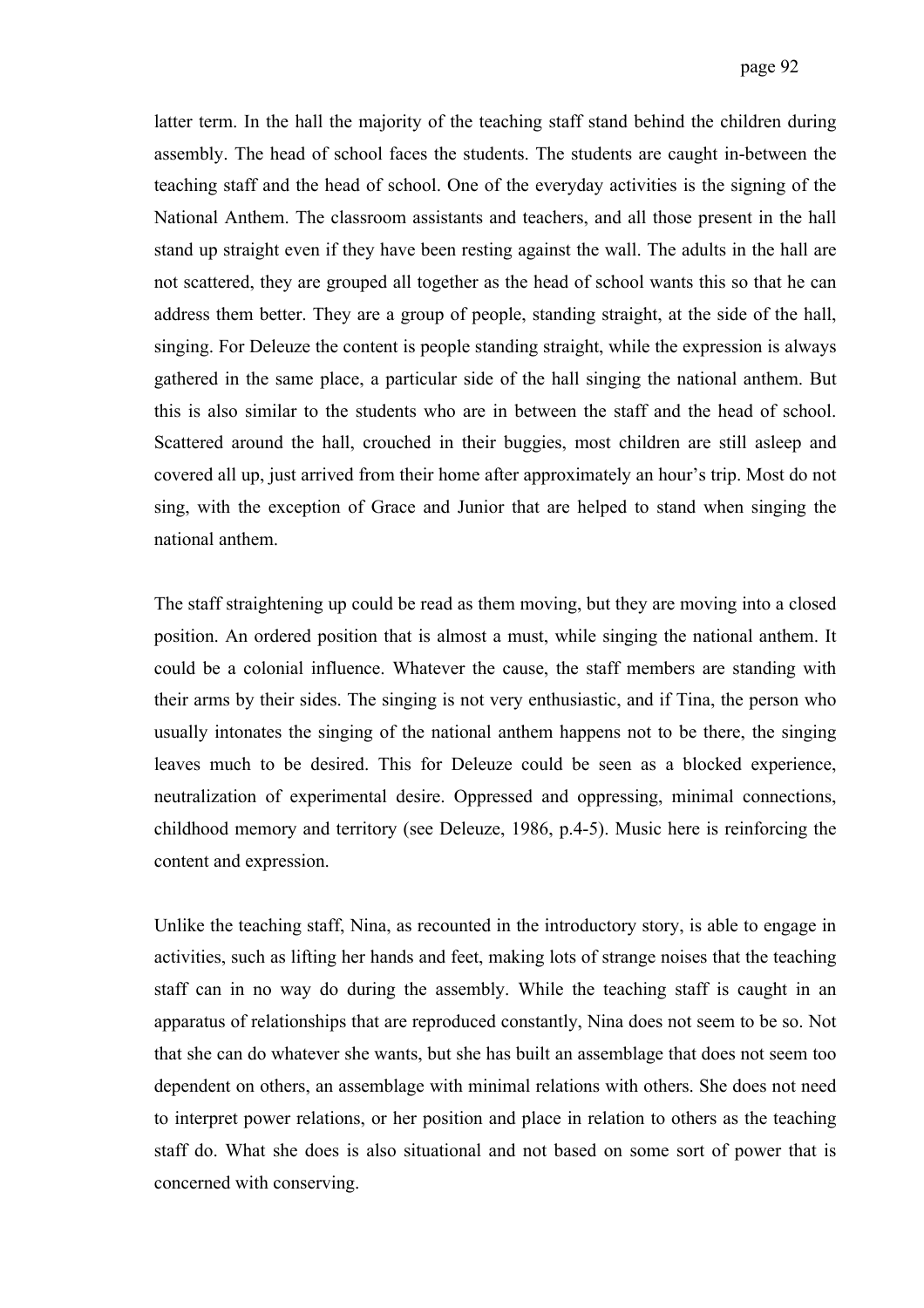latter term. In the hall the majority of the teaching staff stand behind the children during assembly. The head of school faces the students. The students are caught in-between the teaching staff and the head of school. One of the everyday activities is the signing of the National Anthem. The classroom assistants and teachers, and all those present in the hall stand up straight even if they have been resting against the wall. The adults in the hall are not scattered, they are grouped all together as the head of school wants this so that he can address them better. They are a group of people, standing straight, at the side of the hall, singing. For Deleuze the content is people standing straight, while the expression is always gathered in the same place, a particular side of the hall singing the national anthem. But this is also similar to the students who are in between the staff and the head of school. Scattered around the hall, crouched in their buggies, most children are still asleep and covered all up, just arrived from their home after approximately an hour's trip. Most do not sing, with the exception of Grace and Junior that are helped to stand when singing the national anthem.

The staff straightening up could be read as them moving, but they are moving into a closed position. An ordered position that is almost a must, while singing the national anthem. It could be a colonial influence. Whatever the cause, the staff members are standing with their arms by their sides. The singing is not very enthusiastic, and if Tina, the person who usually intonates the singing of the national anthem happens not to be there, the singing leaves much to be desired. This for Deleuze could be seen as a blocked experience, neutralization of experimental desire. Oppressed and oppressing, minimal connections, childhood memory and territory (see Deleuze, 1986, p.4-5). Music here is reinforcing the content and expression.

Unlike the teaching staff, Nina, as recounted in the introductory story, is able to engage in activities, such as lifting her hands and feet, making lots of strange noises that the teaching staff can in no way do during the assembly. While the teaching staff is caught in an apparatus of relationships that are reproduced constantly, Nina does not seem to be so. Not that she can do whatever she wants, but she has built an assemblage that does not seem too dependent on others, an assemblage with minimal relations with others. She does not need to interpret power relations, or her position and place in relation to others as the teaching staff do. What she does is also situational and not based on some sort of power that is concerned with conserving.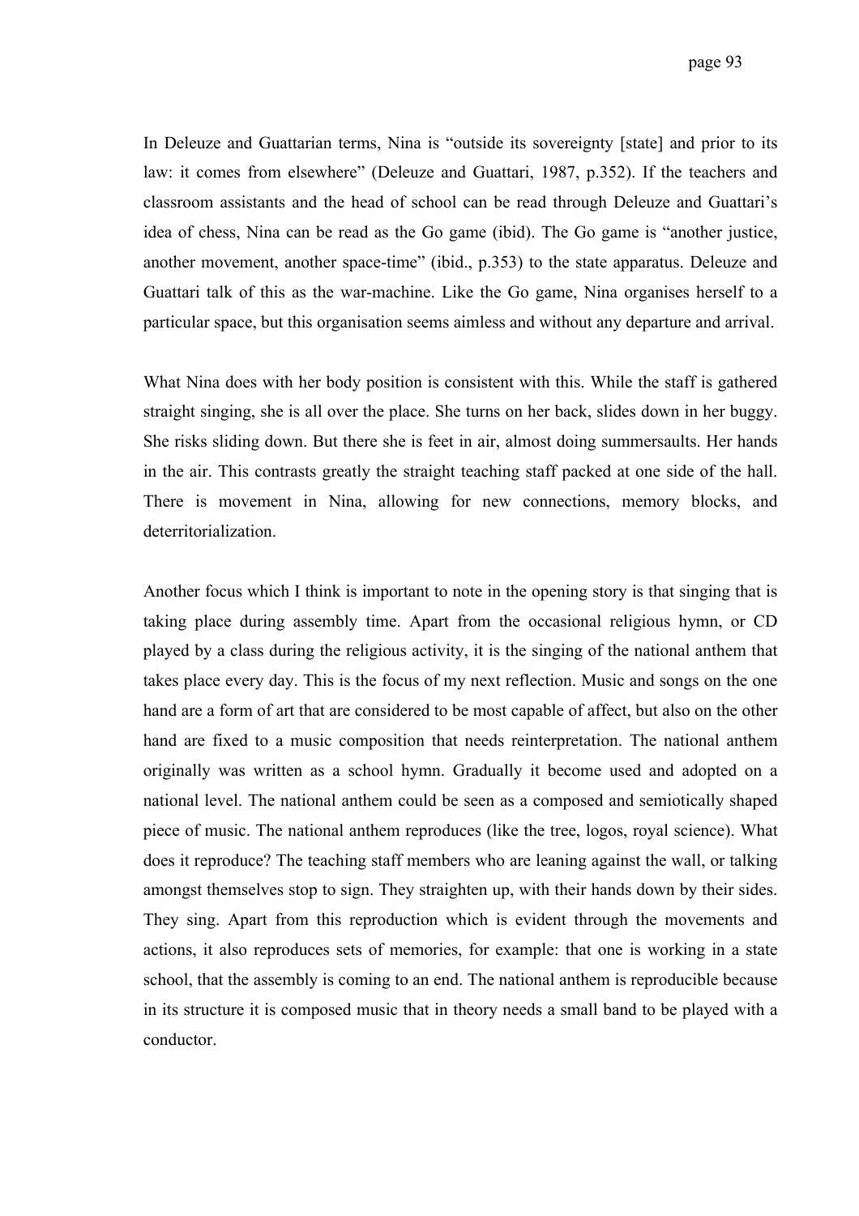In Deleuze and Guattarian terms, Nina is "outside its sovereignty [state] and prior to its law: it comes from elsewhere" (Deleuze and Guattari, 1987, p.352). If the teachers and classroom assistants and the head of school can be read through Deleuze and Guattari's idea of chess, Nina can be read as the Go game (ibid). The Go game is "another justice, another movement, another space-time" (ibid., p.353) to the state apparatus. Deleuze and Guattari talk of this as the war-machine. Like the Go game, Nina organises herself to a particular space, but this organisation seems aimless and without any departure and arrival.

What Nina does with her body position is consistent with this. While the staff is gathered straight singing, she is all over the place. She turns on her back, slides down in her buggy. She risks sliding down. But there she is feet in air, almost doing summersaults. Her hands in the air. This contrasts greatly the straight teaching staff packed at one side of the hall. There is movement in Nina, allowing for new connections, memory blocks, and deterritorialization.

Another focus which I think is important to note in the opening story is that singing that is taking place during assembly time. Apart from the occasional religious hymn, or CD played by a class during the religious activity, it is the singing of the national anthem that takes place every day. This is the focus of my next reflection. Music and songs on the one hand are a form of art that are considered to be most capable of affect, but also on the other hand are fixed to a music composition that needs reinterpretation. The national anthem originally was written as a school hymn. Gradually it become used and adopted on a national level. The national anthem could be seen as a composed and semiotically shaped piece of music. The national anthem reproduces (like the tree, logos, royal science). What does it reproduce? The teaching staff members who are leaning against the wall, or talking amongst themselves stop to sign. They straighten up, with their hands down by their sides. They sing. Apart from this reproduction which is evident through the movements and actions, it also reproduces sets of memories, for example: that one is working in a state school, that the assembly is coming to an end. The national anthem is reproducible because in its structure it is composed music that in theory needs a small band to be played with a conductor.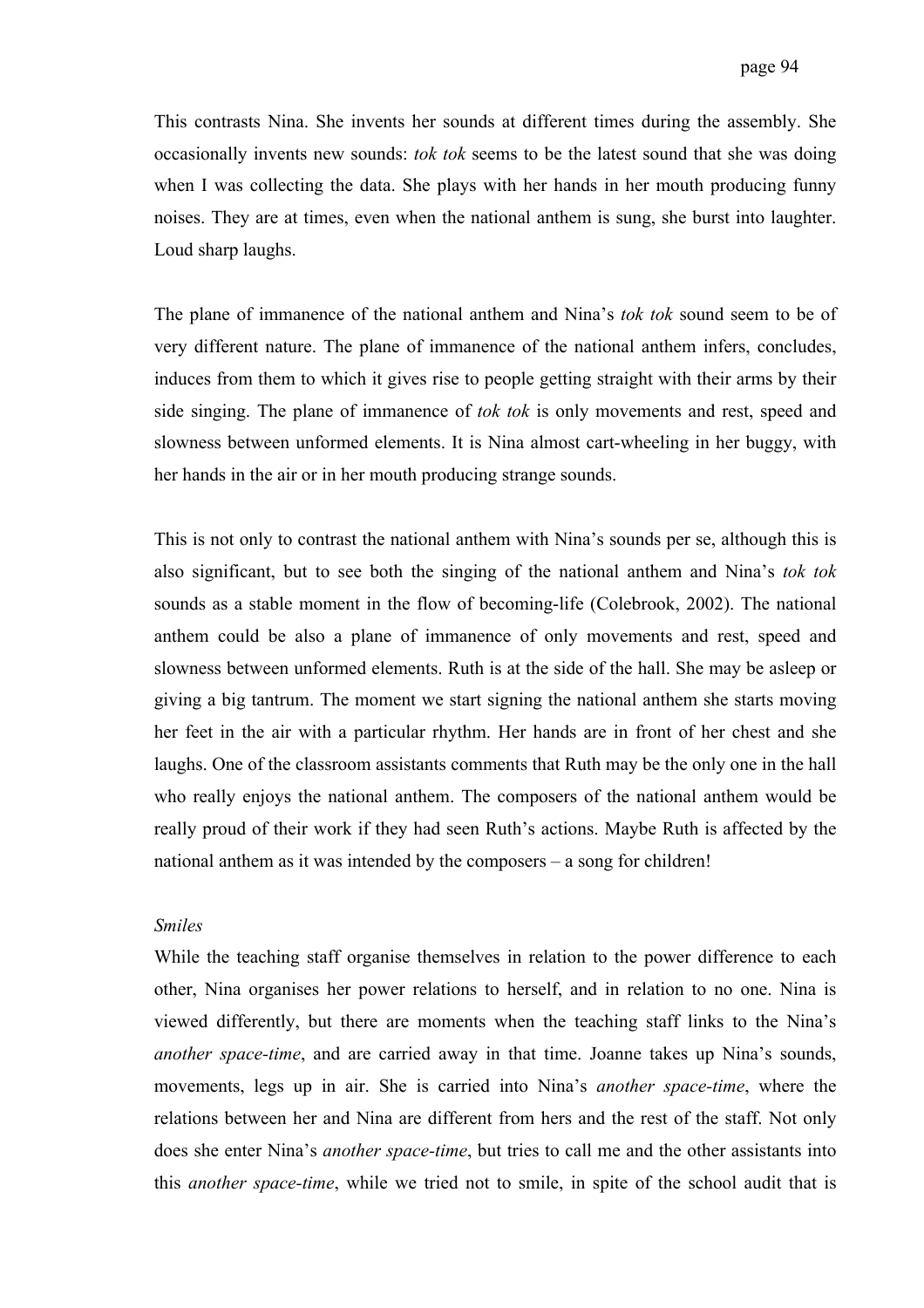This contrasts Nina. She invents her sounds at different times during the assembly. She occasionally invents new sounds: *tok tok* seems to be the latest sound that she was doing when I was collecting the data. She plays with her hands in her mouth producing funny noises. They are at times, even when the national anthem is sung, she burst into laughter. Loud sharp laughs.

The plane of immanence of the national anthem and Nina's *tok tok* sound seem to be of very different nature. The plane of immanence of the national anthem infers, concludes, induces from them to which it gives rise to people getting straight with their arms by their side singing. The plane of immanence of *tok tok* is only movements and rest, speed and slowness between unformed elements. It is Nina almost cart-wheeling in her buggy, with her hands in the air or in her mouth producing strange sounds.

This is not only to contrast the national anthem with Nina's sounds per se, although this is also significant, but to see both the singing of the national anthem and Nina's *tok tok* sounds as a stable moment in the flow of becoming-life (Colebrook, 2002). The national anthem could be also a plane of immanence of only movements and rest, speed and slowness between unformed elements. Ruth is at the side of the hall. She may be asleep or giving a big tantrum. The moment we start signing the national anthem she starts moving her feet in the air with a particular rhythm. Her hands are in front of her chest and she laughs. One of the classroom assistants comments that Ruth may be the only one in the hall who really enjoys the national anthem. The composers of the national anthem would be really proud of their work if they had seen Ruth's actions. Maybe Ruth is affected by the national anthem as it was intended by the composers – a song for children!

*Smiles*

While the teaching staff organise themselves in relation to the power difference to each other, Nina organises her power relations to herself, and in relation to no one. Nina is viewed differently, but there are moments when the teaching staff links to the Nina's *another space-time*, and are carried away in that time. Joanne takes up Nina's sounds, movements, legs up in air. She is carried into Nina's *another space-time*, where the relations between her and Nina are different from hers and the rest of the staff. Not only does she enter Nina's *another space-time*, but tries to call me and the other assistants into this *another space-time*, while we tried not to smile, in spite of the school audit that is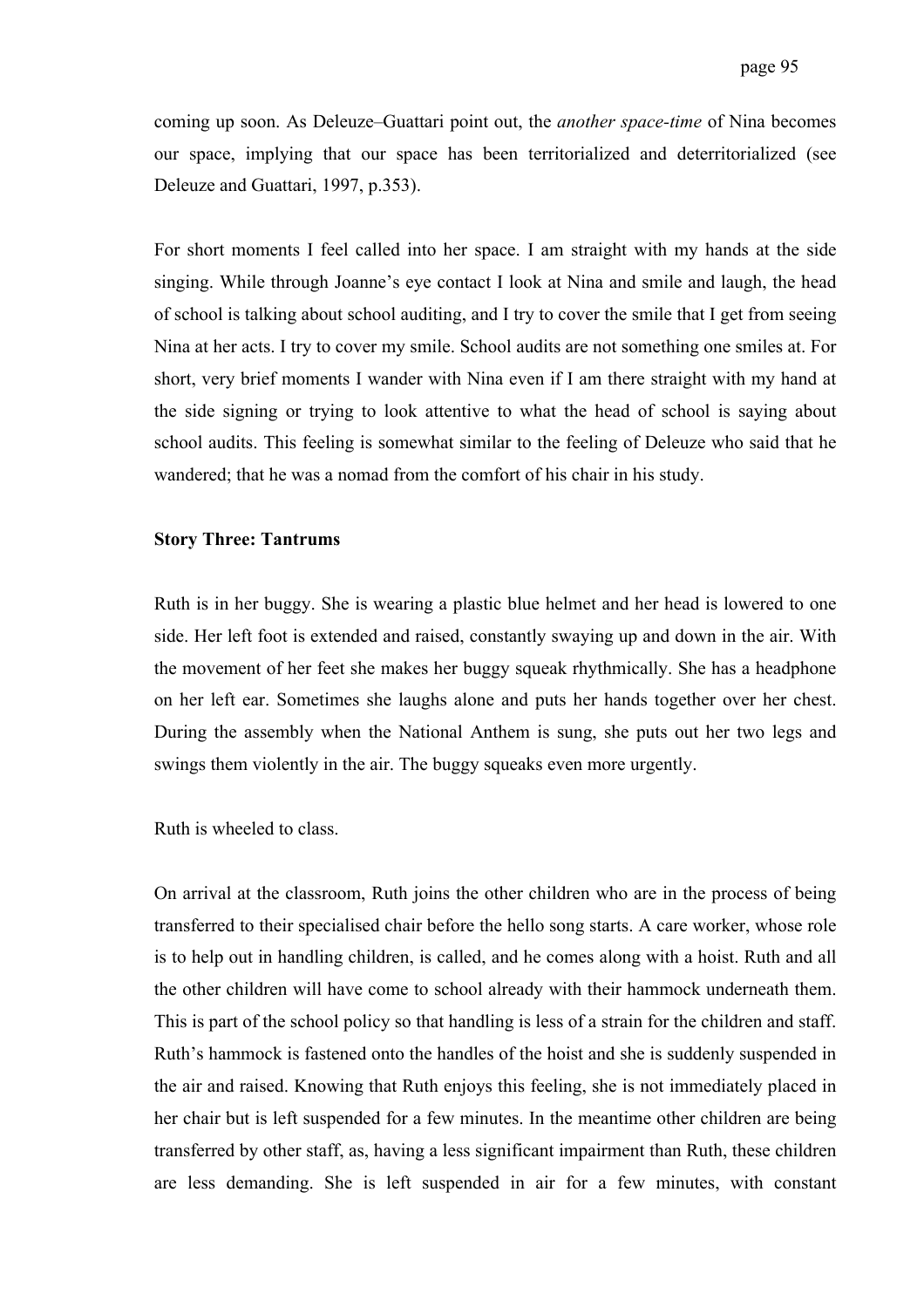coming up soon. As Deleuze–Guattari point out, the *another space-time* of Nina becomes our space, implying that our space has been territorialized and deterritorialized (see Deleuze and Guattari, 1997, p.353).

For short moments I feel called into her space. I am straight with my hands at the side singing. While through Joanne's eye contact I look at Nina and smile and laugh, the head of school is talking about school auditing, and I try to cover the smile that I get from seeing Nina at her acts. I try to cover my smile. School audits are not something one smiles at. For short, very brief moments I wander with Nina even if I am there straight with my hand at the side signing or trying to look attentive to what the head of school is saying about school audits. This feeling is somewhat similar to the feeling of Deleuze who said that he wandered; that he was a nomad from the comfort of his chair in his study.

**Story Three: Tantrums**

Ruth is in her buggy. She is wearing a plastic blue helmet and her head is lowered to one side. Her left foot is extended and raised, constantly swaying up and down in the air. With the movement of her feet she makes her buggy squeak rhythmically. She has a headphone on her left ear. Sometimes she laughs alone and puts her hands together over her chest. During the assembly when the National Anthem is sung, she puts out her two legs and swings them violently in the air. The buggy squeaks even more urgently.

Ruth is wheeled to class.

On arrival at the classroom, Ruth joins the other children who are in the process of being transferred to their specialised chair before the hello song starts. A care worker, whose role is to help out in handling children, is called, and he comes along with a hoist. Ruth and all the other children will have come to school already with their hammock underneath them. This is part of the school policy so that handling is less of a strain for the children and staff. Ruth's hammock is fastened onto the handles of the hoist and she is suddenly suspended in the air and raised. Knowing that Ruth enjoys this feeling, she is not immediately placed in her chair but is left suspended for a few minutes. In the meantime other children are being transferred by other staff, as, having a less significant impairment than Ruth, these children are less demanding. She is left suspended in air for a few minutes, with constant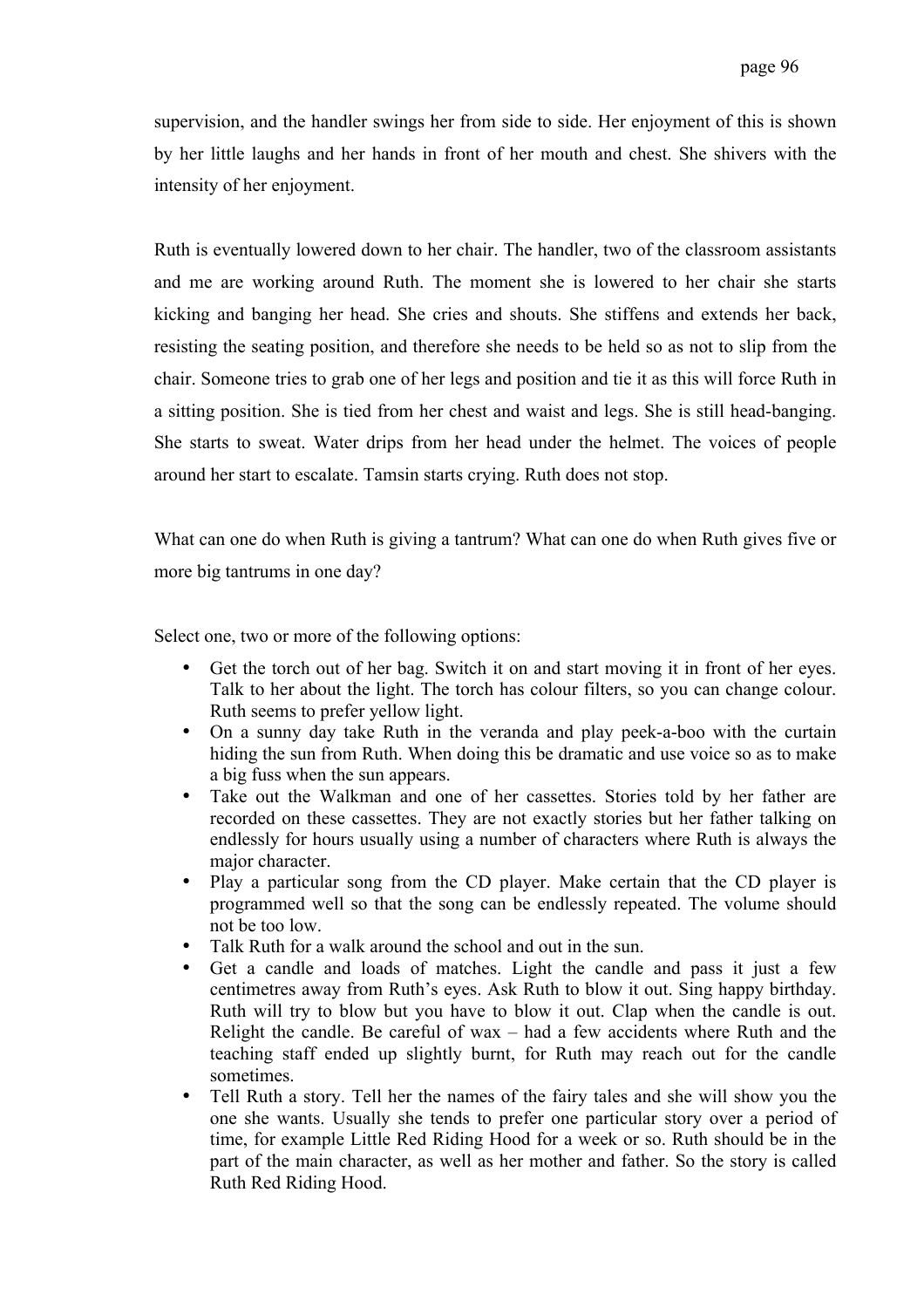supervision, and the handler swings her from side to side. Her enjoyment of this is shown by her little laughs and her hands in front of her mouth and chest. She shivers with the intensity of her enjoyment.

Ruth is eventually lowered down to her chair. The handler, two of the classroom assistants and me are working around Ruth. The moment she is lowered to her chair she starts kicking and banging her head. She cries and shouts. She stiffens and extends her back, resisting the seating position, and therefore she needs to be held so as not to slip from the chair. Someone tries to grab one of her legs and position and tie it as this will force Ruth in a sitting position. She is tied from her chest and waist and legs. She is still head-banging. She starts to sweat. Water drips from her head under the helmet. The voices of people around her start to escalate. Tamsin starts crying. Ruth does not stop.

What can one do when Ruth is giving a tantrum? What can one do when Ruth gives five or more big tantrums in one day?

Select one, two or more of the following options:

- Get the torch out of her bag. Switch it on and start moving it in front of her eyes. Talk to her about the light. The torch has colour filters, so you can change colour. Ruth seems to prefer yellow light.
- On a sunny day take Ruth in the veranda and play peek-a-boo with the curtain hiding the sun from Ruth. When doing this be dramatic and use voice so as to make a big fuss when the sun appears.
- Take out the Walkman and one of her cassettes. Stories told by her father are recorded on these cassettes. They are not exactly stories but her father talking on endlessly for hours usually using a number of characters where Ruth is always the major character.
- Play a particular song from the CD player. Make certain that the CD player is programmed well so that the song can be endlessly repeated. The volume should not be too low.
- Talk Ruth for a walk around the school and out in the sun.
- Get a candle and loads of matches. Light the candle and pass it just a few centimetres away from Ruth's eyes. Ask Ruth to blow it out. Sing happy birthday. Ruth will try to blow but you have to blow it out. Clap when the candle is out. Relight the candle. Be careful of wax – had a few accidents where Ruth and the teaching staff ended up slightly burnt, for Ruth may reach out for the candle sometimes.
- Tell Ruth a story. Tell her the names of the fairy tales and she will show you the one she wants. Usually she tends to prefer one particular story over a period of time, for example Little Red Riding Hood for a week or so. Ruth should be in the part of the main character, as well as her mother and father. So the story is called Ruth Red Riding Hood.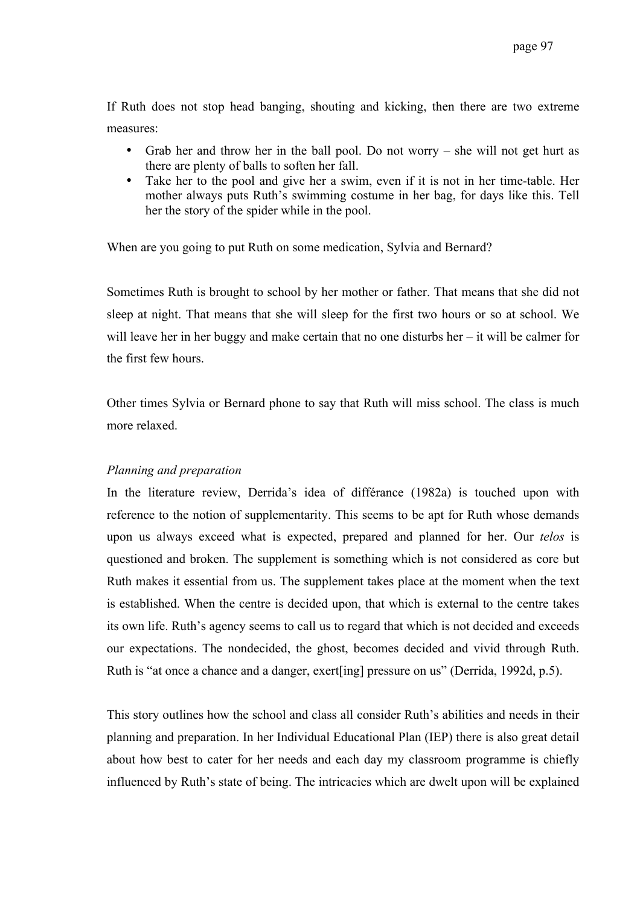If Ruth does not stop head banging, shouting and kicking, then there are two extreme measures:

- Grab her and throw her in the ball pool. Do not worry – she will not get hurt as there are plenty of balls to soften her fall.
- Take her to the pool and give her a swim, even if it is not in her time-table. Her mother always puts Ruth's swimming costume in her bag, for days like this. Tell her the story of the spider while in the pool.

When are you going to put Ruth on some medication, Sylvia and Bernard?

Sometimes Ruth is brought to school by her mother or father. That means that she did not sleep at night. That means that she will sleep for the first two hours or so at school. We will leave her in her buggy and make certain that no one disturbs her – it will be calmer for the first few hours.

Other times Sylvia or Bernard phone to say that Ruth will miss school. The class is much more relaxed.

*Planning and preparation*

In the literature review, Derrida's idea of différance (1982a) is touched upon with reference to the notion of supplementarity. This seems to be apt for Ruth whose demands upon us always exceed what is expected, prepared and planned for her. Our *telos* is questioned and broken. The supplement is something which is not considered as core but Ruth makes it essential from us. The supplement takes place at the moment when the text is established. When the centre is decided upon, that which is external to the centre takes its own life. Ruth's agency seems to call us to regard that which is not decided and exceeds our expectations. The nondecided, the ghost, becomes decided and vivid through Ruth. Ruth is "at once a chance and a danger, exert[ing] pressure on us" (Derrida, 1992d, p.5).

This story outlines how the school and class all consider Ruth's abilities and needs in their planning and preparation. In her Individual Educational Plan (IEP) there is also great detail about how best to cater for her needs and each day my classroom programme is chiefly influenced by Ruth's state of being. The intricacies which are dwelt upon will be explained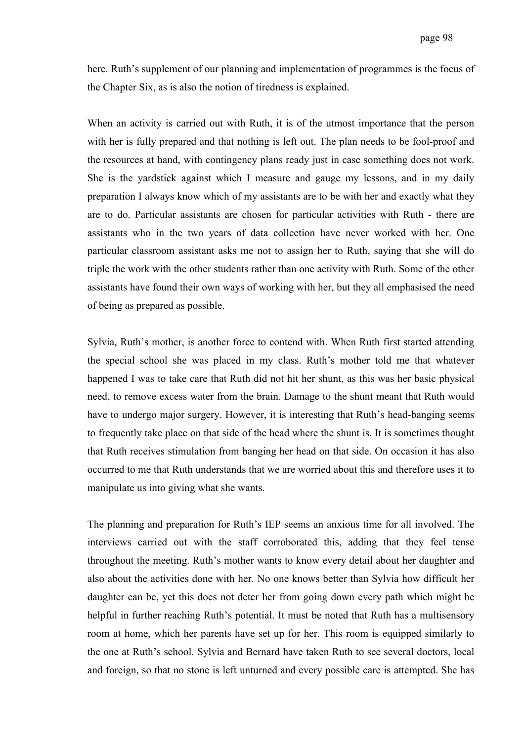here. Ruth's supplement of our planning and implementation of programmes is the focus of the Chapter Six, as is also the notion of tiredness is explained.

When an activity is carried out with Ruth, it is of the utmost importance that the person with her is fully prepared and that nothing is left out. The plan needs to be fool-proof and the resources at hand, with contingency plans ready just in case something does not work. She is the yardstick against which I measure and gauge my lessons, and in my daily preparation I always know which of my assistants are to be with her and exactly what they are to do. Particular assistants are chosen for particular activities with Ruth - there are assistants who in the two years of data collection have never worked with her. One particular classroom assistant asks me not to assign her to Ruth, saying that she will do triple the work with the other students rather than one activity with Ruth. Some of the other assistants have found their own ways of working with her, but they all emphasised the need of being as prepared as possible.

Sylvia, Ruth's mother, is another force to contend with. When Ruth first started attending the special school she was placed in my class. Ruth's mother told me that whatever happened I was to take care that Ruth did not hit her shunt, as this was her basic physical need, to remove excess water from the brain. Damage to the shunt meant that Ruth would have to undergo major surgery. However, it is interesting that Ruth's head-banging seems to frequently take place on that side of the head where the shunt is. It is sometimes thought that Ruth receives stimulation from banging her head on that side. On occasion it has also occurred to me that Ruth understands that we are worried about this and therefore uses it to manipulate us into giving what she wants.

The planning and preparation for Ruth's IEP seems an anxious time for all involved. The interviews carried out with the staff corroborated this, adding that they feel tense throughout the meeting. Ruth's mother wants to know every detail about her daughter and also about the activities done with her. No one knows better than Sylvia how difficult her daughter can be, yet this does not deter her from going down every path which might be helpful in further reaching Ruth's potential. It must be noted that Ruth has a multisensory room at home, which her parents have set up for her. This room is equipped similarly to the one at Ruth's school. Sylvia and Bernard have taken Ruth to see several doctors, local and foreign, so that no stone is left unturned and every possible care is attempted. She has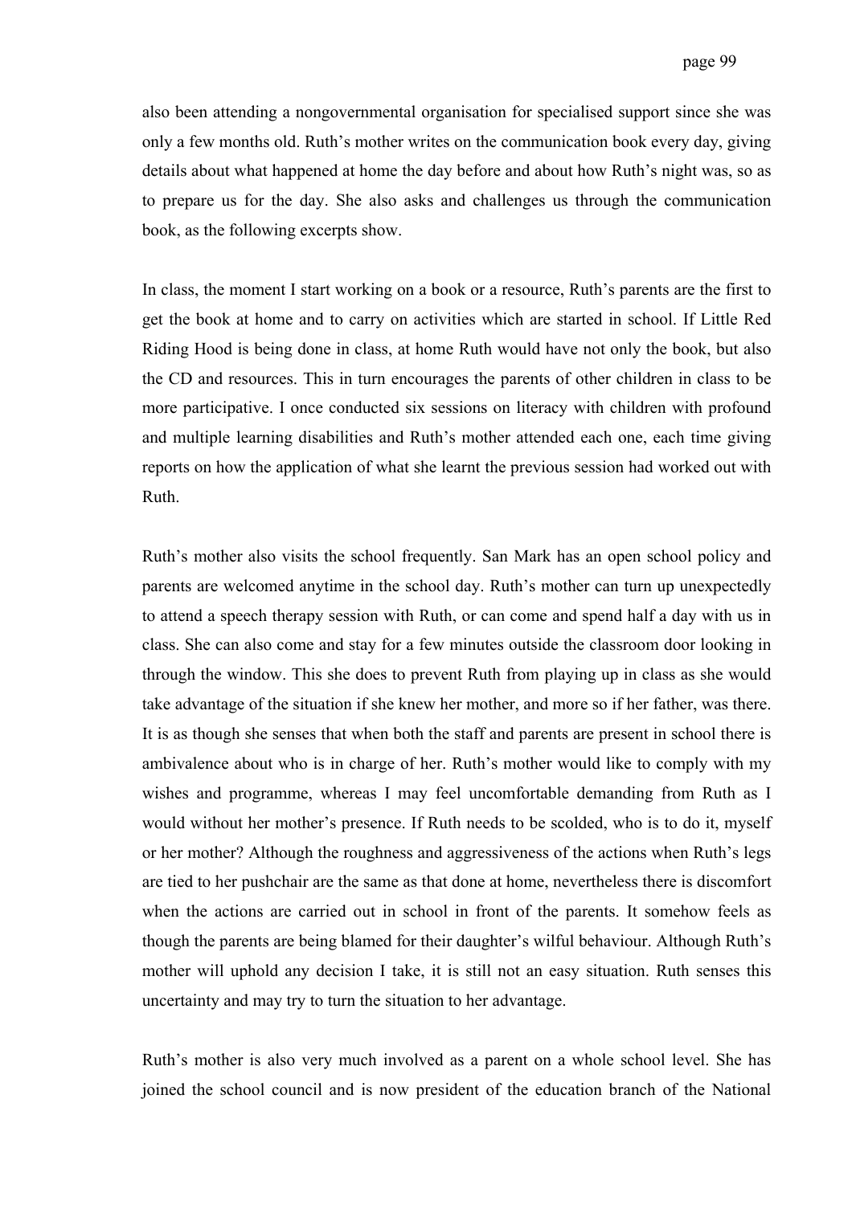also been attending a nongovernmental organisation for specialised support since she was only a few months old. Ruth's mother writes on the communication book every day, giving details about what happened at home the day before and about how Ruth's night was, so as to prepare us for the day. She also asks and challenges us through the communication book, as the following excerpts show.

In class, the moment I start working on a book or a resource, Ruth's parents are the first to get the book at home and to carry on activities which are started in school. If Little Red Riding Hood is being done in class, at home Ruth would have not only the book, but also the CD and resources. This in turn encourages the parents of other children in class to be more participative. I once conducted six sessions on literacy with children with profound and multiple learning disabilities and Ruth's mother attended each one, each time giving reports on how the application of what she learnt the previous session had worked out with Ruth.

Ruth's mother also visits the school frequently. San Mark has an open school policy and parents are welcomed anytime in the school day. Ruth's mother can turn up unexpectedly to attend a speech therapy session with Ruth, or can come and spend half a day with us in class. She can also come and stay for a few minutes outside the classroom door looking in through the window. This she does to prevent Ruth from playing up in class as she would take advantage of the situation if she knew her mother, and more so if her father, was there. It is as though she senses that when both the staff and parents are present in school there is ambivalence about who is in charge of her. Ruth's mother would like to comply with my wishes and programme, whereas I may feel uncomfortable demanding from Ruth as I would without her mother's presence. If Ruth needs to be scolded, who is to do it, myself or her mother? Although the roughness and aggressiveness of the actions when Ruth's legs are tied to her pushchair are the same as that done at home, nevertheless there is discomfort when the actions are carried out in school in front of the parents. It somehow feels as though the parents are being blamed for their daughter's wilful behaviour. Although Ruth's mother will uphold any decision I take, it is still not an easy situation. Ruth senses this uncertainty and may try to turn the situation to her advantage.

Ruth's mother is also very much involved as a parent on a whole school level. She has joined the school council and is now president of the education branch of the National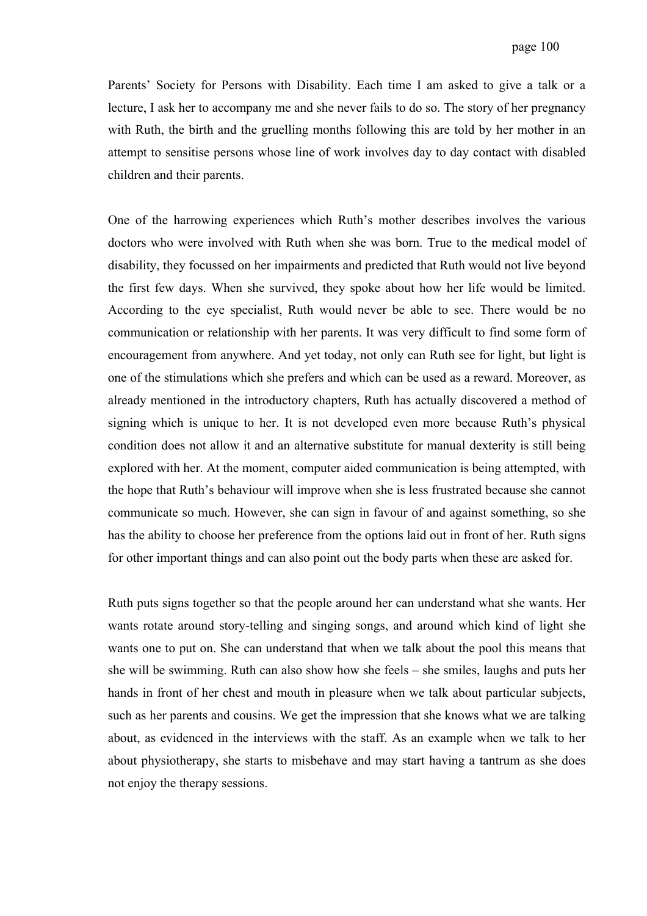Parents' Society for Persons with Disability. Each time I am asked to give a talk or a lecture, I ask her to accompany me and she never fails to do so. The story of her pregnancy with Ruth, the birth and the gruelling months following this are told by her mother in an attempt to sensitise persons whose line of work involves day to day contact with disabled children and their parents.

One of the harrowing experiences which Ruth's mother describes involves the various doctors who were involved with Ruth when she was born. True to the medical model of disability, they focussed on her impairments and predicted that Ruth would not live beyond the first few days. When she survived, they spoke about how her life would be limited. According to the eye specialist, Ruth would never be able to see. There would be no communication or relationship with her parents. It was very difficult to find some form of encouragement from anywhere. And yet today, not only can Ruth see for light, but light is one of the stimulations which she prefers and which can be used as a reward. Moreover, as already mentioned in the introductory chapters, Ruth has actually discovered a method of signing which is unique to her. It is not developed even more because Ruth's physical condition does not allow it and an alternative substitute for manual dexterity is still being explored with her. At the moment, computer aided communication is being attempted, with the hope that Ruth's behaviour will improve when she is less frustrated because she cannot communicate so much. However, she can sign in favour of and against something, so she has the ability to choose her preference from the options laid out in front of her. Ruth signs for other important things and can also point out the body parts when these are asked for.

Ruth puts signs together so that the people around her can understand what she wants. Her wants rotate around story-telling and singing songs, and around which kind of light she wants one to put on. She can understand that when we talk about the pool this means that she will be swimming. Ruth can also show how she feels – she smiles, laughs and puts her hands in front of her chest and mouth in pleasure when we talk about particular subjects, such as her parents and cousins. We get the impression that she knows what we are talking about, as evidenced in the interviews with the staff. As an example when we talk to her about physiotherapy, she starts to misbehave and may start having a tantrum as she does not enjoy the therapy sessions.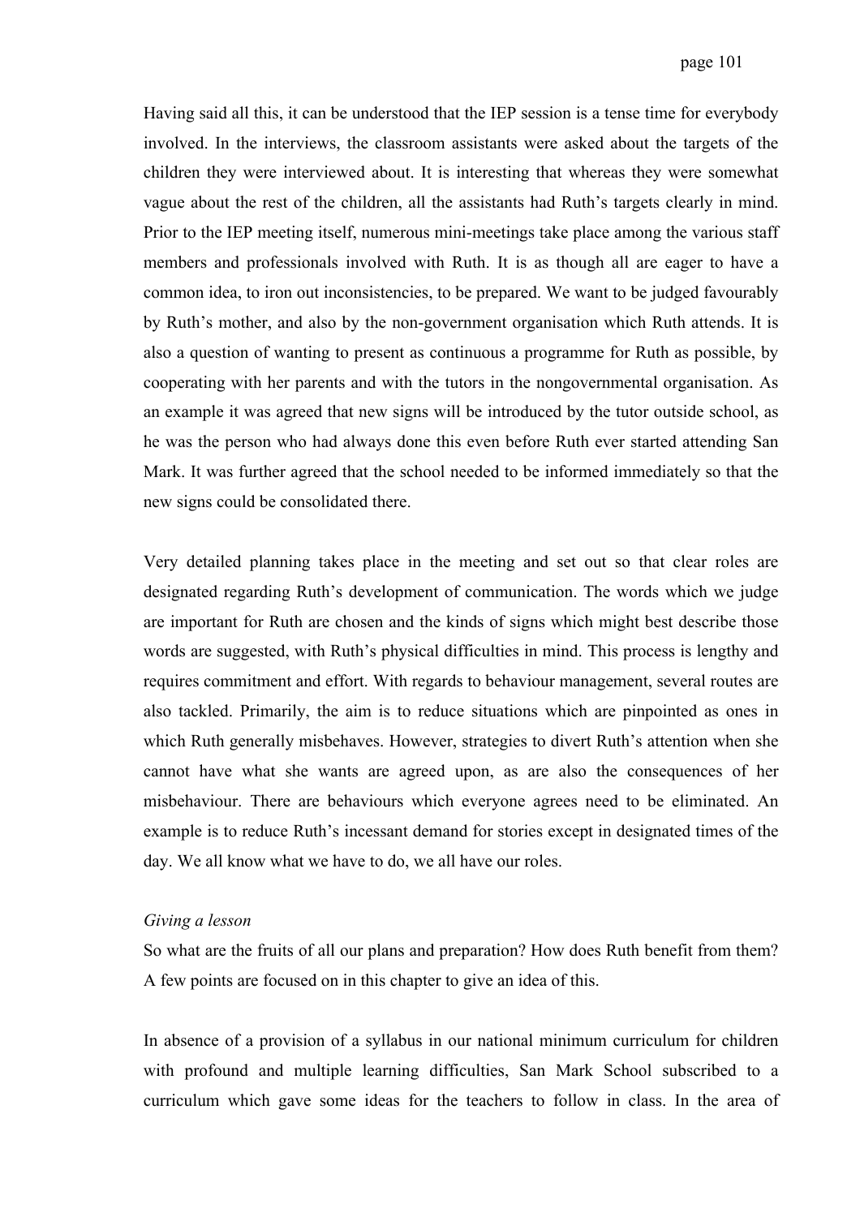Having said all this, it can be understood that the IEP session is a tense time for everybody involved. In the interviews, the classroom assistants were asked about the targets of the children they were interviewed about. It is interesting that whereas they were somewhat vague about the rest of the children, all the assistants had Ruth's targets clearly in mind. Prior to the IEP meeting itself, numerous mini-meetings take place among the various staff members and professionals involved with Ruth. It is as though all are eager to have a common idea, to iron out inconsistencies, to be prepared. We want to be judged favourably by Ruth's mother, and also by the non-government organisation which Ruth attends. It is also a question of wanting to present as continuous a programme for Ruth as possible, by cooperating with her parents and with the tutors in the nongovernmental organisation. As an example it was agreed that new signs will be introduced by the tutor outside school, as he was the person who had always done this even before Ruth ever started attending San Mark. It was further agreed that the school needed to be informed immediately so that the new signs could be consolidated there.

Very detailed planning takes place in the meeting and set out so that clear roles are designated regarding Ruth's development of communication. The words which we judge are important for Ruth are chosen and the kinds of signs which might best describe those words are suggested, with Ruth's physical difficulties in mind. This process is lengthy and requires commitment and effort. With regards to behaviour management, several routes are also tackled. Primarily, the aim is to reduce situations which are pinpointed as ones in which Ruth generally misbehaves. However, strategies to divert Ruth's attention when she cannot have what she wants are agreed upon, as are also the consequences of her misbehaviour. There are behaviours which everyone agrees need to be eliminated. An example is to reduce Ruth's incessant demand for stories except in designated times of the day. We all know what we have to do, we all have our roles.

*Giving a lesson*

So what are the fruits of all our plans and preparation? How does Ruth benefit from them? A few points are focused on in this chapter to give an idea of this.

In absence of a provision of a syllabus in our national minimum curriculum for children with profound and multiple learning difficulties, San Mark School subscribed to a curriculum which gave some ideas for the teachers to follow in class. In the area of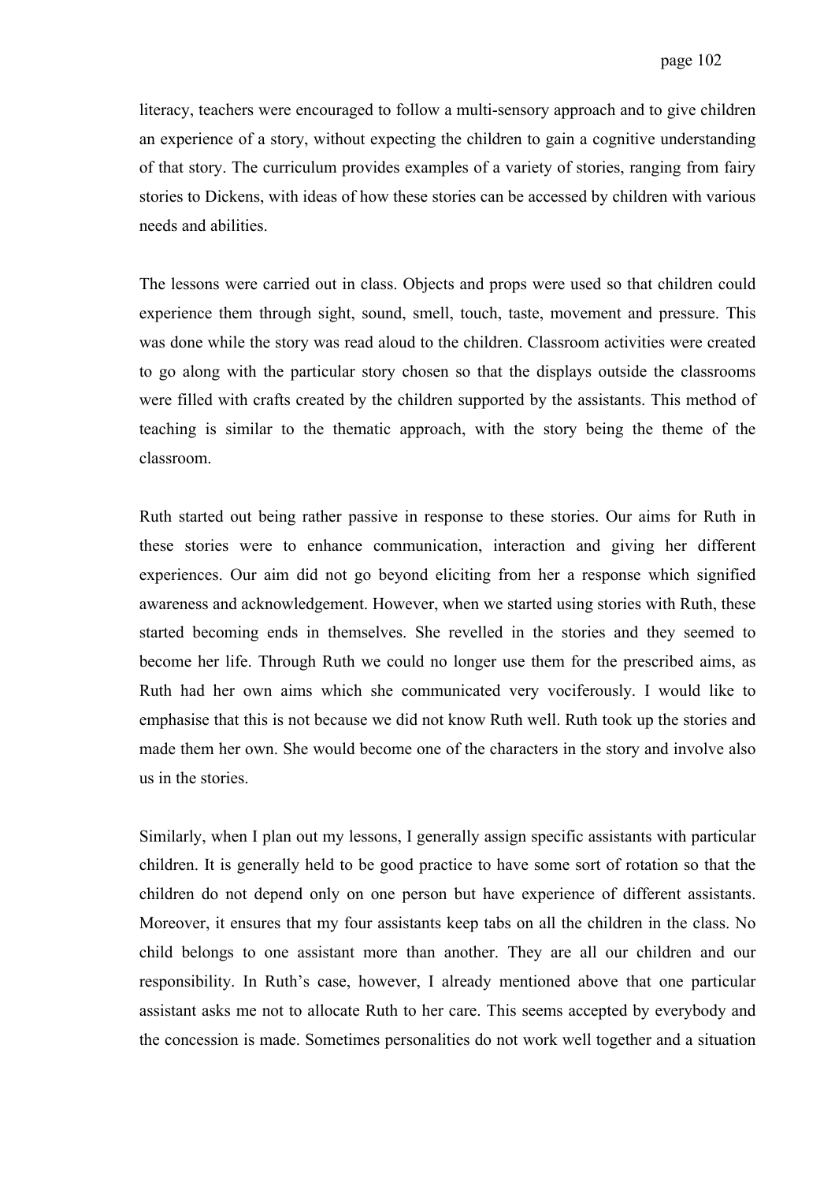literacy, teachers were encouraged to follow a multi-sensory approach and to give children an experience of a story, without expecting the children to gain a cognitive understanding of that story. The curriculum provides examples of a variety of stories, ranging from fairy stories to Dickens, with ideas of how these stories can be accessed by children with various needs and abilities.

The lessons were carried out in class. Objects and props were used so that children could experience them through sight, sound, smell, touch, taste, movement and pressure. This was done while the story was read aloud to the children. Classroom activities were created to go along with the particular story chosen so that the displays outside the classrooms were filled with crafts created by the children supported by the assistants. This method of teaching is similar to the thematic approach, with the story being the theme of the classroom.

Ruth started out being rather passive in response to these stories. Our aims for Ruth in these stories were to enhance communication, interaction and giving her different experiences. Our aim did not go beyond eliciting from her a response which signified awareness and acknowledgement. However, when we started using stories with Ruth, these started becoming ends in themselves. She revelled in the stories and they seemed to become her life. Through Ruth we could no longer use them for the prescribed aims, as Ruth had her own aims which she communicated very vociferously. I would like to emphasise that this is not because we did not know Ruth well. Ruth took up the stories and made them her own. She would become one of the characters in the story and involve also us in the stories.

Similarly, when I plan out my lessons, I generally assign specific assistants with particular children. It is generally held to be good practice to have some sort of rotation so that the children do not depend only on one person but have experience of different assistants. Moreover, it ensures that my four assistants keep tabs on all the children in the class. No child belongs to one assistant more than another. They are all our children and our responsibility. In Ruth's case, however, I already mentioned above that one particular assistant asks me not to allocate Ruth to her care. This seems accepted by everybody and the concession is made. Sometimes personalities do not work well together and a situation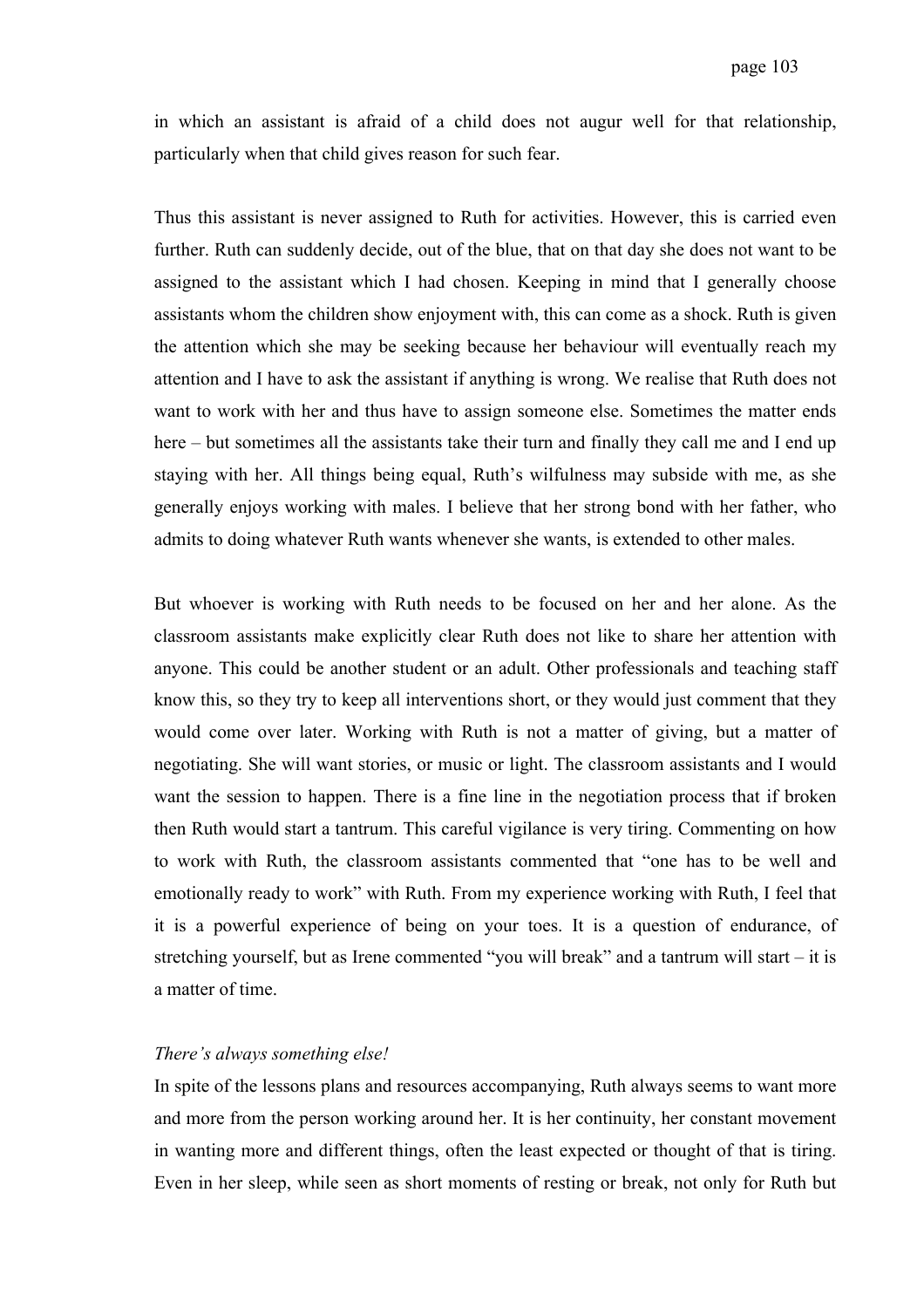in which an assistant is afraid of a child does not augur well for that relationship, particularly when that child gives reason for such fear.

Thus this assistant is never assigned to Ruth for activities. However, this is carried even further. Ruth can suddenly decide, out of the blue, that on that day she does not want to be assigned to the assistant which I had chosen. Keeping in mind that I generally choose assistants whom the children show enjoyment with, this can come as a shock. Ruth is given the attention which she may be seeking because her behaviour will eventually reach my attention and I have to ask the assistant if anything is wrong. We realise that Ruth does not want to work with her and thus have to assign someone else. Sometimes the matter ends here – but sometimes all the assistants take their turn and finally they call me and I end up staying with her. All things being equal, Ruth's wilfulness may subside with me, as she generally enjoys working with males. I believe that her strong bond with her father, who admits to doing whatever Ruth wants whenever she wants, is extended to other males.

But whoever is working with Ruth needs to be focused on her and her alone. As the classroom assistants make explicitly clear Ruth does not like to share her attention with anyone. This could be another student or an adult. Other professionals and teaching staff know this, so they try to keep all interventions short, or they would just comment that they would come over later. Working with Ruth is not a matter of giving, but a matter of negotiating. She will want stories, or music or light. The classroom assistants and I would want the session to happen. There is a fine line in the negotiation process that if broken then Ruth would start a tantrum. This careful vigilance is very tiring. Commenting on how to work with Ruth, the classroom assistants commented that "one has to be well and emotionally ready to work" with Ruth. From my experience working with Ruth, I feel that it is a powerful experience of being on your toes. It is a question of endurance, of stretching yourself, but as Irene commented "you will break" and a tantrum will start – it is a matter of time.

*There's always something else!*

In spite of the lessons plans and resources accompanying, Ruth always seems to want more and more from the person working around her. It is her continuity, her constant movement in wanting more and different things, often the least expected or thought of that is tiring. Even in her sleep, while seen as short moments of resting or break, not only for Ruth but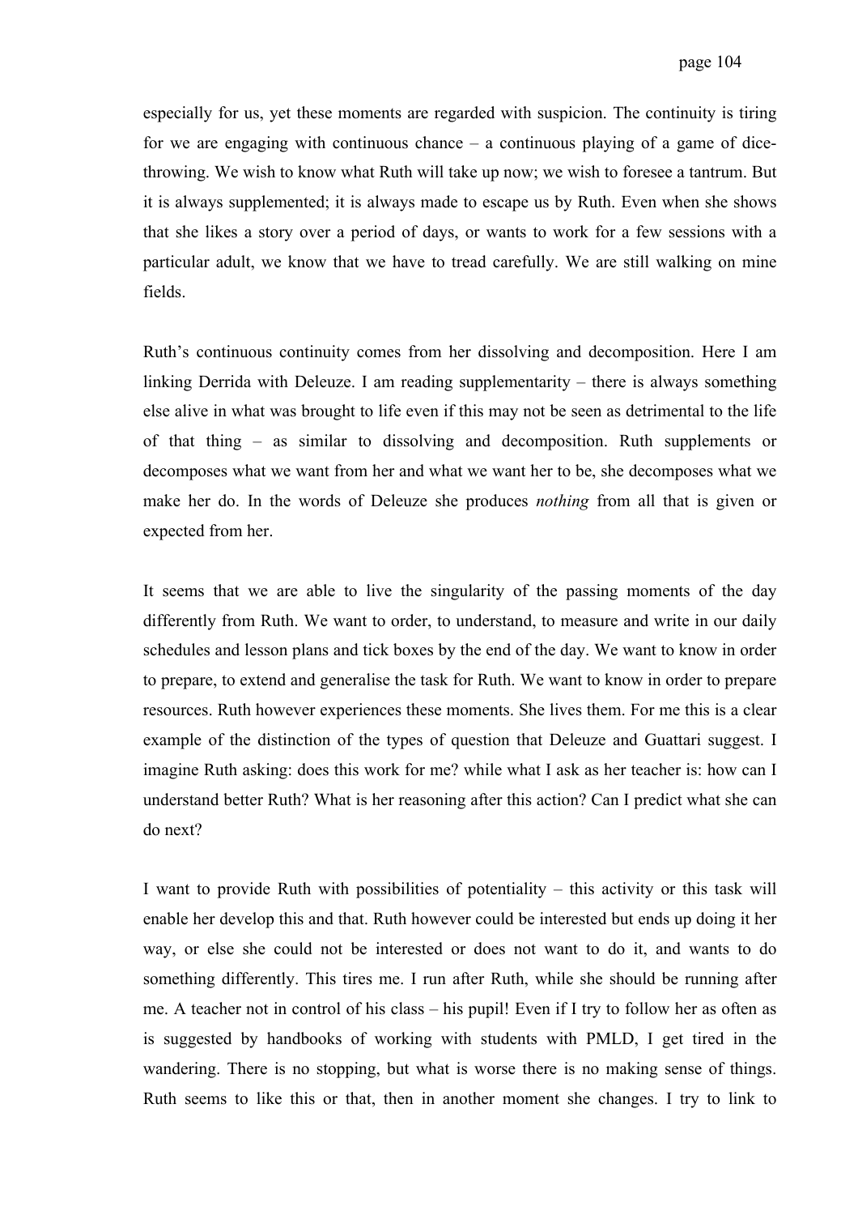especially for us, yet these moments are regarded with suspicion. The continuity is tiring for we are engaging with continuous chance – a continuous playing of a game of dice-throwing. We wish to know what Ruth will take up now; we wish to foresee a tantrum. But it is always supplemented; it is always made to escape us by Ruth. Even when she shows that she likes a story over a period of days, or wants to work for a few sessions with a particular adult, we know that we have to tread carefully. We are still walking on mine fields.

Ruth's continuous continuity comes from her dissolving and decomposition. Here I am linking Derrida with Deleuze. I am reading supplementarity – there is always something else alive in what was brought to life even if this may not be seen as detrimental to the life of that thing – as similar to dissolving and decomposition. Ruth supplements or decomposes what we want from her and what we want her to be, she decomposes what we make her do. In the words of Deleuze she produces *nothing* from all that is given or expected from her.

It seems that we are able to live the singularity of the passing moments of the day differently from Ruth. We want to order, to understand, to measure and write in our daily schedules and lesson plans and tick boxes by the end of the day. We want to know in order to prepare, to extend and generalise the task for Ruth. We want to know in order to prepare resources. Ruth however experiences these moments. She lives them. For me this is a clear example of the distinction of the types of question that Deleuze and Guattari suggest. I imagine Ruth asking: does this work for me? while what I ask as her teacher is: how can I understand better Ruth? What is her reasoning after this action? Can I predict what she can do next?

I want to provide Ruth with possibilities of potentiality – this activity or this task will enable her develop this and that. Ruth however could be interested but ends up doing it her way, or else she could not be interested or does not want to do it, and wants to do something differently. This tires me. I run after Ruth, while she should be running after me. A teacher not in control of his class – his pupil! Even if I try to follow her as often as is suggested by handbooks of working with students with PMLD, I get tired in the wandering. There is no stopping, but what is worse there is no making sense of things. Ruth seems to like this or that, then in another moment she changes. I try to link to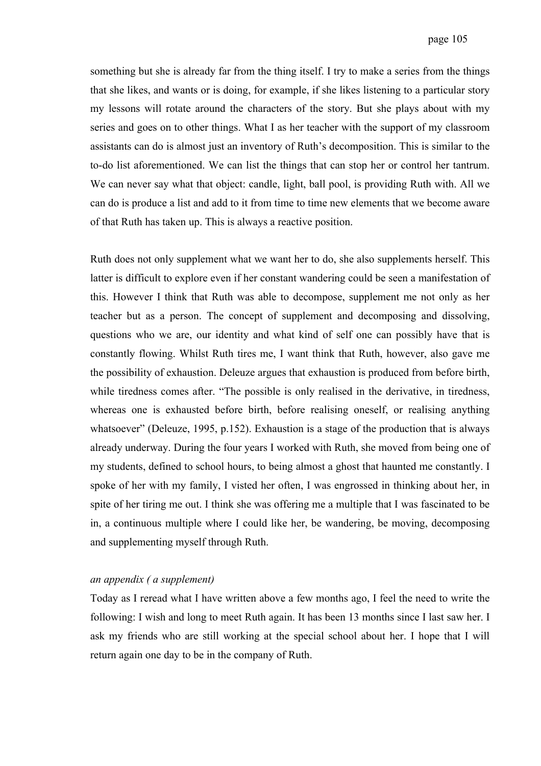something but she is already far from the thing itself. I try to make a series from the things that she likes, and wants or is doing, for example, if she likes listening to a particular story my lessons will rotate around the characters of the story. But she plays about with my series and goes on to other things. What I as her teacher with the support of my classroom assistants can do is almost just an inventory of Ruth's decomposition. This is similar to the to-do list aforementioned. We can list the things that can stop her or control her tantrum. We can never say what that object: candle, light, ball pool, is providing Ruth with. All we can do is produce a list and add to it from time to time new elements that we become aware of that Ruth has taken up. This is always a reactive position.

Ruth does not only supplement what we want her to do, she also supplements herself. This latter is difficult to explore even if her constant wandering could be seen a manifestation of this. However I think that Ruth was able to decompose, supplement me not only as her teacher but as a person. The concept of supplement and decomposing and dissolving, questions who we are, our identity and what kind of self one can possibly have that is constantly flowing. Whilst Ruth tires me, I want think that Ruth, however, also gave me the possibility of exhaustion. Deleuze argues that exhaustion is produced from before birth, while tiredness comes after. "The possible is only realised in the derivative, in tiredness, whereas one is exhausted before birth, before realising oneself, or realising anything whatsoever" (Deleuze, 1995, p.152). Exhaustion is a stage of the production that is always already underway. During the four years I worked with Ruth, she moved from being one of my students, defined to school hours, to being almost a ghost that haunted me constantly. I spoke of her with my family, I visted her often, I was engrossed in thinking about her, in spite of her tiring me out. I think she was offering me a multiple that I was fascinated to be in, a continuous multiple where I could like her, be wandering, be moving, decomposing and supplementing myself through Ruth.

*an appendix ( a supplement)*

Today as I reread what I have written above a few months ago, I feel the need to write the following: I wish and long to meet Ruth again. It has been 13 months since I last saw her. I ask my friends who are still working at the special school about her. I hope that I will return again one day to be in the company of Ruth.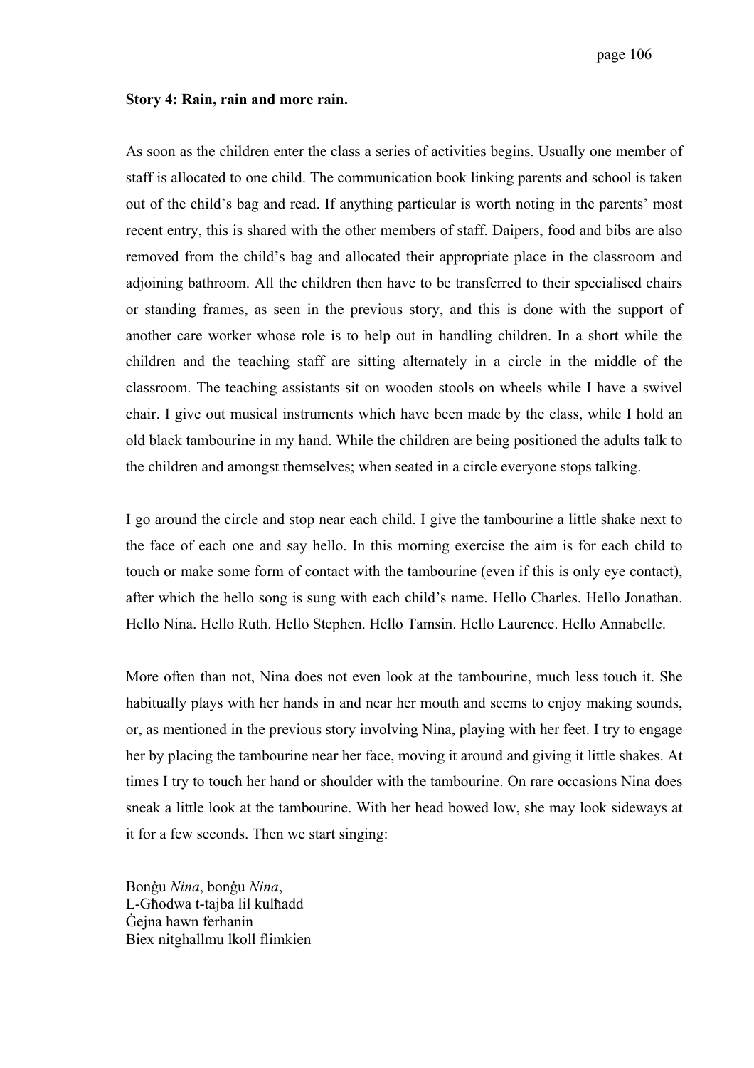**Story 4: Rain, rain and more rain.**

As soon as the children enter the class a series of activities begins. Usually one member of staff is allocated to one child. The communication book linking parents and school is taken out of the child's bag and read. If anything particular is worth noting in the parents' most recent entry, this is shared with the other members of staff. Daipers, food and bibs are also removed from the child's bag and allocated their appropriate place in the classroom and adjoining bathroom. All the children then have to be transferred to their specialised chairs or standing frames, as seen in the previous story, and this is done with the support of another care worker whose role is to help out in handling children. In a short while the children and the teaching staff are sitting alternately in a circle in the middle of the classroom. The teaching assistants sit on wooden stools on wheels while I have a swivel chair. I give out musical instruments which have been made by the class, while I hold an old black tambourine in my hand. While the children are being positioned the adults talk to the children and amongst themselves; when seated in a circle everyone stops talking.

I go around the circle and stop near each child. I give the tambourine a little shake next to the face of each one and say hello. In this morning exercise the aim is for each child to touch or make some form of contact with the tambourine (even if this is only eye contact), after which the hello song is sung with each child's name. Hello Charles. Hello Jonathan. Hello Nina. Hello Ruth. Hello Stephen. Hello Tamsin. Hello Laurence. Hello Annabelle.

More often than not, Nina does not even look at the tambourine, much less touch it. She habitually plays with her hands in and near her mouth and seems to enjoy making sounds, or, as mentioned in the previous story involving Nina, playing with her feet. I try to engage her by placing the tambourine near her face, moving it around and giving it little shakes. At times I try to touch her hand or shoulder with the tambourine. On rare occasions Nina does sneak a little look at the tambourine. With her head bowed low, she may look sideways at it for a few seconds. Then we start singing:

Bonġu *Nina*, bonġu *Nina*,
L-Għodwa t-tajba lil kulħadd
Ġejna hawn ferħanin
Biex nitgħallmu lkoll flimkien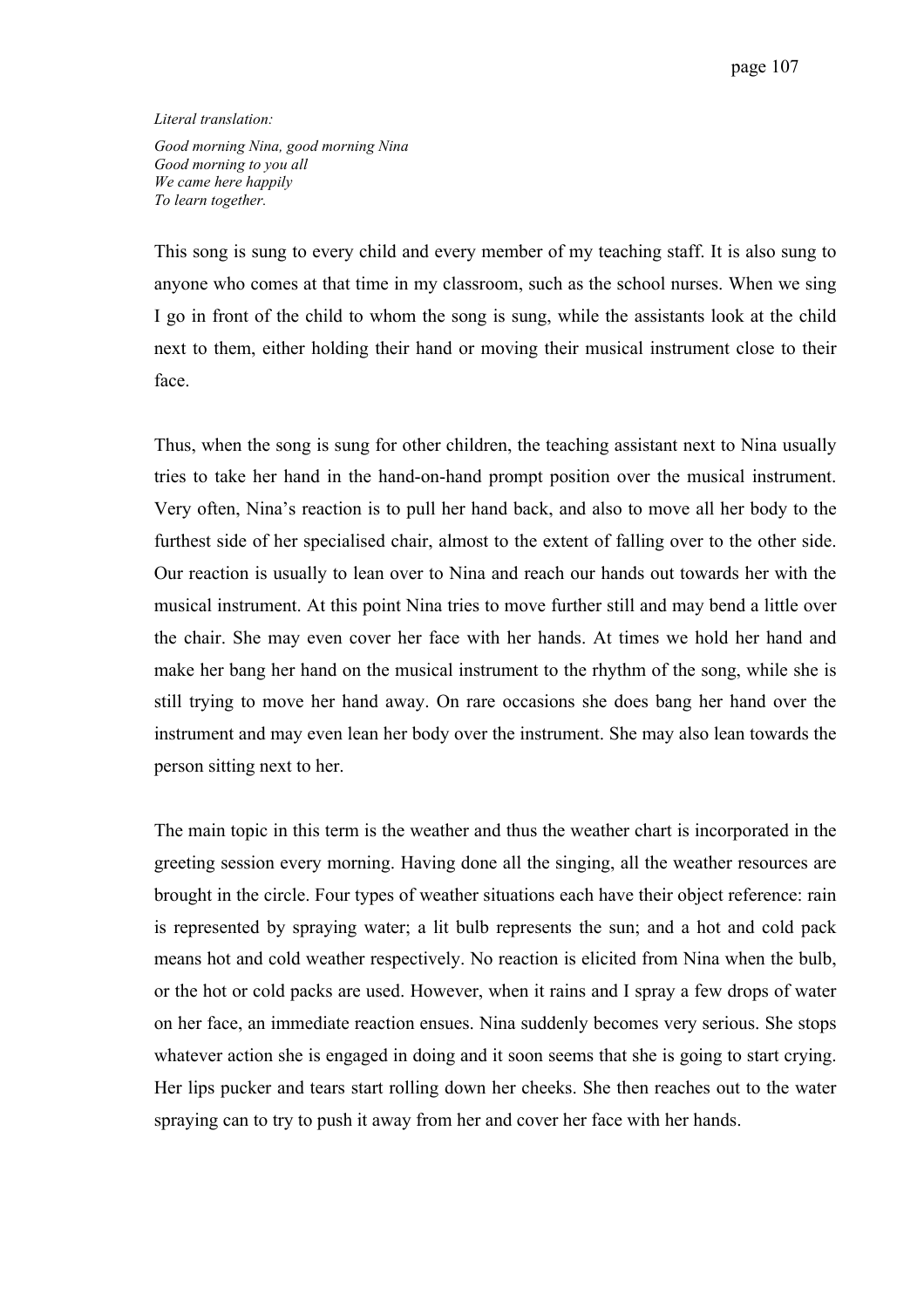*Literal translation:*

*Good morning Nina, good morning Nina*
*Good morning to you all*
*We came here happily*
*To learn together.*

This song is sung to every child and every member of my teaching staff. It is also sung to anyone who comes at that time in my classroom, such as the school nurses. When we sing I go in front of the child to whom the song is sung, while the assistants look at the child next to them, either holding their hand or moving their musical instrument close to their face.

Thus, when the song is sung for other children, the teaching assistant next to Nina usually tries to take her hand in the hand-on-hand prompt position over the musical instrument. Very often, Nina's reaction is to pull her hand back, and also to move all her body to the furthest side of her specialised chair, almost to the extent of falling over to the other side. Our reaction is usually to lean over to Nina and reach our hands out towards her with the musical instrument. At this point Nina tries to move further still and may bend a little over the chair. She may even cover her face with her hands. At times we hold her hand and make her bang her hand on the musical instrument to the rhythm of the song, while she is still trying to move her hand away. On rare occasions she does bang her hand over the instrument and may even lean her body over the instrument. She may also lean towards the person sitting next to her.

The main topic in this term is the weather and thus the weather chart is incorporated in the greeting session every morning. Having done all the singing, all the weather resources are brought in the circle. Four types of weather situations each have their object reference: rain is represented by spraying water; a lit bulb represents the sun; and a hot and cold pack means hot and cold weather respectively. No reaction is elicited from Nina when the bulb, or the hot or cold packs are used. However, when it rains and I spray a few drops of water on her face, an immediate reaction ensues. Nina suddenly becomes very serious. She stops whatever action she is engaged in doing and it soon seems that she is going to start crying. Her lips pucker and tears start rolling down her cheeks. She then reaches out to the water spraying can to try to push it away from her and cover her face with her hands.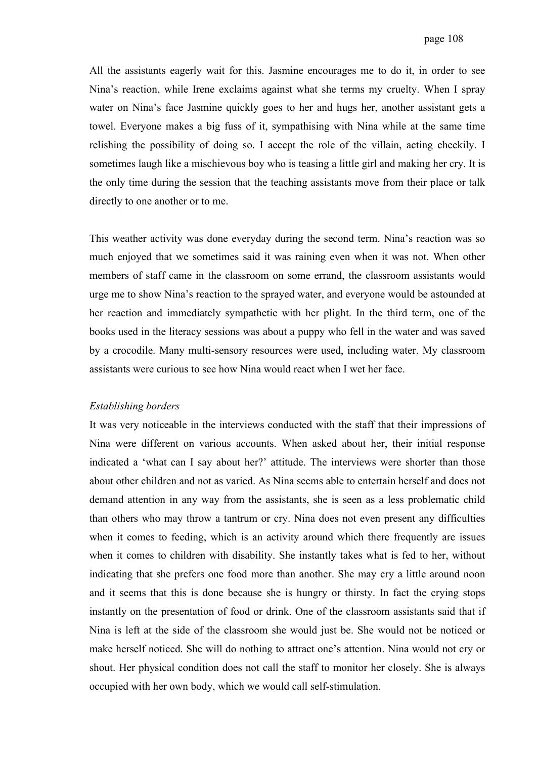All the assistants eagerly wait for this. Jasmine encourages me to do it, in order to see Nina's reaction, while Irene exclaims against what she terms my cruelty. When I spray water on Nina's face Jasmine quickly goes to her and hugs her, another assistant gets a towel. Everyone makes a big fuss of it, sympathising with Nina while at the same time relishing the possibility of doing so. I accept the role of the villain, acting cheekily. I sometimes laugh like a mischievous boy who is teasing a little girl and making her cry. It is the only time during the session that the teaching assistants move from their place or talk directly to one another or to me.

This weather activity was done everyday during the second term. Nina's reaction was so much enjoyed that we sometimes said it was raining even when it was not. When other members of staff came in the classroom on some errand, the classroom assistants would urge me to show Nina's reaction to the sprayed water, and everyone would be astounded at her reaction and immediately sympathetic with her plight. In the third term, one of the books used in the literacy sessions was about a puppy who fell in the water and was saved by a crocodile. Many multi-sensory resources were used, including water. My classroom assistants were curious to see how Nina would react when I wet her face.

*Establishing borders*

It was very noticeable in the interviews conducted with the staff that their impressions of Nina were different on various accounts. When asked about her, their initial response indicated a 'what can I say about her?' attitude. The interviews were shorter than those about other children and not as varied. As Nina seems able to entertain herself and does not demand attention in any way from the assistants, she is seen as a less problematic child than others who may throw a tantrum or cry. Nina does not even present any difficulties when it comes to feeding, which is an activity around which there frequently are issues when it comes to children with disability. She instantly takes what is fed to her, without indicating that she prefers one food more than another. She may cry a little around noon and it seems that this is done because she is hungry or thirsty. In fact the crying stops instantly on the presentation of food or drink. One of the classroom assistants said that if Nina is left at the side of the classroom she would just be. She would not be noticed or make herself noticed. She will do nothing to attract one's attention. Nina would not cry or shout. Her physical condition does not call the staff to monitor her closely. She is always occupied with her own body, which we would call self-stimulation.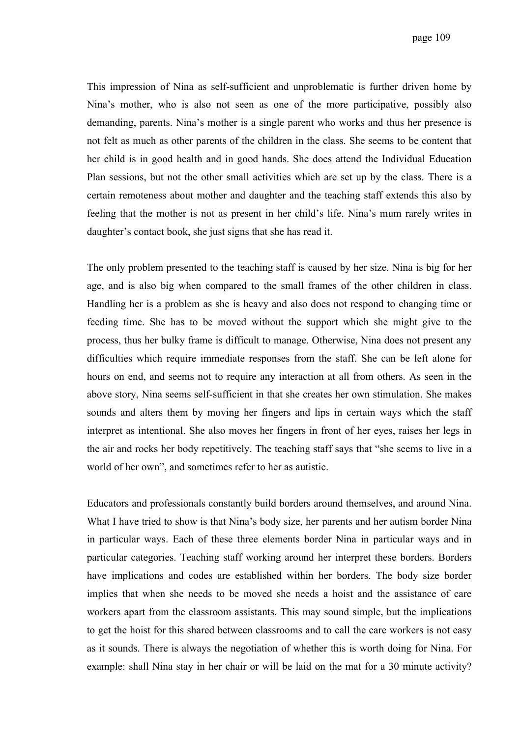This impression of Nina as self-sufficient and unproblematic is further driven home by Nina's mother, who is also not seen as one of the more participative, possibly also demanding, parents. Nina's mother is a single parent who works and thus her presence is not felt as much as other parents of the children in the class. She seems to be content that her child is in good health and in good hands. She does attend the Individual Education Plan sessions, but not the other small activities which are set up by the class. There is a certain remoteness about mother and daughter and the teaching staff extends this also by feeling that the mother is not as present in her child's life. Nina's mum rarely writes in daughter's contact book, she just signs that she has read it.

The only problem presented to the teaching staff is caused by her size. Nina is big for her age, and is also big when compared to the small frames of the other children in class. Handling her is a problem as she is heavy and also does not respond to changing time or feeding time. She has to be moved without the support which she might give to the process, thus her bulky frame is difficult to manage. Otherwise, Nina does not present any difficulties which require immediate responses from the staff. She can be left alone for hours on end, and seems not to require any interaction at all from others. As seen in the above story, Nina seems self-sufficient in that she creates her own stimulation. She makes sounds and alters them by moving her fingers and lips in certain ways which the staff interpret as intentional. She also moves her fingers in front of her eyes, raises her legs in the air and rocks her body repetitively. The teaching staff says that "she seems to live in a world of her own", and sometimes refer to her as autistic.

Educators and professionals constantly build borders around themselves, and around Nina. What I have tried to show is that Nina's body size, her parents and her autism border Nina in particular ways. Each of these three elements border Nina in particular ways and in particular categories. Teaching staff working around her interpret these borders. Borders have implications and codes are established within her borders. The body size border implies that when she needs to be moved she needs a hoist and the assistance of care workers apart from the classroom assistants. This may sound simple, but the implications to get the hoist for this shared between classrooms and to call the care workers is not easy as it sounds. There is always the negotiation of whether this is worth doing for Nina. For example: shall Nina stay in her chair or will be laid on the mat for a 30 minute activity?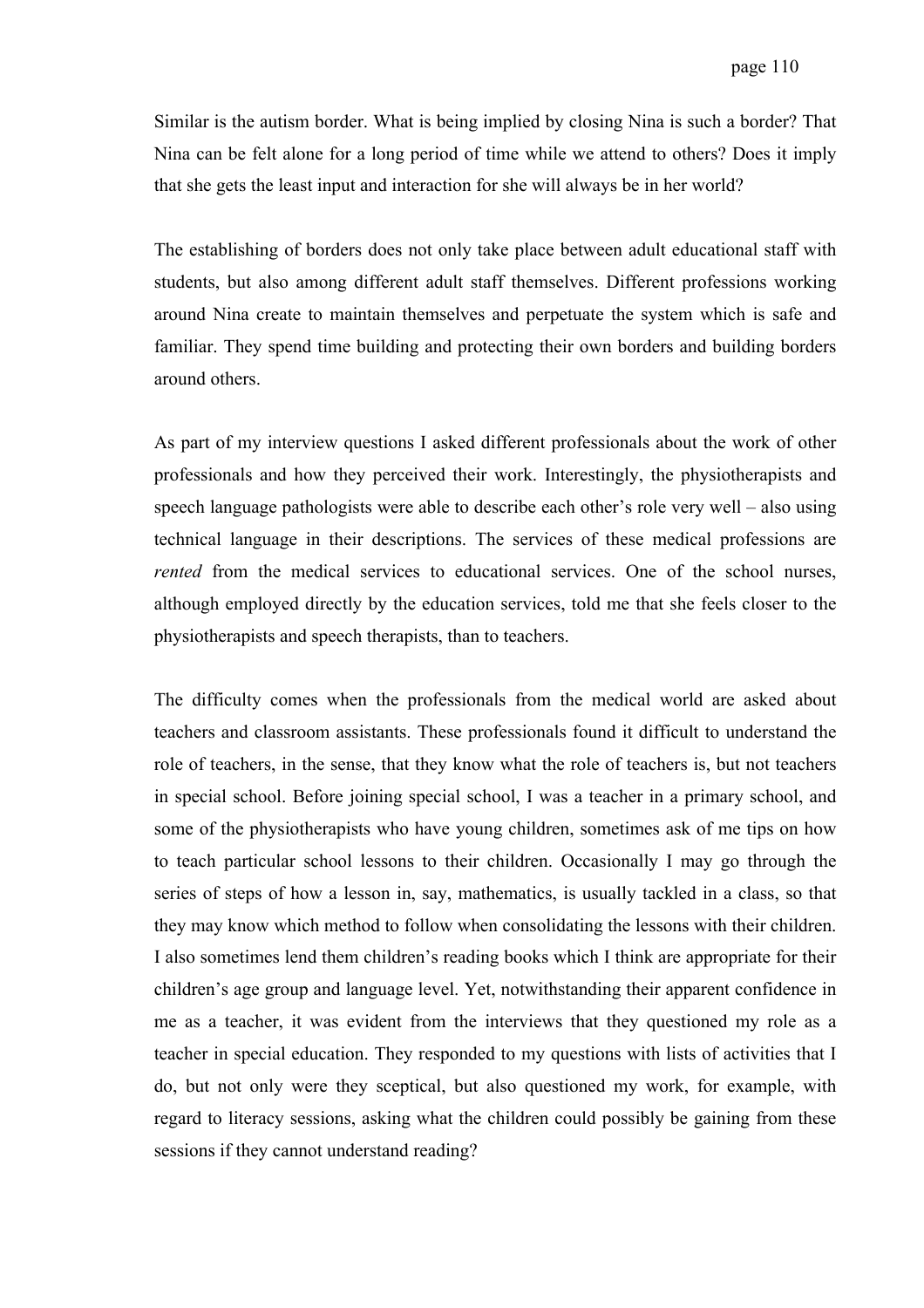Similar is the autism border. What is being implied by closing Nina is such a border? That Nina can be felt alone for a long period of time while we attend to others? Does it imply that she gets the least input and interaction for she will always be in her world?

The establishing of borders does not only take place between adult educational staff with students, but also among different adult staff themselves. Different professions working around Nina create to maintain themselves and perpetuate the system which is safe and familiar. They spend time building and protecting their own borders and building borders around others.

As part of my interview questions I asked different professionals about the work of other professionals and how they perceived their work. Interestingly, the physiotherapists and speech language pathologists were able to describe each other's role very well – also using technical language in their descriptions. The services of these medical professions are *rented* from the medical services to educational services. One of the school nurses, although employed directly by the education services, told me that she feels closer to the physiotherapists and speech therapists, than to teachers.

The difficulty comes when the professionals from the medical world are asked about teachers and classroom assistants. These professionals found it difficult to understand the role of teachers, in the sense, that they know what the role of teachers is, but not teachers in special school. Before joining special school, I was a teacher in a primary school, and some of the physiotherapists who have young children, sometimes ask of me tips on how to teach particular school lessons to their children. Occasionally I may go through the series of steps of how a lesson in, say, mathematics, is usually tackled in a class, so that they may know which method to follow when consolidating the lessons with their children. I also sometimes lend them children's reading books which I think are appropriate for their children's age group and language level. Yet, notwithstanding their apparent confidence in me as a teacher, it was evident from the interviews that they questioned my role as a teacher in special education. They responded to my questions with lists of activities that I do, but not only were they sceptical, but also questioned my work, for example, with regard to literacy sessions, asking what the children could possibly be gaining from these sessions if they cannot understand reading?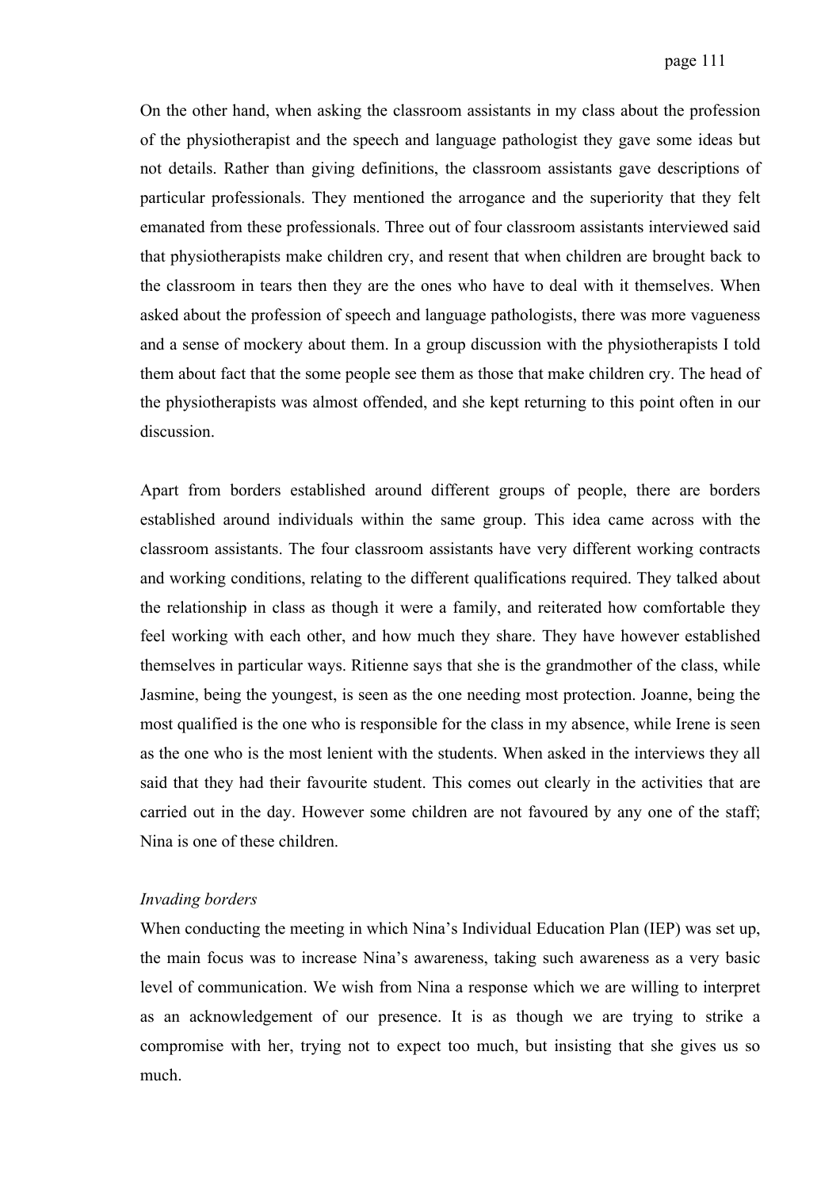On the other hand, when asking the classroom assistants in my class about the profession of the physiotherapist and the speech and language pathologist they gave some ideas but not details. Rather than giving definitions, the classroom assistants gave descriptions of particular professionals. They mentioned the arrogance and the superiority that they felt emanated from these professionals. Three out of four classroom assistants interviewed said that physiotherapists make children cry, and resent that when children are brought back to the classroom in tears then they are the ones who have to deal with it themselves. When asked about the profession of speech and language pathologists, there was more vagueness and a sense of mockery about them. In a group discussion with the physiotherapists I told them about fact that the some people see them as those that make children cry. The head of the physiotherapists was almost offended, and she kept returning to this point often in our discussion.

Apart from borders established around different groups of people, there are borders established around individuals within the same group. This idea came across with the classroom assistants. The four classroom assistants have very different working contracts and working conditions, relating to the different qualifications required. They talked about the relationship in class as though it were a family, and reiterated how comfortable they feel working with each other, and how much they share. They have however established themselves in particular ways. Ritienne says that she is the grandmother of the class, while Jasmine, being the youngest, is seen as the one needing most protection. Joanne, being the most qualified is the one who is responsible for the class in my absence, while Irene is seen as the one who is the most lenient with the students. When asked in the interviews they all said that they had their favourite student. This comes out clearly in the activities that are carried out in the day. However some children are not favoured by any one of the staff; Nina is one of these children.

*Invading borders*

When conducting the meeting in which Nina's Individual Education Plan (IEP) was set up, the main focus was to increase Nina's awareness, taking such awareness as a very basic level of communication. We wish from Nina a response which we are willing to interpret as an acknowledgement of our presence. It is as though we are trying to strike a compromise with her, trying not to expect too much, but insisting that she gives us so much.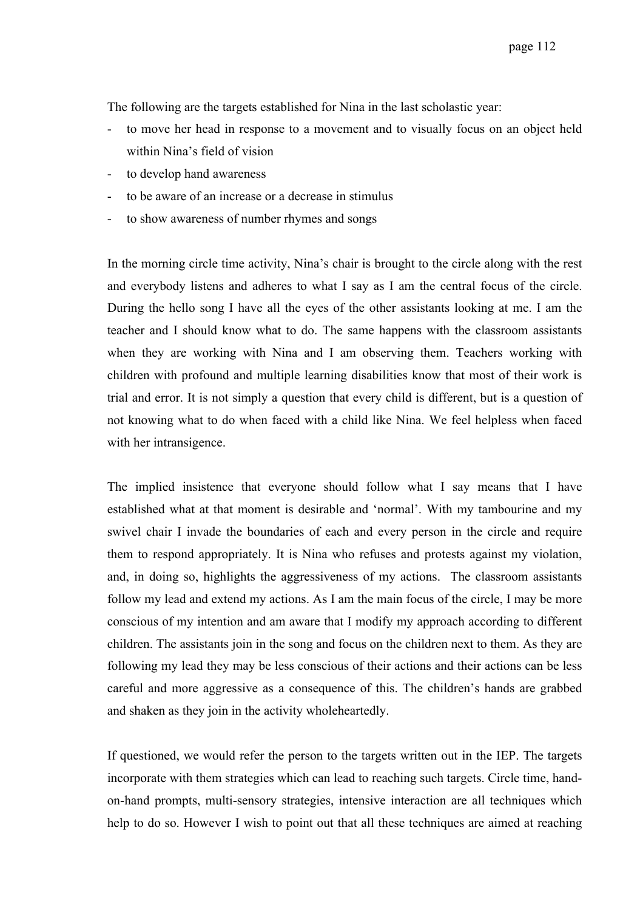The following are the targets established for Nina in the last scholastic year:

- to move her head in response to a movement and to visually focus on an object held within Nina's field of vision
- to develop hand awareness
- to be aware of an increase or a decrease in stimulus
- to show awareness of number rhymes and songs

In the morning circle time activity, Nina's chair is brought to the circle along with the rest and everybody listens and adheres to what I say as I am the central focus of the circle. During the hello song I have all the eyes of the other assistants looking at me. I am the teacher and I should know what to do. The same happens with the classroom assistants when they are working with Nina and I am observing them. Teachers working with children with profound and multiple learning disabilities know that most of their work is trial and error. It is not simply a question that every child is different, but is a question of not knowing what to do when faced with a child like Nina. We feel helpless when faced with her intransigence.

The implied insistence that everyone should follow what I say means that I have established what at that moment is desirable and 'normal'. With my tambourine and my swivel chair I invade the boundaries of each and every person in the circle and require them to respond appropriately. It is Nina who refuses and protests against my violation, and, in doing so, highlights the aggressiveness of my actions. The classroom assistants follow my lead and extend my actions. As I am the main focus of the circle, I may be more conscious of my intention and am aware that I modify my approach according to different children. The assistants join in the song and focus on the children next to them. As they are following my lead they may be less conscious of their actions and their actions can be less careful and more aggressive as a consequence of this. The children's hands are grabbed and shaken as they join in the activity wholeheartedly.

If questioned, we would refer the person to the targets written out in the IEP. The targets incorporate with them strategies which can lead to reaching such targets. Circle time, hand-on-hand prompts, multi-sensory strategies, intensive interaction are all techniques which help to do so. However I wish to point out that all these techniques are aimed at reaching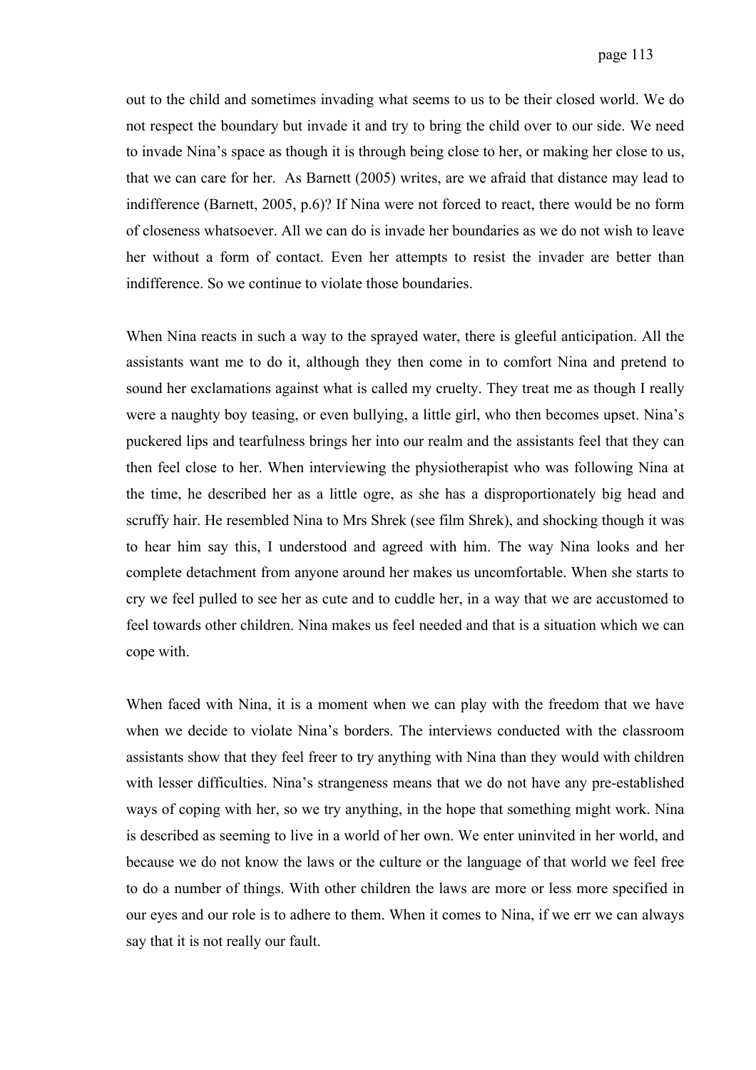out to the child and sometimes invading what seems to us to be their closed world. We do not respect the boundary but invade it and try to bring the child over to our side. We need to invade Nina's space as though it is through being close to her, or making her close to us, that we can care for her. As Barnett (2005) writes, are we afraid that distance may lead to indifference (Barnett, 2005, p.6)? If Nina were not forced to react, there would be no form of closeness whatsoever. All we can do is invade her boundaries as we do not wish to leave her without a form of contact. Even her attempts to resist the invader are better than indifference. So we continue to violate those boundaries.

When Nina reacts in such a way to the sprayed water, there is gleeful anticipation. All the assistants want me to do it, although they then come in to comfort Nina and pretend to sound her exclamations against what is called my cruelty. They treat me as though I really were a naughty boy teasing, or even bullying, a little girl, who then becomes upset. Nina's puckered lips and tearfulness brings her into our realm and the assistants feel that they can then feel close to her. When interviewing the physiotherapist who was following Nina at the time, he described her as a little ogre, as she has a disproportionately big head and scruffy hair. He resembled Nina to Mrs Shrek (see film Shrek), and shocking though it was to hear him say this, I understood and agreed with him. The way Nina looks and her complete detachment from anyone around her makes us uncomfortable. When she starts to cry we feel pulled to see her as cute and to cuddle her, in a way that we are accustomed to feel towards other children. Nina makes us feel needed and that is a situation which we can cope with.

When faced with Nina, it is a moment when we can play with the freedom that we have when we decide to violate Nina's borders. The interviews conducted with the classroom assistants show that they feel freer to try anything with Nina than they would with children with lesser difficulties. Nina's strangeness means that we do not have any pre-established ways of coping with her, so we try anything, in the hope that something might work. Nina is described as seeming to live in a world of her own. We enter uninvited in her world, and because we do not know the laws or the culture or the language of that world we feel free to do a number of things. With other children the laws are more or less more specified in our eyes and our role is to adhere to them. When it comes to Nina, if we err we can always say that it is not really our fault.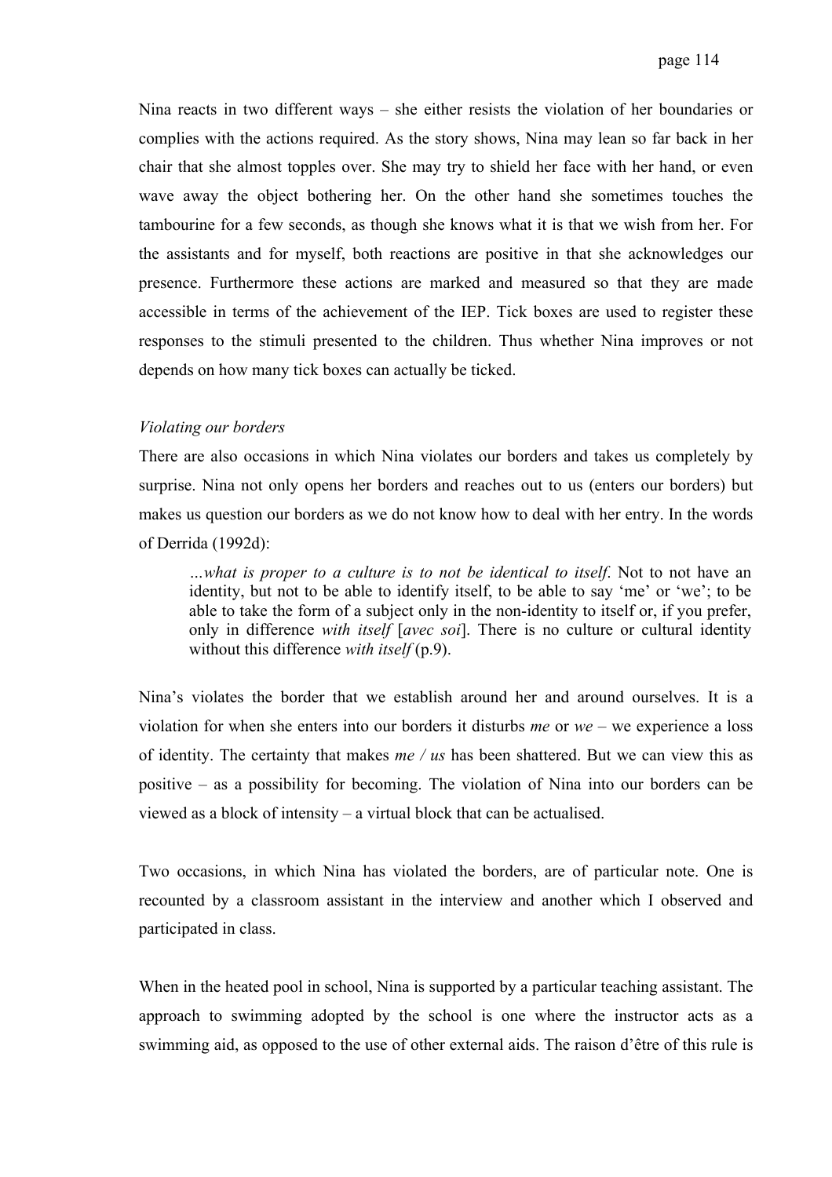Nina reacts in two different ways – she either resists the violation of her boundaries or complies with the actions required. As the story shows, Nina may lean so far back in her chair that she almost topples over. She may try to shield her face with her hand, or even wave away the object bothering her. On the other hand she sometimes touches the tambourine for a few seconds, as though she knows what it is that we wish from her. For the assistants and for myself, both reactions are positive in that she acknowledges our presence. Furthermore these actions are marked and measured so that they are made accessible in terms of the achievement of the IEP. Tick boxes are used to register these responses to the stimuli presented to the children. Thus whether Nina improves or not depends on how many tick boxes can actually be ticked.

*Violating our borders*

There are also occasions in which Nina violates our borders and takes us completely by surprise. Nina not only opens her borders and reaches out to us (enters our borders) but makes us question our borders as we do not know how to deal with her entry. In the words of Derrida (1992d):

> *…what is proper to a culture is to not be identical to itself*. Not to not have an identity, but not to be able to identify itself, to be able to say 'me' or 'we'; to be able to take the form of a subject only in the non-identity to itself or, if you prefer, only in difference *with itself* [*avec soi*]. There is no culture or cultural identity without this difference *with itself* (p.9).

Nina's violates the border that we establish around her and around ourselves. It is a violation for when she enters into our borders it disturbs *me* or *we* – we experience a loss of identity. The certainty that makes *me / us* has been shattered. But we can view this as positive – as a possibility for becoming. The violation of Nina into our borders can be viewed as a block of intensity – a virtual block that can be actualised.

Two occasions, in which Nina has violated the borders, are of particular note. One is recounted by a classroom assistant in the interview and another which I observed and participated in class.

When in the heated pool in school, Nina is supported by a particular teaching assistant. The approach to swimming adopted by the school is one where the instructor acts as a swimming aid, as opposed to the use of other external aids. The raison d'être of this rule is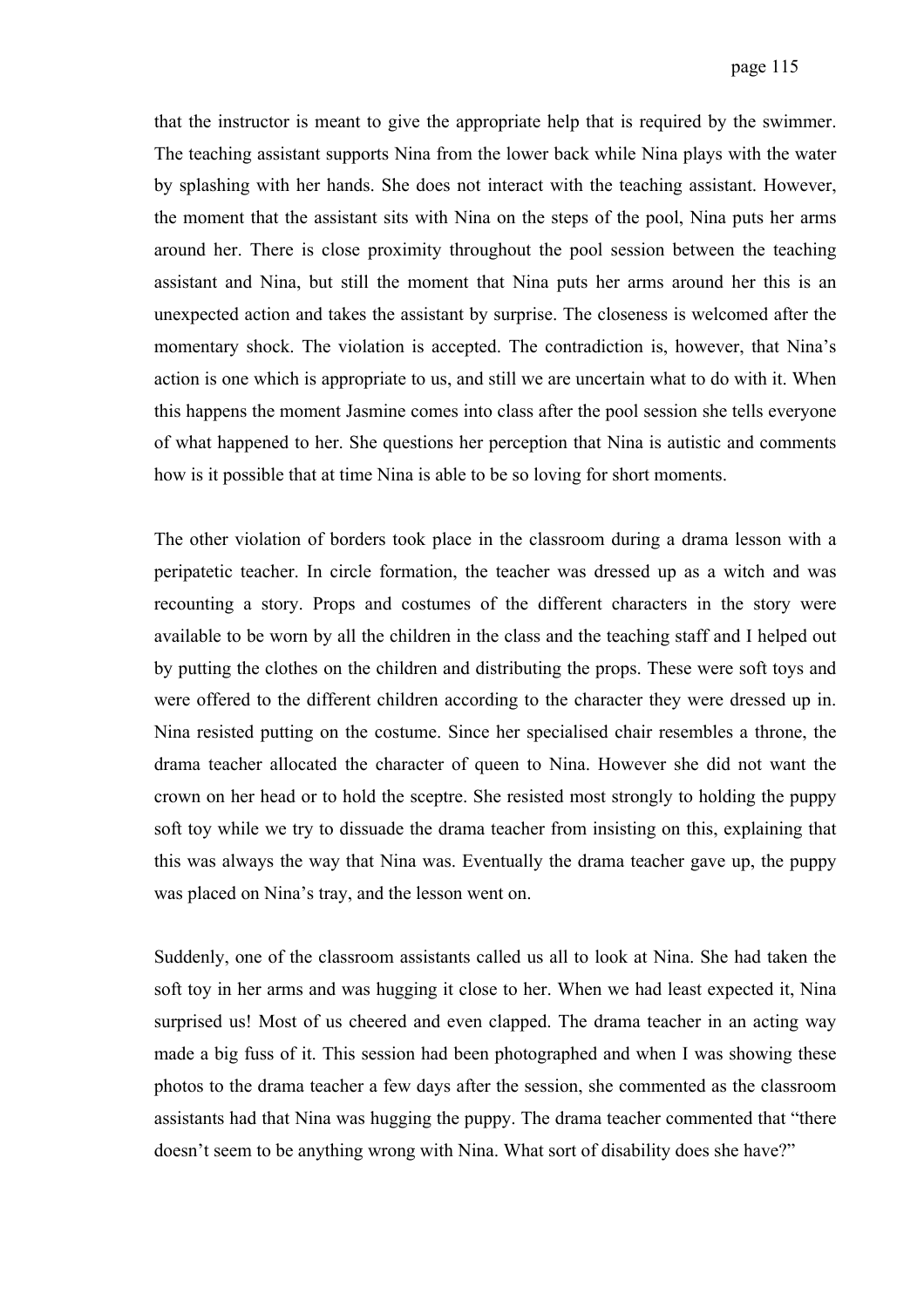that the instructor is meant to give the appropriate help that is required by the swimmer. The teaching assistant supports Nina from the lower back while Nina plays with the water by splashing with her hands. She does not interact with the teaching assistant. However, the moment that the assistant sits with Nina on the steps of the pool, Nina puts her arms around her. There is close proximity throughout the pool session between the teaching assistant and Nina, but still the moment that Nina puts her arms around her this is an unexpected action and takes the assistant by surprise. The closeness is welcomed after the momentary shock. The violation is accepted. The contradiction is, however, that Nina's action is one which is appropriate to us, and still we are uncertain what to do with it. When this happens the moment Jasmine comes into class after the pool session she tells everyone of what happened to her. She questions her perception that Nina is autistic and comments how is it possible that at time Nina is able to be so loving for short moments.

The other violation of borders took place in the classroom during a drama lesson with a peripatetic teacher. In circle formation, the teacher was dressed up as a witch and was recounting a story. Props and costumes of the different characters in the story were available to be worn by all the children in the class and the teaching staff and I helped out by putting the clothes on the children and distributing the props. These were soft toys and were offered to the different children according to the character they were dressed up in. Nina resisted putting on the costume. Since her specialised chair resembles a throne, the drama teacher allocated the character of queen to Nina. However she did not want the crown on her head or to hold the sceptre. She resisted most strongly to holding the puppy soft toy while we try to dissuade the drama teacher from insisting on this, explaining that this was always the way that Nina was. Eventually the drama teacher gave up, the puppy was placed on Nina's tray, and the lesson went on.

Suddenly, one of the classroom assistants called us all to look at Nina. She had taken the soft toy in her arms and was hugging it close to her. When we had least expected it, Nina surprised us! Most of us cheered and even clapped. The drama teacher in an acting way made a big fuss of it. This session had been photographed and when I was showing these photos to the drama teacher a few days after the session, she commented as the classroom assistants had that Nina was hugging the puppy. The drama teacher commented that "there doesn't seem to be anything wrong with Nina. What sort of disability does she have?"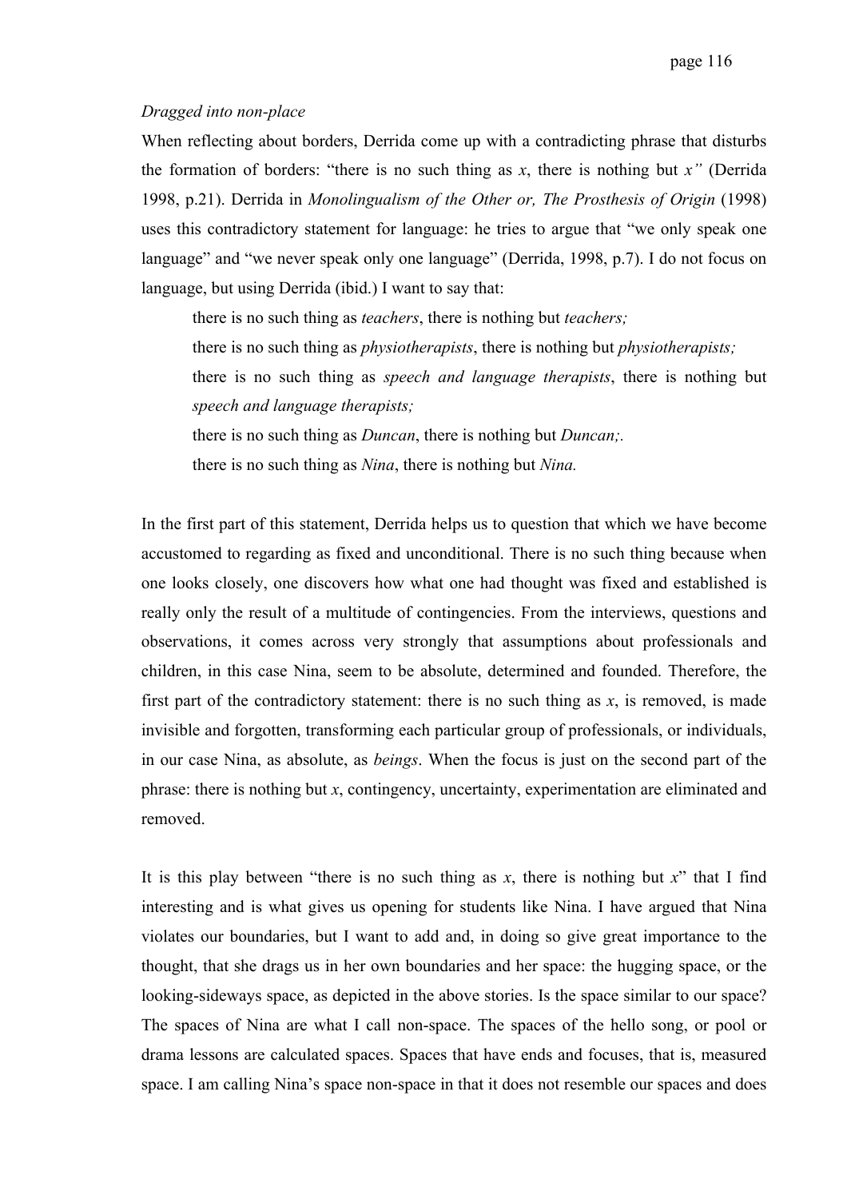*Dragged into non-place*

When reflecting about borders, Derrida come up with a contradicting phrase that disturbs the formation of borders: "there is no such thing as *x*, there is nothing but *x"* (Derrida 1998, p.21). Derrida in *Monolingualism of the Other or, The Prosthesis of Origin* (1998) uses this contradictory statement for language: he tries to argue that "we only speak one language" and "we never speak only one language" (Derrida, 1998, p.7). I do not focus on language, but using Derrida (ibid.) I want to say that:

> there is no such thing as *teachers*, there is nothing but *teachers;*
>
> there is no such thing as *physiotherapists*, there is nothing but *physiotherapists;*
>
> there is no such thing as *speech and language therapists*, there is nothing but *speech and language therapists;*
>
> there is no such thing as *Duncan*, there is nothing but *Duncan;.*
>
> there is no such thing as *Nina*, there is nothing but *Nina.*

In the first part of this statement, Derrida helps us to question that which we have become accustomed to regarding as fixed and unconditional. There is no such thing because when one looks closely, one discovers how what one had thought was fixed and established is really only the result of a multitude of contingencies. From the interviews, questions and observations, it comes across very strongly that assumptions about professionals and children, in this case Nina, seem to be absolute, determined and founded. Therefore, the first part of the contradictory statement: there is no such thing as *x*, is removed, is made invisible and forgotten, transforming each particular group of professionals, or individuals, in our case Nina, as absolute, as *beings*. When the focus is just on the second part of the phrase: there is nothing but *x*, contingency, uncertainty, experimentation are eliminated and removed.

It is this play between "there is no such thing as *x*, there is nothing but *x*" that I find interesting and is what gives us opening for students like Nina. I have argued that Nina violates our boundaries, but I want to add and, in doing so give great importance to the thought, that she drags us in her own boundaries and her space: the hugging space, or the looking-sideways space, as depicted in the above stories. Is the space similar to our space? The spaces of Nina are what I call non-space. The spaces of the hello song, or pool or drama lessons are calculated spaces. Spaces that have ends and focuses, that is, measured space. I am calling Nina's space non-space in that it does not resemble our spaces and does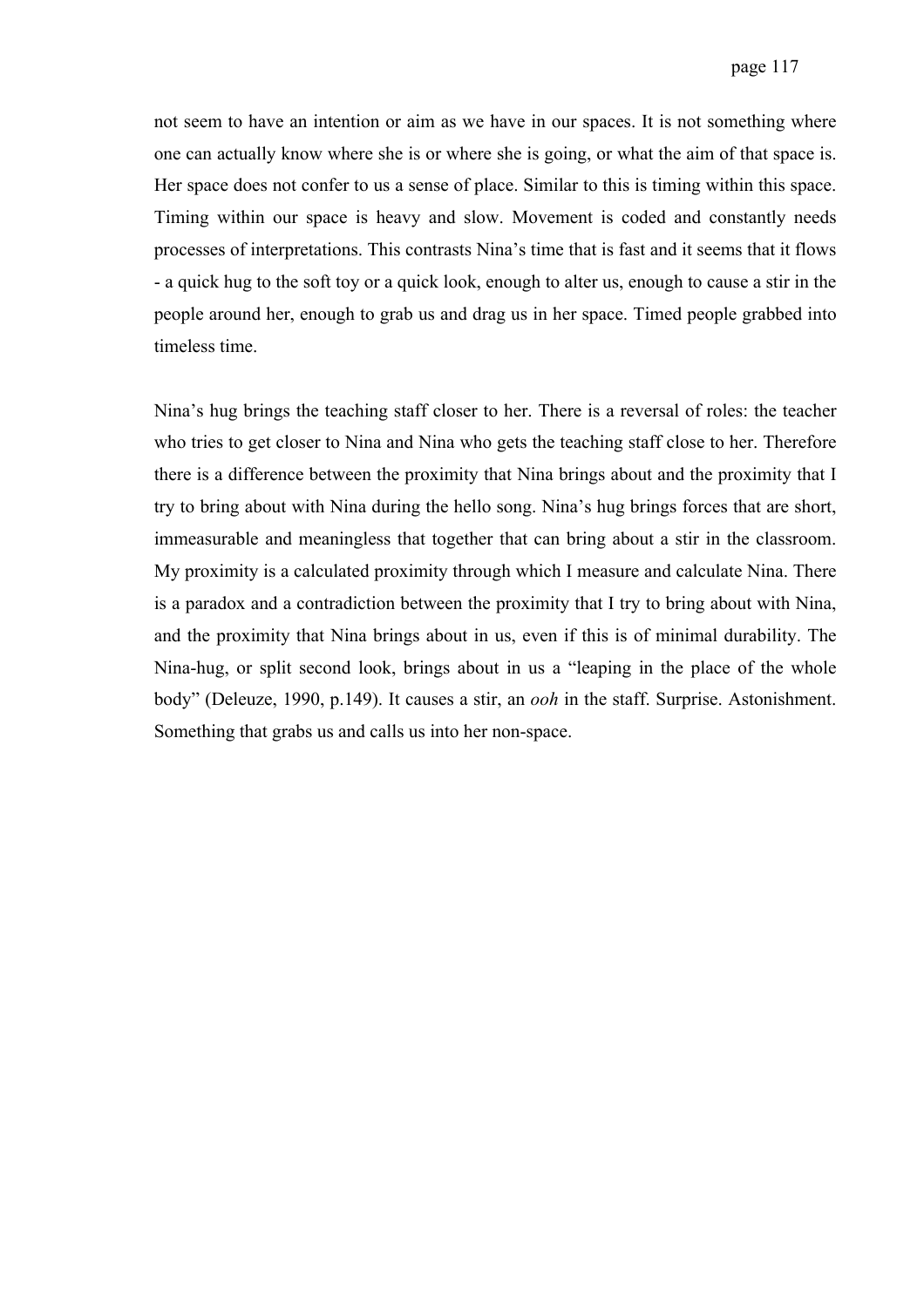not seem to have an intention or aim as we have in our spaces. It is not something where one can actually know where she is or where she is going, or what the aim of that space is. Her space does not confer to us a sense of place. Similar to this is timing within this space. Timing within our space is heavy and slow. Movement is coded and constantly needs processes of interpretations. This contrasts Nina's time that is fast and it seems that it flows - a quick hug to the soft toy or a quick look, enough to alter us, enough to cause a stir in the people around her, enough to grab us and drag us in her space. Timed people grabbed into timeless time.

Nina's hug brings the teaching staff closer to her. There is a reversal of roles: the teacher who tries to get closer to Nina and Nina who gets the teaching staff close to her. Therefore there is a difference between the proximity that Nina brings about and the proximity that I try to bring about with Nina during the hello song. Nina's hug brings forces that are short, immeasurable and meaningless that together that can bring about a stir in the classroom. My proximity is a calculated proximity through which I measure and calculate Nina. There is a paradox and a contradiction between the proximity that I try to bring about with Nina, and the proximity that Nina brings about in us, even if this is of minimal durability. The Nina-hug, or split second look, brings about in us a "leaping in the place of the whole body" (Deleuze, 1990, p.149). It causes a stir, an *ooh* in the staff. Surprise. Astonishment. Something that grabs us and calls us into her non-space.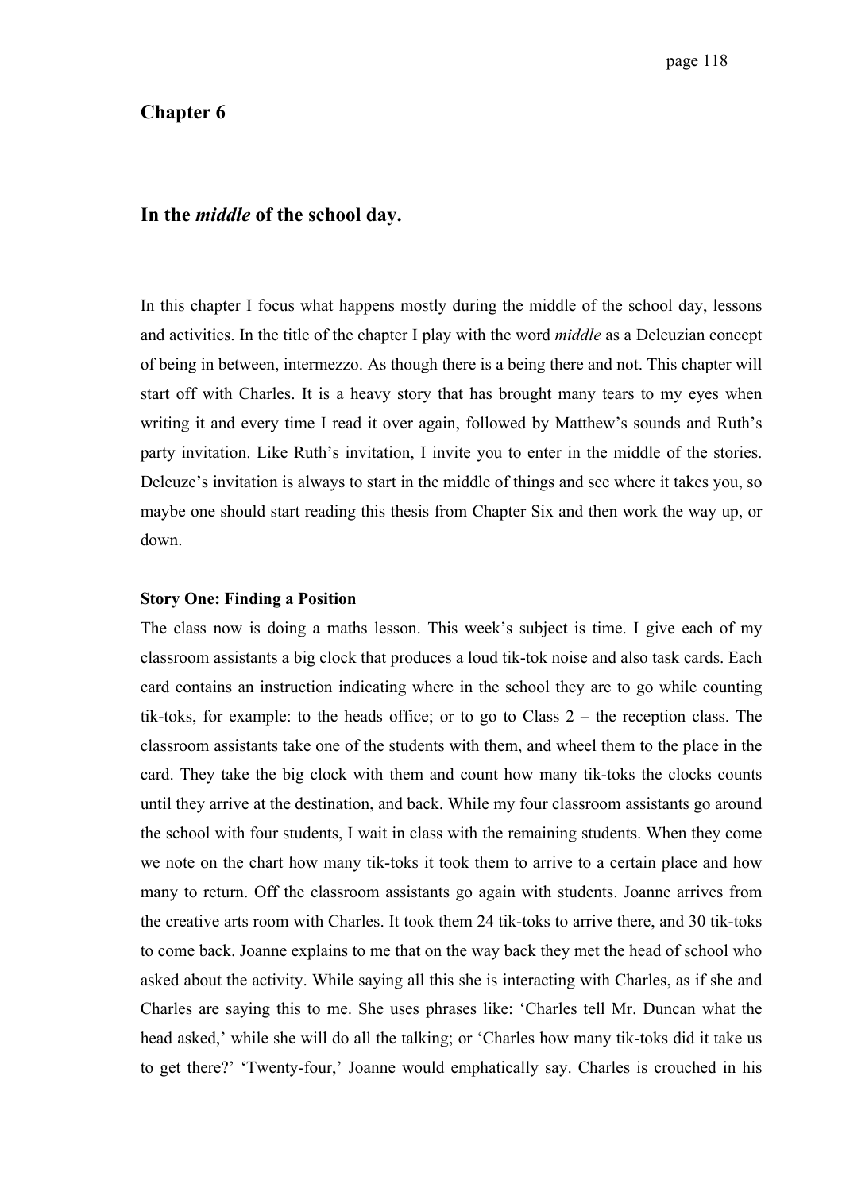## Chapter 6

### In the *middle* of the school day.

In this chapter I focus what happens mostly during the middle of the school day, lessons and activities. In the title of the chapter I play with the word *middle* as a Deleuzian concept of being in between, intermezzo. As though there is a being there and not. This chapter will start off with Charles. It is a heavy story that has brought many tears to my eyes when writing it and every time I read it over again, followed by Matthew's sounds and Ruth's party invitation. Like Ruth's invitation, I invite you to enter in the middle of the stories. Deleuze's invitation is always to start in the middle of things and see where it takes you, so maybe one should start reading this thesis from Chapter Six and then work the way up, or down.

**Story One: Finding a Position**

The class now is doing a maths lesson. This week's subject is time. I give each of my classroom assistants a big clock that produces a loud tik-tok noise and also task cards. Each card contains an instruction indicating where in the school they are to go while counting tik-toks, for example: to the heads office; or to go to Class 2 – the reception class. The classroom assistants take one of the students with them, and wheel them to the place in the card. They take the big clock with them and count how many tik-toks the clocks counts until they arrive at the destination, and back. While my four classroom assistants go around the school with four students, I wait in class with the remaining students. When they come we note on the chart how many tik-toks it took them to arrive to a certain place and how many to return. Off the classroom assistants go again with students. Joanne arrives from the creative arts room with Charles. It took them 24 tik-toks to arrive there, and 30 tik-toks to come back. Joanne explains to me that on the way back they met the head of school who asked about the activity. While saying all this she is interacting with Charles, as if she and Charles are saying this to me. She uses phrases like: 'Charles tell Mr. Duncan what the head asked,' while she will do all the talking; or 'Charles how many tik-toks did it take us to get there?' 'Twenty-four,' Joanne would emphatically say. Charles is crouched in his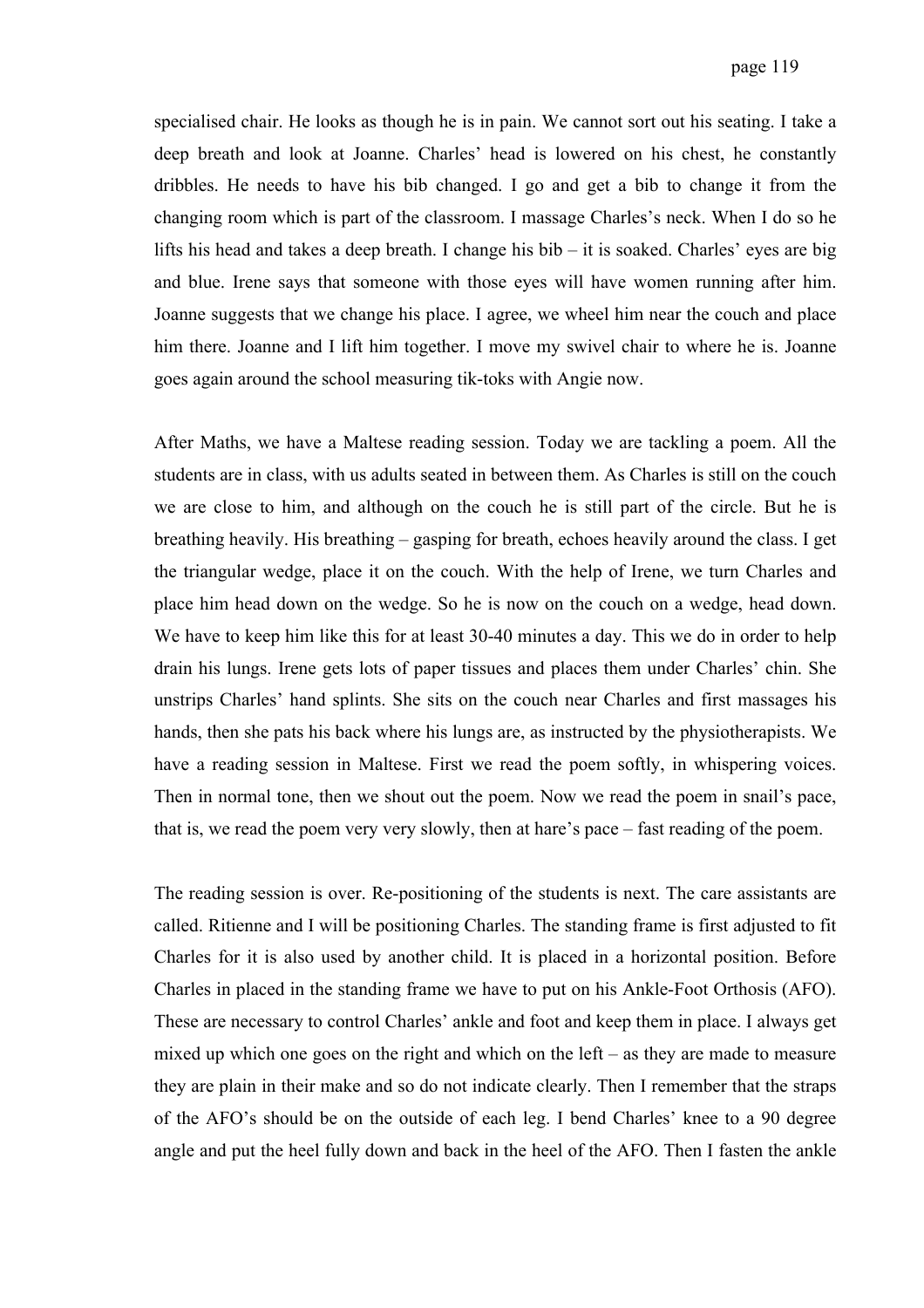specialised chair. He looks as though he is in pain. We cannot sort out his seating. I take a deep breath and look at Joanne. Charles' head is lowered on his chest, he constantly dribbles. He needs to have his bib changed. I go and get a bib to change it from the changing room which is part of the classroom. I massage Charles's neck. When I do so he lifts his head and takes a deep breath. I change his bib – it is soaked. Charles' eyes are big and blue. Irene says that someone with those eyes will have women running after him. Joanne suggests that we change his place. I agree, we wheel him near the couch and place him there. Joanne and I lift him together. I move my swivel chair to where he is. Joanne goes again around the school measuring tik-toks with Angie now.

After Maths, we have a Maltese reading session. Today we are tackling a poem. All the students are in class, with us adults seated in between them. As Charles is still on the couch we are close to him, and although on the couch he is still part of the circle. But he is breathing heavily. His breathing – gasping for breath, echoes heavily around the class. I get the triangular wedge, place it on the couch. With the help of Irene, we turn Charles and place him head down on the wedge. So he is now on the couch on a wedge, head down. We have to keep him like this for at least 30-40 minutes a day. This we do in order to help drain his lungs. Irene gets lots of paper tissues and places them under Charles' chin. She unstrips Charles' hand splints. She sits on the couch near Charles and first massages his hands, then she pats his back where his lungs are, as instructed by the physiotherapists. We have a reading session in Maltese. First we read the poem softly, in whispering voices. Then in normal tone, then we shout out the poem. Now we read the poem in snail's pace, that is, we read the poem very very slowly, then at hare's pace – fast reading of the poem.

The reading session is over. Re-positioning of the students is next. The care assistants are called. Ritienne and I will be positioning Charles. The standing frame is first adjusted to fit Charles for it is also used by another child. It is placed in a horizontal position. Before Charles in placed in the standing frame we have to put on his Ankle-Foot Orthosis (AFO). These are necessary to control Charles' ankle and foot and keep them in place. I always get mixed up which one goes on the right and which on the left – as they are made to measure they are plain in their make and so do not indicate clearly. Then I remember that the straps of the AFO's should be on the outside of each leg. I bend Charles' knee to a 90 degree angle and put the heel fully down and back in the heel of the AFO. Then I fasten the ankle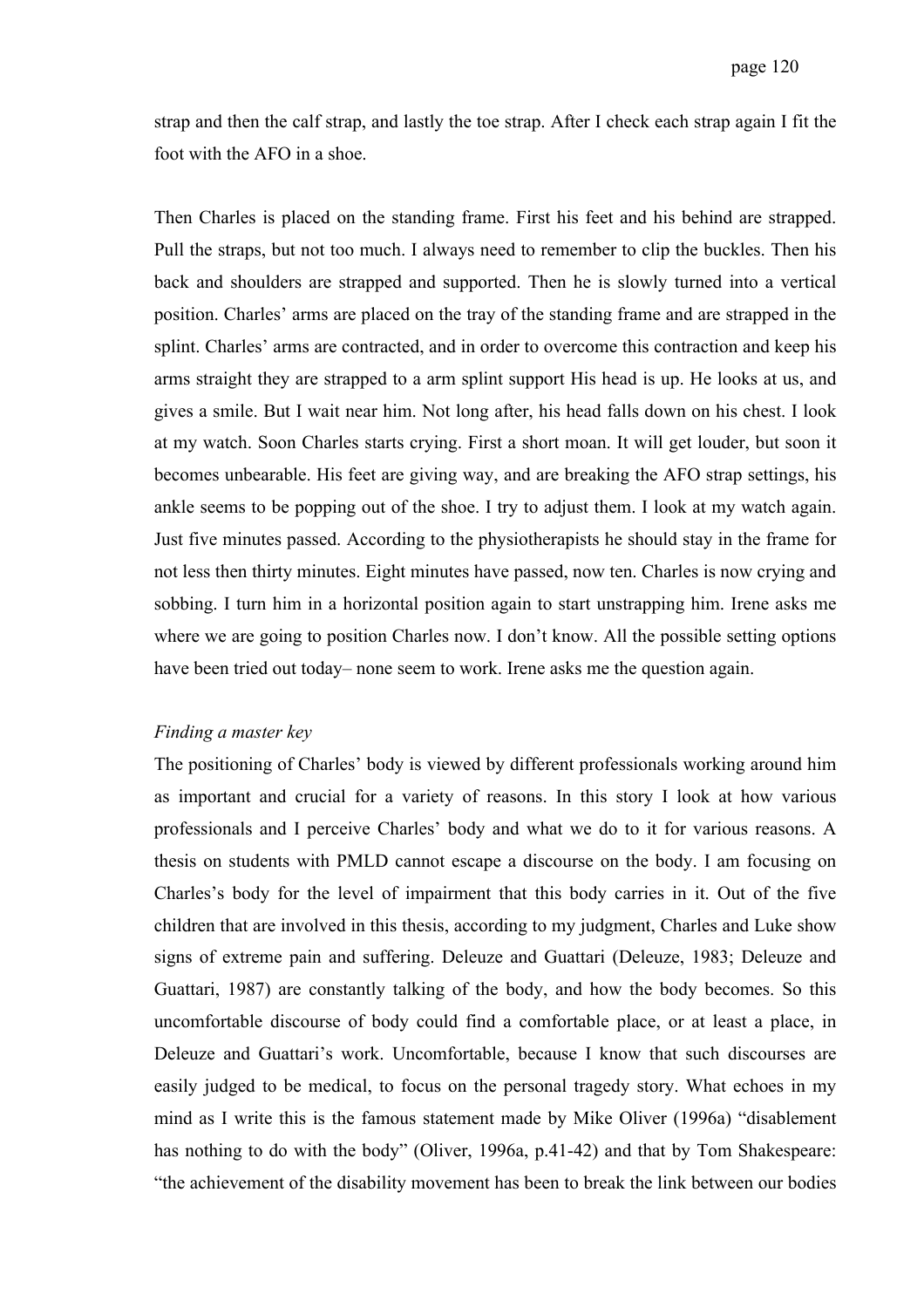strap and then the calf strap, and lastly the toe strap. After I check each strap again I fit the foot with the AFO in a shoe.

Then Charles is placed on the standing frame. First his feet and his behind are strapped. Pull the straps, but not too much. I always need to remember to clip the buckles. Then his back and shoulders are strapped and supported. Then he is slowly turned into a vertical position. Charles' arms are placed on the tray of the standing frame and are strapped in the splint. Charles' arms are contracted, and in order to overcome this contraction and keep his arms straight they are strapped to a arm splint support His head is up. He looks at us, and gives a smile. But I wait near him. Not long after, his head falls down on his chest. I look at my watch. Soon Charles starts crying. First a short moan. It will get louder, but soon it becomes unbearable. His feet are giving way, and are breaking the AFO strap settings, his ankle seems to be popping out of the shoe. I try to adjust them. I look at my watch again. Just five minutes passed. According to the physiotherapists he should stay in the frame for not less then thirty minutes. Eight minutes have passed, now ten. Charles is now crying and sobbing. I turn him in a horizontal position again to start unstrapping him. Irene asks me where we are going to position Charles now. I don't know. All the possible setting options have been tried out today– none seem to work. Irene asks me the question again.

*Finding a master key*

The positioning of Charles' body is viewed by different professionals working around him as important and crucial for a variety of reasons. In this story I look at how various professionals and I perceive Charles' body and what we do to it for various reasons. A thesis on students with PMLD cannot escape a discourse on the body. I am focusing on Charles's body for the level of impairment that this body carries in it. Out of the five children that are involved in this thesis, according to my judgment, Charles and Luke show signs of extreme pain and suffering. Deleuze and Guattari (Deleuze, 1983; Deleuze and Guattari, 1987) are constantly talking of the body, and how the body becomes. So this uncomfortable discourse of body could find a comfortable place, or at least a place, in Deleuze and Guattari's work. Uncomfortable, because I know that such discourses are easily judged to be medical, to focus on the personal tragedy story. What echoes in my mind as I write this is the famous statement made by Mike Oliver (1996a) "disablement has nothing to do with the body" (Oliver, 1996a, p.41-42) and that by Tom Shakespeare: "the achievement of the disability movement has been to break the link between our bodies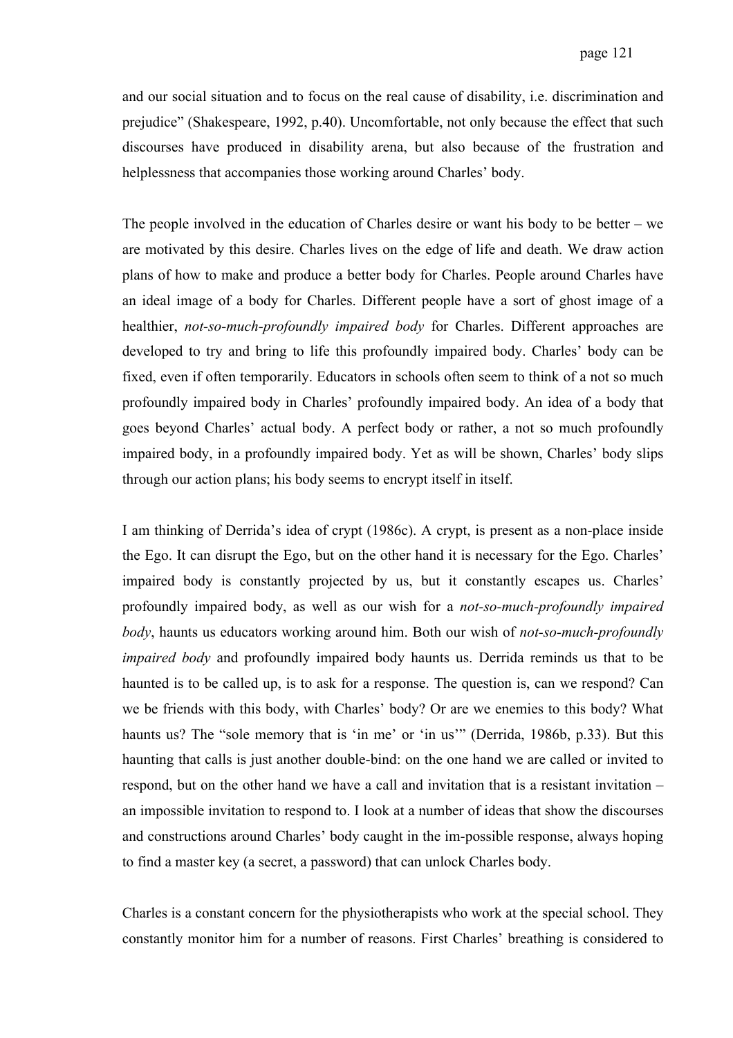and our social situation and to focus on the real cause of disability, i.e. discrimination and prejudice" (Shakespeare, 1992, p.40). Uncomfortable, not only because the effect that such discourses have produced in disability arena, but also because of the frustration and helplessness that accompanies those working around Charles' body.

The people involved in the education of Charles desire or want his body to be better – we are motivated by this desire. Charles lives on the edge of life and death. We draw action plans of how to make and produce a better body for Charles. People around Charles have an ideal image of a body for Charles. Different people have a sort of ghost image of a healthier, *not-so-much-profoundly impaired body* for Charles. Different approaches are developed to try and bring to life this profoundly impaired body. Charles' body can be fixed, even if often temporarily. Educators in schools often seem to think of a not so much profoundly impaired body in Charles' profoundly impaired body. An idea of a body that goes beyond Charles' actual body. A perfect body or rather, a not so much profoundly impaired body, in a profoundly impaired body. Yet as will be shown, Charles' body slips through our action plans; his body seems to encrypt itself in itself.

I am thinking of Derrida's idea of crypt (1986c). A crypt, is present as a non-place inside the Ego. It can disrupt the Ego, but on the other hand it is necessary for the Ego. Charles' impaired body is constantly projected by us, but it constantly escapes us. Charles' profoundly impaired body, as well as our wish for a *not-so-much-profoundly impaired body*, haunts us educators working around him. Both our wish of *not-so-much-profoundly impaired body* and profoundly impaired body haunts us. Derrida reminds us that to be haunted is to be called up, is to ask for a response. The question is, can we respond? Can we be friends with this body, with Charles' body? Or are we enemies to this body? What haunts us? The "sole memory that is 'in me' or 'in us'" (Derrida, 1986b, p.33). But this haunting that calls is just another double-bind: on the one hand we are called or invited to respond, but on the other hand we have a call and invitation that is a resistant invitation – an impossible invitation to respond to. I look at a number of ideas that show the discourses and constructions around Charles' body caught in the im-possible response, always hoping to find a master key (a secret, a password) that can unlock Charles body.

Charles is a constant concern for the physiotherapists who work at the special school. They constantly monitor him for a number of reasons. First Charles' breathing is considered to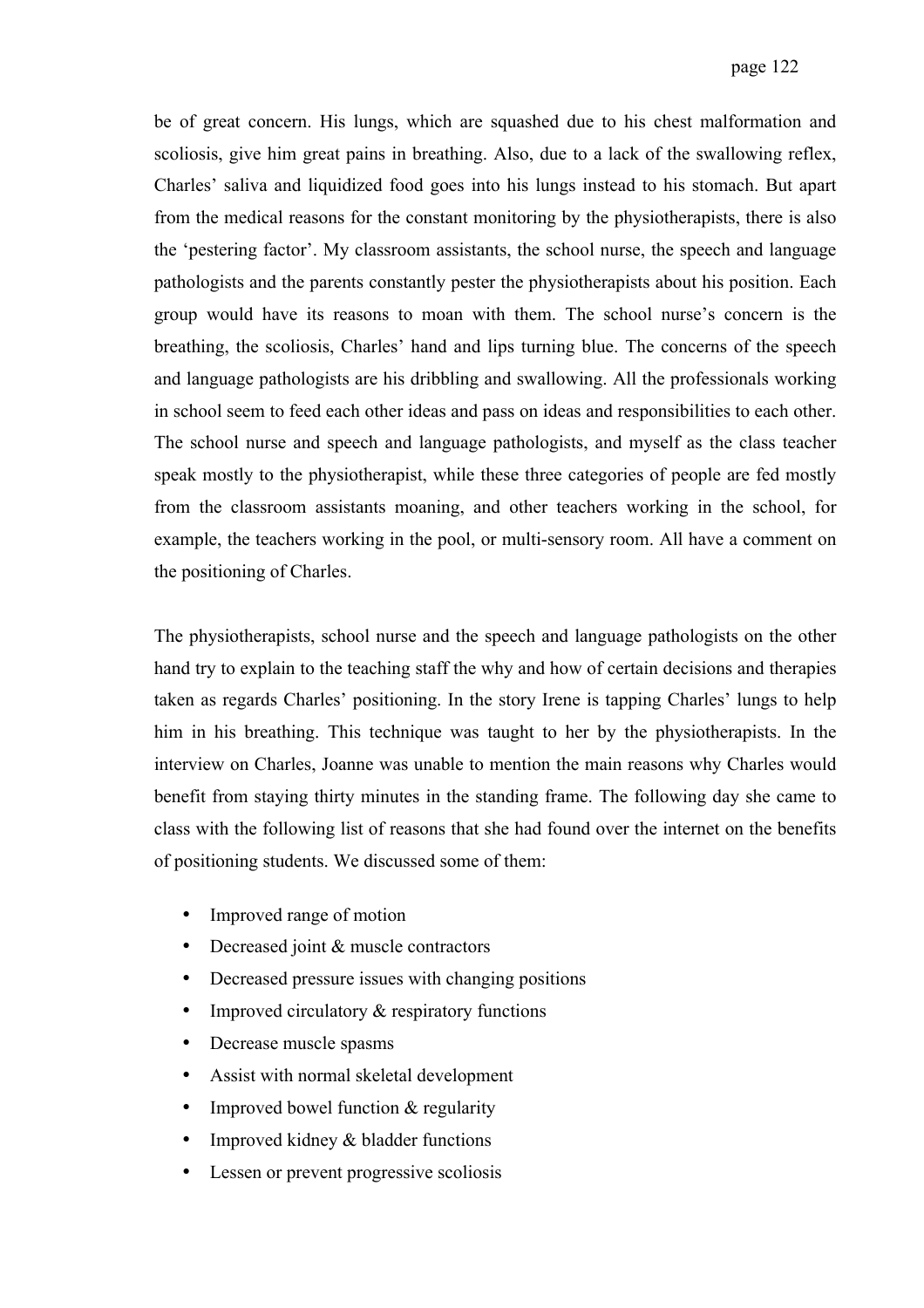be of great concern. His lungs, which are squashed due to his chest malformation and scoliosis, give him great pains in breathing. Also, due to a lack of the swallowing reflex, Charles' saliva and liquidized food goes into his lungs instead to his stomach. But apart from the medical reasons for the constant monitoring by the physiotherapists, there is also the 'pestering factor'. My classroom assistants, the school nurse, the speech and language pathologists and the parents constantly pester the physiotherapists about his position. Each group would have its reasons to moan with them. The school nurse's concern is the breathing, the scoliosis, Charles' hand and lips turning blue. The concerns of the speech and language pathologists are his dribbling and swallowing. All the professionals working in school seem to feed each other ideas and pass on ideas and responsibilities to each other. The school nurse and speech and language pathologists, and myself as the class teacher speak mostly to the physiotherapist, while these three categories of people are fed mostly from the classroom assistants moaning, and other teachers working in the school, for example, the teachers working in the pool, or multi-sensory room. All have a comment on the positioning of Charles.

The physiotherapists, school nurse and the speech and language pathologists on the other hand try to explain to the teaching staff the why and how of certain decisions and therapies taken as regards Charles' positioning. In the story Irene is tapping Charles' lungs to help him in his breathing. This technique was taught to her by the physiotherapists. In the interview on Charles, Joanne was unable to mention the main reasons why Charles would benefit from staying thirty minutes in the standing frame. The following day she came to class with the following list of reasons that she had found over the internet on the benefits of positioning students. We discussed some of them:

- Improved range of motion
- Decreased joint & muscle contractors
- Decreased pressure issues with changing positions
- Improved circulatory & respiratory functions
- Decrease muscle spasms
- Assist with normal skeletal development
- Improved bowel function & regularity
- Improved kidney & bladder functions
- Lessen or prevent progressive scoliosis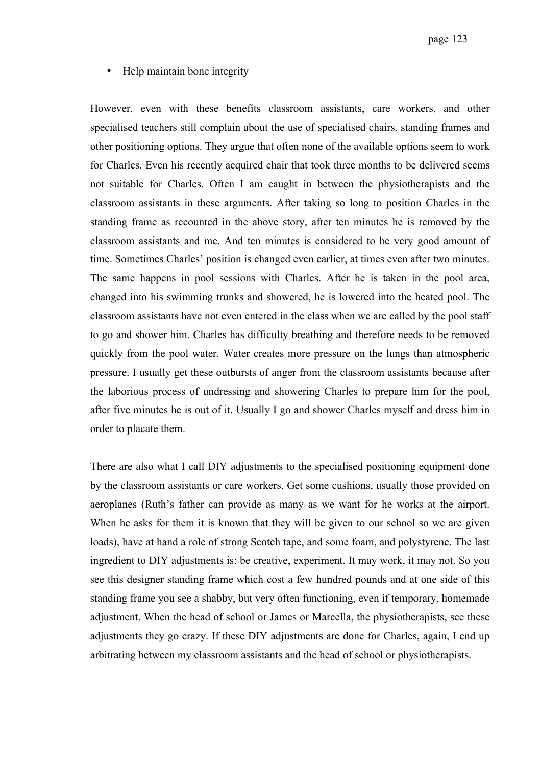- Help maintain bone integrity

However, even with these benefits classroom assistants, care workers, and other specialised teachers still complain about the use of specialised chairs, standing frames and other positioning options. They argue that often none of the available options seem to work for Charles. Even his recently acquired chair that took three months to be delivered seems not suitable for Charles. Often I am caught in between the physiotherapists and the classroom assistants in these arguments. After taking so long to position Charles in the standing frame as recounted in the above story, after ten minutes he is removed by the classroom assistants and me. And ten minutes is considered to be very good amount of time. Sometimes Charles' position is changed even earlier, at times even after two minutes. The same happens in pool sessions with Charles. After he is taken in the pool area, changed into his swimming trunks and showered, he is lowered into the heated pool. The classroom assistants have not even entered in the class when we are called by the pool staff to go and shower him. Charles has difficulty breathing and therefore needs to be removed quickly from the pool water. Water creates more pressure on the lungs than atmospheric pressure. I usually get these outbursts of anger from the classroom assistants because after the laborious process of undressing and showering Charles to prepare him for the pool, after five minutes he is out of it. Usually I go and shower Charles myself and dress him in order to placate them.

There are also what I call DIY adjustments to the specialised positioning equipment done by the classroom assistants or care workers. Get some cushions, usually those provided on aeroplanes (Ruth's father can provide as many as we want for he works at the airport. When he asks for them it is known that they will be given to our school so we are given loads), have at hand a role of strong Scotch tape, and some foam, and polystyrene. The last ingredient to DIY adjustments is: be creative, experiment. It may work, it may not. So you see this designer standing frame which cost a few hundred pounds and at one side of this standing frame you see a shabby, but very often functioning, even if temporary, homemade adjustment. When the head of school or James or Marcella, the physiotherapists, see these adjustments they go crazy. If these DIY adjustments are done for Charles, again, I end up arbitrating between my classroom assistants and the head of school or physiotherapists.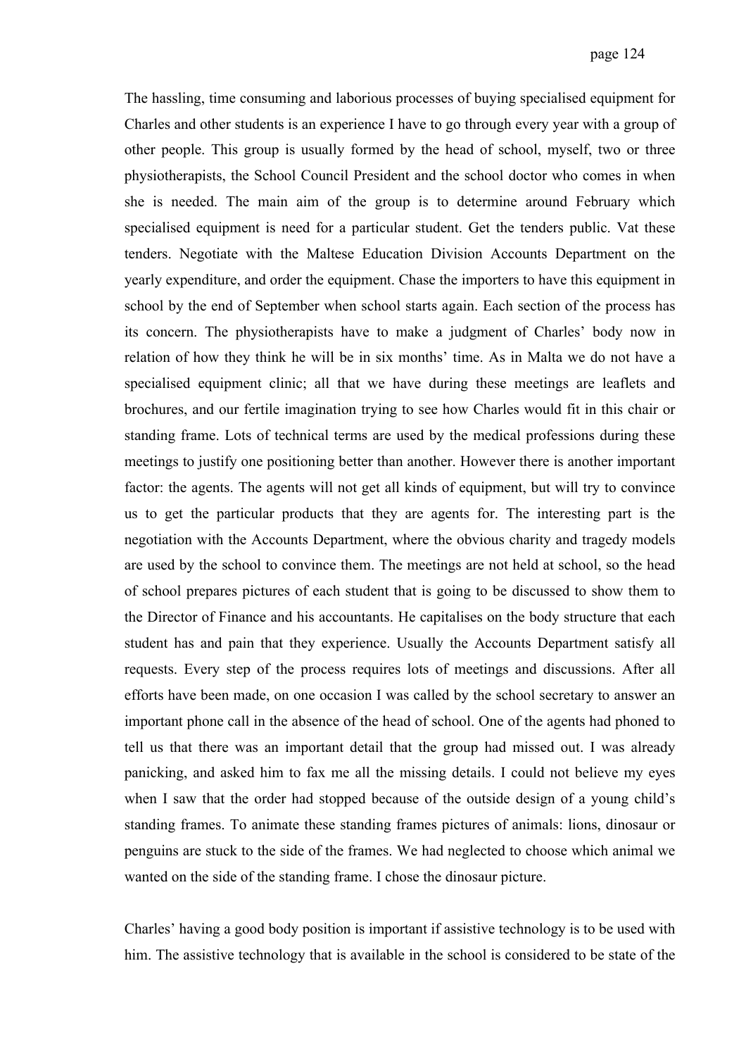The hassling, time consuming and laborious processes of buying specialised equipment for Charles and other students is an experience I have to go through every year with a group of other people. This group is usually formed by the head of school, myself, two or three physiotherapists, the School Council President and the school doctor who comes in when she is needed. The main aim of the group is to determine around February which specialised equipment is need for a particular student. Get the tenders public. Vat these tenders. Negotiate with the Maltese Education Division Accounts Department on the yearly expenditure, and order the equipment. Chase the importers to have this equipment in school by the end of September when school starts again. Each section of the process has its concern. The physiotherapists have to make a judgment of Charles' body now in relation of how they think he will be in six months' time. As in Malta we do not have a specialised equipment clinic; all that we have during these meetings are leaflets and brochures, and our fertile imagination trying to see how Charles would fit in this chair or standing frame. Lots of technical terms are used by the medical professions during these meetings to justify one positioning better than another. However there is another important factor: the agents. The agents will not get all kinds of equipment, but will try to convince us to get the particular products that they are agents for. The interesting part is the negotiation with the Accounts Department, where the obvious charity and tragedy models are used by the school to convince them. The meetings are not held at school, so the head of school prepares pictures of each student that is going to be discussed to show them to the Director of Finance and his accountants. He capitalises on the body structure that each student has and pain that they experience. Usually the Accounts Department satisfy all requests. Every step of the process requires lots of meetings and discussions. After all efforts have been made, on one occasion I was called by the school secretary to answer an important phone call in the absence of the head of school. One of the agents had phoned to tell us that there was an important detail that the group had missed out. I was already panicking, and asked him to fax me all the missing details. I could not believe my eyes when I saw that the order had stopped because of the outside design of a young child's standing frames. To animate these standing frames pictures of animals: lions, dinosaur or penguins are stuck to the side of the frames. We had neglected to choose which animal we wanted on the side of the standing frame. I chose the dinosaur picture.

Charles' having a good body position is important if assistive technology is to be used with him. The assistive technology that is available in the school is considered to be state of the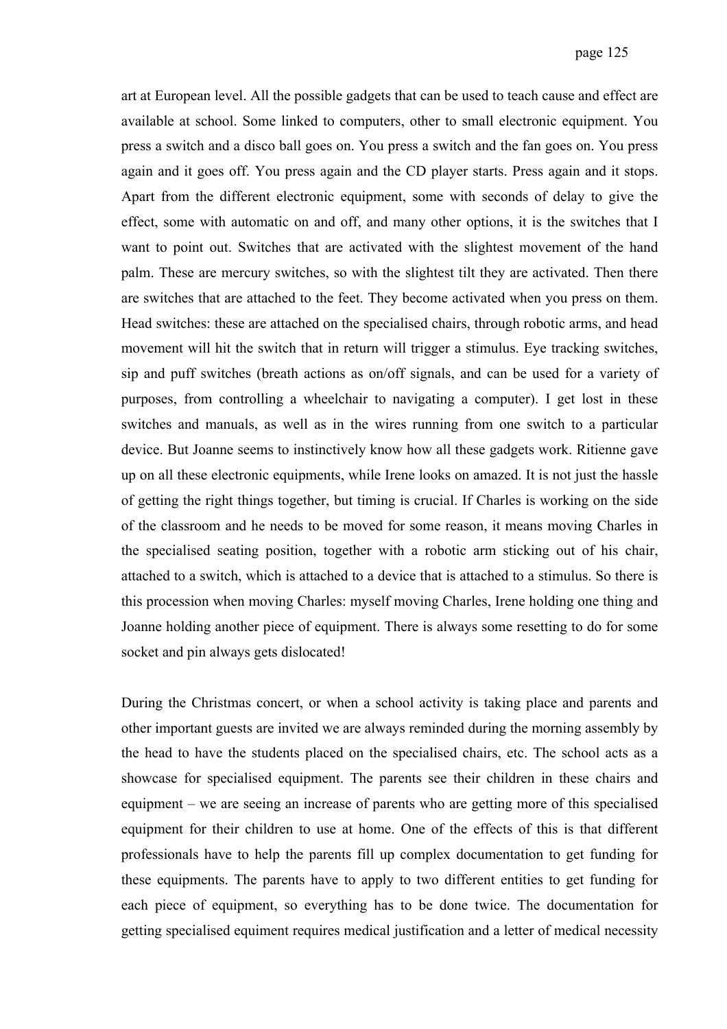art at European level. All the possible gadgets that can be used to teach cause and effect are available at school. Some linked to computers, other to small electronic equipment. You press a switch and a disco ball goes on. You press a switch and the fan goes on. You press again and it goes off. You press again and the CD player starts. Press again and it stops. Apart from the different electronic equipment, some with seconds of delay to give the effect, some with automatic on and off, and many other options, it is the switches that I want to point out. Switches that are activated with the slightest movement of the hand palm. These are mercury switches, so with the slightest tilt they are activated. Then there are switches that are attached to the feet. They become activated when you press on them. Head switches: these are attached on the specialised chairs, through robotic arms, and head movement will hit the switch that in return will trigger a stimulus. Eye tracking switches, sip and puff switches (breath actions as on/off signals, and can be used for a variety of purposes, from controlling a wheelchair to navigating a computer). I get lost in these switches and manuals, as well as in the wires running from one switch to a particular device. But Joanne seems to instinctively know how all these gadgets work. Ritienne gave up on all these electronic equipments, while Irene looks on amazed. It is not just the hassle of getting the right things together, but timing is crucial. If Charles is working on the side of the classroom and he needs to be moved for some reason, it means moving Charles in the specialised seating position, together with a robotic arm sticking out of his chair, attached to a switch, which is attached to a device that is attached to a stimulus. So there is this procession when moving Charles: myself moving Charles, Irene holding one thing and Joanne holding another piece of equipment. There is always some resetting to do for some socket and pin always gets dislocated!

During the Christmas concert, or when a school activity is taking place and parents and other important guests are invited we are always reminded during the morning assembly by the head to have the students placed on the specialised chairs, etc. The school acts as a showcase for specialised equipment. The parents see their children in these chairs and equipment – we are seeing an increase of parents who are getting more of this specialised equipment for their children to use at home. One of the effects of this is that different professionals have to help the parents fill up complex documentation to get funding for these equipments. The parents have to apply to two different entities to get funding for each piece of equipment, so everything has to be done twice. The documentation for getting specialised equiment requires medical justification and a letter of medical necessity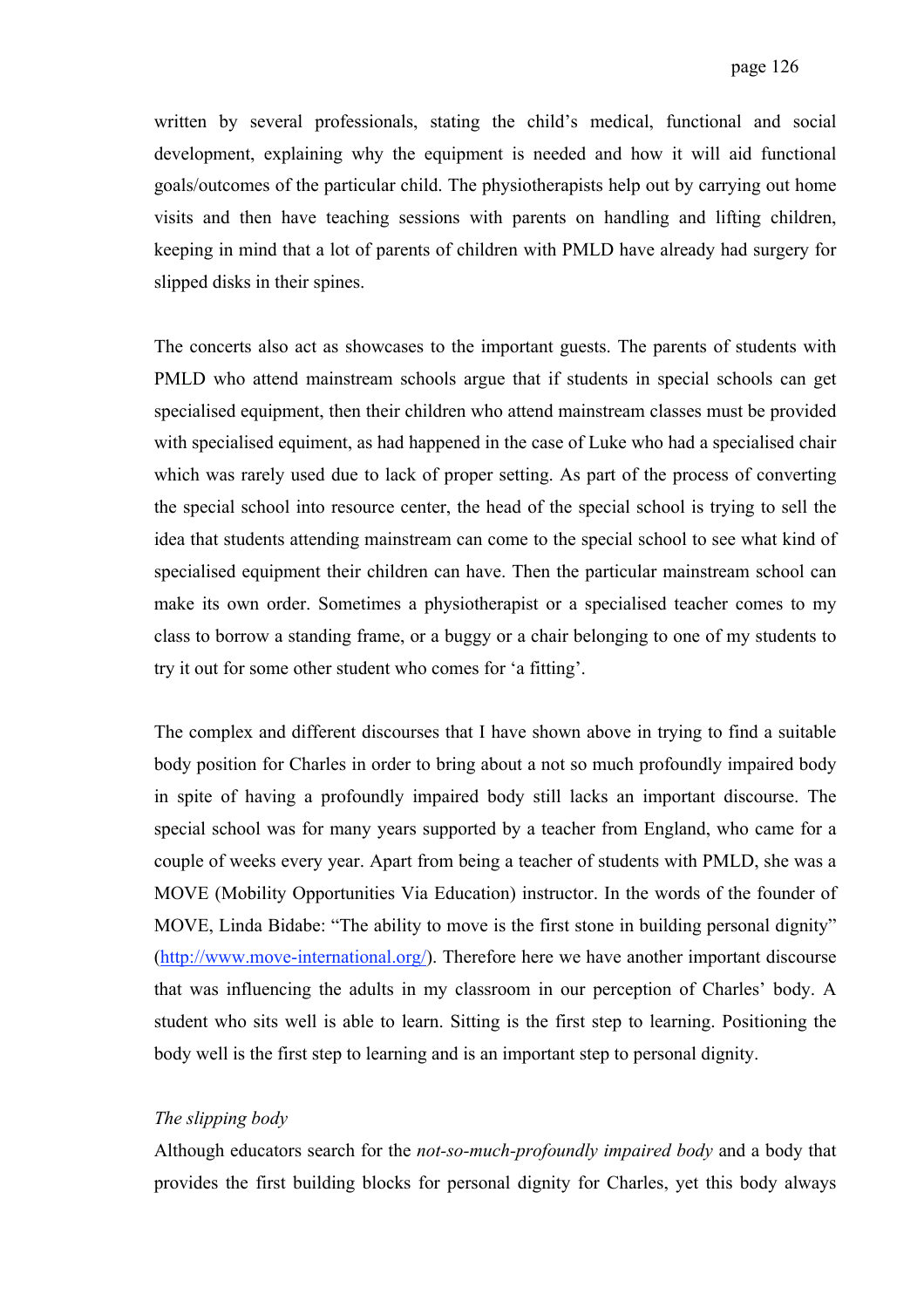written by several professionals, stating the child's medical, functional and social development, explaining why the equipment is needed and how it will aid functional goals/outcomes of the particular child. The physiotherapists help out by carrying out home visits and then have teaching sessions with parents on handling and lifting children, keeping in mind that a lot of parents of children with PMLD have already had surgery for slipped disks in their spines.

The concerts also act as showcases to the important guests. The parents of students with PMLD who attend mainstream schools argue that if students in special schools can get specialised equipment, then their children who attend mainstream classes must be provided with specialised equiment, as had happened in the case of Luke who had a specialised chair which was rarely used due to lack of proper setting. As part of the process of converting the special school into resource center, the head of the special school is trying to sell the idea that students attending mainstream can come to the special school to see what kind of specialised equipment their children can have. Then the particular mainstream school can make its own order. Sometimes a physiotherapist or a specialised teacher comes to my class to borrow a standing frame, or a buggy or a chair belonging to one of my students to try it out for some other student who comes for 'a fitting'.

The complex and different discourses that I have shown above in trying to find a suitable body position for Charles in order to bring about a not so much profoundly impaired body in spite of having a profoundly impaired body still lacks an important discourse. The special school was for many years supported by a teacher from England, who came for a couple of weeks every year. Apart from being a teacher of students with PMLD, she was a MOVE (Mobility Opportunities Via Education) instructor. In the words of the founder of MOVE, Linda Bidabe: "The ability to move is the first stone in building personal dignity" (http://www.move-international.org/). Therefore here we have another important discourse that was influencing the adults in my classroom in our perception of Charles' body. A student who sits well is able to learn. Sitting is the first step to learning. Positioning the body well is the first step to learning and is an important step to personal dignity.

*The slipping body*

Although educators search for the *not-so-much-profoundly impaired body* and a body that provides the first building blocks for personal dignity for Charles, yet this body always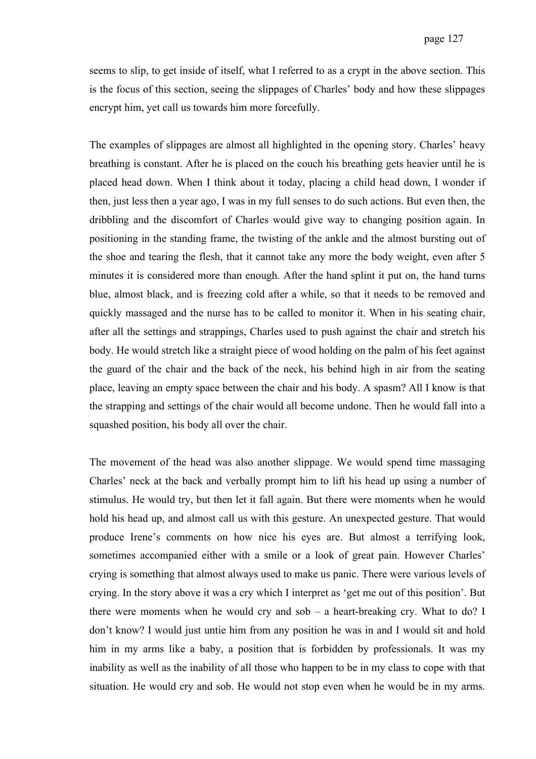seems to slip, to get inside of itself, what I referred to as a crypt in the above section. This is the focus of this section, seeing the slippages of Charles' body and how these slippages encrypt him, yet call us towards him more forcefully.

The examples of slippages are almost all highlighted in the opening story. Charles' heavy breathing is constant. After he is placed on the couch his breathing gets heavier until he is placed head down. When I think about it today, placing a child head down, I wonder if then, just less then a year ago, I was in my full senses to do such actions. But even then, the dribbling and the discomfort of Charles would give way to changing position again. In positioning in the standing frame, the twisting of the ankle and the almost bursting out of the shoe and tearing the flesh, that it cannot take any more the body weight, even after 5 minutes it is considered more than enough. After the hand splint it put on, the hand turns blue, almost black, and is freezing cold after a while, so that it needs to be removed and quickly massaged and the nurse has to be called to monitor it. When in his seating chair, after all the settings and strappings, Charles used to push against the chair and stretch his body. He would stretch like a straight piece of wood holding on the palm of his feet against the guard of the chair and the back of the neck, his behind high in air from the seating place, leaving an empty space between the chair and his body. A spasm? All I know is that the strapping and settings of the chair would all become undone. Then he would fall into a squashed position, his body all over the chair.

The movement of the head was also another slippage. We would spend time massaging Charles' neck at the back and verbally prompt him to lift his head up using a number of stimulus. He would try, but then let it fall again. But there were moments when he would hold his head up, and almost call us with this gesture. An unexpected gesture. That would produce Irene's comments on how nice his eyes are. But almost a terrifying look, sometimes accompanied either with a smile or a look of great pain. However Charles' crying is something that almost always used to make us panic. There were various levels of crying. In the story above it was a cry which I interpret as 'get me out of this position'. But there were moments when he would cry and sob – a heart-breaking cry. What to do? I don't know? I would just untie him from any position he was in and I would sit and hold him in my arms like a baby, a position that is forbidden by professionals. It was my inability as well as the inability of all those who happen to be in my class to cope with that situation. He would cry and sob. He would not stop even when he would be in my arms.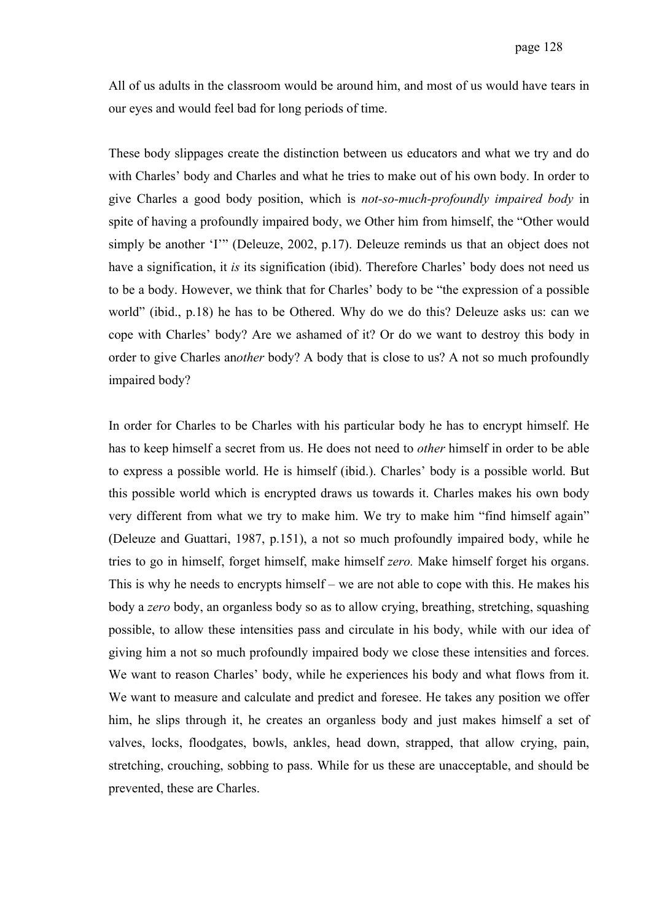All of us adults in the classroom would be around him, and most of us would have tears in our eyes and would feel bad for long periods of time.

These body slippages create the distinction between us educators and what we try and do with Charles' body and Charles and what he tries to make out of his own body. In order to give Charles a good body position, which is *not-so-much-profoundly impaired body* in spite of having a profoundly impaired body, we Other him from himself, the "Other would simply be another 'I'" (Deleuze, 2002, p.17). Deleuze reminds us that an object does not have a signification, it *is* its signification (ibid). Therefore Charles' body does not need us to be a body. However, we think that for Charles' body to be "the expression of a possible world" (ibid., p.18) he has to be Othered. Why do we do this? Deleuze asks us: can we cope with Charles' body? Are we ashamed of it? Or do we want to destroy this body in order to give Charles an*other* body? A body that is close to us? A not so much profoundly impaired body?

In order for Charles to be Charles with his particular body he has to encrypt himself. He has to keep himself a secret from us. He does not need to *other* himself in order to be able to express a possible world. He is himself (ibid.). Charles' body is a possible world. But this possible world which is encrypted draws us towards it. Charles makes his own body very different from what we try to make him. We try to make him "find himself again" (Deleuze and Guattari, 1987, p.151), a not so much profoundly impaired body, while he tries to go in himself, forget himself, make himself *zero.* Make himself forget his organs. This is why he needs to encrypts himself – we are not able to cope with this. He makes his body a *zero* body, an organless body so as to allow crying, breathing, stretching, squashing possible, to allow these intensities pass and circulate in his body, while with our idea of giving him a not so much profoundly impaired body we close these intensities and forces. We want to reason Charles' body, while he experiences his body and what flows from it. We want to measure and calculate and predict and foresee. He takes any position we offer him, he slips through it, he creates an organless body and just makes himself a set of valves, locks, floodgates, bowls, ankles, head down, strapped, that allow crying, pain, stretching, crouching, sobbing to pass. While for us these are unacceptable, and should be prevented, these are Charles.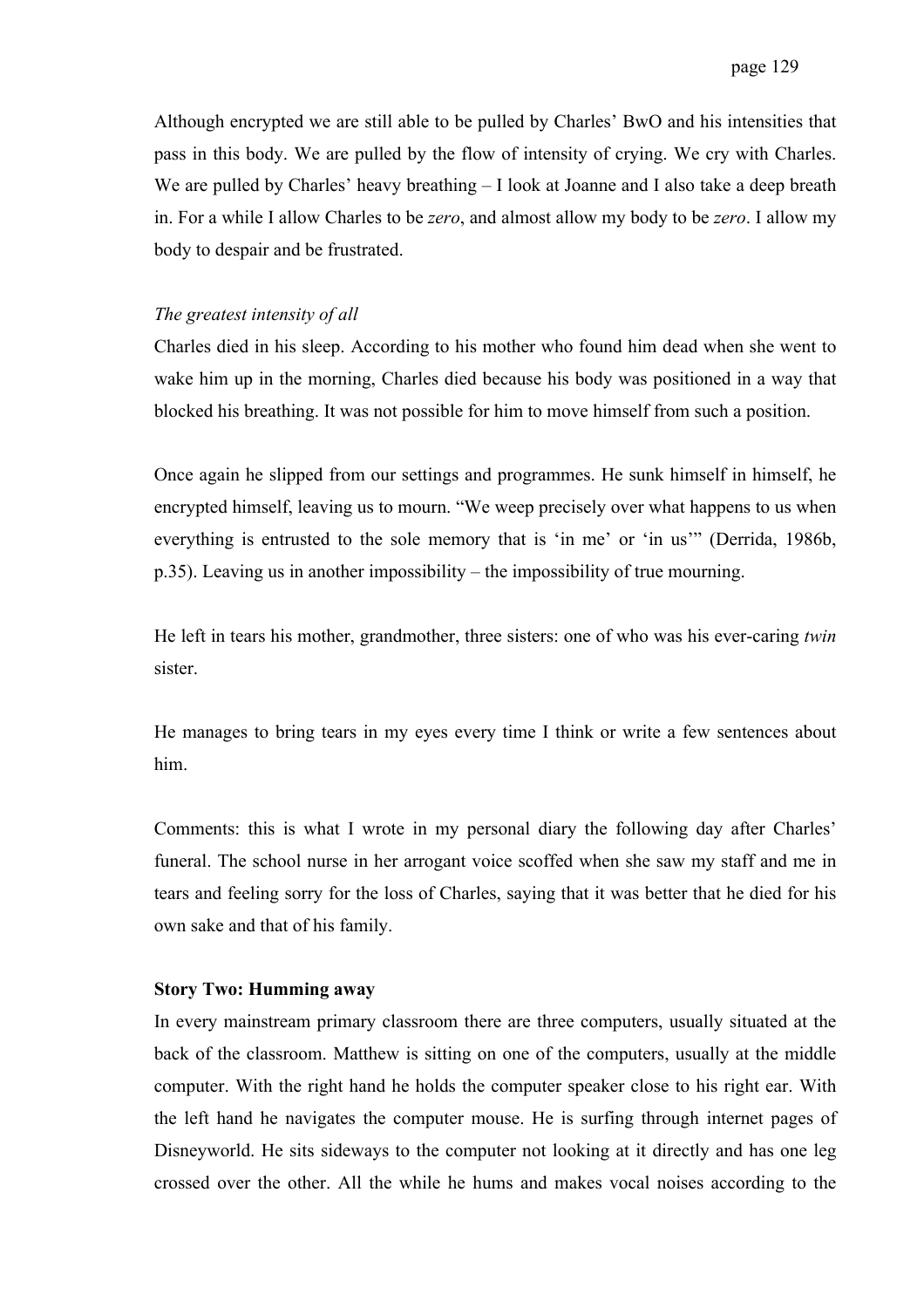Although encrypted we are still able to be pulled by Charles' BwO and his intensities that pass in this body. We are pulled by the flow of intensity of crying. We cry with Charles. We are pulled by Charles' heavy breathing – I look at Joanne and I also take a deep breath in. For a while I allow Charles to be *zero*, and almost allow my body to be *zero*. I allow my body to despair and be frustrated.

*The greatest intensity of all*

Charles died in his sleep. According to his mother who found him dead when she went to wake him up in the morning, Charles died because his body was positioned in a way that blocked his breathing. It was not possible for him to move himself from such a position.

Once again he slipped from our settings and programmes. He sunk himself in himself, he encrypted himself, leaving us to mourn. "We weep precisely over what happens to us when everything is entrusted to the sole memory that is 'in me' or 'in us'" (Derrida, 1986b, p.35). Leaving us in another impossibility – the impossibility of true mourning.

He left in tears his mother, grandmother, three sisters: one of who was his ever-caring *twin* sister.

He manages to bring tears in my eyes every time I think or write a few sentences about him.

Comments: this is what I wrote in my personal diary the following day after Charles' funeral. The school nurse in her arrogant voice scoffed when she saw my staff and me in tears and feeling sorry for the loss of Charles, saying that it was better that he died for his own sake and that of his family.

**Story Two: Humming away**

In every mainstream primary classroom there are three computers, usually situated at the back of the classroom. Matthew is sitting on one of the computers, usually at the middle computer. With the right hand he holds the computer speaker close to his right ear. With the left hand he navigates the computer mouse. He is surfing through internet pages of Disneyworld. He sits sideways to the computer not looking at it directly and has one leg crossed over the other. All the while he hums and makes vocal noises according to the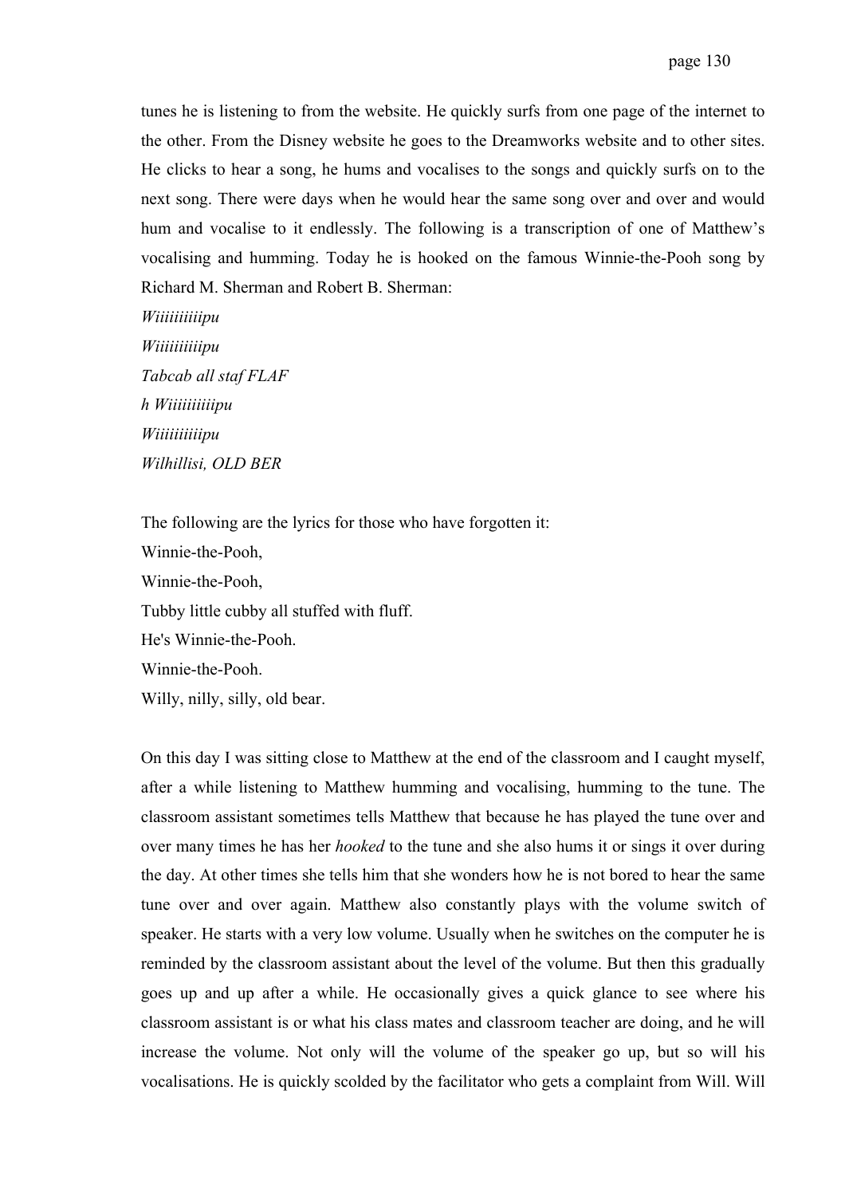tunes he is listening to from the website. He quickly surfs from one page of the internet to the other. From the Disney website he goes to the Dreamworks website and to other sites. He clicks to hear a song, he hums and vocalises to the songs and quickly surfs on to the next song. There were days when he would hear the same song over and over and would hum and vocalise to it endlessly. The following is a transcription of one of Matthew's vocalising and humming. Today he is hooked on the famous Winnie-the-Pooh song by Richard M. Sherman and Robert B. Sherman:

*Wiiiiiiiiiipu*  
*Wiiiiiiiiiipu*  
*Tabcab all staf FLAF*  
*h Wiiiiiiiiiipu*  
*Wiiiiiiiiiipu*  
*Wilhillisi, OLD BER*

The following are the lyrics for those who have forgotten it:

Winnie-the-Pooh,  
Winnie-the-Pooh,  
Tubby little cubby all stuffed with fluff.  
He's Winnie-the-Pooh.  
Winnie-the-Pooh.  
Willy, nilly, silly, old bear.

On this day I was sitting close to Matthew at the end of the classroom and I caught myself, after a while listening to Matthew humming and vocalising, humming to the tune. The classroom assistant sometimes tells Matthew that because he has played the tune over and over many times he has her *hooked* to the tune and she also hums it or sings it over during the day. At other times she tells him that she wonders how he is not bored to hear the same tune over and over again. Matthew also constantly plays with the volume switch of speaker. He starts with a very low volume. Usually when he switches on the computer he is reminded by the classroom assistant about the level of the volume. But then this gradually goes up and up after a while. He occasionally gives a quick glance to see where his classroom assistant is or what his class mates and classroom teacher are doing, and he will increase the volume. Not only will the volume of the speaker go up, but so will his vocalisations. He is quickly scolded by the facilitator who gets a complaint from Will. Will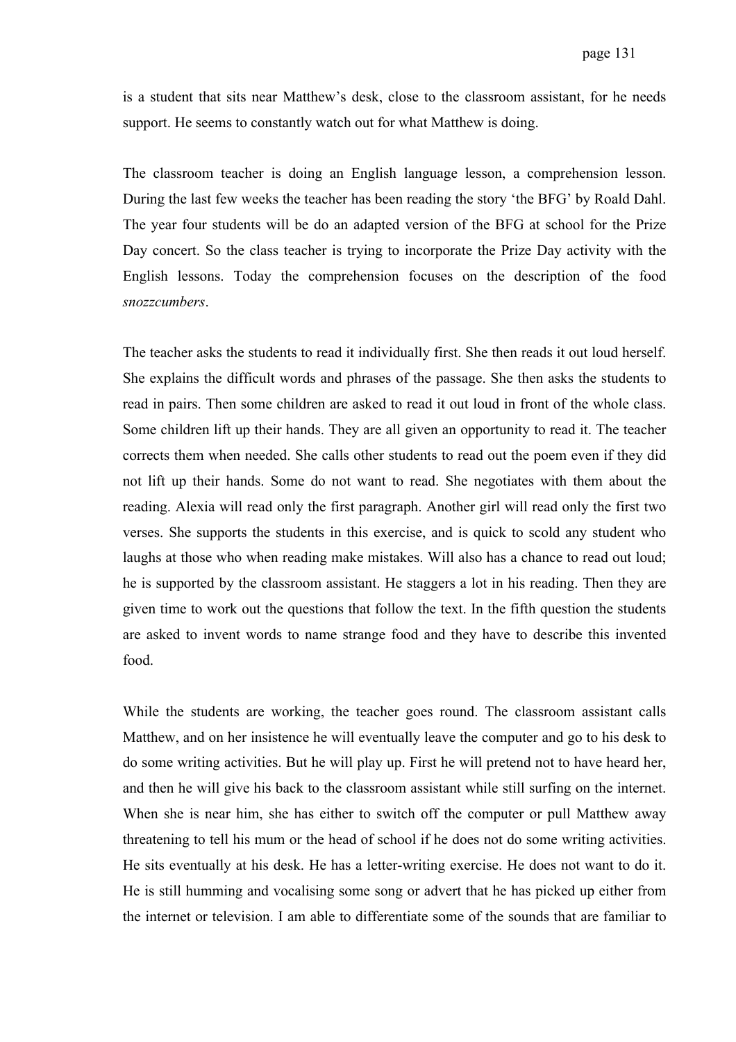is a student that sits near Matthew's desk, close to the classroom assistant, for he needs support. He seems to constantly watch out for what Matthew is doing.

The classroom teacher is doing an English language lesson, a comprehension lesson. During the last few weeks the teacher has been reading the story 'the BFG' by Roald Dahl. The year four students will be do an adapted version of the BFG at school for the Prize Day concert. So the class teacher is trying to incorporate the Prize Day activity with the English lessons. Today the comprehension focuses on the description of the food *snozzcumbers*.

The teacher asks the students to read it individually first. She then reads it out loud herself. She explains the difficult words and phrases of the passage. She then asks the students to read in pairs. Then some children are asked to read it out loud in front of the whole class. Some children lift up their hands. They are all given an opportunity to read it. The teacher corrects them when needed. She calls other students to read out the poem even if they did not lift up their hands. Some do not want to read. She negotiates with them about the reading. Alexia will read only the first paragraph. Another girl will read only the first two verses. She supports the students in this exercise, and is quick to scold any student who laughs at those who when reading make mistakes. Will also has a chance to read out loud; he is supported by the classroom assistant. He staggers a lot in his reading. Then they are given time to work out the questions that follow the text. In the fifth question the students are asked to invent words to name strange food and they have to describe this invented food.

While the students are working, the teacher goes round. The classroom assistant calls Matthew, and on her insistence he will eventually leave the computer and go to his desk to do some writing activities. But he will play up. First he will pretend not to have heard her, and then he will give his back to the classroom assistant while still surfing on the internet. When she is near him, she has either to switch off the computer or pull Matthew away threatening to tell his mum or the head of school if he does not do some writing activities. He sits eventually at his desk. He has a letter-writing exercise. He does not want to do it. He is still humming and vocalising some song or advert that he has picked up either from the internet or television. I am able to differentiate some of the sounds that are familiar to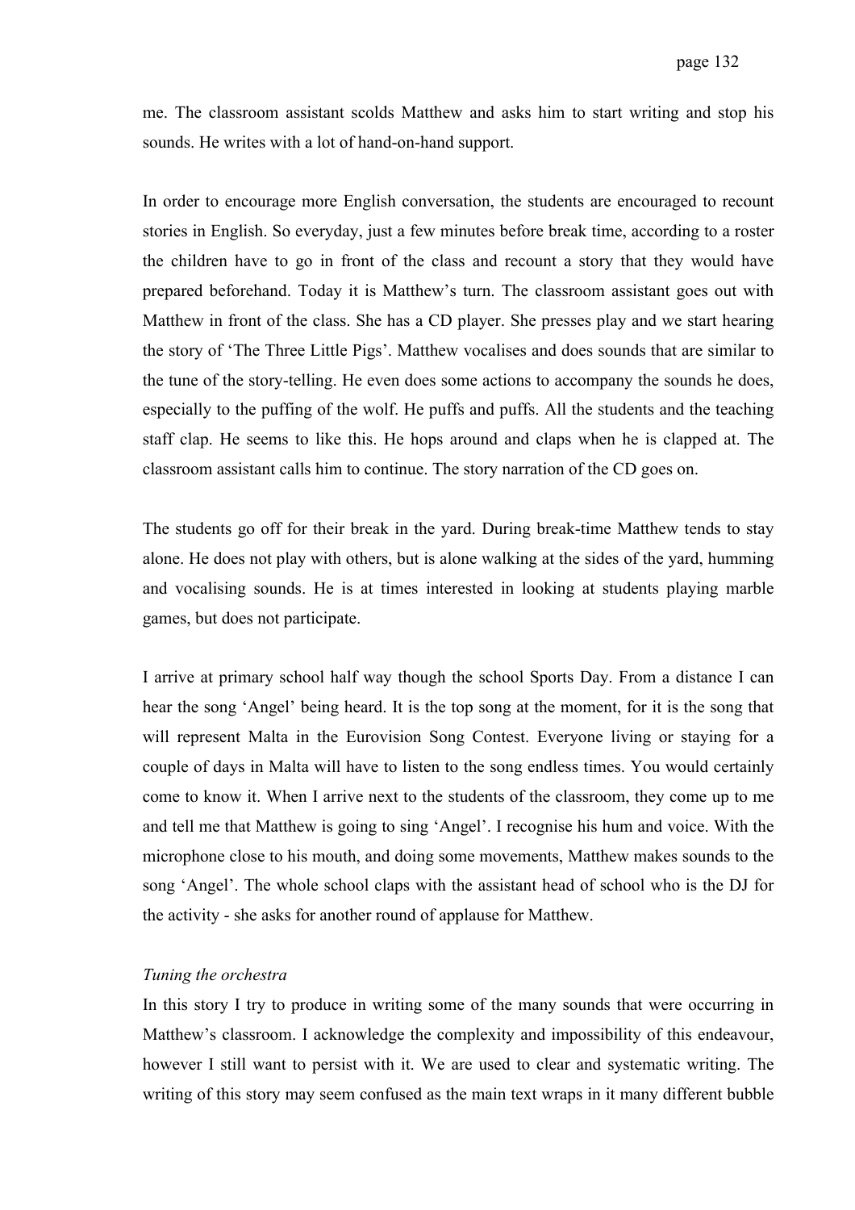me. The classroom assistant scolds Matthew and asks him to start writing and stop his sounds. He writes with a lot of hand-on-hand support.

In order to encourage more English conversation, the students are encouraged to recount stories in English. So everyday, just a few minutes before break time, according to a roster the children have to go in front of the class and recount a story that they would have prepared beforehand. Today it is Matthew's turn. The classroom assistant goes out with Matthew in front of the class. She has a CD player. She presses play and we start hearing the story of 'The Three Little Pigs'. Matthew vocalises and does sounds that are similar to the tune of the story-telling. He even does some actions to accompany the sounds he does, especially to the puffing of the wolf. He puffs and puffs. All the students and the teaching staff clap. He seems to like this. He hops around and claps when he is clapped at. The classroom assistant calls him to continue. The story narration of the CD goes on.

The students go off for their break in the yard. During break-time Matthew tends to stay alone. He does not play with others, but is alone walking at the sides of the yard, humming and vocalising sounds. He is at times interested in looking at students playing marble games, but does not participate.

I arrive at primary school half way though the school Sports Day. From a distance I can hear the song 'Angel' being heard. It is the top song at the moment, for it is the song that will represent Malta in the Eurovision Song Contest. Everyone living or staying for a couple of days in Malta will have to listen to the song endless times. You would certainly come to know it. When I arrive next to the students of the classroom, they come up to me and tell me that Matthew is going to sing 'Angel'. I recognise his hum and voice. With the microphone close to his mouth, and doing some movements, Matthew makes sounds to the song 'Angel'. The whole school claps with the assistant head of school who is the DJ for the activity - she asks for another round of applause for Matthew.

*Tuning the orchestra*

In this story I try to produce in writing some of the many sounds that were occurring in Matthew's classroom. I acknowledge the complexity and impossibility of this endeavour, however I still want to persist with it. We are used to clear and systematic writing. The writing of this story may seem confused as the main text wraps in it many different bubble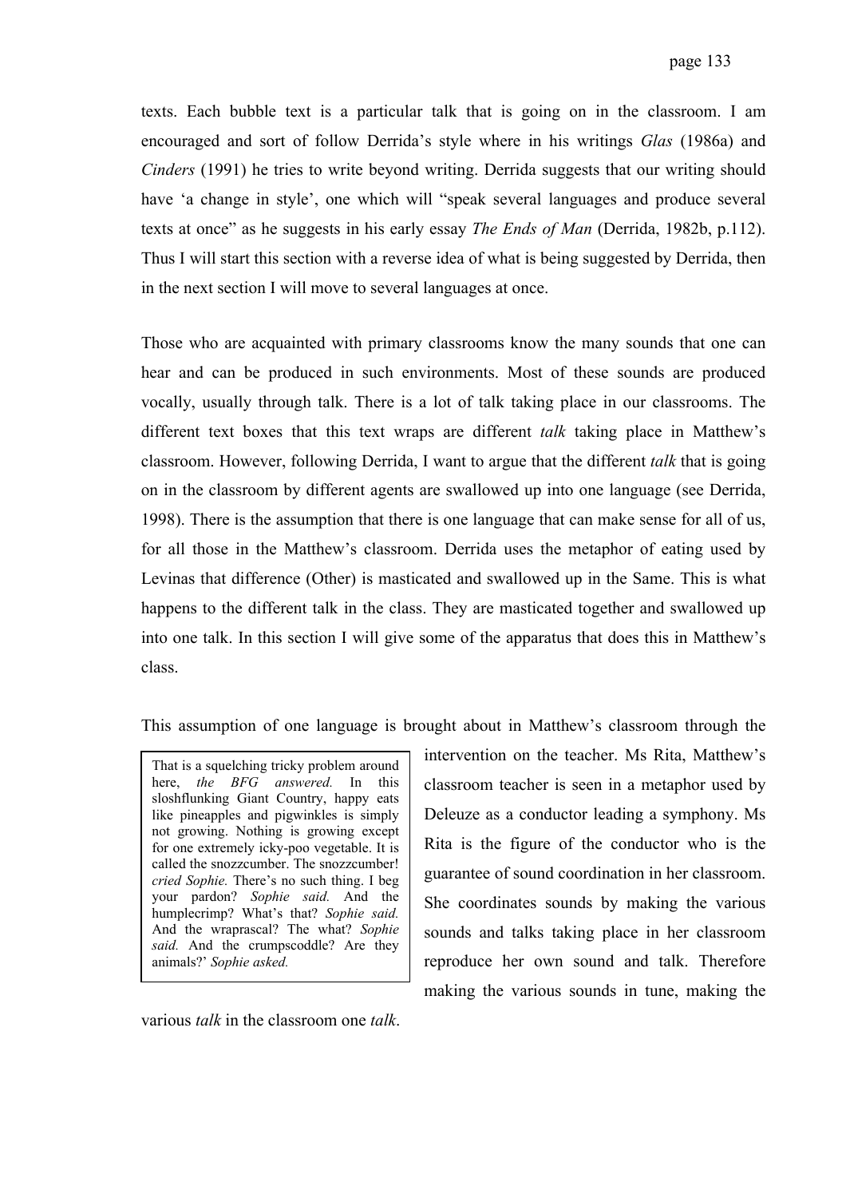texts. Each bubble text is a particular talk that is going on in the classroom. I am encouraged and sort of follow Derrida's style where in his writings *Glas* (1986a) and *Cinders* (1991) he tries to write beyond writing. Derrida suggests that our writing should have 'a change in style', one which will "speak several languages and produce several texts at once" as he suggests in his early essay *The Ends of Man* (Derrida, 1982b, p.112). Thus I will start this section with a reverse idea of what is being suggested by Derrida, then in the next section I will move to several languages at once.

Those who are acquainted with primary classrooms know the many sounds that one can hear and can be produced in such environments. Most of these sounds are produced vocally, usually through talk. There is a lot of talk taking place in our classrooms. The different text boxes that this text wraps are different *talk* taking place in Matthew's classroom. However, following Derrida, I want to argue that the different *talk* that is going on in the classroom by different agents are swallowed up into one language (see Derrida, 1998). There is the assumption that there is one language that can make sense for all of us, for all those in the Matthew's classroom. Derrida uses the metaphor of eating used by Levinas that difference (Other) is masticated and swallowed up in the Same. This is what happens to the different talk in the class. They are masticated together and swallowed up into one talk. In this section I will give some of the apparatus that does this in Matthew's class.

> That is a squelching tricky problem around here, *the BFG answered.* In this sloshflunking Giant Country, happy eats like pineapples and pigwinkles is simply not growing. Nothing is growing except for one extremely icky-poo vegetable. It is called the snozzcumber. The snozzcumber! *cried Sophie.* There's no such thing. I beg your pardon? *Sophie said.* And the humplecrimp? What's that? *Sophie said.* And the wraprascal? The what? *Sophie said.* And the crumpscoddle? Are they animals?' *Sophie asked.*

This assumption of one language is brought about in Matthew's classroom through the intervention on the teacher. Ms Rita, Matthew's classroom teacher is seen in a metaphor used by Deleuze as a conductor leading a symphony. Ms Rita is the figure of the conductor who is the guarantee of sound coordination in her classroom. She coordinates sounds by making the various sounds and talks taking place in her classroom reproduce her own sound and talk. Therefore making the various sounds in tune, making the various *talk* in the classroom one *talk*.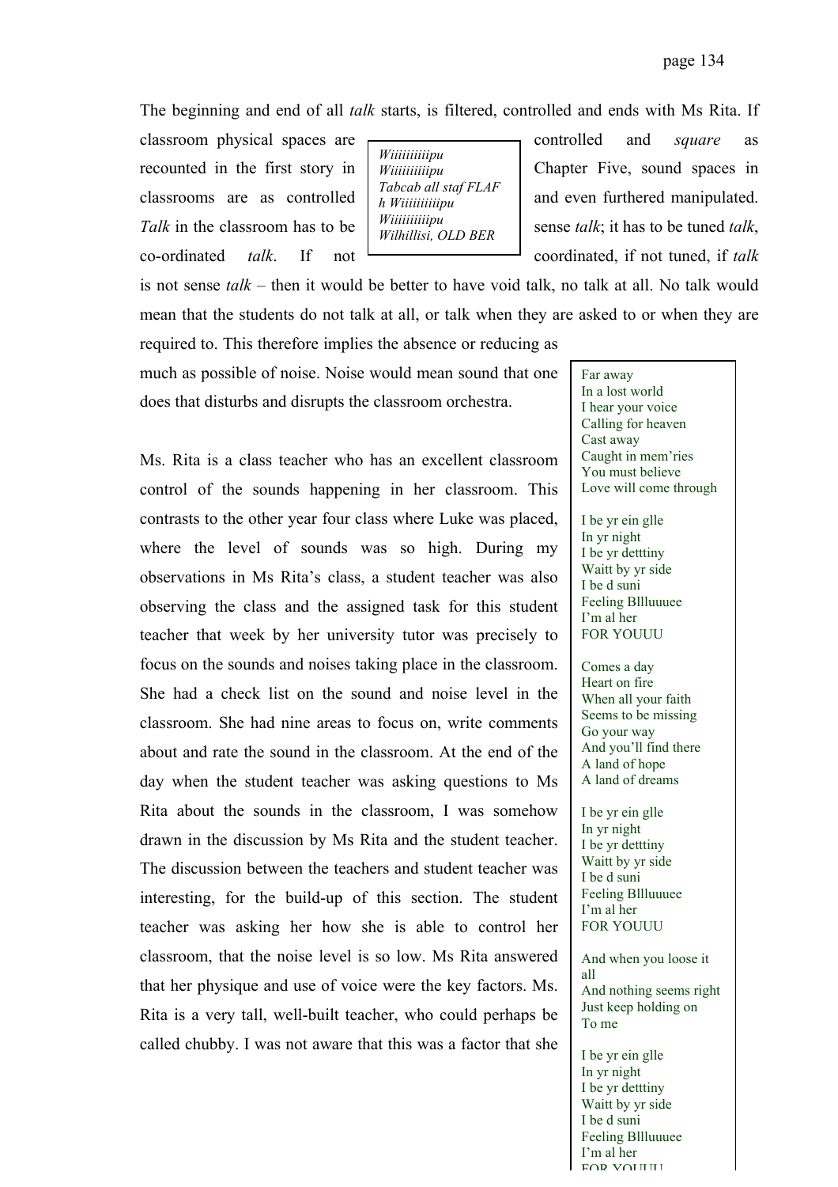The beginning and end of all *talk* starts, is filtered, controlled and ends with Ms Rita. If classroom physical spaces are controlled and *square* as recounted in the first story in Chapter Five, sound spaces in classrooms are as controlled and even furthered manipulated. *Talk* in the classroom has to be sense *talk*; it has to be tuned *talk*, co-ordinated *talk*. If not coordinated, if not tuned, if *talk* is not sense *talk* – then it would be better to have void talk, no talk at all. No talk would mean that the students do not talk at all, or talk when they are asked to or when they are required to. This therefore implies the absence or reducing as much as possible of noise. Noise would mean sound that one does that disturbs and disrupts the classroom orchestra.

> *Wiiiiiiiiiipu*
> *Wiiiiiiiiiipu*
> *Tabcab all staf FLAF*
> *h Wiiiiiiiiiipu*
> *Wiiiiiiiiiipu*
> *Wilhillisi, OLD BER*

Ms. Rita is a class teacher who has an excellent classroom control of the sounds happening in her classroom. This contrasts to the other year four class where Luke was placed, where the level of sounds was so high. During my observations in Ms Rita's class, a student teacher was also observing the class and the assigned task for this student teacher that week by her university tutor was precisely to focus on the sounds and noises taking place in the classroom. She had a check list on the sound and noise level in the classroom. She had nine areas to focus on, write comments about and rate the sound in the classroom. At the end of the day when the student teacher was asking questions to Ms Rita about the sounds in the classroom, I was somehow drawn in the discussion by Ms Rita and the student teacher. The discussion between the teachers and student teacher was interesting, for the build-up of this section. The student teacher was asking her how she is able to control her classroom, that the noise level is so low. Ms Rita answered that her physique and use of voice were the key factors. Ms. Rita is a very tall, well-built teacher, who could perhaps be called chubby. I was not aware that this was a factor that she

> Far away
> In a lost world
> I hear your voice
> Calling for heaven
> Cast away
> Caught in mem'ries
> You must believe
> Love will come through
>
> I be yr ein glle
> In yr night
> I be yr detttiny
> Waitt by yr side
> I be d suni
> Feeling Bllluuuee
> I'm al her
> FOR YOUUU
>
> Comes a day
> Heart on fire
> When all your faith
> Seems to be missing
> Go your way
> And you'll find there
> A land of hope
> A land of dreams
>
> I be yr ein glle
> In yr night
> I be yr detttiny
> Waitt by yr side
> I be d suni
> Feeling Bllluuuee
> I'm al her
> FOR YOUUU
>
> And when you loose it all
> And nothing seems right
> Just keep holding on
> To me
>
> I be yr ein glle
> In yr night
> I be yr detttiny
> Waitt by yr side
> I be d suni
> Feeling Bllluuuee
> I'm al her
> FOR YOUUU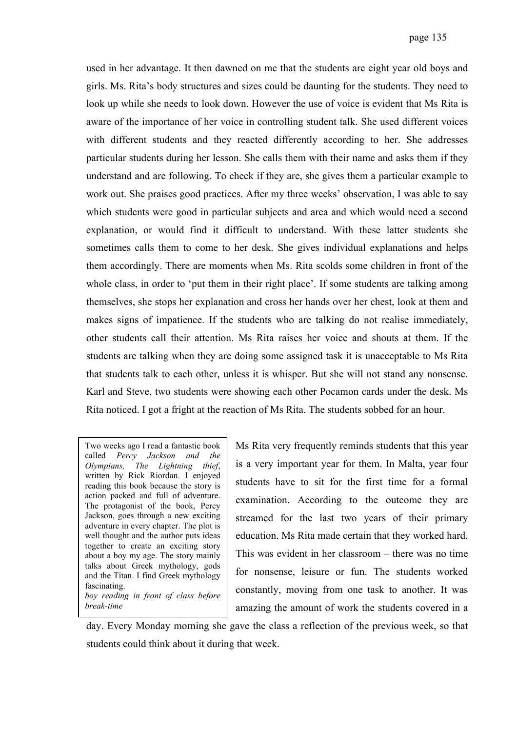used in her advantage. It then dawned on me that the students are eight year old boys and girls. Ms. Rita's body structures and sizes could be daunting for the students. They need to look up while she needs to look down. However the use of voice is evident that Ms Rita is aware of the importance of her voice in controlling student talk. She used different voices with different students and they reacted differently according to her. She addresses particular students during her lesson. She calls them with their name and asks them if they understand and are following. To check if they are, she gives them a particular example to work out. She praises good practices. After my three weeks' observation, I was able to say which students were good in particular subjects and area and which would need a second explanation, or would find it difficult to understand. With these latter students she sometimes calls them to come to her desk. She gives individual explanations and helps them accordingly. There are moments when Ms. Rita scolds some children in front of the whole class, in order to 'put them in their right place'. If some students are talking among themselves, she stops her explanation and cross her hands over her chest, look at them and makes signs of impatience. If the students who are talking do not realise immediately, other students call their attention. Ms Rita raises her voice and shouts at them. If the students are talking when they are doing some assigned task it is unacceptable to Ms Rita that students talk to each other, unless it is whisper. But she will not stand any nonsense. Karl and Steve, two students were showing each other Pocamon cards under the desk. Ms Rita noticed. I got a fright at the reaction of Ms Rita. The students sobbed for an hour.

> Two weeks ago I read a fantastic book called *Percy Jackson and the Olympians, The Lightning thief*, written by Rick Riordan. I enjoyed reading this book because the story is action packed and full of adventure. The protagonist of the book, Percy Jackson, goes through a new exciting adventure in every chapter. The plot is well thought and the author puts ideas together to create an exciting story about a boy my age. The story mainly talks about Greek mythology, gods and the Titan. I find Greek mythology fascinating.
> *boy reading in front of class before break-time*

Ms Rita very frequently reminds students that this year is a very important year for them. In Malta, year four students have to sit for the first time for a formal examination. According to the outcome they are streamed for the last two years of their primary education. Ms Rita made certain that they worked hard. This was evident in her classroom – there was no time for nonsense, leisure or fun. The students worked constantly, moving from one task to another. It was amazing the amount of work the students covered in a day. Every Monday morning she gave the class a reflection of the previous week, so that students could think about it during that week.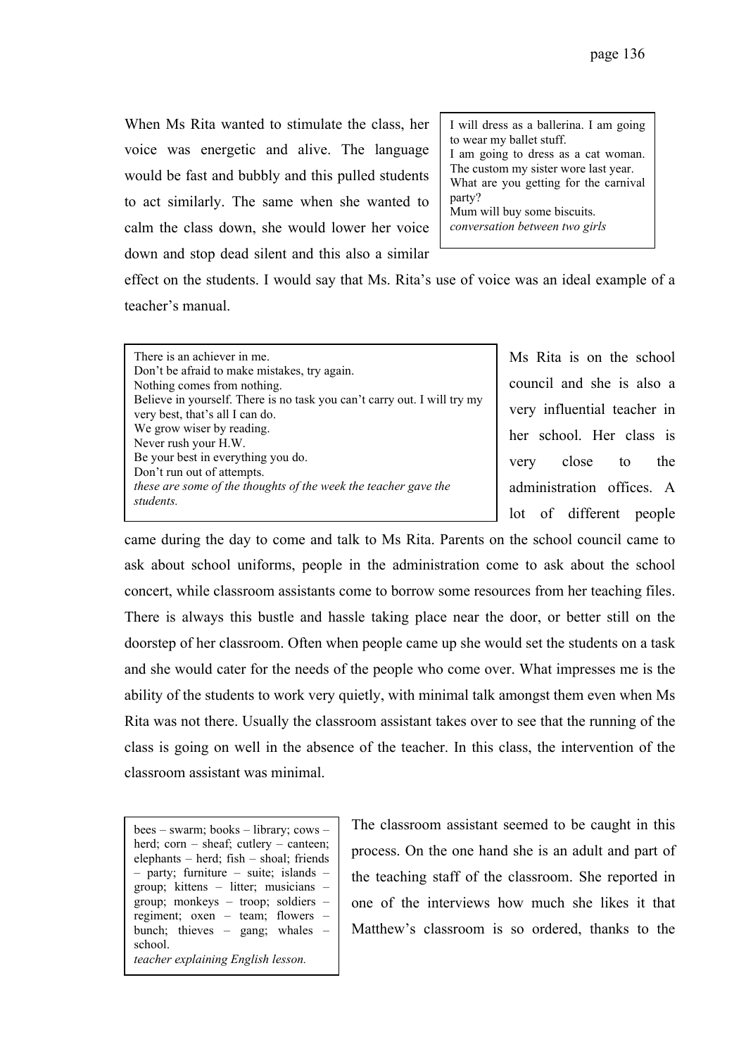When Ms Rita wanted to stimulate the class, her voice was energetic and alive. The language would be fast and bubbly and this pulled students to act similarly. The same when she wanted to calm the class down, she would lower her voice down and stop dead silent and this also a similar effect on the students. I would say that Ms. Rita's use of voice was an ideal example of a teacher's manual.

> I will dress as a ballerina. I am going to wear my ballet stuff.
> I am going to dress as a cat woman. The custom my sister wore last year.
> What are you getting for the carnival party?
> Mum will buy some biscuits.
> *conversation between two girls*

> There is an achiever in me.
> Don't be afraid to make mistakes, try again.
> Nothing comes from nothing.
> Believe in yourself. There is no task you can't carry out. I will try my very best, that's all I can do.
> We grow wiser by reading.
> Never rush your H.W.
> Be your best in everything you do.
> Don't run out of attempts.
> *these are some of the thoughts of the week the teacher gave the students.*

Ms Rita is on the school council and she is also a very influential teacher in her school. Her class is very close to the administration offices. A lot of different people came during the day to come and talk to Ms Rita. Parents on the school council came to ask about school uniforms, people in the administration come to ask about the school concert, while classroom assistants come to borrow some resources from her teaching files. There is always this bustle and hassle taking place near the door, or better still on the doorstep of her classroom. Often when people came up she would set the students on a task and she would cater for the needs of the people who come over. What impresses me is the ability of the students to work very quietly, with minimal talk amongst them even when Ms Rita was not there. Usually the classroom assistant takes over to see that the running of the class is going on well in the absence of the teacher. In this class, the intervention of the classroom assistant was minimal.

> bees – swarm; books – library; cows – herd; corn – sheaf; cutlery – canteen; elephants – herd; fish – shoal; friends – party; furniture – suite; islands – group; kittens – litter; musicians – group; monkeys – troop; soldiers – regiment; oxen – team; flowers – bunch; thieves – gang; whales – school.
> *teacher explaining English lesson.*

The classroom assistant seemed to be caught in this process. On the one hand she is an adult and part of the teaching staff of the classroom. She reported in one of the interviews how much she likes it that Matthew's classroom is so ordered, thanks to the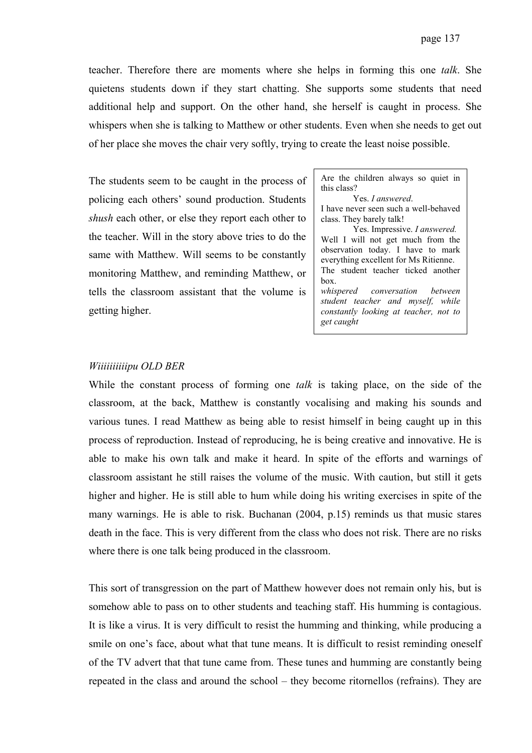teacher. Therefore there are moments where she helps in forming this one *talk*. She quietens students down if they start chatting. She supports some students that need additional help and support. On the other hand, she herself is caught in process. She whispers when she is talking to Matthew or other students. Even when she needs to get out of her place she moves the chair very softly, trying to create the least noise possible.

The students seem to be caught in the process of policing each others' sound production. Students *shush* each other, or else they report each other to the teacher. Will in the story above tries to do the same with Matthew. Will seems to be constantly monitoring Matthew, and reminding Matthew, or tells the classroom assistant that the volume is getting higher.

> Are the children always so quiet in this class?
> Yes. *I answered*.
> I have never seen such a well-behaved class. They barely talk!
> Yes. Impressive. *I answered.*
> Well I will not get much from the observation today. I have to mark everything excellent for Ms Ritienne.
> The student teacher ticked another box.
> *whispered conversation between student teacher and myself, while constantly looking at teacher, not to get caught*

*Wiiiiiiiiiipu OLD BER*

While the constant process of forming one *talk* is taking place, on the side of the classroom, at the back, Matthew is constantly vocalising and making his sounds and various tunes. I read Matthew as being able to resist himself in being caught up in this process of reproduction. Instead of reproducing, he is being creative and innovative. He is able to make his own talk and make it heard. In spite of the efforts and warnings of classroom assistant he still raises the volume of the music. With caution, but still it gets higher and higher. He is still able to hum while doing his writing exercises in spite of the many warnings. He is able to risk. Buchanan (2004, p.15) reminds us that music stares death in the face. This is very different from the class who does not risk. There are no risks where there is one talk being produced in the classroom.

This sort of transgression on the part of Matthew however does not remain only his, but is somehow able to pass on to other students and teaching staff. His humming is contagious. It is like a virus. It is very difficult to resist the humming and thinking, while producing a smile on one's face, about what that tune means. It is difficult to resist reminding oneself of the TV advert that that tune came from. These tunes and humming are constantly being repeated in the class and around the school – they become ritornellos (refrains). They are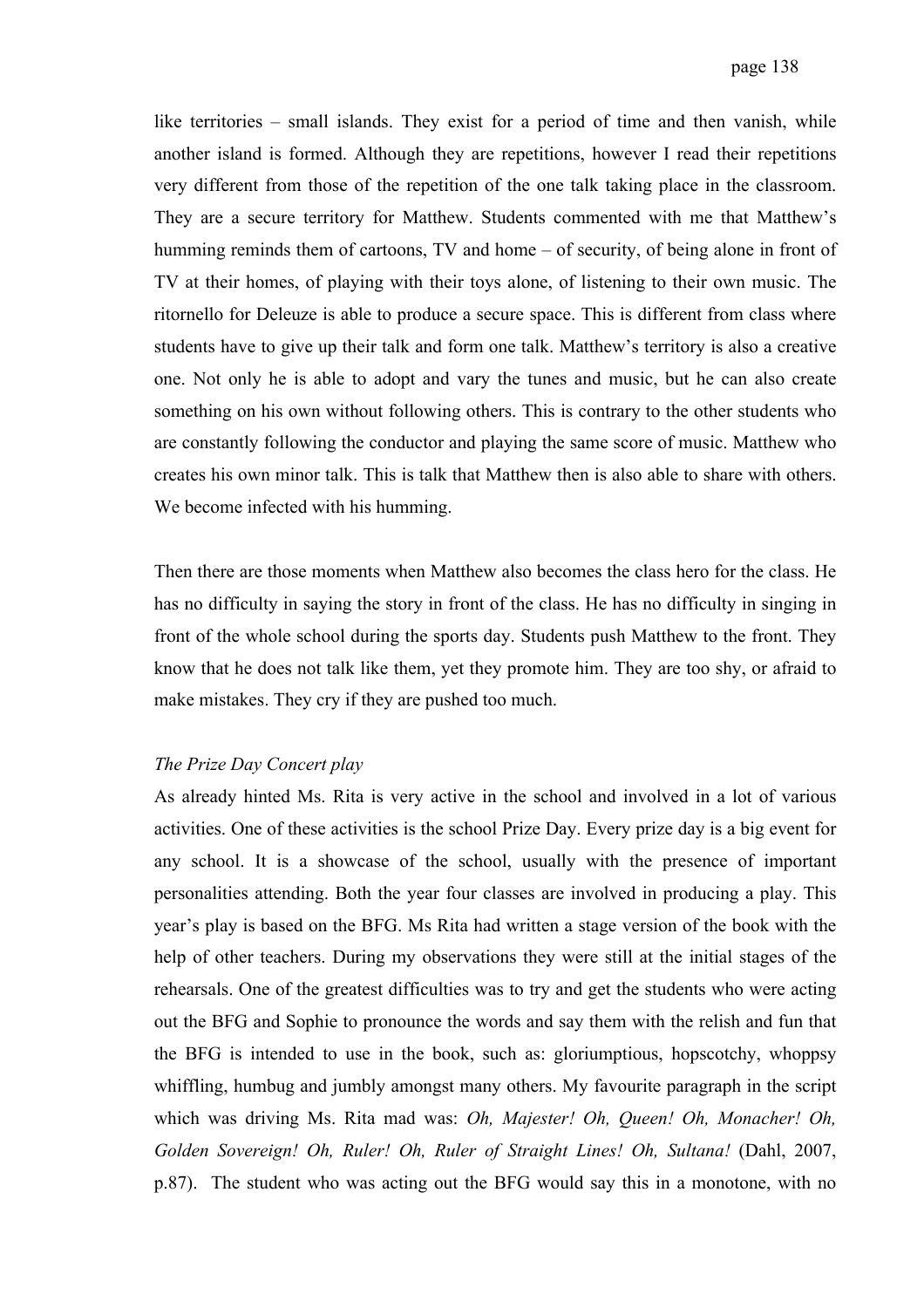like territories – small islands. They exist for a period of time and then vanish, while another island is formed. Although they are repetitions, however I read their repetitions very different from those of the repetition of the one talk taking place in the classroom. They are a secure territory for Matthew. Students commented with me that Matthew's humming reminds them of cartoons, TV and home – of security, of being alone in front of TV at their homes, of playing with their toys alone, of listening to their own music. The ritornello for Deleuze is able to produce a secure space. This is different from class where students have to give up their talk and form one talk. Matthew's territory is also a creative one. Not only he is able to adopt and vary the tunes and music, but he can also create something on his own without following others. This is contrary to the other students who are constantly following the conductor and playing the same score of music. Matthew who creates his own minor talk. This is talk that Matthew then is also able to share with others. We become infected with his humming.

Then there are those moments when Matthew also becomes the class hero for the class. He has no difficulty in saying the story in front of the class. He has no difficulty in singing in front of the whole school during the sports day. Students push Matthew to the front. They know that he does not talk like them, yet they promote him. They are too shy, or afraid to make mistakes. They cry if they are pushed too much.

*The Prize Day Concert play*

As already hinted Ms. Rita is very active in the school and involved in a lot of various activities. One of these activities is the school Prize Day. Every prize day is a big event for any school. It is a showcase of the school, usually with the presence of important personalities attending. Both the year four classes are involved in producing a play. This year's play is based on the BFG. Ms Rita had written a stage version of the book with the help of other teachers. During my observations they were still at the initial stages of the rehearsals. One of the greatest difficulties was to try and get the students who were acting out the BFG and Sophie to pronounce the words and say them with the relish and fun that the BFG is intended to use in the book, such as: gloriumptious, hopscotchy, whoppsy whiffling, humbug and jumbly amongst many others. My favourite paragraph in the script which was driving Ms. Rita mad was: *Oh, Majester! Oh, Queen! Oh, Monacher! Oh, Golden Sovereign! Oh, Ruler! Oh, Ruler of Straight Lines! Oh, Sultana!* (Dahl, 2007, p.87). The student who was acting out the BFG would say this in a monotone, with no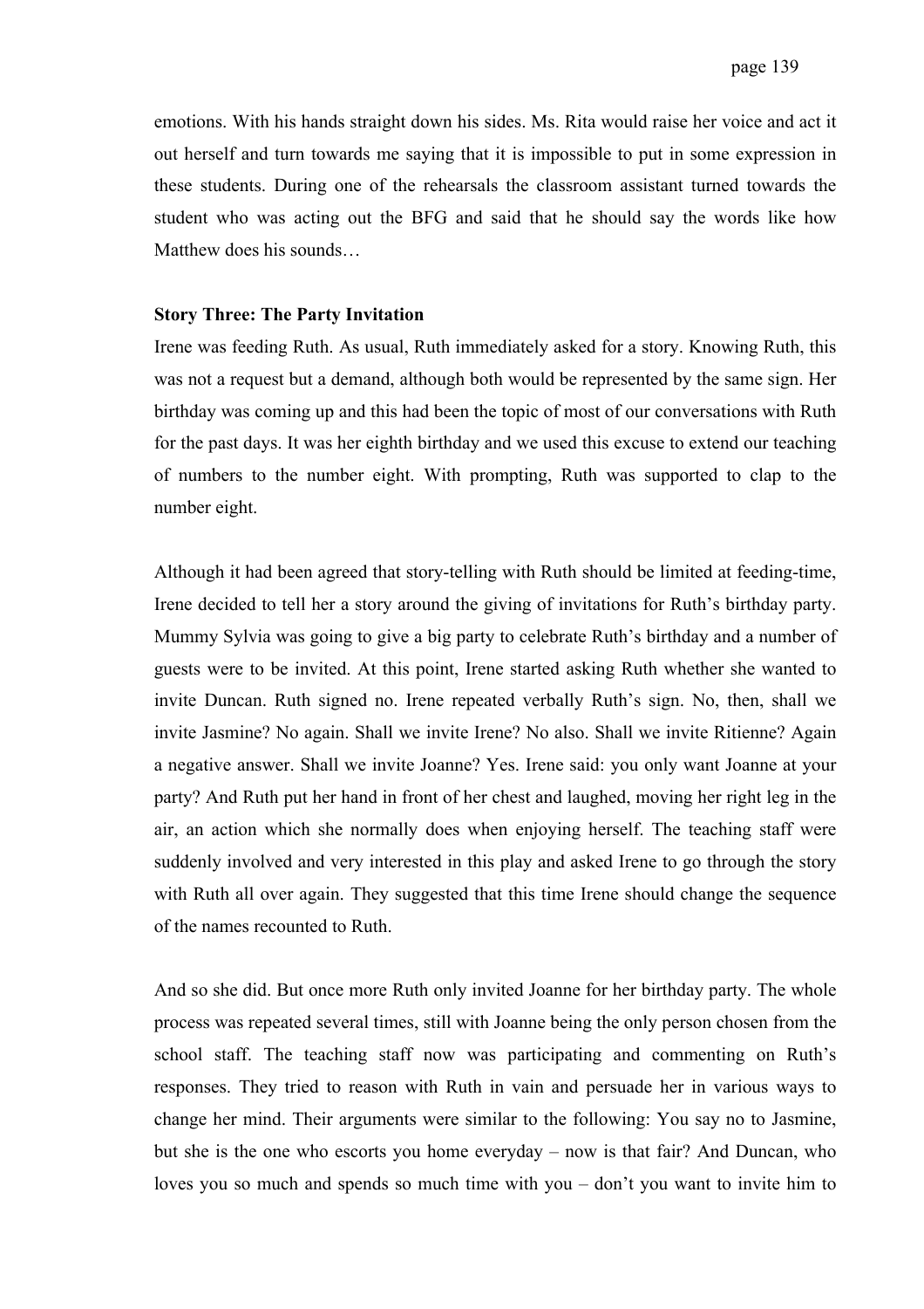emotions. With his hands straight down his sides. Ms. Rita would raise her voice and act it out herself and turn towards me saying that it is impossible to put in some expression in these students. During one of the rehearsals the classroom assistant turned towards the student who was acting out the BFG and said that he should say the words like how Matthew does his sounds…

**Story Three: The Party Invitation**

Irene was feeding Ruth. As usual, Ruth immediately asked for a story. Knowing Ruth, this was not a request but a demand, although both would be represented by the same sign. Her birthday was coming up and this had been the topic of most of our conversations with Ruth for the past days. It was her eighth birthday and we used this excuse to extend our teaching of numbers to the number eight. With prompting, Ruth was supported to clap to the number eight.

Although it had been agreed that story-telling with Ruth should be limited at feeding-time, Irene decided to tell her a story around the giving of invitations for Ruth's birthday party. Mummy Sylvia was going to give a big party to celebrate Ruth's birthday and a number of guests were to be invited. At this point, Irene started asking Ruth whether she wanted to invite Duncan. Ruth signed no. Irene repeated verbally Ruth's sign. No, then, shall we invite Jasmine? No again. Shall we invite Irene? No also. Shall we invite Ritienne? Again a negative answer. Shall we invite Joanne? Yes. Irene said: you only want Joanne at your party? And Ruth put her hand in front of her chest and laughed, moving her right leg in the air, an action which she normally does when enjoying herself. The teaching staff were suddenly involved and very interested in this play and asked Irene to go through the story with Ruth all over again. They suggested that this time Irene should change the sequence of the names recounted to Ruth.

And so she did. But once more Ruth only invited Joanne for her birthday party. The whole process was repeated several times, still with Joanne being the only person chosen from the school staff. The teaching staff now was participating and commenting on Ruth's responses. They tried to reason with Ruth in vain and persuade her in various ways to change her mind. Their arguments were similar to the following: You say no to Jasmine, but she is the one who escorts you home everyday – now is that fair? And Duncan, who loves you so much and spends so much time with you – don't you want to invite him to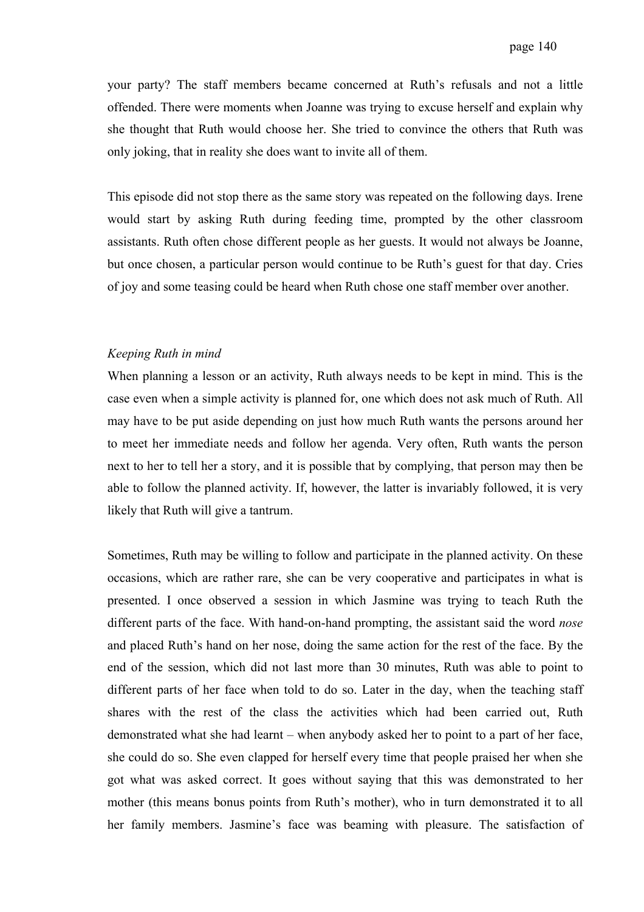your party? The staff members became concerned at Ruth's refusals and not a little offended. There were moments when Joanne was trying to excuse herself and explain why she thought that Ruth would choose her. She tried to convince the others that Ruth was only joking, that in reality she does want to invite all of them.

This episode did not stop there as the same story was repeated on the following days. Irene would start by asking Ruth during feeding time, prompted by the other classroom assistants. Ruth often chose different people as her guests. It would not always be Joanne, but once chosen, a particular person would continue to be Ruth's guest for that day. Cries of joy and some teasing could be heard when Ruth chose one staff member over another.

*Keeping Ruth in mind*

When planning a lesson or an activity, Ruth always needs to be kept in mind. This is the case even when a simple activity is planned for, one which does not ask much of Ruth. All may have to be put aside depending on just how much Ruth wants the persons around her to meet her immediate needs and follow her agenda. Very often, Ruth wants the person next to her to tell her a story, and it is possible that by complying, that person may then be able to follow the planned activity. If, however, the latter is invariably followed, it is very likely that Ruth will give a tantrum.

Sometimes, Ruth may be willing to follow and participate in the planned activity. On these occasions, which are rather rare, she can be very cooperative and participates in what is presented. I once observed a session in which Jasmine was trying to teach Ruth the different parts of the face. With hand-on-hand prompting, the assistant said the word *nose* and placed Ruth's hand on her nose, doing the same action for the rest of the face. By the end of the session, which did not last more than 30 minutes, Ruth was able to point to different parts of her face when told to do so. Later in the day, when the teaching staff shares with the rest of the class the activities which had been carried out, Ruth demonstrated what she had learnt – when anybody asked her to point to a part of her face, she could do so. She even clapped for herself every time that people praised her when she got what was asked correct. It goes without saying that this was demonstrated to her mother (this means bonus points from Ruth's mother), who in turn demonstrated it to all her family members. Jasmine's face was beaming with pleasure. The satisfaction of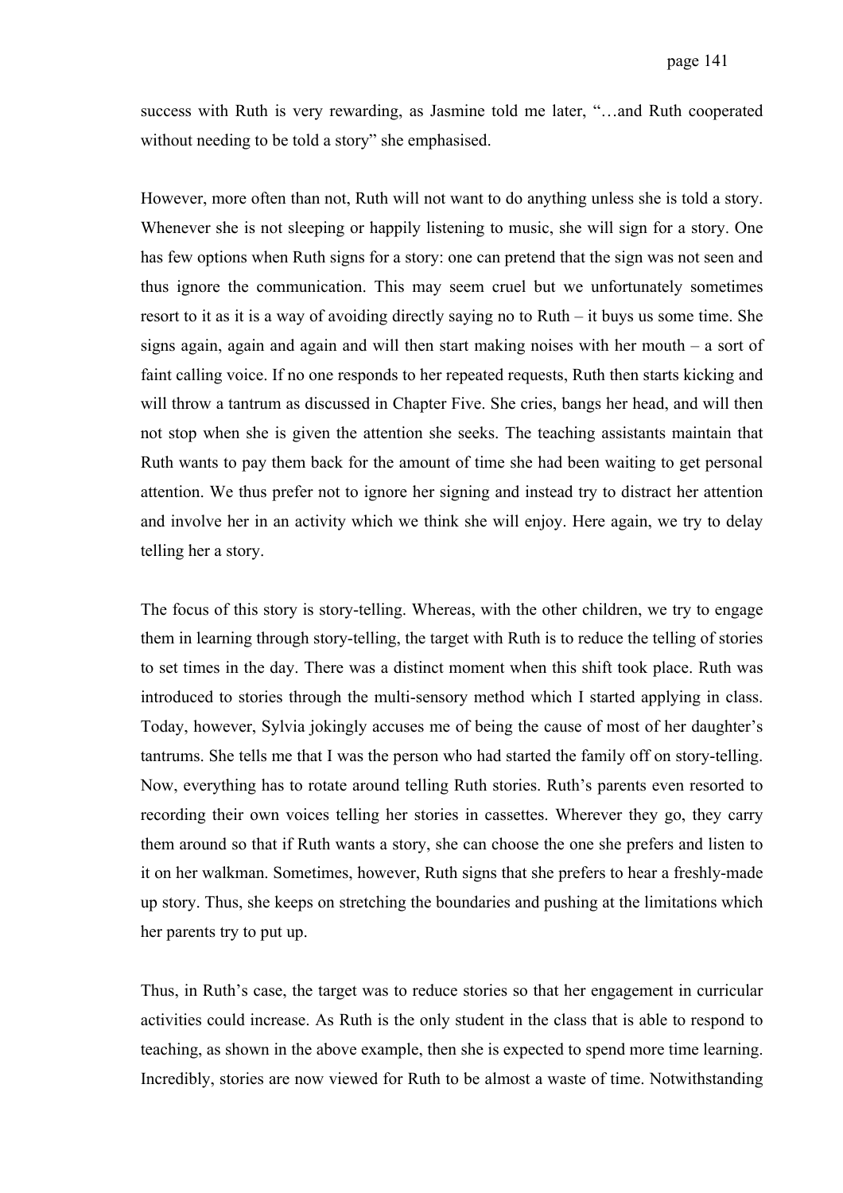success with Ruth is very rewarding, as Jasmine told me later, "…and Ruth cooperated without needing to be told a story" she emphasised.

However, more often than not, Ruth will not want to do anything unless she is told a story. Whenever she is not sleeping or happily listening to music, she will sign for a story. One has few options when Ruth signs for a story: one can pretend that the sign was not seen and thus ignore the communication. This may seem cruel but we unfortunately sometimes resort to it as it is a way of avoiding directly saying no to Ruth – it buys us some time. She signs again, again and again and will then start making noises with her mouth – a sort of faint calling voice. If no one responds to her repeated requests, Ruth then starts kicking and will throw a tantrum as discussed in Chapter Five. She cries, bangs her head, and will then not stop when she is given the attention she seeks. The teaching assistants maintain that Ruth wants to pay them back for the amount of time she had been waiting to get personal attention. We thus prefer not to ignore her signing and instead try to distract her attention and involve her in an activity which we think she will enjoy. Here again, we try to delay telling her a story.

The focus of this story is story-telling. Whereas, with the other children, we try to engage them in learning through story-telling, the target with Ruth is to reduce the telling of stories to set times in the day. There was a distinct moment when this shift took place. Ruth was introduced to stories through the multi-sensory method which I started applying in class. Today, however, Sylvia jokingly accuses me of being the cause of most of her daughter's tantrums. She tells me that I was the person who had started the family off on story-telling. Now, everything has to rotate around telling Ruth stories. Ruth's parents even resorted to recording their own voices telling her stories in cassettes. Wherever they go, they carry them around so that if Ruth wants a story, she can choose the one she prefers and listen to it on her walkman. Sometimes, however, Ruth signs that she prefers to hear a freshly-made up story. Thus, she keeps on stretching the boundaries and pushing at the limitations which her parents try to put up.

Thus, in Ruth's case, the target was to reduce stories so that her engagement in curricular activities could increase. As Ruth is the only student in the class that is able to respond to teaching, as shown in the above example, then she is expected to spend more time learning. Incredibly, stories are now viewed for Ruth to be almost a waste of time. Notwithstanding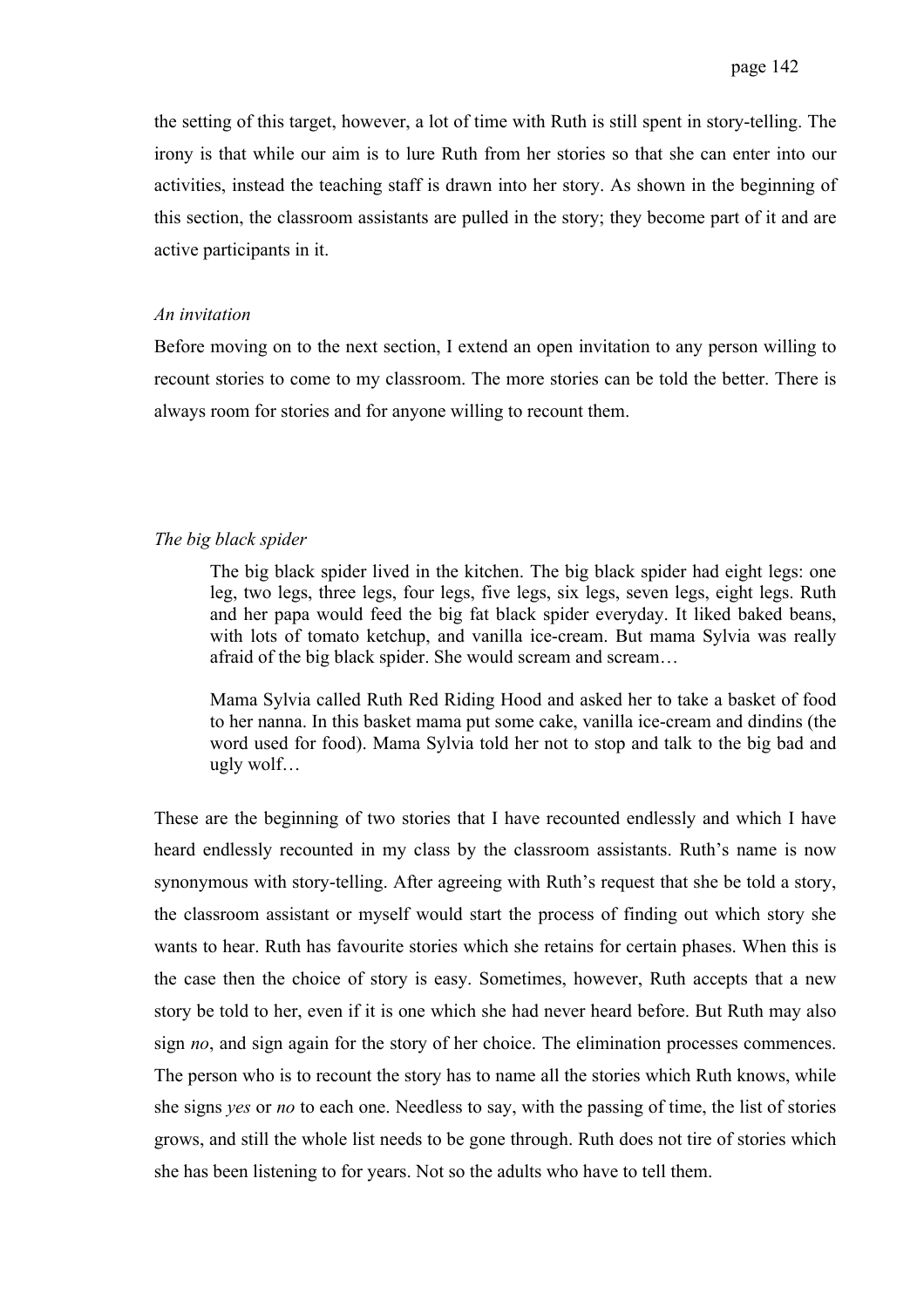the setting of this target, however, a lot of time with Ruth is still spent in story-telling. The irony is that while our aim is to lure Ruth from her stories so that she can enter into our activities, instead the teaching staff is drawn into her story. As shown in the beginning of this section, the classroom assistants are pulled in the story; they become part of it and are active participants in it.

*An invitation*

Before moving on to the next section, I extend an open invitation to any person willing to recount stories to come to my classroom. The more stories can be told the better. There is always room for stories and for anyone willing to recount them.

*The big black spider*

> The big black spider lived in the kitchen. The big black spider had eight legs: one leg, two legs, three legs, four legs, five legs, six legs, seven legs, eight legs. Ruth and her papa would feed the big fat black spider everyday. It liked baked beans, with lots of tomato ketchup, and vanilla ice-cream. But mama Sylvia was really afraid of the big black spider. She would scream and scream…
>
> Mama Sylvia called Ruth Red Riding Hood and asked her to take a basket of food to her nanna. In this basket mama put some cake, vanilla ice-cream and dindins (the word used for food). Mama Sylvia told her not to stop and talk to the big bad and ugly wolf…

These are the beginning of two stories that I have recounted endlessly and which I have heard endlessly recounted in my class by the classroom assistants. Ruth's name is now synonymous with story-telling. After agreeing with Ruth's request that she be told a story, the classroom assistant or myself would start the process of finding out which story she wants to hear. Ruth has favourite stories which she retains for certain phases. When this is the case then the choice of story is easy. Sometimes, however, Ruth accepts that a new story be told to her, even if it is one which she had never heard before. But Ruth may also sign *no*, and sign again for the story of her choice. The elimination processes commences. The person who is to recount the story has to name all the stories which Ruth knows, while she signs *yes* or *no* to each one. Needless to say, with the passing of time, the list of stories grows, and still the whole list needs to be gone through. Ruth does not tire of stories which she has been listening to for years. Not so the adults who have to tell them.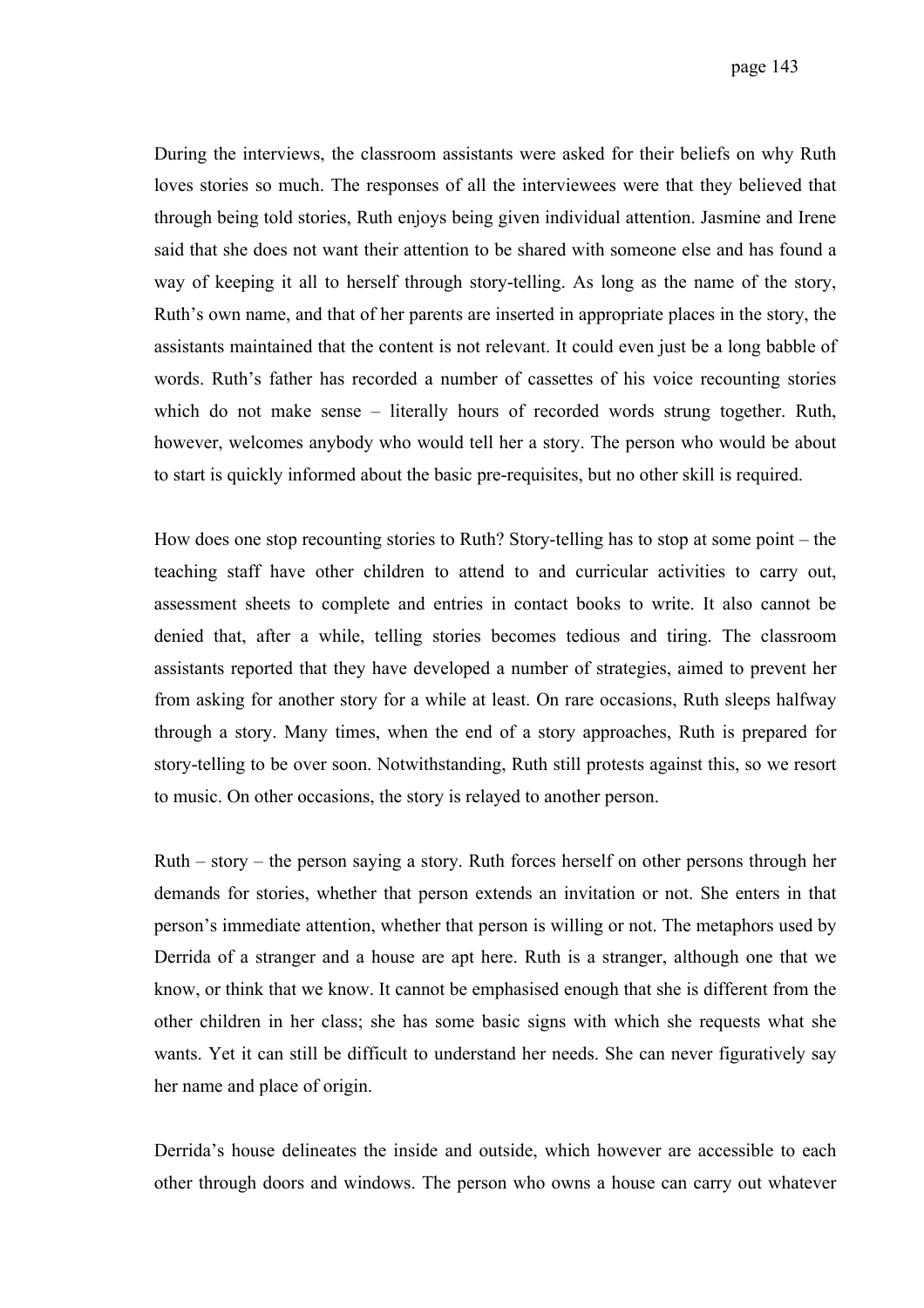During the interviews, the classroom assistants were asked for their beliefs on why Ruth loves stories so much. The responses of all the interviewees were that they believed that through being told stories, Ruth enjoys being given individual attention. Jasmine and Irene said that she does not want their attention to be shared with someone else and has found a way of keeping it all to herself through story-telling. As long as the name of the story, Ruth's own name, and that of her parents are inserted in appropriate places in the story, the assistants maintained that the content is not relevant. It could even just be a long babble of words. Ruth's father has recorded a number of cassettes of his voice recounting stories which do not make sense – literally hours of recorded words strung together. Ruth, however, welcomes anybody who would tell her a story. The person who would be about to start is quickly informed about the basic pre-requisites, but no other skill is required.

How does one stop recounting stories to Ruth? Story-telling has to stop at some point – the teaching staff have other children to attend to and curricular activities to carry out, assessment sheets to complete and entries in contact books to write. It also cannot be denied that, after a while, telling stories becomes tedious and tiring. The classroom assistants reported that they have developed a number of strategies, aimed to prevent her from asking for another story for a while at least. On rare occasions, Ruth sleeps halfway through a story. Many times, when the end of a story approaches, Ruth is prepared for story-telling to be over soon. Notwithstanding, Ruth still protests against this, so we resort to music. On other occasions, the story is relayed to another person.

Ruth – story – the person saying a story. Ruth forces herself on other persons through her demands for stories, whether that person extends an invitation or not. She enters in that person's immediate attention, whether that person is willing or not. The metaphors used by Derrida of a stranger and a house are apt here. Ruth is a stranger, although one that we know, or think that we know. It cannot be emphasised enough that she is different from the other children in her class; she has some basic signs with which she requests what she wants. Yet it can still be difficult to understand her needs. She can never figuratively say her name and place of origin.

Derrida's house delineates the inside and outside, which however are accessible to each other through doors and windows. The person who owns a house can carry out whatever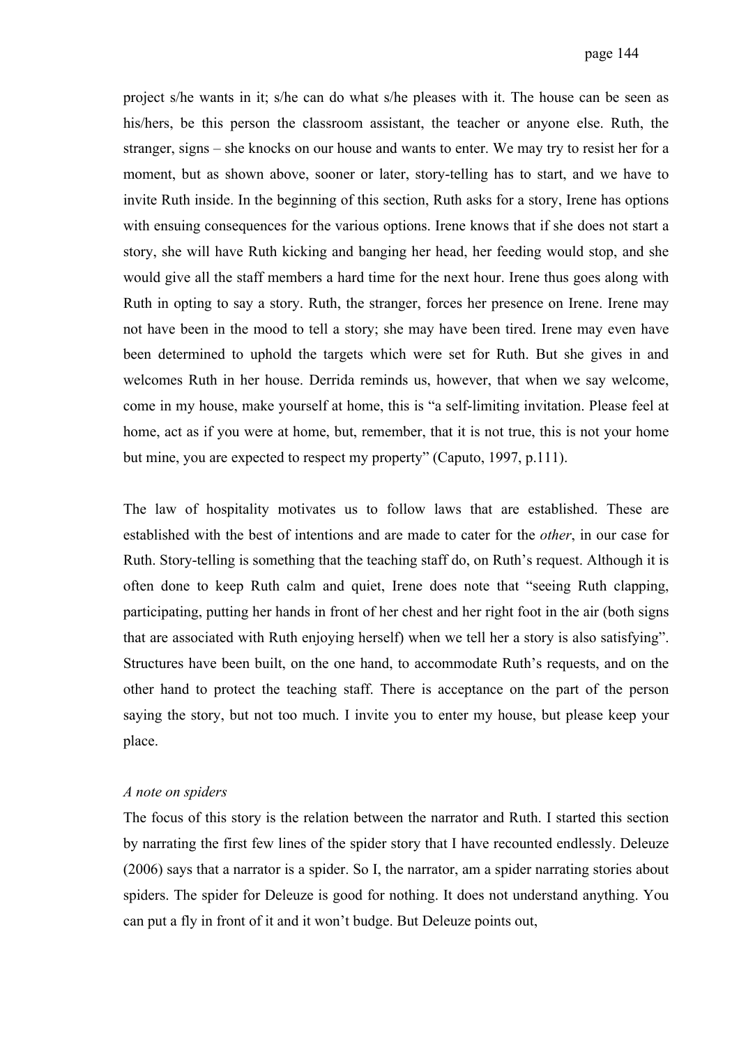project s/he wants in it; s/he can do what s/he pleases with it. The house can be seen as his/hers, be this person the classroom assistant, the teacher or anyone else. Ruth, the stranger, signs – she knocks on our house and wants to enter. We may try to resist her for a moment, but as shown above, sooner or later, story-telling has to start, and we have to invite Ruth inside. In the beginning of this section, Ruth asks for a story, Irene has options with ensuing consequences for the various options. Irene knows that if she does not start a story, she will have Ruth kicking and banging her head, her feeding would stop, and she would give all the staff members a hard time for the next hour. Irene thus goes along with Ruth in opting to say a story. Ruth, the stranger, forces her presence on Irene. Irene may not have been in the mood to tell a story; she may have been tired. Irene may even have been determined to uphold the targets which were set for Ruth. But she gives in and welcomes Ruth in her house. Derrida reminds us, however, that when we say welcome, come in my house, make yourself at home, this is "a self-limiting invitation. Please feel at home, act as if you were at home, but, remember, that it is not true, this is not your home but mine, you are expected to respect my property" (Caputo, 1997, p.111).

The law of hospitality motivates us to follow laws that are established. These are established with the best of intentions and are made to cater for the *other*, in our case for Ruth. Story-telling is something that the teaching staff do, on Ruth's request. Although it is often done to keep Ruth calm and quiet, Irene does note that "seeing Ruth clapping, participating, putting her hands in front of her chest and her right foot in the air (both signs that are associated with Ruth enjoying herself) when we tell her a story is also satisfying". Structures have been built, on the one hand, to accommodate Ruth's requests, and on the other hand to protect the teaching staff. There is acceptance on the part of the person saying the story, but not too much. I invite you to enter my house, but please keep your place.

*A note on spiders*

The focus of this story is the relation between the narrator and Ruth. I started this section by narrating the first few lines of the spider story that I have recounted endlessly. Deleuze (2006) says that a narrator is a spider. So I, the narrator, am a spider narrating stories about spiders. The spider for Deleuze is good for nothing. It does not understand anything. You can put a fly in front of it and it won't budge. But Deleuze points out,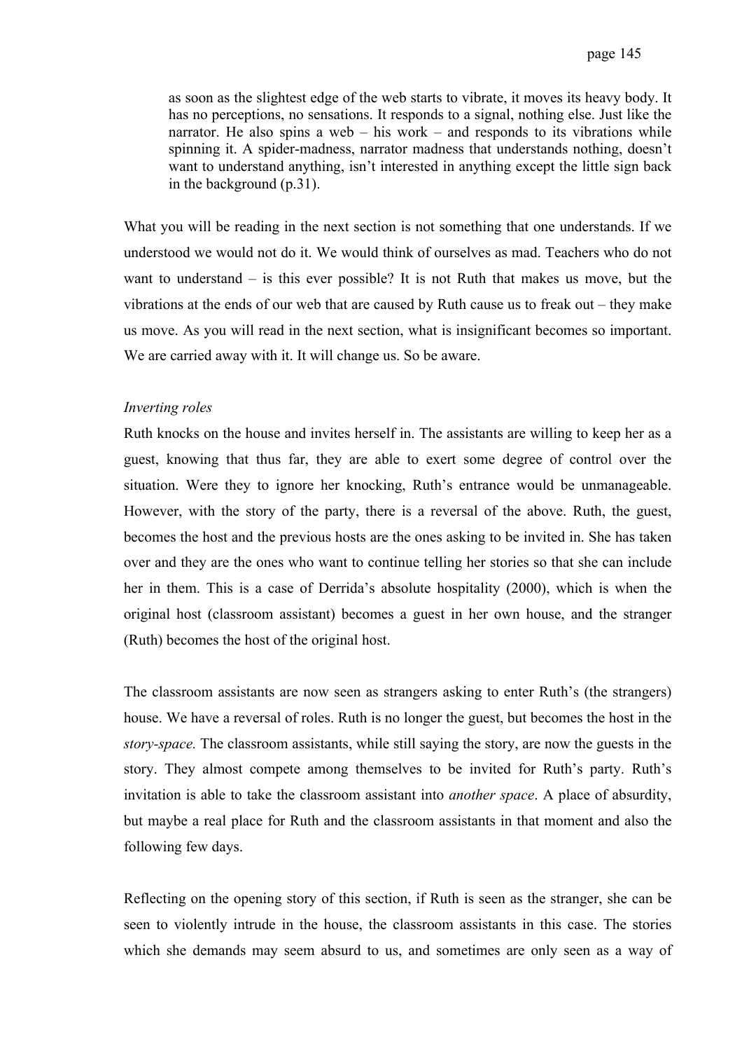> as soon as the slightest edge of the web starts to vibrate, it moves its heavy body. It has no perceptions, no sensations. It responds to a signal, nothing else. Just like the narrator. He also spins a web – his work – and responds to its vibrations while spinning it. A spider-madness, narrator madness that understands nothing, doesn't want to understand anything, isn't interested in anything except the little sign back in the background (p.31).

What you will be reading in the next section is not something that one understands. If we understood we would not do it. We would think of ourselves as mad. Teachers who do not want to understand – is this ever possible? It is not Ruth that makes us move, but the vibrations at the ends of our web that are caused by Ruth cause us to freak out – they make us move. As you will read in the next section, what is insignificant becomes so important. We are carried away with it. It will change us. So be aware.

*Inverting roles*

Ruth knocks on the house and invites herself in. The assistants are willing to keep her as a guest, knowing that thus far, they are able to exert some degree of control over the situation. Were they to ignore her knocking, Ruth's entrance would be unmanageable. However, with the story of the party, there is a reversal of the above. Ruth, the guest, becomes the host and the previous hosts are the ones asking to be invited in. She has taken over and they are the ones who want to continue telling her stories so that she can include her in them. This is a case of Derrida's absolute hospitality (2000), which is when the original host (classroom assistant) becomes a guest in her own house, and the stranger (Ruth) becomes the host of the original host.

The classroom assistants are now seen as strangers asking to enter Ruth's (the strangers) house. We have a reversal of roles. Ruth is no longer the guest, but becomes the host in the *story-space.* The classroom assistants, while still saying the story, are now the guests in the story. They almost compete among themselves to be invited for Ruth's party. Ruth's invitation is able to take the classroom assistant into *another space*. A place of absurdity, but maybe a real place for Ruth and the classroom assistants in that moment and also the following few days.

Reflecting on the opening story of this section, if Ruth is seen as the stranger, she can be seen to violently intrude in the house, the classroom assistants in this case. The stories which she demands may seem absurd to us, and sometimes are only seen as a way of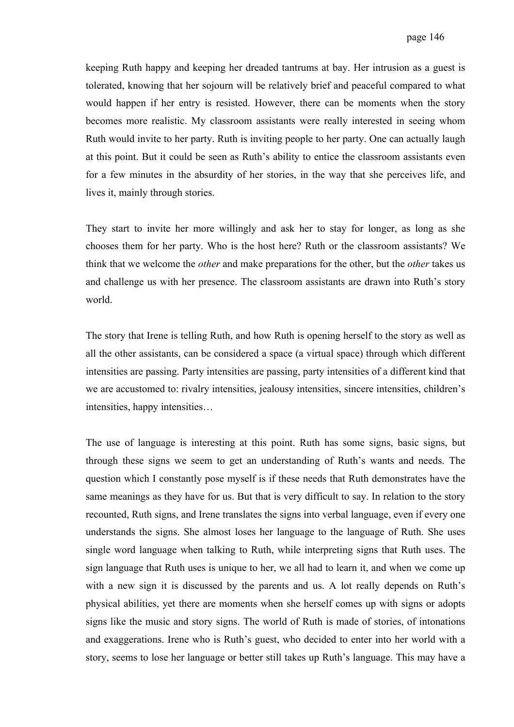keeping Ruth happy and keeping her dreaded tantrums at bay. Her intrusion as a guest is tolerated, knowing that her sojourn will be relatively brief and peaceful compared to what would happen if her entry is resisted. However, there can be moments when the story becomes more realistic. My classroom assistants were really interested in seeing whom Ruth would invite to her party. Ruth is inviting people to her party. One can actually laugh at this point. But it could be seen as Ruth's ability to entice the classroom assistants even for a few minutes in the absurdity of her stories, in the way that she perceives life, and lives it, mainly through stories.

They start to invite her more willingly and ask her to stay for longer, as long as she chooses them for her party. Who is the host here? Ruth or the classroom assistants? We think that we welcome the *other* and make preparations for the other, but the *other* takes us and challenge us with her presence. The classroom assistants are drawn into Ruth's story world.

The story that Irene is telling Ruth, and how Ruth is opening herself to the story as well as all the other assistants, can be considered a space (a virtual space) through which different intensities are passing. Party intensities are passing, party intensities of a different kind that we are accustomed to: rivalry intensities, jealousy intensities, sincere intensities, children's intensities, happy intensities…

The use of language is interesting at this point. Ruth has some signs, basic signs, but through these signs we seem to get an understanding of Ruth's wants and needs. The question which I constantly pose myself is if these needs that Ruth demonstrates have the same meanings as they have for us. But that is very difficult to say. In relation to the story recounted, Ruth signs, and Irene translates the signs into verbal language, even if every one understands the signs. She almost loses her language to the language of Ruth. She uses single word language when talking to Ruth, while interpreting signs that Ruth uses. The sign language that Ruth uses is unique to her, we all had to learn it, and when we come up with a new sign it is discussed by the parents and us. A lot really depends on Ruth's physical abilities, yet there are moments when she herself comes up with signs or adopts signs like the music and story signs. The world of Ruth is made of stories, of intonations and exaggerations. Irene who is Ruth's guest, who decided to enter into her world with a story, seems to lose her language or better still takes up Ruth's language. This may have a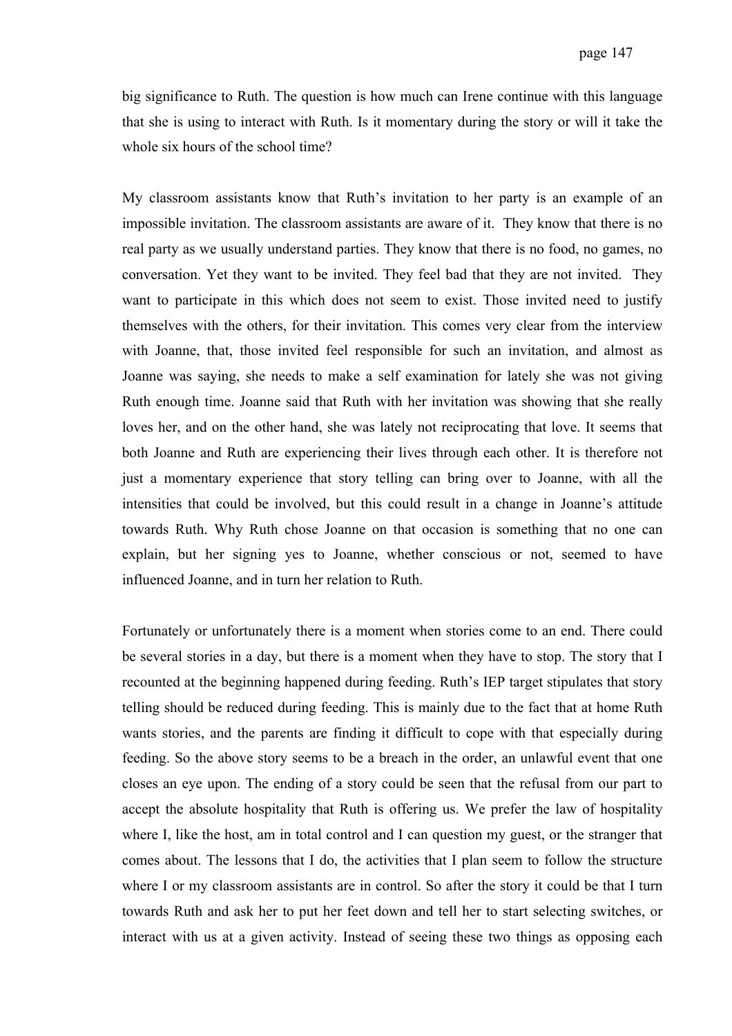big significance to Ruth. The question is how much can Irene continue with this language that she is using to interact with Ruth. Is it momentary during the story or will it take the whole six hours of the school time?

My classroom assistants know that Ruth's invitation to her party is an example of an impossible invitation. The classroom assistants are aware of it. They know that there is no real party as we usually understand parties. They know that there is no food, no games, no conversation. Yet they want to be invited. They feel bad that they are not invited. They want to participate in this which does not seem to exist. Those invited need to justify themselves with the others, for their invitation. This comes very clear from the interview with Joanne, that, those invited feel responsible for such an invitation, and almost as Joanne was saying, she needs to make a self examination for lately she was not giving Ruth enough time. Joanne said that Ruth with her invitation was showing that she really loves her, and on the other hand, she was lately not reciprocating that love. It seems that both Joanne and Ruth are experiencing their lives through each other. It is therefore not just a momentary experience that story telling can bring over to Joanne, with all the intensities that could be involved, but this could result in a change in Joanne's attitude towards Ruth. Why Ruth chose Joanne on that occasion is something that no one can explain, but her signing yes to Joanne, whether conscious or not, seemed to have influenced Joanne, and in turn her relation to Ruth.

Fortunately or unfortunately there is a moment when stories come to an end. There could be several stories in a day, but there is a moment when they have to stop. The story that I recounted at the beginning happened during feeding. Ruth's IEP target stipulates that story telling should be reduced during feeding. This is mainly due to the fact that at home Ruth wants stories, and the parents are finding it difficult to cope with that especially during feeding. So the above story seems to be a breach in the order, an unlawful event that one closes an eye upon. The ending of a story could be seen that the refusal from our part to accept the absolute hospitality that Ruth is offering us. We prefer the law of hospitality where I, like the host, am in total control and I can question my guest, or the stranger that comes about. The lessons that I do, the activities that I plan seem to follow the structure where I or my classroom assistants are in control. So after the story it could be that I turn towards Ruth and ask her to put her feet down and tell her to start selecting switches, or interact with us at a given activity. Instead of seeing these two things as opposing each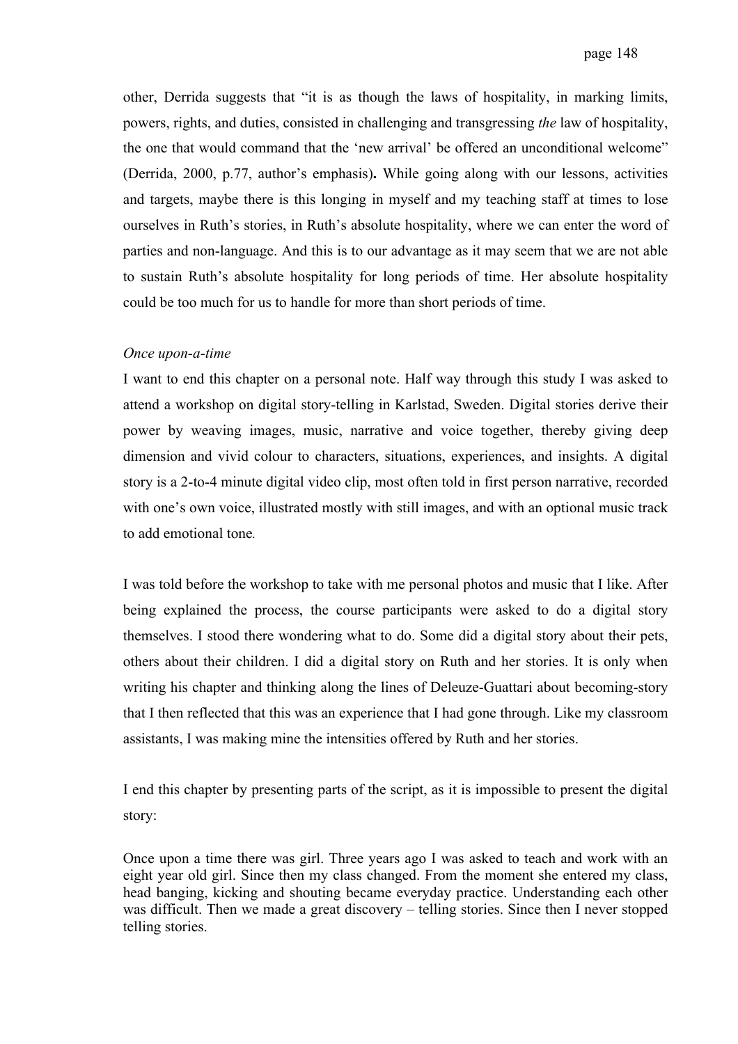other, Derrida suggests that "it is as though the laws of hospitality, in marking limits, powers, rights, and duties, consisted in challenging and transgressing *the* law of hospitality, the one that would command that the 'new arrival' be offered an unconditional welcome" (Derrida, 2000, p.77, author's emphasis)**.** While going along with our lessons, activities and targets, maybe there is this longing in myself and my teaching staff at times to lose ourselves in Ruth's stories, in Ruth's absolute hospitality, where we can enter the word of parties and non-language. And this is to our advantage as it may seem that we are not able to sustain Ruth's absolute hospitality for long periods of time. Her absolute hospitality could be too much for us to handle for more than short periods of time.

*Once upon-a-time*

I want to end this chapter on a personal note. Half way through this study I was asked to attend a workshop on digital story-telling in Karlstad, Sweden. Digital stories derive their power by weaving images, music, narrative and voice together, thereby giving deep dimension and vivid colour to characters, situations, experiences, and insights. A digital story is a 2-to-4 minute digital video clip, most often told in first person narrative, recorded with one's own voice, illustrated mostly with still images, and with an optional music track to add emotional tone.

I was told before the workshop to take with me personal photos and music that I like. After being explained the process, the course participants were asked to do a digital story themselves. I stood there wondering what to do. Some did a digital story about their pets, others about their children. I did a digital story on Ruth and her stories. It is only when writing his chapter and thinking along the lines of Deleuze-Guattari about becoming-story that I then reflected that this was an experience that I had gone through. Like my classroom assistants, I was making mine the intensities offered by Ruth and her stories.

I end this chapter by presenting parts of the script, as it is impossible to present the digital story:

Once upon a time there was girl. Three years ago I was asked to teach and work with an eight year old girl. Since then my class changed. From the moment she entered my class, head banging, kicking and shouting became everyday practice. Understanding each other was difficult. Then we made a great discovery – telling stories. Since then I never stopped telling stories.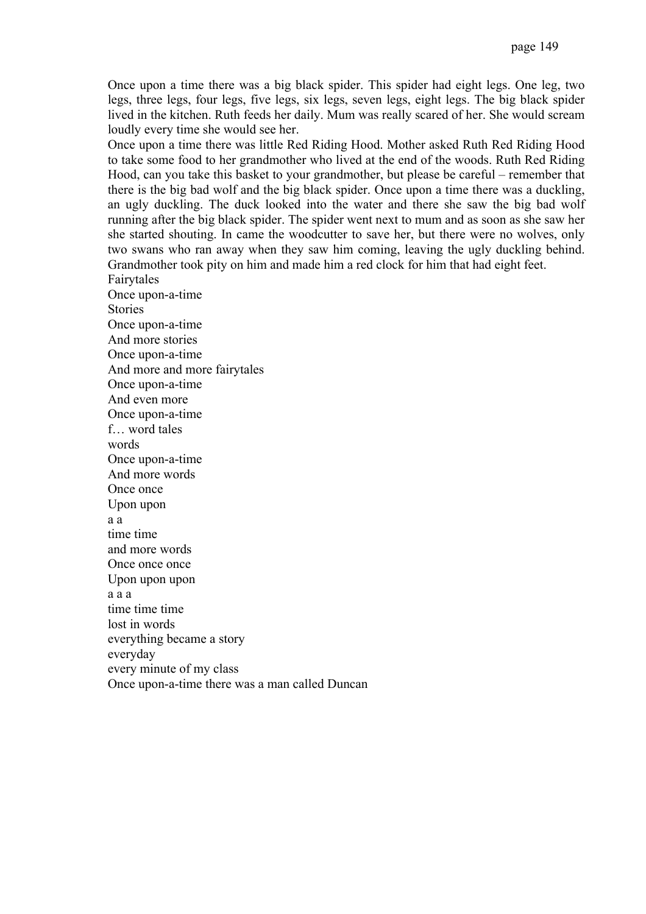Once upon a time there was a big black spider. This spider had eight legs. One leg, two legs, three legs, four legs, five legs, six legs, seven legs, eight legs. The big black spider lived in the kitchen. Ruth feeds her daily. Mum was really scared of her. She would scream loudly every time she would see her.

Once upon a time there was little Red Riding Hood. Mother asked Ruth Red Riding Hood to take some food to her grandmother who lived at the end of the woods. Ruth Red Riding Hood, can you take this basket to your grandmother, but please be careful – remember that there is the big bad wolf and the big black spider. Once upon a time there was a duckling, an ugly duckling. The duck looked into the water and there she saw the big bad wolf running after the big black spider. The spider went next to mum and as soon as she saw her she started shouting. In came the woodcutter to save her, but there were no wolves, only two swans who ran away when they saw him coming, leaving the ugly duckling behind. Grandmother took pity on him and made him a red clock for him that had eight feet.

Fairytales  
Once upon-a-time  
Stories  
Once upon-a-time  
And more stories  
Once upon-a-time  
And more and more fairytales  
Once upon-a-time  
And even more  
Once upon-a-time  
f… word tales  
words  
Once upon-a-time  
And more words  
Once once  
Upon upon  
a a  
time time  
and more words  
Once once once  
Upon upon upon  
a a a  
time time time  
lost in words  
everything became a story  
everyday  
every minute of my class  
Once upon-a-time there was a man called Duncan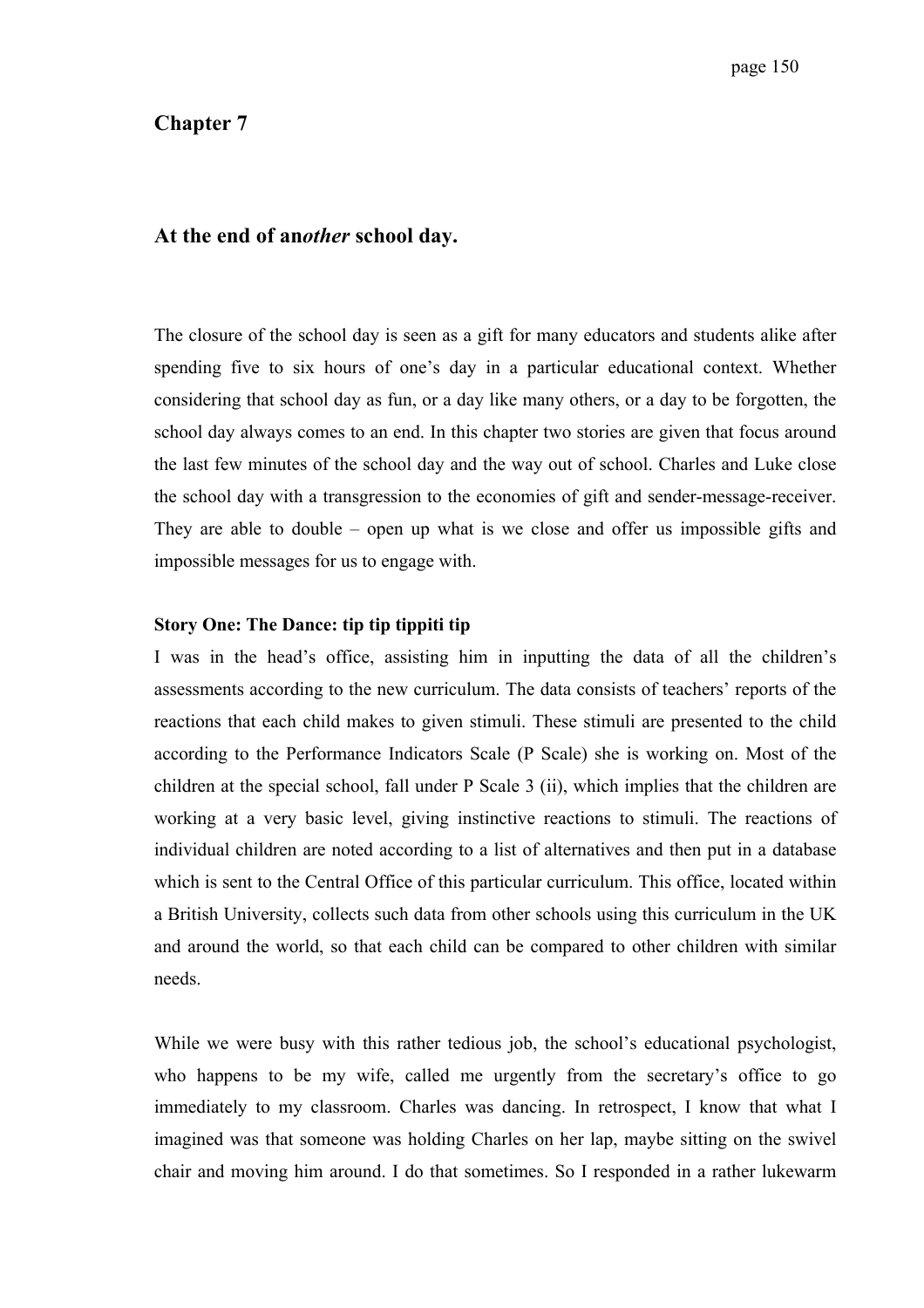# Chapter 7

## At the end of an*other* school day.

The closure of the school day is seen as a gift for many educators and students alike after spending five to six hours of one's day in a particular educational context. Whether considering that school day as fun, or a day like many others, or a day to be forgotten, the school day always comes to an end. In this chapter two stories are given that focus around the last few minutes of the school day and the way out of school. Charles and Luke close the school day with a transgression to the economies of gift and sender-message-receiver. They are able to double – open up what is we close and offer us impossible gifts and impossible messages for us to engage with.

**Story One: The Dance: tip tip tippiti tip**

I was in the head's office, assisting him in inputting the data of all the children's assessments according to the new curriculum. The data consists of teachers' reports of the reactions that each child makes to given stimuli. These stimuli are presented to the child according to the Performance Indicators Scale (P Scale) she is working on. Most of the children at the special school, fall under P Scale 3 (ii), which implies that the children are working at a very basic level, giving instinctive reactions to stimuli. The reactions of individual children are noted according to a list of alternatives and then put in a database which is sent to the Central Office of this particular curriculum. This office, located within a British University, collects such data from other schools using this curriculum in the UK and around the world, so that each child can be compared to other children with similar needs.

While we were busy with this rather tedious job, the school's educational psychologist, who happens to be my wife, called me urgently from the secretary's office to go immediately to my classroom. Charles was dancing. In retrospect, I know that what I imagined was that someone was holding Charles on her lap, maybe sitting on the swivel chair and moving him around. I do that sometimes. So I responded in a rather lukewarm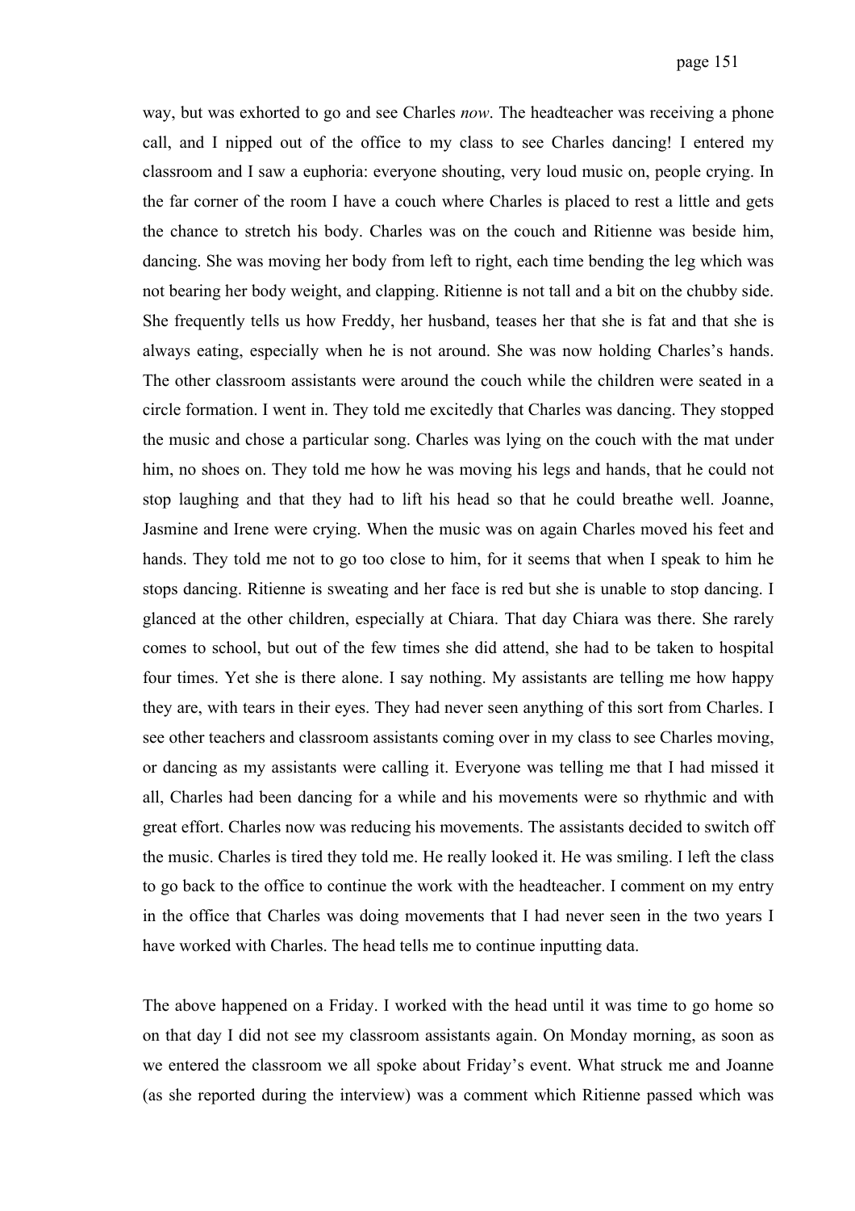way, but was exhorted to go and see Charles *now*. The headteacher was receiving a phone call, and I nipped out of the office to my class to see Charles dancing! I entered my classroom and I saw a euphoria: everyone shouting, very loud music on, people crying. In the far corner of the room I have a couch where Charles is placed to rest a little and gets the chance to stretch his body. Charles was on the couch and Ritienne was beside him, dancing. She was moving her body from left to right, each time bending the leg which was not bearing her body weight, and clapping. Ritienne is not tall and a bit on the chubby side. She frequently tells us how Freddy, her husband, teases her that she is fat and that she is always eating, especially when he is not around. She was now holding Charles's hands. The other classroom assistants were around the couch while the children were seated in a circle formation. I went in. They told me excitedly that Charles was dancing. They stopped the music and chose a particular song. Charles was lying on the couch with the mat under him, no shoes on. They told me how he was moving his legs and hands, that he could not stop laughing and that they had to lift his head so that he could breathe well. Joanne, Jasmine and Irene were crying. When the music was on again Charles moved his feet and hands. They told me not to go too close to him, for it seems that when I speak to him he stops dancing. Ritienne is sweating and her face is red but she is unable to stop dancing. I glanced at the other children, especially at Chiara. That day Chiara was there. She rarely comes to school, but out of the few times she did attend, she had to be taken to hospital four times. Yet she is there alone. I say nothing. My assistants are telling me how happy they are, with tears in their eyes. They had never seen anything of this sort from Charles. I see other teachers and classroom assistants coming over in my class to see Charles moving, or dancing as my assistants were calling it. Everyone was telling me that I had missed it all, Charles had been dancing for a while and his movements were so rhythmic and with great effort. Charles now was reducing his movements. The assistants decided to switch off the music. Charles is tired they told me. He really looked it. He was smiling. I left the class to go back to the office to continue the work with the headteacher. I comment on my entry in the office that Charles was doing movements that I had never seen in the two years I have worked with Charles. The head tells me to continue inputting data.

The above happened on a Friday. I worked with the head until it was time to go home so on that day I did not see my classroom assistants again. On Monday morning, as soon as we entered the classroom we all spoke about Friday's event. What struck me and Joanne (as she reported during the interview) was a comment which Ritienne passed which was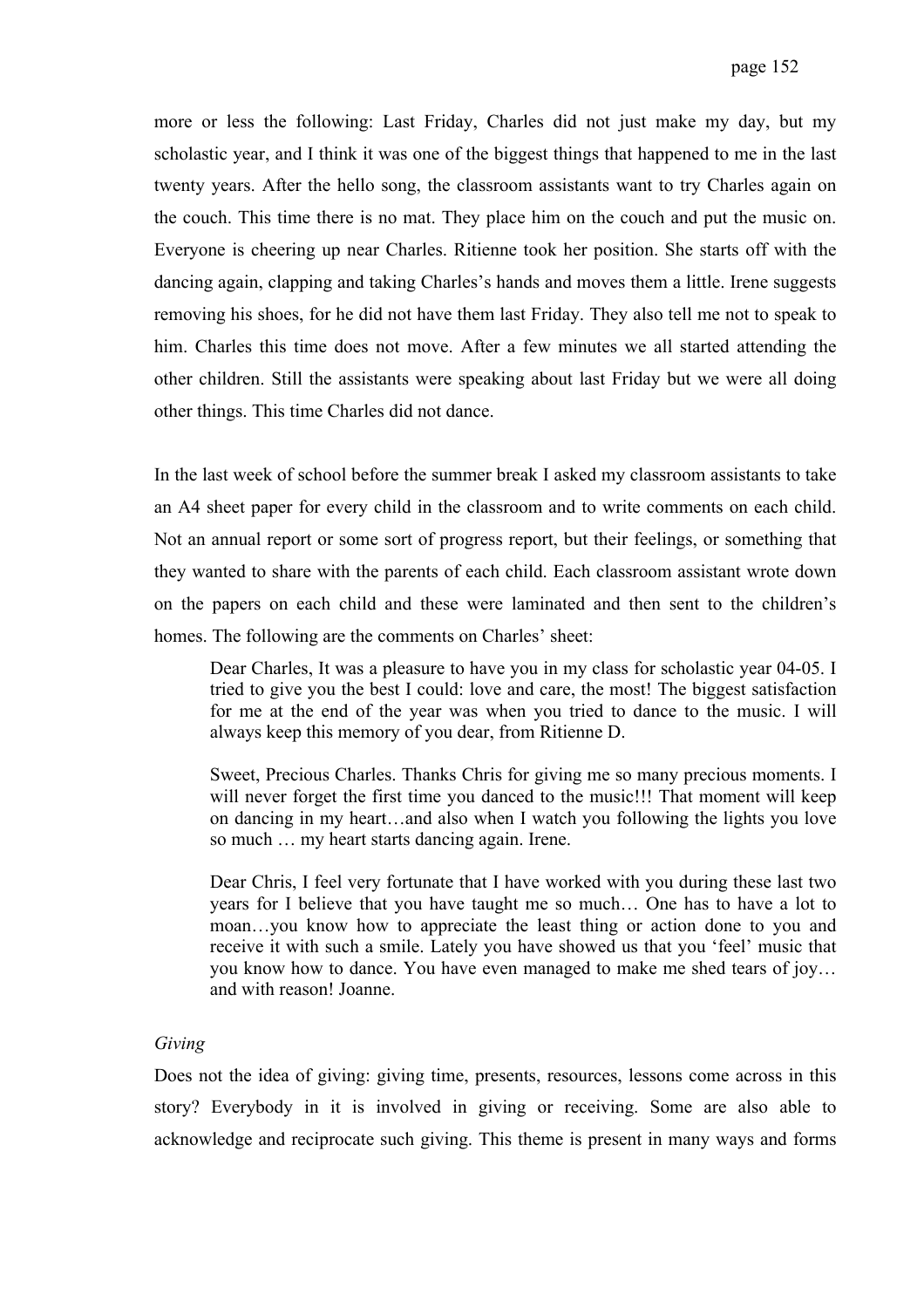more or less the following: Last Friday, Charles did not just make my day, but my scholastic year, and I think it was one of the biggest things that happened to me in the last twenty years. After the hello song, the classroom assistants want to try Charles again on the couch. This time there is no mat. They place him on the couch and put the music on. Everyone is cheering up near Charles. Ritienne took her position. She starts off with the dancing again, clapping and taking Charles's hands and moves them a little. Irene suggests removing his shoes, for he did not have them last Friday. They also tell me not to speak to him. Charles this time does not move. After a few minutes we all started attending the other children. Still the assistants were speaking about last Friday but we were all doing other things. This time Charles did not dance.

In the last week of school before the summer break I asked my classroom assistants to take an A4 sheet paper for every child in the classroom and to write comments on each child. Not an annual report or some sort of progress report, but their feelings, or something that they wanted to share with the parents of each child. Each classroom assistant wrote down on the papers on each child and these were laminated and then sent to the children's homes. The following are the comments on Charles' sheet:

> Dear Charles, It was a pleasure to have you in my class for scholastic year 04-05. I tried to give you the best I could: love and care, the most! The biggest satisfaction for me at the end of the year was when you tried to dance to the music. I will always keep this memory of you dear, from Ritienne D.
>
> Sweet, Precious Charles. Thanks Chris for giving me so many precious moments. I will never forget the first time you danced to the music!!! That moment will keep on dancing in my heart…and also when I watch you following the lights you love so much … my heart starts dancing again. Irene.
>
> Dear Chris, I feel very fortunate that I have worked with you during these last two years for I believe that you have taught me so much… One has to have a lot to moan…you know how to appreciate the least thing or action done to you and receive it with such a smile. Lately you have showed us that you 'feel' music that you know how to dance. You have even managed to make me shed tears of joy… and with reason! Joanne.

*Giving*

Does not the idea of giving: giving time, presents, resources, lessons come across in this story? Everybody in it is involved in giving or receiving. Some are also able to acknowledge and reciprocate such giving. This theme is present in many ways and forms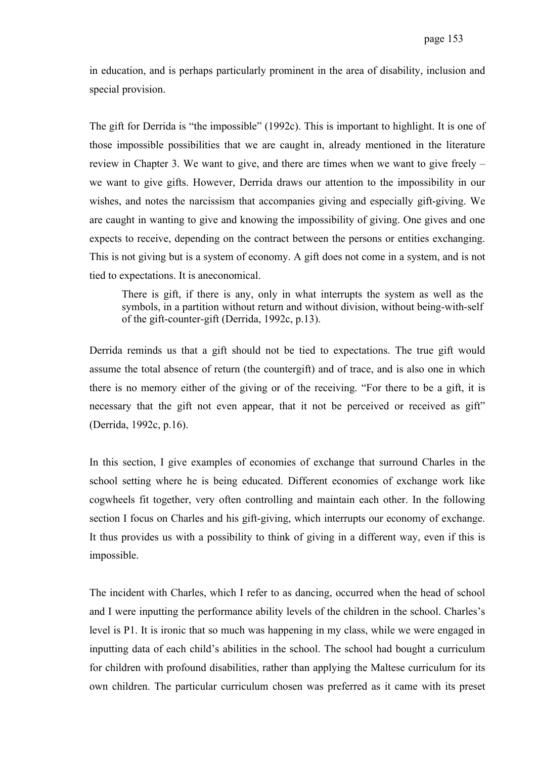in education, and is perhaps particularly prominent in the area of disability, inclusion and special provision.

The gift for Derrida is "the impossible" (1992c). This is important to highlight. It is one of those impossible possibilities that we are caught in, already mentioned in the literature review in Chapter 3. We want to give, and there are times when we want to give freely – we want to give gifts. However, Derrida draws our attention to the impossibility in our wishes, and notes the narcissism that accompanies giving and especially gift-giving. We are caught in wanting to give and knowing the impossibility of giving. One gives and one expects to receive, depending on the contract between the persons or entities exchanging. This is not giving but is a system of economy. A gift does not come in a system, and is not tied to expectations. It is aneconomical.

> There is gift, if there is any, only in what interrupts the system as well as the symbols, in a partition without return and without division, without being-with-self of the gift-counter-gift (Derrida, 1992c, p.13).

Derrida reminds us that a gift should not be tied to expectations. The true gift would assume the total absence of return (the countergift) and of trace, and is also one in which there is no memory either of the giving or of the receiving. "For there to be a gift, it is necessary that the gift not even appear, that it not be perceived or received as gift" (Derrida, 1992c, p.16).

In this section, I give examples of economies of exchange that surround Charles in the school setting where he is being educated. Different economies of exchange work like cogwheels fit together, very often controlling and maintain each other. In the following section I focus on Charles and his gift-giving, which interrupts our economy of exchange. It thus provides us with a possibility to think of giving in a different way, even if this is impossible.

The incident with Charles, which I refer to as dancing, occurred when the head of school and I were inputting the performance ability levels of the children in the school. Charles's level is P1. It is ironic that so much was happening in my class, while we were engaged in inputting data of each child's abilities in the school. The school had bought a curriculum for children with profound disabilities, rather than applying the Maltese curriculum for its own children. The particular curriculum chosen was preferred as it came with its preset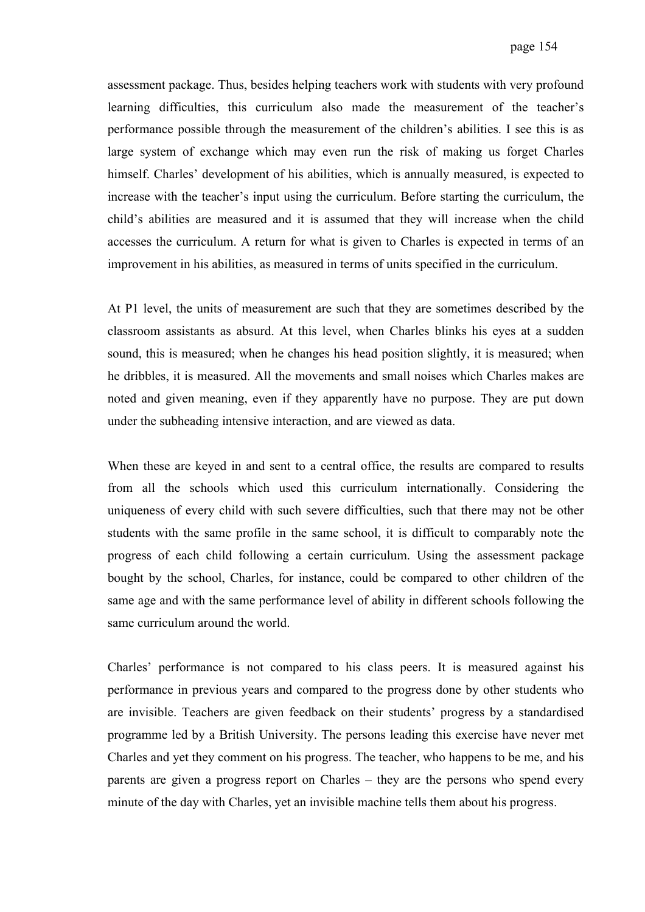assessment package. Thus, besides helping teachers work with students with very profound learning difficulties, this curriculum also made the measurement of the teacher's performance possible through the measurement of the children's abilities. I see this is as large system of exchange which may even run the risk of making us forget Charles himself. Charles' development of his abilities, which is annually measured, is expected to increase with the teacher's input using the curriculum. Before starting the curriculum, the child's abilities are measured and it is assumed that they will increase when the child accesses the curriculum. A return for what is given to Charles is expected in terms of an improvement in his abilities, as measured in terms of units specified in the curriculum.

At P1 level, the units of measurement are such that they are sometimes described by the classroom assistants as absurd. At this level, when Charles blinks his eyes at a sudden sound, this is measured; when he changes his head position slightly, it is measured; when he dribbles, it is measured. All the movements and small noises which Charles makes are noted and given meaning, even if they apparently have no purpose. They are put down under the subheading intensive interaction, and are viewed as data.

When these are keyed in and sent to a central office, the results are compared to results from all the schools which used this curriculum internationally. Considering the uniqueness of every child with such severe difficulties, such that there may not be other students with the same profile in the same school, it is difficult to comparably note the progress of each child following a certain curriculum. Using the assessment package bought by the school, Charles, for instance, could be compared to other children of the same age and with the same performance level of ability in different schools following the same curriculum around the world.

Charles' performance is not compared to his class peers. It is measured against his performance in previous years and compared to the progress done by other students who are invisible. Teachers are given feedback on their students' progress by a standardised programme led by a British University. The persons leading this exercise have never met Charles and yet they comment on his progress. The teacher, who happens to be me, and his parents are given a progress report on Charles – they are the persons who spend every minute of the day with Charles, yet an invisible machine tells them about his progress.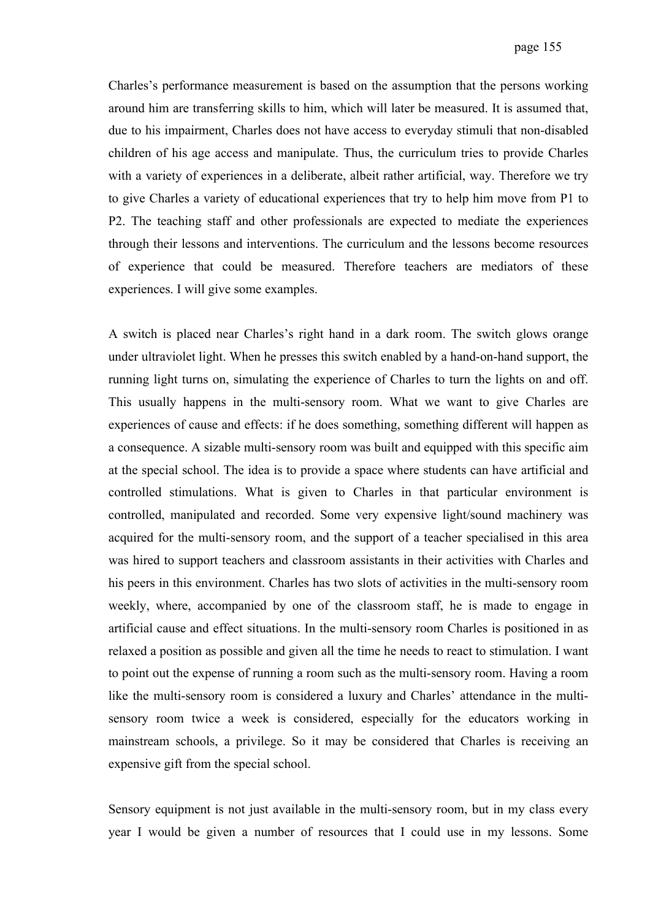Charles's performance measurement is based on the assumption that the persons working around him are transferring skills to him, which will later be measured. It is assumed that, due to his impairment, Charles does not have access to everyday stimuli that non-disabled children of his age access and manipulate. Thus, the curriculum tries to provide Charles with a variety of experiences in a deliberate, albeit rather artificial, way. Therefore we try to give Charles a variety of educational experiences that try to help him move from P1 to P2. The teaching staff and other professionals are expected to mediate the experiences through their lessons and interventions. The curriculum and the lessons become resources of experience that could be measured. Therefore teachers are mediators of these experiences. I will give some examples.

A switch is placed near Charles's right hand in a dark room. The switch glows orange under ultraviolet light. When he presses this switch enabled by a hand-on-hand support, the running light turns on, simulating the experience of Charles to turn the lights on and off. This usually happens in the multi-sensory room. What we want to give Charles are experiences of cause and effects: if he does something, something different will happen as a consequence. A sizable multi-sensory room was built and equipped with this specific aim at the special school. The idea is to provide a space where students can have artificial and controlled stimulations. What is given to Charles in that particular environment is controlled, manipulated and recorded. Some very expensive light/sound machinery was acquired for the multi-sensory room, and the support of a teacher specialised in this area was hired to support teachers and classroom assistants in their activities with Charles and his peers in this environment. Charles has two slots of activities in the multi-sensory room weekly, where, accompanied by one of the classroom staff, he is made to engage in artificial cause and effect situations. In the multi-sensory room Charles is positioned in as relaxed a position as possible and given all the time he needs to react to stimulation. I want to point out the expense of running a room such as the multi-sensory room. Having a room like the multi-sensory room is considered a luxury and Charles' attendance in the multi-sensory room twice a week is considered, especially for the educators working in mainstream schools, a privilege. So it may be considered that Charles is receiving an expensive gift from the special school.

Sensory equipment is not just available in the multi-sensory room, but in my class every year I would be given a number of resources that I could use in my lessons. Some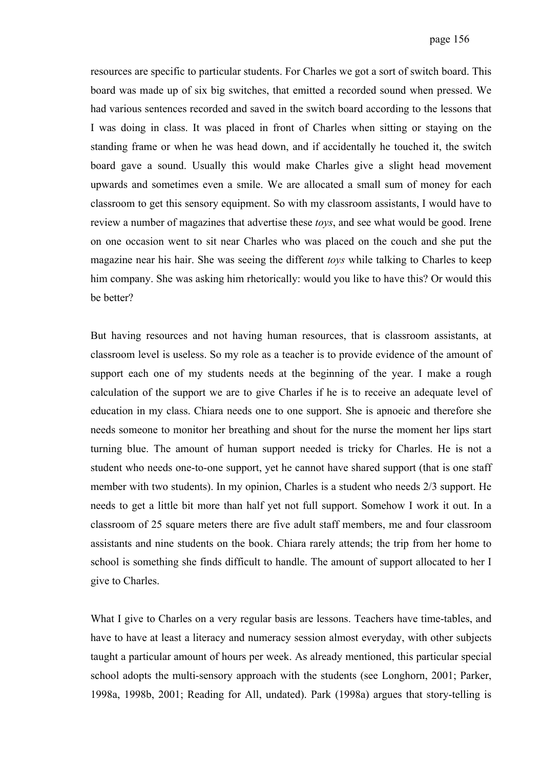resources are specific to particular students. For Charles we got a sort of switch board. This board was made up of six big switches, that emitted a recorded sound when pressed. We had various sentences recorded and saved in the switch board according to the lessons that I was doing in class. It was placed in front of Charles when sitting or staying on the standing frame or when he was head down, and if accidentally he touched it, the switch board gave a sound. Usually this would make Charles give a slight head movement upwards and sometimes even a smile. We are allocated a small sum of money for each classroom to get this sensory equipment. So with my classroom assistants, I would have to review a number of magazines that advertise these *toys*, and see what would be good. Irene on one occasion went to sit near Charles who was placed on the couch and she put the magazine near his hair. She was seeing the different *toys* while talking to Charles to keep him company. She was asking him rhetorically: would you like to have this? Or would this be better?

But having resources and not having human resources, that is classroom assistants, at classroom level is useless. So my role as a teacher is to provide evidence of the amount of support each one of my students needs at the beginning of the year. I make a rough calculation of the support we are to give Charles if he is to receive an adequate level of education in my class. Chiara needs one to one support. She is apnoeic and therefore she needs someone to monitor her breathing and shout for the nurse the moment her lips start turning blue. The amount of human support needed is tricky for Charles. He is not a student who needs one-to-one support, yet he cannot have shared support (that is one staff member with two students). In my opinion, Charles is a student who needs 2/3 support. He needs to get a little bit more than half yet not full support. Somehow I work it out. In a classroom of 25 square meters there are five adult staff members, me and four classroom assistants and nine students on the book. Chiara rarely attends; the trip from her home to school is something she finds difficult to handle. The amount of support allocated to her I give to Charles.

What I give to Charles on a very regular basis are lessons. Teachers have time-tables, and have to have at least a literacy and numeracy session almost everyday, with other subjects taught a particular amount of hours per week. As already mentioned, this particular special school adopts the multi-sensory approach with the students (see Longhorn, 2001; Parker, 1998a, 1998b, 2001; Reading for All, undated). Park (1998a) argues that story-telling is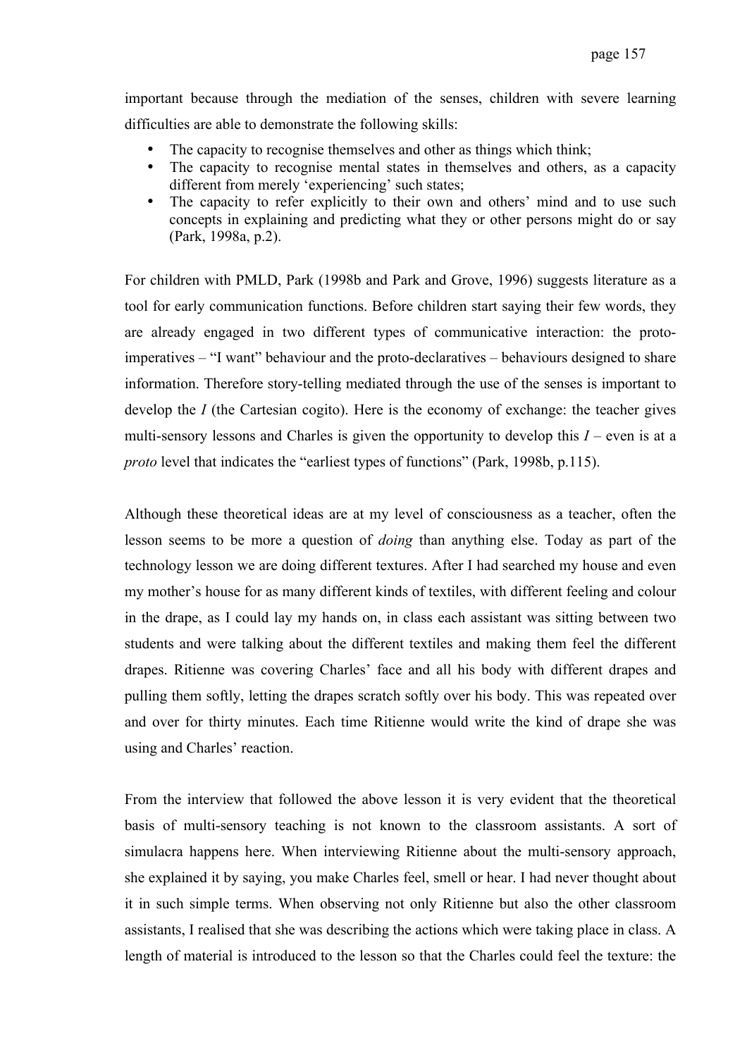important because through the mediation of the senses, children with severe learning difficulties are able to demonstrate the following skills:

- The capacity to recognise themselves and other as things which think;
- The capacity to recognise mental states in themselves and others, as a capacity different from merely 'experiencing' such states;
- The capacity to refer explicitly to their own and others' mind and to use such concepts in explaining and predicting what they or other persons might do or say (Park, 1998a, p.2).

For children with PMLD, Park (1998b and Park and Grove, 1996) suggests literature as a tool for early communication functions. Before children start saying their few words, they are already engaged in two different types of communicative interaction: the proto-imperatives – "I want" behaviour and the proto-declaratives – behaviours designed to share information. Therefore story-telling mediated through the use of the senses is important to develop the *I* (the Cartesian cogito). Here is the economy of exchange: the teacher gives multi-sensory lessons and Charles is given the opportunity to develop this *I* – even is at a *proto* level that indicates the "earliest types of functions" (Park, 1998b, p.115).

Although these theoretical ideas are at my level of consciousness as a teacher, often the lesson seems to be more a question of *doing* than anything else. Today as part of the technology lesson we are doing different textures. After I had searched my house and even my mother's house for as many different kinds of textiles, with different feeling and colour in the drape, as I could lay my hands on, in class each assistant was sitting between two students and were talking about the different textiles and making them feel the different drapes. Ritienne was covering Charles' face and all his body with different drapes and pulling them softly, letting the drapes scratch softly over his body. This was repeated over and over for thirty minutes. Each time Ritienne would write the kind of drape she was using and Charles' reaction.

From the interview that followed the above lesson it is very evident that the theoretical basis of multi-sensory teaching is not known to the classroom assistants. A sort of simulacra happens here. When interviewing Ritienne about the multi-sensory approach, she explained it by saying, you make Charles feel, smell or hear. I had never thought about it in such simple terms. When observing not only Ritienne but also the other classroom assistants, I realised that she was describing the actions which were taking place in class. A length of material is introduced to the lesson so that the Charles could feel the texture: the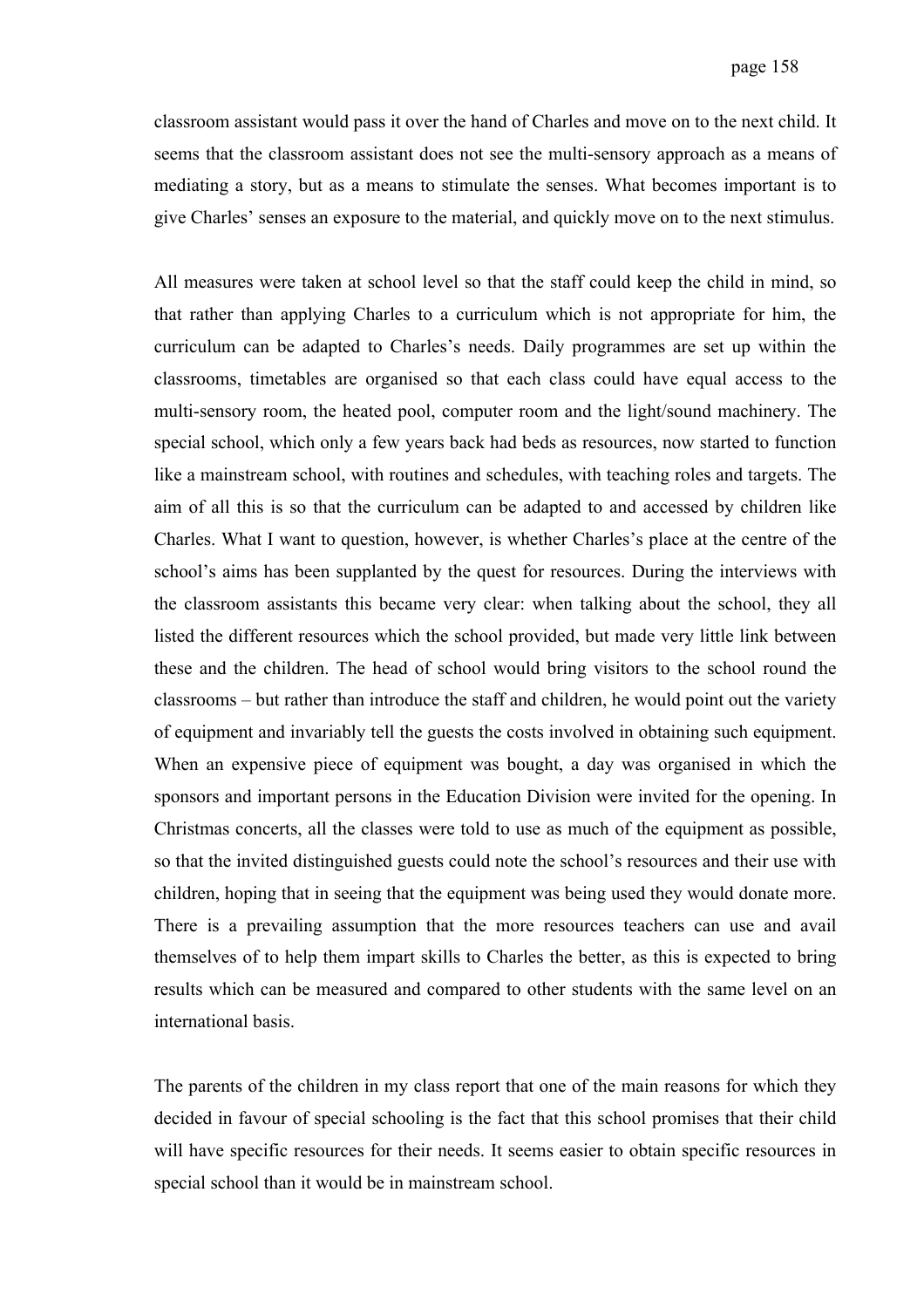classroom assistant would pass it over the hand of Charles and move on to the next child. It seems that the classroom assistant does not see the multi-sensory approach as a means of mediating a story, but as a means to stimulate the senses. What becomes important is to give Charles' senses an exposure to the material, and quickly move on to the next stimulus.

All measures were taken at school level so that the staff could keep the child in mind, so that rather than applying Charles to a curriculum which is not appropriate for him, the curriculum can be adapted to Charles's needs. Daily programmes are set up within the classrooms, timetables are organised so that each class could have equal access to the multi-sensory room, the heated pool, computer room and the light/sound machinery. The special school, which only a few years back had beds as resources, now started to function like a mainstream school, with routines and schedules, with teaching roles and targets. The aim of all this is so that the curriculum can be adapted to and accessed by children like Charles. What I want to question, however, is whether Charles's place at the centre of the school's aims has been supplanted by the quest for resources. During the interviews with the classroom assistants this became very clear: when talking about the school, they all listed the different resources which the school provided, but made very little link between these and the children. The head of school would bring visitors to the school round the classrooms – but rather than introduce the staff and children, he would point out the variety of equipment and invariably tell the guests the costs involved in obtaining such equipment. When an expensive piece of equipment was bought, a day was organised in which the sponsors and important persons in the Education Division were invited for the opening. In Christmas concerts, all the classes were told to use as much of the equipment as possible, so that the invited distinguished guests could note the school's resources and their use with children, hoping that in seeing that the equipment was being used they would donate more. There is a prevailing assumption that the more resources teachers can use and avail themselves of to help them impart skills to Charles the better, as this is expected to bring results which can be measured and compared to other students with the same level on an international basis.

The parents of the children in my class report that one of the main reasons for which they decided in favour of special schooling is the fact that this school promises that their child will have specific resources for their needs. It seems easier to obtain specific resources in special school than it would be in mainstream school.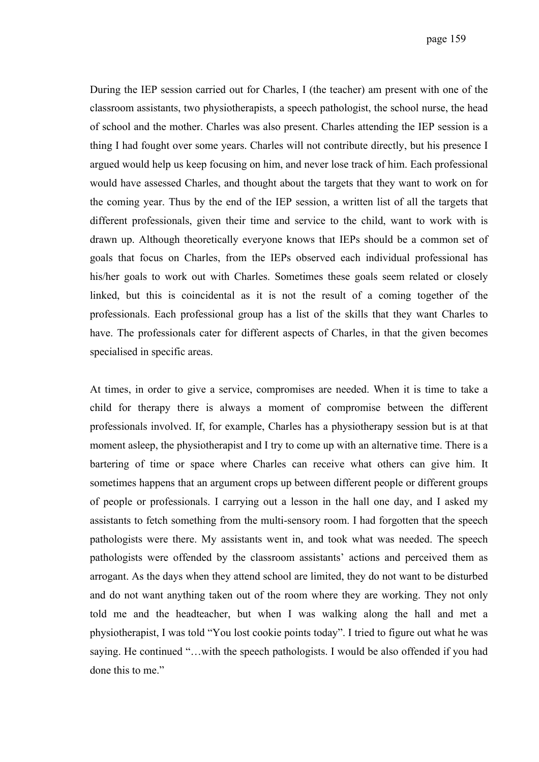During the IEP session carried out for Charles, I (the teacher) am present with one of the classroom assistants, two physiotherapists, a speech pathologist, the school nurse, the head of school and the mother. Charles was also present. Charles attending the IEP session is a thing I had fought over some years. Charles will not contribute directly, but his presence I argued would help us keep focusing on him, and never lose track of him. Each professional would have assessed Charles, and thought about the targets that they want to work on for the coming year. Thus by the end of the IEP session, a written list of all the targets that different professionals, given their time and service to the child, want to work with is drawn up. Although theoretically everyone knows that IEPs should be a common set of goals that focus on Charles, from the IEPs observed each individual professional has his/her goals to work out with Charles. Sometimes these goals seem related or closely linked, but this is coincidental as it is not the result of a coming together of the professionals. Each professional group has a list of the skills that they want Charles to have. The professionals cater for different aspects of Charles, in that the given becomes specialised in specific areas.

At times, in order to give a service, compromises are needed. When it is time to take a child for therapy there is always a moment of compromise between the different professionals involved. If, for example, Charles has a physiotherapy session but is at that moment asleep, the physiotherapist and I try to come up with an alternative time. There is a bartering of time or space where Charles can receive what others can give him. It sometimes happens that an argument crops up between different people or different groups of people or professionals. I carrying out a lesson in the hall one day, and I asked my assistants to fetch something from the multi-sensory room. I had forgotten that the speech pathologists were there. My assistants went in, and took what was needed. The speech pathologists were offended by the classroom assistants' actions and perceived them as arrogant. As the days when they attend school are limited, they do not want to be disturbed and do not want anything taken out of the room where they are working. They not only told me and the headteacher, but when I was walking along the hall and met a physiotherapist, I was told "You lost cookie points today". I tried to figure out what he was saying. He continued "…with the speech pathologists. I would be also offended if you had done this to me."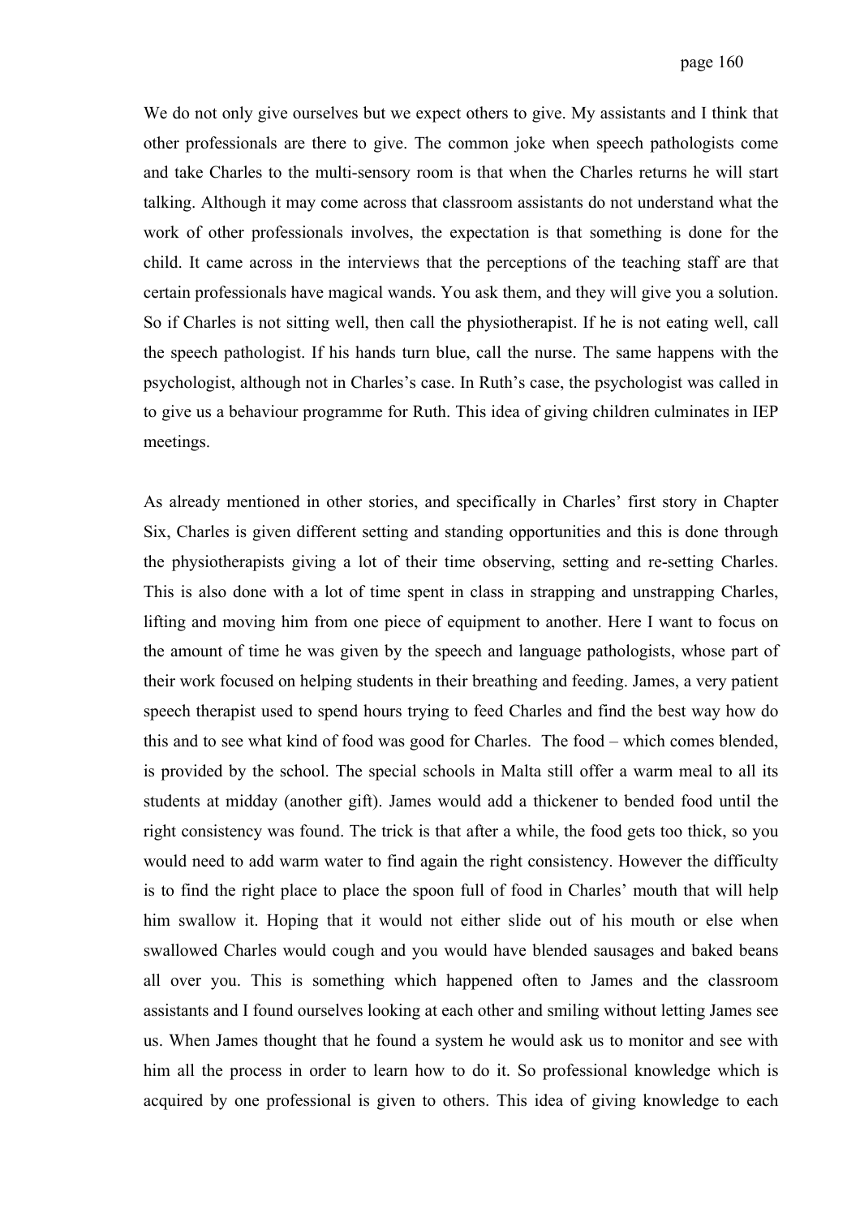We do not only give ourselves but we expect others to give. My assistants and I think that other professionals are there to give. The common joke when speech pathologists come and take Charles to the multi-sensory room is that when the Charles returns he will start talking. Although it may come across that classroom assistants do not understand what the work of other professionals involves, the expectation is that something is done for the child. It came across in the interviews that the perceptions of the teaching staff are that certain professionals have magical wands. You ask them, and they will give you a solution. So if Charles is not sitting well, then call the physiotherapist. If he is not eating well, call the speech pathologist. If his hands turn blue, call the nurse. The same happens with the psychologist, although not in Charles's case. In Ruth's case, the psychologist was called in to give us a behaviour programme for Ruth. This idea of giving children culminates in IEP meetings.

As already mentioned in other stories, and specifically in Charles' first story in Chapter Six, Charles is given different setting and standing opportunities and this is done through the physiotherapists giving a lot of their time observing, setting and re-setting Charles. This is also done with a lot of time spent in class in strapping and unstrapping Charles, lifting and moving him from one piece of equipment to another. Here I want to focus on the amount of time he was given by the speech and language pathologists, whose part of their work focused on helping students in their breathing and feeding. James, a very patient speech therapist used to spend hours trying to feed Charles and find the best way how do this and to see what kind of food was good for Charles. The food – which comes blended, is provided by the school. The special schools in Malta still offer a warm meal to all its students at midday (another gift). James would add a thickener to bended food until the right consistency was found. The trick is that after a while, the food gets too thick, so you would need to add warm water to find again the right consistency. However the difficulty is to find the right place to place the spoon full of food in Charles' mouth that will help him swallow it. Hoping that it would not either slide out of his mouth or else when swallowed Charles would cough and you would have blended sausages and baked beans all over you. This is something which happened often to James and the classroom assistants and I found ourselves looking at each other and smiling without letting James see us. When James thought that he found a system he would ask us to monitor and see with him all the process in order to learn how to do it. So professional knowledge which is acquired by one professional is given to others. This idea of giving knowledge to each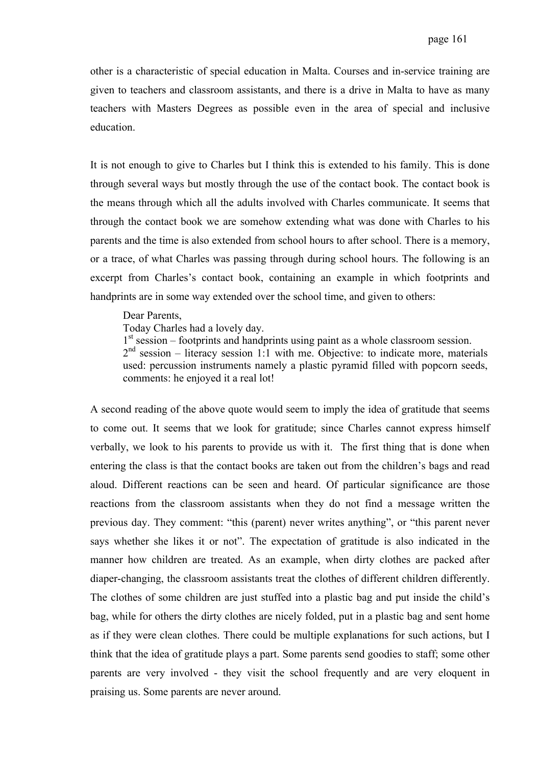other is a characteristic of special education in Malta. Courses and in-service training are given to teachers and classroom assistants, and there is a drive in Malta to have as many teachers with Masters Degrees as possible even in the area of special and inclusive education.

It is not enough to give to Charles but I think this is extended to his family. This is done through several ways but mostly through the use of the contact book. The contact book is the means through which all the adults involved with Charles communicate. It seems that through the contact book we are somehow extending what was done with Charles to his parents and the time is also extended from school hours to after school. There is a memory, or a trace, of what Charles was passing through during school hours. The following is an excerpt from Charles's contact book, containing an example in which footprints and handprints are in some way extended over the school time, and given to others:

> Dear Parents,
> Today Charles had a lovely day.
> 1st session – footprints and handprints using paint as a whole classroom session.
> 2nd session – literacy session 1:1 with me. Objective: to indicate more, materials used: percussion instruments namely a plastic pyramid filled with popcorn seeds, comments: he enjoyed it a real lot!

A second reading of the above quote would seem to imply the idea of gratitude that seems to come out. It seems that we look for gratitude; since Charles cannot express himself verbally, we look to his parents to provide us with it. The first thing that is done when entering the class is that the contact books are taken out from the children's bags and read aloud. Different reactions can be seen and heard. Of particular significance are those reactions from the classroom assistants when they do not find a message written the previous day. They comment: "this (parent) never writes anything", or "this parent never says whether she likes it or not". The expectation of gratitude is also indicated in the manner how children are treated. As an example, when dirty clothes are packed after diaper-changing, the classroom assistants treat the clothes of different children differently. The clothes of some children are just stuffed into a plastic bag and put inside the child's bag, while for others the dirty clothes are nicely folded, put in a plastic bag and sent home as if they were clean clothes. There could be multiple explanations for such actions, but I think that the idea of gratitude plays a part. Some parents send goodies to staff; some other parents are very involved - they visit the school frequently and are very eloquent in praising us. Some parents are never around.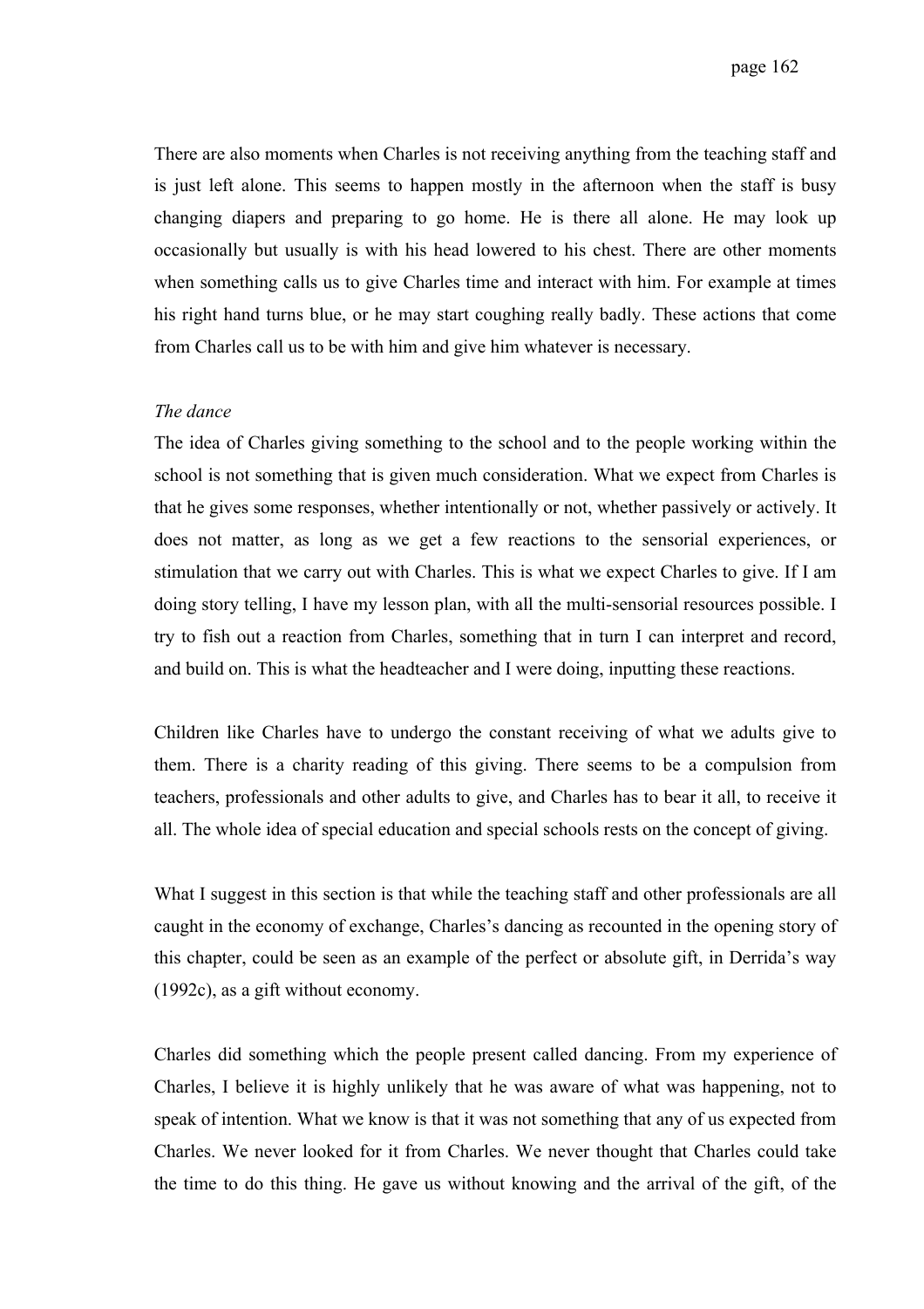There are also moments when Charles is not receiving anything from the teaching staff and is just left alone. This seems to happen mostly in the afternoon when the staff is busy changing diapers and preparing to go home. He is there all alone. He may look up occasionally but usually is with his head lowered to his chest. There are other moments when something calls us to give Charles time and interact with him. For example at times his right hand turns blue, or he may start coughing really badly. These actions that come from Charles call us to be with him and give him whatever is necessary.

*The dance*

The idea of Charles giving something to the school and to the people working within the school is not something that is given much consideration. What we expect from Charles is that he gives some responses, whether intentionally or not, whether passively or actively. It does not matter, as long as we get a few reactions to the sensorial experiences, or stimulation that we carry out with Charles. This is what we expect Charles to give. If I am doing story telling, I have my lesson plan, with all the multi-sensorial resources possible. I try to fish out a reaction from Charles, something that in turn I can interpret and record, and build on. This is what the headteacher and I were doing, inputting these reactions.

Children like Charles have to undergo the constant receiving of what we adults give to them. There is a charity reading of this giving. There seems to be a compulsion from teachers, professionals and other adults to give, and Charles has to bear it all, to receive it all. The whole idea of special education and special schools rests on the concept of giving.

What I suggest in this section is that while the teaching staff and other professionals are all caught in the economy of exchange, Charles's dancing as recounted in the opening story of this chapter, could be seen as an example of the perfect or absolute gift, in Derrida's way (1992c), as a gift without economy.

Charles did something which the people present called dancing. From my experience of Charles, I believe it is highly unlikely that he was aware of what was happening, not to speak of intention. What we know is that it was not something that any of us expected from Charles. We never looked for it from Charles. We never thought that Charles could take the time to do this thing. He gave us without knowing and the arrival of the gift, of the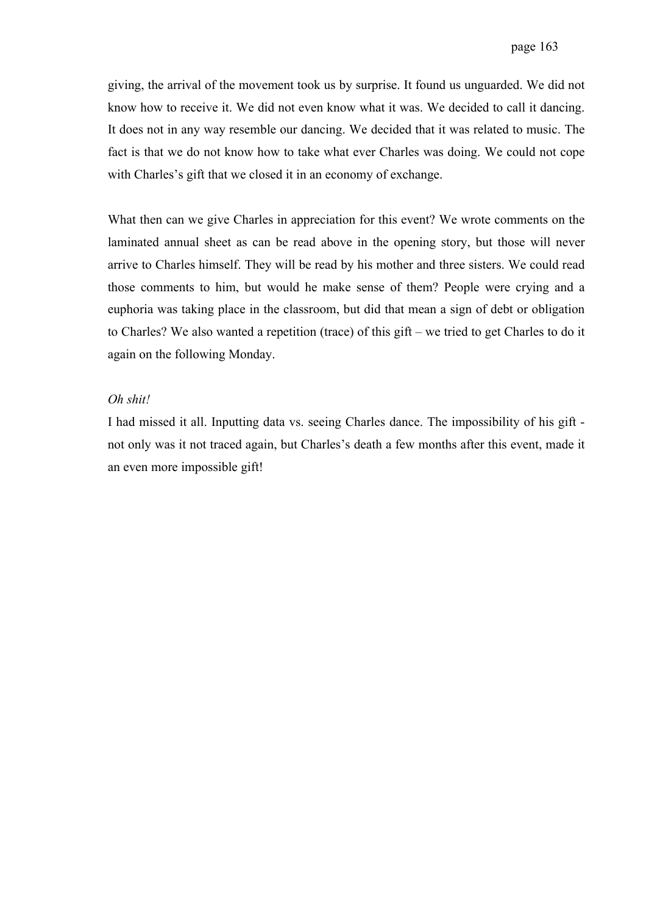giving, the arrival of the movement took us by surprise. It found us unguarded. We did not know how to receive it. We did not even know what it was. We decided to call it dancing. It does not in any way resemble our dancing. We decided that it was related to music. The fact is that we do not know how to take what ever Charles was doing. We could not cope with Charles's gift that we closed it in an economy of exchange.

What then can we give Charles in appreciation for this event? We wrote comments on the laminated annual sheet as can be read above in the opening story, but those will never arrive to Charles himself. They will be read by his mother and three sisters. We could read those comments to him, but would he make sense of them? People were crying and a euphoria was taking place in the classroom, but did that mean a sign of debt or obligation to Charles? We also wanted a repetition (trace) of this gift – we tried to get Charles to do it again on the following Monday.

*Oh shit!*

I had missed it all. Inputting data vs. seeing Charles dance. The impossibility of his gift - not only was it not traced again, but Charles's death a few months after this event, made it an even more impossible gift!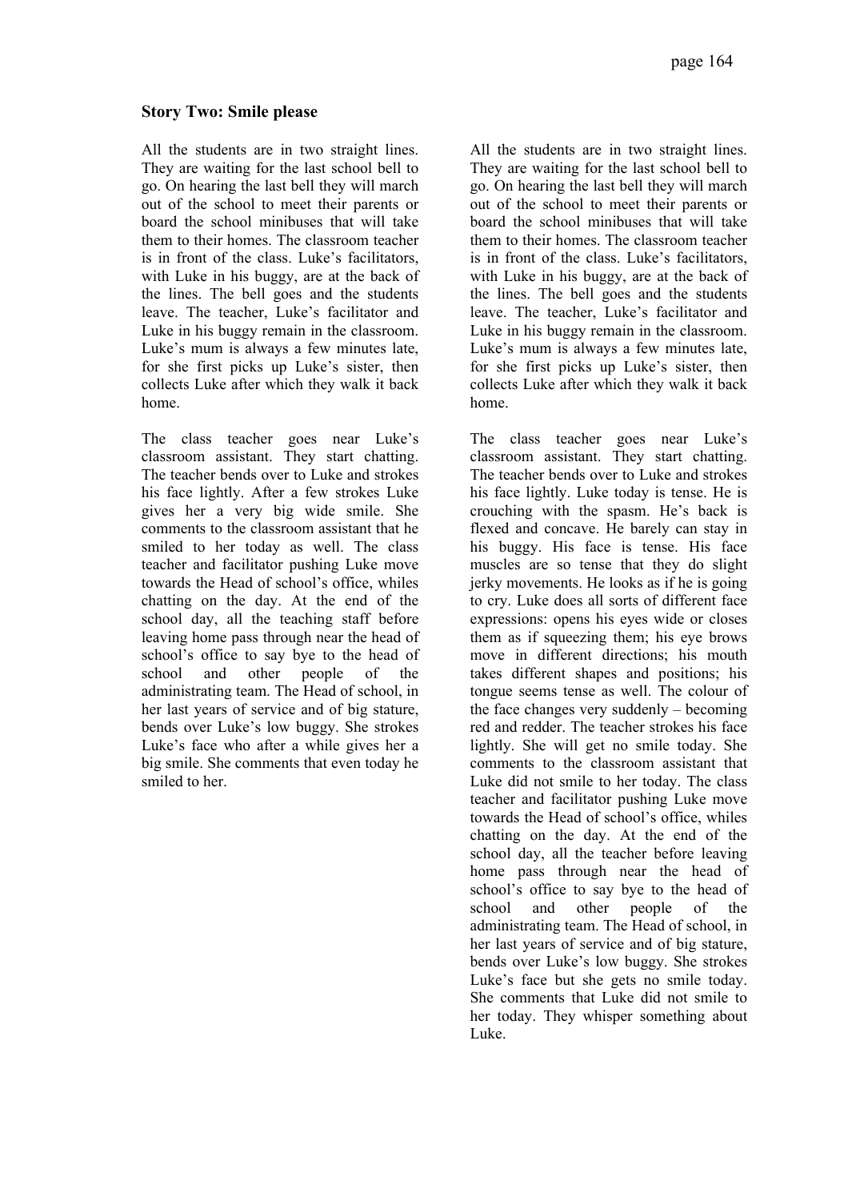### Story Two: Smile please

All the students are in two straight lines. They are waiting for the last school bell to go. On hearing the last bell they will march out of the school to meet their parents or board the school minibuses that will take them to their homes. The classroom teacher is in front of the class. Luke's facilitators, with Luke in his buggy, are at the back of the lines. The bell goes and the students leave. The teacher, Luke's facilitator and Luke in his buggy remain in the classroom. Luke's mum is always a few minutes late, for she first picks up Luke's sister, then collects Luke after which they walk it back home.

The class teacher goes near Luke's classroom assistant. They start chatting. The teacher bends over to Luke and strokes his face lightly. After a few strokes Luke gives her a very big wide smile. She comments to the classroom assistant that he smiled to her today as well. The class teacher and facilitator pushing Luke move towards the Head of school's office, whiles chatting on the day. At the end of the school day, all the teaching staff before leaving home pass through near the head of school's office to say bye to the head of school and other people of the administrating team. The Head of school, in her last years of service and of big stature, bends over Luke's low buggy. She strokes Luke's face who after a while gives her a big smile. She comments that even today he smiled to her.

All the students are in two straight lines. They are waiting for the last school bell to go. On hearing the last bell they will march out of the school to meet their parents or board the school minibuses that will take them to their homes. The classroom teacher is in front of the class. Luke's facilitators, with Luke in his buggy, are at the back of the lines. The bell goes and the students leave. The teacher, Luke's facilitator and Luke in his buggy remain in the classroom. Luke's mum is always a few minutes late, for she first picks up Luke's sister, then collects Luke after which they walk it back home.

The class teacher goes near Luke's classroom assistant. They start chatting. The teacher bends over to Luke and strokes his face lightly. Luke today is tense. He is crouching with the spasm. He's back is flexed and concave. He barely can stay in his buggy. His face is tense. His face muscles are so tense that they do slight jerky movements. He looks as if he is going to cry. Luke does all sorts of different face expressions: opens his eyes wide or closes them as if squeezing them; his eye brows move in different directions; his mouth takes different shapes and positions; his tongue seems tense as well. The colour of the face changes very suddenly – becoming red and redder. The teacher strokes his face lightly. She will get no smile today. She comments to the classroom assistant that Luke did not smile to her today. The class teacher and facilitator pushing Luke move towards the Head of school's office, whiles chatting on the day. At the end of the school day, all the teacher before leaving home pass through near the head of school's office to say bye to the head of school and other people of the administrating team. The Head of school, in her last years of service and of big stature, bends over Luke's low buggy. She strokes Luke's face but she gets no smile today. She comments that Luke did not smile to her today. They whisper something about Luke.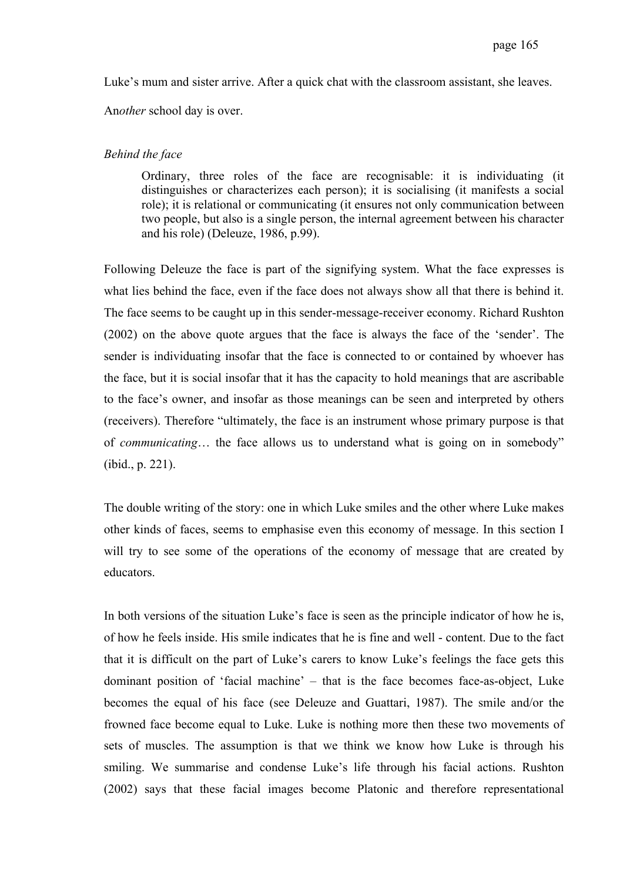Luke's mum and sister arrive. After a quick chat with the classroom assistant, she leaves.

An*other* school day is over.

*Behind the face*

> Ordinary, three roles of the face are recognisable: it is individuating (it distinguishes or characterizes each person); it is socialising (it manifests a social role); it is relational or communicating (it ensures not only communication between two people, but also is a single person, the internal agreement between his character and his role) (Deleuze, 1986, p.99).

Following Deleuze the face is part of the signifying system. What the face expresses is what lies behind the face, even if the face does not always show all that there is behind it. The face seems to be caught up in this sender-message-receiver economy. Richard Rushton (2002) on the above quote argues that the face is always the face of the 'sender'. The sender is individuating insofar that the face is connected to or contained by whoever has the face, but it is social insofar that it has the capacity to hold meanings that are ascribable to the face's owner, and insofar as those meanings can be seen and interpreted by others (receivers). Therefore "ultimately, the face is an instrument whose primary purpose is that of *communicating*… the face allows us to understand what is going on in somebody" (ibid., p. 221).

The double writing of the story: one in which Luke smiles and the other where Luke makes other kinds of faces, seems to emphasise even this economy of message. In this section I will try to see some of the operations of the economy of message that are created by educators.

In both versions of the situation Luke's face is seen as the principle indicator of how he is, of how he feels inside. His smile indicates that he is fine and well - content. Due to the fact that it is difficult on the part of Luke's carers to know Luke's feelings the face gets this dominant position of 'facial machine' – that is the face becomes face-as-object, Luke becomes the equal of his face (see Deleuze and Guattari, 1987). The smile and/or the frowned face become equal to Luke. Luke is nothing more then these two movements of sets of muscles. The assumption is that we think we know how Luke is through his smiling. We summarise and condense Luke's life through his facial actions. Rushton (2002) says that these facial images become Platonic and therefore representational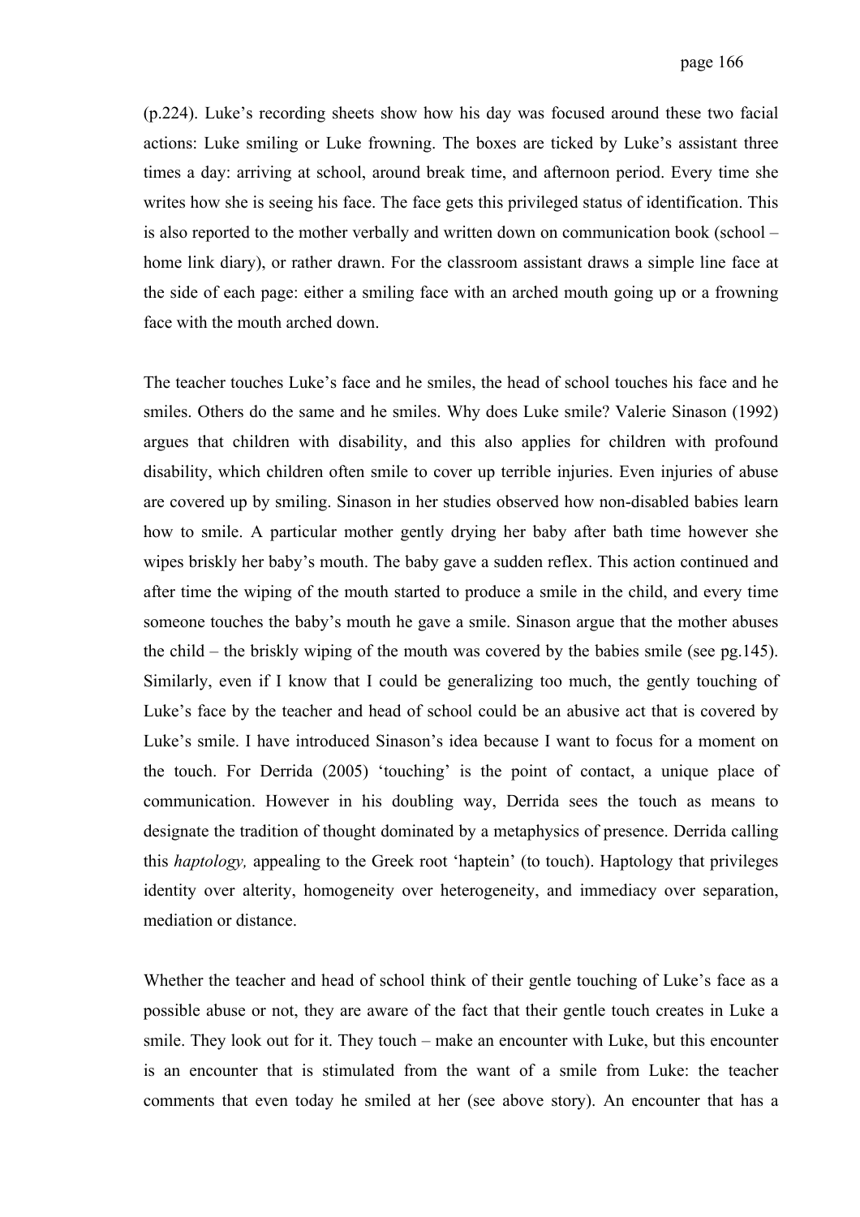(p.224). Luke's recording sheets show how his day was focused around these two facial actions: Luke smiling or Luke frowning. The boxes are ticked by Luke's assistant three times a day: arriving at school, around break time, and afternoon period. Every time she writes how she is seeing his face. The face gets this privileged status of identification. This is also reported to the mother verbally and written down on communication book (school – home link diary), or rather drawn. For the classroom assistant draws a simple line face at the side of each page: either a smiling face with an arched mouth going up or a frowning face with the mouth arched down.

The teacher touches Luke's face and he smiles, the head of school touches his face and he smiles. Others do the same and he smiles. Why does Luke smile? Valerie Sinason (1992) argues that children with disability, and this also applies for children with profound disability, which children often smile to cover up terrible injuries. Even injuries of abuse are covered up by smiling. Sinason in her studies observed how non-disabled babies learn how to smile. A particular mother gently drying her baby after bath time however she wipes briskly her baby's mouth. The baby gave a sudden reflex. This action continued and after time the wiping of the mouth started to produce a smile in the child, and every time someone touches the baby's mouth he gave a smile. Sinason argue that the mother abuses the child – the briskly wiping of the mouth was covered by the babies smile (see pg.145). Similarly, even if I know that I could be generalizing too much, the gently touching of Luke's face by the teacher and head of school could be an abusive act that is covered by Luke's smile. I have introduced Sinason's idea because I want to focus for a moment on the touch. For Derrida (2005) 'touching' is the point of contact, a unique place of communication. However in his doubling way, Derrida sees the touch as means to designate the tradition of thought dominated by a metaphysics of presence. Derrida calling this *haptology,* appealing to the Greek root 'haptein' (to touch). Haptology that privileges identity over alterity, homogeneity over heterogeneity, and immediacy over separation, mediation or distance.

Whether the teacher and head of school think of their gentle touching of Luke's face as a possible abuse or not, they are aware of the fact that their gentle touch creates in Luke a smile. They look out for it. They touch – make an encounter with Luke, but this encounter is an encounter that is stimulated from the want of a smile from Luke: the teacher comments that even today he smiled at her (see above story). An encounter that has a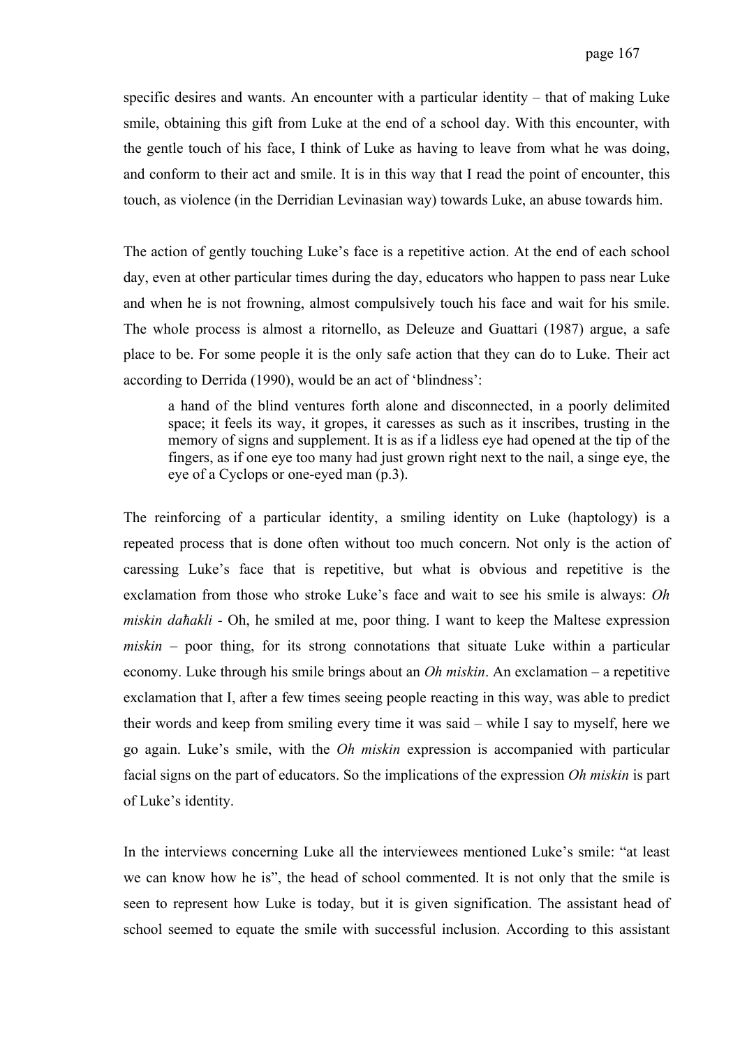specific desires and wants. An encounter with a particular identity – that of making Luke smile, obtaining this gift from Luke at the end of a school day. With this encounter, with the gentle touch of his face, I think of Luke as having to leave from what he was doing, and conform to their act and smile. It is in this way that I read the point of encounter, this touch, as violence (in the Derridian Levinasian way) towards Luke, an abuse towards him.

The action of gently touching Luke's face is a repetitive action. At the end of each school day, even at other particular times during the day, educators who happen to pass near Luke and when he is not frowning, almost compulsively touch his face and wait for his smile. The whole process is almost a ritornello, as Deleuze and Guattari (1987) argue, a safe place to be. For some people it is the only safe action that they can do to Luke. Their act according to Derrida (1990), would be an act of 'blindness':

> a hand of the blind ventures forth alone and disconnected, in a poorly delimited space; it feels its way, it gropes, it caresses as such as it inscribes, trusting in the memory of signs and supplement. It is as if a lidless eye had opened at the tip of the fingers, as if one eye too many had just grown right next to the nail, a singe eye, the eye of a Cyclops or one-eyed man (p.3).

The reinforcing of a particular identity, a smiling identity on Luke (haptology) is a repeated process that is done often without too much concern. Not only is the action of caressing Luke's face that is repetitive, but what is obvious and repetitive is the exclamation from those who stroke Luke's face and wait to see his smile is always: *Oh miskin daħakli* - Oh, he smiled at me, poor thing. I want to keep the Maltese expression *miskin* – poor thing, for its strong connotations that situate Luke within a particular economy. Luke through his smile brings about an *Oh miskin*. An exclamation – a repetitive exclamation that I, after a few times seeing people reacting in this way, was able to predict their words and keep from smiling every time it was said – while I say to myself, here we go again. Luke's smile, with the *Oh miskin* expression is accompanied with particular facial signs on the part of educators. So the implications of the expression *Oh miskin* is part of Luke's identity.

In the interviews concerning Luke all the interviewees mentioned Luke's smile: "at least we can know how he is", the head of school commented. It is not only that the smile is seen to represent how Luke is today, but it is given signification. The assistant head of school seemed to equate the smile with successful inclusion. According to this assistant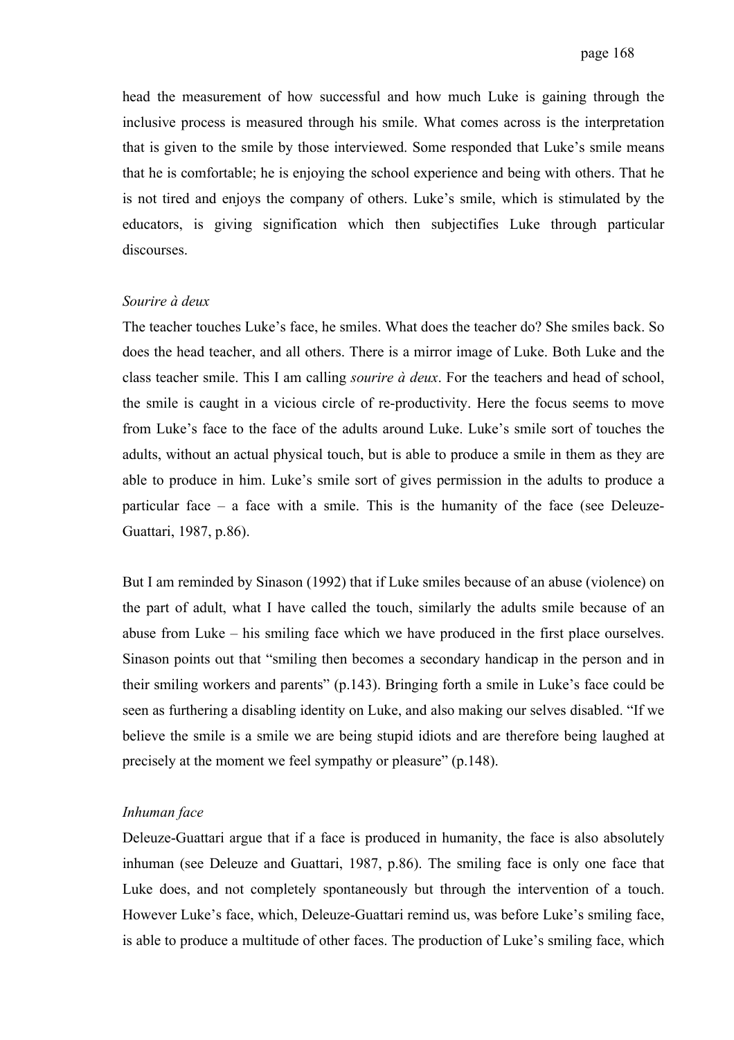head the measurement of how successful and how much Luke is gaining through the inclusive process is measured through his smile. What comes across is the interpretation that is given to the smile by those interviewed. Some responded that Luke's smile means that he is comfortable; he is enjoying the school experience and being with others. That he is not tired and enjoys the company of others. Luke's smile, which is stimulated by the educators, is giving signification which then subjectifies Luke through particular discourses.

*Sourire à deux*

The teacher touches Luke's face, he smiles. What does the teacher do? She smiles back. So does the head teacher, and all others. There is a mirror image of Luke. Both Luke and the class teacher smile. This I am calling *sourire à deux*. For the teachers and head of school, the smile is caught in a vicious circle of re-productivity. Here the focus seems to move from Luke's face to the face of the adults around Luke. Luke's smile sort of touches the adults, without an actual physical touch, but is able to produce a smile in them as they are able to produce in him. Luke's smile sort of gives permission in the adults to produce a particular face – a face with a smile. This is the humanity of the face (see Deleuze-Guattari, 1987, p.86).

But I am reminded by Sinason (1992) that if Luke smiles because of an abuse (violence) on the part of adult, what I have called the touch, similarly the adults smile because of an abuse from Luke – his smiling face which we have produced in the first place ourselves. Sinason points out that "smiling then becomes a secondary handicap in the person and in their smiling workers and parents" (p.143). Bringing forth a smile in Luke's face could be seen as furthering a disabling identity on Luke, and also making our selves disabled. "If we believe the smile is a smile we are being stupid idiots and are therefore being laughed at precisely at the moment we feel sympathy or pleasure" (p.148).

*Inhuman face*

Deleuze-Guattari argue that if a face is produced in humanity, the face is also absolutely inhuman (see Deleuze and Guattari, 1987, p.86). The smiling face is only one face that Luke does, and not completely spontaneously but through the intervention of a touch. However Luke's face, which, Deleuze-Guattari remind us, was before Luke's smiling face, is able to produce a multitude of other faces. The production of Luke's smiling face, which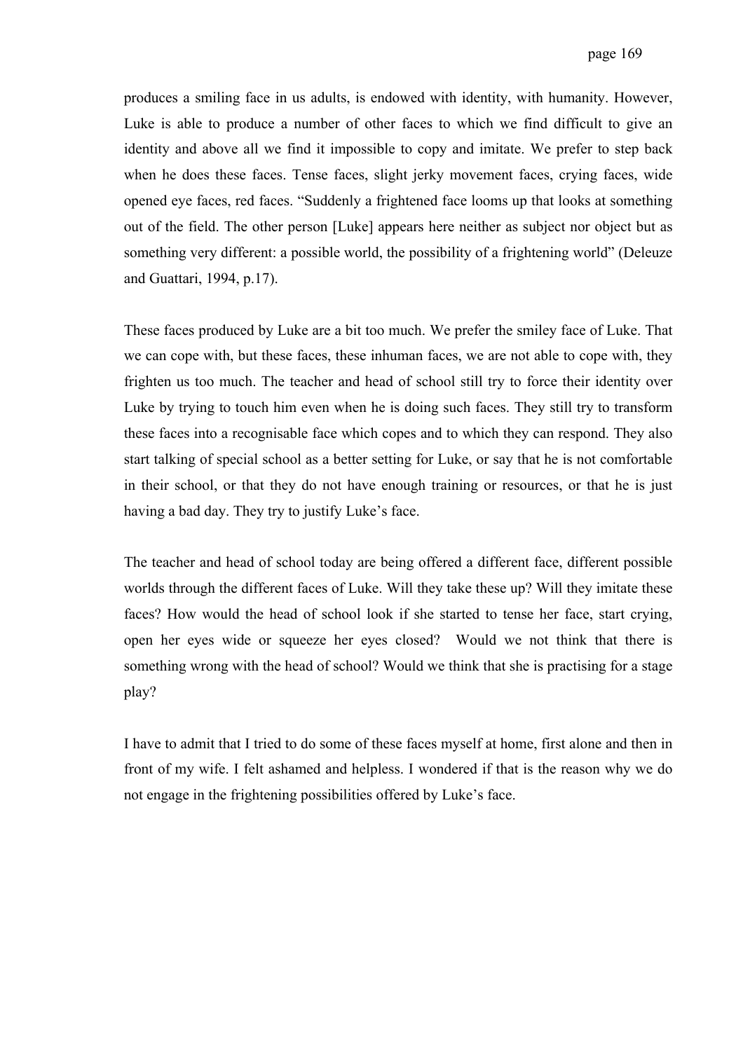produces a smiling face in us adults, is endowed with identity, with humanity. However, Luke is able to produce a number of other faces to which we find difficult to give an identity and above all we find it impossible to copy and imitate. We prefer to step back when he does these faces. Tense faces, slight jerky movement faces, crying faces, wide opened eye faces, red faces. "Suddenly a frightened face looms up that looks at something out of the field. The other person [Luke] appears here neither as subject nor object but as something very different: a possible world, the possibility of a frightening world" (Deleuze and Guattari, 1994, p.17).

These faces produced by Luke are a bit too much. We prefer the smiley face of Luke. That we can cope with, but these faces, these inhuman faces, we are not able to cope with, they frighten us too much. The teacher and head of school still try to force their identity over Luke by trying to touch him even when he is doing such faces. They still try to transform these faces into a recognisable face which copes and to which they can respond. They also start talking of special school as a better setting for Luke, or say that he is not comfortable in their school, or that they do not have enough training or resources, or that he is just having a bad day. They try to justify Luke's face.

The teacher and head of school today are being offered a different face, different possible worlds through the different faces of Luke. Will they take these up? Will they imitate these faces? How would the head of school look if she started to tense her face, start crying, open her eyes wide or squeeze her eyes closed? Would we not think that there is something wrong with the head of school? Would we think that she is practising for a stage play?

I have to admit that I tried to do some of these faces myself at home, first alone and then in front of my wife. I felt ashamed and helpless. I wondered if that is the reason why we do not engage in the frightening possibilities offered by Luke's face.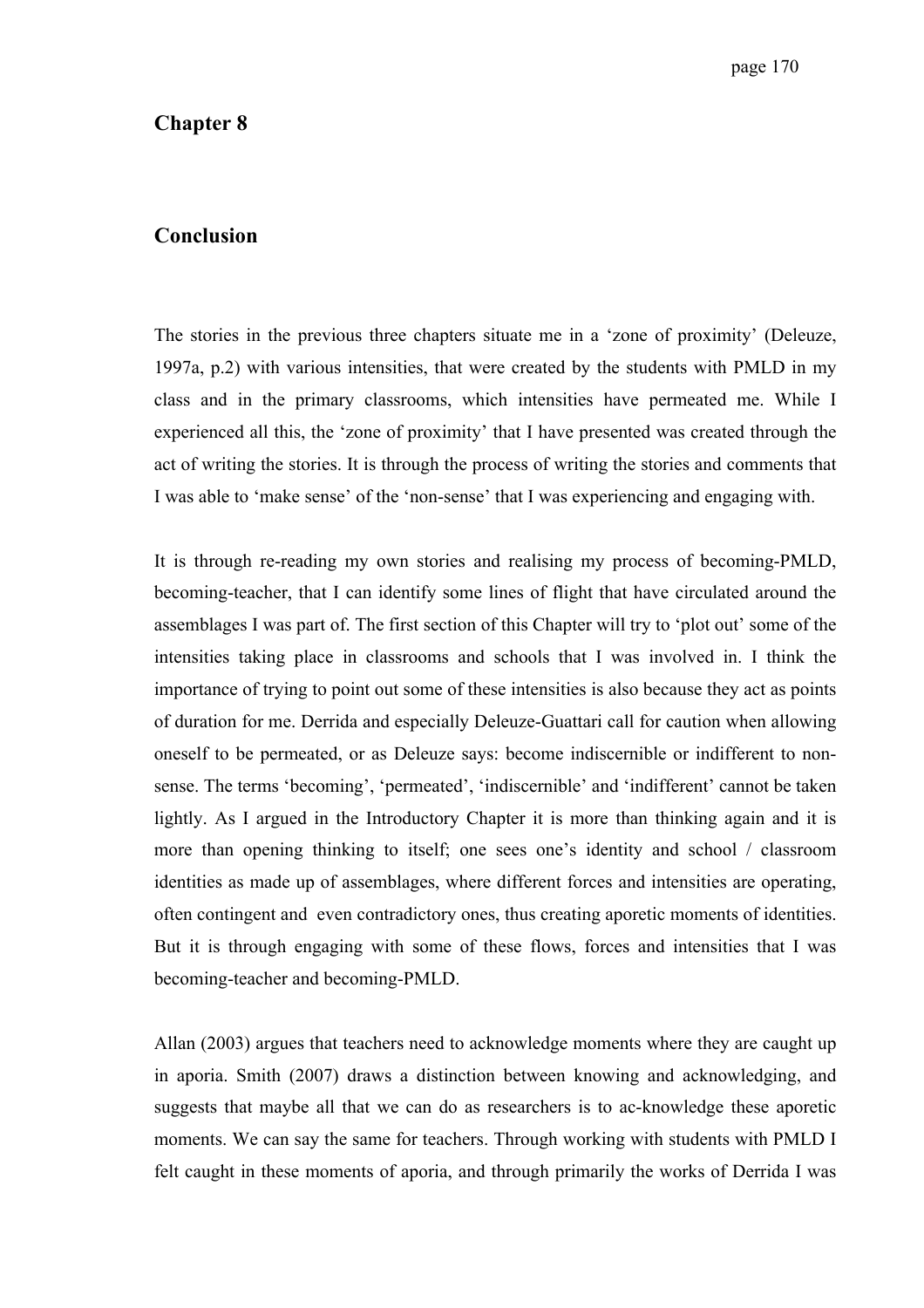# Chapter 8

## Conclusion

The stories in the previous three chapters situate me in a 'zone of proximity' (Deleuze, 1997a, p.2) with various intensities, that were created by the students with PMLD in my class and in the primary classrooms, which intensities have permeated me. While I experienced all this, the 'zone of proximity' that I have presented was created through the act of writing the stories. It is through the process of writing the stories and comments that I was able to 'make sense' of the 'non-sense' that I was experiencing and engaging with.

It is through re-reading my own stories and realising my process of becoming-PMLD, becoming-teacher, that I can identify some lines of flight that have circulated around the assemblages I was part of. The first section of this Chapter will try to 'plot out' some of the intensities taking place in classrooms and schools that I was involved in. I think the importance of trying to point out some of these intensities is also because they act as points of duration for me. Derrida and especially Deleuze-Guattari call for caution when allowing oneself to be permeated, or as Deleuze says: become indiscernible or indifferent to non-sense. The terms 'becoming', 'permeated', 'indiscernible' and 'indifferent' cannot be taken lightly. As I argued in the Introductory Chapter it is more than thinking again and it is more than opening thinking to itself; one sees one's identity and school / classroom identities as made up of assemblages, where different forces and intensities are operating, often contingent and even contradictory ones, thus creating aporetic moments of identities. But it is through engaging with some of these flows, forces and intensities that I was becoming-teacher and becoming-PMLD.

Allan (2003) argues that teachers need to acknowledge moments where they are caught up in aporia. Smith (2007) draws a distinction between knowing and acknowledging, and suggests that maybe all that we can do as researchers is to ac-knowledge these aporetic moments. We can say the same for teachers. Through working with students with PMLD I felt caught in these moments of aporia, and through primarily the works of Derrida I was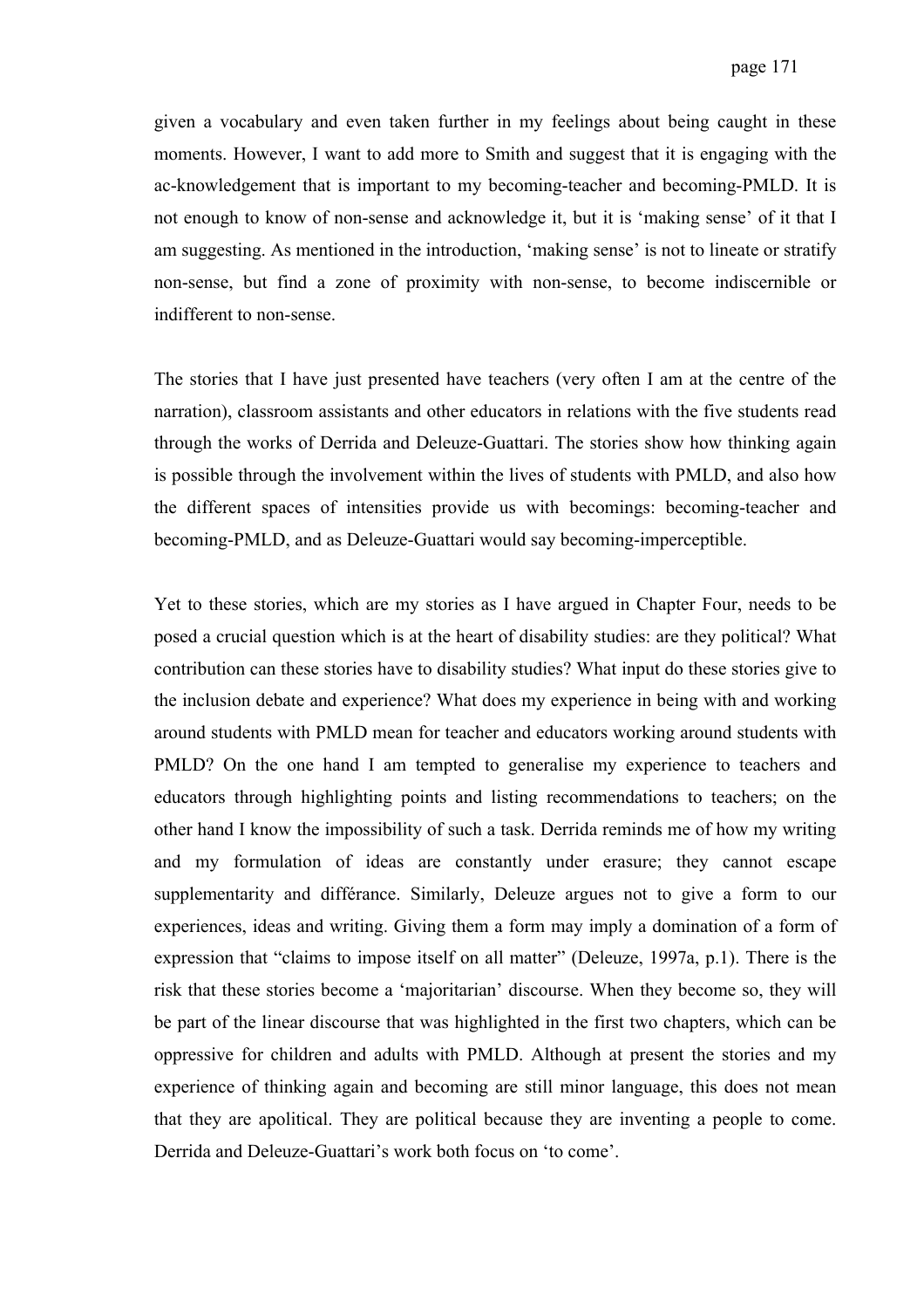given a vocabulary and even taken further in my feelings about being caught in these moments. However, I want to add more to Smith and suggest that it is engaging with the ac-knowledgement that is important to my becoming-teacher and becoming-PMLD. It is not enough to know of non-sense and acknowledge it, but it is 'making sense' of it that I am suggesting. As mentioned in the introduction, 'making sense' is not to lineate or stratify non-sense, but find a zone of proximity with non-sense, to become indiscernible or indifferent to non-sense.

The stories that I have just presented have teachers (very often I am at the centre of the narration), classroom assistants and other educators in relations with the five students read through the works of Derrida and Deleuze-Guattari. The stories show how thinking again is possible through the involvement within the lives of students with PMLD, and also how the different spaces of intensities provide us with becomings: becoming-teacher and becoming-PMLD, and as Deleuze-Guattari would say becoming-imperceptible.

Yet to these stories, which are my stories as I have argued in Chapter Four, needs to be posed a crucial question which is at the heart of disability studies: are they political? What contribution can these stories have to disability studies? What input do these stories give to the inclusion debate and experience? What does my experience in being with and working around students with PMLD mean for teacher and educators working around students with PMLD? On the one hand I am tempted to generalise my experience to teachers and educators through highlighting points and listing recommendations to teachers; on the other hand I know the impossibility of such a task. Derrida reminds me of how my writing and my formulation of ideas are constantly under erasure; they cannot escape supplementarity and différance. Similarly, Deleuze argues not to give a form to our experiences, ideas and writing. Giving them a form may imply a domination of a form of expression that "claims to impose itself on all matter" (Deleuze, 1997a, p.1). There is the risk that these stories become a 'majoritarian' discourse. When they become so, they will be part of the linear discourse that was highlighted in the first two chapters, which can be oppressive for children and adults with PMLD. Although at present the stories and my experience of thinking again and becoming are still minor language, this does not mean that they are apolitical. They are political because they are inventing a people to come. Derrida and Deleuze-Guattari's work both focus on 'to come'.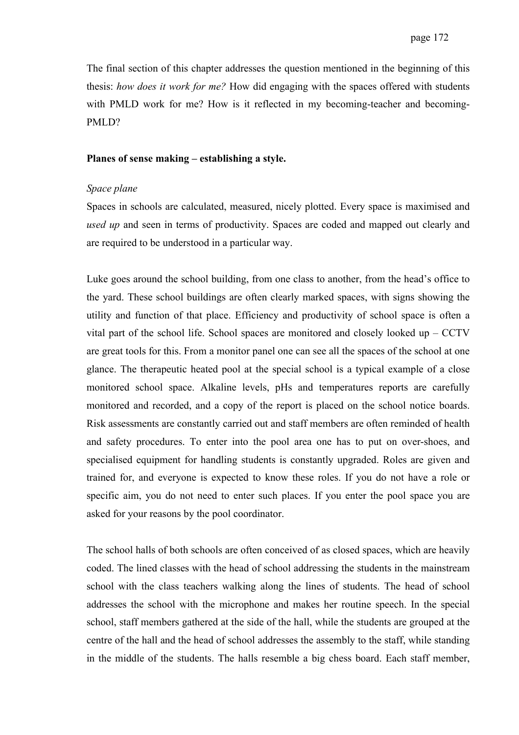The final section of this chapter addresses the question mentioned in the beginning of this thesis: *how does it work for me?* How did engaging with the spaces offered with students with PMLD work for me? How is it reflected in my becoming-teacher and becoming-PMLD?

**Planes of sense making – establishing a style.**

*Space plane*

Spaces in schools are calculated, measured, nicely plotted. Every space is maximised and *used up* and seen in terms of productivity. Spaces are coded and mapped out clearly and are required to be understood in a particular way.

Luke goes around the school building, from one class to another, from the head's office to the yard. These school buildings are often clearly marked spaces, with signs showing the utility and function of that place. Efficiency and productivity of school space is often a vital part of the school life. School spaces are monitored and closely looked up – CCTV are great tools for this. From a monitor panel one can see all the spaces of the school at one glance. The therapeutic heated pool at the special school is a typical example of a close monitored school space. Alkaline levels, pHs and temperatures reports are carefully monitored and recorded, and a copy of the report is placed on the school notice boards. Risk assessments are constantly carried out and staff members are often reminded of health and safety procedures. To enter into the pool area one has to put on over-shoes, and specialised equipment for handling students is constantly upgraded. Roles are given and trained for, and everyone is expected to know these roles. If you do not have a role or specific aim, you do not need to enter such places. If you enter the pool space you are asked for your reasons by the pool coordinator.

The school halls of both schools are often conceived of as closed spaces, which are heavily coded. The lined classes with the head of school addressing the students in the mainstream school with the class teachers walking along the lines of students. The head of school addresses the school with the microphone and makes her routine speech. In the special school, staff members gathered at the side of the hall, while the students are grouped at the centre of the hall and the head of school addresses the assembly to the staff, while standing in the middle of the students. The halls resemble a big chess board. Each staff member,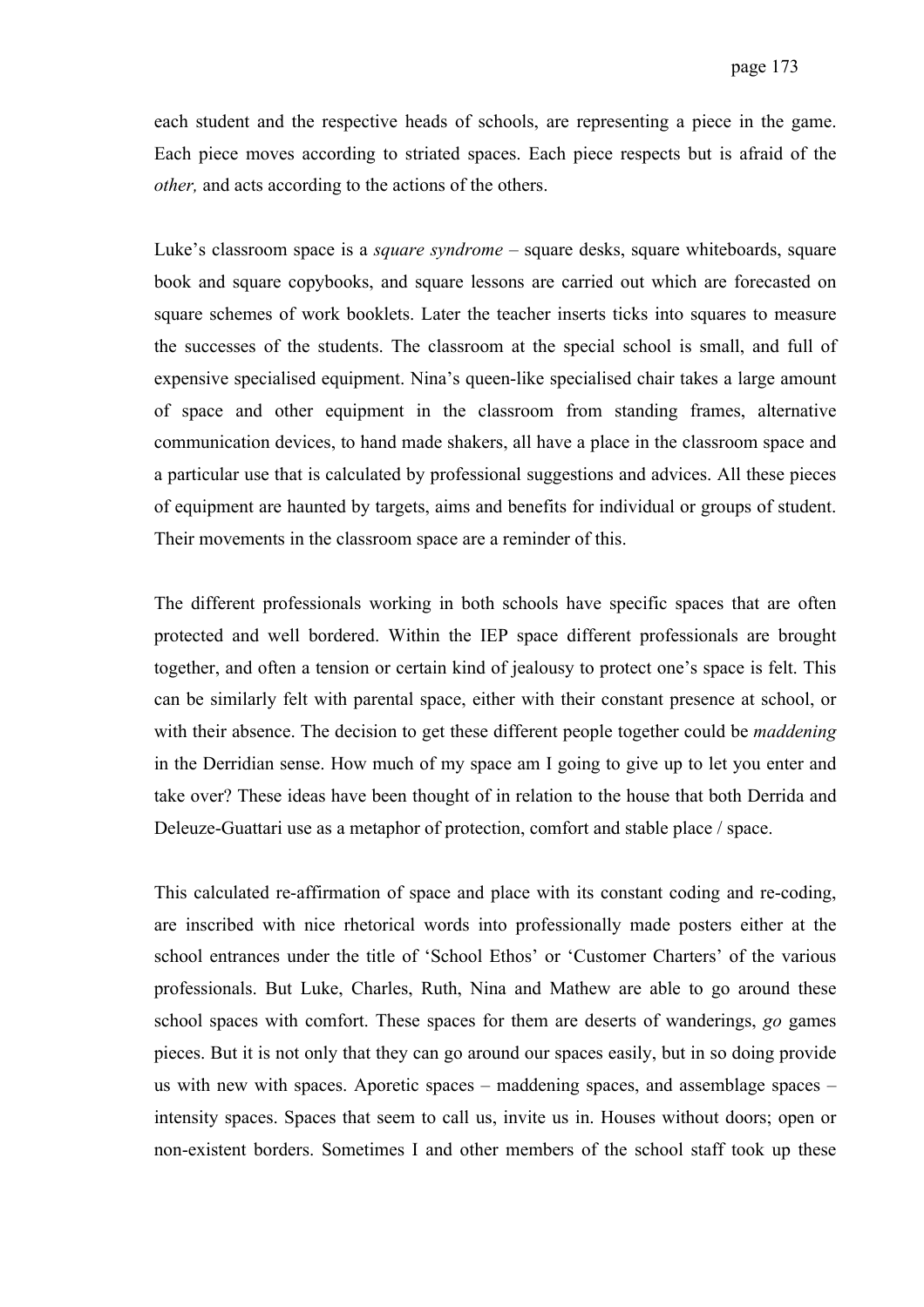each student and the respective heads of schools, are representing a piece in the game. Each piece moves according to striated spaces. Each piece respects but is afraid of the *other,* and acts according to the actions of the others.

Luke's classroom space is a *square syndrome* – square desks, square whiteboards, square book and square copybooks, and square lessons are carried out which are forecasted on square schemes of work booklets. Later the teacher inserts ticks into squares to measure the successes of the students. The classroom at the special school is small, and full of expensive specialised equipment. Nina's queen-like specialised chair takes a large amount of space and other equipment in the classroom from standing frames, alternative communication devices, to hand made shakers, all have a place in the classroom space and a particular use that is calculated by professional suggestions and advices. All these pieces of equipment are haunted by targets, aims and benefits for individual or groups of student. Their movements in the classroom space are a reminder of this.

The different professionals working in both schools have specific spaces that are often protected and well bordered. Within the IEP space different professionals are brought together, and often a tension or certain kind of jealousy to protect one's space is felt. This can be similarly felt with parental space, either with their constant presence at school, or with their absence. The decision to get these different people together could be *maddening* in the Derridian sense. How much of my space am I going to give up to let you enter and take over? These ideas have been thought of in relation to the house that both Derrida and Deleuze-Guattari use as a metaphor of protection, comfort and stable place / space.

This calculated re-affirmation of space and place with its constant coding and re-coding, are inscribed with nice rhetorical words into professionally made posters either at the school entrances under the title of 'School Ethos' or 'Customer Charters' of the various professionals. But Luke, Charles, Ruth, Nina and Mathew are able to go around these school spaces with comfort. These spaces for them are deserts of wanderings, *go* games pieces. But it is not only that they can go around our spaces easily, but in so doing provide us with new with spaces. Aporetic spaces – maddening spaces, and assemblage spaces – intensity spaces. Spaces that seem to call us, invite us in. Houses without doors; open or non-existent borders. Sometimes I and other members of the school staff took up these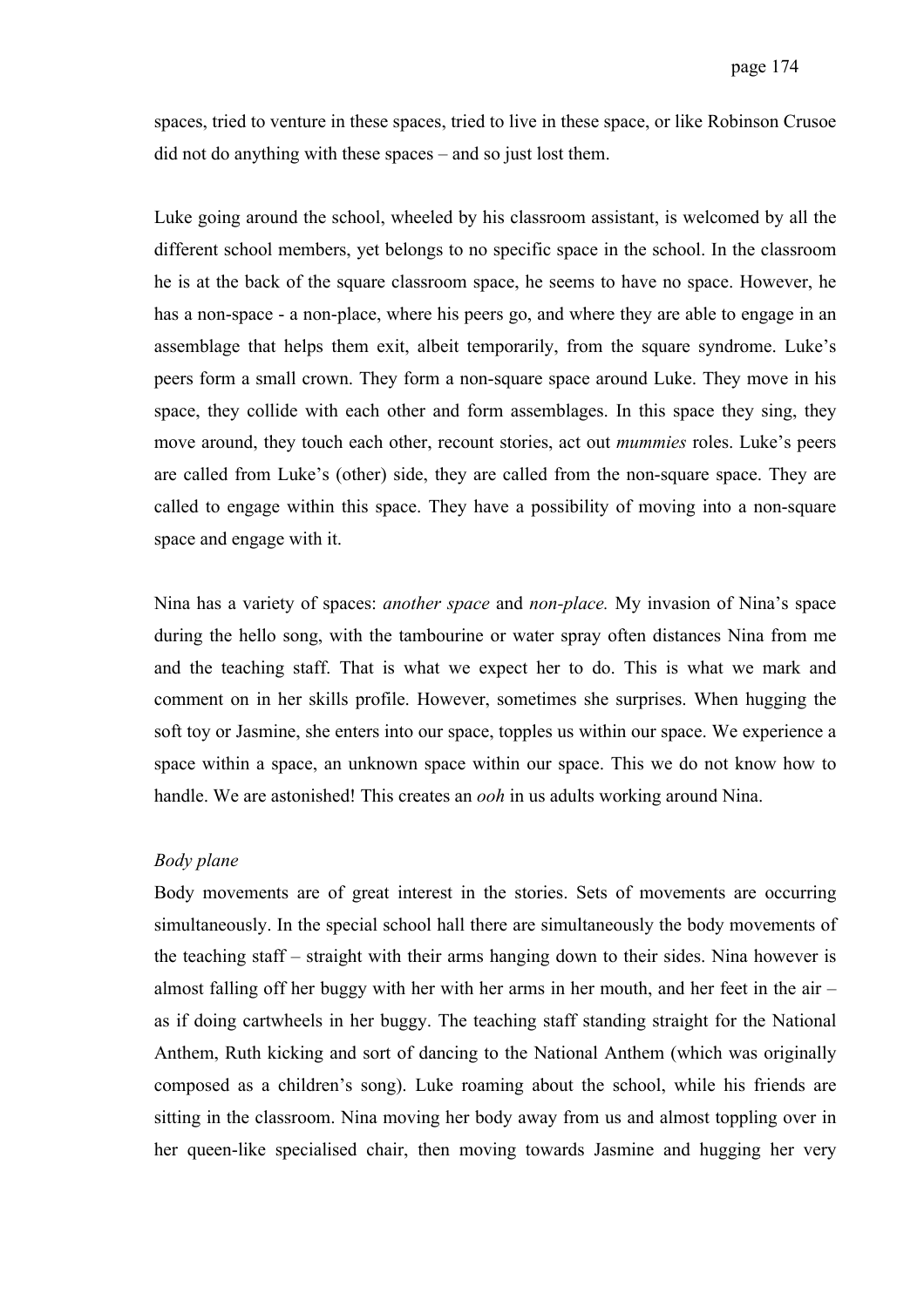spaces, tried to venture in these spaces, tried to live in these space, or like Robinson Crusoe did not do anything with these spaces – and so just lost them.

Luke going around the school, wheeled by his classroom assistant, is welcomed by all the different school members, yet belongs to no specific space in the school. In the classroom he is at the back of the square classroom space, he seems to have no space. However, he has a non-space - a non-place, where his peers go, and where they are able to engage in an assemblage that helps them exit, albeit temporarily, from the square syndrome. Luke's peers form a small crown. They form a non-square space around Luke. They move in his space, they collide with each other and form assemblages. In this space they sing, they move around, they touch each other, recount stories, act out *mummies* roles. Luke's peers are called from Luke's (other) side, they are called from the non-square space. They are called to engage within this space. They have a possibility of moving into a non-square space and engage with it.

Nina has a variety of spaces: *another space* and *non-place.* My invasion of Nina's space during the hello song, with the tambourine or water spray often distances Nina from me and the teaching staff. That is what we expect her to do. This is what we mark and comment on in her skills profile. However, sometimes she surprises. When hugging the soft toy or Jasmine, she enters into our space, topples us within our space. We experience a space within a space, an unknown space within our space. This we do not know how to handle. We are astonished! This creates an *ooh* in us adults working around Nina.

*Body plane*

Body movements are of great interest in the stories. Sets of movements are occurring simultaneously. In the special school hall there are simultaneously the body movements of the teaching staff – straight with their arms hanging down to their sides. Nina however is almost falling off her buggy with her with her arms in her mouth, and her feet in the air – as if doing cartwheels in her buggy. The teaching staff standing straight for the National Anthem, Ruth kicking and sort of dancing to the National Anthem (which was originally composed as a children's song). Luke roaming about the school, while his friends are sitting in the classroom. Nina moving her body away from us and almost toppling over in her queen-like specialised chair, then moving towards Jasmine and hugging her very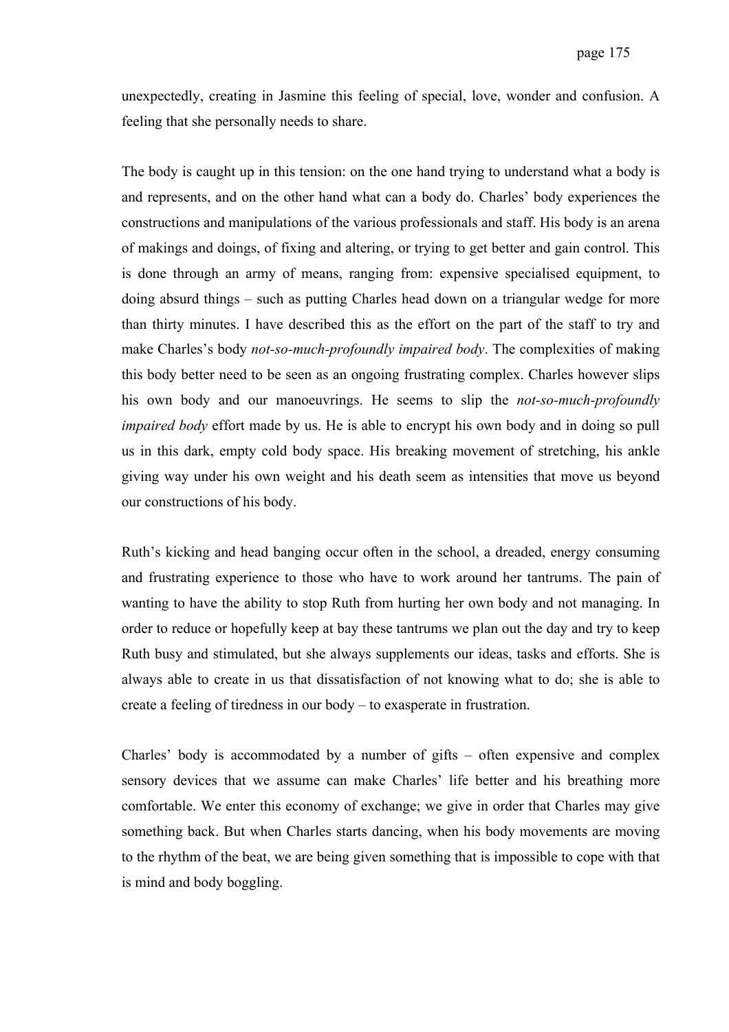unexpectedly, creating in Jasmine this feeling of special, love, wonder and confusion. A feeling that she personally needs to share.

The body is caught up in this tension: on the one hand trying to understand what a body is and represents, and on the other hand what can a body do. Charles' body experiences the constructions and manipulations of the various professionals and staff. His body is an arena of makings and doings, of fixing and altering, or trying to get better and gain control. This is done through an army of means, ranging from: expensive specialised equipment, to doing absurd things – such as putting Charles head down on a triangular wedge for more than thirty minutes. I have described this as the effort on the part of the staff to try and make Charles's body *not-so-much-profoundly impaired body*. The complexities of making this body better need to be seen as an ongoing frustrating complex. Charles however slips his own body and our manoeuvrings. He seems to slip the *not-so-much-profoundly impaired body* effort made by us. He is able to encrypt his own body and in doing so pull us in this dark, empty cold body space. His breaking movement of stretching, his ankle giving way under his own weight and his death seem as intensities that move us beyond our constructions of his body.

Ruth's kicking and head banging occur often in the school, a dreaded, energy consuming and frustrating experience to those who have to work around her tantrums. The pain of wanting to have the ability to stop Ruth from hurting her own body and not managing. In order to reduce or hopefully keep at bay these tantrums we plan out the day and try to keep Ruth busy and stimulated, but she always supplements our ideas, tasks and efforts. She is always able to create in us that dissatisfaction of not knowing what to do; she is able to create a feeling of tiredness in our body – to exasperate in frustration.

Charles' body is accommodated by a number of gifts – often expensive and complex sensory devices that we assume can make Charles' life better and his breathing more comfortable. We enter this economy of exchange; we give in order that Charles may give something back. But when Charles starts dancing, when his body movements are moving to the rhythm of the beat, we are being given something that is impossible to cope with that is mind and body boggling.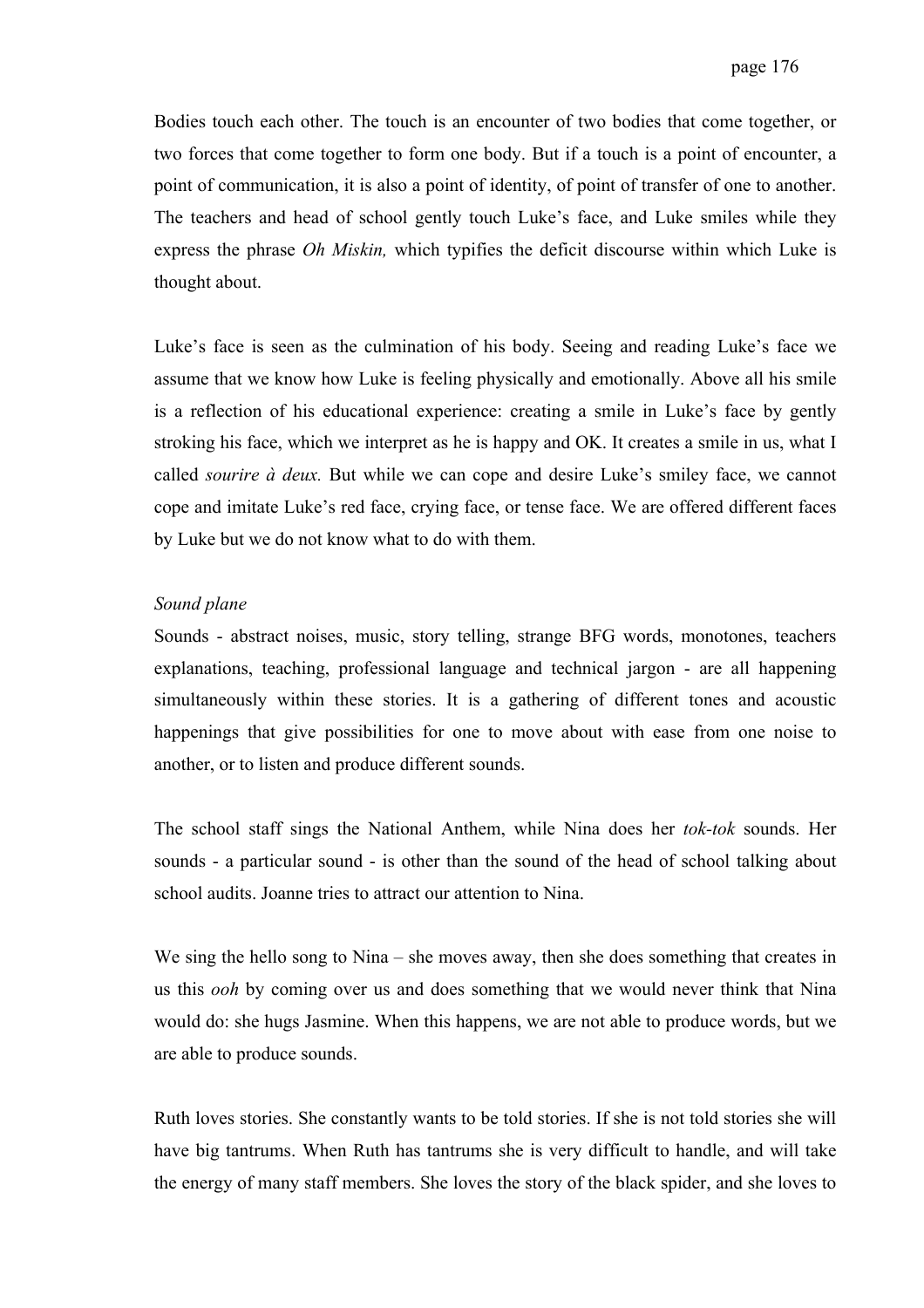Bodies touch each other. The touch is an encounter of two bodies that come together, or two forces that come together to form one body. But if a touch is a point of encounter, a point of communication, it is also a point of identity, of point of transfer of one to another. The teachers and head of school gently touch Luke's face, and Luke smiles while they express the phrase *Oh Miskin,* which typifies the deficit discourse within which Luke is thought about.

Luke's face is seen as the culmination of his body. Seeing and reading Luke's face we assume that we know how Luke is feeling physically and emotionally. Above all his smile is a reflection of his educational experience: creating a smile in Luke's face by gently stroking his face, which we interpret as he is happy and OK. It creates a smile in us, what I called *sourire à deux.* But while we can cope and desire Luke's smiley face, we cannot cope and imitate Luke's red face, crying face, or tense face. We are offered different faces by Luke but we do not know what to do with them.

*Sound plane*

Sounds - abstract noises, music, story telling, strange BFG words, monotones, teachers explanations, teaching, professional language and technical jargon - are all happening simultaneously within these stories. It is a gathering of different tones and acoustic happenings that give possibilities for one to move about with ease from one noise to another, or to listen and produce different sounds.

The school staff sings the National Anthem, while Nina does her *tok-tok* sounds. Her sounds - a particular sound - is other than the sound of the head of school talking about school audits. Joanne tries to attract our attention to Nina.

We sing the hello song to Nina – she moves away, then she does something that creates in us this *ooh* by coming over us and does something that we would never think that Nina would do: she hugs Jasmine. When this happens, we are not able to produce words, but we are able to produce sounds.

Ruth loves stories. She constantly wants to be told stories. If she is not told stories she will have big tantrums. When Ruth has tantrums she is very difficult to handle, and will take the energy of many staff members. She loves the story of the black spider, and she loves to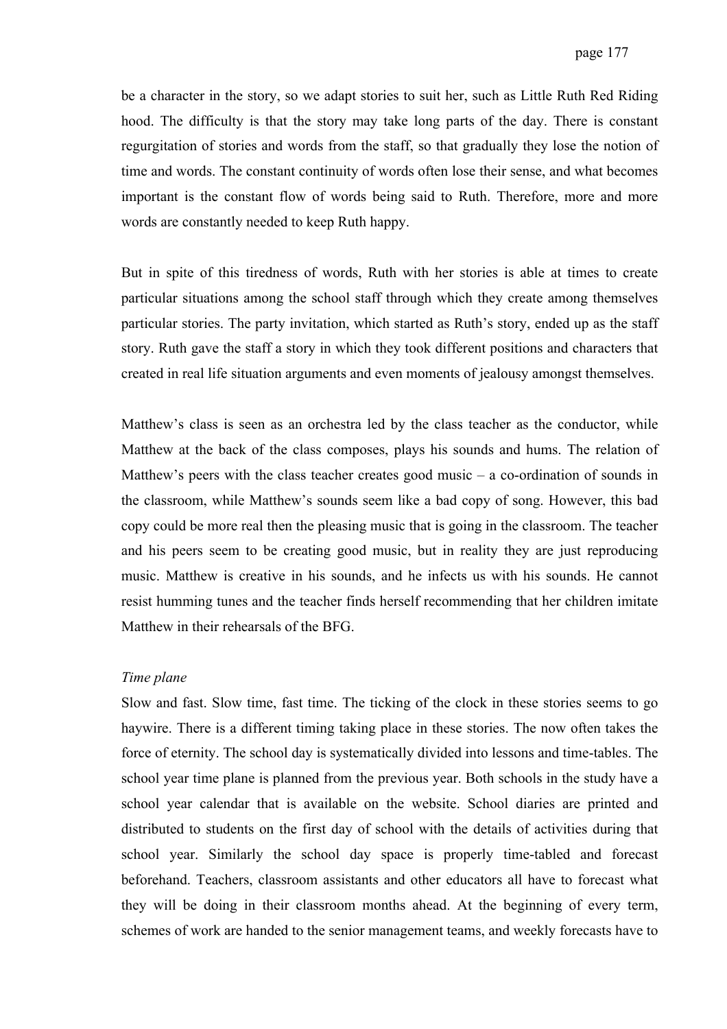be a character in the story, so we adapt stories to suit her, such as Little Ruth Red Riding hood. The difficulty is that the story may take long parts of the day. There is constant regurgitation of stories and words from the staff, so that gradually they lose the notion of time and words. The constant continuity of words often lose their sense, and what becomes important is the constant flow of words being said to Ruth. Therefore, more and more words are constantly needed to keep Ruth happy.

But in spite of this tiredness of words, Ruth with her stories is able at times to create particular situations among the school staff through which they create among themselves particular stories. The party invitation, which started as Ruth's story, ended up as the staff story. Ruth gave the staff a story in which they took different positions and characters that created in real life situation arguments and even moments of jealousy amongst themselves.

Matthew's class is seen as an orchestra led by the class teacher as the conductor, while Matthew at the back of the class composes, plays his sounds and hums. The relation of Matthew's peers with the class teacher creates good music – a co-ordination of sounds in the classroom, while Matthew's sounds seem like a bad copy of song. However, this bad copy could be more real then the pleasing music that is going in the classroom. The teacher and his peers seem to be creating good music, but in reality they are just reproducing music. Matthew is creative in his sounds, and he infects us with his sounds. He cannot resist humming tunes and the teacher finds herself recommending that her children imitate Matthew in their rehearsals of the BFG.

*Time plane*

Slow and fast. Slow time, fast time. The ticking of the clock in these stories seems to go haywire. There is a different timing taking place in these stories. The now often takes the force of eternity. The school day is systematically divided into lessons and time-tables. The school year time plane is planned from the previous year. Both schools in the study have a school year calendar that is available on the website. School diaries are printed and distributed to students on the first day of school with the details of activities during that school year. Similarly the school day space is properly time-tabled and forecast beforehand. Teachers, classroom assistants and other educators all have to forecast what they will be doing in their classroom months ahead. At the beginning of every term, schemes of work are handed to the senior management teams, and weekly forecasts have to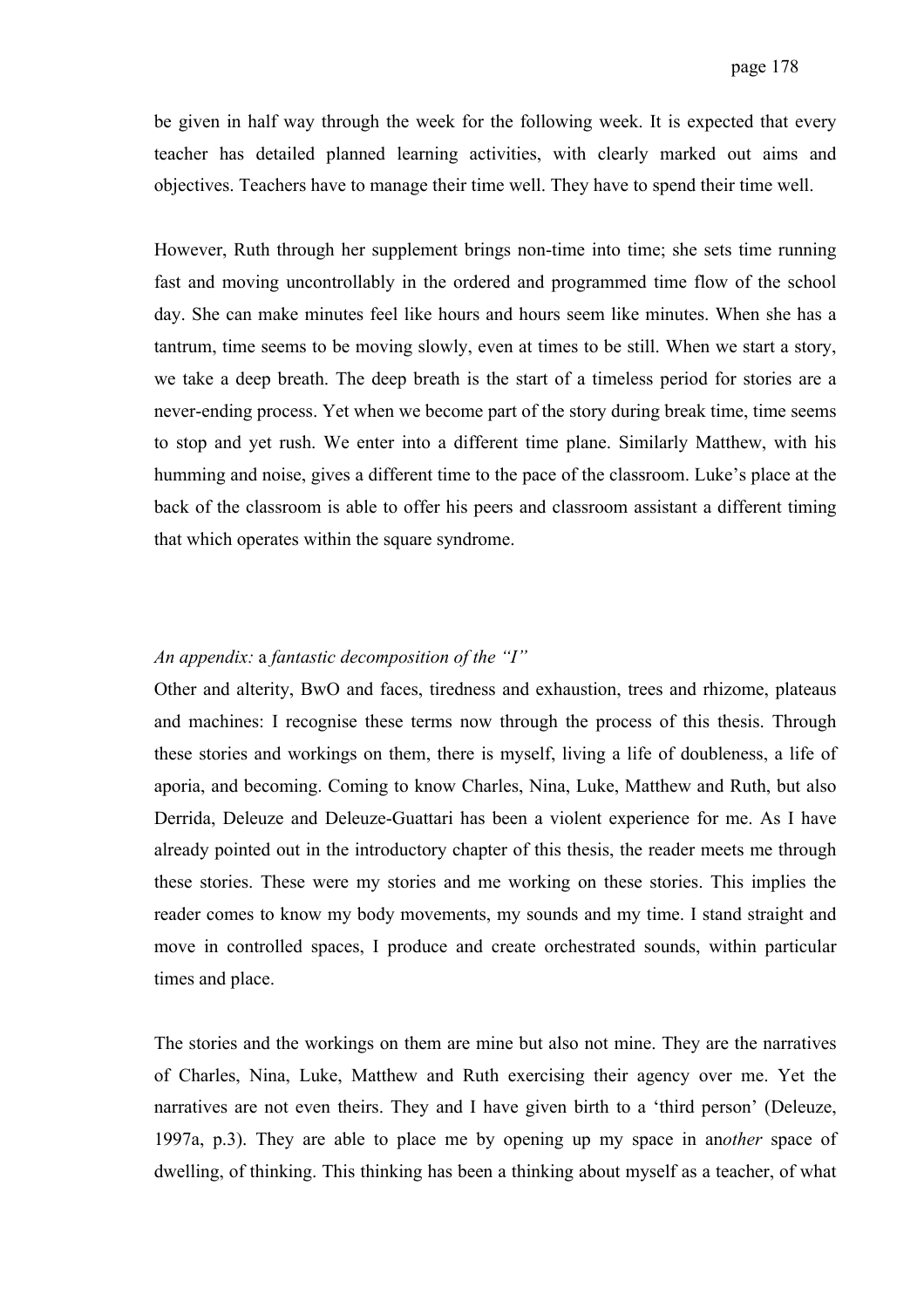be given in half way through the week for the following week. It is expected that every teacher has detailed planned learning activities, with clearly marked out aims and objectives. Teachers have to manage their time well. They have to spend their time well.

However, Ruth through her supplement brings non-time into time; she sets time running fast and moving uncontrollably in the ordered and programmed time flow of the school day. She can make minutes feel like hours and hours seem like minutes. When she has a tantrum, time seems to be moving slowly, even at times to be still. When we start a story, we take a deep breath. The deep breath is the start of a timeless period for stories are a never-ending process. Yet when we become part of the story during break time, time seems to stop and yet rush. We enter into a different time plane. Similarly Matthew, with his humming and noise, gives a different time to the pace of the classroom. Luke's place at the back of the classroom is able to offer his peers and classroom assistant a different timing that which operates within the square syndrome.

*An appendix:* a *fantastic decomposition of the "I"*

Other and alterity, BwO and faces, tiredness and exhaustion, trees and rhizome, plateaus and machines: I recognise these terms now through the process of this thesis. Through these stories and workings on them, there is myself, living a life of doubleness, a life of aporia, and becoming. Coming to know Charles, Nina, Luke, Matthew and Ruth, but also Derrida, Deleuze and Deleuze-Guattari has been a violent experience for me. As I have already pointed out in the introductory chapter of this thesis, the reader meets me through these stories. These were my stories and me working on these stories. This implies the reader comes to know my body movements, my sounds and my time. I stand straight and move in controlled spaces, I produce and create orchestrated sounds, within particular times and place.

The stories and the workings on them are mine but also not mine. They are the narratives of Charles, Nina, Luke, Matthew and Ruth exercising their agency over me. Yet the narratives are not even theirs. They and I have given birth to a 'third person' (Deleuze, 1997a, p.3). They are able to place me by opening up my space in an*other* space of dwelling, of thinking. This thinking has been a thinking about myself as a teacher, of what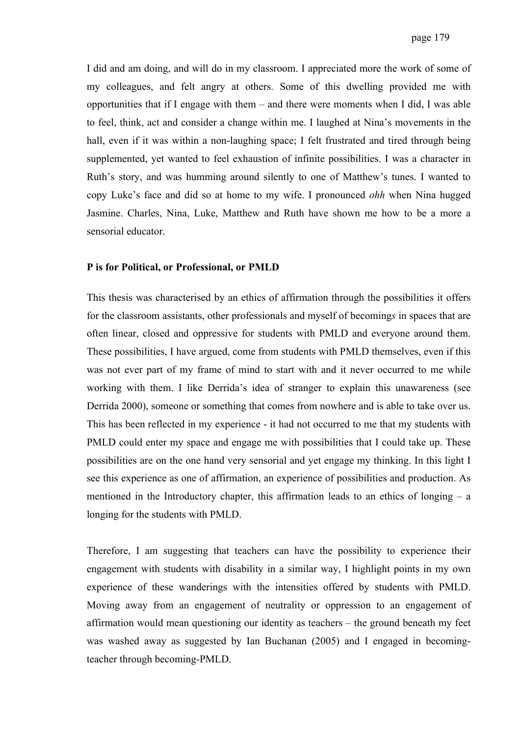I did and am doing, and will do in my classroom. I appreciated more the work of some of my colleagues, and felt angry at others. Some of this dwelling provided me with opportunities that if I engage with them – and there were moments when I did, I was able to feel, think, act and consider a change within me. I laughed at Nina's movements in the hall, even if it was within a non-laughing space; I felt frustrated and tired through being supplemented, yet wanted to feel exhaustion of infinite possibilities. I was a character in Ruth's story, and was humming around silently to one of Matthew's tunes. I wanted to copy Luke's face and did so at home to my wife. I pronounced *ohh* when Nina hugged Jasmine. Charles, Nina, Luke, Matthew and Ruth have shown me how to be a more a sensorial educator.

**P is for Political, or Professional, or PMLD**

This thesis was characterised by an ethics of affirmation through the possibilities it offers for the classroom assistants, other professionals and myself of becoming*s* in spaces that are often linear, closed and oppressive for students with PMLD and everyone around them. These possibilities, I have argued, come from students with PMLD themselves, even if this was not ever part of my frame of mind to start with and it never occurred to me while working with them. I like Derrida's idea of stranger to explain this unawareness (see Derrida 2000), someone or something that comes from nowhere and is able to take over us. This has been reflected in my experience - it had not occurred to me that my students with PMLD could enter my space and engage me with possibilities that I could take up. These possibilities are on the one hand very sensorial and yet engage my thinking. In this light I see this experience as one of affirmation, an experience of possibilities and production. As mentioned in the Introductory chapter, this affirmation leads to an ethics of longing – a longing for the students with PMLD.

Therefore, I am suggesting that teachers can have the possibility to experience their engagement with students with disability in a similar way, I highlight points in my own experience of these wanderings with the intensities offered by students with PMLD. Moving away from an engagement of neutrality or oppression to an engagement of affirmation would mean questioning our identity as teachers – the ground beneath my feet was washed away as suggested by Ian Buchanan (2005) and I engaged in becoming-teacher through becoming-PMLD.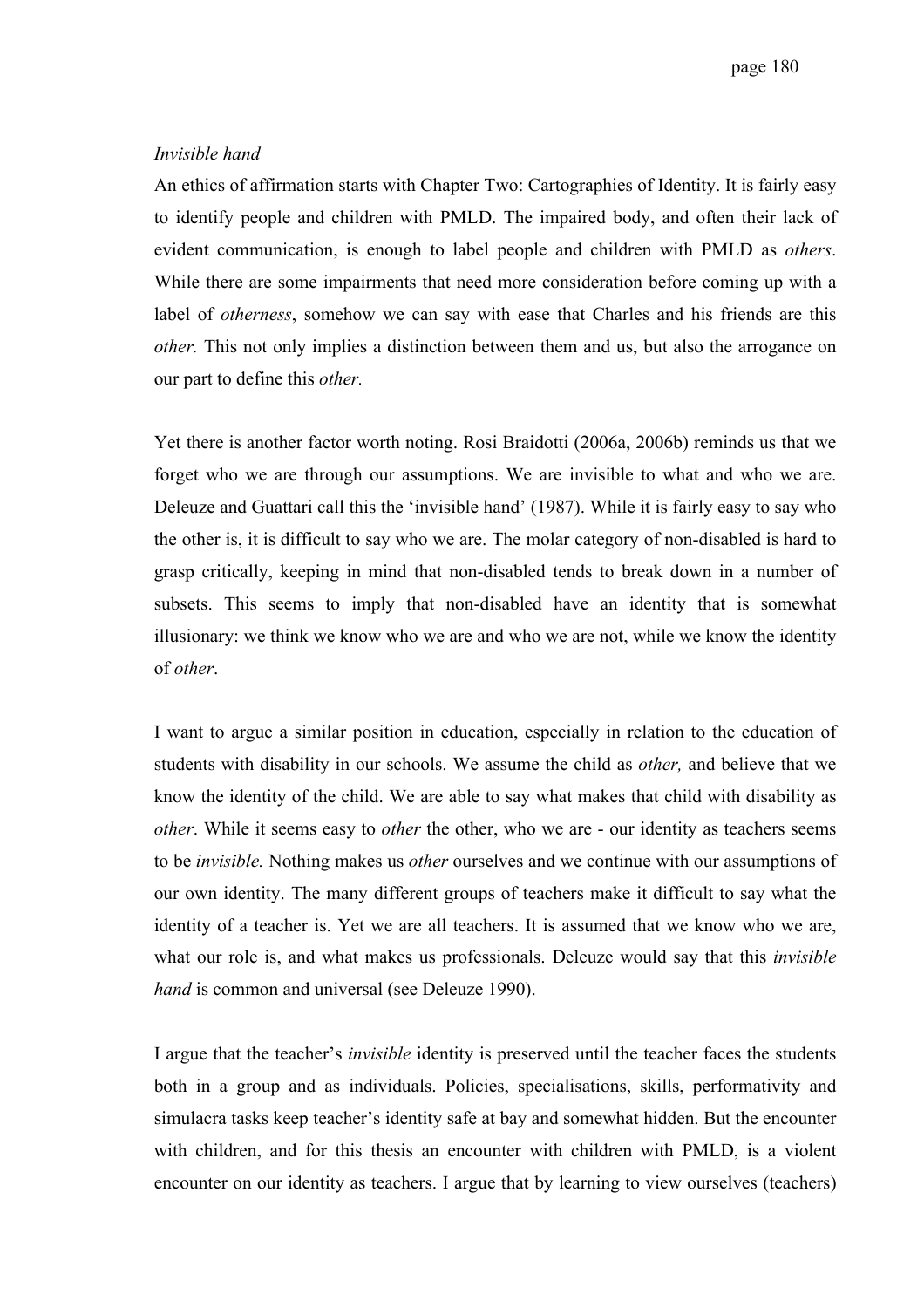*Invisible hand*

An ethics of affirmation starts with Chapter Two: Cartographies of Identity. It is fairly easy to identify people and children with PMLD. The impaired body, and often their lack of evident communication, is enough to label people and children with PMLD as *others*. While there are some impairments that need more consideration before coming up with a label of *otherness*, somehow we can say with ease that Charles and his friends are this *other.* This not only implies a distinction between them and us, but also the arrogance on our part to define this *other.*

Yet there is another factor worth noting. Rosi Braidotti (2006a, 2006b) reminds us that we forget who we are through our assumptions. We are invisible to what and who we are. Deleuze and Guattari call this the 'invisible hand' (1987). While it is fairly easy to say who the other is, it is difficult to say who we are. The molar category of non-disabled is hard to grasp critically, keeping in mind that non-disabled tends to break down in a number of subsets. This seems to imply that non-disabled have an identity that is somewhat illusionary: we think we know who we are and who we are not, while we know the identity of *other*.

I want to argue a similar position in education, especially in relation to the education of students with disability in our schools. We assume the child as *other,* and believe that we know the identity of the child. We are able to say what makes that child with disability as *other*. While it seems easy to *other* the other, who we are - our identity as teachers seems to be *invisible.* Nothing makes us *other* ourselves and we continue with our assumptions of our own identity. The many different groups of teachers make it difficult to say what the identity of a teacher is. Yet we are all teachers. It is assumed that we know who we are, what our role is, and what makes us professionals. Deleuze would say that this *invisible hand* is common and universal (see Deleuze 1990).

I argue that the teacher's *invisible* identity is preserved until the teacher faces the students both in a group and as individuals. Policies, specialisations, skills, performativity and simulacra tasks keep teacher's identity safe at bay and somewhat hidden. But the encounter with children, and for this thesis an encounter with children with PMLD, is a violent encounter on our identity as teachers. I argue that by learning to view ourselves (teachers)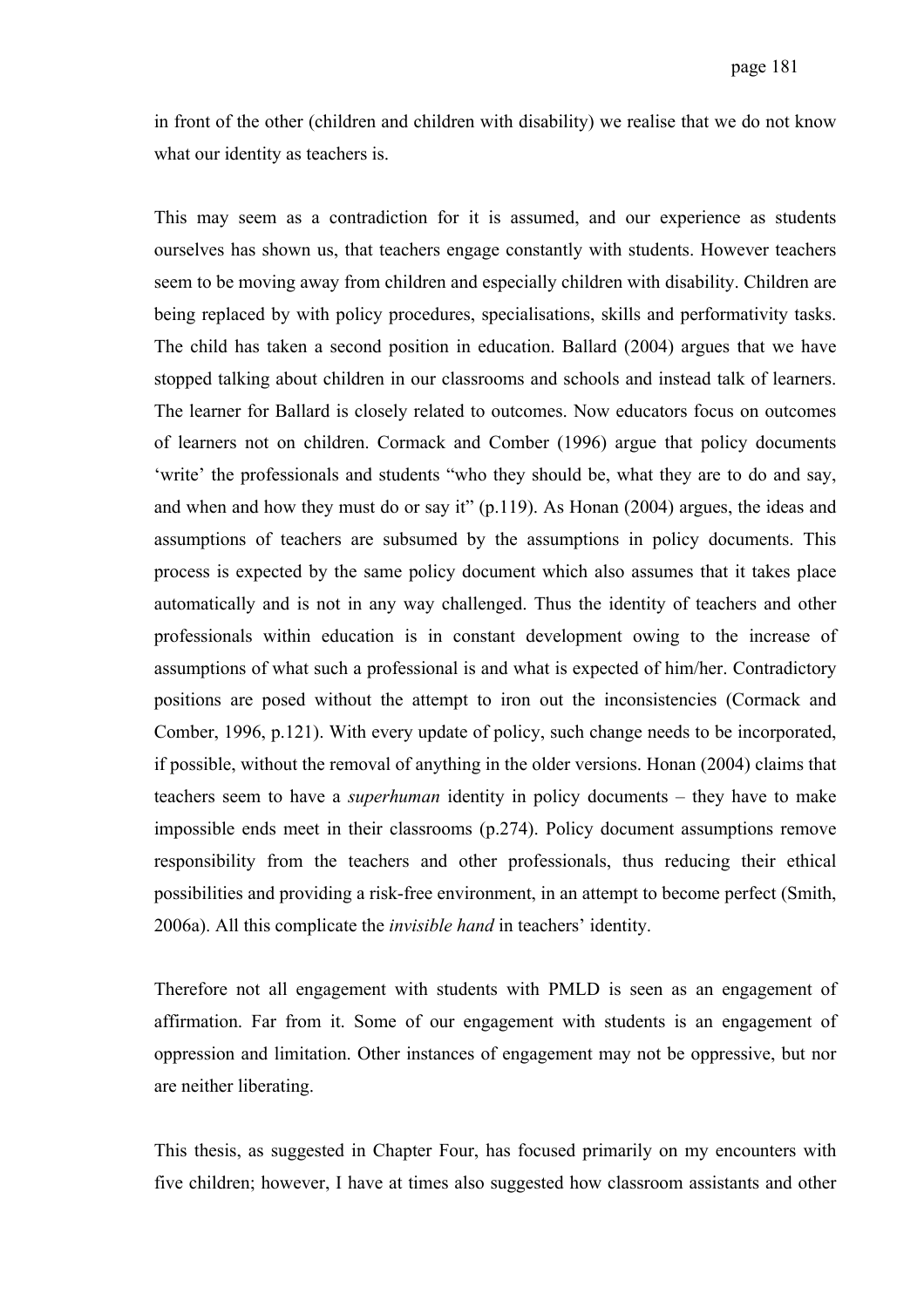in front of the other (children and children with disability) we realise that we do not know what our identity as teachers is.

This may seem as a contradiction for it is assumed, and our experience as students ourselves has shown us, that teachers engage constantly with students. However teachers seem to be moving away from children and especially children with disability. Children are being replaced by with policy procedures, specialisations, skills and performativity tasks. The child has taken a second position in education. Ballard (2004) argues that we have stopped talking about children in our classrooms and schools and instead talk of learners. The learner for Ballard is closely related to outcomes. Now educators focus on outcomes of learners not on children. Cormack and Comber (1996) argue that policy documents 'write' the professionals and students "who they should be, what they are to do and say, and when and how they must do or say it" (p.119). As Honan (2004) argues, the ideas and assumptions of teachers are subsumed by the assumptions in policy documents. This process is expected by the same policy document which also assumes that it takes place automatically and is not in any way challenged. Thus the identity of teachers and other professionals within education is in constant development owing to the increase of assumptions of what such a professional is and what is expected of him/her. Contradictory positions are posed without the attempt to iron out the inconsistencies (Cormack and Comber, 1996, p.121). With every update of policy, such change needs to be incorporated, if possible, without the removal of anything in the older versions. Honan (2004) claims that teachers seem to have a *superhuman* identity in policy documents – they have to make impossible ends meet in their classrooms (p.274). Policy document assumptions remove responsibility from the teachers and other professionals, thus reducing their ethical possibilities and providing a risk-free environment, in an attempt to become perfect (Smith, 2006a). All this complicate the *invisible hand* in teachers' identity.

Therefore not all engagement with students with PMLD is seen as an engagement of affirmation. Far from it. Some of our engagement with students is an engagement of oppression and limitation. Other instances of engagement may not be oppressive, but nor are neither liberating.

This thesis, as suggested in Chapter Four, has focused primarily on my encounters with five children; however, I have at times also suggested how classroom assistants and other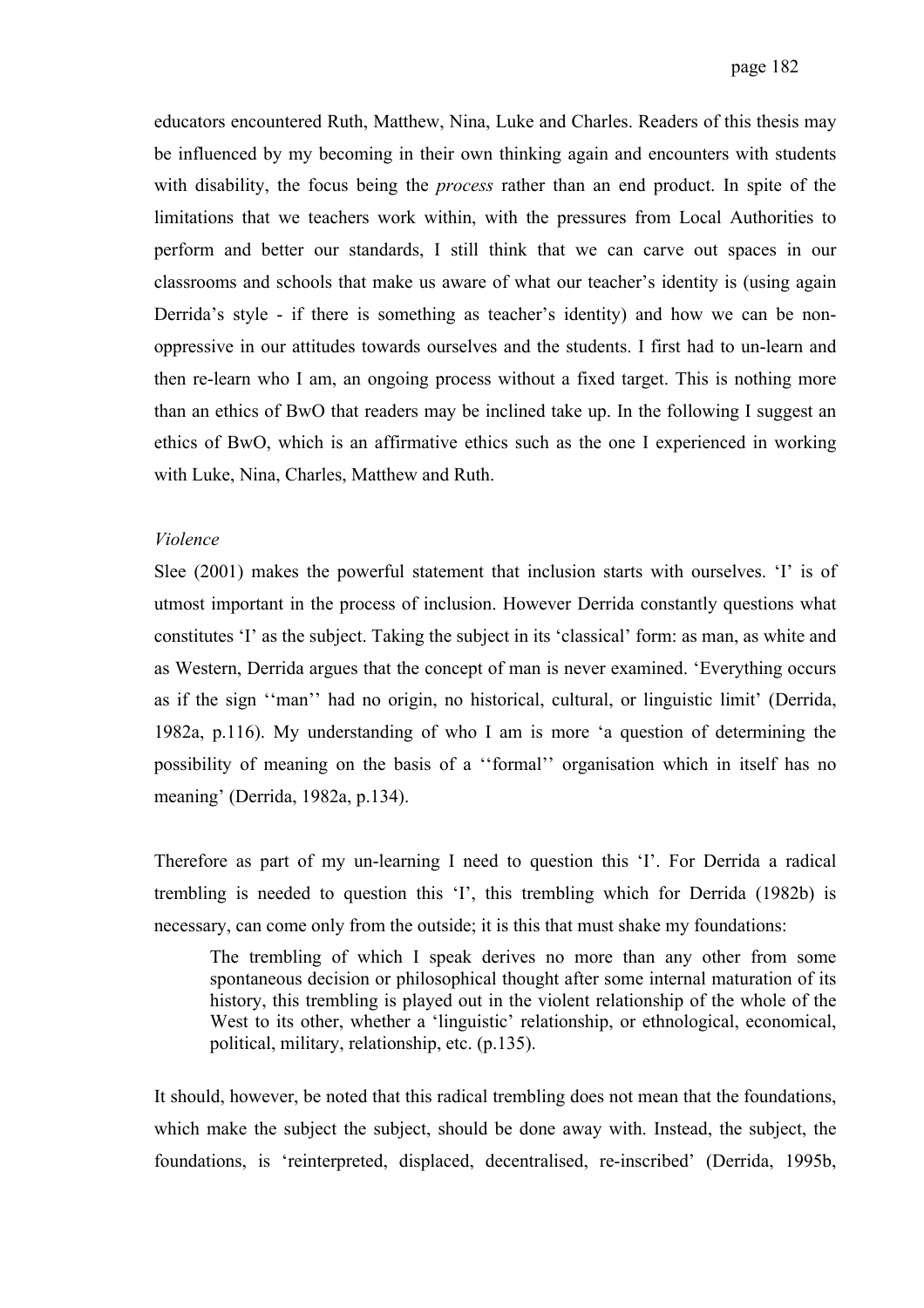educators encountered Ruth, Matthew, Nina, Luke and Charles. Readers of this thesis may be influenced by my becoming in their own thinking again and encounters with students with disability, the focus being the *process* rather than an end product. In spite of the limitations that we teachers work within, with the pressures from Local Authorities to perform and better our standards, I still think that we can carve out spaces in our classrooms and schools that make us aware of what our teacher's identity is (using again Derrida's style - if there is something as teacher's identity) and how we can be non-oppressive in our attitudes towards ourselves and the students. I first had to un-learn and then re-learn who I am, an ongoing process without a fixed target. This is nothing more than an ethics of BwO that readers may be inclined take up. In the following I suggest an ethics of BwO, which is an affirmative ethics such as the one I experienced in working with Luke, Nina, Charles, Matthew and Ruth.

*Violence*

Slee (2001) makes the powerful statement that inclusion starts with ourselves. 'I' is of utmost important in the process of inclusion. However Derrida constantly questions what constitutes 'I' as the subject. Taking the subject in its 'classical' form: as man, as white and as Western, Derrida argues that the concept of man is never examined. 'Everything occurs as if the sign ''man'' had no origin, no historical, cultural, or linguistic limit' (Derrida, 1982a, p.116). My understanding of who I am is more 'a question of determining the possibility of meaning on the basis of a ''formal'' organisation which in itself has no meaning' (Derrida, 1982a, p.134).

Therefore as part of my un-learning I need to question this 'I'. For Derrida a radical trembling is needed to question this 'I', this trembling which for Derrida (1982b) is necessary, can come only from the outside; it is this that must shake my foundations:

> The trembling of which I speak derives no more than any other from some spontaneous decision or philosophical thought after some internal maturation of its history, this trembling is played out in the violent relationship of the whole of the West to its other, whether a 'linguistic' relationship, or ethnological, economical, political, military, relationship, etc. (p.135).

It should, however, be noted that this radical trembling does not mean that the foundations, which make the subject the subject, should be done away with. Instead, the subject, the foundations, is 'reinterpreted, displaced, decentralised, re-inscribed' (Derrida, 1995b,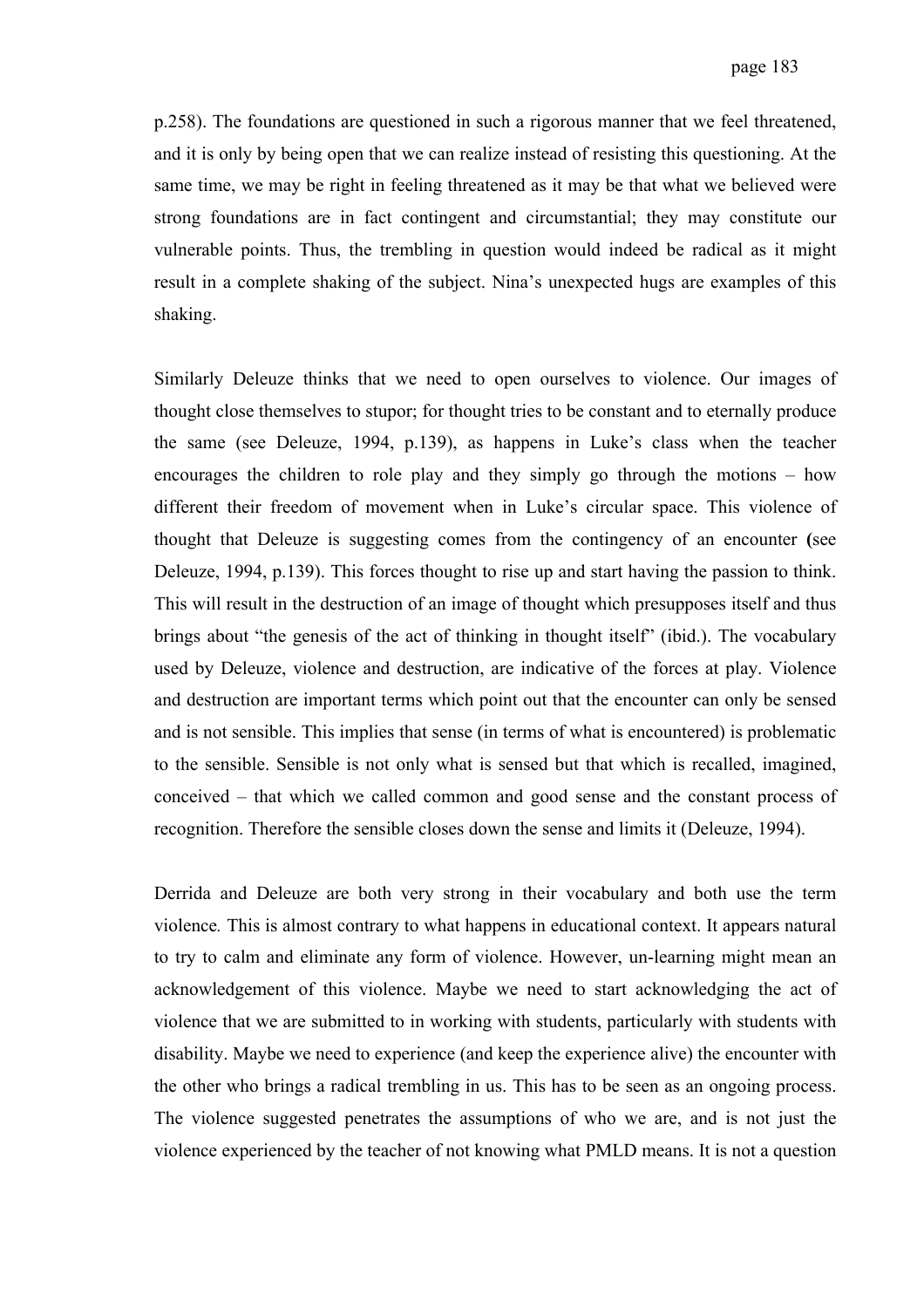p.258). The foundations are questioned in such a rigorous manner that we feel threatened, and it is only by being open that we can realize instead of resisting this questioning. At the same time, we may be right in feeling threatened as it may be that what we believed were strong foundations are in fact contingent and circumstantial; they may constitute our vulnerable points. Thus, the trembling in question would indeed be radical as it might result in a complete shaking of the subject. Nina's unexpected hugs are examples of this shaking.

Similarly Deleuze thinks that we need to open ourselves to violence. Our images of thought close themselves to stupor; for thought tries to be constant and to eternally produce the same (see Deleuze, 1994, p.139), as happens in Luke's class when the teacher encourages the children to role play and they simply go through the motions – how different their freedom of movement when in Luke's circular space. This violence of thought that Deleuze is suggesting comes from the contingency of an encounter **(**see Deleuze, 1994, p.139). This forces thought to rise up and start having the passion to think. This will result in the destruction of an image of thought which presupposes itself and thus brings about "the genesis of the act of thinking in thought itself" (ibid.). The vocabulary used by Deleuze, violence and destruction, are indicative of the forces at play. Violence and destruction are important terms which point out that the encounter can only be sensed and is not sensible. This implies that sense (in terms of what is encountered) is problematic to the sensible. Sensible is not only what is sensed but that which is recalled, imagined, conceived – that which we called common and good sense and the constant process of recognition. Therefore the sensible closes down the sense and limits it (Deleuze, 1994).

Derrida and Deleuze are both very strong in their vocabulary and both use the term violence*.* This is almost contrary to what happens in educational context. It appears natural to try to calm and eliminate any form of violence. However, un-learning might mean an acknowledgement of this violence. Maybe we need to start acknowledging the act of violence that we are submitted to in working with students, particularly with students with disability. Maybe we need to experience (and keep the experience alive) the encounter with the other who brings a radical trembling in us. This has to be seen as an ongoing process. The violence suggested penetrates the assumptions of who we are, and is not just the violence experienced by the teacher of not knowing what PMLD means. It is not a question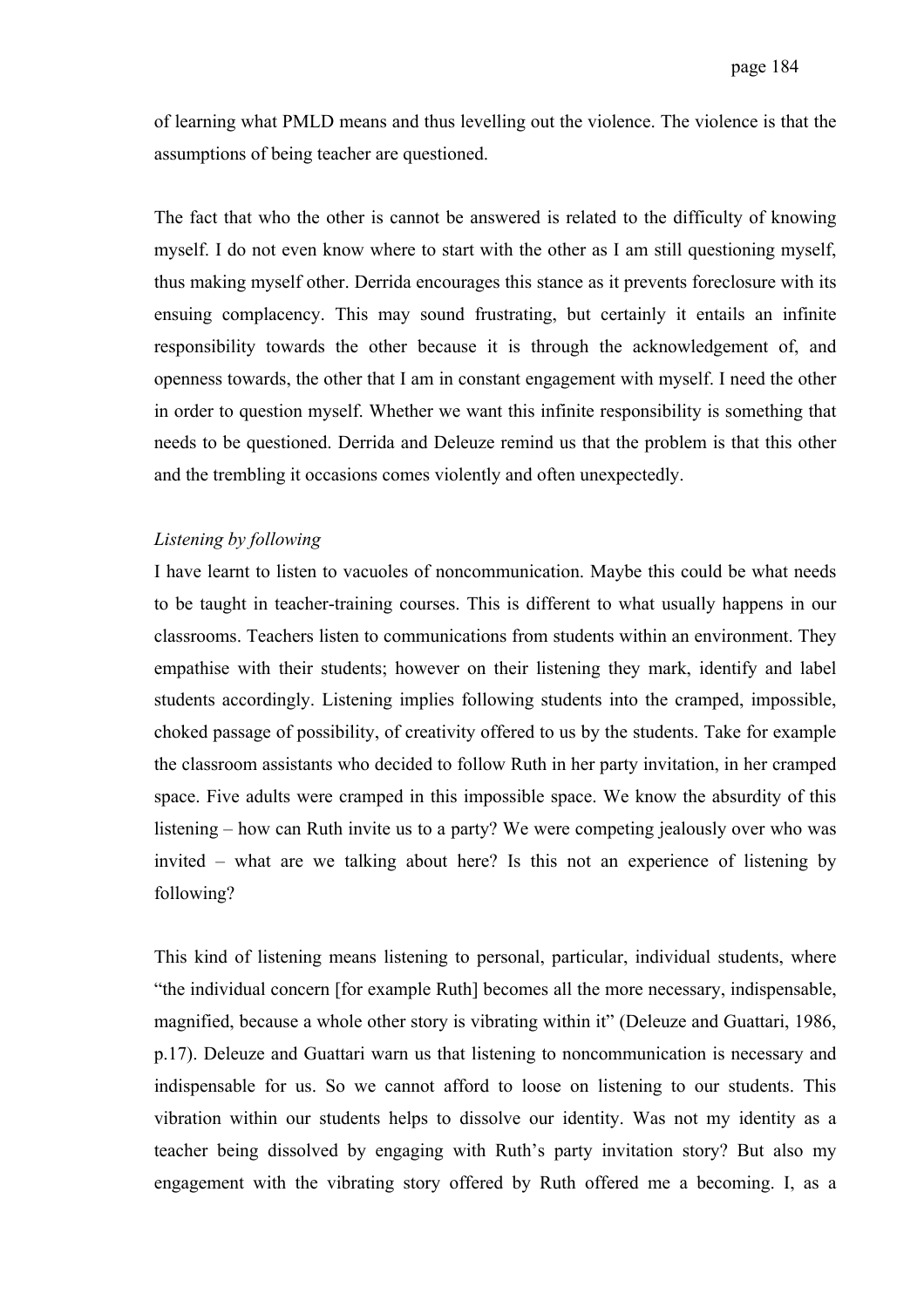of learning what PMLD means and thus levelling out the violence. The violence is that the assumptions of being teacher are questioned.

The fact that who the other is cannot be answered is related to the difficulty of knowing myself. I do not even know where to start with the other as I am still questioning myself, thus making myself other. Derrida encourages this stance as it prevents foreclosure with its ensuing complacency. This may sound frustrating, but certainly it entails an infinite responsibility towards the other because it is through the acknowledgement of, and openness towards, the other that I am in constant engagement with myself. I need the other in order to question myself. Whether we want this infinite responsibility is something that needs to be questioned. Derrida and Deleuze remind us that the problem is that this other and the trembling it occasions comes violently and often unexpectedly.

*Listening by following*

I have learnt to listen to vacuoles of noncommunication. Maybe this could be what needs to be taught in teacher-training courses. This is different to what usually happens in our classrooms. Teachers listen to communications from students within an environment. They empathise with their students; however on their listening they mark, identify and label students accordingly. Listening implies following students into the cramped, impossible, choked passage of possibility, of creativity offered to us by the students. Take for example the classroom assistants who decided to follow Ruth in her party invitation, in her cramped space. Five adults were cramped in this impossible space. We know the absurdity of this listening – how can Ruth invite us to a party? We were competing jealously over who was invited – what are we talking about here? Is this not an experience of listening by following?

This kind of listening means listening to personal, particular, individual students, where "the individual concern [for example Ruth] becomes all the more necessary, indispensable, magnified, because a whole other story is vibrating within it" (Deleuze and Guattari, 1986, p.17). Deleuze and Guattari warn us that listening to noncommunication is necessary and indispensable for us. So we cannot afford to loose on listening to our students. This vibration within our students helps to dissolve our identity. Was not my identity as a teacher being dissolved by engaging with Ruth's party invitation story? But also my engagement with the vibrating story offered by Ruth offered me a becoming. I, as a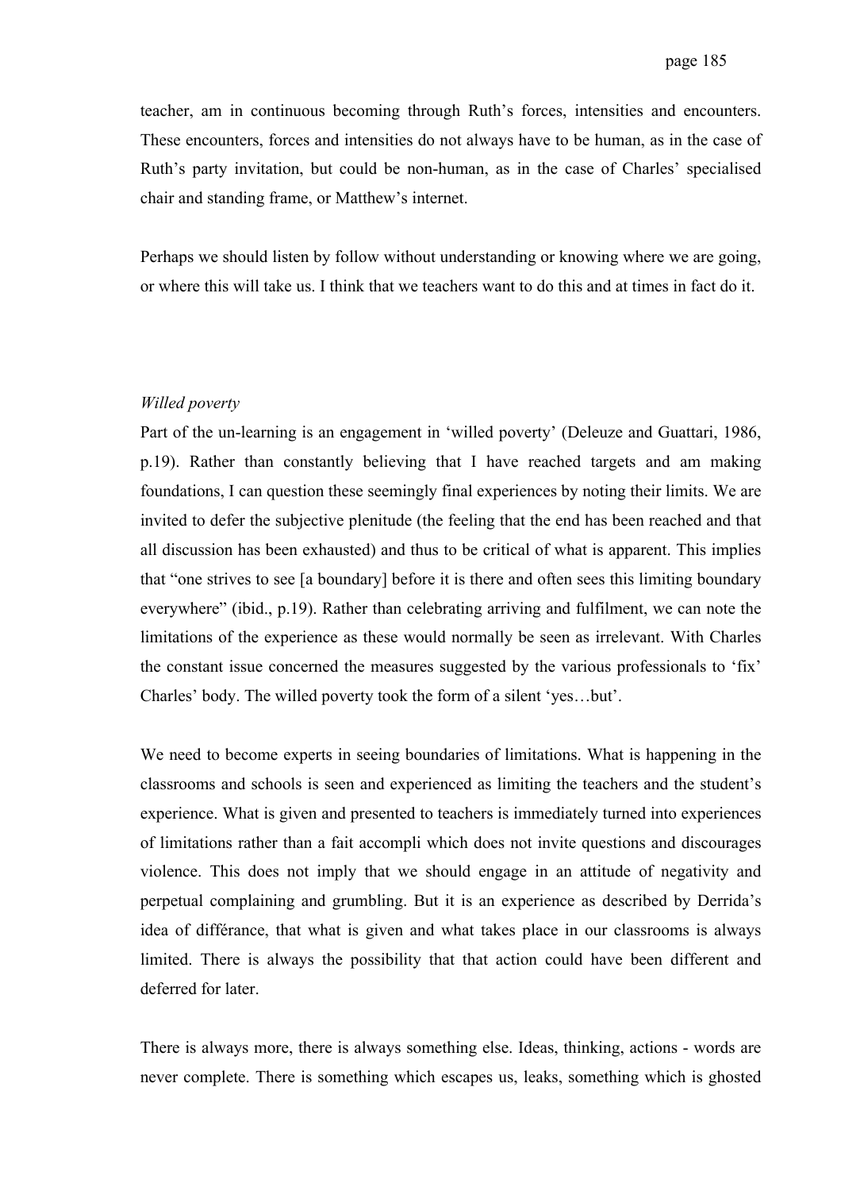teacher, am in continuous becoming through Ruth's forces, intensities and encounters. These encounters, forces and intensities do not always have to be human, as in the case of Ruth's party invitation, but could be non-human, as in the case of Charles' specialised chair and standing frame, or Matthew's internet.

Perhaps we should listen by follow without understanding or knowing where we are going, or where this will take us. I think that we teachers want to do this and at times in fact do it.

*Willed poverty*

Part of the un-learning is an engagement in 'willed poverty' (Deleuze and Guattari, 1986, p.19). Rather than constantly believing that I have reached targets and am making foundations, I can question these seemingly final experiences by noting their limits. We are invited to defer the subjective plenitude (the feeling that the end has been reached and that all discussion has been exhausted) and thus to be critical of what is apparent. This implies that "one strives to see [a boundary] before it is there and often sees this limiting boundary everywhere" (ibid., p.19). Rather than celebrating arriving and fulfilment, we can note the limitations of the experience as these would normally be seen as irrelevant. With Charles the constant issue concerned the measures suggested by the various professionals to 'fix' Charles' body. The willed poverty took the form of a silent 'yes…but'.

We need to become experts in seeing boundaries of limitations. What is happening in the classrooms and schools is seen and experienced as limiting the teachers and the student's experience. What is given and presented to teachers is immediately turned into experiences of limitations rather than a fait accompli which does not invite questions and discourages violence. This does not imply that we should engage in an attitude of negativity and perpetual complaining and grumbling. But it is an experience as described by Derrida's idea of différance, that what is given and what takes place in our classrooms is always limited. There is always the possibility that that action could have been different and deferred for later.

There is always more, there is always something else. Ideas, thinking, actions - words are never complete. There is something which escapes us, leaks, something which is ghosted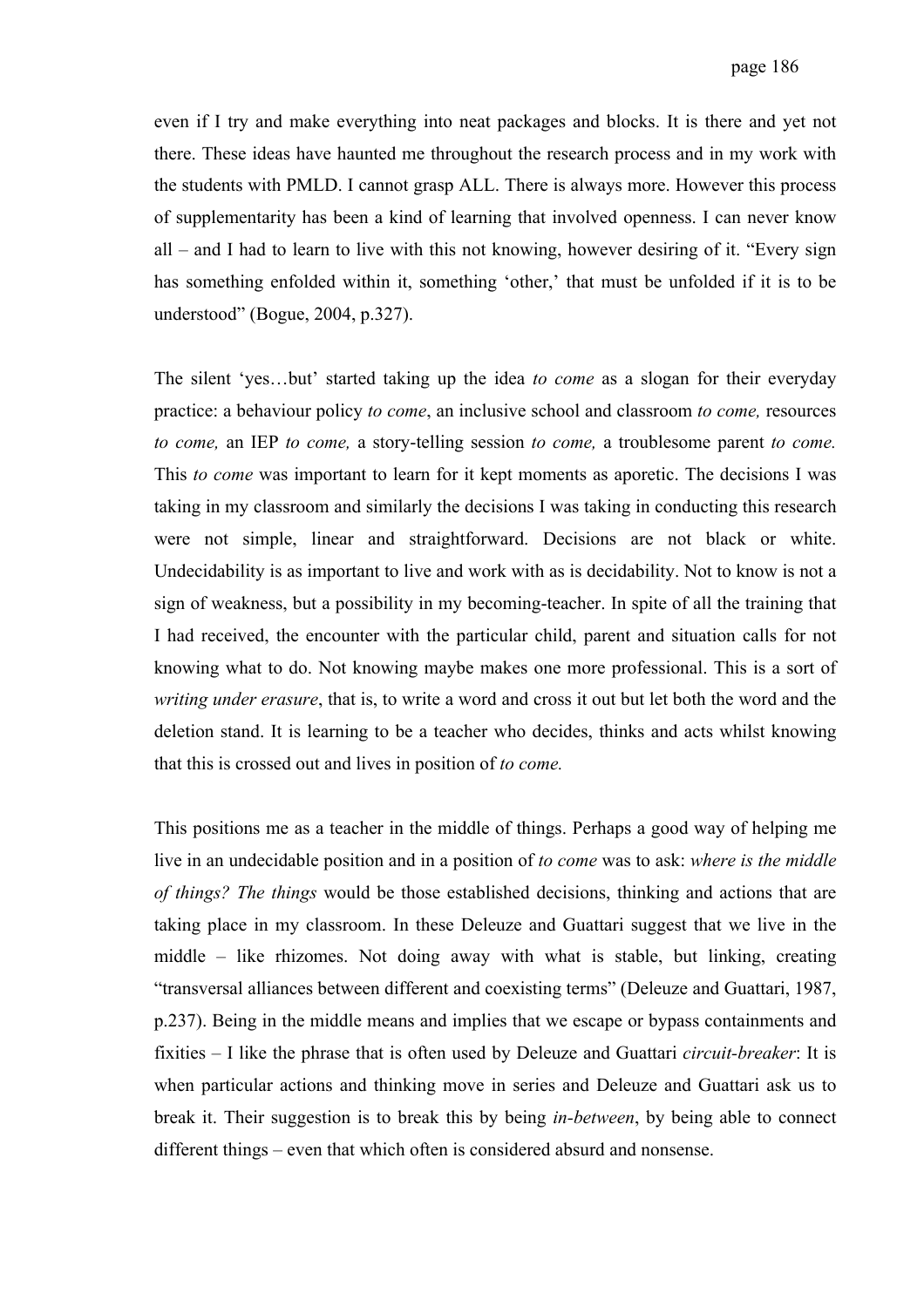even if I try and make everything into neat packages and blocks. It is there and yet not there. These ideas have haunted me throughout the research process and in my work with the students with PMLD. I cannot grasp ALL. There is always more. However this process of supplementarity has been a kind of learning that involved openness. I can never know all – and I had to learn to live with this not knowing, however desiring of it. "Every sign has something enfolded within it, something 'other,' that must be unfolded if it is to be understood" (Bogue, 2004, p.327).

The silent 'yes…but' started taking up the idea *to come* as a slogan for their everyday practice: a behaviour policy *to come*, an inclusive school and classroom *to come,* resources *to come,* an IEP *to come,* a story-telling session *to come,* a troublesome parent *to come.* This *to come* was important to learn for it kept moments as aporetic. The decisions I was taking in my classroom and similarly the decisions I was taking in conducting this research were not simple, linear and straightforward. Decisions are not black or white. Undecidability is as important to live and work with as is decidability. Not to know is not a sign of weakness, but a possibility in my becoming-teacher. In spite of all the training that I had received, the encounter with the particular child, parent and situation calls for not knowing what to do. Not knowing maybe makes one more professional. This is a sort of *writing under erasure*, that is, to write a word and cross it out but let both the word and the deletion stand. It is learning to be a teacher who decides, thinks and acts whilst knowing that this is crossed out and lives in position of *to come.*

This positions me as a teacher in the middle of things. Perhaps a good way of helping me live in an undecidable position and in a position of *to come* was to ask: *where is the middle of things? The things* would be those established decisions, thinking and actions that are taking place in my classroom. In these Deleuze and Guattari suggest that we live in the middle – like rhizomes. Not doing away with what is stable, but linking, creating "transversal alliances between different and coexisting terms" (Deleuze and Guattari, 1987, p.237). Being in the middle means and implies that we escape or bypass containments and fixities – I like the phrase that is often used by Deleuze and Guattari *circuit-breaker*: It is when particular actions and thinking move in series and Deleuze and Guattari ask us to break it. Their suggestion is to break this by being *in-between*, by being able to connect different things – even that which often is considered absurd and nonsense.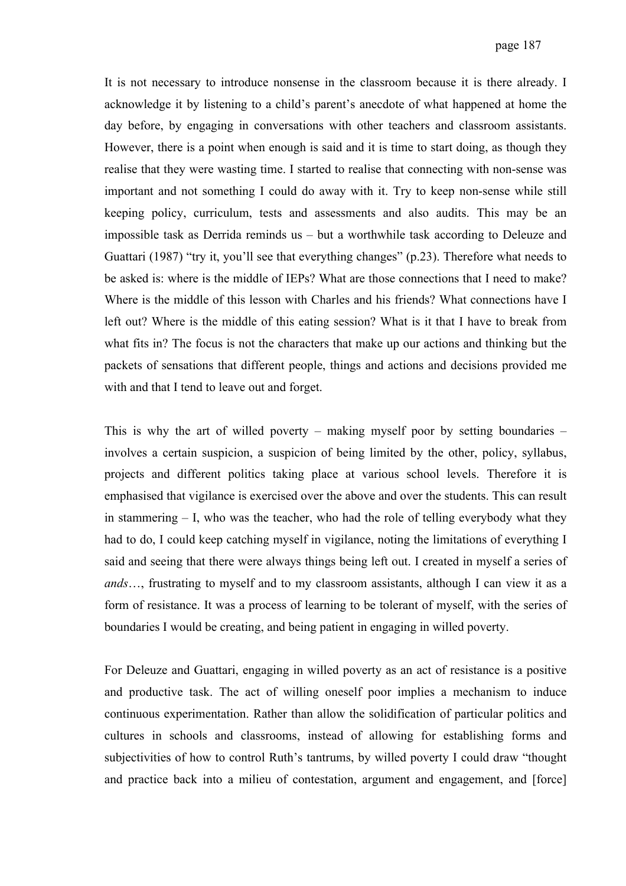It is not necessary to introduce nonsense in the classroom because it is there already. I acknowledge it by listening to a child's parent's anecdote of what happened at home the day before, by engaging in conversations with other teachers and classroom assistants. However, there is a point when enough is said and it is time to start doing, as though they realise that they were wasting time. I started to realise that connecting with non-sense was important and not something I could do away with it. Try to keep non-sense while still keeping policy, curriculum, tests and assessments and also audits. This may be an impossible task as Derrida reminds us – but a worthwhile task according to Deleuze and Guattari (1987) "try it, you'll see that everything changes" (p.23). Therefore what needs to be asked is: where is the middle of IEPs? What are those connections that I need to make? Where is the middle of this lesson with Charles and his friends? What connections have I left out? Where is the middle of this eating session? What is it that I have to break from what fits in? The focus is not the characters that make up our actions and thinking but the packets of sensations that different people, things and actions and decisions provided me with and that I tend to leave out and forget.

This is why the art of willed poverty – making myself poor by setting boundaries – involves a certain suspicion, a suspicion of being limited by the other, policy, syllabus, projects and different politics taking place at various school levels. Therefore it is emphasised that vigilance is exercised over the above and over the students. This can result in stammering – I, who was the teacher, who had the role of telling everybody what they had to do, I could keep catching myself in vigilance, noting the limitations of everything I said and seeing that there were always things being left out. I created in myself a series of *ands*…, frustrating to myself and to my classroom assistants, although I can view it as a form of resistance. It was a process of learning to be tolerant of myself, with the series of boundaries I would be creating, and being patient in engaging in willed poverty.

For Deleuze and Guattari, engaging in willed poverty as an act of resistance is a positive and productive task. The act of willing oneself poor implies a mechanism to induce continuous experimentation. Rather than allow the solidification of particular politics and cultures in schools and classrooms, instead of allowing for establishing forms and subjectivities of how to control Ruth's tantrums, by willed poverty I could draw "thought and practice back into a milieu of contestation, argument and engagement, and [force]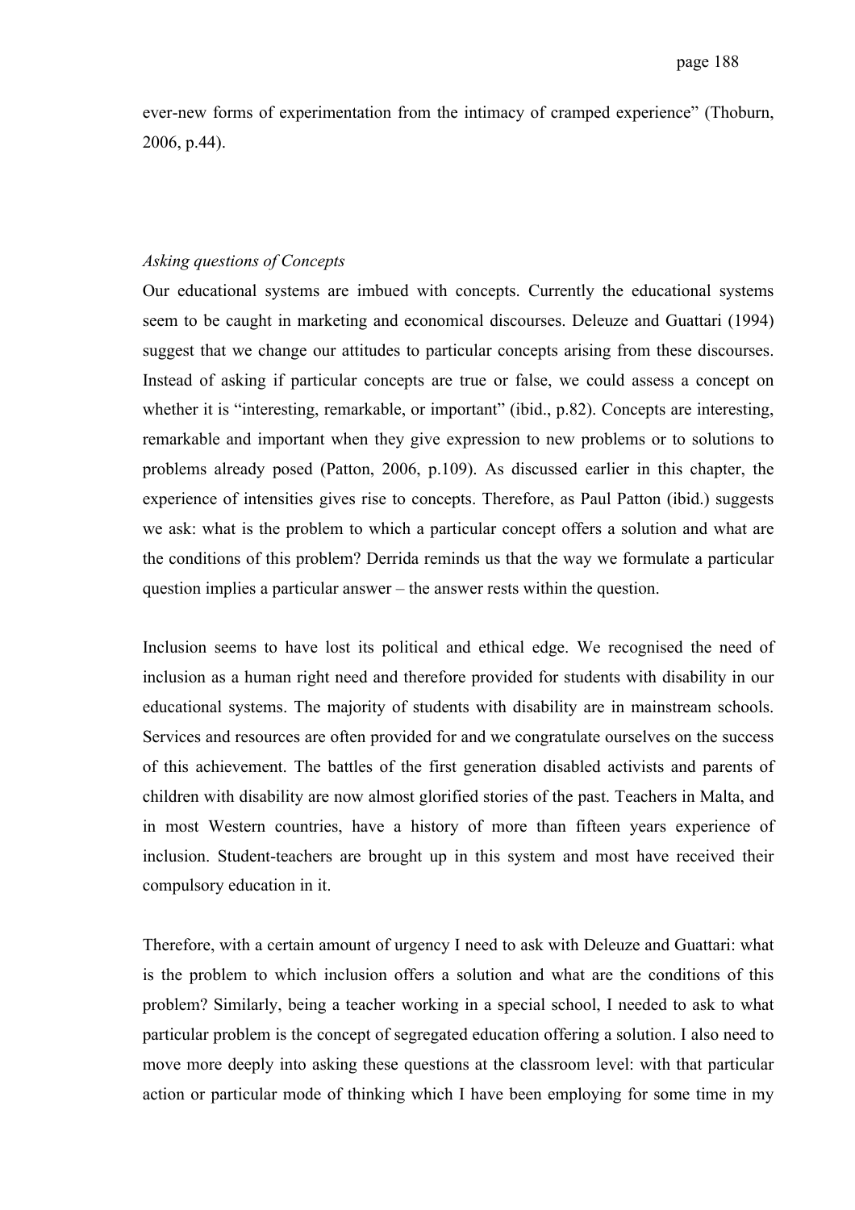ever-new forms of experimentation from the intimacy of cramped experience" (Thoburn, 2006, p.44).

*Asking questions of Concepts*

Our educational systems are imbued with concepts. Currently the educational systems seem to be caught in marketing and economical discourses. Deleuze and Guattari (1994) suggest that we change our attitudes to particular concepts arising from these discourses. Instead of asking if particular concepts are true or false, we could assess a concept on whether it is "interesting, remarkable, or important" (ibid., p.82). Concepts are interesting, remarkable and important when they give expression to new problems or to solutions to problems already posed (Patton, 2006, p.109). As discussed earlier in this chapter, the experience of intensities gives rise to concepts. Therefore, as Paul Patton (ibid.) suggests we ask: what is the problem to which a particular concept offers a solution and what are the conditions of this problem? Derrida reminds us that the way we formulate a particular question implies a particular answer – the answer rests within the question.

Inclusion seems to have lost its political and ethical edge. We recognised the need of inclusion as a human right need and therefore provided for students with disability in our educational systems. The majority of students with disability are in mainstream schools. Services and resources are often provided for and we congratulate ourselves on the success of this achievement. The battles of the first generation disabled activists and parents of children with disability are now almost glorified stories of the past. Teachers in Malta, and in most Western countries, have a history of more than fifteen years experience of inclusion. Student-teachers are brought up in this system and most have received their compulsory education in it.

Therefore, with a certain amount of urgency I need to ask with Deleuze and Guattari: what is the problem to which inclusion offers a solution and what are the conditions of this problem? Similarly, being a teacher working in a special school, I needed to ask to what particular problem is the concept of segregated education offering a solution. I also need to move more deeply into asking these questions at the classroom level: with that particular action or particular mode of thinking which I have been employing for some time in my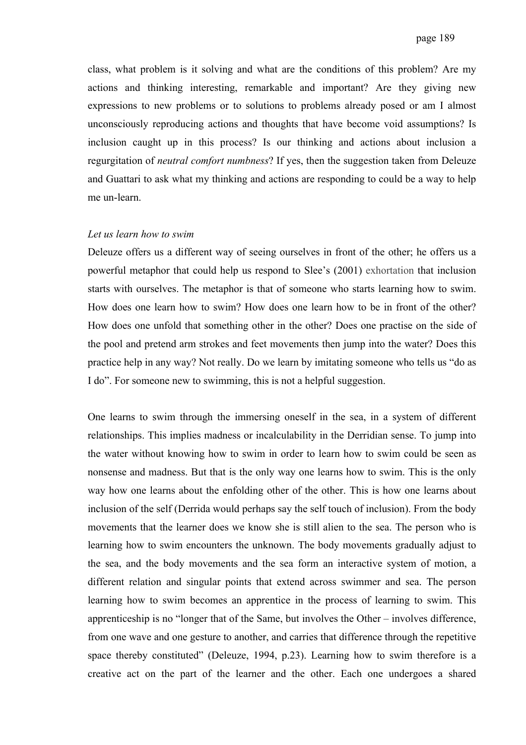class, what problem is it solving and what are the conditions of this problem? Are my actions and thinking interesting, remarkable and important? Are they giving new expressions to new problems or to solutions to problems already posed or am I almost unconsciously reproducing actions and thoughts that have become void assumptions? Is inclusion caught up in this process? Is our thinking and actions about inclusion a regurgitation of *neutral comfort numbness*? If yes, then the suggestion taken from Deleuze and Guattari to ask what my thinking and actions are responding to could be a way to help me un-learn.

*Let us learn how to swim*

Deleuze offers us a different way of seeing ourselves in front of the other; he offers us a powerful metaphor that could help us respond to Slee's (2001) exhortation that inclusion starts with ourselves. The metaphor is that of someone who starts learning how to swim. How does one learn how to swim? How does one learn how to be in front of the other? How does one unfold that something other in the other? Does one practise on the side of the pool and pretend arm strokes and feet movements then jump into the water? Does this practice help in any way? Not really. Do we learn by imitating someone who tells us "do as I do". For someone new to swimming, this is not a helpful suggestion.

One learns to swim through the immersing oneself in the sea, in a system of different relationships. This implies madness or incalculability in the Derridian sense. To jump into the water without knowing how to swim in order to learn how to swim could be seen as nonsense and madness. But that is the only way one learns how to swim. This is the only way how one learns about the enfolding other of the other. This is how one learns about inclusion of the self (Derrida would perhaps say the self touch of inclusion). From the body movements that the learner does we know she is still alien to the sea. The person who is learning how to swim encounters the unknown. The body movements gradually adjust to the sea, and the body movements and the sea form an interactive system of motion, a different relation and singular points that extend across swimmer and sea. The person learning how to swim becomes an apprentice in the process of learning to swim. This apprenticeship is no "longer that of the Same, but involves the Other – involves difference, from one wave and one gesture to another, and carries that difference through the repetitive space thereby constituted" (Deleuze, 1994, p.23). Learning how to swim therefore is a creative act on the part of the learner and the other. Each one undergoes a shared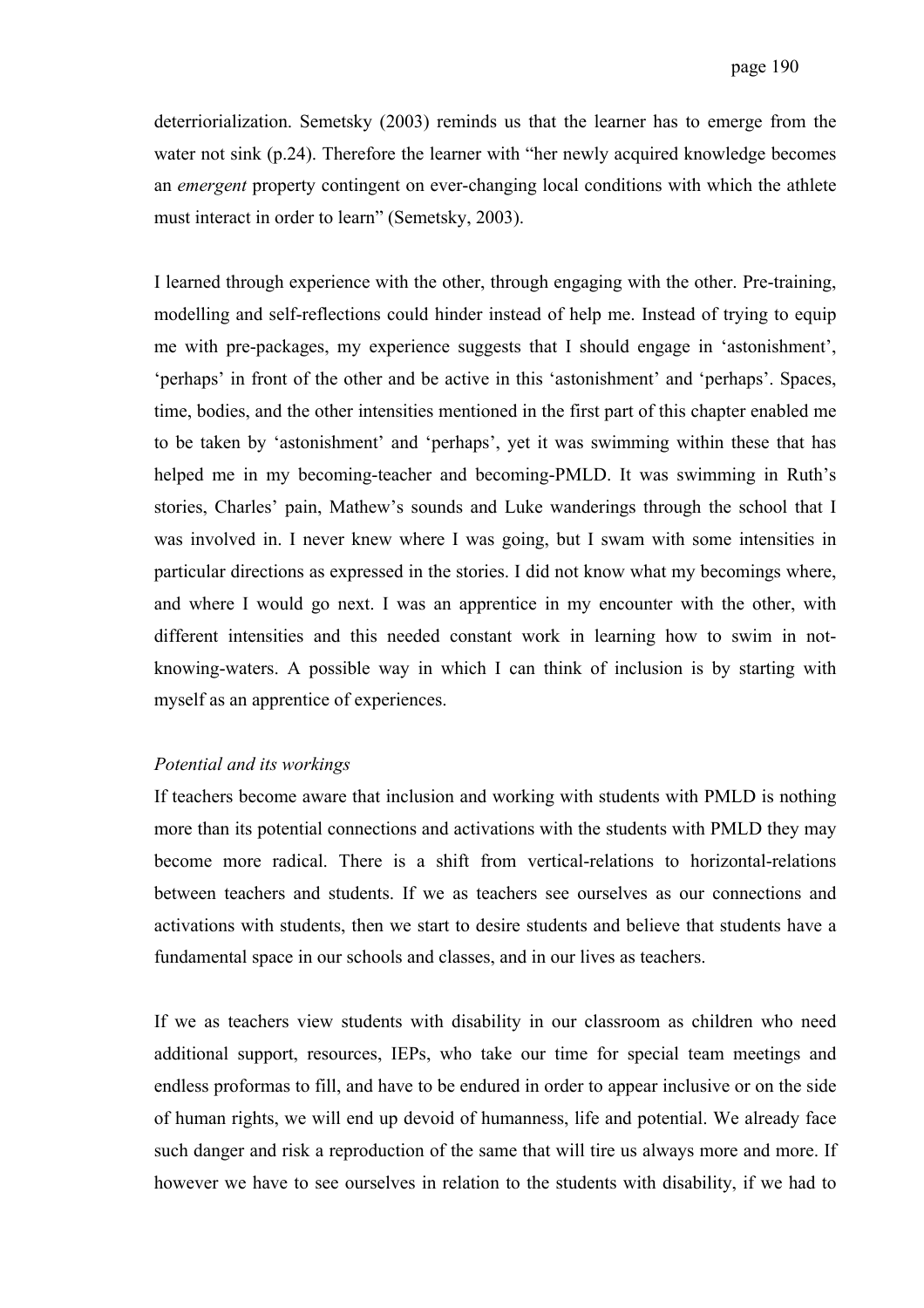deterriorialization. Semetsky (2003) reminds us that the learner has to emerge from the water not sink (p.24). Therefore the learner with "her newly acquired knowledge becomes an *emergent* property contingent on ever-changing local conditions with which the athlete must interact in order to learn" (Semetsky, 2003).

I learned through experience with the other, through engaging with the other. Pre-training, modelling and self-reflections could hinder instead of help me. Instead of trying to equip me with pre-packages, my experience suggests that I should engage in 'astonishment', 'perhaps' in front of the other and be active in this 'astonishment' and 'perhaps'. Spaces, time, bodies, and the other intensities mentioned in the first part of this chapter enabled me to be taken by 'astonishment' and 'perhaps', yet it was swimming within these that has helped me in my becoming-teacher and becoming-PMLD. It was swimming in Ruth's stories, Charles' pain, Mathew's sounds and Luke wanderings through the school that I was involved in. I never knew where I was going, but I swam with some intensities in particular directions as expressed in the stories. I did not know what my becomings where, and where I would go next. I was an apprentice in my encounter with the other, with different intensities and this needed constant work in learning how to swim in not-knowing-waters. A possible way in which I can think of inclusion is by starting with myself as an apprentice of experiences.

*Potential and its workings*

If teachers become aware that inclusion and working with students with PMLD is nothing more than its potential connections and activations with the students with PMLD they may become more radical. There is a shift from vertical-relations to horizontal-relations between teachers and students. If we as teachers see ourselves as our connections and activations with students, then we start to desire students and believe that students have a fundamental space in our schools and classes, and in our lives as teachers.

If we as teachers view students with disability in our classroom as children who need additional support, resources, IEPs, who take our time for special team meetings and endless proformas to fill, and have to be endured in order to appear inclusive or on the side of human rights, we will end up devoid of humanness, life and potential. We already face such danger and risk a reproduction of the same that will tire us always more and more. If however we have to see ourselves in relation to the students with disability, if we had to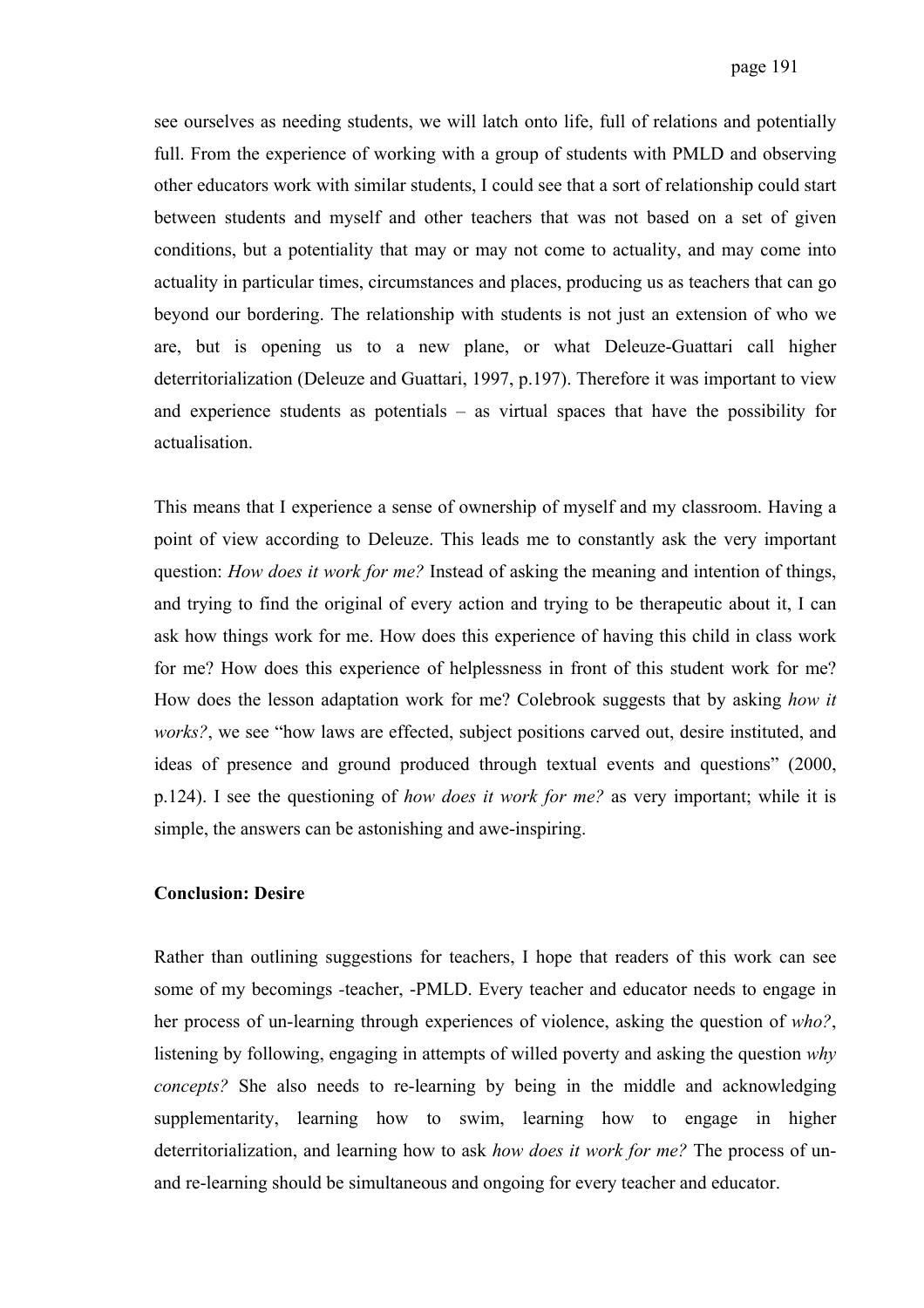see ourselves as needing students, we will latch onto life, full of relations and potentially full. From the experience of working with a group of students with PMLD and observing other educators work with similar students, I could see that a sort of relationship could start between students and myself and other teachers that was not based on a set of given conditions, but a potentiality that may or may not come to actuality, and may come into actuality in particular times, circumstances and places, producing us as teachers that can go beyond our bordering. The relationship with students is not just an extension of who we are, but is opening us to a new plane, or what Deleuze-Guattari call higher deterritorialization (Deleuze and Guattari, 1997, p.197). Therefore it was important to view and experience students as potentials – as virtual spaces that have the possibility for actualisation.

This means that I experience a sense of ownership of myself and my classroom. Having a point of view according to Deleuze. This leads me to constantly ask the very important question: *How does it work for me?* Instead of asking the meaning and intention of things, and trying to find the original of every action and trying to be therapeutic about it, I can ask how things work for me. How does this experience of having this child in class work for me? How does this experience of helplessness in front of this student work for me? How does the lesson adaptation work for me? Colebrook suggests that by asking *how it works?*, we see "how laws are effected, subject positions carved out, desire instituted, and ideas of presence and ground produced through textual events and questions" (2000, p.124). I see the questioning of *how does it work for me?* as very important; while it is simple, the answers can be astonishing and awe-inspiring.

**Conclusion: Desire**

Rather than outlining suggestions for teachers, I hope that readers of this work can see some of my becomings -teacher, -PMLD. Every teacher and educator needs to engage in her process of un-learning through experiences of violence, asking the question of *who?*, listening by following, engaging in attempts of willed poverty and asking the question *why concepts?* She also needs to re-learning by being in the middle and acknowledging supplementarity, learning how to swim, learning how to engage in higher deterritorialization, and learning how to ask *how does it work for me?* The process of un- and re-learning should be simultaneous and ongoing for every teacher and educator.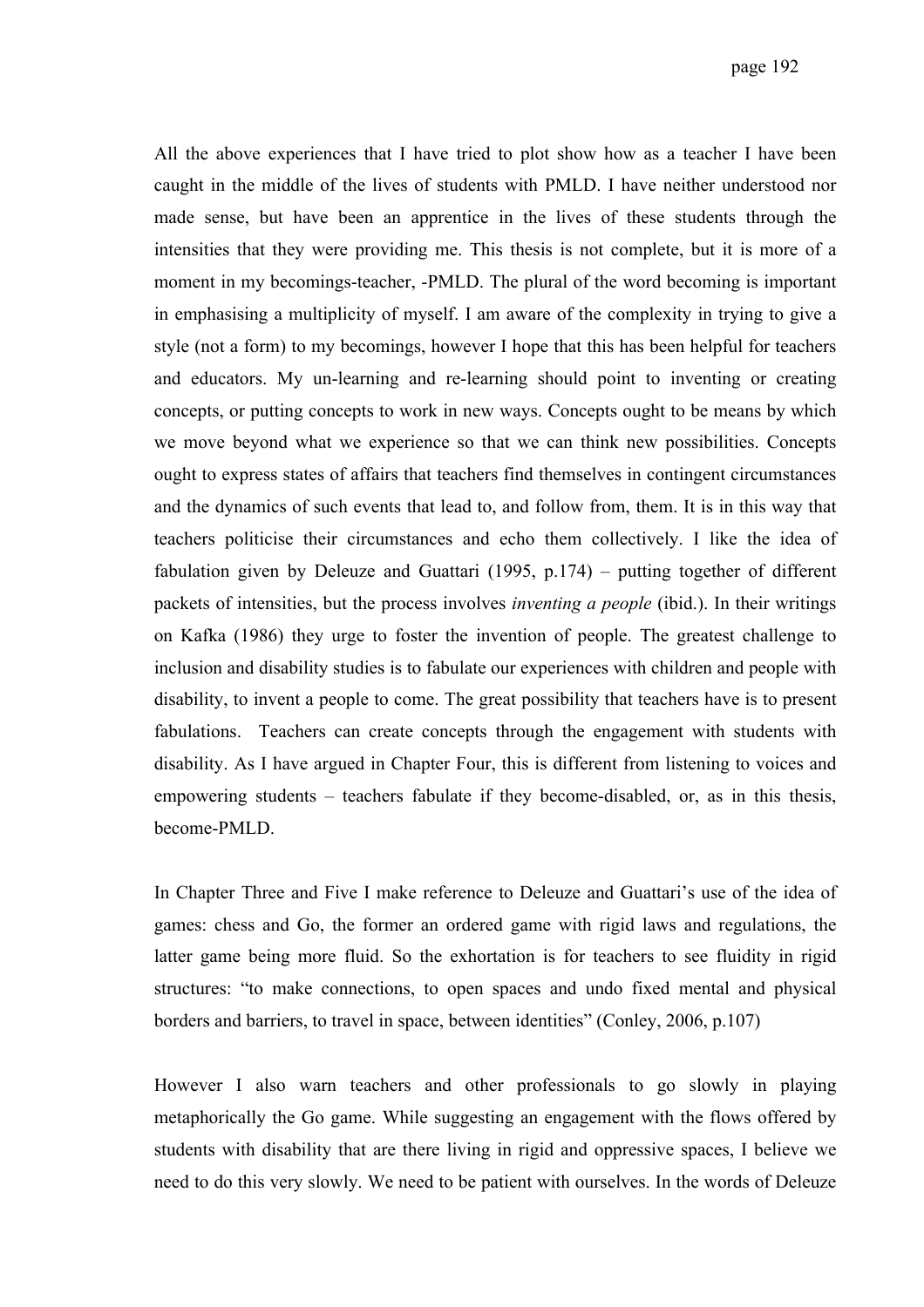All the above experiences that I have tried to plot show how as a teacher I have been caught in the middle of the lives of students with PMLD. I have neither understood nor made sense, but have been an apprentice in the lives of these students through the intensities that they were providing me. This thesis is not complete, but it is more of a moment in my becomings-teacher, -PMLD. The plural of the word becoming is important in emphasising a multiplicity of myself. I am aware of the complexity in trying to give a style (not a form) to my becomings, however I hope that this has been helpful for teachers and educators. My un-learning and re-learning should point to inventing or creating concepts, or putting concepts to work in new ways. Concepts ought to be means by which we move beyond what we experience so that we can think new possibilities. Concepts ought to express states of affairs that teachers find themselves in contingent circumstances and the dynamics of such events that lead to, and follow from, them. It is in this way that teachers politicise their circumstances and echo them collectively. I like the idea of fabulation given by Deleuze and Guattari (1995, p.174) – putting together of different packets of intensities, but the process involves *inventing a people* (ibid.). In their writings on Kafka (1986) they urge to foster the invention of people. The greatest challenge to inclusion and disability studies is to fabulate our experiences with children and people with disability, to invent a people to come. The great possibility that teachers have is to present fabulations. Teachers can create concepts through the engagement with students with disability. As I have argued in Chapter Four, this is different from listening to voices and empowering students – teachers fabulate if they become-disabled, or, as in this thesis, become-PMLD.

In Chapter Three and Five I make reference to Deleuze and Guattari's use of the idea of games: chess and Go, the former an ordered game with rigid laws and regulations, the latter game being more fluid. So the exhortation is for teachers to see fluidity in rigid structures: "to make connections, to open spaces and undo fixed mental and physical borders and barriers, to travel in space, between identities" (Conley, 2006, p.107)

However I also warn teachers and other professionals to go slowly in playing metaphorically the Go game. While suggesting an engagement with the flows offered by students with disability that are there living in rigid and oppressive spaces, I believe we need to do this very slowly. We need to be patient with ourselves. In the words of Deleuze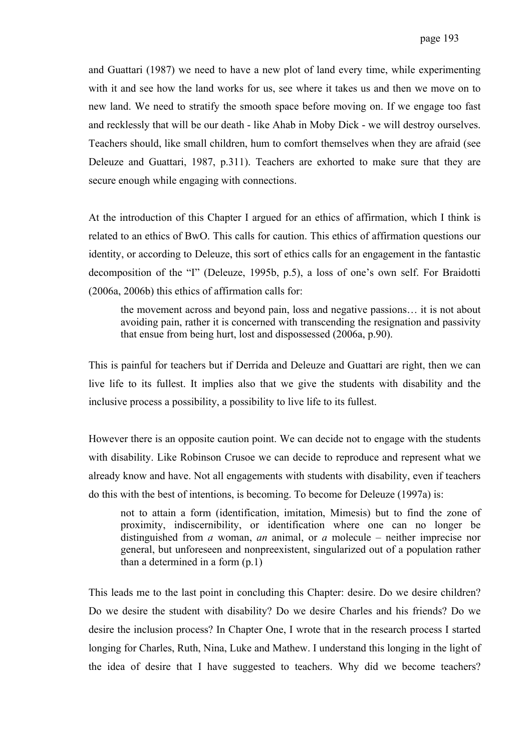and Guattari (1987) we need to have a new plot of land every time, while experimenting with it and see how the land works for us, see where it takes us and then we move on to new land. We need to stratify the smooth space before moving on. If we engage too fast and recklessly that will be our death - like Ahab in Moby Dick - we will destroy ourselves. Teachers should, like small children, hum to comfort themselves when they are afraid (see Deleuze and Guattari, 1987, p.311). Teachers are exhorted to make sure that they are secure enough while engaging with connections.

At the introduction of this Chapter I argued for an ethics of affirmation, which I think is related to an ethics of BwO. This calls for caution. This ethics of affirmation questions our identity, or according to Deleuze, this sort of ethics calls for an engagement in the fantastic decomposition of the "I" (Deleuze, 1995b, p.5), a loss of one's own self. For Braidotti (2006a, 2006b) this ethics of affirmation calls for:

> the movement across and beyond pain, loss and negative passions… it is not about avoiding pain, rather it is concerned with transcending the resignation and passivity that ensue from being hurt, lost and dispossessed (2006a, p.90).

This is painful for teachers but if Derrida and Deleuze and Guattari are right, then we can live life to its fullest. It implies also that we give the students with disability and the inclusive process a possibility, a possibility to live life to its fullest.

However there is an opposite caution point. We can decide not to engage with the students with disability. Like Robinson Crusoe we can decide to reproduce and represent what we already know and have. Not all engagements with students with disability, even if teachers do this with the best of intentions, is becoming. To become for Deleuze (1997a) is:

> not to attain a form (identification, imitation, Mimesis) but to find the zone of proximity, indiscernibility, or identification where one can no longer be distinguished from *a* woman, *an* animal, or *a* molecule – neither imprecise nor general, but unforeseen and nonpreexistent, singularized out of a population rather than a determined in a form (p.1)

This leads me to the last point in concluding this Chapter: desire. Do we desire children? Do we desire the student with disability? Do we desire Charles and his friends? Do we desire the inclusion process? In Chapter One, I wrote that in the research process I started longing for Charles, Ruth, Nina, Luke and Mathew. I understand this longing in the light of the idea of desire that I have suggested to teachers. Why did we become teachers?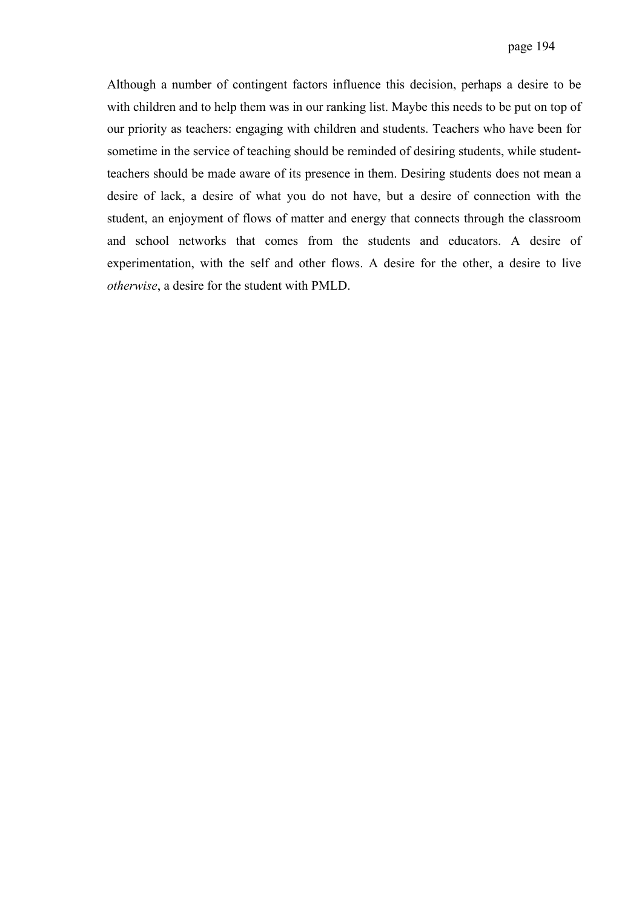Although a number of contingent factors influence this decision, perhaps a desire to be with children and to help them was in our ranking list. Maybe this needs to be put on top of our priority as teachers: engaging with children and students. Teachers who have been for sometime in the service of teaching should be reminded of desiring students, while student-teachers should be made aware of its presence in them. Desiring students does not mean a desire of lack, a desire of what you do not have, but a desire of connection with the student, an enjoyment of flows of matter and energy that connects through the classroom and school networks that comes from the students and educators. A desire of experimentation, with the self and other flows. A desire for the other, a desire to live *otherwise*, a desire for the student with PMLD.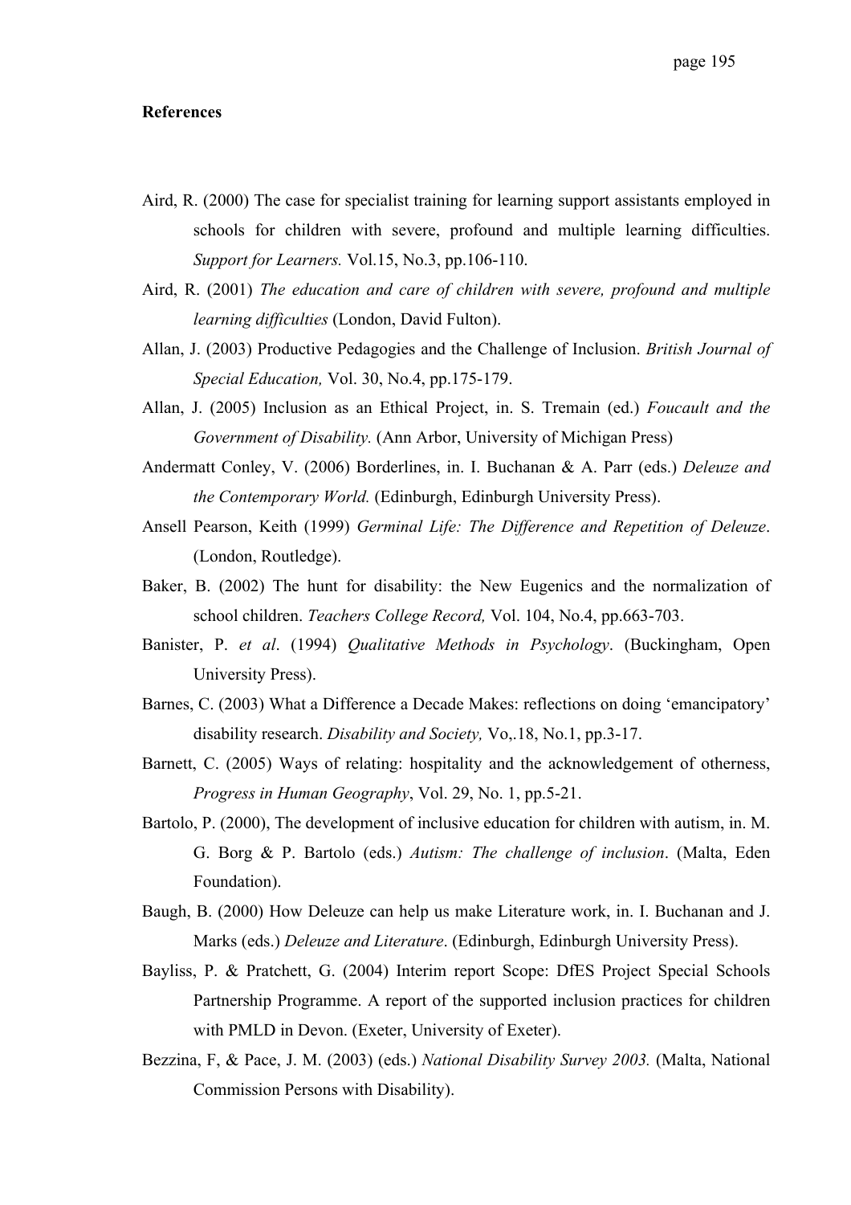**References**

Aird, R. (2000) The case for specialist training for learning support assistants employed in schools for children with severe, profound and multiple learning difficulties. *Support for Learners.* Vol.15, No.3, pp.106-110.

Aird, R. (2001) *The education and care of children with severe, profound and multiple learning difficulties* (London, David Fulton).

Allan, J. (2003) Productive Pedagogies and the Challenge of Inclusion. *British Journal of Special Education,* Vol. 30, No.4, pp.175-179.

Allan, J. (2005) Inclusion as an Ethical Project, in. S. Tremain (ed.) *Foucault and the Government of Disability.* (Ann Arbor, University of Michigan Press)

Andermatt Conley, V. (2006) Borderlines, in. I. Buchanan & A. Parr (eds.) *Deleuze and the Contemporary World.* (Edinburgh, Edinburgh University Press).

Ansell Pearson, Keith (1999) *Germinal Life: The Difference and Repetition of Deleuze*. (London, Routledge).

Baker, B. (2002) The hunt for disability: the New Eugenics and the normalization of school children. *Teachers College Record,* Vol. 104, No.4, pp.663-703.

Banister, P. *et al*. (1994) *Qualitative Methods in Psychology*. (Buckingham, Open University Press).

Barnes, C. (2003) What a Difference a Decade Makes: reflections on doing 'emancipatory' disability research. *Disability and Society,* Vo,.18, No.1, pp.3-17.

Barnett, C. (2005) Ways of relating: hospitality and the acknowledgement of otherness, *Progress in Human Geography*, Vol. 29, No. 1, pp.5-21.

Bartolo, P. (2000), The development of inclusive education for children with autism, in. M. G. Borg & P. Bartolo (eds.) *Autism: The challenge of inclusion*. (Malta, Eden Foundation).

Baugh, B. (2000) How Deleuze can help us make Literature work, in. I. Buchanan and J. Marks (eds.) *Deleuze and Literature*. (Edinburgh, Edinburgh University Press).

Bayliss, P. & Pratchett, G. (2004) Interim report Scope: DfES Project Special Schools Partnership Programme. A report of the supported inclusion practices for children with PMLD in Devon. (Exeter, University of Exeter).

Bezzina, F, & Pace, J. M. (2003) (eds.) *National Disability Survey 2003.* (Malta, National Commission Persons with Disability).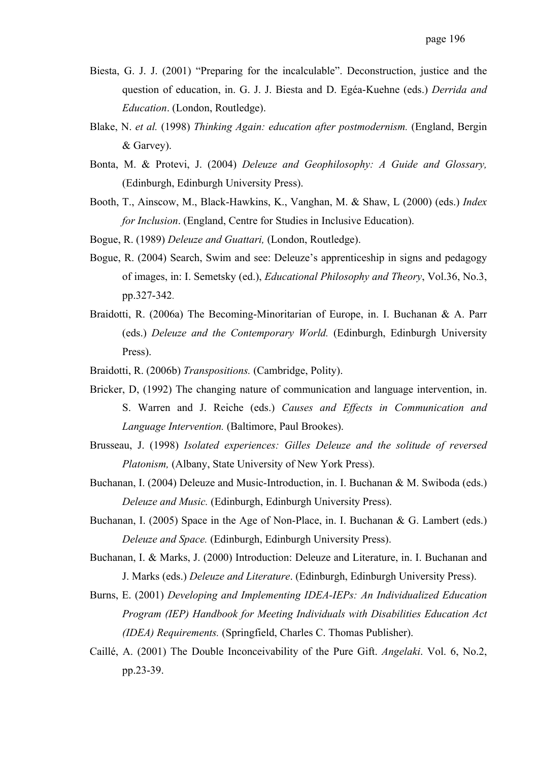Biesta, G. J. J. (2001) "Preparing for the incalculable". Deconstruction, justice and the question of education, in. G. J. J. Biesta and D. Egéa-Kuehne (eds.) *Derrida and Education*. (London, Routledge).

Blake, N. *et al.* (1998) *Thinking Again: education after postmodernism.* (England, Bergin & Garvey).

Bonta, M. & Protevi, J. (2004) *Deleuze and Geophilosophy: A Guide and Glossary,* (Edinburgh, Edinburgh University Press).

Booth, T., Ainscow, M., Black-Hawkins, K., Vanghan, M. & Shaw, L (2000) (eds.) *Index for Inclusion*. (England, Centre for Studies in Inclusive Education).

Bogue, R. (1989) *Deleuze and Guattari,* (London, Routledge).

Bogue, R. (2004) Search, Swim and see: Deleuze's apprenticeship in signs and pedagogy of images, in: I. Semetsky (ed.), *Educational Philosophy and Theory*, Vol.36, No.3, pp.327-342.

Braidotti, R. (2006a) The Becoming-Minoritarian of Europe, in. I. Buchanan & A. Parr (eds.) *Deleuze and the Contemporary World.* (Edinburgh, Edinburgh University Press).

Braidotti, R. (2006b) *Transpositions.* (Cambridge, Polity).

Bricker, D, (1992) The changing nature of communication and language intervention, in. S. Warren and J. Reiche (eds.) *Causes and Effects in Communication and Language Intervention.* (Baltimore, Paul Brookes).

Brusseau, J. (1998) *Isolated experiences: Gilles Deleuze and the solitude of reversed Platonism,* (Albany, State University of New York Press).

Buchanan, I. (2004) Deleuze and Music-Introduction, in. I. Buchanan & M. Swiboda (eds.) *Deleuze and Music.* (Edinburgh, Edinburgh University Press).

Buchanan, I. (2005) Space in the Age of Non-Place, in. I. Buchanan & G. Lambert (eds.) *Deleuze and Space.* (Edinburgh, Edinburgh University Press).

Buchanan, I. & Marks, J. (2000) Introduction: Deleuze and Literature, in. I. Buchanan and J. Marks (eds.) *Deleuze and Literature*. (Edinburgh, Edinburgh University Press).

Burns, E. (2001) *Developing and Implementing IDEA-IEPs: An Individualized Education Program (IEP) Handbook for Meeting Individuals with Disabilities Education Act (IDEA) Requirements.* (Springfield, Charles C. Thomas Publisher).

Caillé, A. (2001) The Double Inconceivability of the Pure Gift. *Angelaki*. Vol. 6, No.2, pp.23-39.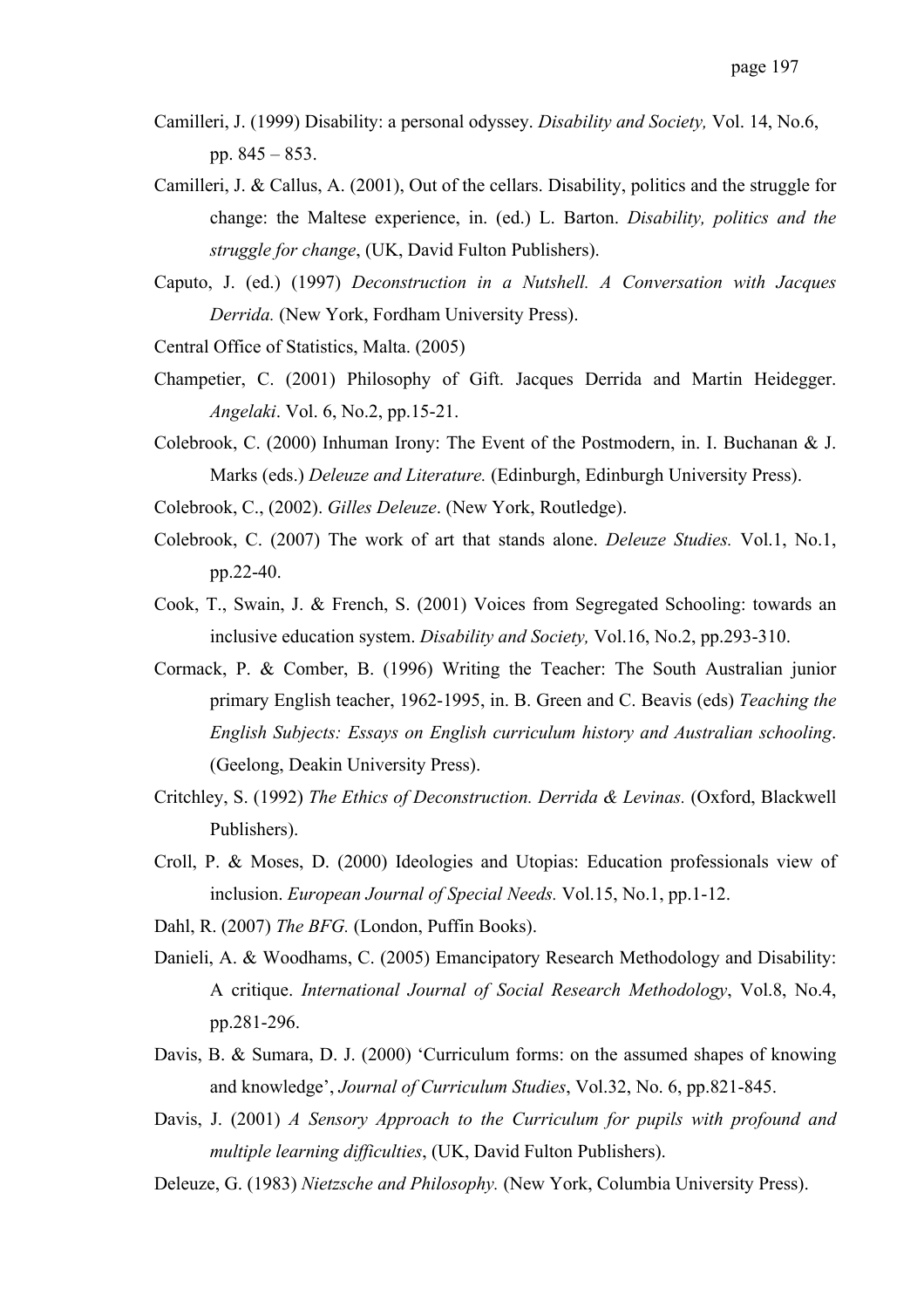Camilleri, J. (1999) Disability: a personal odyssey. *Disability and Society,* Vol. 14, No.6, pp. 845 – 853.

Camilleri, J. & Callus, A. (2001), Out of the cellars. Disability, politics and the struggle for change: the Maltese experience, in. (ed.) L. Barton. *Disability, politics and the struggle for change*, (UK, David Fulton Publishers).

Caputo, J. (ed.) (1997) *Deconstruction in a Nutshell. A Conversation with Jacques Derrida.* (New York, Fordham University Press).

Central Office of Statistics, Malta. (2005)

Champetier, C. (2001) Philosophy of Gift. Jacques Derrida and Martin Heidegger. *Angelaki*. Vol. 6, No.2, pp.15-21.

Colebrook, C. (2000) Inhuman Irony: The Event of the Postmodern, in. I. Buchanan & J. Marks (eds.) *Deleuze and Literature.* (Edinburgh, Edinburgh University Press).

Colebrook, C., (2002). *Gilles Deleuze*. (New York, Routledge).

Colebrook, C. (2007) The work of art that stands alone. *Deleuze Studies.* Vol.1, No.1, pp.22-40.

Cook, T., Swain, J. & French, S. (2001) Voices from Segregated Schooling: towards an inclusive education system. *Disability and Society,* Vol.16, No.2, pp.293-310.

Cormack, P. & Comber, B. (1996) Writing the Teacher: The South Australian junior primary English teacher, 1962-1995, in. B. Green and C. Beavis (eds) *Teaching the English Subjects: Essays on English curriculum history and Australian schooling*. (Geelong, Deakin University Press).

Critchley, S. (1992) *The Ethics of Deconstruction. Derrida & Levinas.* (Oxford, Blackwell Publishers).

Croll, P. & Moses, D. (2000) Ideologies and Utopias: Education professionals view of inclusion. *European Journal of Special Needs.* Vol.15, No.1, pp.1-12.

Dahl, R. (2007) *The BFG.* (London, Puffin Books).

Danieli, A. & Woodhams, C. (2005) Emancipatory Research Methodology and Disability: A critique. *International Journal of Social Research Methodology*, Vol.8, No.4, pp.281-296.

Davis, B. & Sumara, D. J. (2000) 'Curriculum forms: on the assumed shapes of knowing and knowledge', *Journal of Curriculum Studies*, Vol.32, No. 6, pp.821-845.

Davis, J. (2001) *A Sensory Approach to the Curriculum for pupils with profound and multiple learning difficulties*, (UK, David Fulton Publishers).

Deleuze, G. (1983) *Nietzsche and Philosophy.* (New York, Columbia University Press).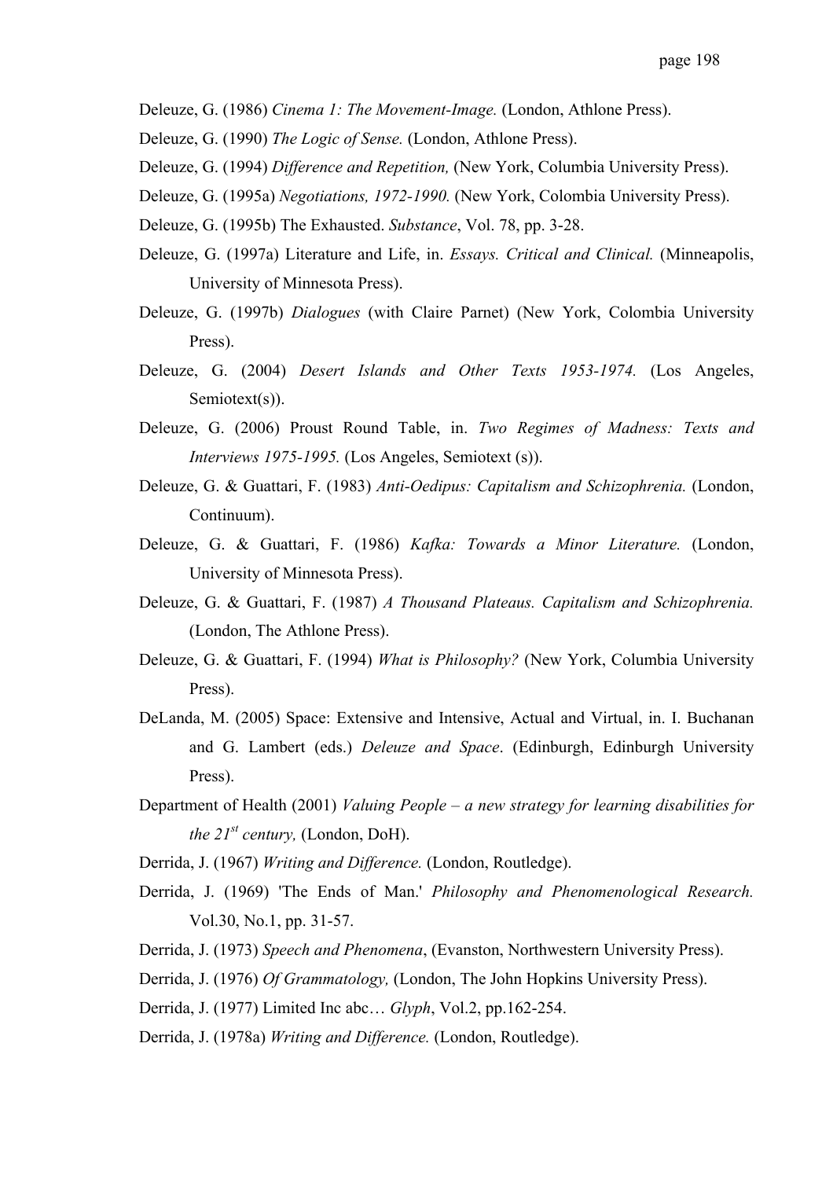Deleuze, G. (1986) *Cinema 1: The Movement-Image.* (London, Athlone Press).

Deleuze, G. (1990) *The Logic of Sense.* (London, Athlone Press).

Deleuze, G. (1994) *Difference and Repetition,* (New York, Columbia University Press).

Deleuze, G. (1995a) *Negotiations, 1972-1990.* (New York, Colombia University Press).

Deleuze, G. (1995b) The Exhausted. *Substance*, Vol. 78, pp. 3-28.

Deleuze, G. (1997a) Literature and Life, in. *Essays. Critical and Clinical.* (Minneapolis, University of Minnesota Press).

Deleuze, G. (1997b) *Dialogues* (with Claire Parnet) (New York, Colombia University Press).

Deleuze, G. (2004) *Desert Islands and Other Texts 1953-1974.* (Los Angeles, Semiotext(s)).

Deleuze, G. (2006) Proust Round Table, in. *Two Regimes of Madness: Texts and Interviews 1975-1995.* (Los Angeles, Semiotext (s)).

Deleuze, G. & Guattari, F. (1983) *Anti-Oedipus: Capitalism and Schizophrenia.* (London, Continuum).

Deleuze, G. & Guattari, F. (1986) *Kafka: Towards a Minor Literature.* (London, University of Minnesota Press).

Deleuze, G. & Guattari, F. (1987) *A Thousand Plateaus. Capitalism and Schizophrenia.* (London, The Athlone Press).

Deleuze, G. & Guattari, F. (1994) *What is Philosophy?* (New York, Columbia University Press).

DeLanda, M. (2005) Space: Extensive and Intensive, Actual and Virtual, in. I. Buchanan and G. Lambert (eds.) *Deleuze and Space*. (Edinburgh, Edinburgh University Press).

Department of Health (2001) *Valuing People – a new strategy for learning disabilities for the 21st century,* (London, DoH).

Derrida, J. (1967) *Writing and Difference.* (London, Routledge).

Derrida, J. (1969) 'The Ends of Man.' *Philosophy and Phenomenological Research.* Vol.30, No.1, pp. 31-57.

Derrida, J. (1973) *Speech and Phenomena*, (Evanston, Northwestern University Press).

Derrida, J. (1976) *Of Grammatology,* (London, The John Hopkins University Press).

Derrida, J. (1977) Limited Inc abc… *Glyph*, Vol.2, pp.162-254.

Derrida, J. (1978a) *Writing and Difference.* (London, Routledge).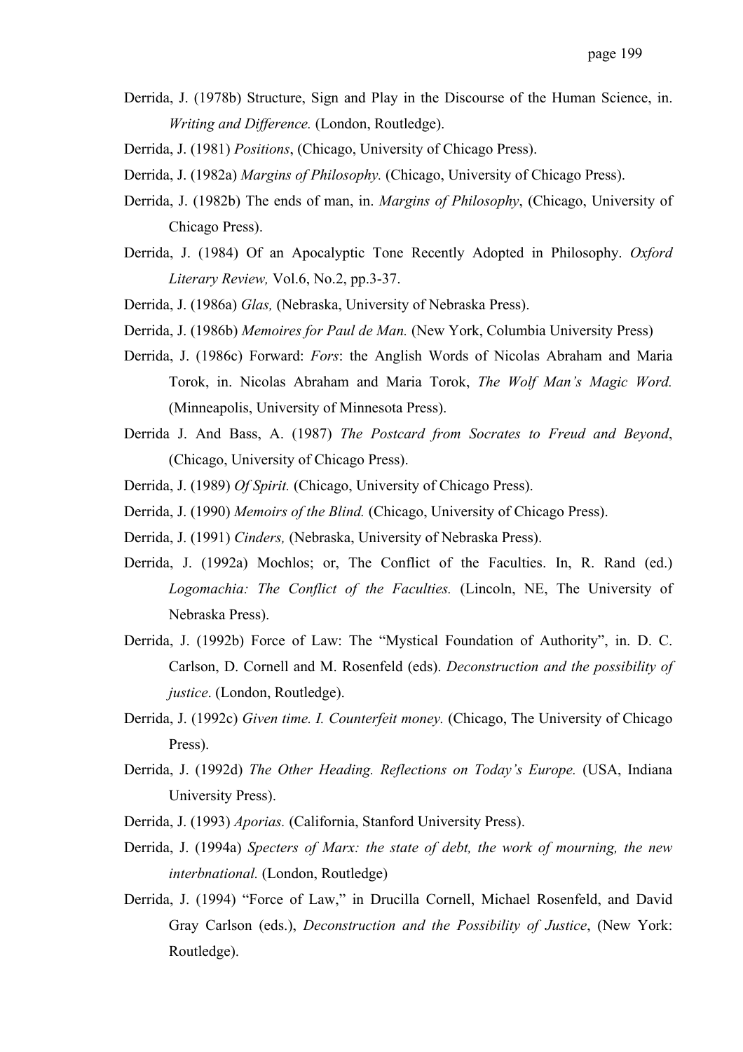Derrida, J. (1978b) Structure, Sign and Play in the Discourse of the Human Science, in. *Writing and Difference.* (London, Routledge).

Derrida, J. (1981) *Positions*, (Chicago, University of Chicago Press).

Derrida, J. (1982a) *Margins of Philosophy.* (Chicago, University of Chicago Press).

Derrida, J. (1982b) The ends of man, in. *Margins of Philosophy*, (Chicago, University of Chicago Press).

Derrida, J. (1984) Of an Apocalyptic Tone Recently Adopted in Philosophy. *Oxford Literary Review,* Vol.6, No.2, pp.3-37.

Derrida, J. (1986a) *Glas,* (Nebraska, University of Nebraska Press).

Derrida, J. (1986b) *Memoires for Paul de Man.* (New York, Columbia University Press)

Derrida, J. (1986c) Forward: *Fors*: the Anglish Words of Nicolas Abraham and Maria Torok, in. Nicolas Abraham and Maria Torok, *The Wolf Man's Magic Word.* (Minneapolis, University of Minnesota Press).

Derrida J. And Bass, A. (1987) *The Postcard from Socrates to Freud and Beyond*, (Chicago, University of Chicago Press).

Derrida, J. (1989) *Of Spirit.* (Chicago, University of Chicago Press).

Derrida, J. (1990) *Memoirs of the Blind.* (Chicago, University of Chicago Press).

Derrida, J. (1991) *Cinders,* (Nebraska, University of Nebraska Press).

Derrida, J. (1992a) Mochlos; or, The Conflict of the Faculties. In, R. Rand (ed.) *Logomachia: The Conflict of the Faculties.* (Lincoln, NE, The University of Nebraska Press).

Derrida, J. (1992b) Force of Law: The "Mystical Foundation of Authority", in. D. C. Carlson, D. Cornell and M. Rosenfeld (eds). *Deconstruction and the possibility of justice*. (London, Routledge).

Derrida, J. (1992c) *Given time. I. Counterfeit money.* (Chicago, The University of Chicago Press).

Derrida, J. (1992d) *The Other Heading. Reflections on Today's Europe.* (USA, Indiana University Press).

Derrida, J. (1993) *Aporias.* (California, Stanford University Press).

Derrida, J. (1994a) *Specters of Marx: the state of debt, the work of mourning, the new interbnational.* (London, Routledge)

Derrida, J. (1994) "Force of Law," in Drucilla Cornell, Michael Rosenfeld, and David Gray Carlson (eds.), *Deconstruction and the Possibility of Justice*, (New York: Routledge).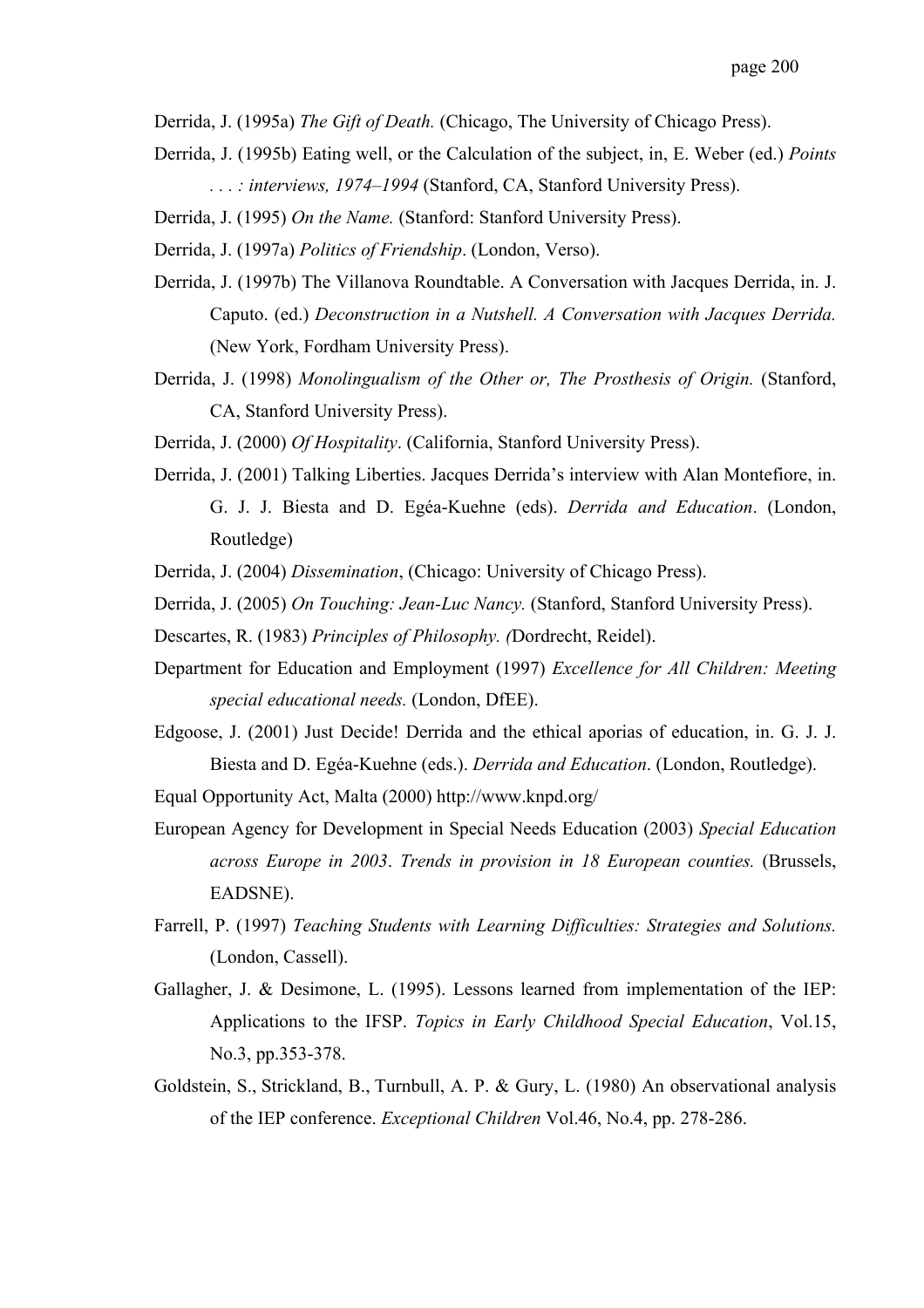Derrida, J. (1995a) *The Gift of Death.* (Chicago, The University of Chicago Press).

Derrida, J. (1995b) Eating well, or the Calculation of the subject, in, E. Weber (ed.) *Points . . . : interviews, 1974–1994* (Stanford, CA, Stanford University Press).

Derrida, J. (1995) *On the Name.* (Stanford: Stanford University Press).

Derrida, J. (1997a) *Politics of Friendship*. (London, Verso).

Derrida, J. (1997b) The Villanova Roundtable. A Conversation with Jacques Derrida, in. J. Caputo. (ed.) *Deconstruction in a Nutshell. A Conversation with Jacques Derrida.* (New York, Fordham University Press).

Derrida, J. (1998) *Monolingualism of the Other or, The Prosthesis of Origin.* (Stanford, CA, Stanford University Press).

Derrida, J. (2000) *Of Hospitality*. (California, Stanford University Press).

Derrida, J. (2001) Talking Liberties. Jacques Derrida's interview with Alan Montefiore, in. G. J. J. Biesta and D. Egéa-Kuehne (eds). *Derrida and Education*. (London, Routledge)

Derrida, J. (2004) *Dissemination*, (Chicago: University of Chicago Press).

Derrida, J. (2005) *On Touching: Jean-Luc Nancy.* (Stanford, Stanford University Press).

Descartes, R. (1983) *Principles of Philosophy. (*Dordrecht, Reidel).

Department for Education and Employment (1997) *Excellence for All Children: Meeting special educational needs.* (London, DfEE).

Edgoose, J. (2001) Just Decide! Derrida and the ethical aporias of education, in. G. J. J. Biesta and D. Egéa-Kuehne (eds.). *Derrida and Education*. (London, Routledge).

Equal Opportunity Act, Malta (2000) http://www.knpd.org/

European Agency for Development in Special Needs Education (2003) *Special Education across Europe in 2003*. *Trends in provision in 18 European counties.* (Brussels, EADSNE).

Farrell, P. (1997) *Teaching Students with Learning Difficulties: Strategies and Solutions.* (London, Cassell).

Gallagher, J. & Desimone, L. (1995). Lessons learned from implementation of the IEP: Applications to the IFSP. *Topics in Early Childhood Special Education*, Vol.15, No.3, pp.353-378.

Goldstein, S., Strickland, B., Turnbull, A. P. & Gury, L. (1980) An observational analysis of the IEP conference. *Exceptional Children* Vol.46, No.4, pp. 278-286.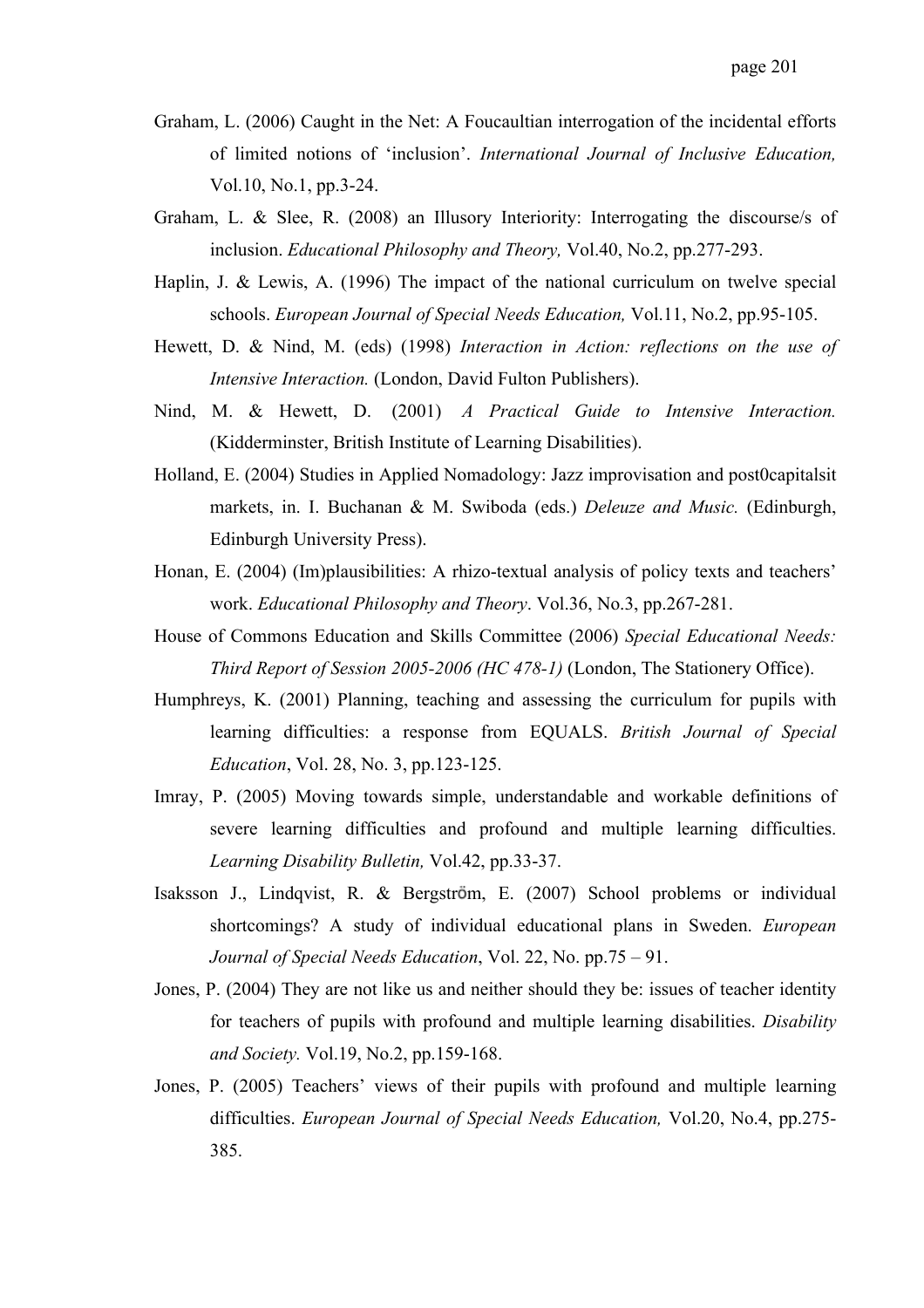Graham, L. (2006) Caught in the Net: A Foucaultian interrogation of the incidental efforts of limited notions of 'inclusion'. *International Journal of Inclusive Education,* Vol.10, No.1, pp.3-24.

Graham, L. & Slee, R. (2008) an Illusory Interiority: Interrogating the discourse/s of inclusion. *Educational Philosophy and Theory,* Vol.40, No.2, pp.277-293.

Haplin, J. & Lewis, A. (1996) The impact of the national curriculum on twelve special schools. *European Journal of Special Needs Education,* Vol.11, No.2, pp.95-105.

Hewett, D. & Nind, M. (eds) (1998) *Interaction in Action: reflections on the use of Intensive Interaction.* (London, David Fulton Publishers).

Nind, M. & Hewett, D. (2001) *A Practical Guide to Intensive Interaction.* (Kidderminster, British Institute of Learning Disabilities).

Holland, E. (2004) Studies in Applied Nomadology: Jazz improvisation and post0capitalsit markets, in. I. Buchanan & M. Swiboda (eds.) *Deleuze and Music.* (Edinburgh, Edinburgh University Press).

Honan, E. (2004) (Im)plausibilities: A rhizo-textual analysis of policy texts and teachers' work. *Educational Philosophy and Theory*. Vol.36, No.3, pp.267-281.

House of Commons Education and Skills Committee (2006) *Special Educational Needs: Third Report of Session 2005-2006 (HC 478-1)* (London, The Stationery Office).

Humphreys, K. (2001) Planning, teaching and assessing the curriculum for pupils with learning difficulties: a response from EQUALS. *British Journal of Special Education*, Vol. 28, No. 3, pp.123-125.

Imray, P. (2005) Moving towards simple, understandable and workable definitions of severe learning difficulties and profound and multiple learning difficulties. *Learning Disability Bulletin,* Vol.42, pp.33-37.

Isaksson J., Lindqvist, R. & Bergström, E. (2007) School problems or individual shortcomings? A study of individual educational plans in Sweden. *European Journal of Special Needs Education*, Vol. 22, No. pp.75 – 91.

Jones, P. (2004) They are not like us and neither should they be: issues of teacher identity for teachers of pupils with profound and multiple learning disabilities. *Disability and Society.* Vol.19, No.2, pp.159-168.

Jones, P. (2005) Teachers' views of their pupils with profound and multiple learning difficulties. *European Journal of Special Needs Education,* Vol.20, No.4, pp.275-385.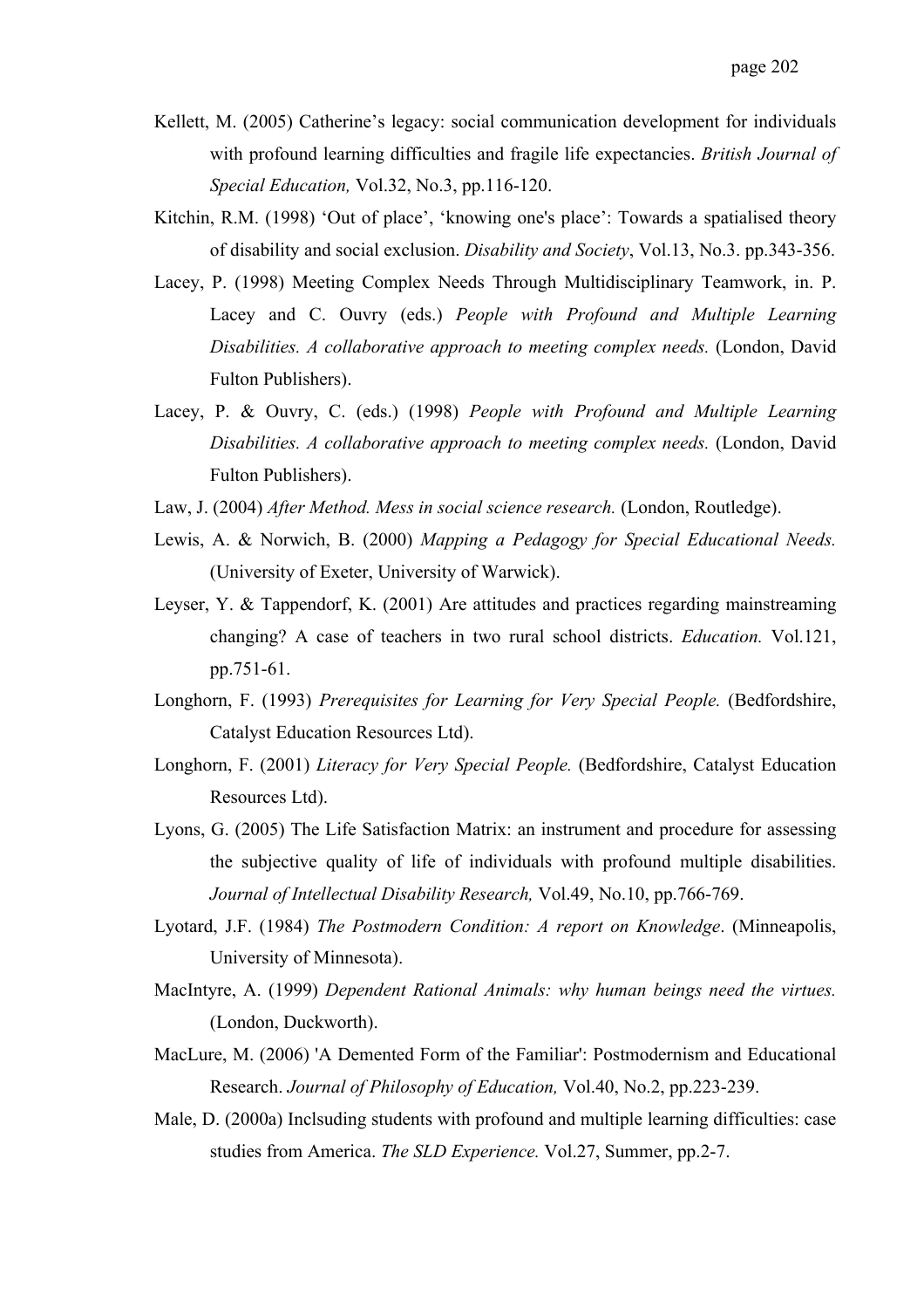Kellett, M. (2005) Catherine's legacy: social communication development for individuals with profound learning difficulties and fragile life expectancies. *British Journal of Special Education,* Vol.32, No.3, pp.116-120.

Kitchin, R.M. (1998) 'Out of place', 'knowing one's place': Towards a spatialised theory of disability and social exclusion. *Disability and Society*, Vol.13, No.3. pp.343-356.

Lacey, P. (1998) Meeting Complex Needs Through Multidisciplinary Teamwork, in. P. Lacey and C. Ouvry (eds.) *People with Profound and Multiple Learning Disabilities. A collaborative approach to meeting complex needs.* (London, David Fulton Publishers).

Lacey, P. & Ouvry, C. (eds.) (1998) *People with Profound and Multiple Learning Disabilities. A collaborative approach to meeting complex needs.* (London, David Fulton Publishers).

Law, J. (2004) *After Method. Mess in social science research.* (London, Routledge).

Lewis, A. & Norwich, B. (2000) *Mapping a Pedagogy for Special Educational Needs.* (University of Exeter, University of Warwick).

Leyser, Y. & Tappendorf, K. (2001) Are attitudes and practices regarding mainstreaming changing? A case of teachers in two rural school districts. *Education.* Vol.121, pp.751-61.

Longhorn, F. (1993) *Prerequisites for Learning for Very Special People.* (Bedfordshire, Catalyst Education Resources Ltd).

Longhorn, F. (2001) *Literacy for Very Special People.* (Bedfordshire, Catalyst Education Resources Ltd).

Lyons, G. (2005) The Life Satisfaction Matrix: an instrument and procedure for assessing the subjective quality of life of individuals with profound multiple disabilities. *Journal of Intellectual Disability Research,* Vol.49, No.10, pp.766-769.

Lyotard, J.F. (1984) *The Postmodern Condition: A report on Knowledge*. (Minneapolis, University of Minnesota).

MacIntyre, A. (1999) *Dependent Rational Animals: why human beings need the virtues.* (London, Duckworth).

MacLure, M. (2006) 'A Demented Form of the Familiar': Postmodernism and Educational Research. *Journal of Philosophy of Education,* Vol.40, No.2, pp.223-239.

Male, D. (2000a) Inclsuding students with profound and multiple learning difficulties: case studies from America. *The SLD Experience.* Vol.27, Summer, pp.2-7.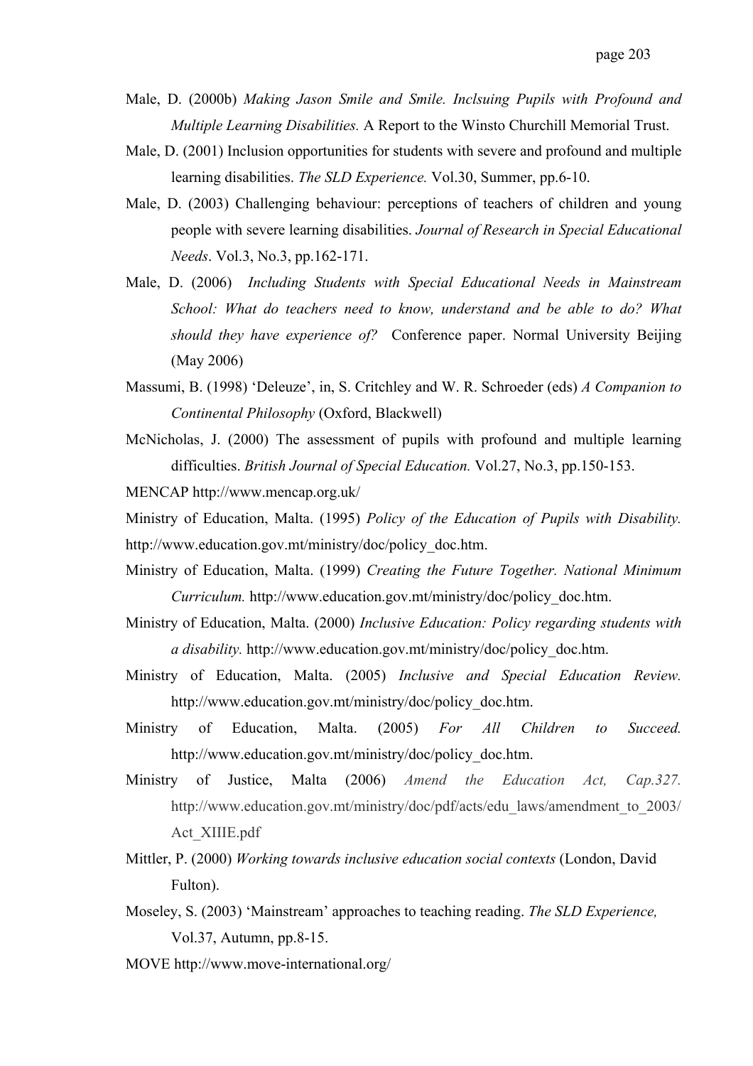Male, D. (2000b) *Making Jason Smile and Smile. Inclsuing Pupils with Profound and Multiple Learning Disabilities.* A Report to the Winsto Churchill Memorial Trust.

Male, D. (2001) Inclusion opportunities for students with severe and profound and multiple learning disabilities. *The SLD Experience.* Vol.30, Summer, pp.6-10.

Male, D. (2003) Challenging behaviour: perceptions of teachers of children and young people with severe learning disabilities. *Journal of Research in Special Educational Needs*. Vol.3, No.3, pp.162-171.

Male, D. (2006) *Including Students with Special Educational Needs in Mainstream School: What do teachers need to know, understand and be able to do? What should they have experience of?* Conference paper. Normal University Beijing (May 2006)

Massumi, B. (1998) 'Deleuze', in, S. Critchley and W. R. Schroeder (eds) *A Companion to Continental Philosophy* (Oxford, Blackwell)

McNicholas, J. (2000) The assessment of pupils with profound and multiple learning difficulties. *British Journal of Special Education.* Vol.27, No.3, pp.150-153.

MENCAP http://www.mencap.org.uk/

Ministry of Education, Malta. (1995) *Policy of the Education of Pupils with Disability.* http://www.education.gov.mt/ministry/doc/policy_doc.htm.

Ministry of Education, Malta. (1999) *Creating the Future Together. National Minimum Curriculum.* http://www.education.gov.mt/ministry/doc/policy_doc.htm.

Ministry of Education, Malta. (2000) *Inclusive Education: Policy regarding students with a disability.* http://www.education.gov.mt/ministry/doc/policy_doc.htm.

Ministry of Education, Malta. (2005) *Inclusive and Special Education Review.* http://www.education.gov.mt/ministry/doc/policy_doc.htm.

Ministry of Education, Malta. (2005) *For All Children to Succeed.* http://www.education.gov.mt/ministry/doc/policy_doc.htm.

Ministry of Justice, Malta (2006) *Amend the Education Act, Cap.327.* http://www.education.gov.mt/ministry/doc/pdf/acts/edu_laws/amendment_to_2003/Act_XIIIE.pdf

Mittler, P. (2000) *Working towards inclusive education social contexts* (London, David Fulton).

Moseley, S. (2003) 'Mainstream' approaches to teaching reading. *The SLD Experience,* Vol.37, Autumn, pp.8-15.

MOVE http://www.move-international.org/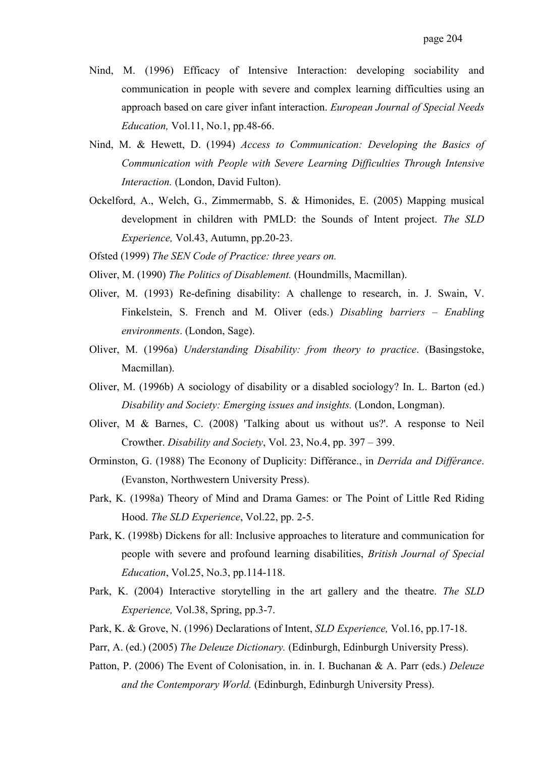Nind, M. (1996) Efficacy of Intensive Interaction: developing sociability and communication in people with severe and complex learning difficulties using an approach based on care giver infant interaction. *European Journal of Special Needs Education,* Vol.11, No.1, pp.48-66.

Nind, M. & Hewett, D. (1994) *Access to Communication: Developing the Basics of Communication with People with Severe Learning Difficulties Through Intensive Interaction.* (London, David Fulton).

Ockelford, A., Welch, G., Zimmermabb, S. & Himonides, E. (2005) Mapping musical development in children with PMLD: the Sounds of Intent project. *The SLD Experience,* Vol.43, Autumn, pp.20-23.

Ofsted (1999) *The SEN Code of Practice: three years on.*

Oliver, M. (1990) *The Politics of Disablement.* (Houndmills, Macmillan).

Oliver, M. (1993) Re-defining disability: A challenge to research, in. J. Swain, V. Finkelstein, S. French and M. Oliver (eds.) *Disabling barriers – Enabling environments*. (London, Sage).

Oliver, M. (1996a) *Understanding Disability: from theory to practice*. (Basingstoke, Macmillan).

Oliver, M. (1996b) A sociology of disability or a disabled sociology? In. L. Barton (ed.) *Disability and Society: Emerging issues and insights.* (London, Longman).

Oliver, M & Barnes, C. (2008) 'Talking about us without us?'. A response to Neil Crowther. *Disability and Society*, Vol. 23, No.4, pp. 397 – 399.

Orminston, G. (1988) The Econony of Duplicity: Différance., in *Derrida and Différance*. (Evanston, Northwestern University Press).

Park, K. (1998a) Theory of Mind and Drama Games: or The Point of Little Red Riding Hood. *The SLD Experience*, Vol.22, pp. 2-5.

Park, K. (1998b) Dickens for all: Inclusive approaches to literature and communication for people with severe and profound learning disabilities, *British Journal of Special Education*, Vol.25, No.3, pp.114-118.

Park, K. (2004) Interactive storytelling in the art gallery and the theatre. *The SLD Experience,* Vol.38, Spring, pp.3-7.

Park, K. & Grove, N. (1996) Declarations of Intent, *SLD Experience,* Vol.16, pp.17-18.

Parr, A. (ed.) (2005) *The Deleuze Dictionary.* (Edinburgh, Edinburgh University Press).

Patton, P. (2006) The Event of Colonisation, in. in. I. Buchanan & A. Parr (eds.) *Deleuze and the Contemporary World.* (Edinburgh, Edinburgh University Press).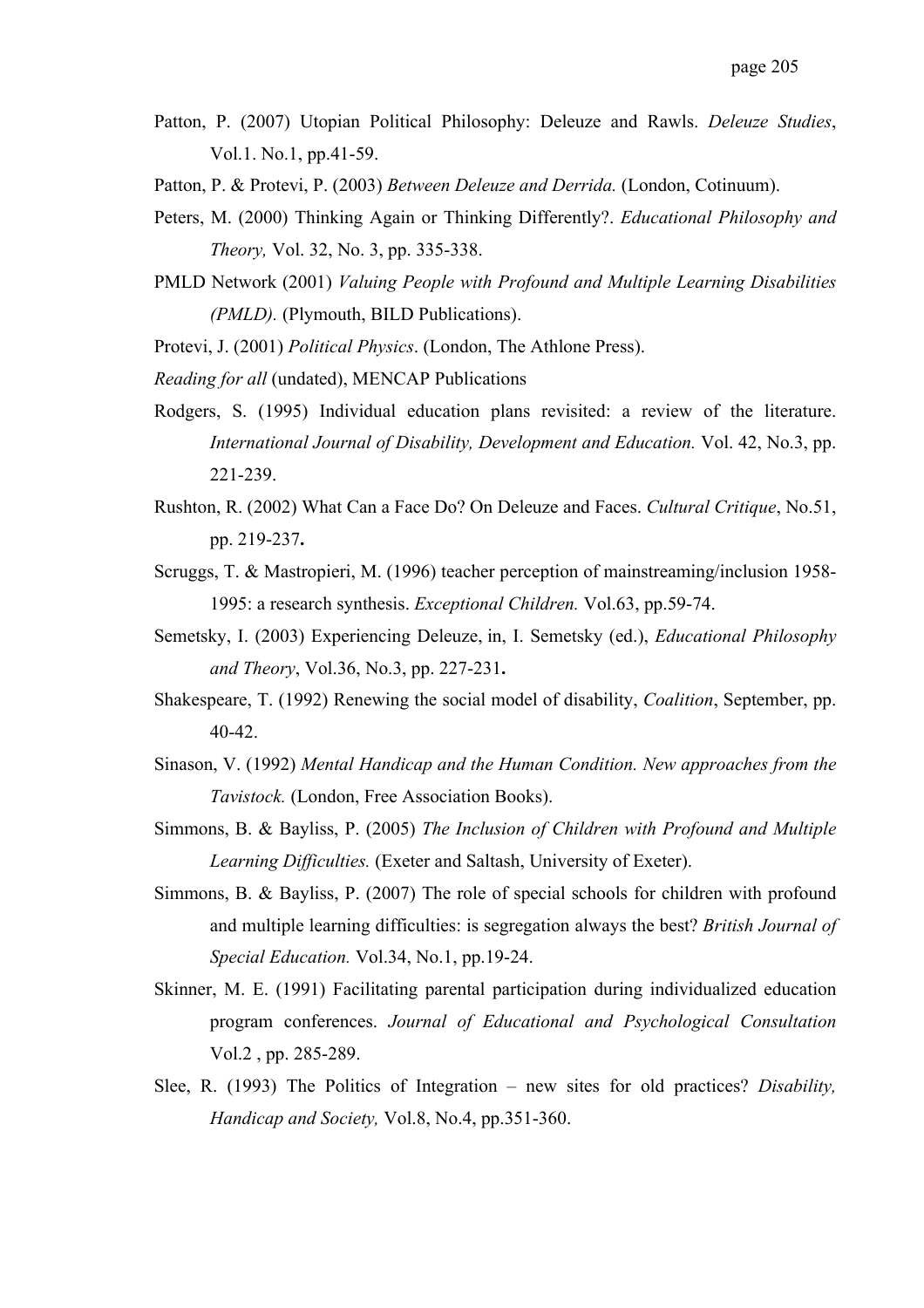Patton, P. (2007) Utopian Political Philosophy: Deleuze and Rawls. *Deleuze Studies*, Vol.1. No.1, pp.41-59.

Patton, P. & Protevi, P. (2003) *Between Deleuze and Derrida.* (London, Cotinuum).

Peters, M. (2000) Thinking Again or Thinking Differently?. *Educational Philosophy and Theory,* Vol. 32, No. 3, pp. 335-338.

PMLD Network (2001) *Valuing People with Profound and Multiple Learning Disabilities (PMLD).* (Plymouth, BILD Publications).

Protevi, J. (2001) *Political Physics*. (London, The Athlone Press).

*Reading for all* (undated), MENCAP Publications

Rodgers, S. (1995) Individual education plans revisited: a review of the literature. *International Journal of Disability, Development and Education.* Vol. 42, No.3, pp. 221-239.

Rushton, R. (2002) What Can a Face Do? On Deleuze and Faces. *Cultural Critique*, No.51, pp. 219-237**.**

Scruggs, T. & Mastropieri, M. (1996) teacher perception of mainstreaming/inclusion 1958-1995: a research synthesis. *Exceptional Children.* Vol.63, pp.59-74.

Semetsky, I. (2003) Experiencing Deleuze, in, I. Semetsky (ed.), *Educational Philosophy and Theory*, Vol.36, No.3, pp. 227-231**.**

Shakespeare, T. (1992) Renewing the social model of disability, *Coalition*, September, pp. 40-42.

Sinason, V. (1992) *Mental Handicap and the Human Condition. New approaches from the Tavistock.* (London, Free Association Books).

Simmons, B. & Bayliss, P. (2005) *The Inclusion of Children with Profound and Multiple Learning Difficulties.* (Exeter and Saltash, University of Exeter).

Simmons, B. & Bayliss, P. (2007) The role of special schools for children with profound and multiple learning difficulties: is segregation always the best? *British Journal of Special Education.* Vol.34, No.1, pp.19-24.

Skinner, M. E. (1991) Facilitating parental participation during individualized education program conferences. *Journal of Educational and Psychological Consultation* Vol.2 , pp. 285-289.

Slee, R. (1993) The Politics of Integration – new sites for old practices? *Disability, Handicap and Society,* Vol.8, No.4, pp.351-360.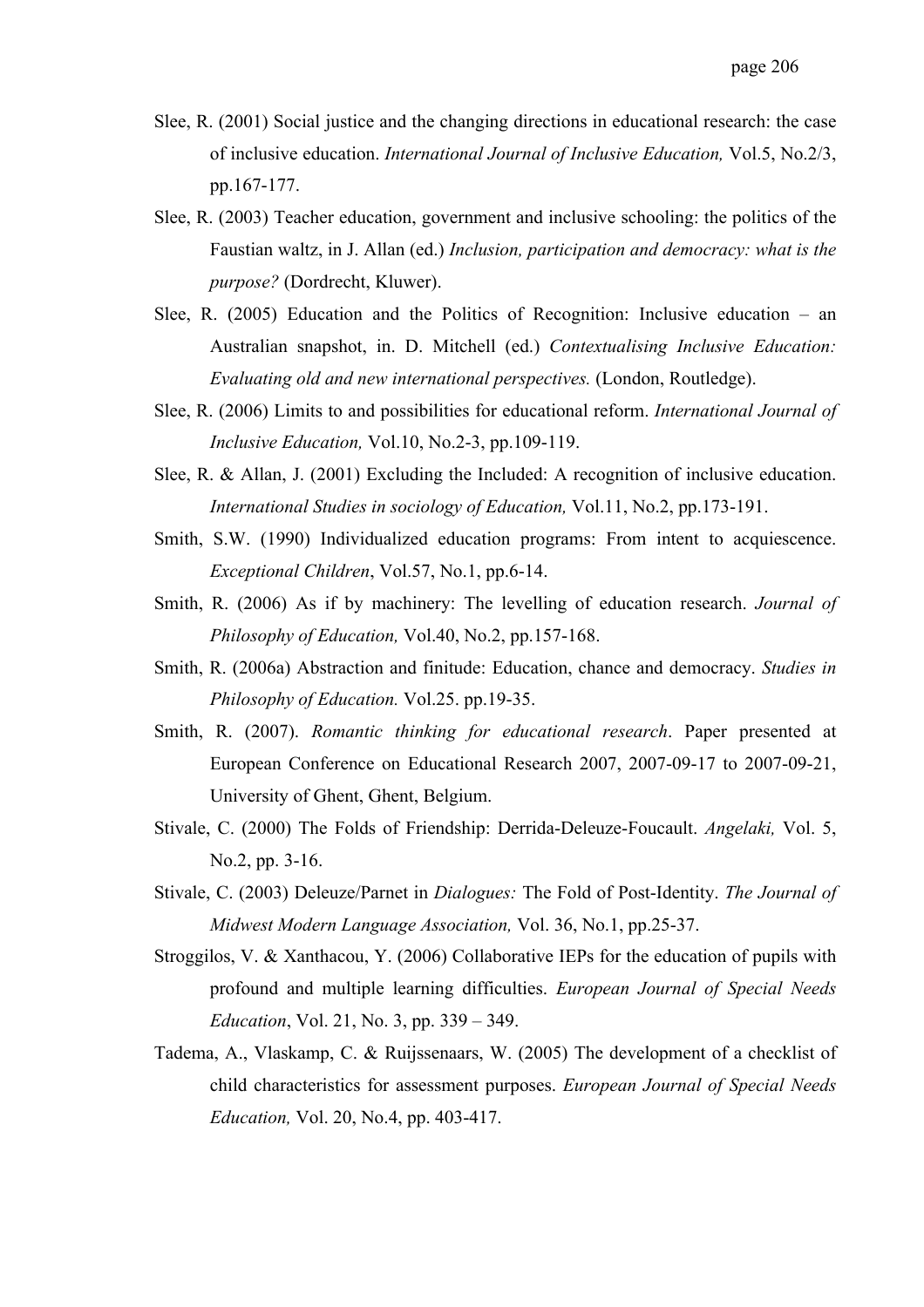Slee, R. (2001) Social justice and the changing directions in educational research: the case of inclusive education. *International Journal of Inclusive Education,* Vol.5, No.2/3, pp.167-177.

Slee, R. (2003) Teacher education, government and inclusive schooling: the politics of the Faustian waltz, in J. Allan (ed.) *Inclusion, participation and democracy: what is the purpose?* (Dordrecht, Kluwer).

Slee, R. (2005) Education and the Politics of Recognition: Inclusive education – an Australian snapshot, in. D. Mitchell (ed.) *Contextualising Inclusive Education: Evaluating old and new international perspectives.* (London, Routledge).

Slee, R. (2006) Limits to and possibilities for educational reform. *International Journal of Inclusive Education,* Vol.10, No.2-3, pp.109-119.

Slee, R. & Allan, J. (2001) Excluding the Included: A recognition of inclusive education. *International Studies in sociology of Education,* Vol.11, No.2, pp.173-191.

Smith, S.W. (1990) Individualized education programs: From intent to acquiescence. *Exceptional Children*, Vol.57, No.1, pp.6-14.

Smith, R. (2006) As if by machinery: The levelling of education research. *Journal of Philosophy of Education,* Vol.40, No.2, pp.157-168.

Smith, R. (2006a) Abstraction and finitude: Education, chance and democracy. *Studies in Philosophy of Education.* Vol.25. pp.19-35.

Smith, R. (2007). *Romantic thinking for educational research*. Paper presented at European Conference on Educational Research 2007, 2007-09-17 to 2007-09-21, University of Ghent, Ghent, Belgium.

Stivale, C. (2000) The Folds of Friendship: Derrida-Deleuze-Foucault. *Angelaki,* Vol. 5, No.2, pp. 3-16.

Stivale, C. (2003) Deleuze/Parnet in *Dialogues:* The Fold of Post-Identity. *The Journal of Midwest Modern Language Association,* Vol. 36, No.1, pp.25-37.

Stroggilos, V. & Xanthacou, Y. (2006) Collaborative IEPs for the education of pupils with profound and multiple learning difficulties. *European Journal of Special Needs Education*, Vol. 21, No. 3, pp. 339 – 349.

Tadema, A., Vlaskamp, C. & Ruijssenaars, W. (2005) The development of a checklist of child characteristics for assessment purposes. *European Journal of Special Needs Education,* Vol. 20, No.4, pp. 403-417.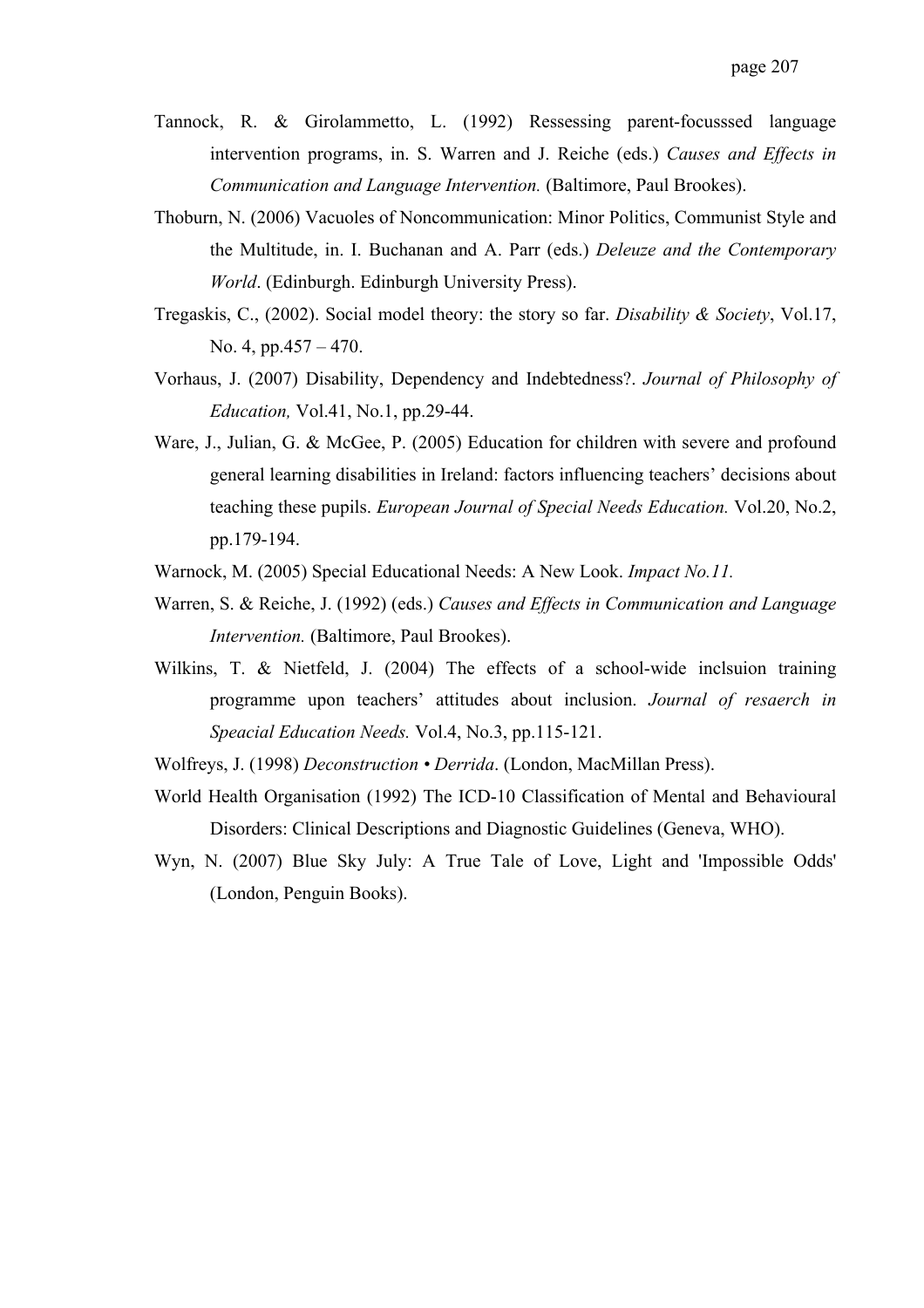Tannock, R. & Girolammetto, L. (1992) Ressessing parent-focusssed language intervention programs, in. S. Warren and J. Reiche (eds.) *Causes and Effects in Communication and Language Intervention.* (Baltimore, Paul Brookes).

Thoburn, N. (2006) Vacuoles of Noncommunication: Minor Politics, Communist Style and the Multitude, in. I. Buchanan and A. Parr (eds.) *Deleuze and the Contemporary World*. (Edinburgh. Edinburgh University Press).

Tregaskis, C., (2002). Social model theory: the story so far. *Disability & Society*, Vol.17, No. 4, pp.457 – 470.

Vorhaus, J. (2007) Disability, Dependency and Indebtedness?. *Journal of Philosophy of Education,* Vol.41, No.1, pp.29-44.

Ware, J., Julian, G. & McGee, P. (2005) Education for children with severe and profound general learning disabilities in Ireland: factors influencing teachers' decisions about teaching these pupils. *European Journal of Special Needs Education.* Vol.20, No.2, pp.179-194.

Warnock, M. (2005) Special Educational Needs: A New Look. *Impact No.11.*

Warren, S. & Reiche, J. (1992) (eds.) *Causes and Effects in Communication and Language Intervention.* (Baltimore, Paul Brookes).

Wilkins, T. & Nietfeld, J. (2004) The effects of a school-wide inclsuion training programme upon teachers' attitudes about inclusion. *Journal of resaerch in Speacial Education Needs.* Vol.4, No.3, pp.115-121.

Wolfreys, J. (1998) *Deconstruction • Derrida*. (London, MacMillan Press).

World Health Organisation (1992) The ICD-10 Classification of Mental and Behavioural Disorders: Clinical Descriptions and Diagnostic Guidelines (Geneva, WHO).

Wyn, N. (2007) Blue Sky July: A True Tale of Love, Light and 'Impossible Odds' (London, Penguin Books).